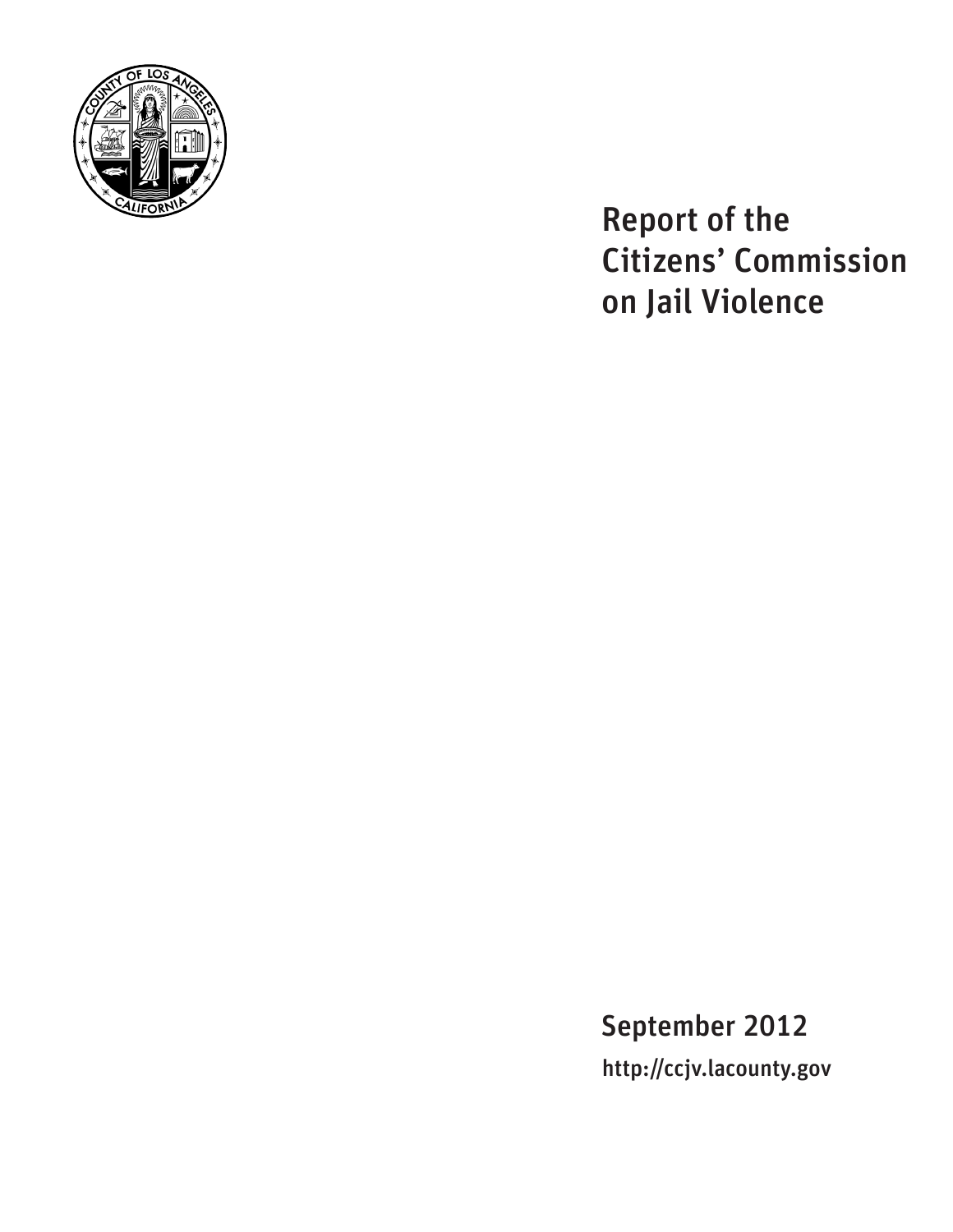# Report of the Citizens' Commission on Jail Violence

September 2012

http://ccjv.lacounty.gov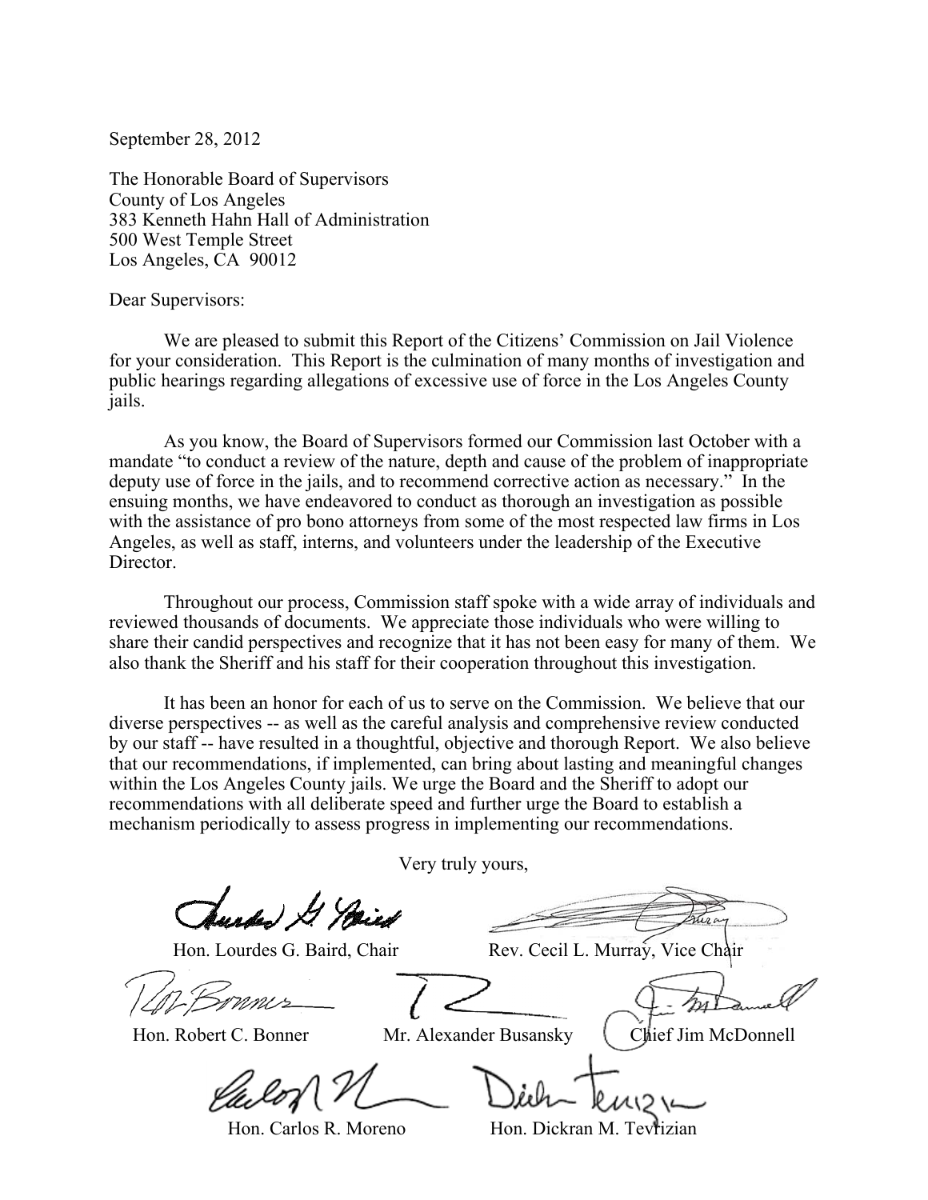September 28, 2012

The Honorable Board of Supervisors
County of Los Angeles
383 Kenneth Hahn Hall of Administration
500 West Temple Street
Los Angeles, CA 90012

Dear Supervisors:

We are pleased to submit this Report of the Citizens' Commission on Jail Violence for your consideration. This Report is the culmination of many months of investigation and public hearings regarding allegations of excessive use of force in the Los Angeles County jails.

As you know, the Board of Supervisors formed our Commission last October with a mandate "to conduct a review of the nature, depth and cause of the problem of inappropriate deputy use of force in the jails, and to recommend corrective action as necessary." In the ensuing months, we have endeavored to conduct as thorough an investigation as possible with the assistance of pro bono attorneys from some of the most respected law firms in Los Angeles, as well as staff, interns, and volunteers under the leadership of the Executive Director.

Throughout our process, Commission staff spoke with a wide array of individuals and reviewed thousands of documents. We appreciate those individuals who were willing to share their candid perspectives and recognize that it has not been easy for many of them. We also thank the Sheriff and his staff for their cooperation throughout this investigation.

It has been an honor for each of us to serve on the Commission. We believe that our diverse perspectives -- as well as the careful analysis and comprehensive review conducted by our staff -- have resulted in a thoughtful, objective and thorough Report. We also believe that our recommendations, if implemented, can bring about lasting and meaningful changes within the Los Angeles County jails. We urge the Board and the Sheriff to adopt our recommendations with all deliberate speed and further urge the Board to establish a mechanism periodically to assess progress in implementing our recommendations.

Very truly yours,

Hon. Lourdes G. Baird, Chair

Rev. Cecil L. Murray, Vice Chair

Hon. Robert C. Bonner

Mr. Alexander Busansky

Chief Jim McDonnell

Hon. Carlos R. Moreno

Hon. Dickran M. Tevrizian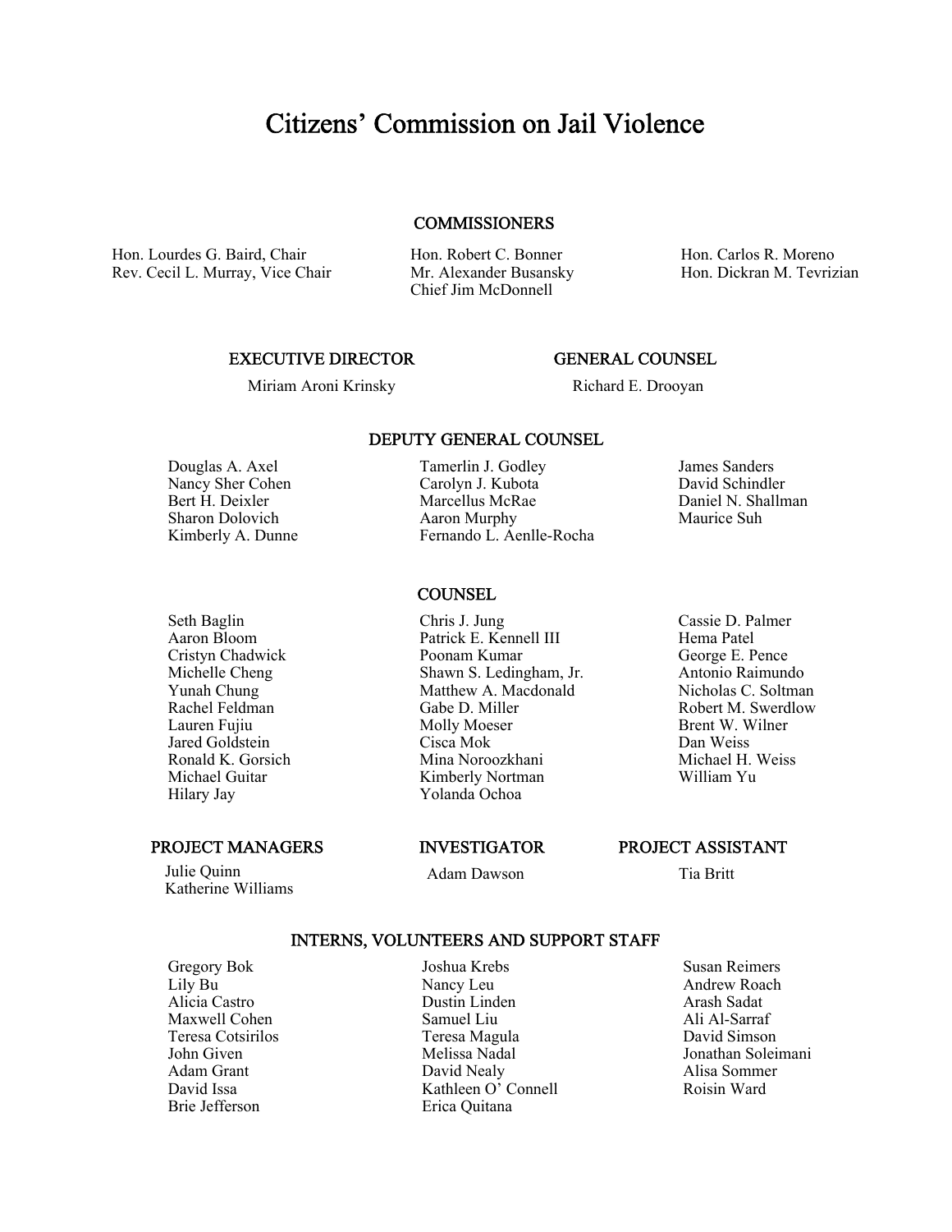# Citizens' Commission on Jail Violence

## COMMISSIONERS

Hon. Lourdes G. Baird, Chair
Rev. Cecil L. Murray, Vice Chair
Hon. Robert C. Bonner
Mr. Alexander Busansky
Chief Jim McDonnell
Hon. Carlos R. Moreno
Hon. Dickran M. Tevrizian

## EXECUTIVE DIRECTOR

Miriam Aroni Krinsky

## GENERAL COUNSEL

Richard E. Drooyan

## DEPUTY GENERAL COUNSEL

Douglas A. Axel
Nancy Sher Cohen
Bert H. Deixler
Sharon Dolovich
Kimberly A. Dunne
Tamerlin J. Godley
Carolyn J. Kubota
Marcellus McRae
Aaron Murphy
Fernando L. Aenlle-Rocha
James Sanders
David Schindler
Daniel N. Shallman
Maurice Suh

## COUNSEL

Seth Baglin
Aaron Bloom
Cristyn Chadwick
Michelle Cheng
Yunah Chung
Rachel Feldman
Lauren Fujiu
Jared Goldstein
Ronald K. Gorsich
Michael Guitar
Hilary Jay
Chris J. Jung
Patrick E. Kennell III
Poonam Kumar
Shawn S. Ledingham, Jr.
Matthew A. Macdonald
Gabe D. Miller
Molly Moeser
Cisca Mok
Mina Noroozkhani
Kimberly Nortman
Yolanda Ochoa
Cassie D. Palmer
Hema Patel
George E. Pence
Antonio Raimundo
Nicholas C. Soltman
Robert M. Swerdlow
Brent W. Wilner
Dan Weiss
Michael H. Weiss
William Yu

## PROJECT MANAGERS

Julie Quinn
Katherine Williams

## INVESTIGATOR

Adam Dawson

## PROJECT ASSISTANT

Tia Britt

## INTERNS, VOLUNTEERS AND SUPPORT STAFF

Gregory Bok
Lily Bu
Alicia Castro
Maxwell Cohen
Teresa Cotsirilos
John Given
Adam Grant
David Issa
Brie Jefferson
Joshua Krebs
Nancy Leu
Dustin Linden
Samuel Liu
Teresa Magula
Melissa Nadal
David Nealy
Kathleen O' Connell
Erica Quitana
Susan Reimers
Andrew Roach
Arash Sadat
Ali Al-Sarraf
David Simson
Jonathan Soleimani
Alisa Sommer
Roisin Ward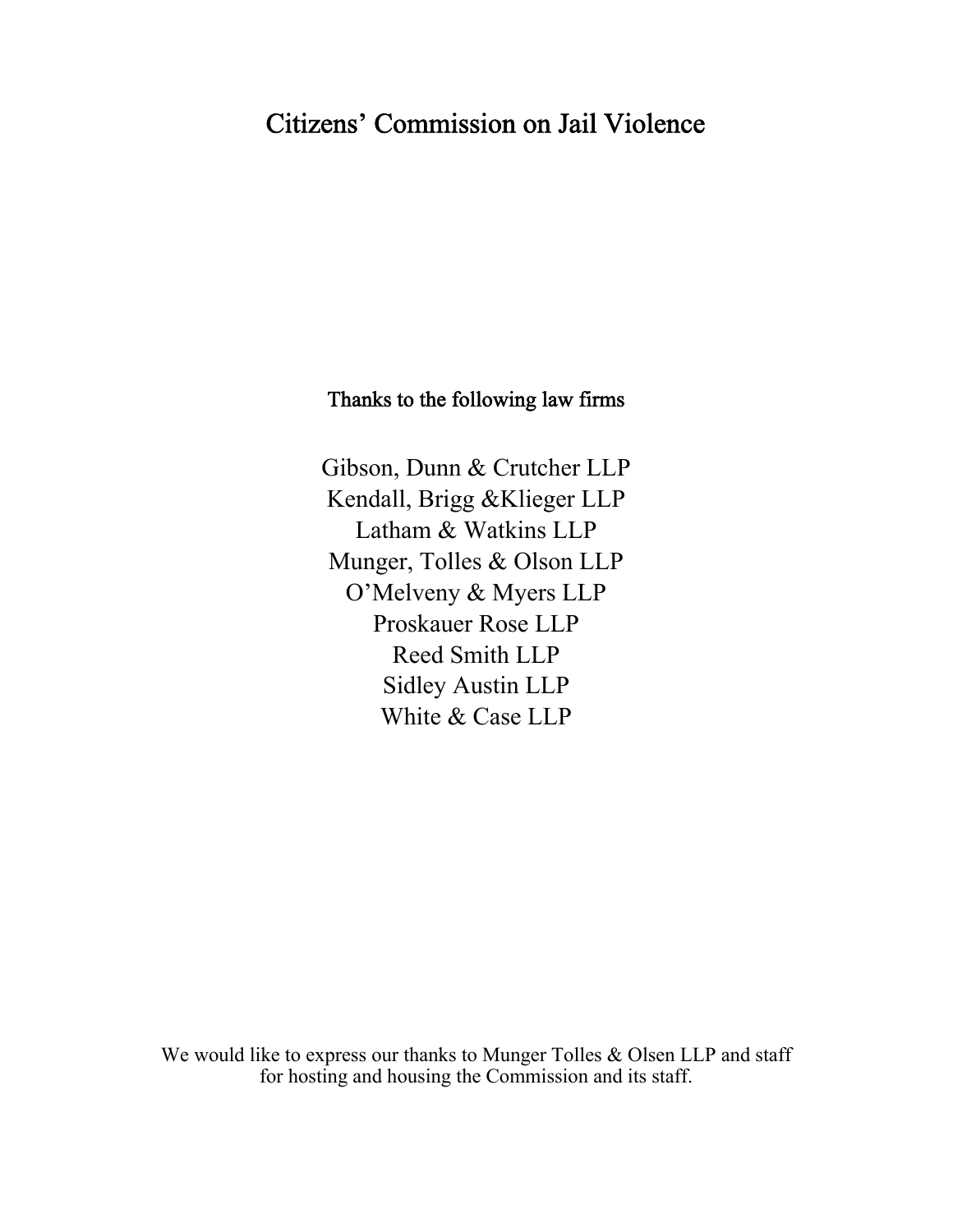# Citizens' Commission on Jail Violence

**Thanks to the following law firms**

Gibson, Dunn & Crutcher LLP
Kendall, Brigg &Klieger LLP
Latham & Watkins LLP
Munger, Tolles & Olson LLP
O'Melveny & Myers LLP
Proskauer Rose LLP
Reed Smith LLP
Sidley Austin LLP
White & Case LLP

We would like to express our thanks to Munger Tolles & Olsen LLP and staff for hosting and housing the Commission and its staff.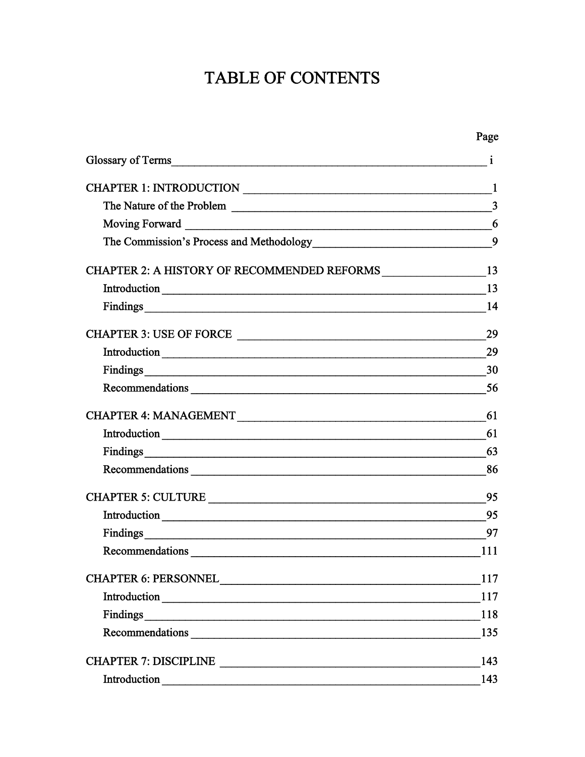# TABLE OF CONTENTS

| | Page |
|---|---|
| Glossary of Terms | i |
| CHAPTER 1: INTRODUCTION | 1 |
| The Nature of the Problem | 3 |
| Moving Forward | 6 |
| The Commission's Process and Methodology | 9 |
| CHAPTER 2: A HISTORY OF RECOMMENDED REFORMS | 13 |
| Introduction | 13 |
| Findings | 14 |
| CHAPTER 3: USE OF FORCE | 29 |
| Introduction | 29 |
| Findings | 30 |
| Recommendations | 56 |
| CHAPTER 4: MANAGEMENT | 61 |
| Introduction | 61 |
| Findings | 63 |
| Recommendations | 86 |
| CHAPTER 5: CULTURE | 95 |
| Introduction | 95 |
| Findings | 97 |
| Recommendations | 111 |
| CHAPTER 6: PERSONNEL | 117 |
| Introduction | 117 |
| Findings | 118 |
| Recommendations | 135 |
| CHAPTER 7: DISCIPLINE | 143 |
| Introduction | 143 |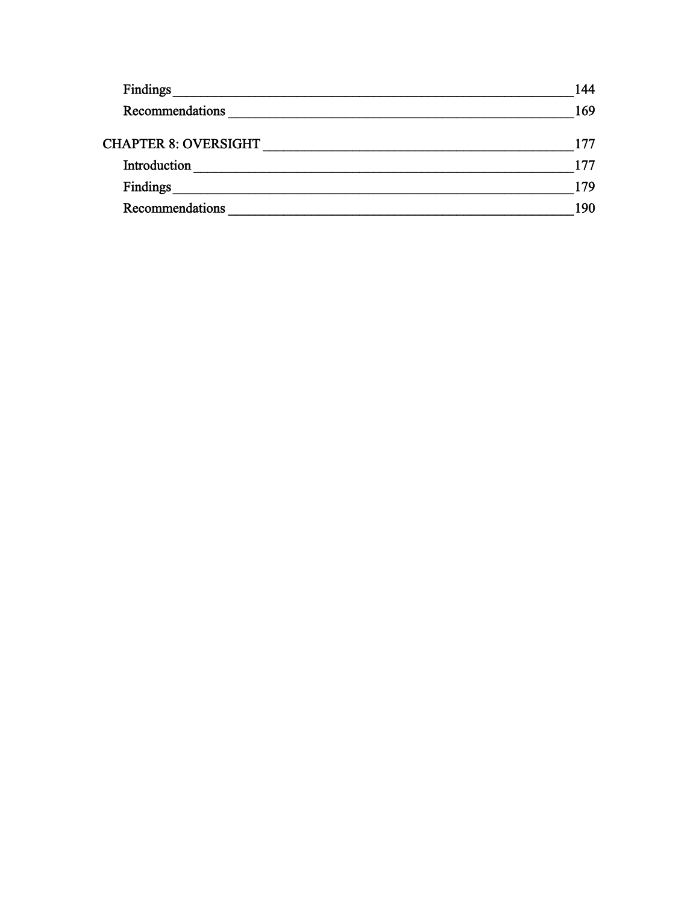Findings ____________________________________________________________ 144
Recommendations ___________________________________________________ 169

CHAPTER 8: OVERSIGHT ______________________________________________ 177
Introduction _________________________________________________________ 177
Findings ____________________________________________________________ 179
Recommendations ___________________________________________________ 190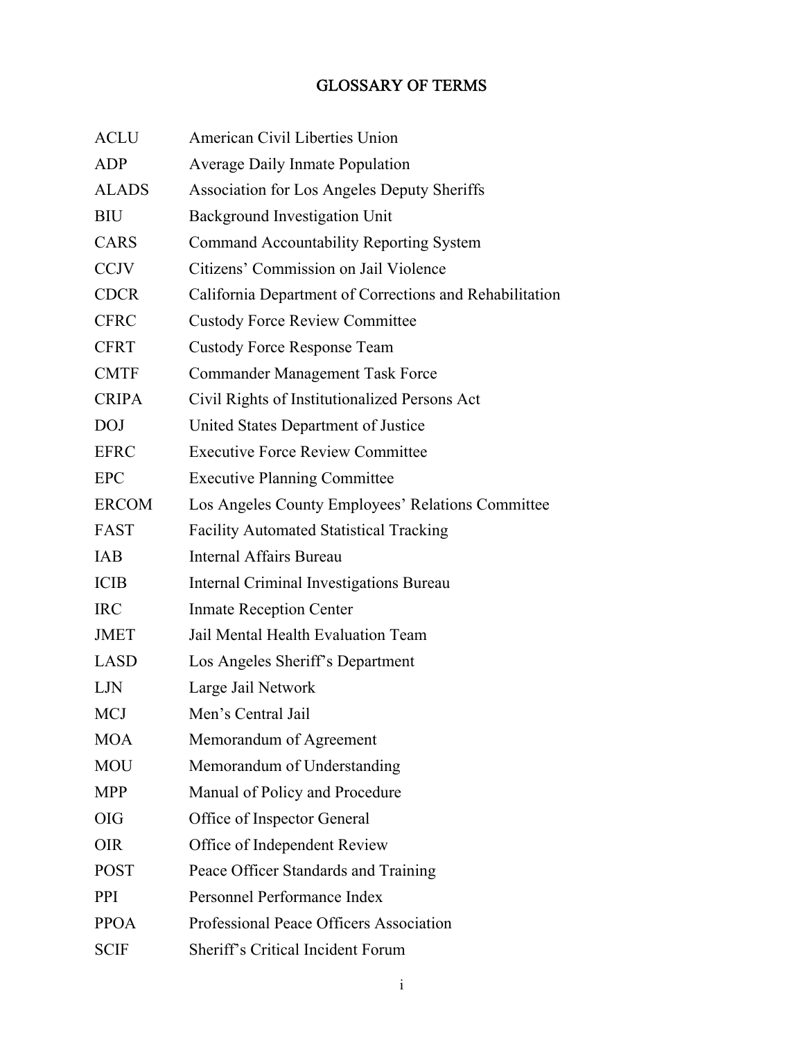# GLOSSARY OF TERMS

| | |
|---|---|
| ACLU | American Civil Liberties Union |
| ADP | Average Daily Inmate Population |
| ALADS | Association for Los Angeles Deputy Sheriffs |
| BIU | Background Investigation Unit |
| CARS | Command Accountability Reporting System |
| CCJV | Citizens' Commission on Jail Violence |
| CDCR | California Department of Corrections and Rehabilitation |
| CFRC | Custody Force Review Committee |
| CFRT | Custody Force Response Team |
| CMTF | Commander Management Task Force |
| CRIPA | Civil Rights of Institutionalized Persons Act |
| DOJ | United States Department of Justice |
| EFRC | Executive Force Review Committee |
| EPC | Executive Planning Committee |
| ERCOM | Los Angeles County Employees' Relations Committee |
| FAST | Facility Automated Statistical Tracking |
| IAB | Internal Affairs Bureau |
| ICIB | Internal Criminal Investigations Bureau |
| IRC | Inmate Reception Center |
| JMET | Jail Mental Health Evaluation Team |
| LASD | Los Angeles Sheriff's Department |
| LJN | Large Jail Network |
| MCJ | Men's Central Jail |
| MOA | Memorandum of Agreement |
| MOU | Memorandum of Understanding |
| MPP | Manual of Policy and Procedure |
| OIG | Office of Inspector General |
| OIR | Office of Independent Review |
| POST | Peace Officer Standards and Training |
| PPI | Personnel Performance Index |
| PPOA | Professional Peace Officers Association |
| SCIF | Sheriff's Critical Incident Forum |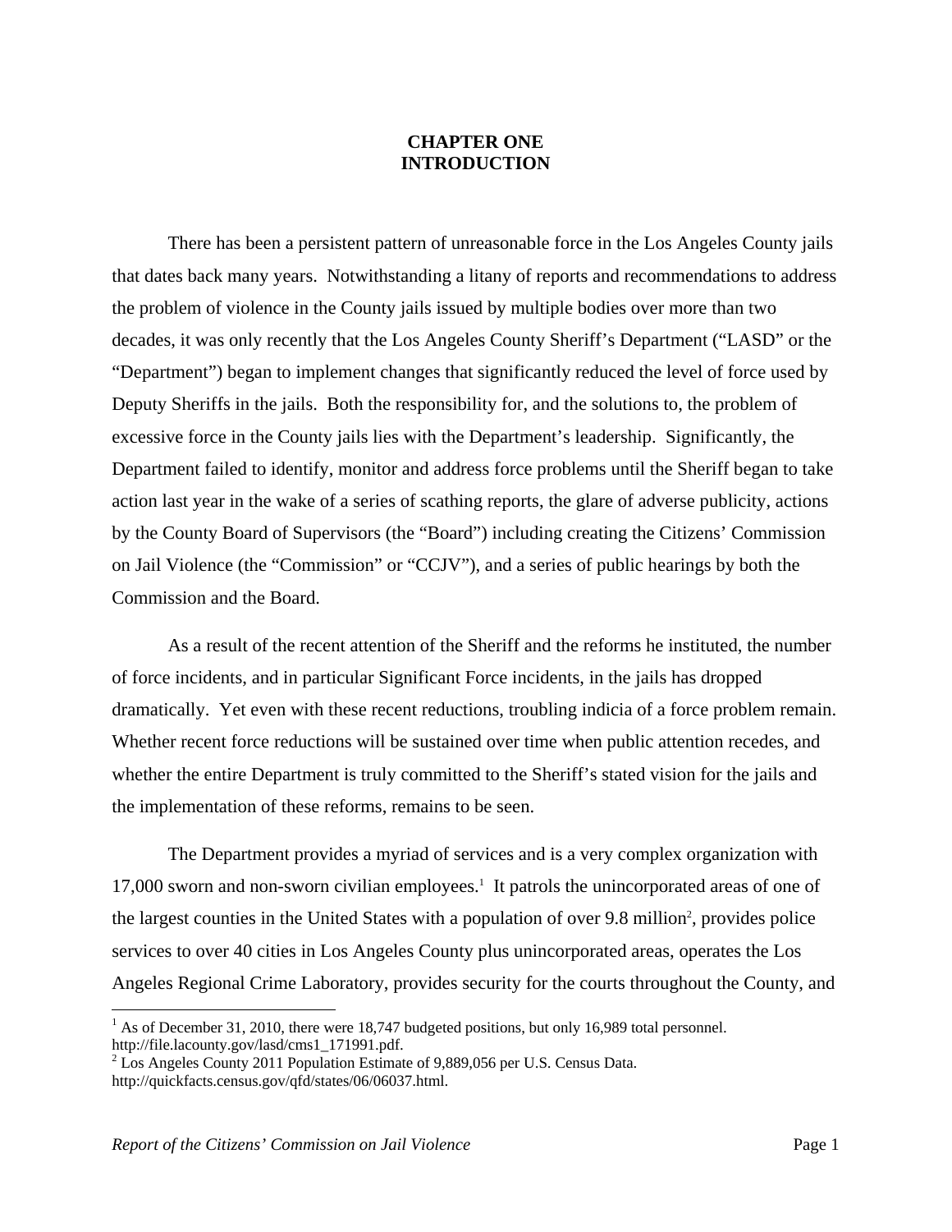# CHAPTER ONE
# INTRODUCTION

There has been a persistent pattern of unreasonable force in the Los Angeles County jails that dates back many years. Notwithstanding a litany of reports and recommendations to address the problem of violence in the County jails issued by multiple bodies over more than two decades, it was only recently that the Los Angeles County Sheriff's Department ("LASD" or the "Department") began to implement changes that significantly reduced the level of force used by Deputy Sheriffs in the jails. Both the responsibility for, and the solutions to, the problem of excessive force in the County jails lies with the Department's leadership. Significantly, the Department failed to identify, monitor and address force problems until the Sheriff began to take action last year in the wake of a series of scathing reports, the glare of adverse publicity, actions by the County Board of Supervisors (the "Board") including creating the Citizens' Commission on Jail Violence (the "Commission" or "CCJV"), and a series of public hearings by both the Commission and the Board.

As a result of the recent attention of the Sheriff and the reforms he instituted, the number of force incidents, and in particular Significant Force incidents, in the jails has dropped dramatically. Yet even with these recent reductions, troubling indicia of a force problem remain. Whether recent force reductions will be sustained over time when public attention recedes, and whether the entire Department is truly committed to the Sheriff's stated vision for the jails and the implementation of these reforms, remains to be seen.

The Department provides a myriad of services and is a very complex organization with 17,000 sworn and non-sworn civilian employees.[1] It patrols the unincorporated areas of one of the largest counties in the United States with a population of over 9.8 million[2], provides police services to over 40 cities in Los Angeles County plus unincorporated areas, operates the Los Angeles Regional Crime Laboratory, provides security for the courts throughout the County, and

---

[1] As of December 31, 2010, there were 18,747 budgeted positions, but only 16,989 total personnel. http://file.lacounty.gov/lasd/cms1_171991.pdf.

[2] Los Angeles County 2011 Population Estimate of 9,889,056 per U.S. Census Data. http://quickfacts.census.gov/qfd/states/06/06037.html.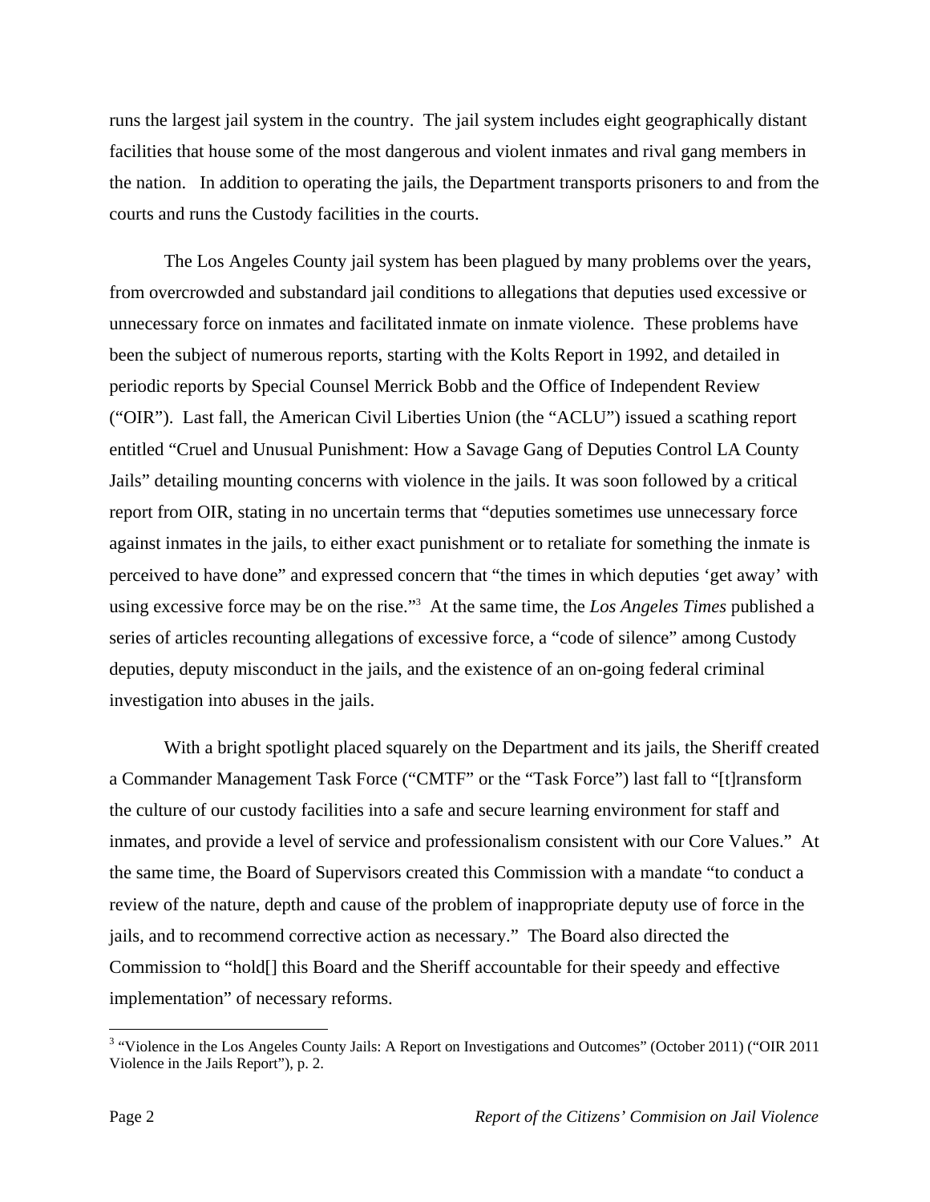runs the largest jail system in the country. The jail system includes eight geographically distant facilities that house some of the most dangerous and violent inmates and rival gang members in the nation. In addition to operating the jails, the Department transports prisoners to and from the courts and runs the Custody facilities in the courts.

The Los Angeles County jail system has been plagued by many problems over the years, from overcrowded and substandard jail conditions to allegations that deputies used excessive or unnecessary force on inmates and facilitated inmate on inmate violence. These problems have been the subject of numerous reports, starting with the Kolts Report in 1992, and detailed in periodic reports by Special Counsel Merrick Bobb and the Office of Independent Review ("OIR"). Last fall, the American Civil Liberties Union (the "ACLU") issued a scathing report entitled "Cruel and Unusual Punishment: How a Savage Gang of Deputies Control LA County Jails" detailing mounting concerns with violence in the jails. It was soon followed by a critical report from OIR, stating in no uncertain terms that "deputies sometimes use unnecessary force against inmates in the jails, to either exact punishment or to retaliate for something the inmate is perceived to have done" and expressed concern that "the times in which deputies 'get away' with using excessive force may be on the rise."[3] At the same time, the *Los Angeles Times* published a series of articles recounting allegations of excessive force, a "code of silence" among Custody deputies, deputy misconduct in the jails, and the existence of an on-going federal criminal investigation into abuses in the jails.

With a bright spotlight placed squarely on the Department and its jails, the Sheriff created a Commander Management Task Force ("CMTF" or the "Task Force") last fall to "[t]ransform the culture of our custody facilities into a safe and secure learning environment for staff and inmates, and provide a level of service and professionalism consistent with our Core Values." At the same time, the Board of Supervisors created this Commission with a mandate "to conduct a review of the nature, depth and cause of the problem of inappropriate deputy use of force in the jails, and to recommend corrective action as necessary." The Board also directed the Commission to "hold[] this Board and the Sheriff accountable for their speedy and effective implementation" of necessary reforms.

[3] "Violence in the Los Angeles County Jails: A Report on Investigations and Outcomes" (October 2011) ("OIR 2011 Violence in the Jails Report"), p. 2.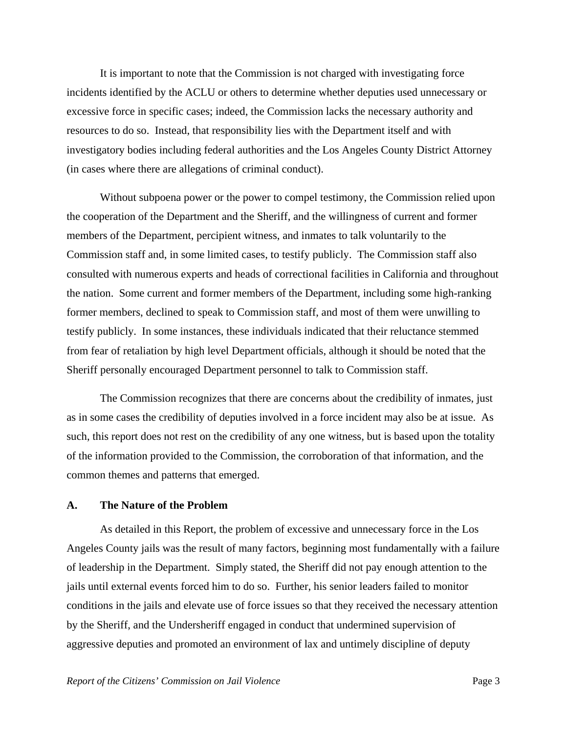It is important to note that the Commission is not charged with investigating force incidents identified by the ACLU or others to determine whether deputies used unnecessary or excessive force in specific cases; indeed, the Commission lacks the necessary authority and resources to do so. Instead, that responsibility lies with the Department itself and with investigatory bodies including federal authorities and the Los Angeles County District Attorney (in cases where there are allegations of criminal conduct).

Without subpoena power or the power to compel testimony, the Commission relied upon the cooperation of the Department and the Sheriff, and the willingness of current and former members of the Department, percipient witness, and inmates to talk voluntarily to the Commission staff and, in some limited cases, to testify publicly. The Commission staff also consulted with numerous experts and heads of correctional facilities in California and throughout the nation. Some current and former members of the Department, including some high-ranking former members, declined to speak to Commission staff, and most of them were unwilling to testify publicly. In some instances, these individuals indicated that their reluctance stemmed from fear of retaliation by high level Department officials, although it should be noted that the Sheriff personally encouraged Department personnel to talk to Commission staff.

The Commission recognizes that there are concerns about the credibility of inmates, just as in some cases the credibility of deputies involved in a force incident may also be at issue. As such, this report does not rest on the credibility of any one witness, but is based upon the totality of the information provided to the Commission, the corroboration of that information, and the common themes and patterns that emerged.

### A. The Nature of the Problem

As detailed in this Report, the problem of excessive and unnecessary force in the Los Angeles County jails was the result of many factors, beginning most fundamentally with a failure of leadership in the Department. Simply stated, the Sheriff did not pay enough attention to the jails until external events forced him to do so. Further, his senior leaders failed to monitor conditions in the jails and elevate use of force issues so that they received the necessary attention by the Sheriff, and the Undersheriff engaged in conduct that undermined supervision of aggressive deputies and promoted an environment of lax and untimely discipline of deputy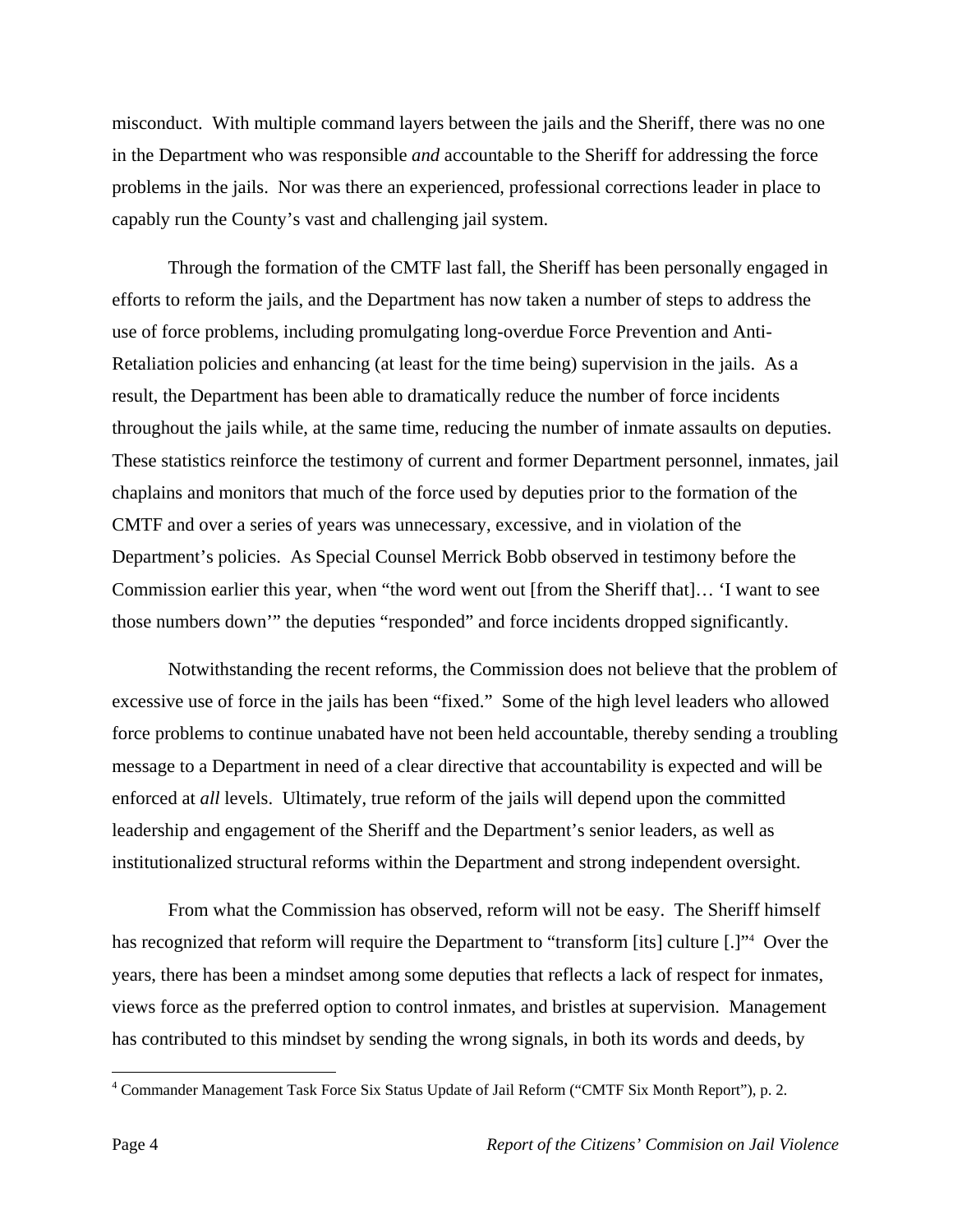misconduct. With multiple command layers between the jails and the Sheriff, there was no one in the Department who was responsible *and* accountable to the Sheriff for addressing the force problems in the jails. Nor was there an experienced, professional corrections leader in place to capably run the County's vast and challenging jail system.

Through the formation of the CMTF last fall, the Sheriff has been personally engaged in efforts to reform the jails, and the Department has now taken a number of steps to address the use of force problems, including promulgating long-overdue Force Prevention and Anti-Retaliation policies and enhancing (at least for the time being) supervision in the jails. As a result, the Department has been able to dramatically reduce the number of force incidents throughout the jails while, at the same time, reducing the number of inmate assaults on deputies. These statistics reinforce the testimony of current and former Department personnel, inmates, jail chaplains and monitors that much of the force used by deputies prior to the formation of the CMTF and over a series of years was unnecessary, excessive, and in violation of the Department's policies. As Special Counsel Merrick Bobb observed in testimony before the Commission earlier this year, when "the word went out [from the Sheriff that]… 'I want to see those numbers down'" the deputies "responded" and force incidents dropped significantly.

Notwithstanding the recent reforms, the Commission does not believe that the problem of excessive use of force in the jails has been "fixed." Some of the high level leaders who allowed force problems to continue unabated have not been held accountable, thereby sending a troubling message to a Department in need of a clear directive that accountability is expected and will be enforced at *all* levels. Ultimately, true reform of the jails will depend upon the committed leadership and engagement of the Sheriff and the Department's senior leaders, as well as institutionalized structural reforms within the Department and strong independent oversight.

From what the Commission has observed, reform will not be easy. The Sheriff himself has recognized that reform will require the Department to "transform [its] culture [.]"[4] Over the years, there has been a mindset among some deputies that reflects a lack of respect for inmates, views force as the preferred option to control inmates, and bristles at supervision. Management has contributed to this mindset by sending the wrong signals, in both its words and deeds, by

---

[4] Commander Management Task Force Six Status Update of Jail Reform ("CMTF Six Month Report"), p. 2.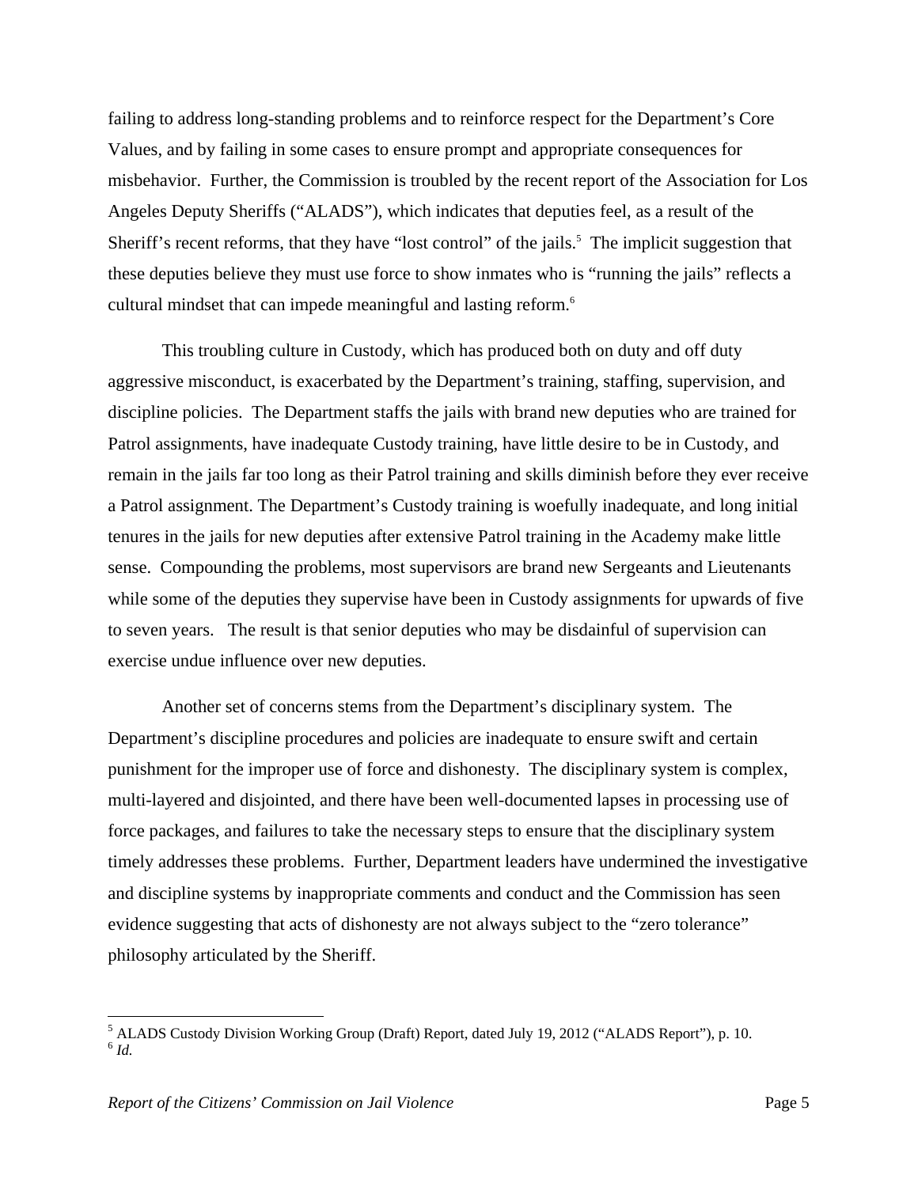failing to address long-standing problems and to reinforce respect for the Department's Core Values, and by failing in some cases to ensure prompt and appropriate consequences for misbehavior. Further, the Commission is troubled by the recent report of the Association for Los Angeles Deputy Sheriffs ("ALADS"), which indicates that deputies feel, as a result of the Sheriff's recent reforms, that they have "lost control" of the jails.[5] The implicit suggestion that these deputies believe they must use force to show inmates who is "running the jails" reflects a cultural mindset that can impede meaningful and lasting reform.[6]

This troubling culture in Custody, which has produced both on duty and off duty aggressive misconduct, is exacerbated by the Department's training, staffing, supervision, and discipline policies. The Department staffs the jails with brand new deputies who are trained for Patrol assignments, have inadequate Custody training, have little desire to be in Custody, and remain in the jails far too long as their Patrol training and skills diminish before they ever receive a Patrol assignment. The Department's Custody training is woefully inadequate, and long initial tenures in the jails for new deputies after extensive Patrol training in the Academy make little sense. Compounding the problems, most supervisors are brand new Sergeants and Lieutenants while some of the deputies they supervise have been in Custody assignments for upwards of five to seven years. The result is that senior deputies who may be disdainful of supervision can exercise undue influence over new deputies.

Another set of concerns stems from the Department's disciplinary system. The Department's discipline procedures and policies are inadequate to ensure swift and certain punishment for the improper use of force and dishonesty. The disciplinary system is complex, multi-layered and disjointed, and there have been well-documented lapses in processing use of force packages, and failures to take the necessary steps to ensure that the disciplinary system timely addresses these problems. Further, Department leaders have undermined the investigative and discipline systems by inappropriate comments and conduct and the Commission has seen evidence suggesting that acts of dishonesty are not always subject to the "zero tolerance" philosophy articulated by the Sheriff.

---

[5] ALADS Custody Division Working Group (Draft) Report, dated July 19, 2012 ("ALADS Report"), p. 10.
[6] *Id.*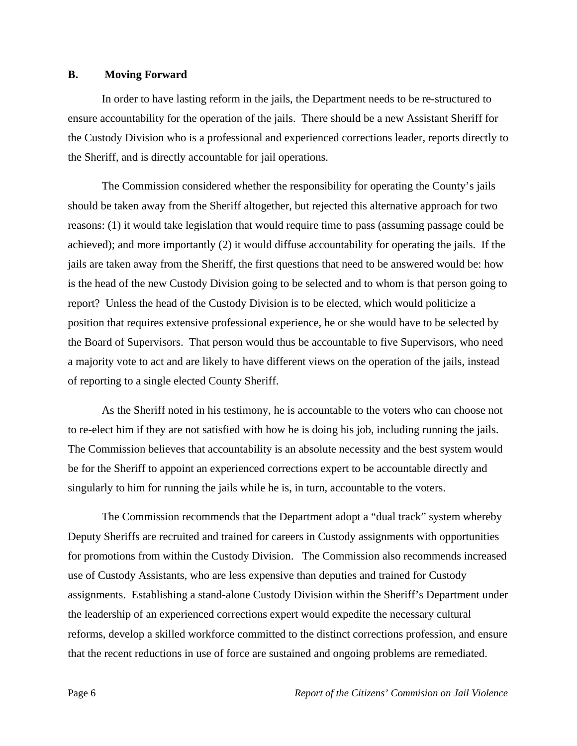## B. Moving Forward

In order to have lasting reform in the jails, the Department needs to be re-structured to ensure accountability for the operation of the jails. There should be a new Assistant Sheriff for the Custody Division who is a professional and experienced corrections leader, reports directly to the Sheriff, and is directly accountable for jail operations.

The Commission considered whether the responsibility for operating the County's jails should be taken away from the Sheriff altogether, but rejected this alternative approach for two reasons: (1) it would take legislation that would require time to pass (assuming passage could be achieved); and more importantly (2) it would diffuse accountability for operating the jails. If the jails are taken away from the Sheriff, the first questions that need to be answered would be: how is the head of the new Custody Division going to be selected and to whom is that person going to report? Unless the head of the Custody Division is to be elected, which would politicize a position that requires extensive professional experience, he or she would have to be selected by the Board of Supervisors. That person would thus be accountable to five Supervisors, who need a majority vote to act and are likely to have different views on the operation of the jails, instead of reporting to a single elected County Sheriff.

As the Sheriff noted in his testimony, he is accountable to the voters who can choose not to re-elect him if they are not satisfied with how he is doing his job, including running the jails. The Commission believes that accountability is an absolute necessity and the best system would be for the Sheriff to appoint an experienced corrections expert to be accountable directly and singularly to him for running the jails while he is, in turn, accountable to the voters.

The Commission recommends that the Department adopt a "dual track" system whereby Deputy Sheriffs are recruited and trained for careers in Custody assignments with opportunities for promotions from within the Custody Division. The Commission also recommends increased use of Custody Assistants, who are less expensive than deputies and trained for Custody assignments. Establishing a stand-alone Custody Division within the Sheriff's Department under the leadership of an experienced corrections expert would expedite the necessary cultural reforms, develop a skilled workforce committed to the distinct corrections profession, and ensure that the recent reductions in use of force are sustained and ongoing problems are remediated.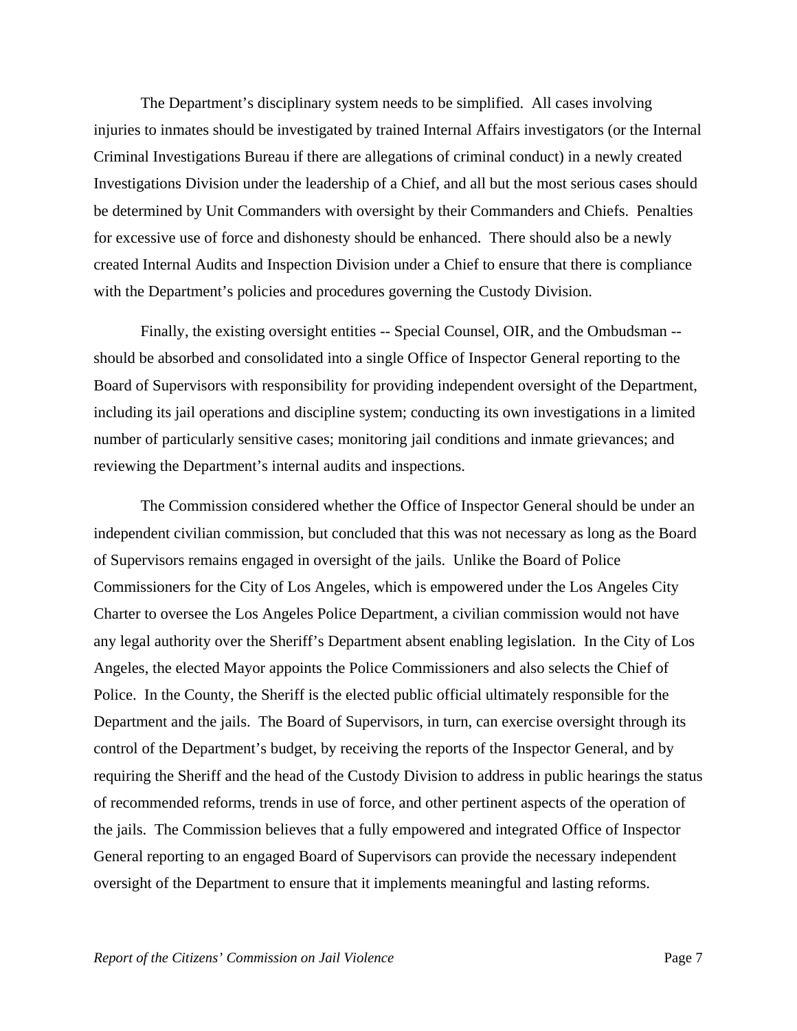The Department's disciplinary system needs to be simplified. All cases involving injuries to inmates should be investigated by trained Internal Affairs investigators (or the Internal Criminal Investigations Bureau if there are allegations of criminal conduct) in a newly created Investigations Division under the leadership of a Chief, and all but the most serious cases should be determined by Unit Commanders with oversight by their Commanders and Chiefs. Penalties for excessive use of force and dishonesty should be enhanced. There should also be a newly created Internal Audits and Inspection Division under a Chief to ensure that there is compliance with the Department's policies and procedures governing the Custody Division.

Finally, the existing oversight entities -- Special Counsel, OIR, and the Ombudsman -- should be absorbed and consolidated into a single Office of Inspector General reporting to the Board of Supervisors with responsibility for providing independent oversight of the Department, including its jail operations and discipline system; conducting its own investigations in a limited number of particularly sensitive cases; monitoring jail conditions and inmate grievances; and reviewing the Department's internal audits and inspections.

The Commission considered whether the Office of Inspector General should be under an independent civilian commission, but concluded that this was not necessary as long as the Board of Supervisors remains engaged in oversight of the jails. Unlike the Board of Police Commissioners for the City of Los Angeles, which is empowered under the Los Angeles City Charter to oversee the Los Angeles Police Department, a civilian commission would not have any legal authority over the Sheriff's Department absent enabling legislation. In the City of Los Angeles, the elected Mayor appoints the Police Commissioners and also selects the Chief of Police. In the County, the Sheriff is the elected public official ultimately responsible for the Department and the jails. The Board of Supervisors, in turn, can exercise oversight through its control of the Department's budget, by receiving the reports of the Inspector General, and by requiring the Sheriff and the head of the Custody Division to address in public hearings the status of recommended reforms, trends in use of force, and other pertinent aspects of the operation of the jails. The Commission believes that a fully empowered and integrated Office of Inspector General reporting to an engaged Board of Supervisors can provide the necessary independent oversight of the Department to ensure that it implements meaningful and lasting reforms.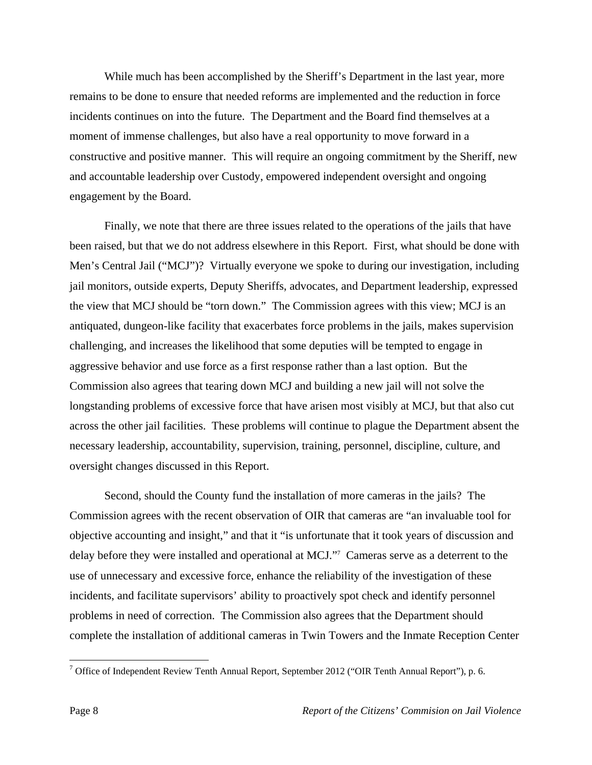While much has been accomplished by the Sheriff's Department in the last year, more remains to be done to ensure that needed reforms are implemented and the reduction in force incidents continues on into the future. The Department and the Board find themselves at a moment of immense challenges, but also have a real opportunity to move forward in a constructive and positive manner. This will require an ongoing commitment by the Sheriff, new and accountable leadership over Custody, empowered independent oversight and ongoing engagement by the Board.

Finally, we note that there are three issues related to the operations of the jails that have been raised, but that we do not address elsewhere in this Report. First, what should be done with Men's Central Jail ("MCJ")? Virtually everyone we spoke to during our investigation, including jail monitors, outside experts, Deputy Sheriffs, advocates, and Department leadership, expressed the view that MCJ should be "torn down." The Commission agrees with this view; MCJ is an antiquated, dungeon-like facility that exacerbates force problems in the jails, makes supervision challenging, and increases the likelihood that some deputies will be tempted to engage in aggressive behavior and use force as a first response rather than a last option. But the Commission also agrees that tearing down MCJ and building a new jail will not solve the longstanding problems of excessive force that have arisen most visibly at MCJ, but that also cut across the other jail facilities. These problems will continue to plague the Department absent the necessary leadership, accountability, supervision, training, personnel, discipline, culture, and oversight changes discussed in this Report.

Second, should the County fund the installation of more cameras in the jails? The Commission agrees with the recent observation of OIR that cameras are "an invaluable tool for objective accounting and insight," and that it "is unfortunate that it took years of discussion and delay before they were installed and operational at MCJ."[7] Cameras serve as a deterrent to the use of unnecessary and excessive force, enhance the reliability of the investigation of these incidents, and facilitate supervisors' ability to proactively spot check and identify personnel problems in need of correction. The Commission also agrees that the Department should complete the installation of additional cameras in Twin Towers and the Inmate Reception Center

[7] Office of Independent Review Tenth Annual Report, September 2012 ("OIR Tenth Annual Report"), p. 6.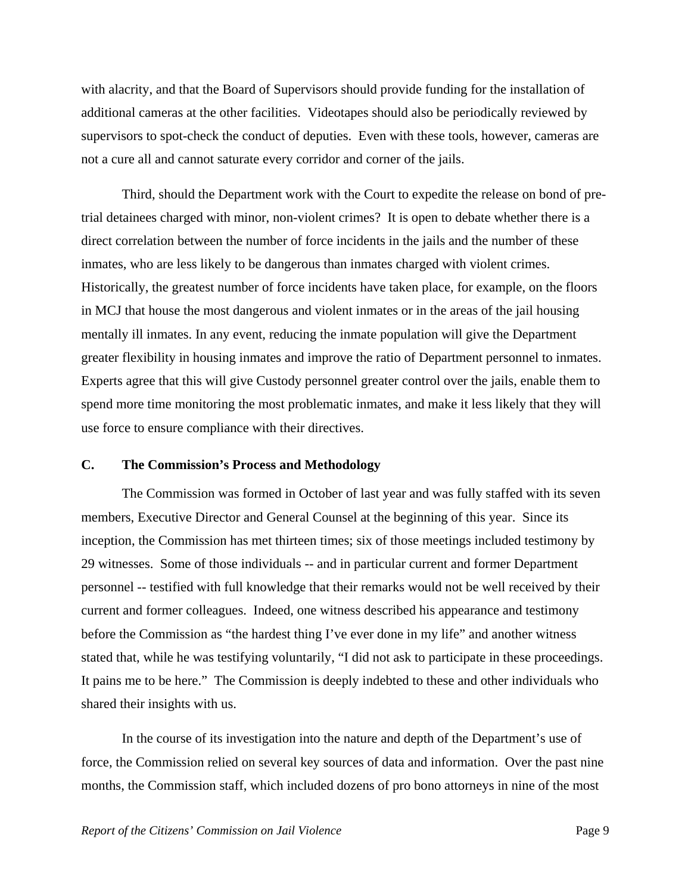with alacrity, and that the Board of Supervisors should provide funding for the installation of additional cameras at the other facilities. Videotapes should also be periodically reviewed by supervisors to spot-check the conduct of deputies. Even with these tools, however, cameras are not a cure all and cannot saturate every corridor and corner of the jails.

Third, should the Department work with the Court to expedite the release on bond of pre-trial detainees charged with minor, non-violent crimes? It is open to debate whether there is a direct correlation between the number of force incidents in the jails and the number of these inmates, who are less likely to be dangerous than inmates charged with violent crimes. Historically, the greatest number of force incidents have taken place, for example, on the floors in MCJ that house the most dangerous and violent inmates or in the areas of the jail housing mentally ill inmates. In any event, reducing the inmate population will give the Department greater flexibility in housing inmates and improve the ratio of Department personnel to inmates. Experts agree that this will give Custody personnel greater control over the jails, enable them to spend more time monitoring the most problematic inmates, and make it less likely that they will use force to ensure compliance with their directives.

### C. The Commission's Process and Methodology

The Commission was formed in October of last year and was fully staffed with its seven members, Executive Director and General Counsel at the beginning of this year. Since its inception, the Commission has met thirteen times; six of those meetings included testimony by 29 witnesses. Some of those individuals -- and in particular current and former Department personnel -- testified with full knowledge that their remarks would not be well received by their current and former colleagues. Indeed, one witness described his appearance and testimony before the Commission as "the hardest thing I've ever done in my life" and another witness stated that, while he was testifying voluntarily, "I did not ask to participate in these proceedings. It pains me to be here." The Commission is deeply indebted to these and other individuals who shared their insights with us.

In the course of its investigation into the nature and depth of the Department's use of force, the Commission relied on several key sources of data and information. Over the past nine months, the Commission staff, which included dozens of pro bono attorneys in nine of the most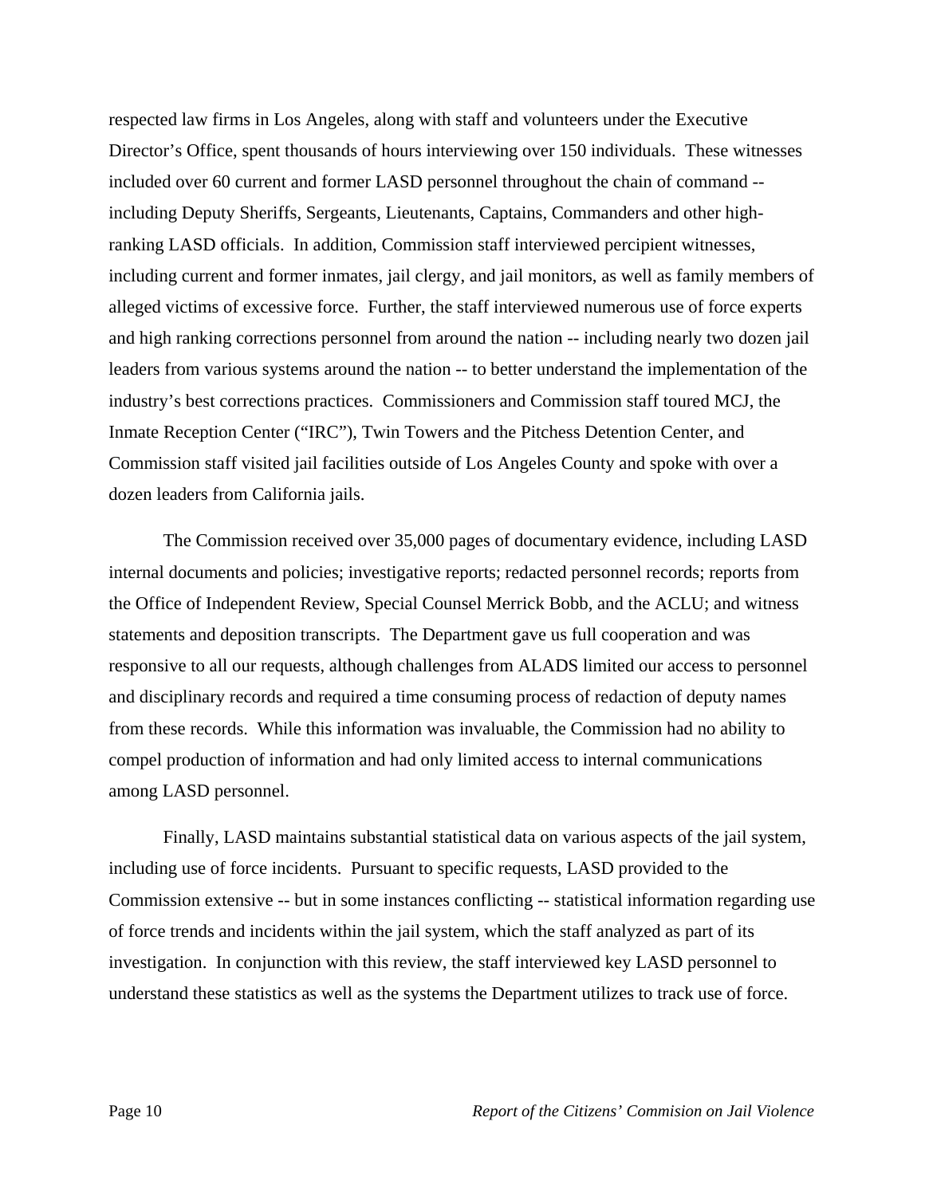respected law firms in Los Angeles, along with staff and volunteers under the Executive Director's Office, spent thousands of hours interviewing over 150 individuals. These witnesses included over 60 current and former LASD personnel throughout the chain of command -- including Deputy Sheriffs, Sergeants, Lieutenants, Captains, Commanders and other high-ranking LASD officials. In addition, Commission staff interviewed percipient witnesses, including current and former inmates, jail clergy, and jail monitors, as well as family members of alleged victims of excessive force. Further, the staff interviewed numerous use of force experts and high ranking corrections personnel from around the nation -- including nearly two dozen jail leaders from various systems around the nation -- to better understand the implementation of the industry's best corrections practices. Commissioners and Commission staff toured MCJ, the Inmate Reception Center ("IRC"), Twin Towers and the Pitchess Detention Center, and Commission staff visited jail facilities outside of Los Angeles County and spoke with over a dozen leaders from California jails.

The Commission received over 35,000 pages of documentary evidence, including LASD internal documents and policies; investigative reports; redacted personnel records; reports from the Office of Independent Review, Special Counsel Merrick Bobb, and the ACLU; and witness statements and deposition transcripts. The Department gave us full cooperation and was responsive to all our requests, although challenges from ALADS limited our access to personnel and disciplinary records and required a time consuming process of redaction of deputy names from these records. While this information was invaluable, the Commission had no ability to compel production of information and had only limited access to internal communications among LASD personnel.

Finally, LASD maintains substantial statistical data on various aspects of the jail system, including use of force incidents. Pursuant to specific requests, LASD provided to the Commission extensive -- but in some instances conflicting -- statistical information regarding use of force trends and incidents within the jail system, which the staff analyzed as part of its investigation. In conjunction with this review, the staff interviewed key LASD personnel to understand these statistics as well as the systems the Department utilizes to track use of force.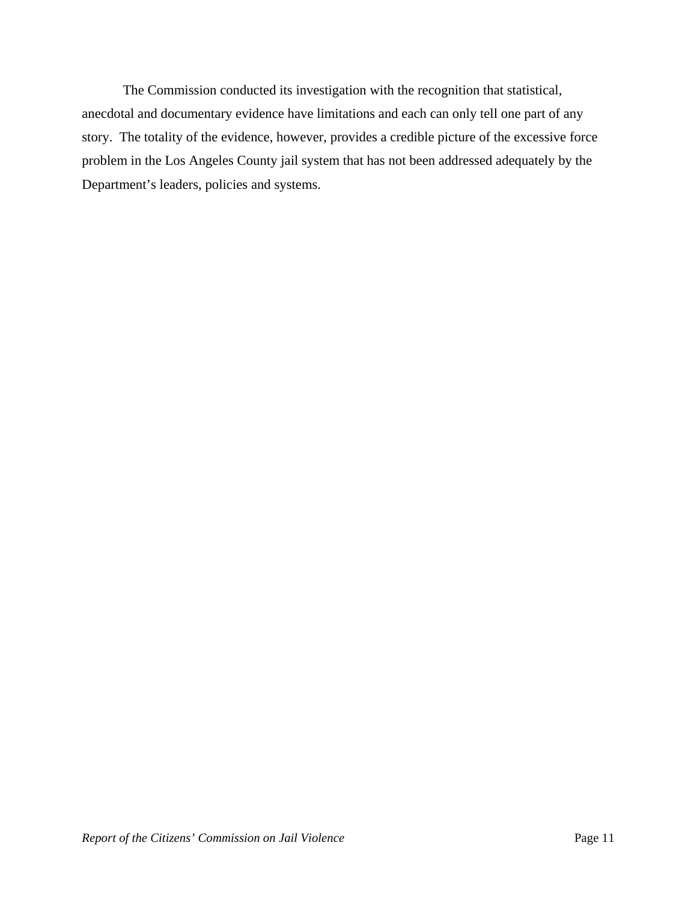The Commission conducted its investigation with the recognition that statistical, anecdotal and documentary evidence have limitations and each can only tell one part of any story. The totality of the evidence, however, provides a credible picture of the excessive force problem in the Los Angeles County jail system that has not been addressed adequately by the Department's leaders, policies and systems.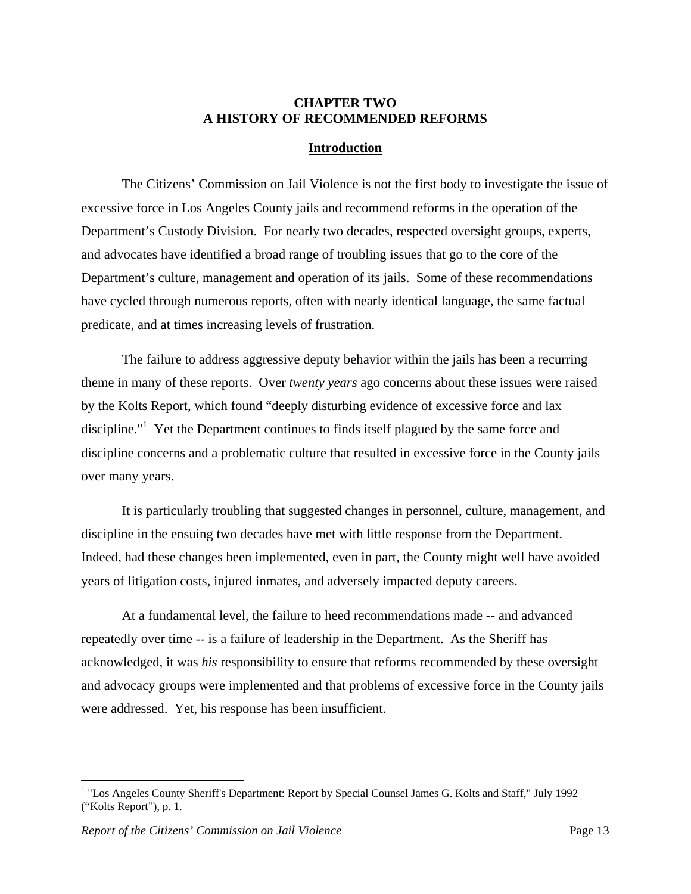# CHAPTER TWO
# A HISTORY OF RECOMMENDED REFORMS

## Introduction

The Citizens' Commission on Jail Violence is not the first body to investigate the issue of excessive force in Los Angeles County jails and recommend reforms in the operation of the Department's Custody Division. For nearly two decades, respected oversight groups, experts, and advocates have identified a broad range of troubling issues that go to the core of the Department's culture, management and operation of its jails. Some of these recommendations have cycled through numerous reports, often with nearly identical language, the same factual predicate, and at times increasing levels of frustration.

The failure to address aggressive deputy behavior within the jails has been a recurring theme in many of these reports. Over *twenty years* ago concerns about these issues were raised by the Kolts Report, which found "deeply disturbing evidence of excessive force and lax discipline."[1] Yet the Department continues to finds itself plagued by the same force and discipline concerns and a problematic culture that resulted in excessive force in the County jails over many years.

It is particularly troubling that suggested changes in personnel, culture, management, and discipline in the ensuing two decades have met with little response from the Department. Indeed, had these changes been implemented, even in part, the County might well have avoided years of litigation costs, injured inmates, and adversely impacted deputy careers.

At a fundamental level, the failure to heed recommendations made -- and advanced repeatedly over time -- is a failure of leadership in the Department. As the Sheriff has acknowledged, it was *his* responsibility to ensure that reforms recommended by these oversight and advocacy groups were implemented and that problems of excessive force in the County jails were addressed. Yet, his response has been insufficient.

---

[1] "Los Angeles County Sheriff's Department: Report by Special Counsel James G. Kolts and Staff," July 1992 ("Kolts Report"), p. 1.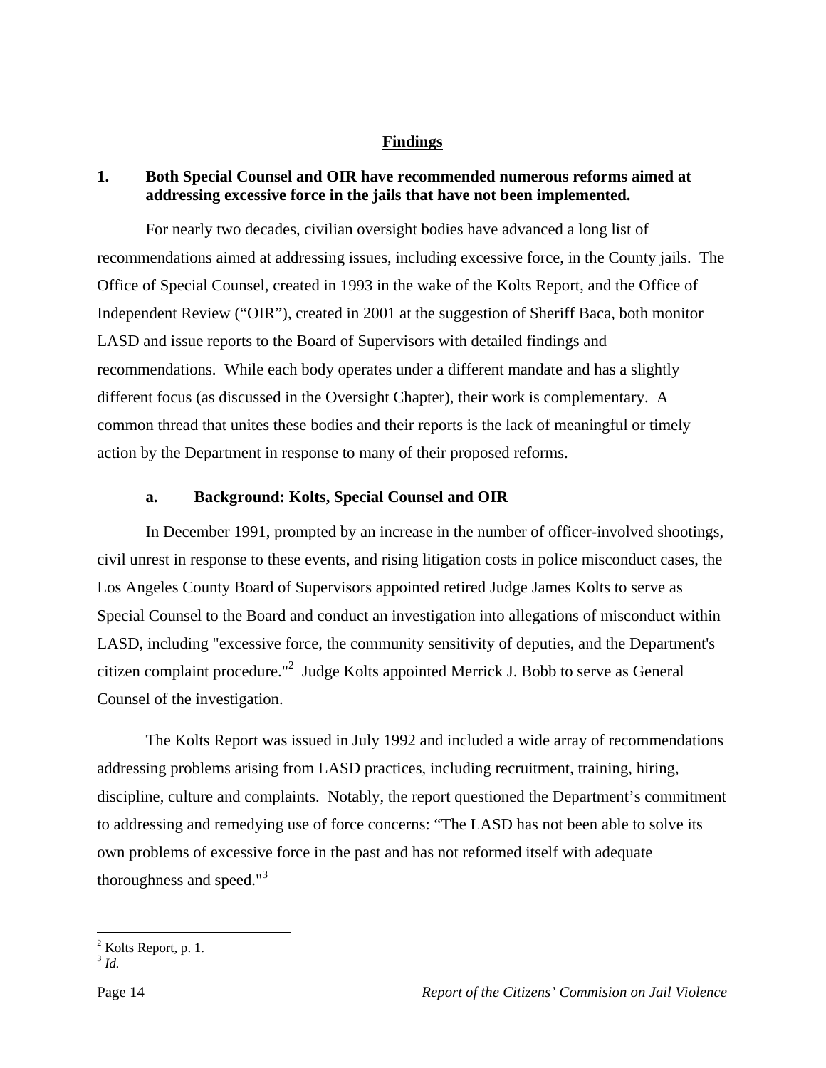## Findings

### 1. Both Special Counsel and OIR have recommended numerous reforms aimed at addressing excessive force in the jails that have not been implemented.

For nearly two decades, civilian oversight bodies have advanced a long list of recommendations aimed at addressing issues, including excessive force, in the County jails. The Office of Special Counsel, created in 1993 in the wake of the Kolts Report, and the Office of Independent Review ("OIR"), created in 2001 at the suggestion of Sheriff Baca, both monitor LASD and issue reports to the Board of Supervisors with detailed findings and recommendations. While each body operates under a different mandate and has a slightly different focus (as discussed in the Oversight Chapter), their work is complementary. A common thread that unites these bodies and their reports is the lack of meaningful or timely action by the Department in response to many of their proposed reforms.

#### a. Background: Kolts, Special Counsel and OIR

In December 1991, prompted by an increase in the number of officer-involved shootings, civil unrest in response to these events, and rising litigation costs in police misconduct cases, the Los Angeles County Board of Supervisors appointed retired Judge James Kolts to serve as Special Counsel to the Board and conduct an investigation into allegations of misconduct within LASD, including "excessive force, the community sensitivity of deputies, and the Department's citizen complaint procedure."[2] Judge Kolts appointed Merrick J. Bobb to serve as General Counsel of the investigation.

The Kolts Report was issued in July 1992 and included a wide array of recommendations addressing problems arising from LASD practices, including recruitment, training, hiring, discipline, culture and complaints. Notably, the report questioned the Department's commitment to addressing and remedying use of force concerns: "The LASD has not been able to solve its own problems of excessive force in the past and has not reformed itself with adequate thoroughness and speed."[3]

---

[2] Kolts Report, p. 1.
[3] *Id.*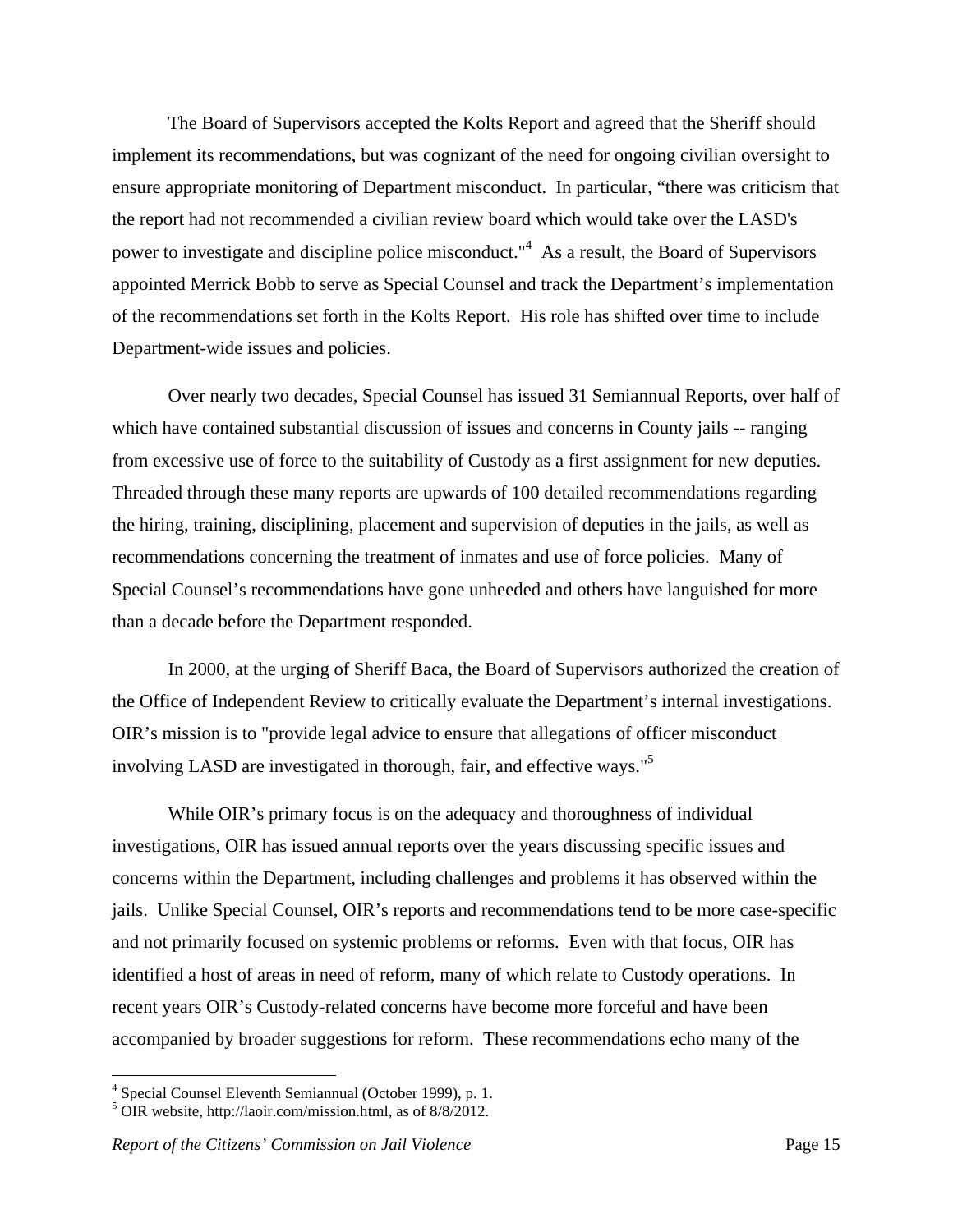The Board of Supervisors accepted the Kolts Report and agreed that the Sheriff should implement its recommendations, but was cognizant of the need for ongoing civilian oversight to ensure appropriate monitoring of Department misconduct. In particular, "there was criticism that the report had not recommended a civilian review board which would take over the LASD's power to investigate and discipline police misconduct."[4] As a result, the Board of Supervisors appointed Merrick Bobb to serve as Special Counsel and track the Department's implementation of the recommendations set forth in the Kolts Report. His role has shifted over time to include Department-wide issues and policies.

Over nearly two decades, Special Counsel has issued 31 Semiannual Reports, over half of which have contained substantial discussion of issues and concerns in County jails -- ranging from excessive use of force to the suitability of Custody as a first assignment for new deputies. Threaded through these many reports are upwards of 100 detailed recommendations regarding the hiring, training, disciplining, placement and supervision of deputies in the jails, as well as recommendations concerning the treatment of inmates and use of force policies. Many of Special Counsel's recommendations have gone unheeded and others have languished for more than a decade before the Department responded.

In 2000, at the urging of Sheriff Baca, the Board of Supervisors authorized the creation of the Office of Independent Review to critically evaluate the Department's internal investigations. OIR's mission is to "provide legal advice to ensure that allegations of officer misconduct involving LASD are investigated in thorough, fair, and effective ways."[5]

While OIR's primary focus is on the adequacy and thoroughness of individual investigations, OIR has issued annual reports over the years discussing specific issues and concerns within the Department, including challenges and problems it has observed within the jails. Unlike Special Counsel, OIR's reports and recommendations tend to be more case-specific and not primarily focused on systemic problems or reforms. Even with that focus, OIR has identified a host of areas in need of reform, many of which relate to Custody operations. In recent years OIR's Custody-related concerns have become more forceful and have been accompanied by broader suggestions for reform. These recommendations echo many of the

---

[4] Special Counsel Eleventh Semiannual (October 1999), p. 1.

[5] OIR website, http://laoir.com/mission.html, as of 8/8/2012.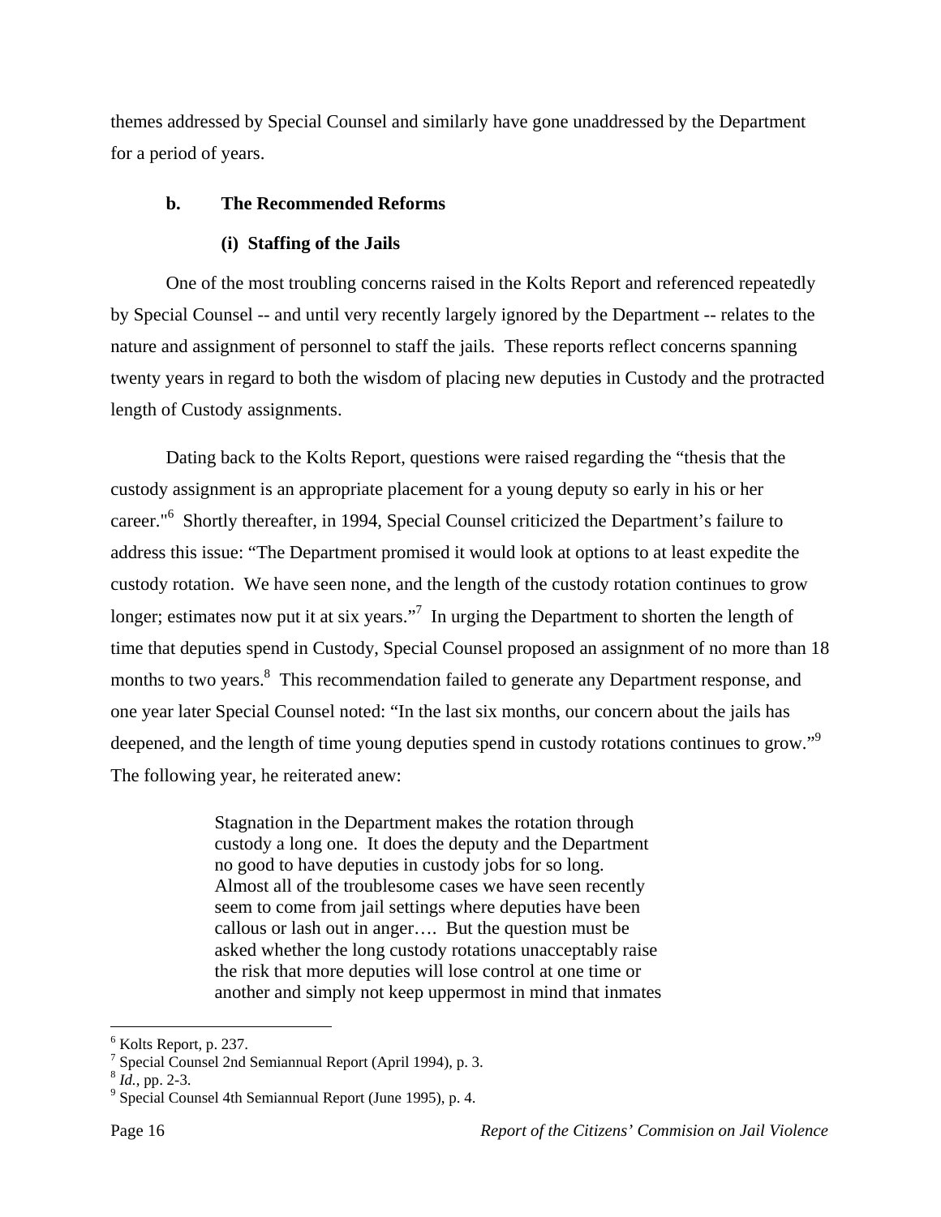themes addressed by Special Counsel and similarly have gone unaddressed by the Department for a period of years.

### b. The Recommended Reforms

#### (i) Staffing of the Jails

One of the most troubling concerns raised in the Kolts Report and referenced repeatedly by Special Counsel -- and until very recently largely ignored by the Department -- relates to the nature and assignment of personnel to staff the jails. These reports reflect concerns spanning twenty years in regard to both the wisdom of placing new deputies in Custody and the protracted length of Custody assignments.

Dating back to the Kolts Report, questions were raised regarding the "thesis that the custody assignment is an appropriate placement for a young deputy so early in his or her career."[6] Shortly thereafter, in 1994, Special Counsel criticized the Department's failure to address this issue: "The Department promised it would look at options to at least expedite the custody rotation. We have seen none, and the length of the custody rotation continues to grow longer; estimates now put it at six years."[7] In urging the Department to shorten the length of time that deputies spend in Custody, Special Counsel proposed an assignment of no more than 18 months to two years.[8] This recommendation failed to generate any Department response, and one year later Special Counsel noted: "In the last six months, our concern about the jails has deepened, and the length of time young deputies spend in custody rotations continues to grow."[9] The following year, he reiterated anew:

> Stagnation in the Department makes the rotation through custody a long one. It does the deputy and the Department no good to have deputies in custody jobs for so long. Almost all of the troublesome cases we have seen recently seem to come from jail settings where deputies have been callous or lash out in anger…. But the question must be asked whether the long custody rotations unacceptably raise the risk that more deputies will lose control at one time or another and simply not keep uppermost in mind that inmates

---

[6] Kolts Report, p. 237.
[7] Special Counsel 2nd Semiannual Report (April 1994), p. 3.
[8] *Id.*, pp. 2-3.
[9] Special Counsel 4th Semiannual Report (June 1995), p. 4.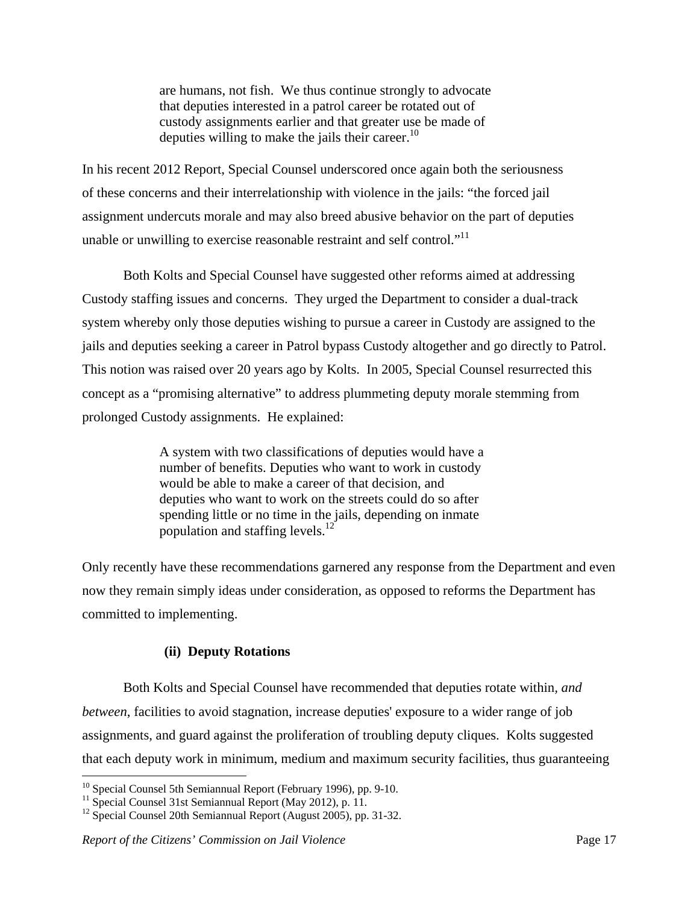> are humans, not fish. We thus continue strongly to advocate that deputies interested in a patrol career be rotated out of custody assignments earlier and that greater use be made of deputies willing to make the jails their career.[10]

In his recent 2012 Report, Special Counsel underscored once again both the seriousness of these concerns and their interrelationship with violence in the jails: "the forced jail assignment undercuts morale and may also breed abusive behavior on the part of deputies unable or unwilling to exercise reasonable restraint and self control."[11]

Both Kolts and Special Counsel have suggested other reforms aimed at addressing Custody staffing issues and concerns. They urged the Department to consider a dual-track system whereby only those deputies wishing to pursue a career in Custody are assigned to the jails and deputies seeking a career in Patrol bypass Custody altogether and go directly to Patrol. This notion was raised over 20 years ago by Kolts. In 2005, Special Counsel resurrected this concept as a "promising alternative" to address plummeting deputy morale stemming from prolonged Custody assignments. He explained:

> A system with two classifications of deputies would have a number of benefits. Deputies who want to work in custody would be able to make a career of that decision, and deputies who want to work on the streets could do so after spending little or no time in the jails, depending on inmate population and staffing levels.[12]

Only recently have these recommendations garnered any response from the Department and even now they remain simply ideas under consideration, as opposed to reforms the Department has committed to implementing.

#### (ii) Deputy Rotations

Both Kolts and Special Counsel have recommended that deputies rotate within, *and between*, facilities to avoid stagnation, increase deputies' exposure to a wider range of job assignments, and guard against the proliferation of troubling deputy cliques. Kolts suggested that each deputy work in minimum, medium and maximum security facilities, thus guaranteeing

---

[10] Special Counsel 5th Semiannual Report (February 1996), pp. 9-10.

[11] Special Counsel 31st Semiannual Report (May 2012), p. 11.

[12] Special Counsel 20th Semiannual Report (August 2005), pp. 31-32.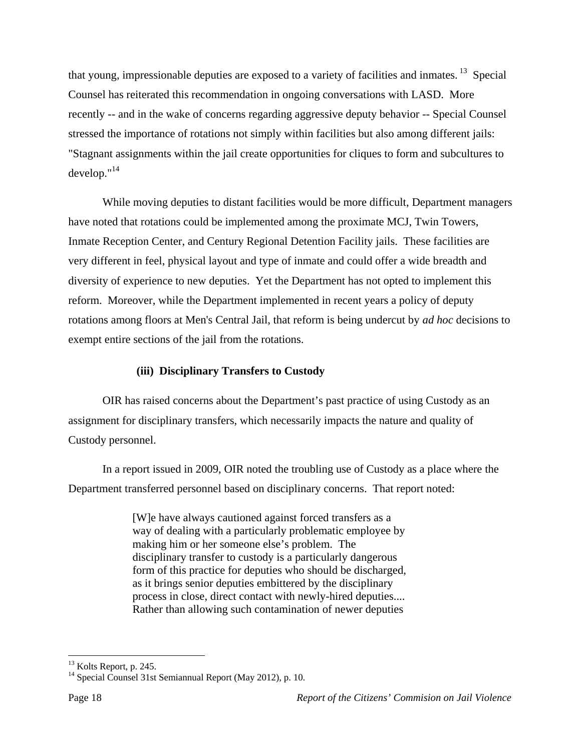that young, impressionable deputies are exposed to a variety of facilities and inmates.[13] Special Counsel has reiterated this recommendation in ongoing conversations with LASD. More recently -- and in the wake of concerns regarding aggressive deputy behavior -- Special Counsel stressed the importance of rotations not simply within facilities but also among different jails: "Stagnant assignments within the jail create opportunities for cliques to form and subcultures to develop."[14]

While moving deputies to distant facilities would be more difficult, Department managers have noted that rotations could be implemented among the proximate MCJ, Twin Towers, Inmate Reception Center, and Century Regional Detention Facility jails. These facilities are very different in feel, physical layout and type of inmate and could offer a wide breadth and diversity of experience to new deputies. Yet the Department has not opted to implement this reform. Moreover, while the Department implemented in recent years a policy of deputy rotations among floors at Men's Central Jail, that reform is being undercut by *ad hoc* decisions to exempt entire sections of the jail from the rotations.

#### (iii) Disciplinary Transfers to Custody

OIR has raised concerns about the Department's past practice of using Custody as an assignment for disciplinary transfers, which necessarily impacts the nature and quality of Custody personnel.

In a report issued in 2009, OIR noted the troubling use of Custody as a place where the Department transferred personnel based on disciplinary concerns. That report noted:

> [W]e have always cautioned against forced transfers as a way of dealing with a particularly problematic employee by making him or her someone else's problem. The disciplinary transfer to custody is a particularly dangerous form of this practice for deputies who should be discharged, as it brings senior deputies embittered by the disciplinary process in close, direct contact with newly-hired deputies.... Rather than allowing such contamination of newer deputies

[13] Kolts Report, p. 245.

[14] Special Counsel 31st Semiannual Report (May 2012), p. 10.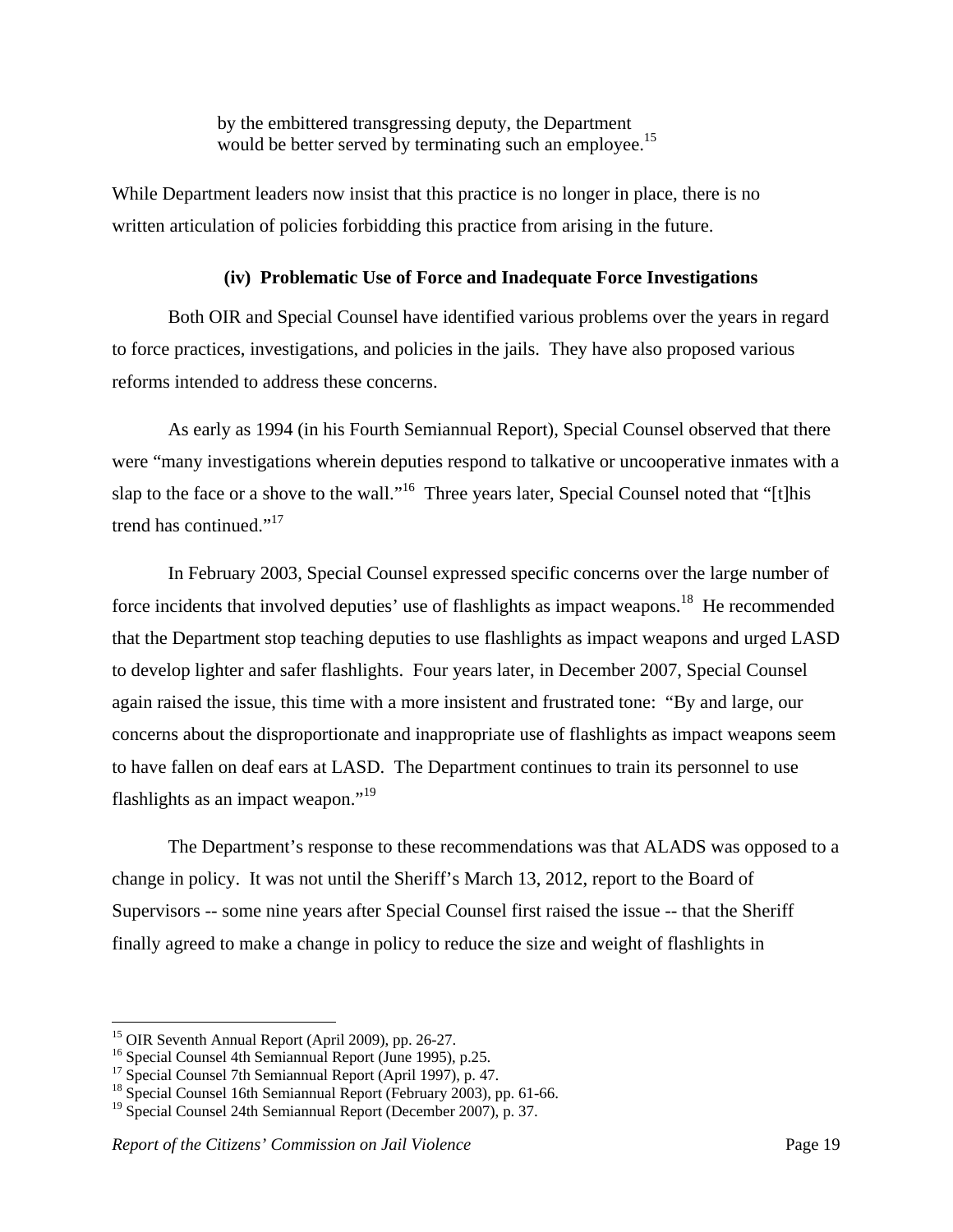> by the embittered transgressing deputy, the Department would be better served by terminating such an employee.[15]

While Department leaders now insist that this practice is no longer in place, there is no written articulation of policies forbidding this practice from arising in the future.

### (iv) Problematic Use of Force and Inadequate Force Investigations

Both OIR and Special Counsel have identified various problems over the years in regard to force practices, investigations, and policies in the jails. They have also proposed various reforms intended to address these concerns.

As early as 1994 (in his Fourth Semiannual Report), Special Counsel observed that there were "many investigations wherein deputies respond to talkative or uncooperative inmates with a slap to the face or a shove to the wall."[16] Three years later, Special Counsel noted that "[t]his trend has continued."[17]

In February 2003, Special Counsel expressed specific concerns over the large number of force incidents that involved deputies' use of flashlights as impact weapons.[18] He recommended that the Department stop teaching deputies to use flashlights as impact weapons and urged LASD to develop lighter and safer flashlights. Four years later, in December 2007, Special Counsel again raised the issue, this time with a more insistent and frustrated tone: "By and large, our concerns about the disproportionate and inappropriate use of flashlights as impact weapons seem to have fallen on deaf ears at LASD. The Department continues to train its personnel to use flashlights as an impact weapon."[19]

The Department's response to these recommendations was that ALADS was opposed to a change in policy. It was not until the Sheriff's March 13, 2012, report to the Board of Supervisors -- some nine years after Special Counsel first raised the issue -- that the Sheriff finally agreed to make a change in policy to reduce the size and weight of flashlights in

---

[15] OIR Seventh Annual Report (April 2009), pp. 26-27.

[16] Special Counsel 4th Semiannual Report (June 1995), p.25.

[17] Special Counsel 7th Semiannual Report (April 1997), p. 47.

[18] Special Counsel 16th Semiannual Report (February 2003), pp. 61-66.

[19] Special Counsel 24th Semiannual Report (December 2007), p. 37.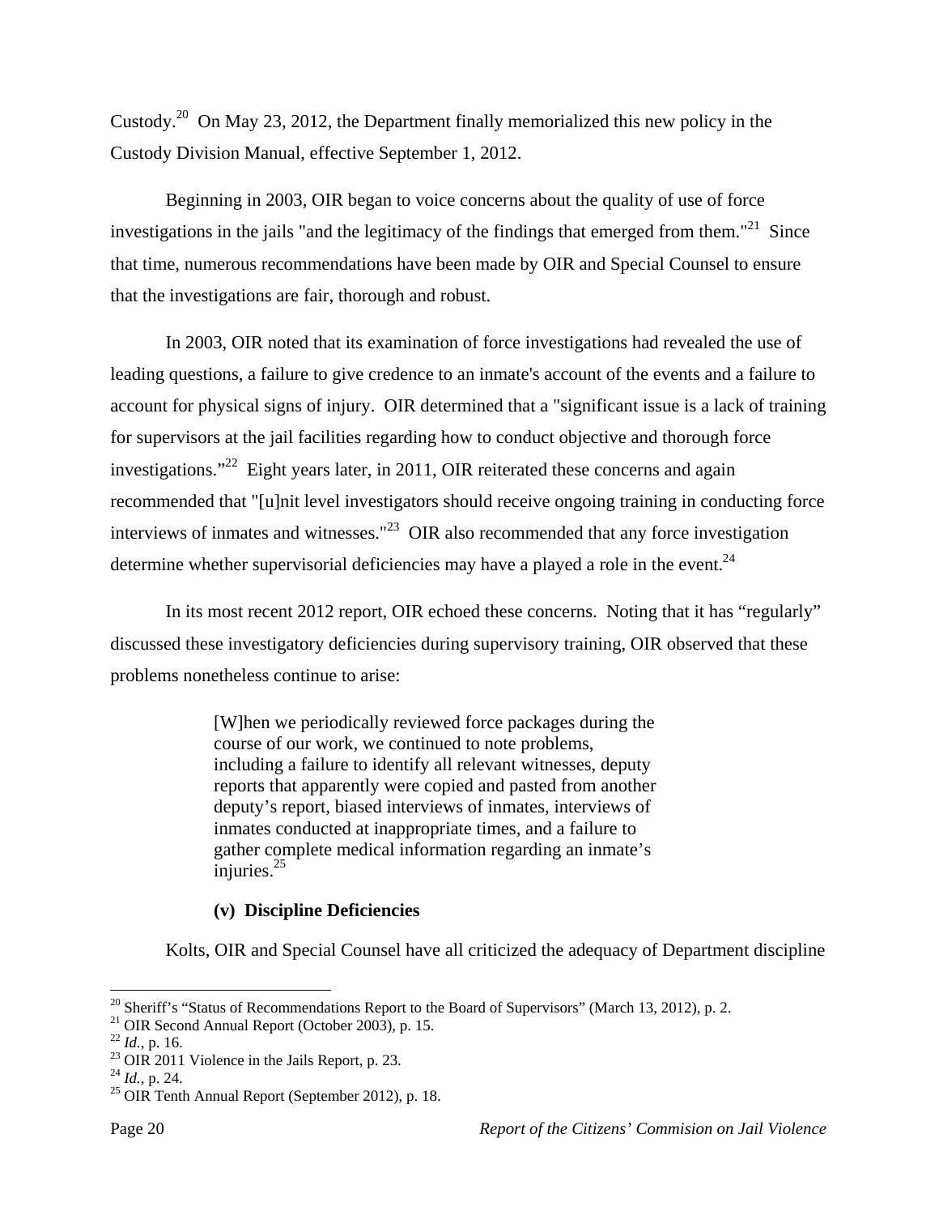Custody.[20] On May 23, 2012, the Department finally memorialized this new policy in the Custody Division Manual, effective September 1, 2012.

Beginning in 2003, OIR began to voice concerns about the quality of use of force investigations in the jails "and the legitimacy of the findings that emerged from them."[21] Since that time, numerous recommendations have been made by OIR and Special Counsel to ensure that the investigations are fair, thorough and robust.

In 2003, OIR noted that its examination of force investigations had revealed the use of leading questions, a failure to give credence to an inmate's account of the events and a failure to account for physical signs of injury. OIR determined that a "significant issue is a lack of training for supervisors at the jail facilities regarding how to conduct objective and thorough force investigations."[22] Eight years later, in 2011, OIR reiterated these concerns and again recommended that "[u]nit level investigators should receive ongoing training in conducting force interviews of inmates and witnesses."[23] OIR also recommended that any force investigation determine whether supervisorial deficiencies may have a played a role in the event.[24]

In its most recent 2012 report, OIR echoed these concerns. Noting that it has "regularly" discussed these investigatory deficiencies during supervisory training, OIR observed that these problems nonetheless continue to arise:

> [W]hen we periodically reviewed force packages during the course of our work, we continued to note problems, including a failure to identify all relevant witnesses, deputy reports that apparently were copied and pasted from another deputy's report, biased interviews of inmates, interviews of inmates conducted at inappropriate times, and a failure to gather complete medical information regarding an inmate's injuries.[25]

**(v) Discipline Deficiencies**

Kolts, OIR and Special Counsel have all criticized the adequacy of Department discipline

---

[20] Sheriff's "Status of Recommendations Report to the Board of Supervisors" (March 13, 2012), p. 2.
[21] OIR Second Annual Report (October 2003), p. 15.
[22] *Id.*, p. 16.
[23] OIR 2011 Violence in the Jails Report, p. 23.
[24] *Id.*, p. 24.
[25] OIR Tenth Annual Report (September 2012), p. 18.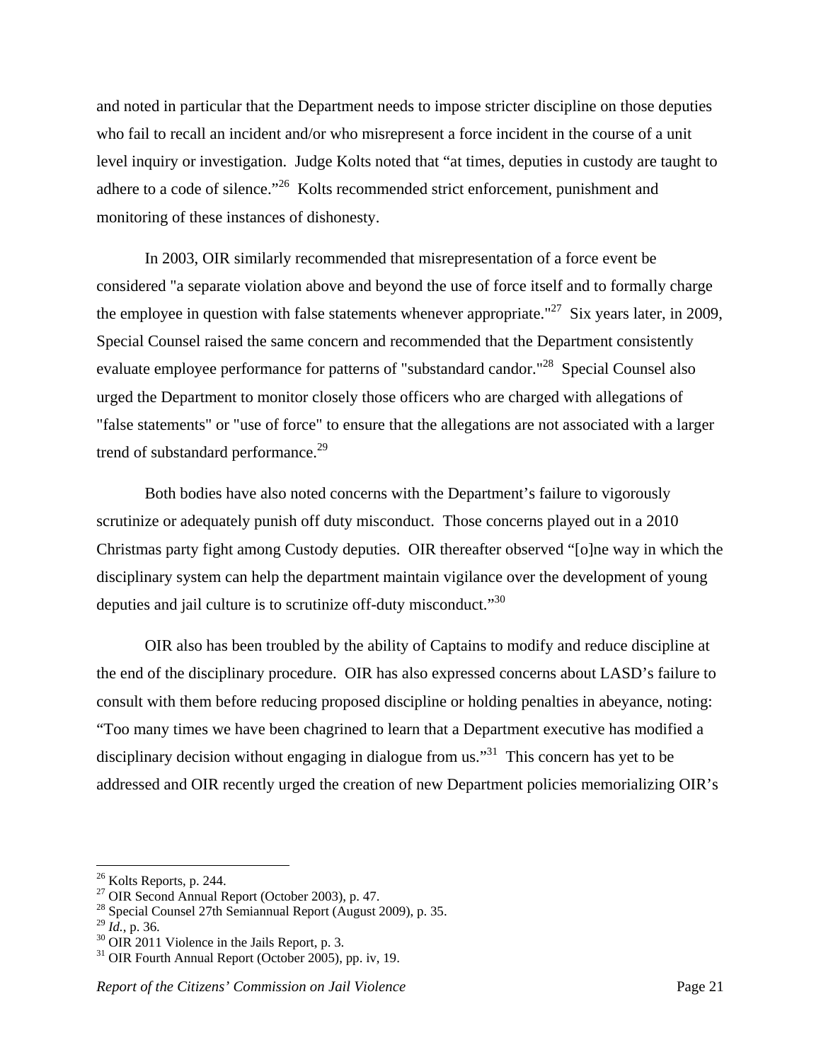and noted in particular that the Department needs to impose stricter discipline on those deputies who fail to recall an incident and/or who misrepresent a force incident in the course of a unit level inquiry or investigation. Judge Kolts noted that "at times, deputies in custody are taught to adhere to a code of silence."[26] Kolts recommended strict enforcement, punishment and monitoring of these instances of dishonesty.

In 2003, OIR similarly recommended that misrepresentation of a force event be considered "a separate violation above and beyond the use of force itself and to formally charge the employee in question with false statements whenever appropriate."[27] Six years later, in 2009, Special Counsel raised the same concern and recommended that the Department consistently evaluate employee performance for patterns of "substandard candor."[28] Special Counsel also urged the Department to monitor closely those officers who are charged with allegations of "false statements" or "use of force" to ensure that the allegations are not associated with a larger trend of substandard performance.[29]

Both bodies have also noted concerns with the Department's failure to vigorously scrutinize or adequately punish off duty misconduct. Those concerns played out in a 2010 Christmas party fight among Custody deputies. OIR thereafter observed "[o]ne way in which the disciplinary system can help the department maintain vigilance over the development of young deputies and jail culture is to scrutinize off-duty misconduct."[30]

OIR also has been troubled by the ability of Captains to modify and reduce discipline at the end of the disciplinary procedure. OIR has also expressed concerns about LASD's failure to consult with them before reducing proposed discipline or holding penalties in abeyance, noting: "Too many times we have been chagrined to learn that a Department executive has modified a disciplinary decision without engaging in dialogue from us."[31] This concern has yet to be addressed and OIR recently urged the creation of new Department policies memorializing OIR's

---

[26] Kolts Reports, p. 244.
[27] OIR Second Annual Report (October 2003), p. 47.
[28] Special Counsel 27th Semiannual Report (August 2009), p. 35.
[29] *Id.*, p. 36.
[30] OIR 2011 Violence in the Jails Report, p. 3.
[31] OIR Fourth Annual Report (October 2005), pp. iv, 19.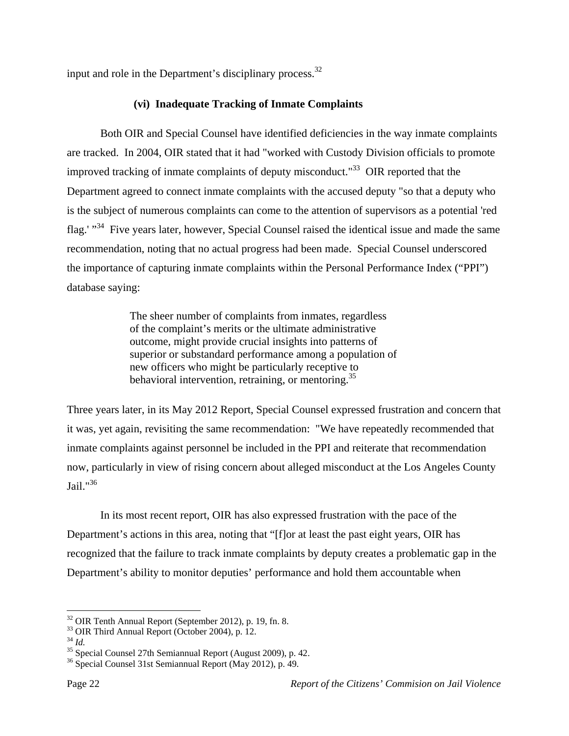input and role in the Department's disciplinary process.[32]

#### (vi) Inadequate Tracking of Inmate Complaints

Both OIR and Special Counsel have identified deficiencies in the way inmate complaints are tracked. In 2004, OIR stated that it had "worked with Custody Division officials to promote improved tracking of inmate complaints of deputy misconduct."[33] OIR reported that the Department agreed to connect inmate complaints with the accused deputy "so that a deputy who is the subject of numerous complaints can come to the attention of supervisors as a potential 'red flag.' "[34] Five years later, however, Special Counsel raised the identical issue and made the same recommendation, noting that no actual progress had been made. Special Counsel underscored the importance of capturing inmate complaints within the Personal Performance Index ("PPI") database saying:

> The sheer number of complaints from inmates, regardless of the complaint's merits or the ultimate administrative outcome, might provide crucial insights into patterns of superior or substandard performance among a population of new officers who might be particularly receptive to behavioral intervention, retraining, or mentoring.[35]

Three years later, in its May 2012 Report, Special Counsel expressed frustration and concern that it was, yet again, revisiting the same recommendation: "We have repeatedly recommended that inmate complaints against personnel be included in the PPI and reiterate that recommendation now, particularly in view of rising concern about alleged misconduct at the Los Angeles County Jail."[36]

In its most recent report, OIR has also expressed frustration with the pace of the Department's actions in this area, noting that "[f]or at least the past eight years, OIR has recognized that the failure to track inmate complaints by deputy creates a problematic gap in the Department's ability to monitor deputies' performance and hold them accountable when

---

[32] OIR Tenth Annual Report (September 2012), p. 19, fn. 8.
[33] OIR Third Annual Report (October 2004), p. 12.
[34] *Id.*
[35] Special Counsel 27th Semiannual Report (August 2009), p. 42.
[36] Special Counsel 31st Semiannual Report (May 2012), p. 49.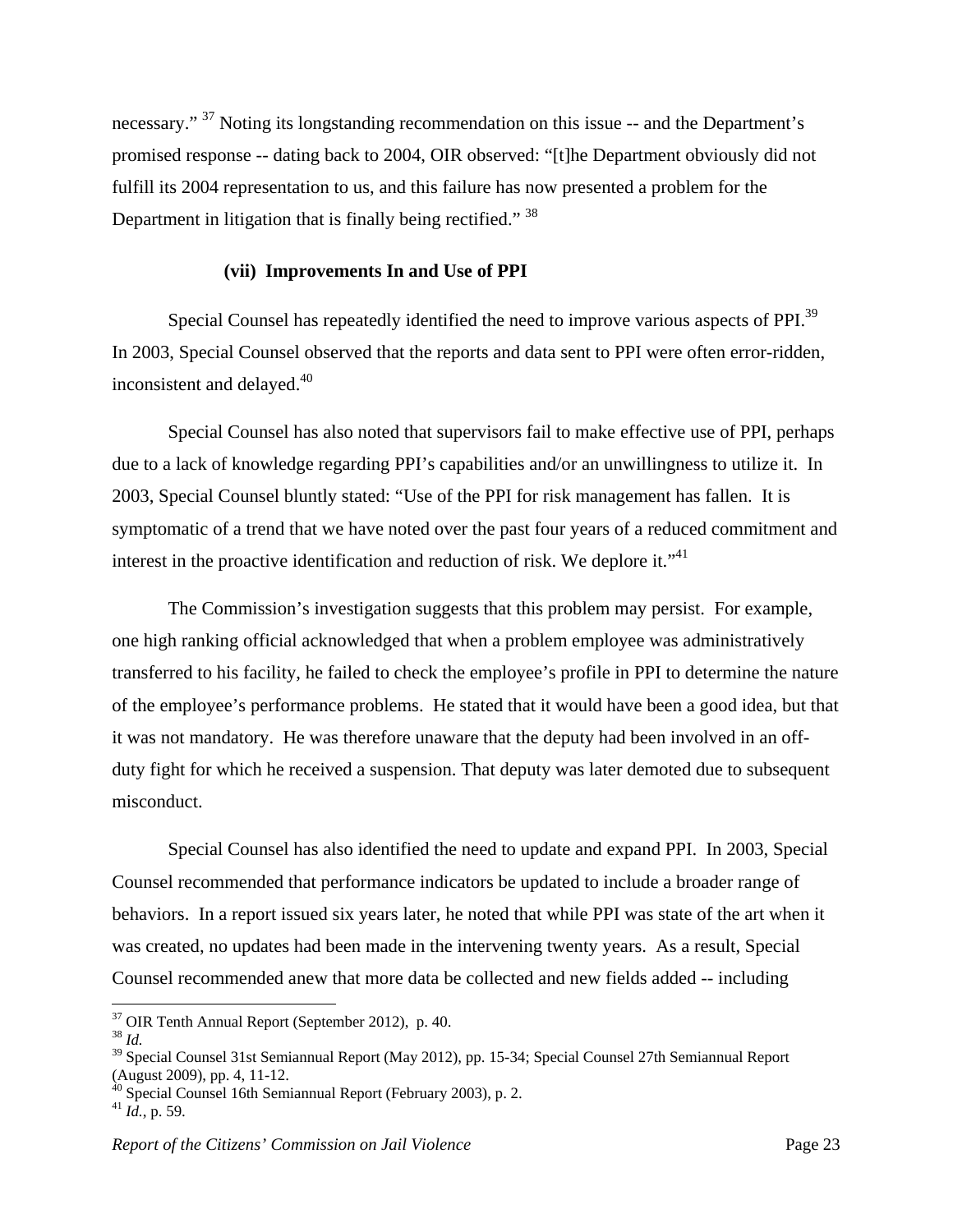necessary." [37] Noting its longstanding recommendation on this issue -- and the Department's promised response -- dating back to 2004, OIR observed: "[t]he Department obviously did not fulfill its 2004 representation to us, and this failure has now presented a problem for the Department in litigation that is finally being rectified." [38]

#### (vii) Improvements In and Use of PPI

Special Counsel has repeatedly identified the need to improve various aspects of PPI.[39] In 2003, Special Counsel observed that the reports and data sent to PPI were often error-ridden, inconsistent and delayed.[40]

Special Counsel has also noted that supervisors fail to make effective use of PPI, perhaps due to a lack of knowledge regarding PPI's capabilities and/or an unwillingness to utilize it. In 2003, Special Counsel bluntly stated: "Use of the PPI for risk management has fallen. It is symptomatic of a trend that we have noted over the past four years of a reduced commitment and interest in the proactive identification and reduction of risk. We deplore it."[41]

The Commission's investigation suggests that this problem may persist. For example, one high ranking official acknowledged that when a problem employee was administratively transferred to his facility, he failed to check the employee's profile in PPI to determine the nature of the employee's performance problems. He stated that it would have been a good idea, but that it was not mandatory. He was therefore unaware that the deputy had been involved in an off-duty fight for which he received a suspension. That deputy was later demoted due to subsequent misconduct.

Special Counsel has also identified the need to update and expand PPI. In 2003, Special Counsel recommended that performance indicators be updated to include a broader range of behaviors. In a report issued six years later, he noted that while PPI was state of the art when it was created, no updates had been made in the intervening twenty years. As a result, Special Counsel recommended anew that more data be collected and new fields added -- including

---

[37] OIR Tenth Annual Report (September 2012), p. 40.

[38] *Id.*

[39] Special Counsel 31st Semiannual Report (May 2012), pp. 15-34; Special Counsel 27th Semiannual Report (August 2009), pp. 4, 11-12.

[40] Special Counsel 16th Semiannual Report (February 2003), p. 2.

[41] *Id.*, p. 59.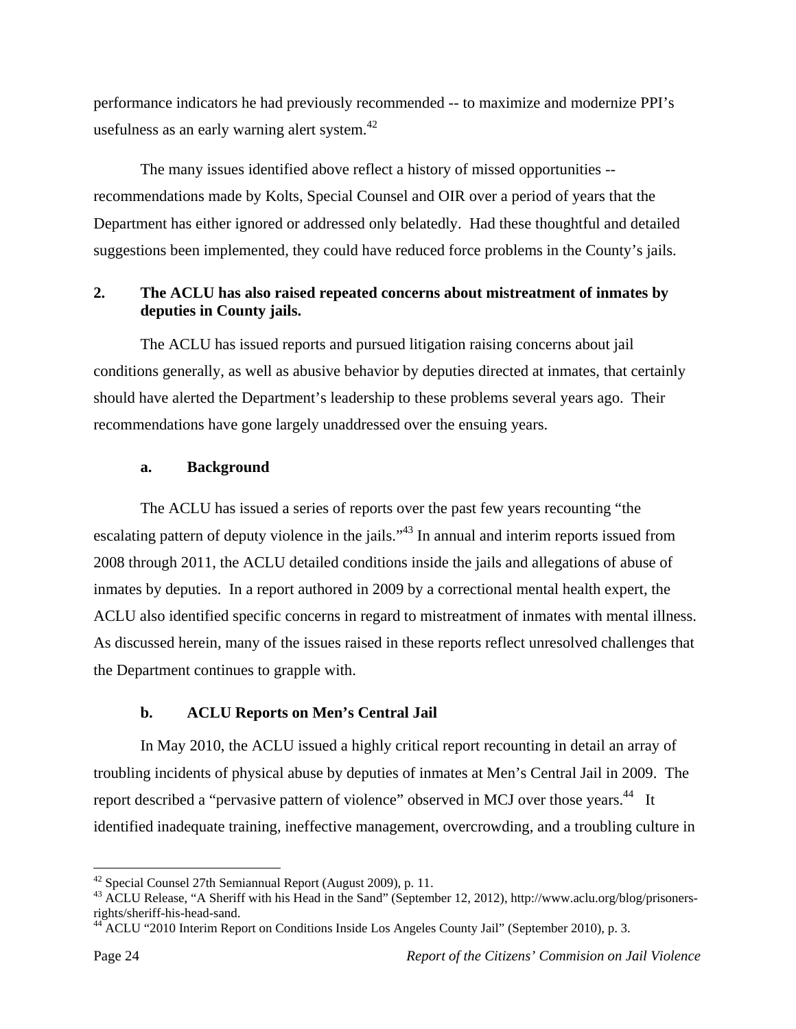performance indicators he had previously recommended -- to maximize and modernize PPI's usefulness as an early warning alert system.[42]

The many issues identified above reflect a history of missed opportunities -- recommendations made by Kolts, Special Counsel and OIR over a period of years that the Department has either ignored or addressed only belatedly. Had these thoughtful and detailed suggestions been implemented, they could have reduced force problems in the County's jails.

### 2. The ACLU has also raised repeated concerns about mistreatment of inmates by deputies in County jails.

The ACLU has issued reports and pursued litigation raising concerns about jail conditions generally, as well as abusive behavior by deputies directed at inmates, that certainly should have alerted the Department's leadership to these problems several years ago. Their recommendations have gone largely unaddressed over the ensuing years.

#### a. Background

The ACLU has issued a series of reports over the past few years recounting "the escalating pattern of deputy violence in the jails."[43] In annual and interim reports issued from 2008 through 2011, the ACLU detailed conditions inside the jails and allegations of abuse of inmates by deputies. In a report authored in 2009 by a correctional mental health expert, the ACLU also identified specific concerns in regard to mistreatment of inmates with mental illness. As discussed herein, many of the issues raised in these reports reflect unresolved challenges that the Department continues to grapple with.

#### b. ACLU Reports on Men's Central Jail

In May 2010, the ACLU issued a highly critical report recounting in detail an array of troubling incidents of physical abuse by deputies of inmates at Men's Central Jail in 2009. The report described a "pervasive pattern of violence" observed in MCJ over those years.[44] It identified inadequate training, ineffective management, overcrowding, and a troubling culture in

---

[42] Special Counsel 27th Semiannual Report (August 2009), p. 11.

[43] ACLU Release, "A Sheriff with his Head in the Sand" (September 12, 2012), http://www.aclu.org/blog/prisoners-rights/sheriff-his-head-sand.

[44] ACLU "2010 Interim Report on Conditions Inside Los Angeles County Jail" (September 2010), p. 3.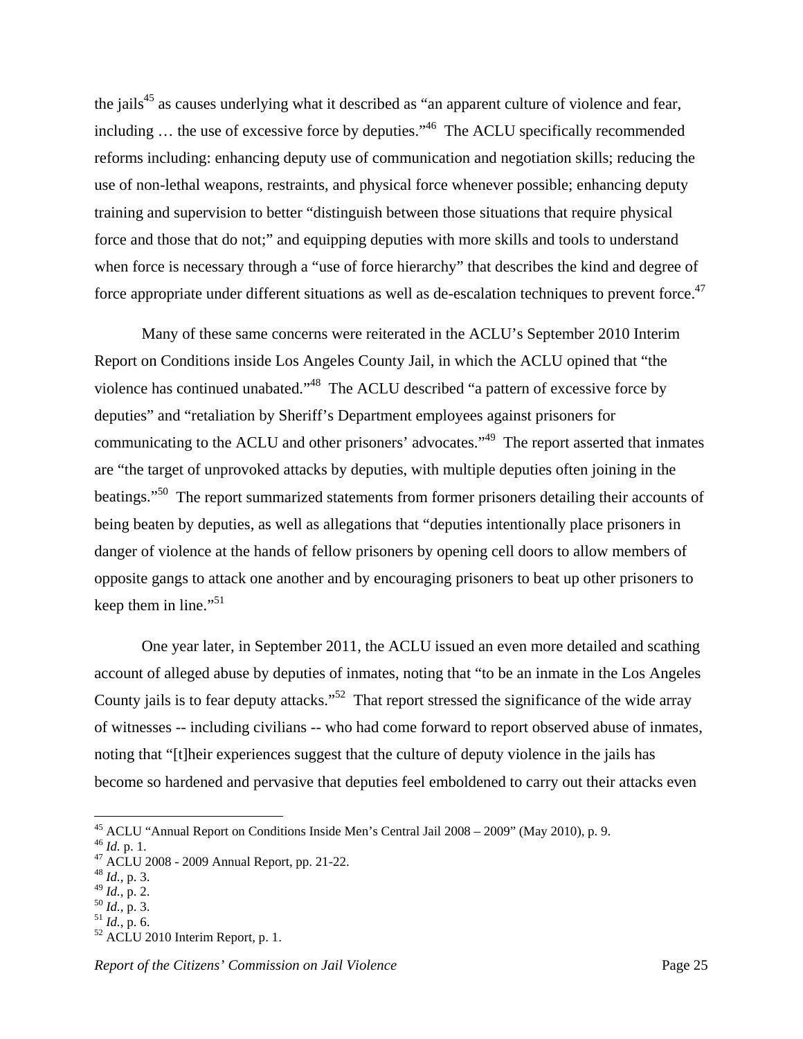the jails[45] as causes underlying what it described as "an apparent culture of violence and fear, including … the use of excessive force by deputies."[46] The ACLU specifically recommended reforms including: enhancing deputy use of communication and negotiation skills; reducing the use of non-lethal weapons, restraints, and physical force whenever possible; enhancing deputy training and supervision to better "distinguish between those situations that require physical force and those that do not;" and equipping deputies with more skills and tools to understand when force is necessary through a "use of force hierarchy" that describes the kind and degree of force appropriate under different situations as well as de-escalation techniques to prevent force.[47]

Many of these same concerns were reiterated in the ACLU's September 2010 Interim Report on Conditions inside Los Angeles County Jail, in which the ACLU opined that "the violence has continued unabated."[48] The ACLU described "a pattern of excessive force by deputies" and "retaliation by Sheriff's Department employees against prisoners for communicating to the ACLU and other prisoners' advocates."[49] The report asserted that inmates are "the target of unprovoked attacks by deputies, with multiple deputies often joining in the beatings."[50] The report summarized statements from former prisoners detailing their accounts of being beaten by deputies, as well as allegations that "deputies intentionally place prisoners in danger of violence at the hands of fellow prisoners by opening cell doors to allow members of opposite gangs to attack one another and by encouraging prisoners to beat up other prisoners to keep them in line."[51]

One year later, in September 2011, the ACLU issued an even more detailed and scathing account of alleged abuse by deputies of inmates, noting that "to be an inmate in the Los Angeles County jails is to fear deputy attacks."[52] That report stressed the significance of the wide array of witnesses -- including civilians -- who had come forward to report observed abuse of inmates, noting that "[t]heir experiences suggest that the culture of deputy violence in the jails has become so hardened and pervasive that deputies feel emboldened to carry out their attacks even

---

[45] ACLU "Annual Report on Conditions Inside Men's Central Jail 2008 – 2009" (May 2010), p. 9.
[46] *Id.* p. 1.
[47] ACLU 2008 - 2009 Annual Report, pp. 21-22.
[48] *Id.*, p. 3.
[49] *Id.*, p. 2.
[50] *Id.*, p. 3.
[51] *Id.*, p. 6.
[52] ACLU 2010 Interim Report, p. 1.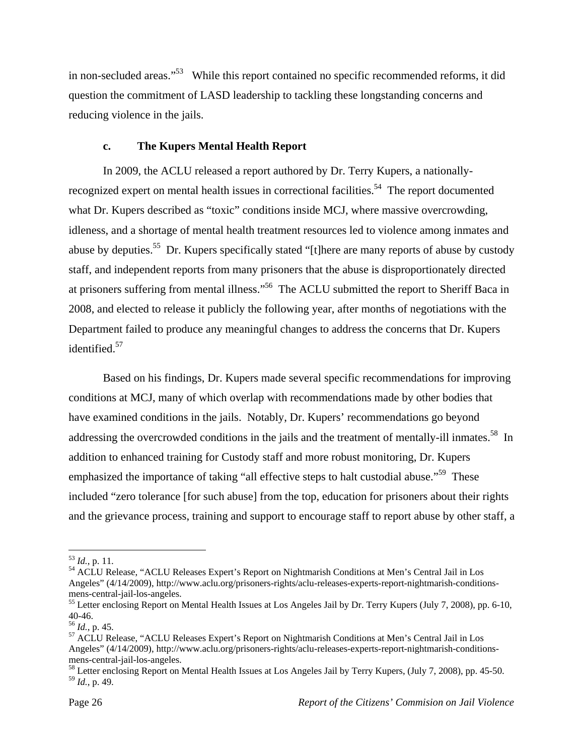in non-secluded areas."[53] While this report contained no specific recommended reforms, it did question the commitment of LASD leadership to tackling these longstanding concerns and reducing violence in the jails.

### c. The Kupers Mental Health Report

In 2009, the ACLU released a report authored by Dr. Terry Kupers, a nationally-recognized expert on mental health issues in correctional facilities.[54] The report documented what Dr. Kupers described as "toxic" conditions inside MCJ, where massive overcrowding, idleness, and a shortage of mental health treatment resources led to violence among inmates and abuse by deputies.[55] Dr. Kupers specifically stated "[t]here are many reports of abuse by custody staff, and independent reports from many prisoners that the abuse is disproportionately directed at prisoners suffering from mental illness."[56] The ACLU submitted the report to Sheriff Baca in 2008, and elected to release it publicly the following year, after months of negotiations with the Department failed to produce any meaningful changes to address the concerns that Dr. Kupers identified.[57]

Based on his findings, Dr. Kupers made several specific recommendations for improving conditions at MCJ, many of which overlap with recommendations made by other bodies that have examined conditions in the jails. Notably, Dr. Kupers' recommendations go beyond addressing the overcrowded conditions in the jails and the treatment of mentally-ill inmates.[58] In addition to enhanced training for Custody staff and more robust monitoring, Dr. Kupers emphasized the importance of taking "all effective steps to halt custodial abuse."[59] These included "zero tolerance [for such abuse] from the top, education for prisoners about their rights and the grievance process, training and support to encourage staff to report abuse by other staff, a

---

[53] *Id.*, p. 11.

[54] ACLU Release, "ACLU Releases Expert's Report on Nightmarish Conditions at Men's Central Jail in Los Angeles" (4/14/2009), http://www.aclu.org/prisoners-rights/aclu-releases-experts-report-nightmarish-conditions-mens-central-jail-los-angeles.

[55] Letter enclosing Report on Mental Health Issues at Los Angeles Jail by Dr. Terry Kupers (July 7, 2008), pp. 6-10, 40-46.

[56] *Id.*, p. 45.

[57] ACLU Release, "ACLU Releases Expert's Report on Nightmarish Conditions at Men's Central Jail in Los Angeles" (4/14/2009), http://www.aclu.org/prisoners-rights/aclu-releases-experts-report-nightmarish-conditions-mens-central-jail-los-angeles.

[58] Letter enclosing Report on Mental Health Issues at Los Angeles Jail by Terry Kupers, (July 7, 2008), pp. 45-50.

[59] *Id.*, p. 49.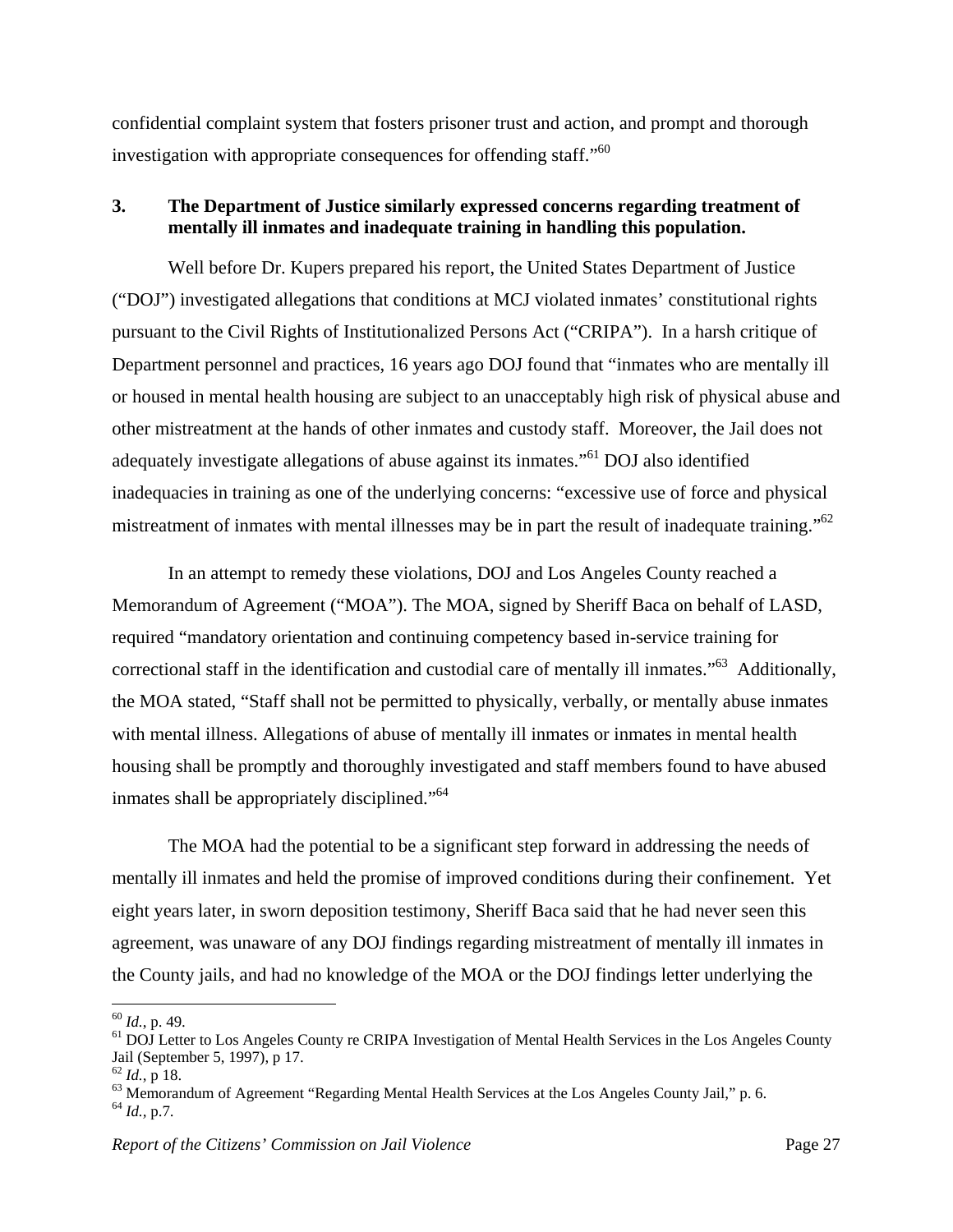confidential complaint system that fosters prisoner trust and action, and prompt and thorough investigation with appropriate consequences for offending staff."[60]

### 3. The Department of Justice similarly expressed concerns regarding treatment of mentally ill inmates and inadequate training in handling this population.

Well before Dr. Kupers prepared his report, the United States Department of Justice ("DOJ") investigated allegations that conditions at MCJ violated inmates' constitutional rights pursuant to the Civil Rights of Institutionalized Persons Act ("CRIPA"). In a harsh critique of Department personnel and practices, 16 years ago DOJ found that "inmates who are mentally ill or housed in mental health housing are subject to an unacceptably high risk of physical abuse and other mistreatment at the hands of other inmates and custody staff. Moreover, the Jail does not adequately investigate allegations of abuse against its inmates."[61] DOJ also identified inadequacies in training as one of the underlying concerns: "excessive use of force and physical mistreatment of inmates with mental illnesses may be in part the result of inadequate training."[62]

In an attempt to remedy these violations, DOJ and Los Angeles County reached a Memorandum of Agreement ("MOA"). The MOA, signed by Sheriff Baca on behalf of LASD, required "mandatory orientation and continuing competency based in-service training for correctional staff in the identification and custodial care of mentally ill inmates."[63] Additionally, the MOA stated, "Staff shall not be permitted to physically, verbally, or mentally abuse inmates with mental illness. Allegations of abuse of mentally ill inmates or inmates in mental health housing shall be promptly and thoroughly investigated and staff members found to have abused inmates shall be appropriately disciplined."[64]

The MOA had the potential to be a significant step forward in addressing the needs of mentally ill inmates and held the promise of improved conditions during their confinement. Yet eight years later, in sworn deposition testimony, Sheriff Baca said that he had never seen this agreement, was unaware of any DOJ findings regarding mistreatment of mentally ill inmates in the County jails, and had no knowledge of the MOA or the DOJ findings letter underlying the

---

[60] *Id.*, p. 49.

[61] DOJ Letter to Los Angeles County re CRIPA Investigation of Mental Health Services in the Los Angeles County Jail (September 5, 1997), p 17.

[62] *Id.*, p 18.

[63] Memorandum of Agreement "Regarding Mental Health Services at the Los Angeles County Jail," p. 6.

[64] *Id.*, p.7.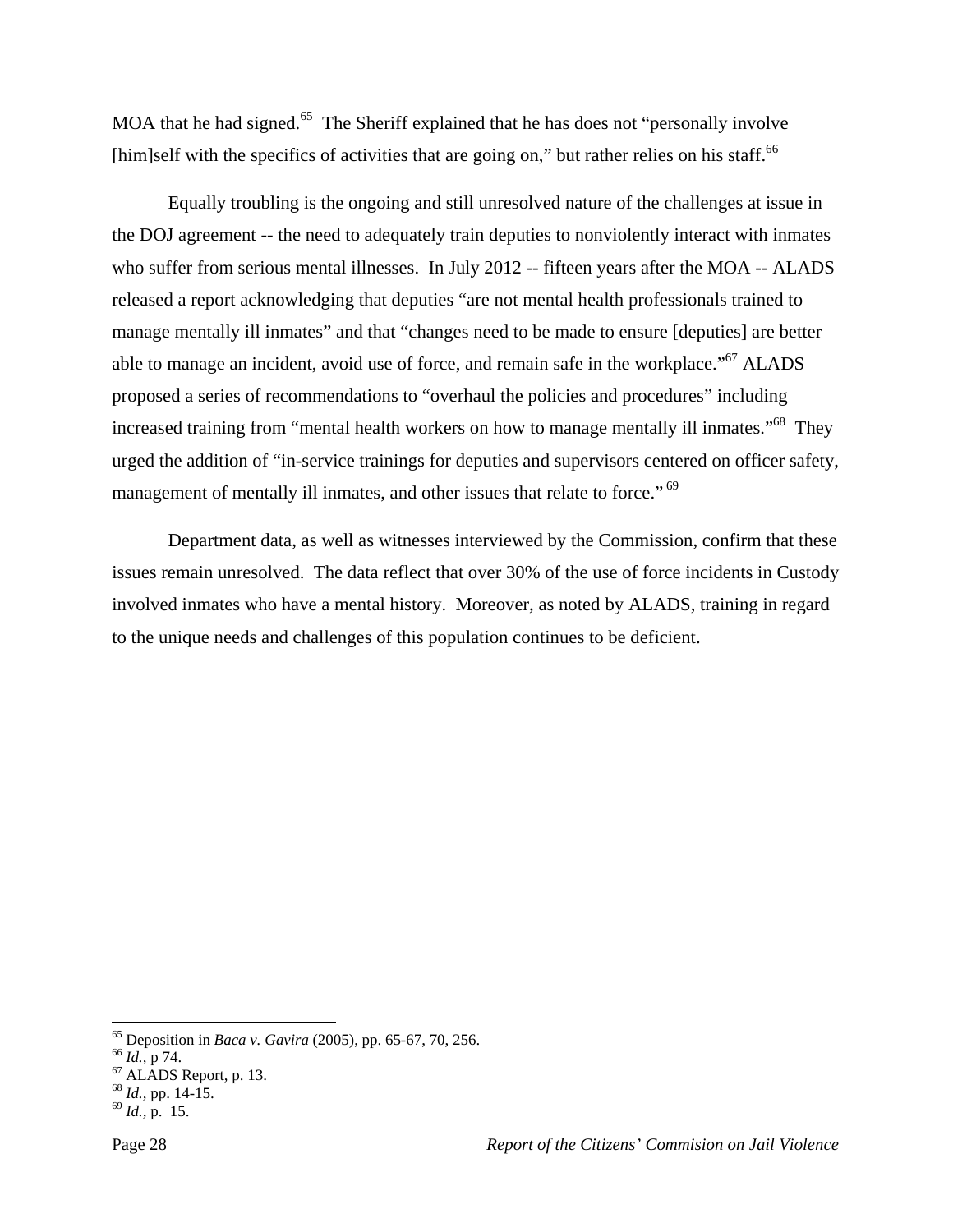MOA that he had signed.[65] The Sheriff explained that he has does not "personally involve [him]self with the specifics of activities that are going on," but rather relies on his staff.[66]

Equally troubling is the ongoing and still unresolved nature of the challenges at issue in the DOJ agreement -- the need to adequately train deputies to nonviolently interact with inmates who suffer from serious mental illnesses. In July 2012 -- fifteen years after the MOA -- ALADS released a report acknowledging that deputies "are not mental health professionals trained to manage mentally ill inmates" and that "changes need to be made to ensure [deputies] are better able to manage an incident, avoid use of force, and remain safe in the workplace."[67] ALADS proposed a series of recommendations to "overhaul the policies and procedures" including increased training from "mental health workers on how to manage mentally ill inmates."[68] They urged the addition of "in-service trainings for deputies and supervisors centered on officer safety, management of mentally ill inmates, and other issues that relate to force."[69]

Department data, as well as witnesses interviewed by the Commission, confirm that these issues remain unresolved. The data reflect that over 30% of the use of force incidents in Custody involved inmates who have a mental history. Moreover, as noted by ALADS, training in regard to the unique needs and challenges of this population continues to be deficient.

---

[65] Deposition in *Baca v. Gavira* (2005), pp. 65-67, 70, 256.
[66] *Id.,* p 74.
[67] ALADS Report, p. 13.
[68] *Id.,* pp. 14-15.
[69] *Id.,* p. 15.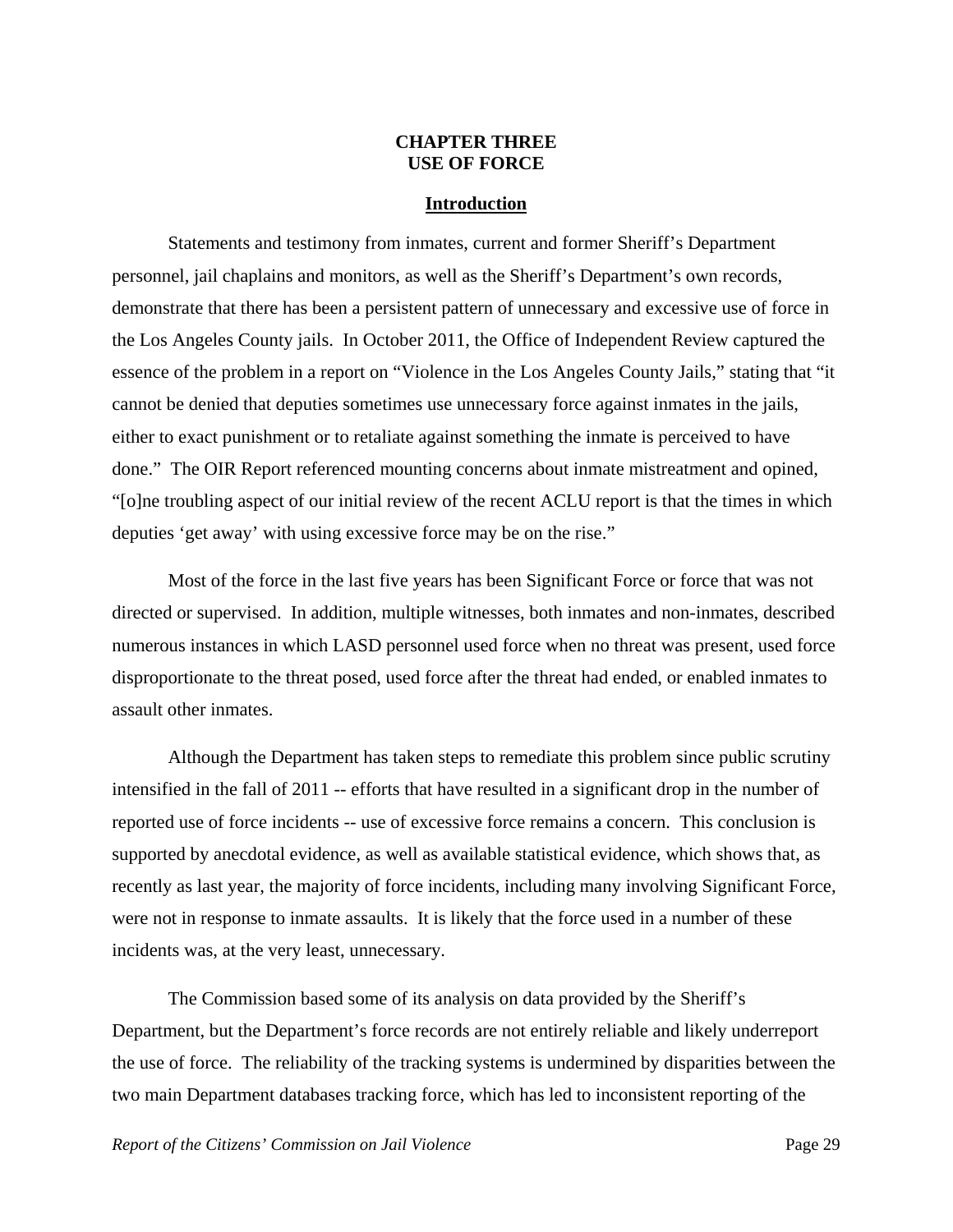# CHAPTER THREE
# USE OF FORCE

## Introduction

Statements and testimony from inmates, current and former Sheriff's Department personnel, jail chaplains and monitors, as well as the Sheriff's Department's own records, demonstrate that there has been a persistent pattern of unnecessary and excessive use of force in the Los Angeles County jails. In October 2011, the Office of Independent Review captured the essence of the problem in a report on "Violence in the Los Angeles County Jails," stating that "it cannot be denied that deputies sometimes use unnecessary force against inmates in the jails, either to exact punishment or to retaliate against something the inmate is perceived to have done." The OIR Report referenced mounting concerns about inmate mistreatment and opined, "[o]ne troubling aspect of our initial review of the recent ACLU report is that the times in which deputies 'get away' with using excessive force may be on the rise."

Most of the force in the last five years has been Significant Force or force that was not directed or supervised. In addition, multiple witnesses, both inmates and non-inmates, described numerous instances in which LASD personnel used force when no threat was present, used force disproportionate to the threat posed, used force after the threat had ended, or enabled inmates to assault other inmates.

Although the Department has taken steps to remediate this problem since public scrutiny intensified in the fall of 2011 -- efforts that have resulted in a significant drop in the number of reported use of force incidents -- use of excessive force remains a concern. This conclusion is supported by anecdotal evidence, as well as available statistical evidence, which shows that, as recently as last year, the majority of force incidents, including many involving Significant Force, were not in response to inmate assaults. It is likely that the force used in a number of these incidents was, at the very least, unnecessary.

The Commission based some of its analysis on data provided by the Sheriff's Department, but the Department's force records are not entirely reliable and likely underreport the use of force. The reliability of the tracking systems is undermined by disparities between the two main Department databases tracking force, which has led to inconsistent reporting of the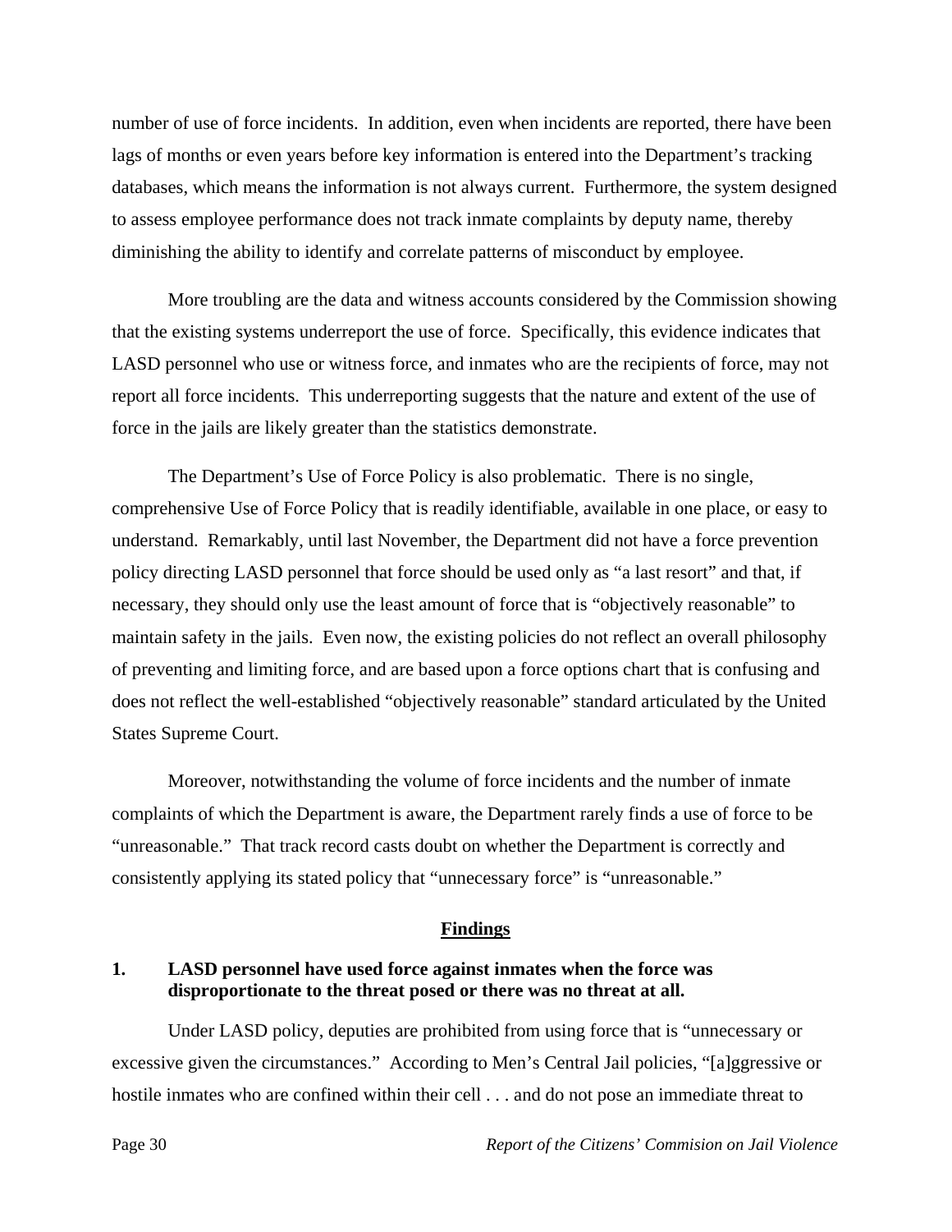number of use of force incidents. In addition, even when incidents are reported, there have been lags of months or even years before key information is entered into the Department's tracking databases, which means the information is not always current. Furthermore, the system designed to assess employee performance does not track inmate complaints by deputy name, thereby diminishing the ability to identify and correlate patterns of misconduct by employee.

More troubling are the data and witness accounts considered by the Commission showing that the existing systems underreport the use of force. Specifically, this evidence indicates that LASD personnel who use or witness force, and inmates who are the recipients of force, may not report all force incidents. This underreporting suggests that the nature and extent of the use of force in the jails are likely greater than the statistics demonstrate.

The Department's Use of Force Policy is also problematic. There is no single, comprehensive Use of Force Policy that is readily identifiable, available in one place, or easy to understand. Remarkably, until last November, the Department did not have a force prevention policy directing LASD personnel that force should be used only as "a last resort" and that, if necessary, they should only use the least amount of force that is "objectively reasonable" to maintain safety in the jails. Even now, the existing policies do not reflect an overall philosophy of preventing and limiting force, and are based upon a force options chart that is confusing and does not reflect the well-established "objectively reasonable" standard articulated by the United States Supreme Court.

Moreover, notwithstanding the volume of force incidents and the number of inmate complaints of which the Department is aware, the Department rarely finds a use of force to be "unreasonable." That track record casts doubt on whether the Department is correctly and consistently applying its stated policy that "unnecessary force" is "unreasonable."

## Findings

### 1. LASD personnel have used force against inmates when the force was disproportionate to the threat posed or there was no threat at all.

Under LASD policy, deputies are prohibited from using force that is "unnecessary or excessive given the circumstances." According to Men's Central Jail policies, "[a]ggressive or hostile inmates who are confined within their cell . . . and do not pose an immediate threat to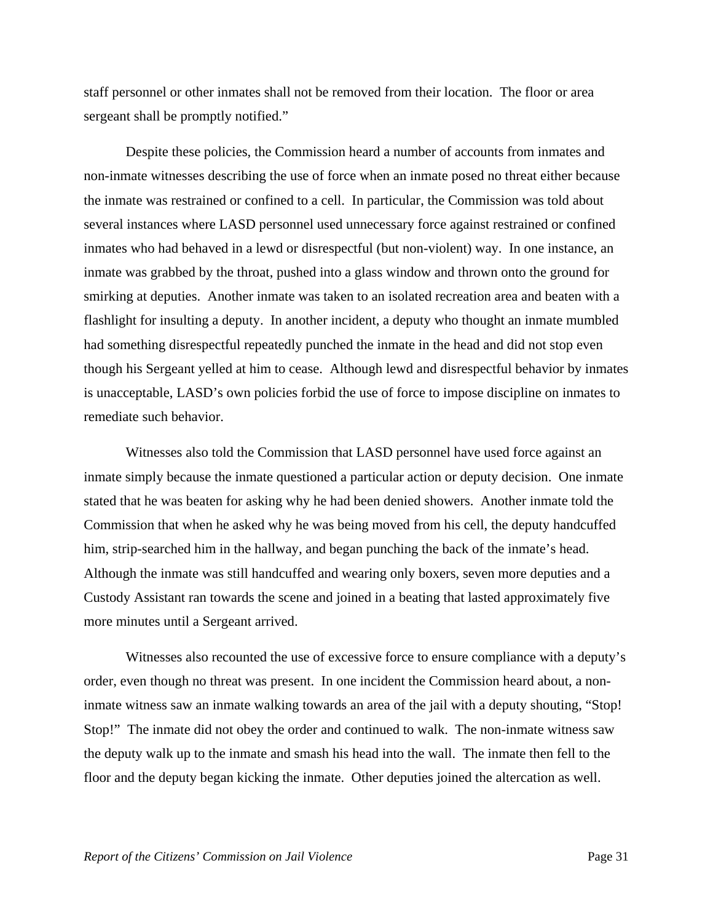staff personnel or other inmates shall not be removed from their location. The floor or area sergeant shall be promptly notified."

Despite these policies, the Commission heard a number of accounts from inmates and non-inmate witnesses describing the use of force when an inmate posed no threat either because the inmate was restrained or confined to a cell. In particular, the Commission was told about several instances where LASD personnel used unnecessary force against restrained or confined inmates who had behaved in a lewd or disrespectful (but non-violent) way. In one instance, an inmate was grabbed by the throat, pushed into a glass window and thrown onto the ground for smirking at deputies. Another inmate was taken to an isolated recreation area and beaten with a flashlight for insulting a deputy. In another incident, a deputy who thought an inmate mumbled had something disrespectful repeatedly punched the inmate in the head and did not stop even though his Sergeant yelled at him to cease. Although lewd and disrespectful behavior by inmates is unacceptable, LASD's own policies forbid the use of force to impose discipline on inmates to remediate such behavior.

Witnesses also told the Commission that LASD personnel have used force against an inmate simply because the inmate questioned a particular action or deputy decision. One inmate stated that he was beaten for asking why he had been denied showers. Another inmate told the Commission that when he asked why he was being moved from his cell, the deputy handcuffed him, strip-searched him in the hallway, and began punching the back of the inmate's head. Although the inmate was still handcuffed and wearing only boxers, seven more deputies and a Custody Assistant ran towards the scene and joined in a beating that lasted approximately five more minutes until a Sergeant arrived.

Witnesses also recounted the use of excessive force to ensure compliance with a deputy's order, even though no threat was present. In one incident the Commission heard about, a non-inmate witness saw an inmate walking towards an area of the jail with a deputy shouting, "Stop! Stop!" The inmate did not obey the order and continued to walk. The non-inmate witness saw the deputy walk up to the inmate and smash his head into the wall. The inmate then fell to the floor and the deputy began kicking the inmate. Other deputies joined the altercation as well.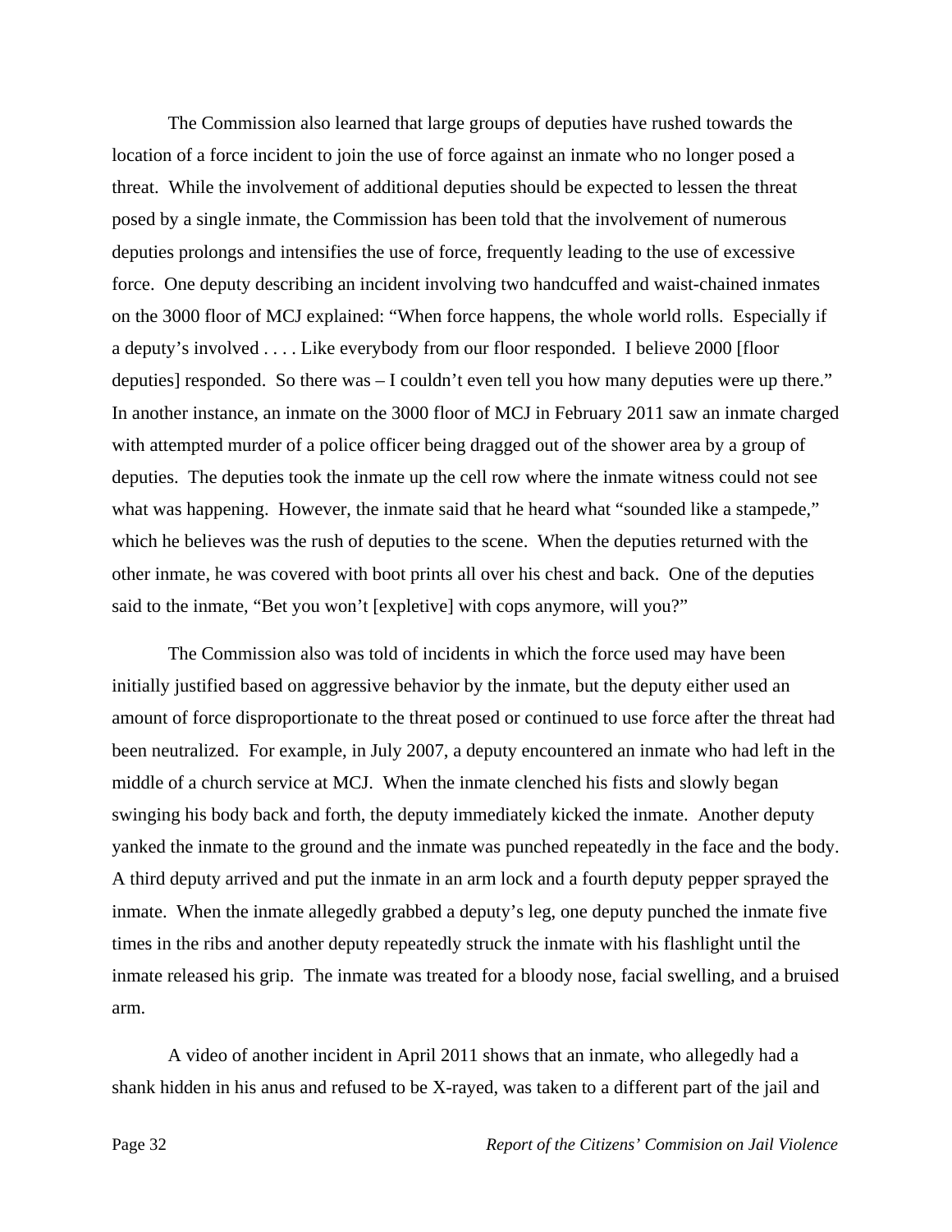The Commission also learned that large groups of deputies have rushed towards the location of a force incident to join the use of force against an inmate who no longer posed a threat. While the involvement of additional deputies should be expected to lessen the threat posed by a single inmate, the Commission has been told that the involvement of numerous deputies prolongs and intensifies the use of force, frequently leading to the use of excessive force. One deputy describing an incident involving two handcuffed and waist-chained inmates on the 3000 floor of MCJ explained: "When force happens, the whole world rolls. Especially if a deputy's involved . . . . Like everybody from our floor responded. I believe 2000 [floor deputies] responded. So there was – I couldn't even tell you how many deputies were up there." In another instance, an inmate on the 3000 floor of MCJ in February 2011 saw an inmate charged with attempted murder of a police officer being dragged out of the shower area by a group of deputies. The deputies took the inmate up the cell row where the inmate witness could not see what was happening. However, the inmate said that he heard what "sounded like a stampede," which he believes was the rush of deputies to the scene. When the deputies returned with the other inmate, he was covered with boot prints all over his chest and back. One of the deputies said to the inmate, "Bet you won't [expletive] with cops anymore, will you?"

The Commission also was told of incidents in which the force used may have been initially justified based on aggressive behavior by the inmate, but the deputy either used an amount of force disproportionate to the threat posed or continued to use force after the threat had been neutralized. For example, in July 2007, a deputy encountered an inmate who had left in the middle of a church service at MCJ. When the inmate clenched his fists and slowly began swinging his body back and forth, the deputy immediately kicked the inmate. Another deputy yanked the inmate to the ground and the inmate was punched repeatedly in the face and the body. A third deputy arrived and put the inmate in an arm lock and a fourth deputy pepper sprayed the inmate. When the inmate allegedly grabbed a deputy's leg, one deputy punched the inmate five times in the ribs and another deputy repeatedly struck the inmate with his flashlight until the inmate released his grip. The inmate was treated for a bloody nose, facial swelling, and a bruised arm.

A video of another incident in April 2011 shows that an inmate, who allegedly had a shank hidden in his anus and refused to be X-rayed, was taken to a different part of the jail and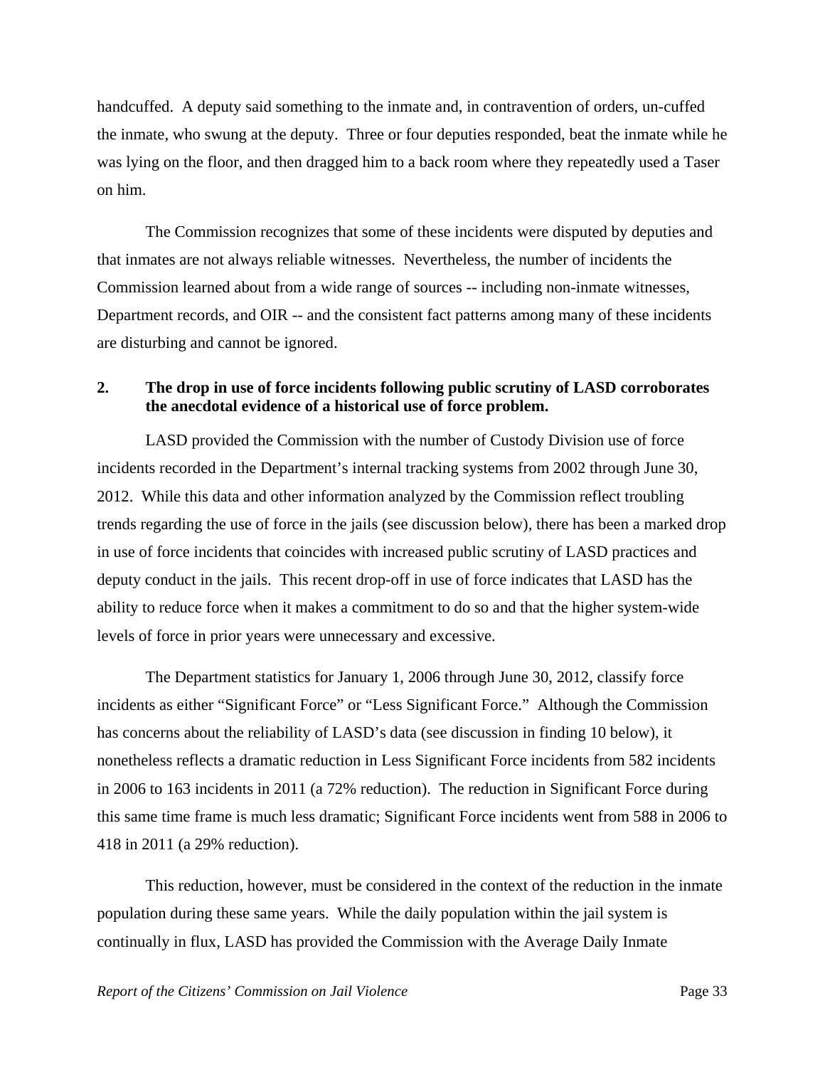handcuffed. A deputy said something to the inmate and, in contravention of orders, un-cuffed the inmate, who swung at the deputy. Three or four deputies responded, beat the inmate while he was lying on the floor, and then dragged him to a back room where they repeatedly used a Taser on him.

The Commission recognizes that some of these incidents were disputed by deputies and that inmates are not always reliable witnesses. Nevertheless, the number of incidents the Commission learned about from a wide range of sources -- including non-inmate witnesses, Department records, and OIR -- and the consistent fact patterns among many of these incidents are disturbing and cannot be ignored.

### 2. The drop in use of force incidents following public scrutiny of LASD corroborates the anecdotal evidence of a historical use of force problem.

LASD provided the Commission with the number of Custody Division use of force incidents recorded in the Department's internal tracking systems from 2002 through June 30, 2012. While this data and other information analyzed by the Commission reflect troubling trends regarding the use of force in the jails (see discussion below), there has been a marked drop in use of force incidents that coincides with increased public scrutiny of LASD practices and deputy conduct in the jails. This recent drop-off in use of force indicates that LASD has the ability to reduce force when it makes a commitment to do so and that the higher system-wide levels of force in prior years were unnecessary and excessive.

The Department statistics for January 1, 2006 through June 30, 2012, classify force incidents as either "Significant Force" or "Less Significant Force." Although the Commission has concerns about the reliability of LASD's data (see discussion in finding 10 below), it nonetheless reflects a dramatic reduction in Less Significant Force incidents from 582 incidents in 2006 to 163 incidents in 2011 (a 72% reduction). The reduction in Significant Force during this same time frame is much less dramatic; Significant Force incidents went from 588 in 2006 to 418 in 2011 (a 29% reduction).

This reduction, however, must be considered in the context of the reduction in the inmate population during these same years. While the daily population within the jail system is continually in flux, LASD has provided the Commission with the Average Daily Inmate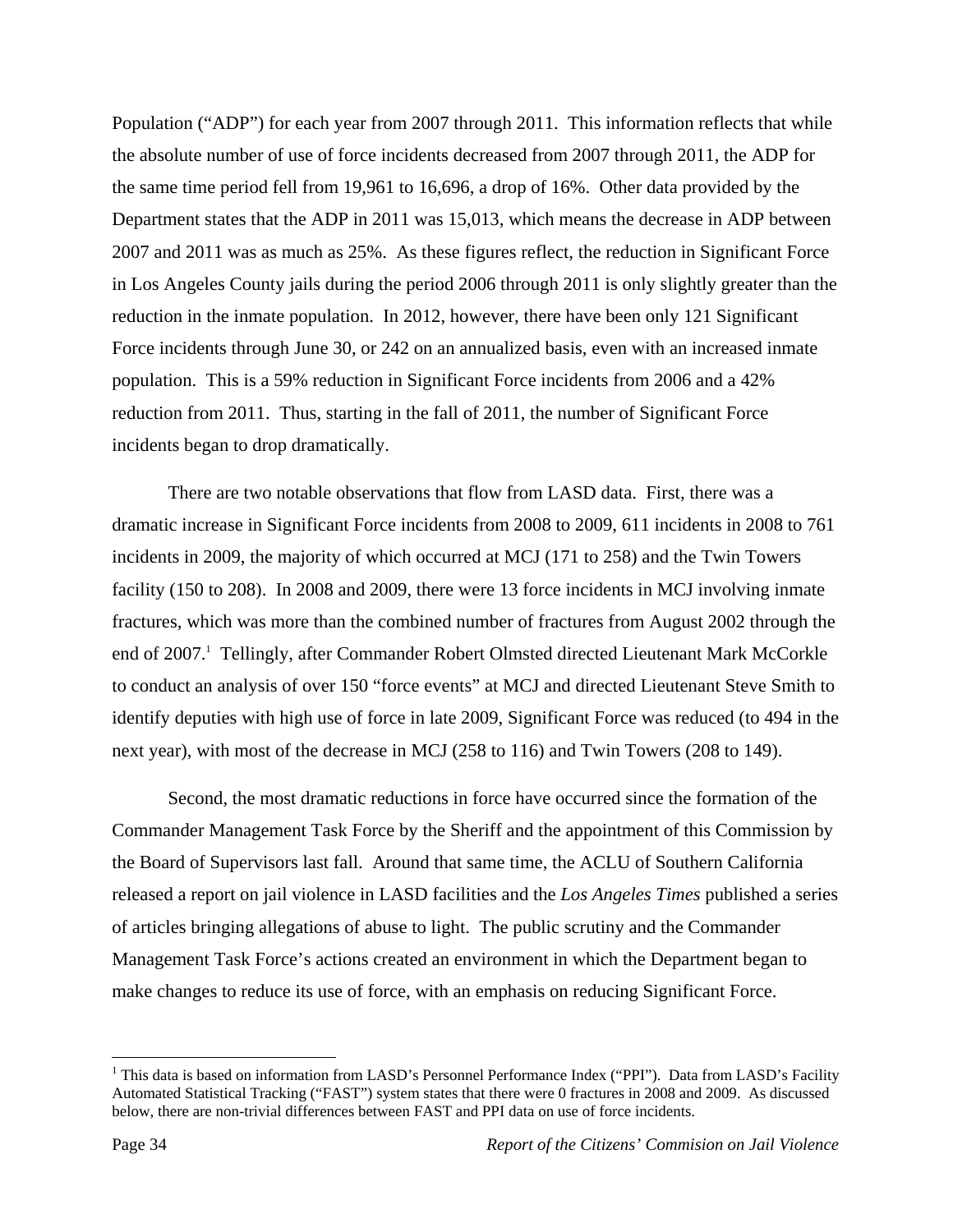Population ("ADP") for each year from 2007 through 2011. This information reflects that while the absolute number of use of force incidents decreased from 2007 through 2011, the ADP for the same time period fell from 19,961 to 16,696, a drop of 16%. Other data provided by the Department states that the ADP in 2011 was 15,013, which means the decrease in ADP between 2007 and 2011 was as much as 25%. As these figures reflect, the reduction in Significant Force in Los Angeles County jails during the period 2006 through 2011 is only slightly greater than the reduction in the inmate population. In 2012, however, there have been only 121 Significant Force incidents through June 30, or 242 on an annualized basis, even with an increased inmate population. This is a 59% reduction in Significant Force incidents from 2006 and a 42% reduction from 2011. Thus, starting in the fall of 2011, the number of Significant Force incidents began to drop dramatically.

There are two notable observations that flow from LASD data. First, there was a dramatic increase in Significant Force incidents from 2008 to 2009, 611 incidents in 2008 to 761 incidents in 2009, the majority of which occurred at MCJ (171 to 258) and the Twin Towers facility (150 to 208). In 2008 and 2009, there were 13 force incidents in MCJ involving inmate fractures, which was more than the combined number of fractures from August 2002 through the end of 2007.[1] Tellingly, after Commander Robert Olmsted directed Lieutenant Mark McCorkle to conduct an analysis of over 150 "force events" at MCJ and directed Lieutenant Steve Smith to identify deputies with high use of force in late 2009, Significant Force was reduced (to 494 in the next year), with most of the decrease in MCJ (258 to 116) and Twin Towers (208 to 149).

Second, the most dramatic reductions in force have occurred since the formation of the Commander Management Task Force by the Sheriff and the appointment of this Commission by the Board of Supervisors last fall. Around that same time, the ACLU of Southern California released a report on jail violence in LASD facilities and the *Los Angeles Times* published a series of articles bringing allegations of abuse to light. The public scrutiny and the Commander Management Task Force's actions created an environment in which the Department began to make changes to reduce its use of force, with an emphasis on reducing Significant Force.

[1] This data is based on information from LASD's Personnel Performance Index ("PPI"). Data from LASD's Facility Automated Statistical Tracking ("FAST") system states that there were 0 fractures in 2008 and 2009. As discussed below, there are non-trivial differences between FAST and PPI data on use of force incidents.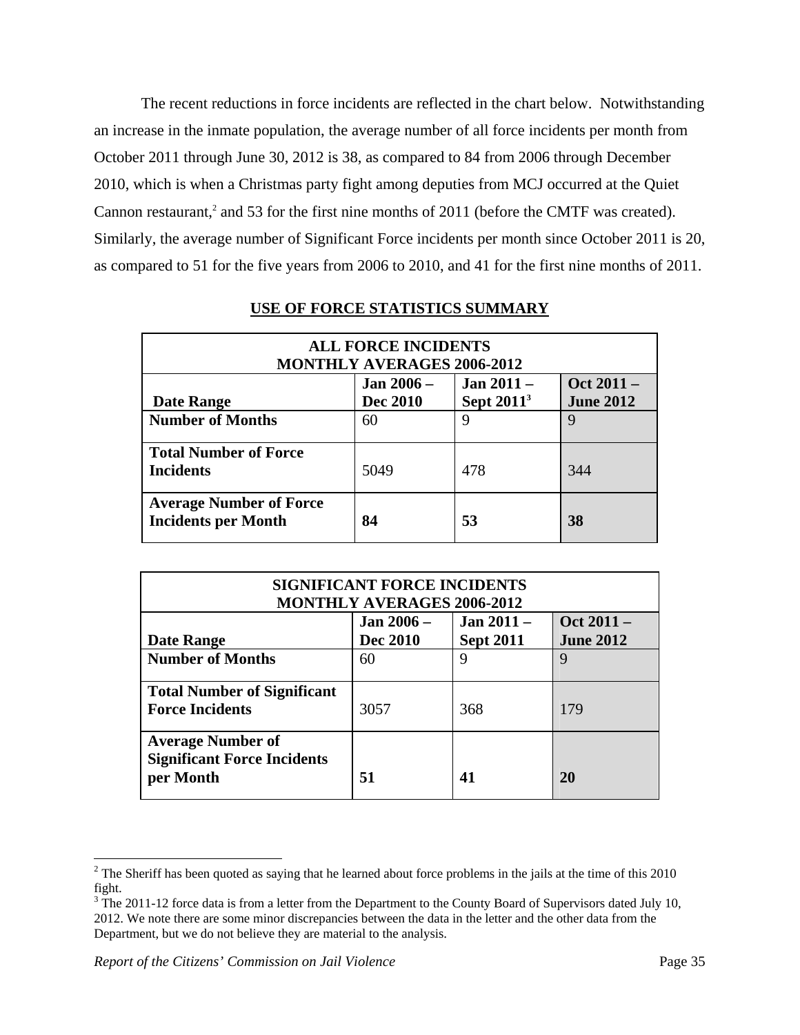The recent reductions in force incidents are reflected in the chart below. Notwithstanding an increase in the inmate population, the average number of all force incidents per month from October 2011 through June 30, 2012 is 38, as compared to 84 from 2006 through December 2010, which is when a Christmas party fight among deputies from MCJ occurred at the Quiet Cannon restaurant,[2] and 53 for the first nine months of 2011 (before the CMTF was created). Similarly, the average number of Significant Force incidents per month since October 2011 is 20, as compared to 51 for the five years from 2006 to 2010, and 41 for the first nine months of 2011.

**USE OF FORCE STATISTICS SUMMARY**

| ALL FORCE INCIDENTS MONTHLY AVERAGES 2006-2012 | | | |
|---|---|---|---|
| **Date Range** | **Jan 2006 – Dec 2010** | **Jan 2011 – Sept 2011**[3] | **Oct 2011 – June 2012** |
| **Number of Months** | 60 | 9 | 9 |
| **Total Number of Force Incidents** | 5049 | 478 | 344 |
| **Average Number of Force Incidents per Month** | **84** | **53** | **38** |

| SIGNIFICANT FORCE INCIDENTS MONTHLY AVERAGES 2006-2012 | | | |
|---|---|---|---|
| **Date Range** | **Jan 2006 – Dec 2010** | **Jan 2011 – Sept 2011** | **Oct 2011 – June 2012** |
| **Number of Months** | 60 | 9 | 9 |
| **Total Number of Significant Force Incidents** | 3057 | 368 | 179 |
| **Average Number of Significant Force Incidents per Month** | **51** | **41** | **20** |

[2] The Sheriff has been quoted as saying that he learned about force problems in the jails at the time of this 2010 fight.

[3] The 2011-12 force data is from a letter from the Department to the County Board of Supervisors dated July 10, 2012. We note there are some minor discrepancies between the data in the letter and the other data from the Department, but we do not believe they are material to the analysis.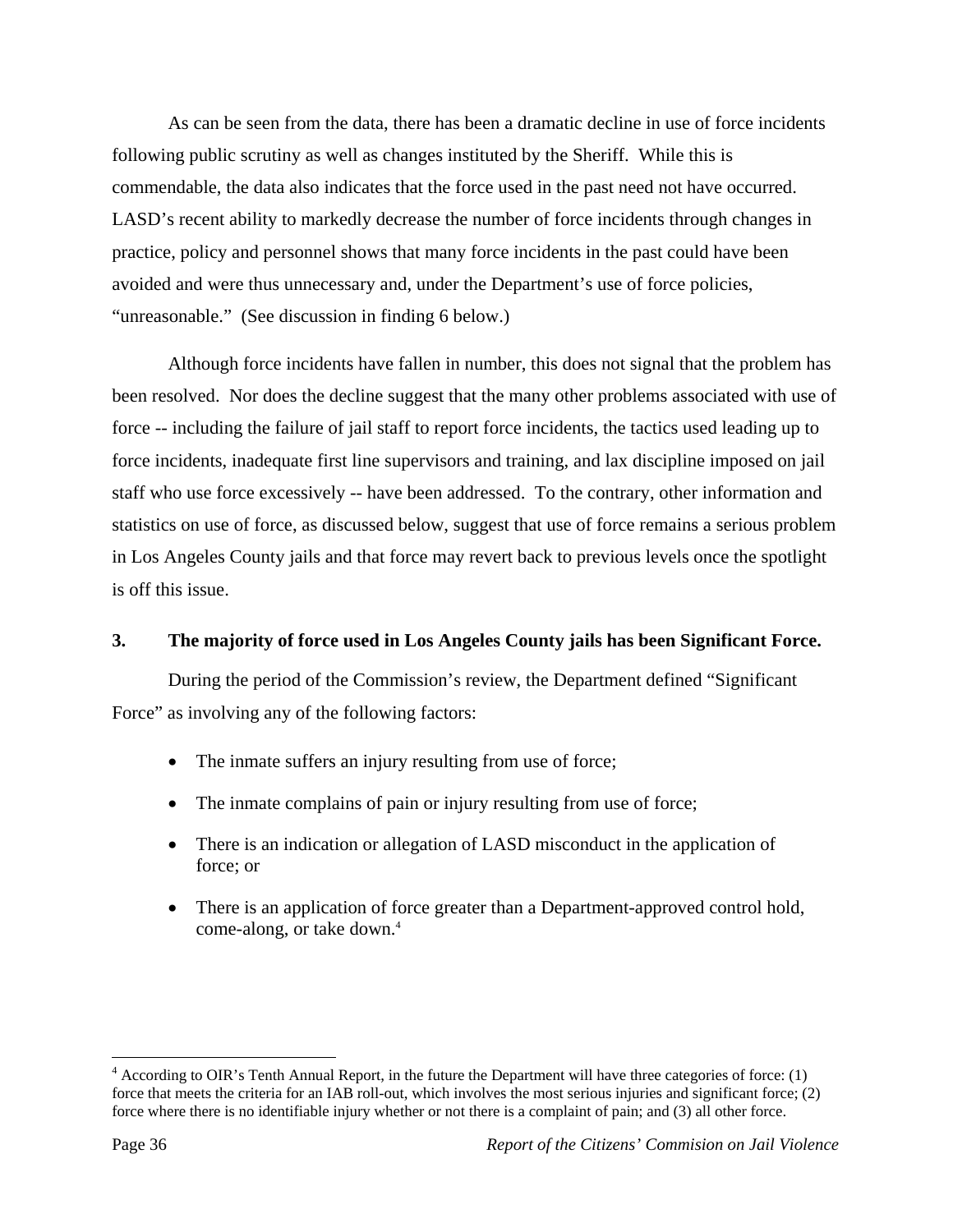As can be seen from the data, there has been a dramatic decline in use of force incidents following public scrutiny as well as changes instituted by the Sheriff. While this is commendable, the data also indicates that the force used in the past need not have occurred. LASD's recent ability to markedly decrease the number of force incidents through changes in practice, policy and personnel shows that many force incidents in the past could have been avoided and were thus unnecessary and, under the Department's use of force policies, "unreasonable." (See discussion in finding 6 below.)

Although force incidents have fallen in number, this does not signal that the problem has been resolved. Nor does the decline suggest that the many other problems associated with use of force -- including the failure of jail staff to report force incidents, the tactics used leading up to force incidents, inadequate first line supervisors and training, and lax discipline imposed on jail staff who use force excessively -- have been addressed. To the contrary, other information and statistics on use of force, as discussed below, suggest that use of force remains a serious problem in Los Angeles County jails and that force may revert back to previous levels once the spotlight is off this issue.

### 3. The majority of force used in Los Angeles County jails has been Significant Force.

During the period of the Commission's review, the Department defined "Significant Force" as involving any of the following factors:

- The inmate suffers an injury resulting from use of force;
- The inmate complains of pain or injury resulting from use of force;
- There is an indication or allegation of LASD misconduct in the application of force; or
- There is an application of force greater than a Department-approved control hold, come-along, or take down.[4]

---

[4] According to OIR's Tenth Annual Report, in the future the Department will have three categories of force: (1) force that meets the criteria for an IAB roll-out, which involves the most serious injuries and significant force; (2) force where there is no identifiable injury whether or not there is a complaint of pain; and (3) all other force.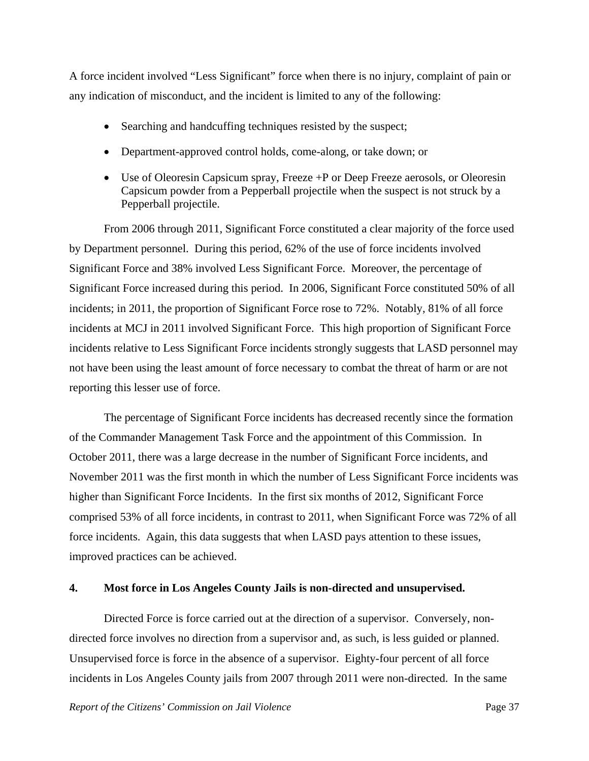A force incident involved "Less Significant" force when there is no injury, complaint of pain or any indication of misconduct, and the incident is limited to any of the following:

- Searching and handcuffing techniques resisted by the suspect;
- Department-approved control holds, come-along, or take down; or
- Use of Oleoresin Capsicum spray, Freeze +P or Deep Freeze aerosols, or Oleoresin Capsicum powder from a Pepperball projectile when the suspect is not struck by a Pepperball projectile.

From 2006 through 2011, Significant Force constituted a clear majority of the force used by Department personnel. During this period, 62% of the use of force incidents involved Significant Force and 38% involved Less Significant Force. Moreover, the percentage of Significant Force increased during this period. In 2006, Significant Force constituted 50% of all incidents; in 2011, the proportion of Significant Force rose to 72%. Notably, 81% of all force incidents at MCJ in 2011 involved Significant Force. This high proportion of Significant Force incidents relative to Less Significant Force incidents strongly suggests that LASD personnel may not have been using the least amount of force necessary to combat the threat of harm or are not reporting this lesser use of force.

The percentage of Significant Force incidents has decreased recently since the formation of the Commander Management Task Force and the appointment of this Commission. In October 2011, there was a large decrease in the number of Significant Force incidents, and November 2011 was the first month in which the number of Less Significant Force incidents was higher than Significant Force Incidents. In the first six months of 2012, Significant Force comprised 53% of all force incidents, in contrast to 2011, when Significant Force was 72% of all force incidents. Again, this data suggests that when LASD pays attention to these issues, improved practices can be achieved.

**4. Most force in Los Angeles County Jails is non-directed and unsupervised.**

Directed Force is force carried out at the direction of a supervisor. Conversely, non-directed force involves no direction from a supervisor and, as such, is less guided or planned. Unsupervised force is force in the absence of a supervisor. Eighty-four percent of all force incidents in Los Angeles County jails from 2007 through 2011 were non-directed. In the same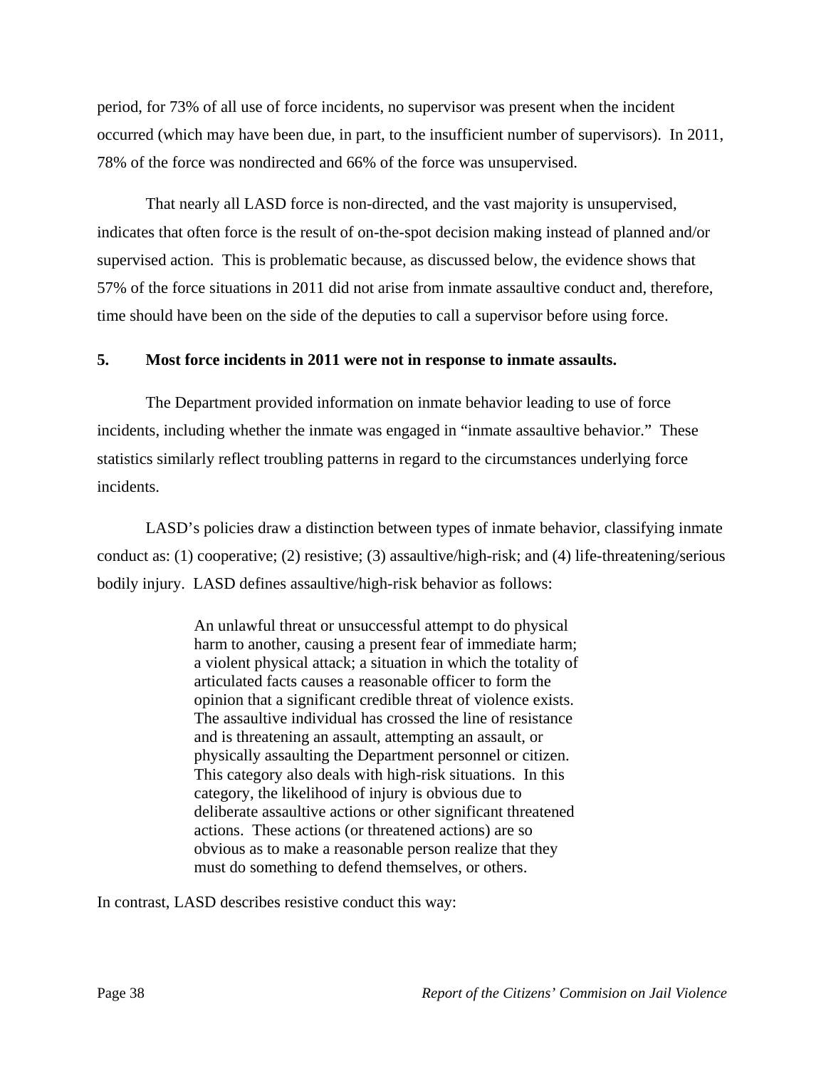period, for 73% of all use of force incidents, no supervisor was present when the incident occurred (which may have been due, in part, to the insufficient number of supervisors). In 2011, 78% of the force was nondirected and 66% of the force was unsupervised.

That nearly all LASD force is non-directed, and the vast majority is unsupervised, indicates that often force is the result of on-the-spot decision making instead of planned and/or supervised action. This is problematic because, as discussed below, the evidence shows that 57% of the force situations in 2011 did not arise from inmate assaultive conduct and, therefore, time should have been on the side of the deputies to call a supervisor before using force.

**5. Most force incidents in 2011 were not in response to inmate assaults.**

The Department provided information on inmate behavior leading to use of force incidents, including whether the inmate was engaged in "inmate assaultive behavior." These statistics similarly reflect troubling patterns in regard to the circumstances underlying force incidents.

LASD's policies draw a distinction between types of inmate behavior, classifying inmate conduct as: (1) cooperative; (2) resistive; (3) assaultive/high-risk; and (4) life-threatening/serious bodily injury. LASD defines assaultive/high-risk behavior as follows:

> An unlawful threat or unsuccessful attempt to do physical harm to another, causing a present fear of immediate harm; a violent physical attack; a situation in which the totality of articulated facts causes a reasonable officer to form the opinion that a significant credible threat of violence exists. The assaultive individual has crossed the line of resistance and is threatening an assault, attempting an assault, or physically assaulting the Department personnel or citizen. This category also deals with high-risk situations. In this category, the likelihood of injury is obvious due to deliberate assaultive actions or other significant threatened actions. These actions (or threatened actions) are so obvious as to make a reasonable person realize that they must do something to defend themselves, or others.

In contrast, LASD describes resistive conduct this way: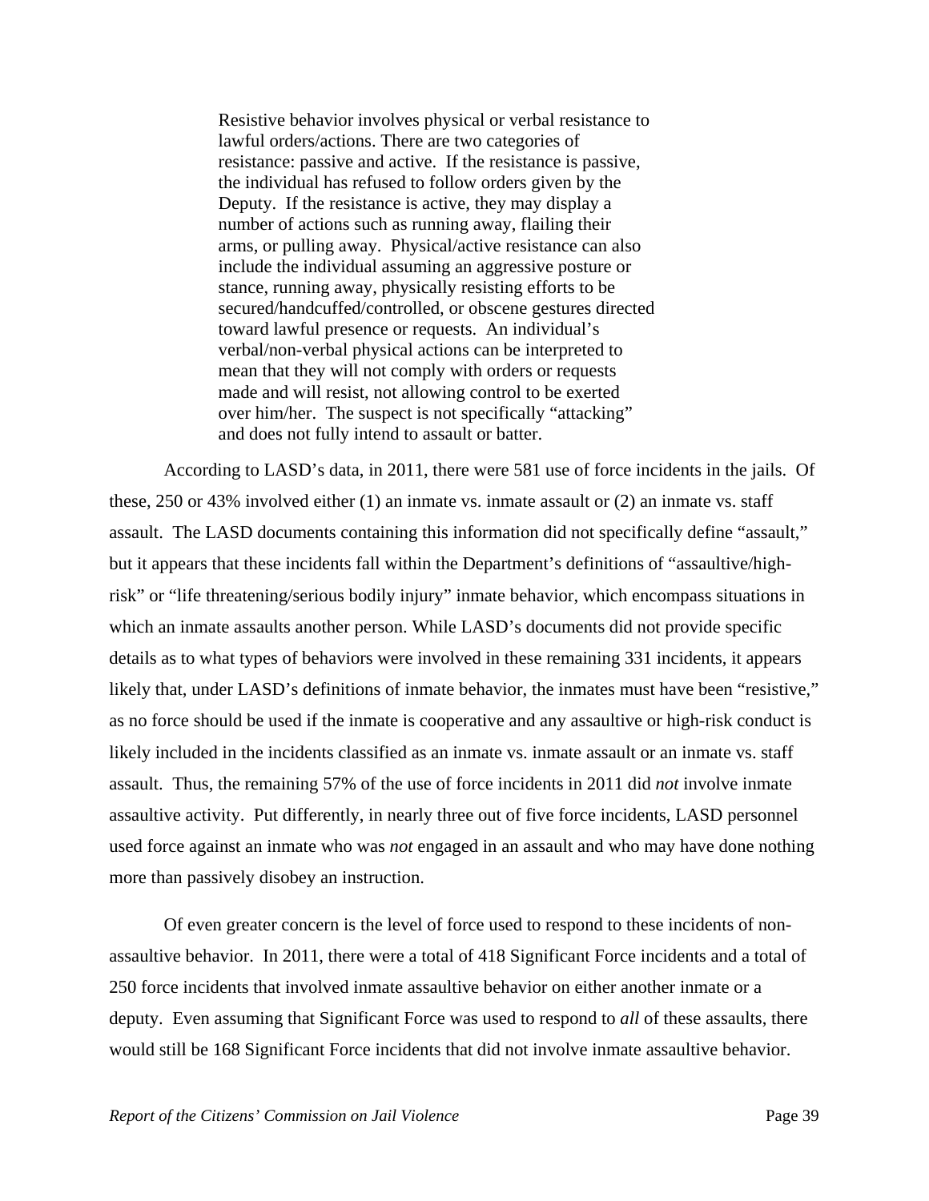> Resistive behavior involves physical or verbal resistance to lawful orders/actions. There are two categories of resistance: passive and active. If the resistance is passive, the individual has refused to follow orders given by the Deputy. If the resistance is active, they may display a number of actions such as running away, flailing their arms, or pulling away. Physical/active resistance can also include the individual assuming an aggressive posture or stance, running away, physically resisting efforts to be secured/handcuffed/controlled, or obscene gestures directed toward lawful presence or requests. An individual's verbal/non-verbal physical actions can be interpreted to mean that they will not comply with orders or requests made and will resist, not allowing control to be exerted over him/her. The suspect is not specifically "attacking" and does not fully intend to assault or batter.

According to LASD's data, in 2011, there were 581 use of force incidents in the jails. Of these, 250 or 43% involved either (1) an inmate vs. inmate assault or (2) an inmate vs. staff assault. The LASD documents containing this information did not specifically define "assault," but it appears that these incidents fall within the Department's definitions of "assaultive/high-risk" or "life threatening/serious bodily injury" inmate behavior, which encompass situations in which an inmate assaults another person. While LASD's documents did not provide specific details as to what types of behaviors were involved in these remaining 331 incidents, it appears likely that, under LASD's definitions of inmate behavior, the inmates must have been "resistive," as no force should be used if the inmate is cooperative and any assaultive or high-risk conduct is likely included in the incidents classified as an inmate vs. inmate assault or an inmate vs. staff assault. Thus, the remaining 57% of the use of force incidents in 2011 did *not* involve inmate assaultive activity. Put differently, in nearly three out of five force incidents, LASD personnel used force against an inmate who was *not* engaged in an assault and who may have done nothing more than passively disobey an instruction.

Of even greater concern is the level of force used to respond to these incidents of non-assaultive behavior. In 2011, there were a total of 418 Significant Force incidents and a total of 250 force incidents that involved inmate assaultive behavior on either another inmate or a deputy. Even assuming that Significant Force was used to respond to *all* of these assaults, there would still be 168 Significant Force incidents that did not involve inmate assaultive behavior.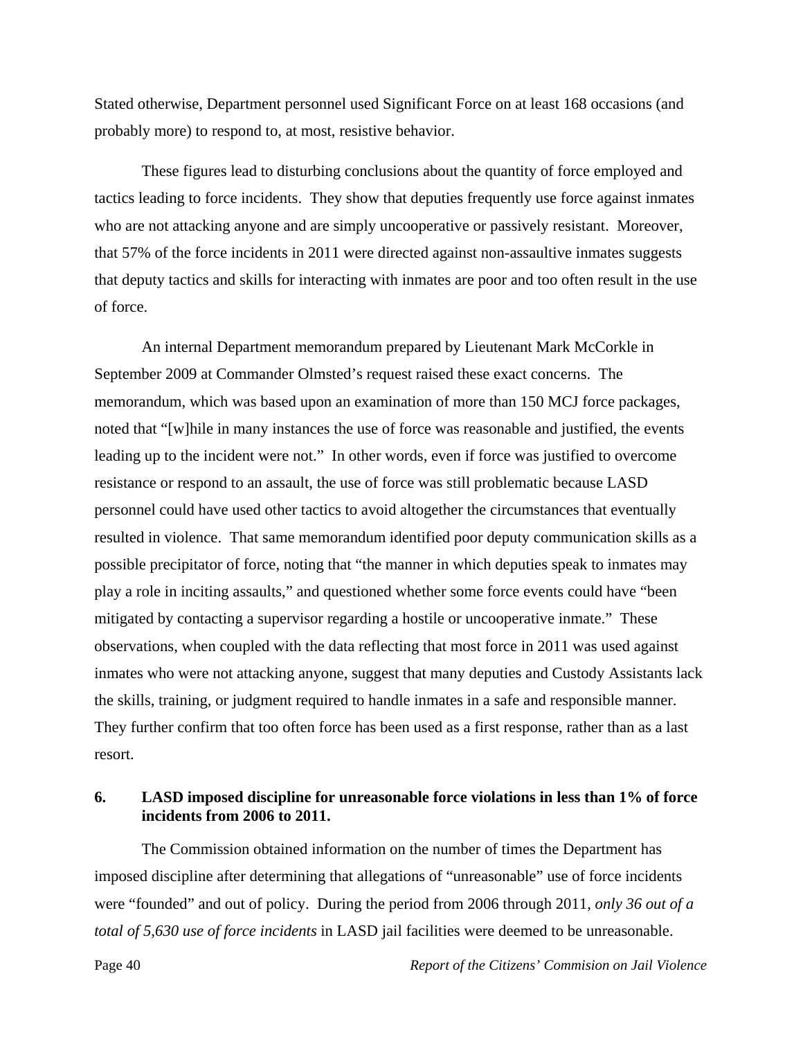Stated otherwise, Department personnel used Significant Force on at least 168 occasions (and probably more) to respond to, at most, resistive behavior.

These figures lead to disturbing conclusions about the quantity of force employed and tactics leading to force incidents. They show that deputies frequently use force against inmates who are not attacking anyone and are simply uncooperative or passively resistant. Moreover, that 57% of the force incidents in 2011 were directed against non-assaultive inmates suggests that deputy tactics and skills for interacting with inmates are poor and too often result in the use of force.

An internal Department memorandum prepared by Lieutenant Mark McCorkle in September 2009 at Commander Olmsted's request raised these exact concerns. The memorandum, which was based upon an examination of more than 150 MCJ force packages, noted that "[w]hile in many instances the use of force was reasonable and justified, the events leading up to the incident were not." In other words, even if force was justified to overcome resistance or respond to an assault, the use of force was still problematic because LASD personnel could have used other tactics to avoid altogether the circumstances that eventually resulted in violence. That same memorandum identified poor deputy communication skills as a possible precipitator of force, noting that "the manner in which deputies speak to inmates may play a role in inciting assaults," and questioned whether some force events could have "been mitigated by contacting a supervisor regarding a hostile or uncooperative inmate." These observations, when coupled with the data reflecting that most force in 2011 was used against inmates who were not attacking anyone, suggest that many deputies and Custody Assistants lack the skills, training, or judgment required to handle inmates in a safe and responsible manner. They further confirm that too often force has been used as a first response, rather than as a last resort.

### 6. LASD imposed discipline for unreasonable force violations in less than 1% of force incidents from 2006 to 2011.

The Commission obtained information on the number of times the Department has imposed discipline after determining that allegations of "unreasonable" use of force incidents were "founded" and out of policy. During the period from 2006 through 2011, *only 36 out of a total of 5,630 use of force incidents* in LASD jail facilities were deemed to be unreasonable.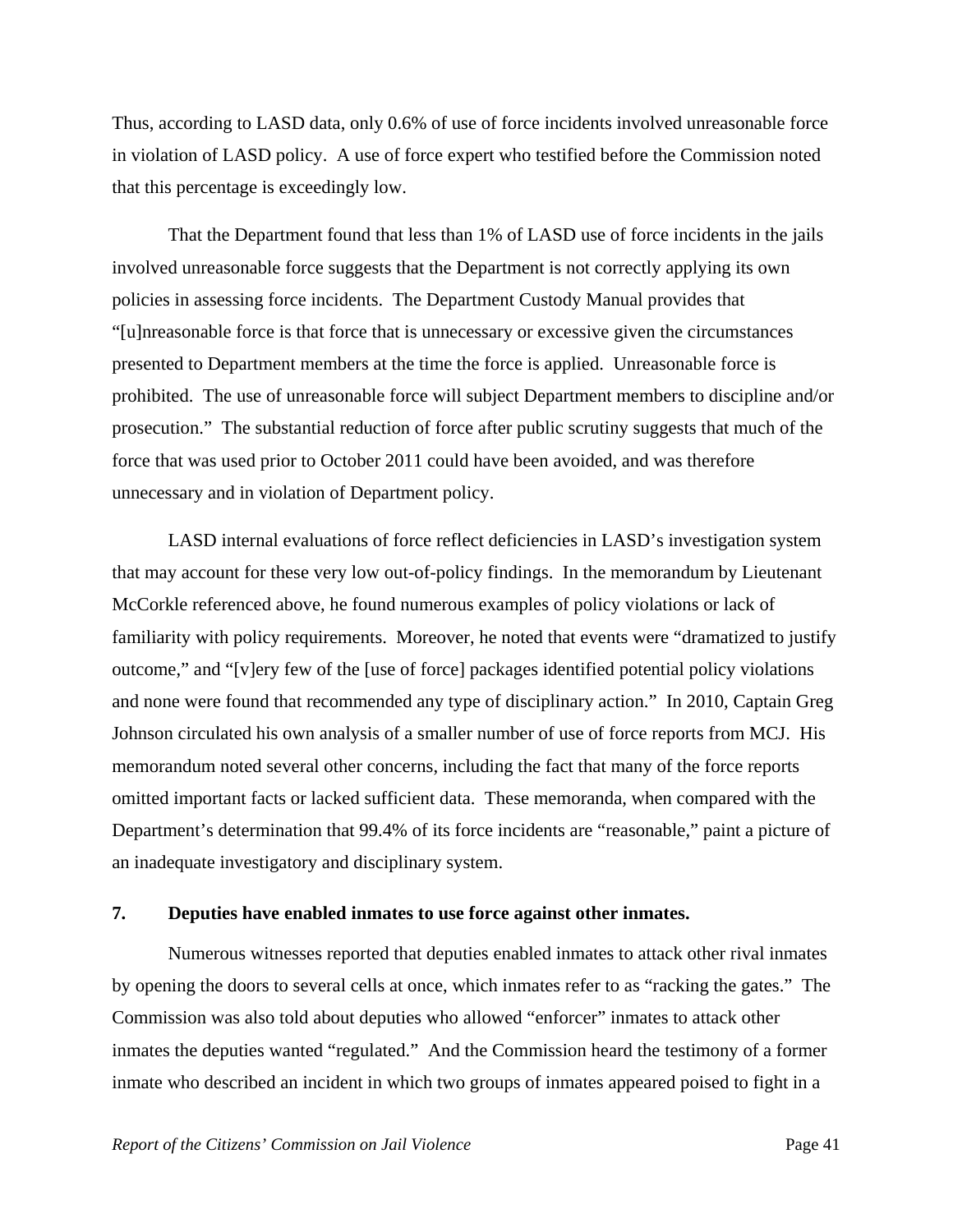Thus, according to LASD data, only 0.6% of use of force incidents involved unreasonable force in violation of LASD policy. A use of force expert who testified before the Commission noted that this percentage is exceedingly low.

That the Department found that less than 1% of LASD use of force incidents in the jails involved unreasonable force suggests that the Department is not correctly applying its own policies in assessing force incidents. The Department Custody Manual provides that "[u]nreasonable force is that force that is unnecessary or excessive given the circumstances presented to Department members at the time the force is applied. Unreasonable force is prohibited. The use of unreasonable force will subject Department members to discipline and/or prosecution." The substantial reduction of force after public scrutiny suggests that much of the force that was used prior to October 2011 could have been avoided, and was therefore unnecessary and in violation of Department policy.

LASD internal evaluations of force reflect deficiencies in LASD's investigation system that may account for these very low out-of-policy findings. In the memorandum by Lieutenant McCorkle referenced above, he found numerous examples of policy violations or lack of familiarity with policy requirements. Moreover, he noted that events were "dramatized to justify outcome," and "[v]ery few of the [use of force] packages identified potential policy violations and none were found that recommended any type of disciplinary action." In 2010, Captain Greg Johnson circulated his own analysis of a smaller number of use of force reports from MCJ. His memorandum noted several other concerns, including the fact that many of the force reports omitted important facts or lacked sufficient data. These memoranda, when compared with the Department's determination that 99.4% of its force incidents are "reasonable," paint a picture of an inadequate investigatory and disciplinary system.

### 7. Deputies have enabled inmates to use force against other inmates.

Numerous witnesses reported that deputies enabled inmates to attack other rival inmates by opening the doors to several cells at once, which inmates refer to as "racking the gates." The Commission was also told about deputies who allowed "enforcer" inmates to attack other inmates the deputies wanted "regulated." And the Commission heard the testimony of a former inmate who described an incident in which two groups of inmates appeared poised to fight in a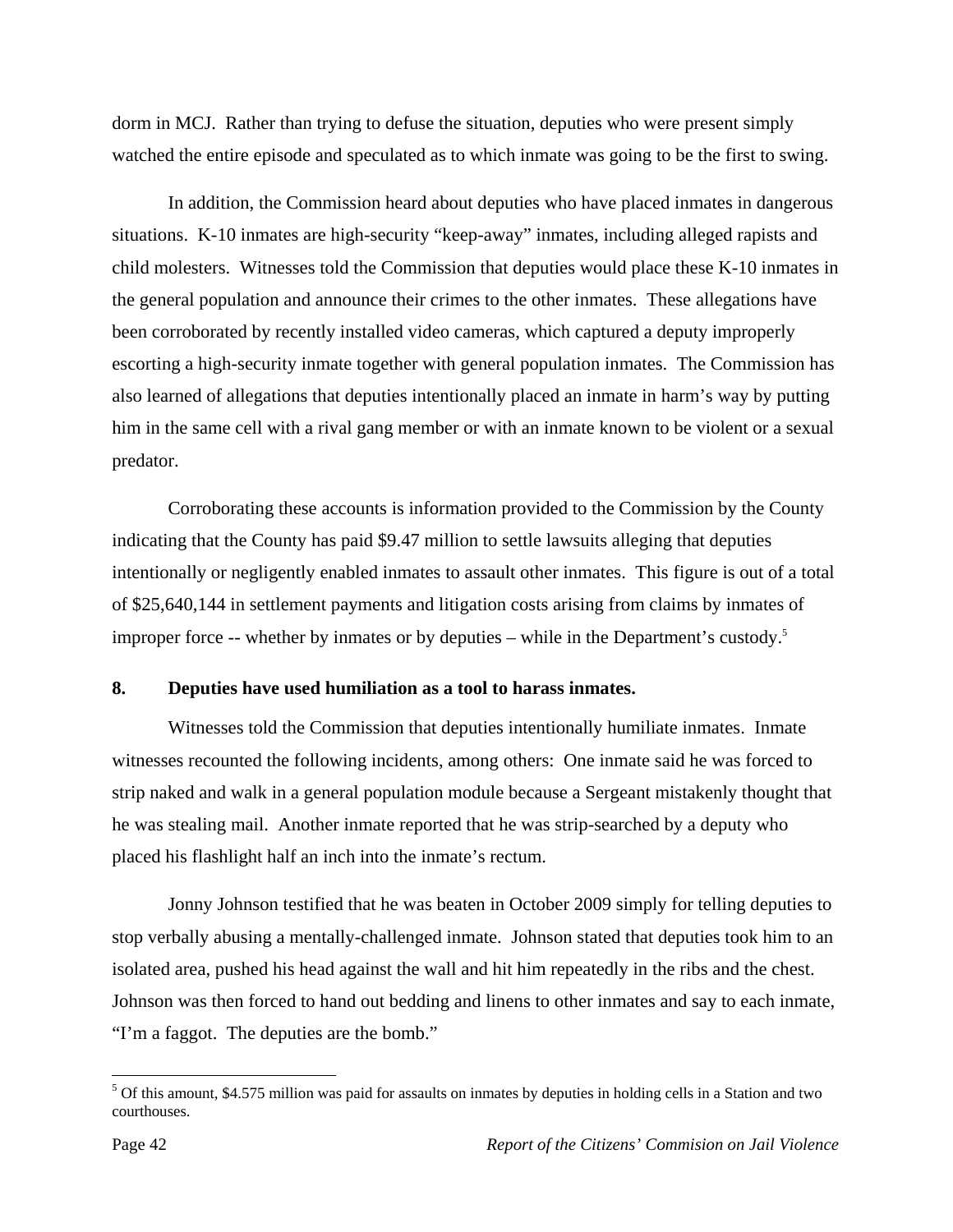dorm in MCJ. Rather than trying to defuse the situation, deputies who were present simply watched the entire episode and speculated as to which inmate was going to be the first to swing.

In addition, the Commission heard about deputies who have placed inmates in dangerous situations. K-10 inmates are high-security "keep-away" inmates, including alleged rapists and child molesters. Witnesses told the Commission that deputies would place these K-10 inmates in the general population and announce their crimes to the other inmates. These allegations have been corroborated by recently installed video cameras, which captured a deputy improperly escorting a high-security inmate together with general population inmates. The Commission has also learned of allegations that deputies intentionally placed an inmate in harm's way by putting him in the same cell with a rival gang member or with an inmate known to be violent or a sexual predator.

Corroborating these accounts is information provided to the Commission by the County indicating that the County has paid $9.47 million to settle lawsuits alleging that deputies intentionally or negligently enabled inmates to assault other inmates. This figure is out of a total of $25,640,144 in settlement payments and litigation costs arising from claims by inmates of improper force -- whether by inmates or by deputies – while in the Department's custody.[5]

**8. Deputies have used humiliation as a tool to harass inmates.**

Witnesses told the Commission that deputies intentionally humiliate inmates. Inmate witnesses recounted the following incidents, among others: One inmate said he was forced to strip naked and walk in a general population module because a Sergeant mistakenly thought that he was stealing mail. Another inmate reported that he was strip-searched by a deputy who placed his flashlight half an inch into the inmate's rectum.

Jonny Johnson testified that he was beaten in October 2009 simply for telling deputies to stop verbally abusing a mentally-challenged inmate. Johnson stated that deputies took him to an isolated area, pushed his head against the wall and hit him repeatedly in the ribs and the chest. Johnson was then forced to hand out bedding and linens to other inmates and say to each inmate, "I'm a faggot. The deputies are the bomb."

[5] Of this amount, $4.575 million was paid for assaults on inmates by deputies in holding cells in a Station and two courthouses.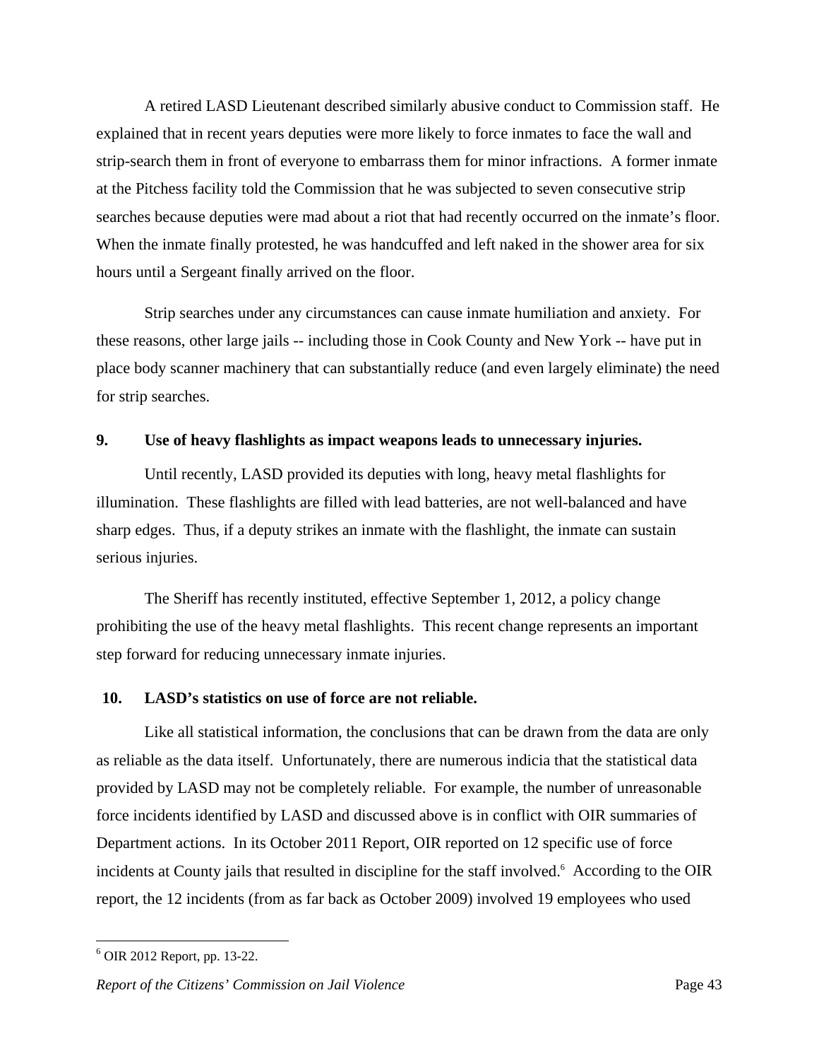A retired LASD Lieutenant described similarly abusive conduct to Commission staff. He explained that in recent years deputies were more likely to force inmates to face the wall and strip-search them in front of everyone to embarrass them for minor infractions. A former inmate at the Pitchess facility told the Commission that he was subjected to seven consecutive strip searches because deputies were mad about a riot that had recently occurred on the inmate's floor. When the inmate finally protested, he was handcuffed and left naked in the shower area for six hours until a Sergeant finally arrived on the floor.

Strip searches under any circumstances can cause inmate humiliation and anxiety. For these reasons, other large jails -- including those in Cook County and New York -- have put in place body scanner machinery that can substantially reduce (and even largely eliminate) the need for strip searches.

### 9. Use of heavy flashlights as impact weapons leads to unnecessary injuries.

Until recently, LASD provided its deputies with long, heavy metal flashlights for illumination. These flashlights are filled with lead batteries, are not well-balanced and have sharp edges. Thus, if a deputy strikes an inmate with the flashlight, the inmate can sustain serious injuries.

The Sheriff has recently instituted, effective September 1, 2012, a policy change prohibiting the use of the heavy metal flashlights. This recent change represents an important step forward for reducing unnecessary inmate injuries.

### 10. LASD's statistics on use of force are not reliable.

Like all statistical information, the conclusions that can be drawn from the data are only as reliable as the data itself. Unfortunately, there are numerous indicia that the statistical data provided by LASD may not be completely reliable. For example, the number of unreasonable force incidents identified by LASD and discussed above is in conflict with OIR summaries of Department actions. In its October 2011 Report, OIR reported on 12 specific use of force incidents at County jails that resulted in discipline for the staff involved.[6] According to the OIR report, the 12 incidents (from as far back as October 2009) involved 19 employees who used

[6] OIR 2012 Report, pp. 13-22.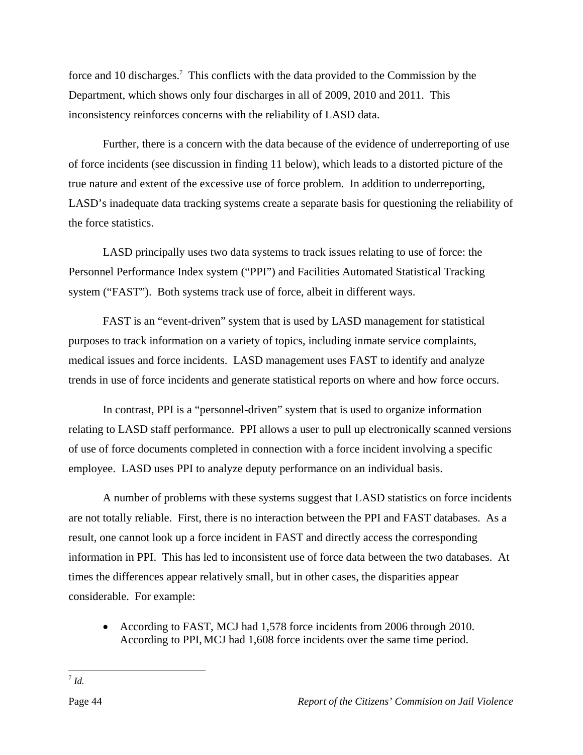force and 10 discharges.[7] This conflicts with the data provided to the Commission by the Department, which shows only four discharges in all of 2009, 2010 and 2011. This inconsistency reinforces concerns with the reliability of LASD data.

Further, there is a concern with the data because of the evidence of underreporting of use of force incidents (see discussion in finding 11 below), which leads to a distorted picture of the true nature and extent of the excessive use of force problem. In addition to underreporting, LASD's inadequate data tracking systems create a separate basis for questioning the reliability of the force statistics.

LASD principally uses two data systems to track issues relating to use of force: the Personnel Performance Index system ("PPI") and Facilities Automated Statistical Tracking system ("FAST"). Both systems track use of force, albeit in different ways.

FAST is an "event-driven" system that is used by LASD management for statistical purposes to track information on a variety of topics, including inmate service complaints, medical issues and force incidents. LASD management uses FAST to identify and analyze trends in use of force incidents and generate statistical reports on where and how force occurs.

In contrast, PPI is a "personnel-driven" system that is used to organize information relating to LASD staff performance. PPI allows a user to pull up electronically scanned versions of use of force documents completed in connection with a force incident involving a specific employee. LASD uses PPI to analyze deputy performance on an individual basis.

A number of problems with these systems suggest that LASD statistics on force incidents are not totally reliable. First, there is no interaction between the PPI and FAST databases. As a result, one cannot look up a force incident in FAST and directly access the corresponding information in PPI. This has led to inconsistent use of force data between the two databases. At times the differences appear relatively small, but in other cases, the disparities appear considerable. For example:

- According to FAST, MCJ had 1,578 force incidents from 2006 through 2010. According to PPI, MCJ had 1,608 force incidents over the same time period.

[7] *Id.*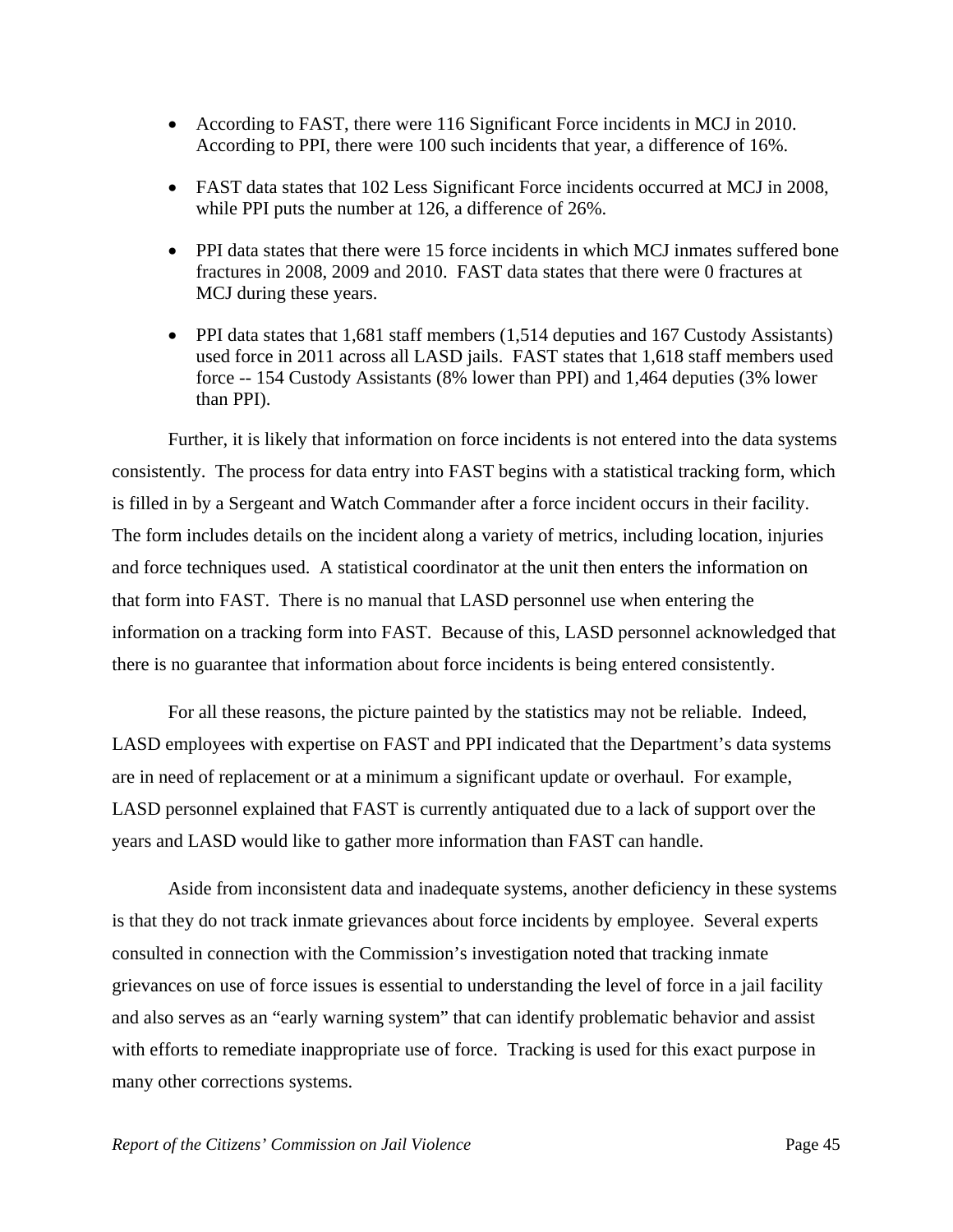- According to FAST, there were 116 Significant Force incidents in MCJ in 2010. According to PPI, there were 100 such incidents that year, a difference of 16%.

- FAST data states that 102 Less Significant Force incidents occurred at MCJ in 2008, while PPI puts the number at 126, a difference of 26%.

- PPI data states that there were 15 force incidents in which MCJ inmates suffered bone fractures in 2008, 2009 and 2010. FAST data states that there were 0 fractures at MCJ during these years.

- PPI data states that 1,681 staff members (1,514 deputies and 167 Custody Assistants) used force in 2011 across all LASD jails. FAST states that 1,618 staff members used force -- 154 Custody Assistants (8% lower than PPI) and 1,464 deputies (3% lower than PPI).

Further, it is likely that information on force incidents is not entered into the data systems consistently. The process for data entry into FAST begins with a statistical tracking form, which is filled in by a Sergeant and Watch Commander after a force incident occurs in their facility. The form includes details on the incident along a variety of metrics, including location, injuries and force techniques used. A statistical coordinator at the unit then enters the information on that form into FAST. There is no manual that LASD personnel use when entering the information on a tracking form into FAST. Because of this, LASD personnel acknowledged that there is no guarantee that information about force incidents is being entered consistently.

For all these reasons, the picture painted by the statistics may not be reliable. Indeed, LASD employees with expertise on FAST and PPI indicated that the Department's data systems are in need of replacement or at a minimum a significant update or overhaul. For example, LASD personnel explained that FAST is currently antiquated due to a lack of support over the years and LASD would like to gather more information than FAST can handle.

Aside from inconsistent data and inadequate systems, another deficiency in these systems is that they do not track inmate grievances about force incidents by employee. Several experts consulted in connection with the Commission's investigation noted that tracking inmate grievances on use of force issues is essential to understanding the level of force in a jail facility and also serves as an "early warning system" that can identify problematic behavior and assist with efforts to remediate inappropriate use of force. Tracking is used for this exact purpose in many other corrections systems.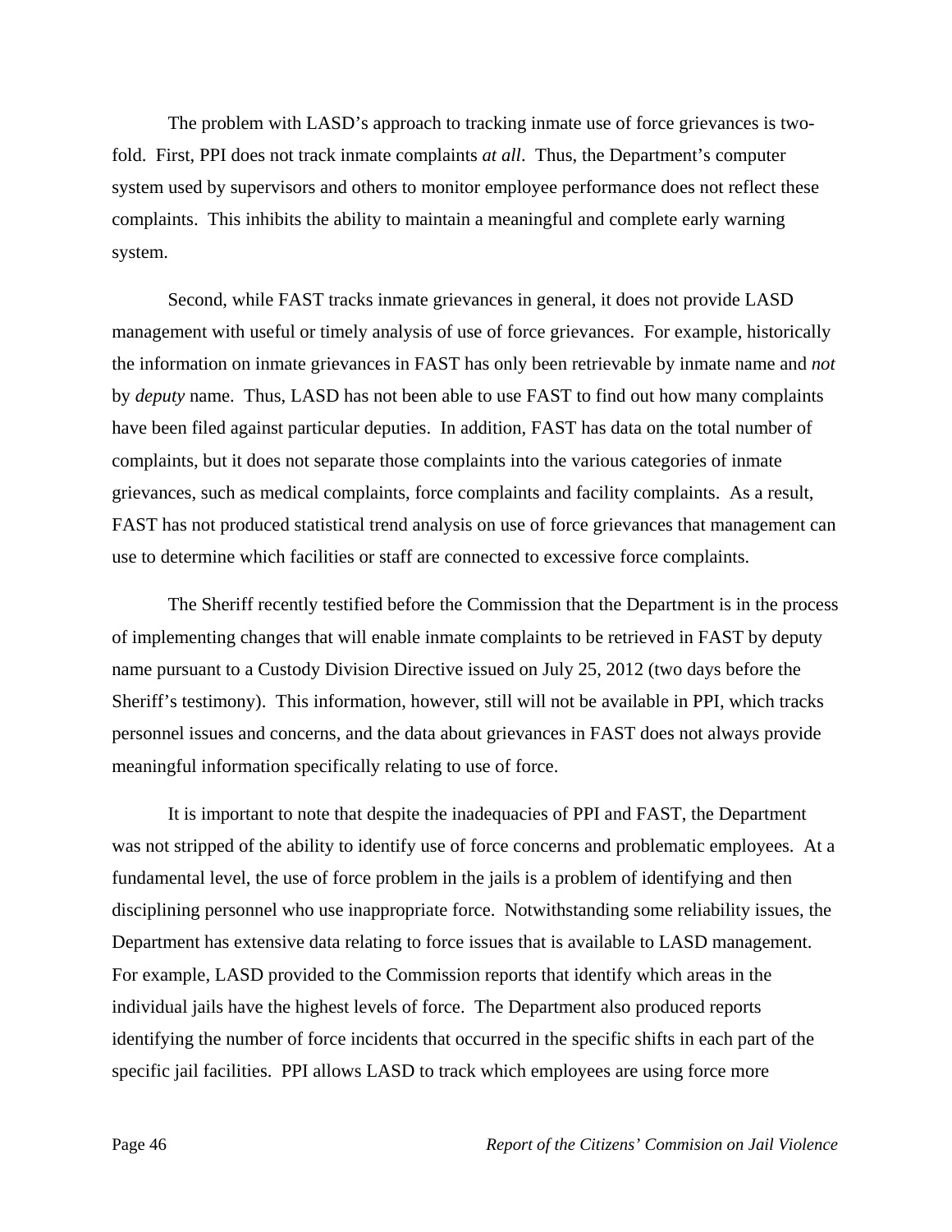The problem with LASD's approach to tracking inmate use of force grievances is two-fold. First, PPI does not track inmate complaints *at all*. Thus, the Department's computer system used by supervisors and others to monitor employee performance does not reflect these complaints. This inhibits the ability to maintain a meaningful and complete early warning system.

Second, while FAST tracks inmate grievances in general, it does not provide LASD management with useful or timely analysis of use of force grievances. For example, historically the information on inmate grievances in FAST has only been retrievable by inmate name and *not* by *deputy* name. Thus, LASD has not been able to use FAST to find out how many complaints have been filed against particular deputies. In addition, FAST has data on the total number of complaints, but it does not separate those complaints into the various categories of inmate grievances, such as medical complaints, force complaints and facility complaints. As a result, FAST has not produced statistical trend analysis on use of force grievances that management can use to determine which facilities or staff are connected to excessive force complaints.

The Sheriff recently testified before the Commission that the Department is in the process of implementing changes that will enable inmate complaints to be retrieved in FAST by deputy name pursuant to a Custody Division Directive issued on July 25, 2012 (two days before the Sheriff's testimony). This information, however, still will not be available in PPI, which tracks personnel issues and concerns, and the data about grievances in FAST does not always provide meaningful information specifically relating to use of force.

It is important to note that despite the inadequacies of PPI and FAST, the Department was not stripped of the ability to identify use of force concerns and problematic employees. At a fundamental level, the use of force problem in the jails is a problem of identifying and then disciplining personnel who use inappropriate force. Notwithstanding some reliability issues, the Department has extensive data relating to force issues that is available to LASD management. For example, LASD provided to the Commission reports that identify which areas in the individual jails have the highest levels of force. The Department also produced reports identifying the number of force incidents that occurred in the specific shifts in each part of the specific jail facilities. PPI allows LASD to track which employees are using force more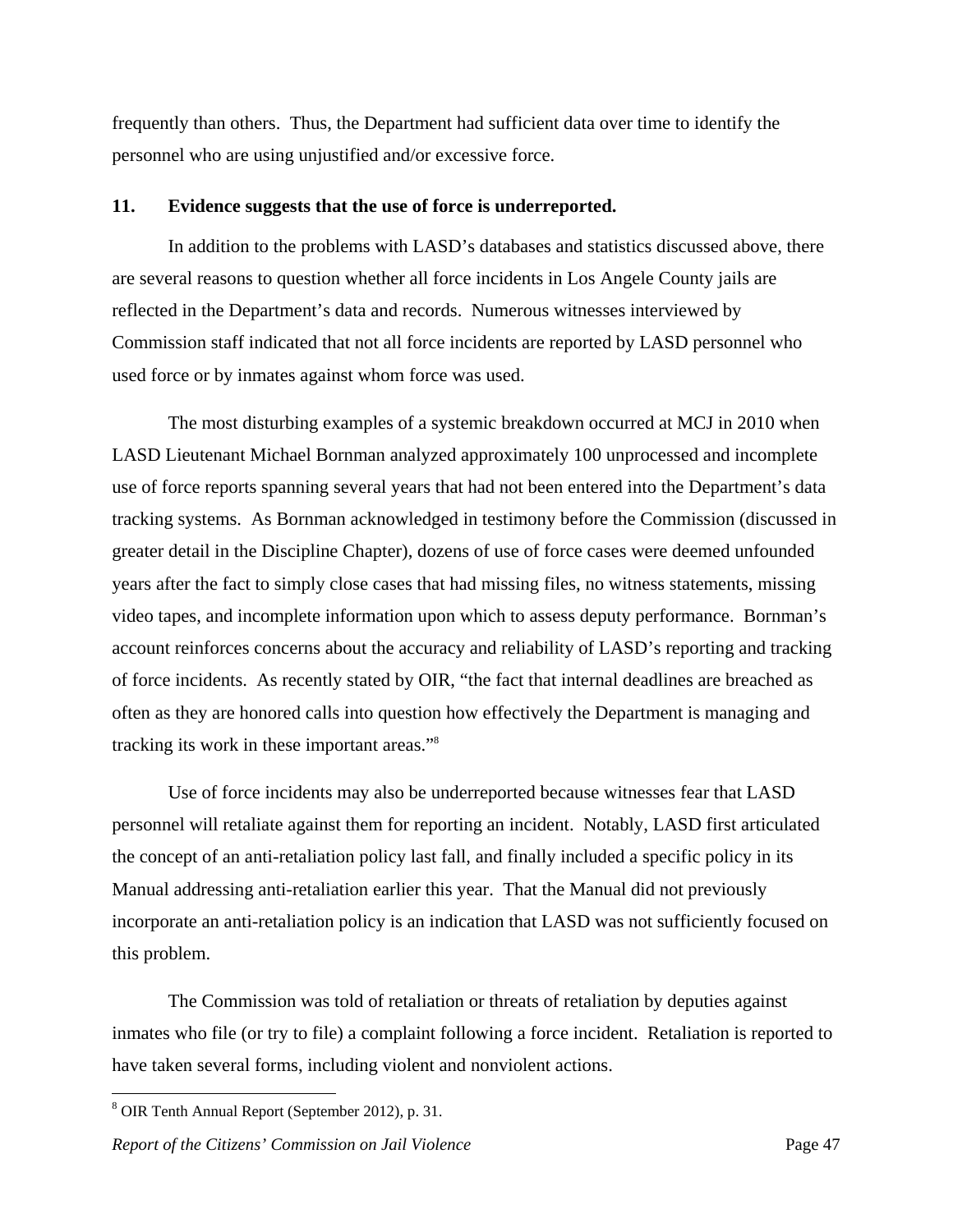frequently than others. Thus, the Department had sufficient data over time to identify the personnel who are using unjustified and/or excessive force.

### 11. Evidence suggests that the use of force is underreported.

In addition to the problems with LASD's databases and statistics discussed above, there are several reasons to question whether all force incidents in Los Angele County jails are reflected in the Department's data and records. Numerous witnesses interviewed by Commission staff indicated that not all force incidents are reported by LASD personnel who used force or by inmates against whom force was used.

The most disturbing examples of a systemic breakdown occurred at MCJ in 2010 when LASD Lieutenant Michael Bornman analyzed approximately 100 unprocessed and incomplete use of force reports spanning several years that had not been entered into the Department's data tracking systems. As Bornman acknowledged in testimony before the Commission (discussed in greater detail in the Discipline Chapter), dozens of use of force cases were deemed unfounded years after the fact to simply close cases that had missing files, no witness statements, missing video tapes, and incomplete information upon which to assess deputy performance. Bornman's account reinforces concerns about the accuracy and reliability of LASD's reporting and tracking of force incidents. As recently stated by OIR, "the fact that internal deadlines are breached as often as they are honored calls into question how effectively the Department is managing and tracking its work in these important areas."[8]

Use of force incidents may also be underreported because witnesses fear that LASD personnel will retaliate against them for reporting an incident. Notably, LASD first articulated the concept of an anti-retaliation policy last fall, and finally included a specific policy in its Manual addressing anti-retaliation earlier this year. That the Manual did not previously incorporate an anti-retaliation policy is an indication that LASD was not sufficiently focused on this problem.

The Commission was told of retaliation or threats of retaliation by deputies against inmates who file (or try to file) a complaint following a force incident. Retaliation is reported to have taken several forms, including violent and nonviolent actions.

---

[8] OIR Tenth Annual Report (September 2012), p. 31.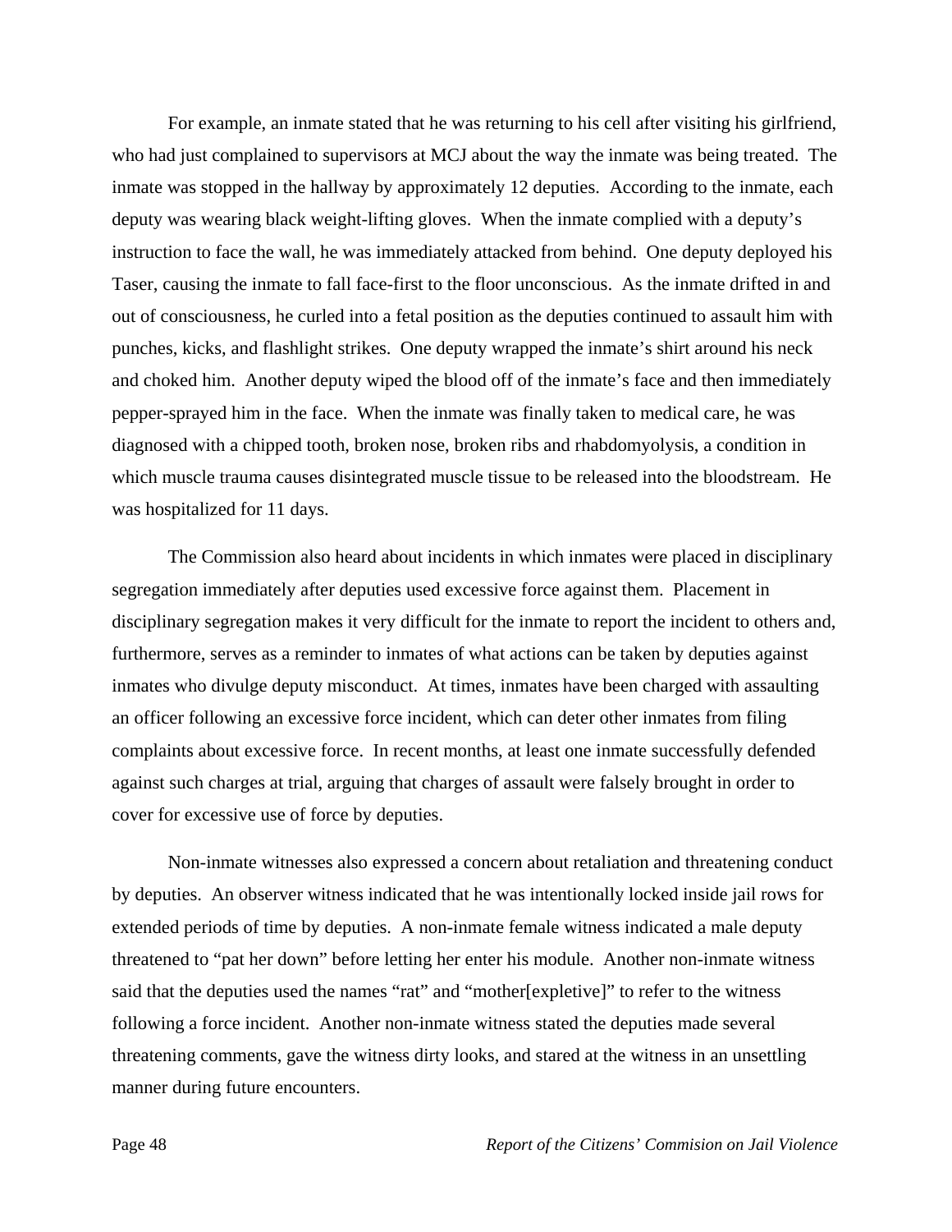For example, an inmate stated that he was returning to his cell after visiting his girlfriend, who had just complained to supervisors at MCJ about the way the inmate was being treated. The inmate was stopped in the hallway by approximately 12 deputies. According to the inmate, each deputy was wearing black weight-lifting gloves. When the inmate complied with a deputy's instruction to face the wall, he was immediately attacked from behind. One deputy deployed his Taser, causing the inmate to fall face-first to the floor unconscious. As the inmate drifted in and out of consciousness, he curled into a fetal position as the deputies continued to assault him with punches, kicks, and flashlight strikes. One deputy wrapped the inmate's shirt around his neck and choked him. Another deputy wiped the blood off of the inmate's face and then immediately pepper-sprayed him in the face. When the inmate was finally taken to medical care, he was diagnosed with a chipped tooth, broken nose, broken ribs and rhabdomyolysis, a condition in which muscle trauma causes disintegrated muscle tissue to be released into the bloodstream. He was hospitalized for 11 days.

The Commission also heard about incidents in which inmates were placed in disciplinary segregation immediately after deputies used excessive force against them. Placement in disciplinary segregation makes it very difficult for the inmate to report the incident to others and, furthermore, serves as a reminder to inmates of what actions can be taken by deputies against inmates who divulge deputy misconduct. At times, inmates have been charged with assaulting an officer following an excessive force incident, which can deter other inmates from filing complaints about excessive force. In recent months, at least one inmate successfully defended against such charges at trial, arguing that charges of assault were falsely brought in order to cover for excessive use of force by deputies.

Non-inmate witnesses also expressed a concern about retaliation and threatening conduct by deputies. An observer witness indicated that he was intentionally locked inside jail rows for extended periods of time by deputies. A non-inmate female witness indicated a male deputy threatened to "pat her down" before letting her enter his module. Another non-inmate witness said that the deputies used the names "rat" and "mother[expletive]" to refer to the witness following a force incident. Another non-inmate witness stated the deputies made several threatening comments, gave the witness dirty looks, and stared at the witness in an unsettling manner during future encounters.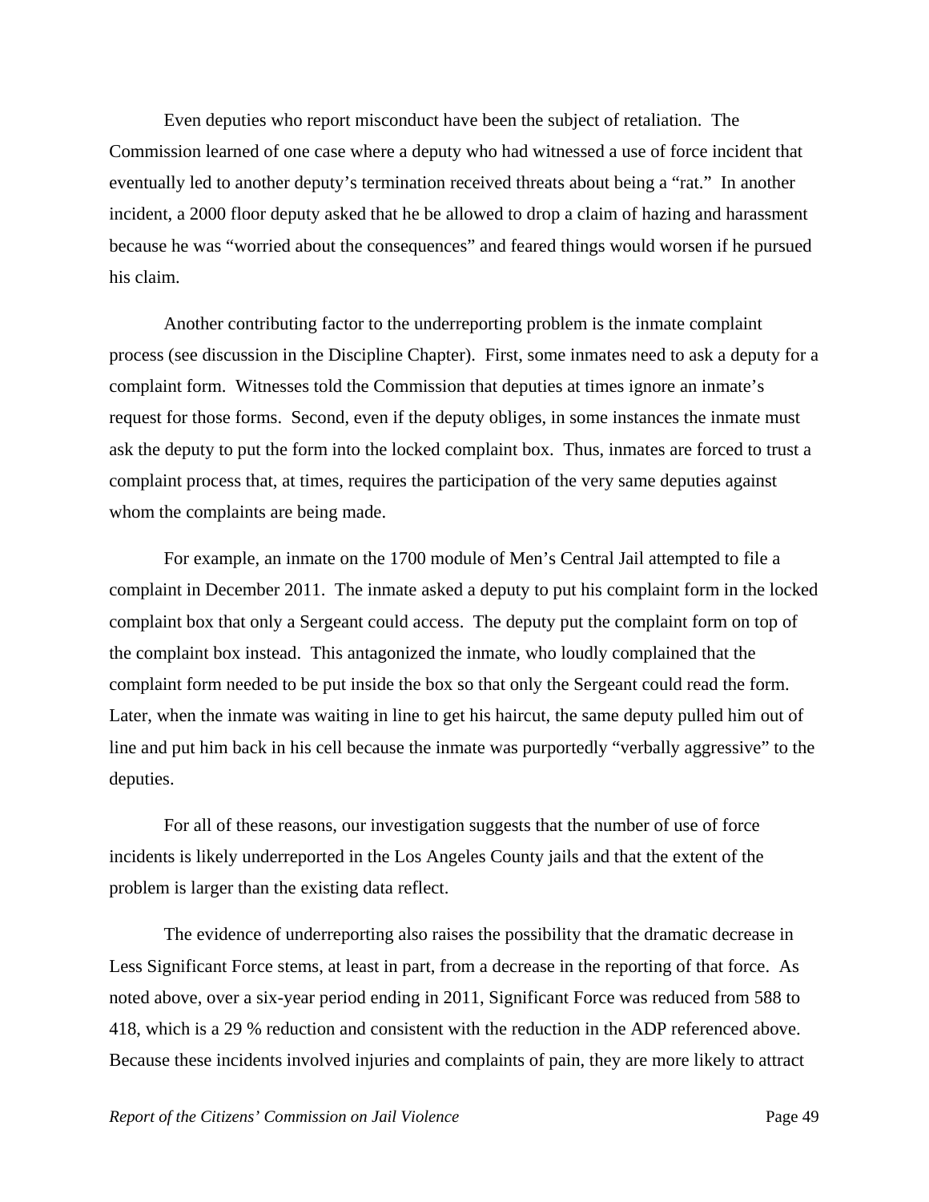Even deputies who report misconduct have been the subject of retaliation. The Commission learned of one case where a deputy who had witnessed a use of force incident that eventually led to another deputy's termination received threats about being a "rat." In another incident, a 2000 floor deputy asked that he be allowed to drop a claim of hazing and harassment because he was "worried about the consequences" and feared things would worsen if he pursued his claim.

Another contributing factor to the underreporting problem is the inmate complaint process (see discussion in the Discipline Chapter). First, some inmates need to ask a deputy for a complaint form. Witnesses told the Commission that deputies at times ignore an inmate's request for those forms. Second, even if the deputy obliges, in some instances the inmate must ask the deputy to put the form into the locked complaint box. Thus, inmates are forced to trust a complaint process that, at times, requires the participation of the very same deputies against whom the complaints are being made.

For example, an inmate on the 1700 module of Men's Central Jail attempted to file a complaint in December 2011. The inmate asked a deputy to put his complaint form in the locked complaint box that only a Sergeant could access. The deputy put the complaint form on top of the complaint box instead. This antagonized the inmate, who loudly complained that the complaint form needed to be put inside the box so that only the Sergeant could read the form. Later, when the inmate was waiting in line to get his haircut, the same deputy pulled him out of line and put him back in his cell because the inmate was purportedly "verbally aggressive" to the deputies.

For all of these reasons, our investigation suggests that the number of use of force incidents is likely underreported in the Los Angeles County jails and that the extent of the problem is larger than the existing data reflect.

The evidence of underreporting also raises the possibility that the dramatic decrease in Less Significant Force stems, at least in part, from a decrease in the reporting of that force. As noted above, over a six-year period ending in 2011, Significant Force was reduced from 588 to 418, which is a 29 % reduction and consistent with the reduction in the ADP referenced above. Because these incidents involved injuries and complaints of pain, they are more likely to attract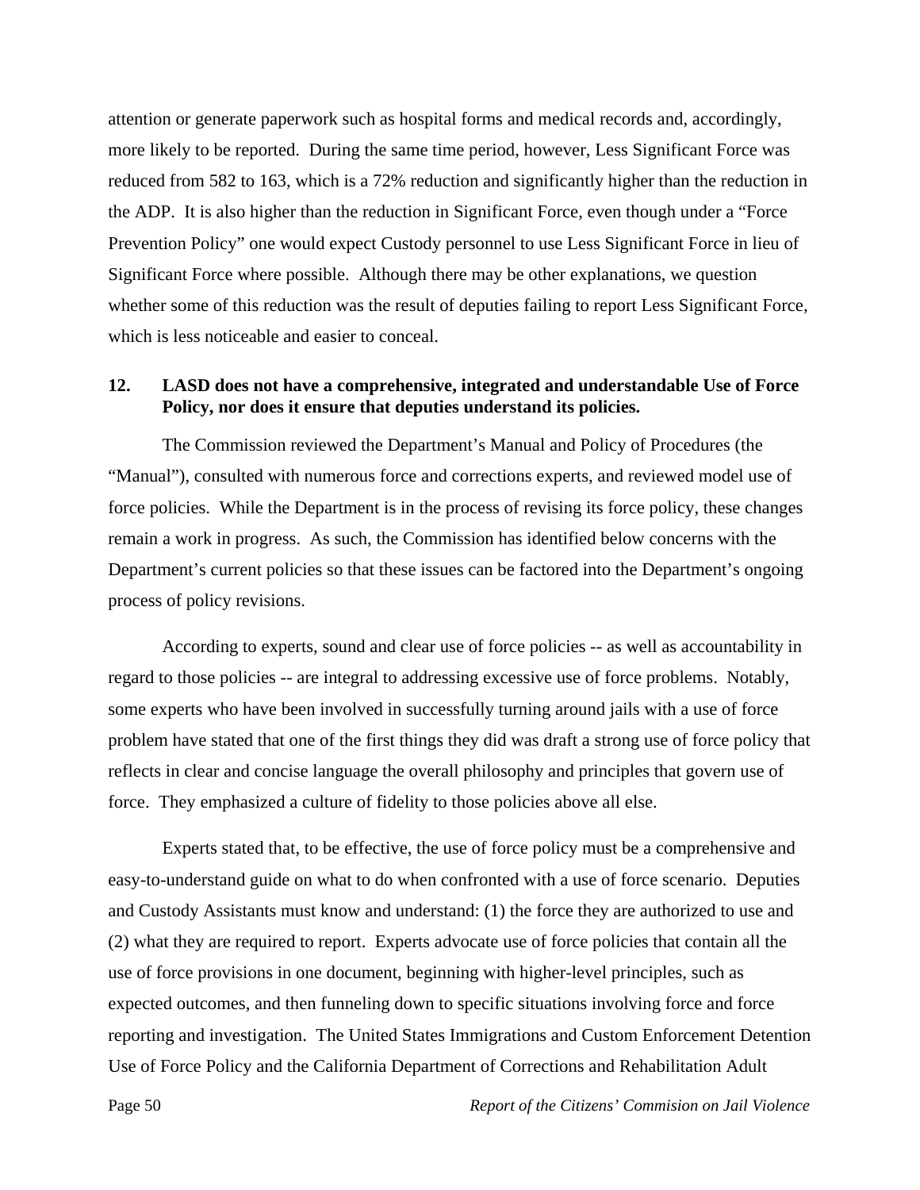attention or generate paperwork such as hospital forms and medical records and, accordingly, more likely to be reported. During the same time period, however, Less Significant Force was reduced from 582 to 163, which is a 72% reduction and significantly higher than the reduction in the ADP. It is also higher than the reduction in Significant Force, even though under a "Force Prevention Policy" one would expect Custody personnel to use Less Significant Force in lieu of Significant Force where possible. Although there may be other explanations, we question whether some of this reduction was the result of deputies failing to report Less Significant Force, which is less noticeable and easier to conceal.

### 12. LASD does not have a comprehensive, integrated and understandable Use of Force Policy, nor does it ensure that deputies understand its policies.

The Commission reviewed the Department's Manual and Policy of Procedures (the "Manual"), consulted with numerous force and corrections experts, and reviewed model use of force policies. While the Department is in the process of revising its force policy, these changes remain a work in progress. As such, the Commission has identified below concerns with the Department's current policies so that these issues can be factored into the Department's ongoing process of policy revisions.

According to experts, sound and clear use of force policies -- as well as accountability in regard to those policies -- are integral to addressing excessive use of force problems. Notably, some experts who have been involved in successfully turning around jails with a use of force problem have stated that one of the first things they did was draft a strong use of force policy that reflects in clear and concise language the overall philosophy and principles that govern use of force. They emphasized a culture of fidelity to those policies above all else.

Experts stated that, to be effective, the use of force policy must be a comprehensive and easy-to-understand guide on what to do when confronted with a use of force scenario. Deputies and Custody Assistants must know and understand: (1) the force they are authorized to use and (2) what they are required to report. Experts advocate use of force policies that contain all the use of force provisions in one document, beginning with higher-level principles, such as expected outcomes, and then funneling down to specific situations involving force and force reporting and investigation. The United States Immigrations and Custom Enforcement Detention Use of Force Policy and the California Department of Corrections and Rehabilitation Adult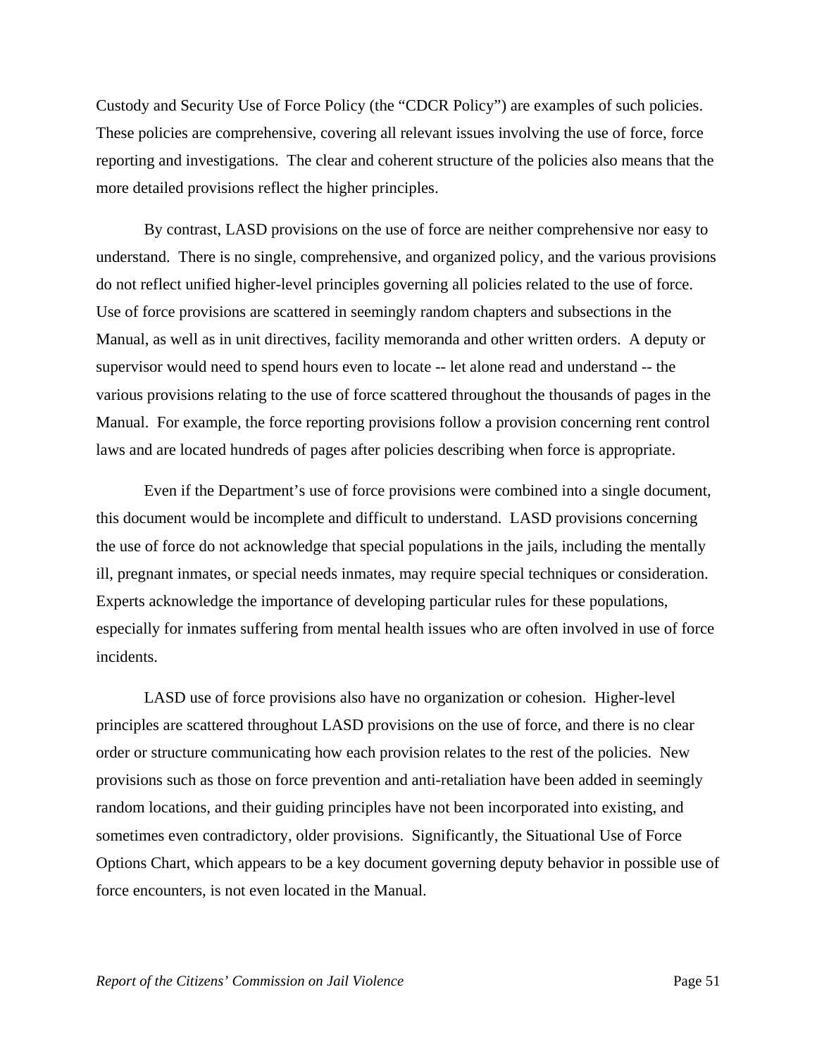Custody and Security Use of Force Policy (the "CDCR Policy") are examples of such policies. These policies are comprehensive, covering all relevant issues involving the use of force, force reporting and investigations. The clear and coherent structure of the policies also means that the more detailed provisions reflect the higher principles.

By contrast, LASD provisions on the use of force are neither comprehensive nor easy to understand. There is no single, comprehensive, and organized policy, and the various provisions do not reflect unified higher-level principles governing all policies related to the use of force. Use of force provisions are scattered in seemingly random chapters and subsections in the Manual, as well as in unit directives, facility memoranda and other written orders. A deputy or supervisor would need to spend hours even to locate -- let alone read and understand -- the various provisions relating to the use of force scattered throughout the thousands of pages in the Manual. For example, the force reporting provisions follow a provision concerning rent control laws and are located hundreds of pages after policies describing when force is appropriate.

Even if the Department's use of force provisions were combined into a single document, this document would be incomplete and difficult to understand. LASD provisions concerning the use of force do not acknowledge that special populations in the jails, including the mentally ill, pregnant inmates, or special needs inmates, may require special techniques or consideration. Experts acknowledge the importance of developing particular rules for these populations, especially for inmates suffering from mental health issues who are often involved in use of force incidents.

LASD use of force provisions also have no organization or cohesion. Higher-level principles are scattered throughout LASD provisions on the use of force, and there is no clear order or structure communicating how each provision relates to the rest of the policies. New provisions such as those on force prevention and anti-retaliation have been added in seemingly random locations, and their guiding principles have not been incorporated into existing, and sometimes even contradictory, older provisions. Significantly, the Situational Use of Force Options Chart, which appears to be a key document governing deputy behavior in possible use of force encounters, is not even located in the Manual.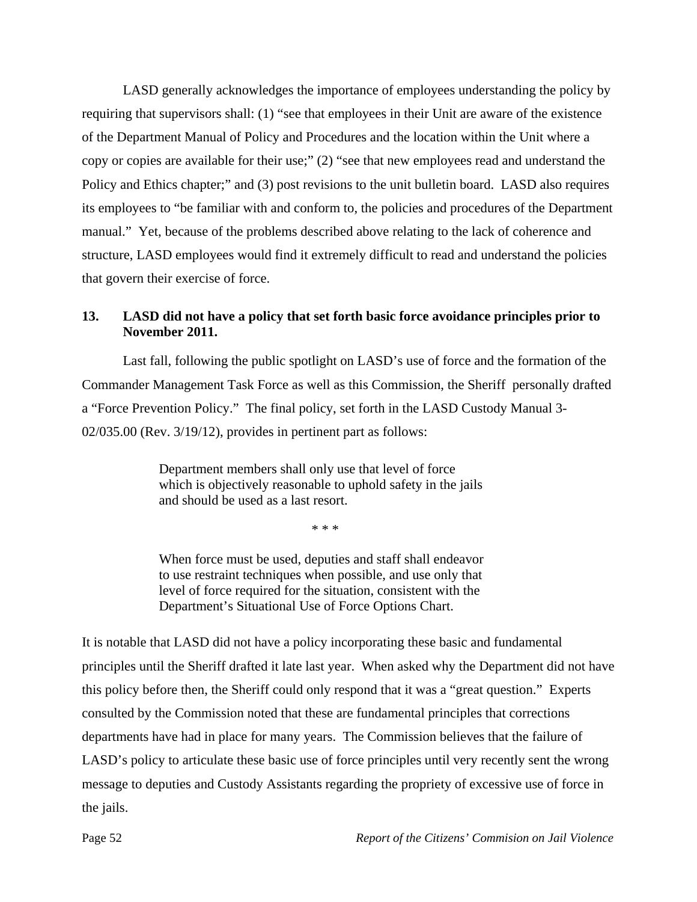LASD generally acknowledges the importance of employees understanding the policy by requiring that supervisors shall: (1) "see that employees in their Unit are aware of the existence of the Department Manual of Policy and Procedures and the location within the Unit where a copy or copies are available for their use;" (2) "see that new employees read and understand the Policy and Ethics chapter;" and (3) post revisions to the unit bulletin board. LASD also requires its employees to "be familiar with and conform to, the policies and procedures of the Department manual." Yet, because of the problems described above relating to the lack of coherence and structure, LASD employees would find it extremely difficult to read and understand the policies that govern their exercise of force.

### 13. LASD did not have a policy that set forth basic force avoidance principles prior to November 2011.

Last fall, following the public spotlight on LASD's use of force and the formation of the Commander Management Task Force as well as this Commission, the Sheriff personally drafted a "Force Prevention Policy." The final policy, set forth in the LASD Custody Manual 3-02/035.00 (Rev. 3/19/12), provides in pertinent part as follows:

> Department members shall only use that level of force which is objectively reasonable to uphold safety in the jails and should be used as a last resort.
>
> \* \* \*
>
> When force must be used, deputies and staff shall endeavor to use restraint techniques when possible, and use only that level of force required for the situation, consistent with the Department's Situational Use of Force Options Chart.

It is notable that LASD did not have a policy incorporating these basic and fundamental principles until the Sheriff drafted it late last year. When asked why the Department did not have this policy before then, the Sheriff could only respond that it was a "great question." Experts consulted by the Commission noted that these are fundamental principles that corrections departments have had in place for many years. The Commission believes that the failure of LASD's policy to articulate these basic use of force principles until very recently sent the wrong message to deputies and Custody Assistants regarding the propriety of excessive use of force in the jails.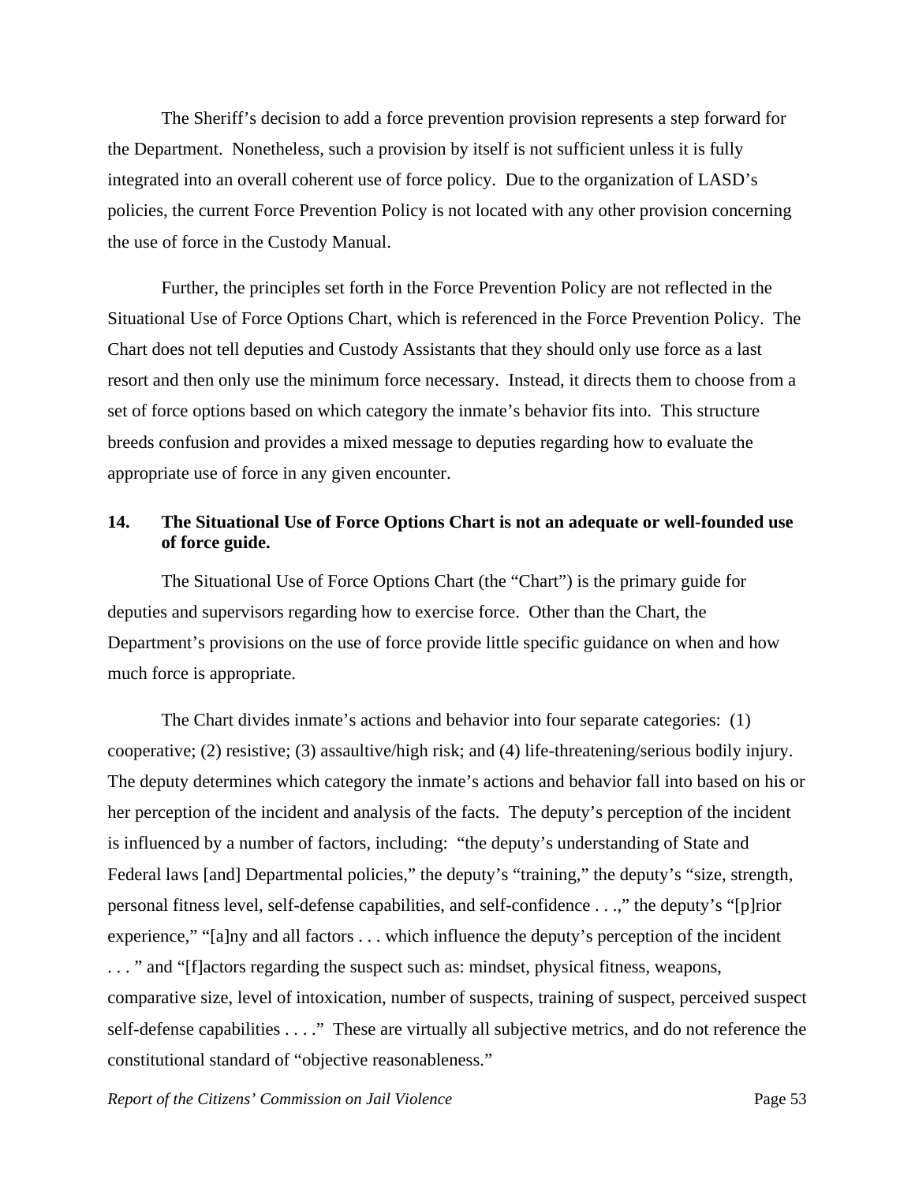The Sheriff's decision to add a force prevention provision represents a step forward for the Department. Nonetheless, such a provision by itself is not sufficient unless it is fully integrated into an overall coherent use of force policy. Due to the organization of LASD's policies, the current Force Prevention Policy is not located with any other provision concerning the use of force in the Custody Manual.

Further, the principles set forth in the Force Prevention Policy are not reflected in the Situational Use of Force Options Chart, which is referenced in the Force Prevention Policy. The Chart does not tell deputies and Custody Assistants that they should only use force as a last resort and then only use the minimum force necessary. Instead, it directs them to choose from a set of force options based on which category the inmate's behavior fits into. This structure breeds confusion and provides a mixed message to deputies regarding how to evaluate the appropriate use of force in any given encounter.

### 14. The Situational Use of Force Options Chart is not an adequate or well-founded use of force guide.

The Situational Use of Force Options Chart (the "Chart") is the primary guide for deputies and supervisors regarding how to exercise force. Other than the Chart, the Department's provisions on the use of force provide little specific guidance on when and how much force is appropriate.

The Chart divides inmate's actions and behavior into four separate categories: (1) cooperative; (2) resistive; (3) assaultive/high risk; and (4) life-threatening/serious bodily injury. The deputy determines which category the inmate's actions and behavior fall into based on his or her perception of the incident and analysis of the facts. The deputy's perception of the incident is influenced by a number of factors, including: "the deputy's understanding of State and Federal laws [and] Departmental policies," the deputy's "training," the deputy's "size, strength, personal fitness level, self-defense capabilities, and self-confidence . . .," the deputy's "[p]rior experience," "[a]ny and all factors . . . which influence the deputy's perception of the incident . . . " and "[f]actors regarding the suspect such as: mindset, physical fitness, weapons, comparative size, level of intoxication, number of suspects, training of suspect, perceived suspect self-defense capabilities . . . ." These are virtually all subjective metrics, and do not reference the constitutional standard of "objective reasonableness."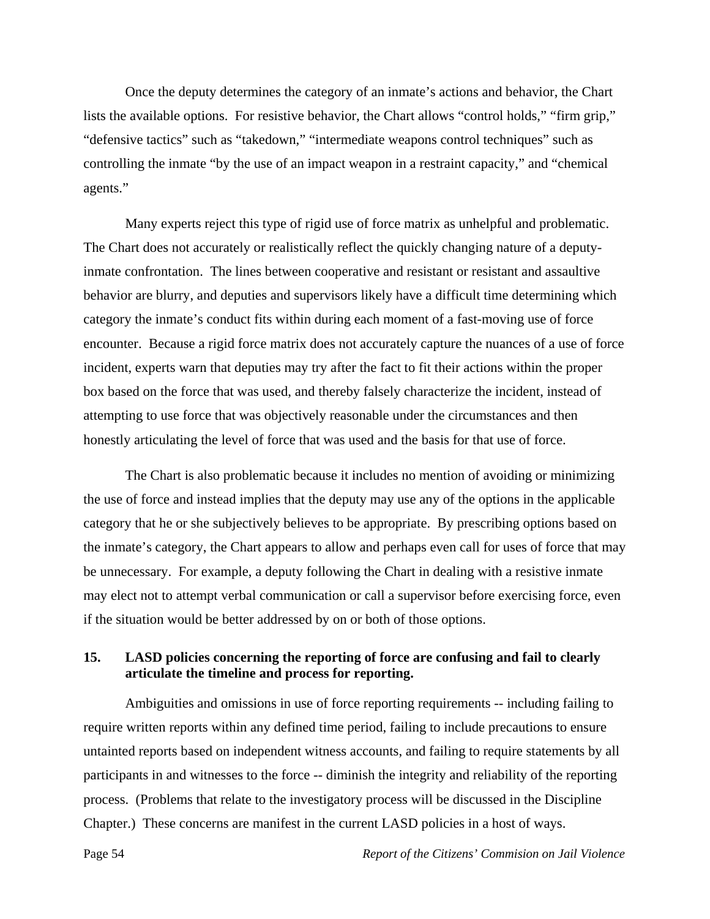Once the deputy determines the category of an inmate's actions and behavior, the Chart lists the available options. For resistive behavior, the Chart allows "control holds," "firm grip," "defensive tactics" such as "takedown," "intermediate weapons control techniques" such as controlling the inmate "by the use of an impact weapon in a restraint capacity," and "chemical agents."

Many experts reject this type of rigid use of force matrix as unhelpful and problematic. The Chart does not accurately or realistically reflect the quickly changing nature of a deputy-inmate confrontation. The lines between cooperative and resistant or resistant and assaultive behavior are blurry, and deputies and supervisors likely have a difficult time determining which category the inmate's conduct fits within during each moment of a fast-moving use of force encounter. Because a rigid force matrix does not accurately capture the nuances of a use of force incident, experts warn that deputies may try after the fact to fit their actions within the proper box based on the force that was used, and thereby falsely characterize the incident, instead of attempting to use force that was objectively reasonable under the circumstances and then honestly articulating the level of force that was used and the basis for that use of force.

The Chart is also problematic because it includes no mention of avoiding or minimizing the use of force and instead implies that the deputy may use any of the options in the applicable category that he or she subjectively believes to be appropriate. By prescribing options based on the inmate's category, the Chart appears to allow and perhaps even call for uses of force that may be unnecessary. For example, a deputy following the Chart in dealing with a resistive inmate may elect not to attempt verbal communication or call a supervisor before exercising force, even if the situation would be better addressed by on or both of those options.

### 15. LASD policies concerning the reporting of force are confusing and fail to clearly articulate the timeline and process for reporting.

Ambiguities and omissions in use of force reporting requirements -- including failing to require written reports within any defined time period, failing to include precautions to ensure untainted reports based on independent witness accounts, and failing to require statements by all participants in and witnesses to the force -- diminish the integrity and reliability of the reporting process. (Problems that relate to the investigatory process will be discussed in the Discipline Chapter.) These concerns are manifest in the current LASD policies in a host of ways.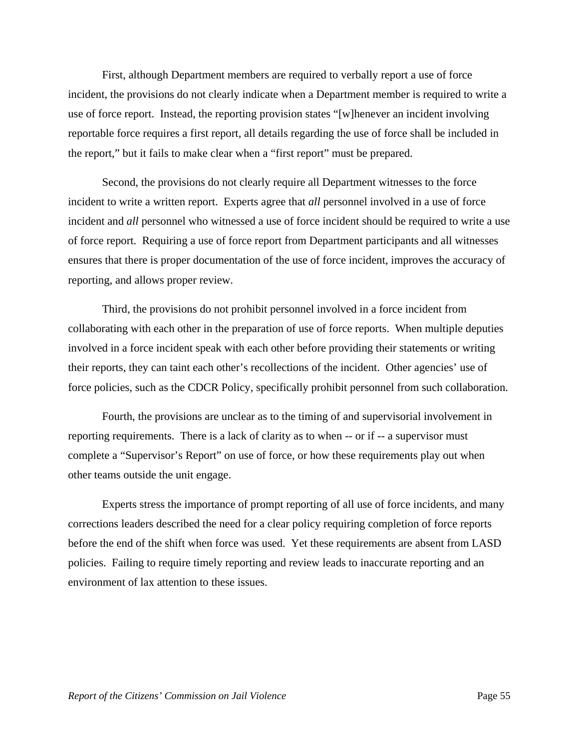First, although Department members are required to verbally report a use of force incident, the provisions do not clearly indicate when a Department member is required to write a use of force report. Instead, the reporting provision states "[w]henever an incident involving reportable force requires a first report, all details regarding the use of force shall be included in the report," but it fails to make clear when a "first report" must be prepared.

Second, the provisions do not clearly require all Department witnesses to the force incident to write a written report. Experts agree that *all* personnel involved in a use of force incident and *all* personnel who witnessed a use of force incident should be required to write a use of force report. Requiring a use of force report from Department participants and all witnesses ensures that there is proper documentation of the use of force incident, improves the accuracy of reporting, and allows proper review.

Third, the provisions do not prohibit personnel involved in a force incident from collaborating with each other in the preparation of use of force reports. When multiple deputies involved in a force incident speak with each other before providing their statements or writing their reports, they can taint each other's recollections of the incident. Other agencies' use of force policies, such as the CDCR Policy, specifically prohibit personnel from such collaboration.

Fourth, the provisions are unclear as to the timing of and supervisorial involvement in reporting requirements. There is a lack of clarity as to when -- or if -- a supervisor must complete a "Supervisor's Report" on use of force, or how these requirements play out when other teams outside the unit engage.

Experts stress the importance of prompt reporting of all use of force incidents, and many corrections leaders described the need for a clear policy requiring completion of force reports before the end of the shift when force was used. Yet these requirements are absent from LASD policies. Failing to require timely reporting and review leads to inaccurate reporting and an environment of lax attention to these issues.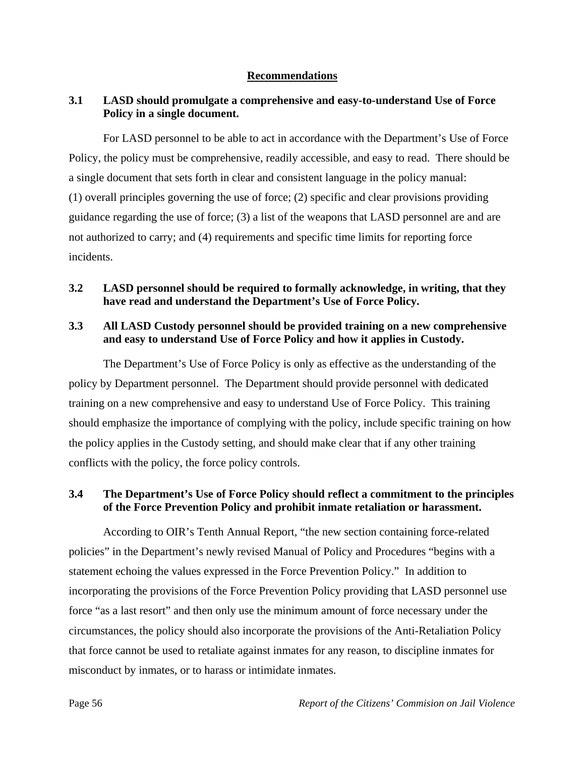## Recommendations

### 3.1 LASD should promulgate a comprehensive and easy-to-understand Use of Force Policy in a single document.

For LASD personnel to be able to act in accordance with the Department's Use of Force Policy, the policy must be comprehensive, readily accessible, and easy to read. There should be a single document that sets forth in clear and consistent language in the policy manual: (1) overall principles governing the use of force; (2) specific and clear provisions providing guidance regarding the use of force; (3) a list of the weapons that LASD personnel are and are not authorized to carry; and (4) requirements and specific time limits for reporting force incidents.

### 3.2 LASD personnel should be required to formally acknowledge, in writing, that they have read and understand the Department's Use of Force Policy.

### 3.3 All LASD Custody personnel should be provided training on a new comprehensive and easy to understand Use of Force Policy and how it applies in Custody.

The Department's Use of Force Policy is only as effective as the understanding of the policy by Department personnel. The Department should provide personnel with dedicated training on a new comprehensive and easy to understand Use of Force Policy. This training should emphasize the importance of complying with the policy, include specific training on how the policy applies in the Custody setting, and should make clear that if any other training conflicts with the policy, the force policy controls.

### 3.4 The Department's Use of Force Policy should reflect a commitment to the principles of the Force Prevention Policy and prohibit inmate retaliation or harassment.

According to OIR's Tenth Annual Report, "the new section containing force-related policies" in the Department's newly revised Manual of Policy and Procedures "begins with a statement echoing the values expressed in the Force Prevention Policy." In addition to incorporating the provisions of the Force Prevention Policy providing that LASD personnel use force "as a last resort" and then only use the minimum amount of force necessary under the circumstances, the policy should also incorporate the provisions of the Anti-Retaliation Policy that force cannot be used to retaliate against inmates for any reason, to discipline inmates for misconduct by inmates, or to harass or intimidate inmates.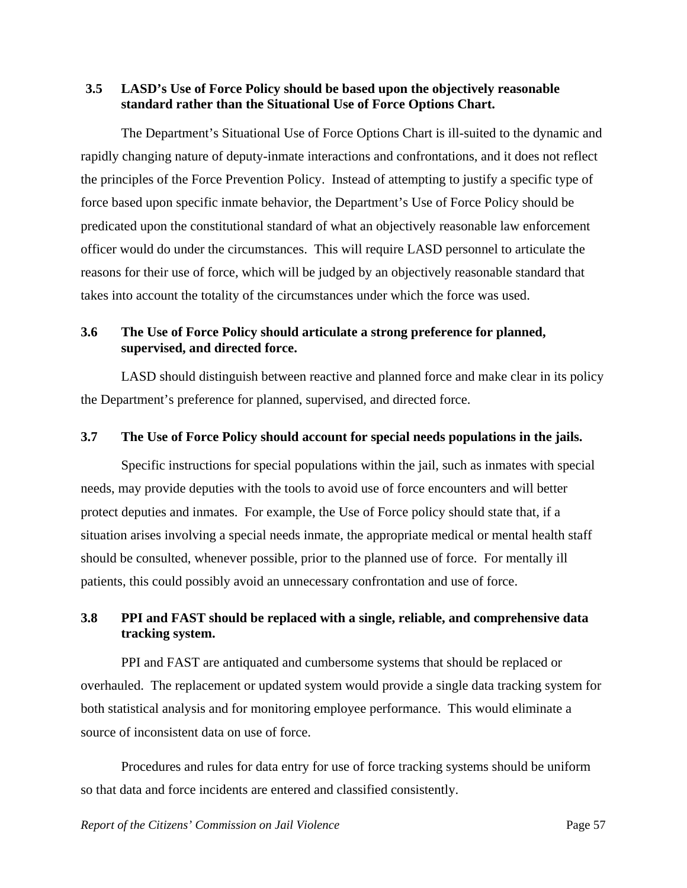### 3.5 LASD's Use of Force Policy should be based upon the objectively reasonable standard rather than the Situational Use of Force Options Chart.

The Department's Situational Use of Force Options Chart is ill-suited to the dynamic and rapidly changing nature of deputy-inmate interactions and confrontations, and it does not reflect the principles of the Force Prevention Policy. Instead of attempting to justify a specific type of force based upon specific inmate behavior, the Department's Use of Force Policy should be predicated upon the constitutional standard of what an objectively reasonable law enforcement officer would do under the circumstances. This will require LASD personnel to articulate the reasons for their use of force, which will be judged by an objectively reasonable standard that takes into account the totality of the circumstances under which the force was used.

### 3.6 The Use of Force Policy should articulate a strong preference for planned, supervised, and directed force.

LASD should distinguish between reactive and planned force and make clear in its policy the Department's preference for planned, supervised, and directed force.

### 3.7 The Use of Force Policy should account for special needs populations in the jails.

Specific instructions for special populations within the jail, such as inmates with special needs, may provide deputies with the tools to avoid use of force encounters and will better protect deputies and inmates. For example, the Use of Force policy should state that, if a situation arises involving a special needs inmate, the appropriate medical or mental health staff should be consulted, whenever possible, prior to the planned use of force. For mentally ill patients, this could possibly avoid an unnecessary confrontation and use of force.

### 3.8 PPI and FAST should be replaced with a single, reliable, and comprehensive data tracking system.

PPI and FAST are antiquated and cumbersome systems that should be replaced or overhauled. The replacement or updated system would provide a single data tracking system for both statistical analysis and for monitoring employee performance. This would eliminate a source of inconsistent data on use of force.

Procedures and rules for data entry for use of force tracking systems should be uniform so that data and force incidents are entered and classified consistently.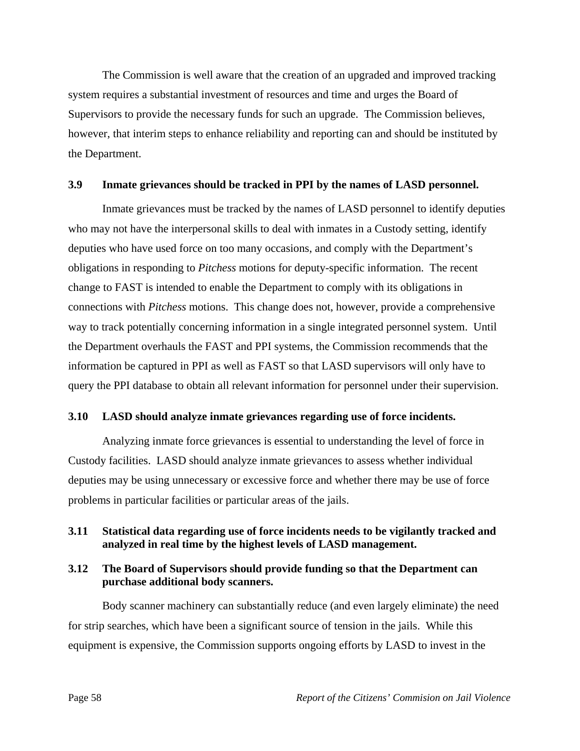The Commission is well aware that the creation of an upgraded and improved tracking system requires a substantial investment of resources and time and urges the Board of Supervisors to provide the necessary funds for such an upgrade. The Commission believes, however, that interim steps to enhance reliability and reporting can and should be instituted by the Department.

### 3.9 Inmate grievances should be tracked in PPI by the names of LASD personnel.

Inmate grievances must be tracked by the names of LASD personnel to identify deputies who may not have the interpersonal skills to deal with inmates in a Custody setting, identify deputies who have used force on too many occasions, and comply with the Department's obligations in responding to *Pitchess* motions for deputy-specific information. The recent change to FAST is intended to enable the Department to comply with its obligations in connections with *Pitchess* motions. This change does not, however, provide a comprehensive way to track potentially concerning information in a single integrated personnel system. Until the Department overhauls the FAST and PPI systems, the Commission recommends that the information be captured in PPI as well as FAST so that LASD supervisors will only have to query the PPI database to obtain all relevant information for personnel under their supervision.

### 3.10 LASD should analyze inmate grievances regarding use of force incidents.

Analyzing inmate force grievances is essential to understanding the level of force in Custody facilities. LASD should analyze inmate grievances to assess whether individual deputies may be using unnecessary or excessive force and whether there may be use of force problems in particular facilities or particular areas of the jails.

### 3.11 Statistical data regarding use of force incidents needs to be vigilantly tracked and analyzed in real time by the highest levels of LASD management.

### 3.12 The Board of Supervisors should provide funding so that the Department can purchase additional body scanners.

Body scanner machinery can substantially reduce (and even largely eliminate) the need for strip searches, which have been a significant source of tension in the jails. While this equipment is expensive, the Commission supports ongoing efforts by LASD to invest in the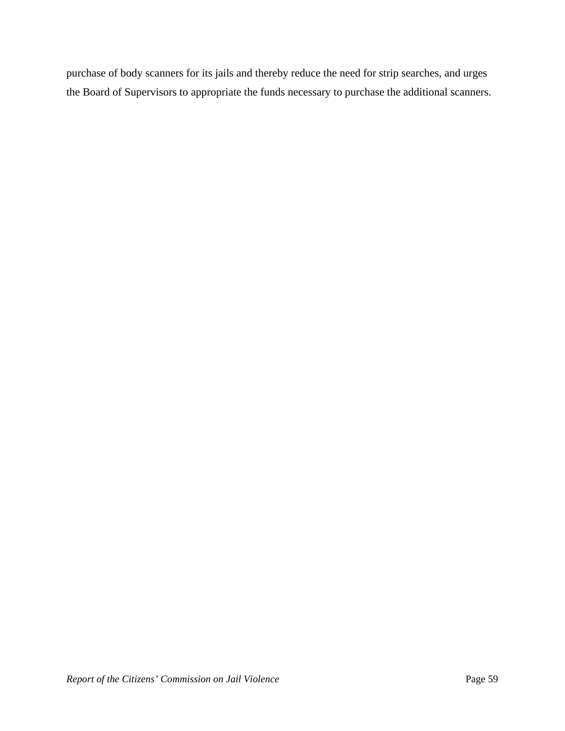purchase of body scanners for its jails and thereby reduce the need for strip searches, and urges the Board of Supervisors to appropriate the funds necessary to purchase the additional scanners.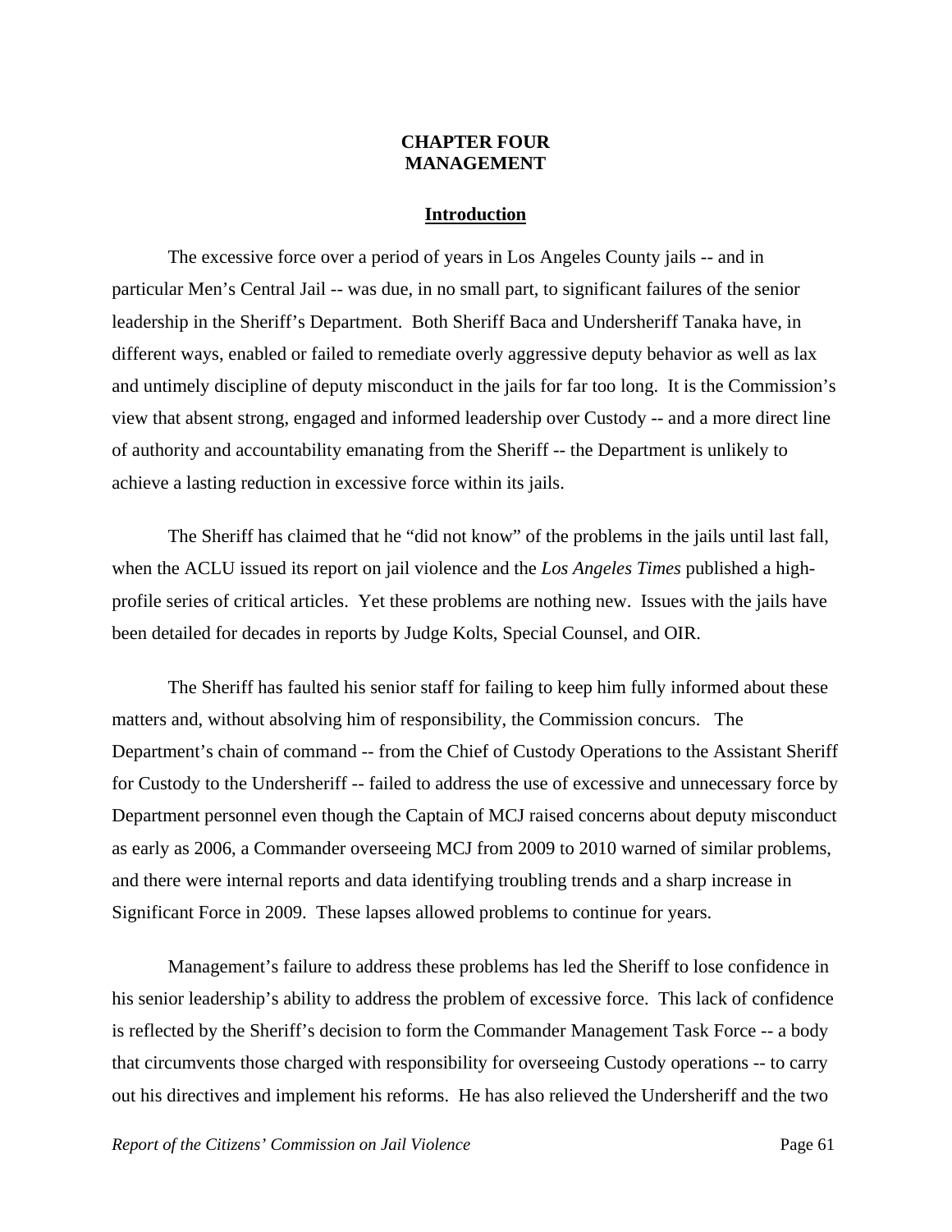# CHAPTER FOUR
# MANAGEMENT

## Introduction

The excessive force over a period of years in Los Angeles County jails -- and in particular Men's Central Jail -- was due, in no small part, to significant failures of the senior leadership in the Sheriff's Department. Both Sheriff Baca and Undersheriff Tanaka have, in different ways, enabled or failed to remediate overly aggressive deputy behavior as well as lax and untimely discipline of deputy misconduct in the jails for far too long. It is the Commission's view that absent strong, engaged and informed leadership over Custody -- and a more direct line of authority and accountability emanating from the Sheriff -- the Department is unlikely to achieve a lasting reduction in excessive force within its jails.

The Sheriff has claimed that he "did not know" of the problems in the jails until last fall, when the ACLU issued its report on jail violence and the *Los Angeles Times* published a high-profile series of critical articles. Yet these problems are nothing new. Issues with the jails have been detailed for decades in reports by Judge Kolts, Special Counsel, and OIR.

The Sheriff has faulted his senior staff for failing to keep him fully informed about these matters and, without absolving him of responsibility, the Commission concurs. The Department's chain of command -- from the Chief of Custody Operations to the Assistant Sheriff for Custody to the Undersheriff -- failed to address the use of excessive and unnecessary force by Department personnel even though the Captain of MCJ raised concerns about deputy misconduct as early as 2006, a Commander overseeing MCJ from 2009 to 2010 warned of similar problems, and there were internal reports and data identifying troubling trends and a sharp increase in Significant Force in 2009. These lapses allowed problems to continue for years.

Management's failure to address these problems has led the Sheriff to lose confidence in his senior leadership's ability to address the problem of excessive force. This lack of confidence is reflected by the Sheriff's decision to form the Commander Management Task Force -- a body that circumvents those charged with responsibility for overseeing Custody operations -- to carry out his directives and implement his reforms. He has also relieved the Undersheriff and the two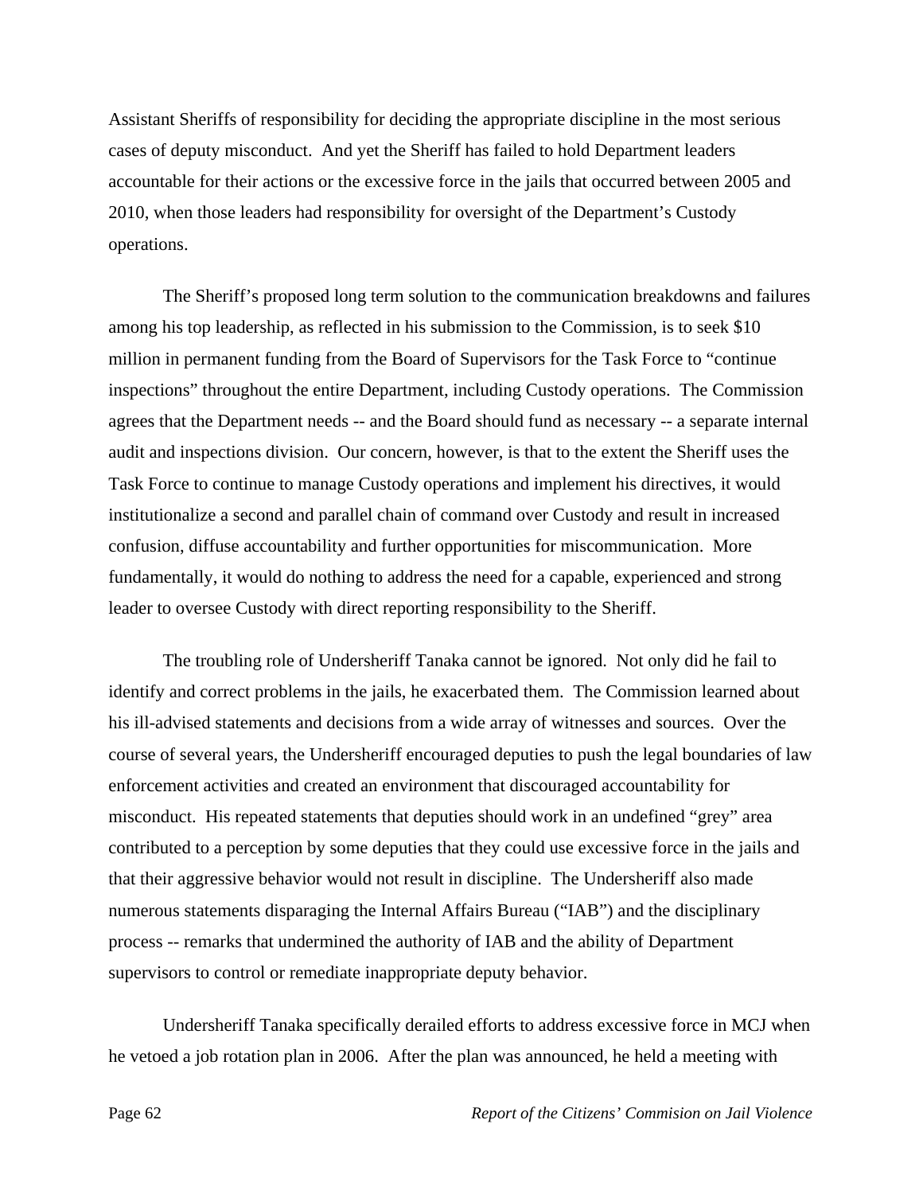Assistant Sheriffs of responsibility for deciding the appropriate discipline in the most serious cases of deputy misconduct. And yet the Sheriff has failed to hold Department leaders accountable for their actions or the excessive force in the jails that occurred between 2005 and 2010, when those leaders had responsibility for oversight of the Department's Custody operations.

The Sheriff's proposed long term solution to the communication breakdowns and failures among his top leadership, as reflected in his submission to the Commission, is to seek $10 million in permanent funding from the Board of Supervisors for the Task Force to "continue inspections" throughout the entire Department, including Custody operations. The Commission agrees that the Department needs -- and the Board should fund as necessary -- a separate internal audit and inspections division. Our concern, however, is that to the extent the Sheriff uses the Task Force to continue to manage Custody operations and implement his directives, it would institutionalize a second and parallel chain of command over Custody and result in increased confusion, diffuse accountability and further opportunities for miscommunication. More fundamentally, it would do nothing to address the need for a capable, experienced and strong leader to oversee Custody with direct reporting responsibility to the Sheriff.

The troubling role of Undersheriff Tanaka cannot be ignored. Not only did he fail to identify and correct problems in the jails, he exacerbated them. The Commission learned about his ill-advised statements and decisions from a wide array of witnesses and sources. Over the course of several years, the Undersheriff encouraged deputies to push the legal boundaries of law enforcement activities and created an environment that discouraged accountability for misconduct. His repeated statements that deputies should work in an undefined "grey" area contributed to a perception by some deputies that they could use excessive force in the jails and that their aggressive behavior would not result in discipline. The Undersheriff also made numerous statements disparaging the Internal Affairs Bureau ("IAB") and the disciplinary process -- remarks that undermined the authority of IAB and the ability of Department supervisors to control or remediate inappropriate deputy behavior.

Undersheriff Tanaka specifically derailed efforts to address excessive force in MCJ when he vetoed a job rotation plan in 2006. After the plan was announced, he held a meeting with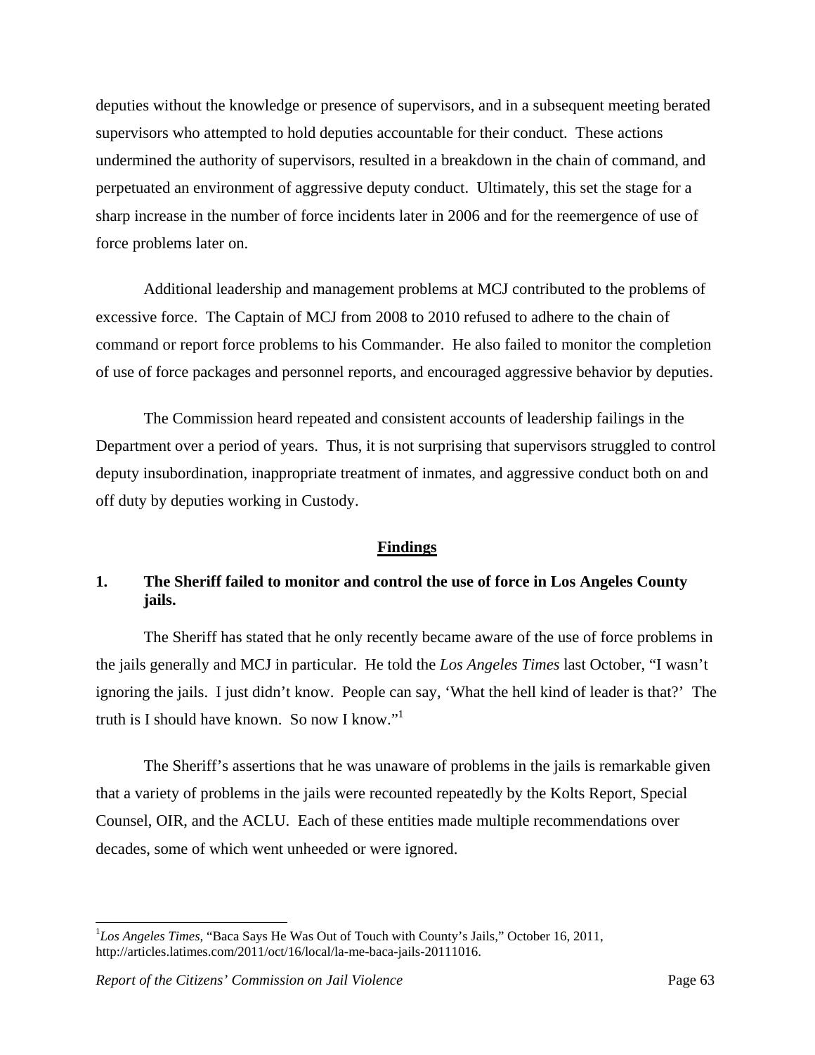deputies without the knowledge or presence of supervisors, and in a subsequent meeting berated supervisors who attempted to hold deputies accountable for their conduct. These actions undermined the authority of supervisors, resulted in a breakdown in the chain of command, and perpetuated an environment of aggressive deputy conduct. Ultimately, this set the stage for a sharp increase in the number of force incidents later in 2006 and for the reemergence of use of force problems later on.

Additional leadership and management problems at MCJ contributed to the problems of excessive force. The Captain of MCJ from 2008 to 2010 refused to adhere to the chain of command or report force problems to his Commander. He also failed to monitor the completion of use of force packages and personnel reports, and encouraged aggressive behavior by deputies.

The Commission heard repeated and consistent accounts of leadership failings in the Department over a period of years. Thus, it is not surprising that supervisors struggled to control deputy insubordination, inappropriate treatment of inmates, and aggressive conduct both on and off duty by deputies working in Custody.

## Findings

### 1. The Sheriff failed to monitor and control the use of force in Los Angeles County jails.

The Sheriff has stated that he only recently became aware of the use of force problems in the jails generally and MCJ in particular. He told the *Los Angeles Times* last October, "I wasn't ignoring the jails. I just didn't know. People can say, 'What the hell kind of leader is that?' The truth is I should have known. So now I know."[1]

The Sheriff's assertions that he was unaware of problems in the jails is remarkable given that a variety of problems in the jails were recounted repeatedly by the Kolts Report, Special Counsel, OIR, and the ACLU. Each of these entities made multiple recommendations over decades, some of which went unheeded or were ignored.

---

[1] *Los Angeles Times,* "Baca Says He Was Out of Touch with County's Jails," October 16, 2011, http://articles.latimes.com/2011/oct/16/local/la-me-baca-jails-20111016.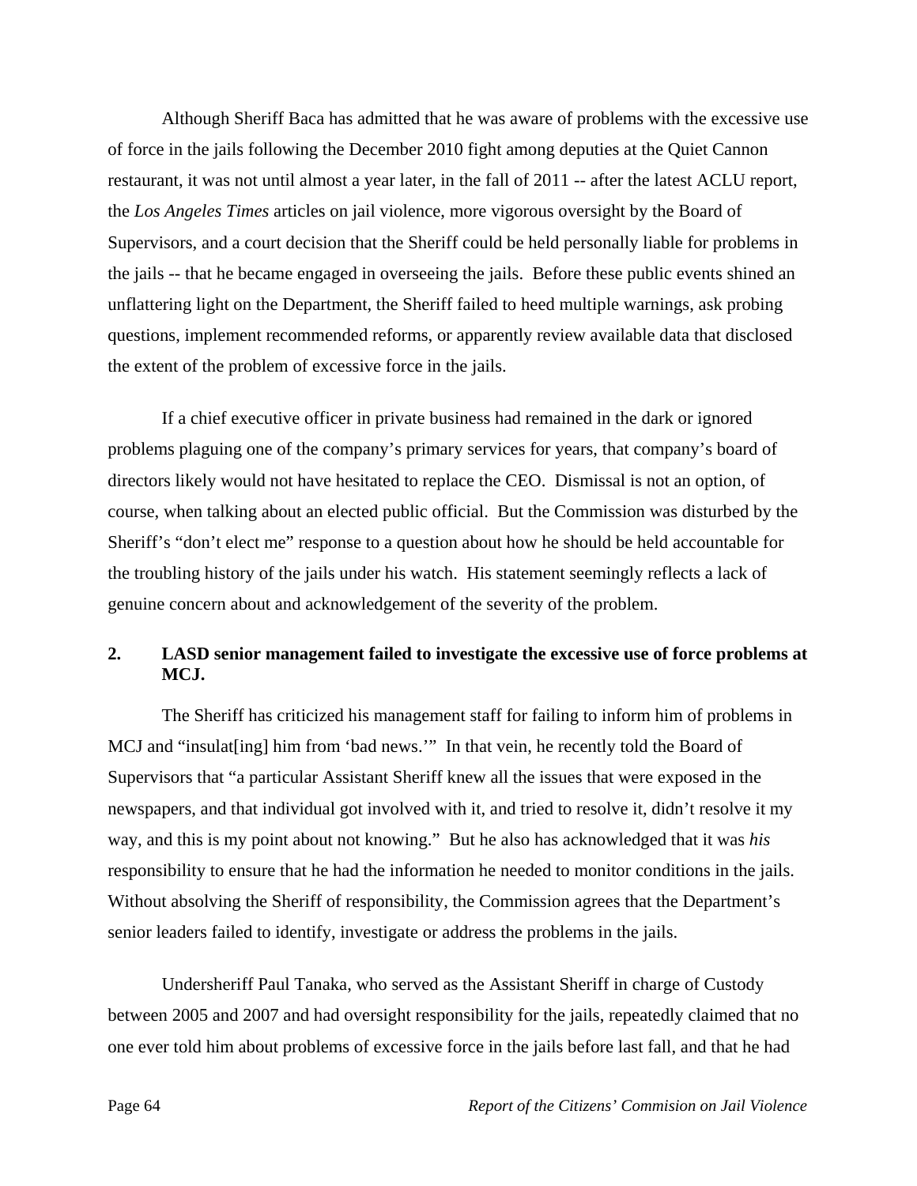Although Sheriff Baca has admitted that he was aware of problems with the excessive use of force in the jails following the December 2010 fight among deputies at the Quiet Cannon restaurant, it was not until almost a year later, in the fall of 2011 -- after the latest ACLU report, the *Los Angeles Times* articles on jail violence, more vigorous oversight by the Board of Supervisors, and a court decision that the Sheriff could be held personally liable for problems in the jails -- that he became engaged in overseeing the jails. Before these public events shined an unflattering light on the Department, the Sheriff failed to heed multiple warnings, ask probing questions, implement recommended reforms, or apparently review available data that disclosed the extent of the problem of excessive force in the jails.

If a chief executive officer in private business had remained in the dark or ignored problems plaguing one of the company's primary services for years, that company's board of directors likely would not have hesitated to replace the CEO. Dismissal is not an option, of course, when talking about an elected public official. But the Commission was disturbed by the Sheriff's "don't elect me" response to a question about how he should be held accountable for the troubling history of the jails under his watch. His statement seemingly reflects a lack of genuine concern about and acknowledgement of the severity of the problem.

### 2. LASD senior management failed to investigate the excessive use of force problems at MCJ.

The Sheriff has criticized his management staff for failing to inform him of problems in MCJ and "insulat[ing] him from 'bad news.'" In that vein, he recently told the Board of Supervisors that "a particular Assistant Sheriff knew all the issues that were exposed in the newspapers, and that individual got involved with it, and tried to resolve it, didn't resolve it my way, and this is my point about not knowing." But he also has acknowledged that it was *his* responsibility to ensure that he had the information he needed to monitor conditions in the jails. Without absolving the Sheriff of responsibility, the Commission agrees that the Department's senior leaders failed to identify, investigate or address the problems in the jails.

Undersheriff Paul Tanaka, who served as the Assistant Sheriff in charge of Custody between 2005 and 2007 and had oversight responsibility for the jails, repeatedly claimed that no one ever told him about problems of excessive force in the jails before last fall, and that he had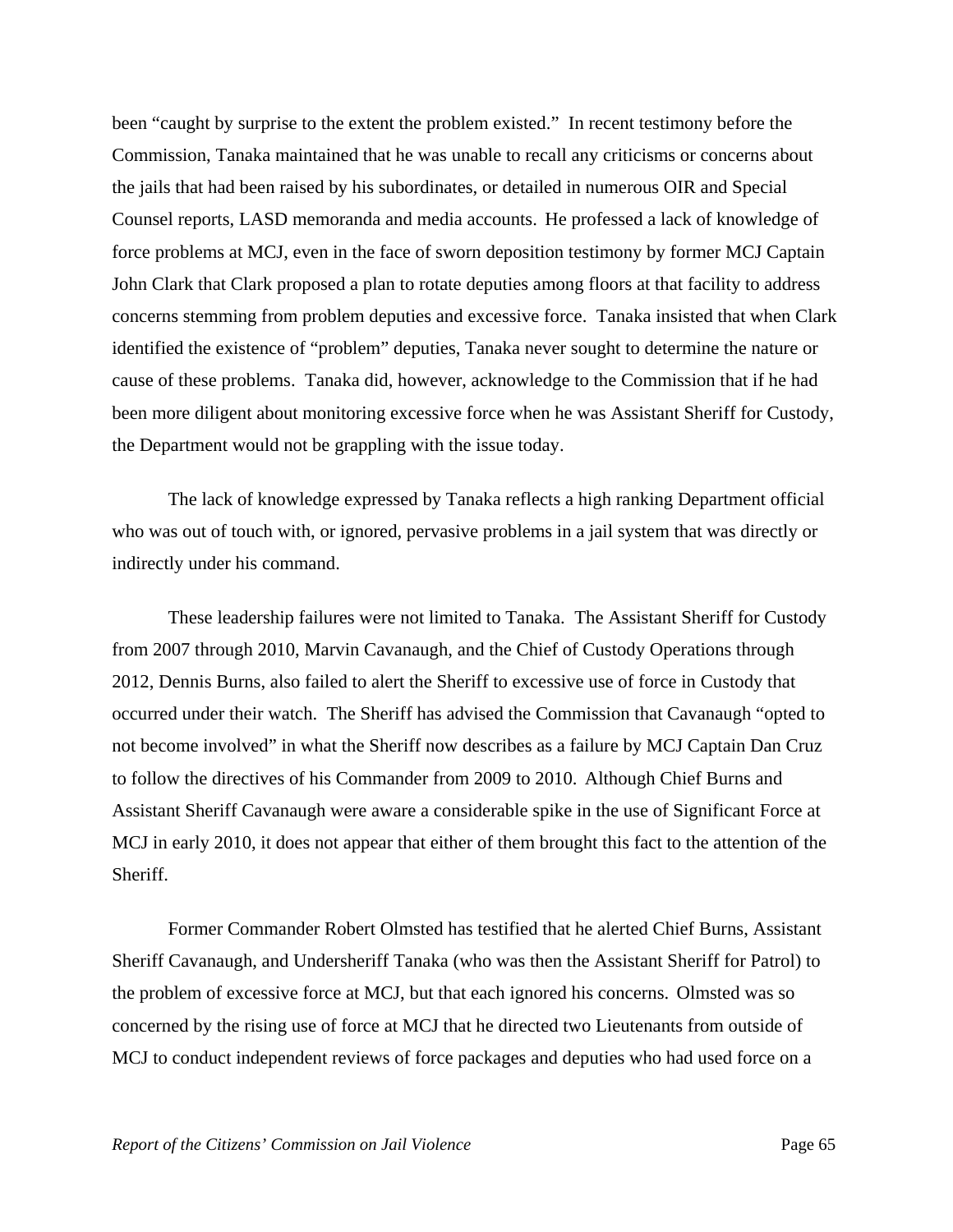been "caught by surprise to the extent the problem existed." In recent testimony before the Commission, Tanaka maintained that he was unable to recall any criticisms or concerns about the jails that had been raised by his subordinates, or detailed in numerous OIR and Special Counsel reports, LASD memoranda and media accounts. He professed a lack of knowledge of force problems at MCJ, even in the face of sworn deposition testimony by former MCJ Captain John Clark that Clark proposed a plan to rotate deputies among floors at that facility to address concerns stemming from problem deputies and excessive force. Tanaka insisted that when Clark identified the existence of "problem" deputies, Tanaka never sought to determine the nature or cause of these problems. Tanaka did, however, acknowledge to the Commission that if he had been more diligent about monitoring excessive force when he was Assistant Sheriff for Custody, the Department would not be grappling with the issue today.

The lack of knowledge expressed by Tanaka reflects a high ranking Department official who was out of touch with, or ignored, pervasive problems in a jail system that was directly or indirectly under his command.

These leadership failures were not limited to Tanaka. The Assistant Sheriff for Custody from 2007 through 2010, Marvin Cavanaugh, and the Chief of Custody Operations through 2012, Dennis Burns, also failed to alert the Sheriff to excessive use of force in Custody that occurred under their watch. The Sheriff has advised the Commission that Cavanaugh "opted to not become involved" in what the Sheriff now describes as a failure by MCJ Captain Dan Cruz to follow the directives of his Commander from 2009 to 2010. Although Chief Burns and Assistant Sheriff Cavanaugh were aware a considerable spike in the use of Significant Force at MCJ in early 2010, it does not appear that either of them brought this fact to the attention of the Sheriff.

Former Commander Robert Olmsted has testified that he alerted Chief Burns, Assistant Sheriff Cavanaugh, and Undersheriff Tanaka (who was then the Assistant Sheriff for Patrol) to the problem of excessive force at MCJ, but that each ignored his concerns. Olmsted was so concerned by the rising use of force at MCJ that he directed two Lieutenants from outside of MCJ to conduct independent reviews of force packages and deputies who had used force on a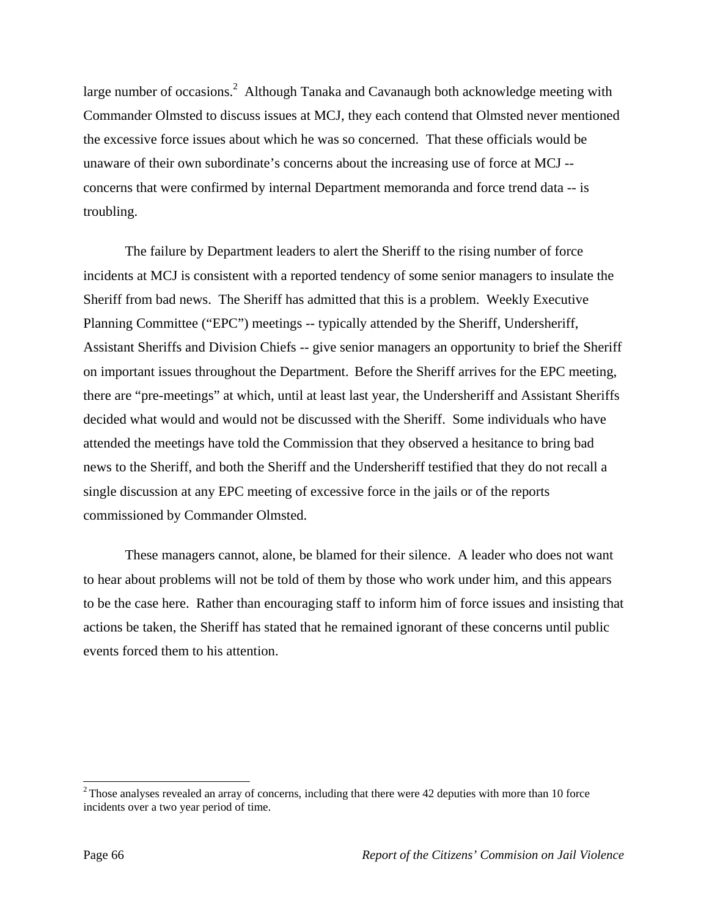large number of occasions.[2] Although Tanaka and Cavanaugh both acknowledge meeting with Commander Olmsted to discuss issues at MCJ, they each contend that Olmsted never mentioned the excessive force issues about which he was so concerned. That these officials would be unaware of their own subordinate's concerns about the increasing use of force at MCJ -- concerns that were confirmed by internal Department memoranda and force trend data -- is troubling.

The failure by Department leaders to alert the Sheriff to the rising number of force incidents at MCJ is consistent with a reported tendency of some senior managers to insulate the Sheriff from bad news. The Sheriff has admitted that this is a problem. Weekly Executive Planning Committee ("EPC") meetings -- typically attended by the Sheriff, Undersheriff, Assistant Sheriffs and Division Chiefs -- give senior managers an opportunity to brief the Sheriff on important issues throughout the Department. Before the Sheriff arrives for the EPC meeting, there are "pre-meetings" at which, until at least last year, the Undersheriff and Assistant Sheriffs decided what would and would not be discussed with the Sheriff. Some individuals who have attended the meetings have told the Commission that they observed a hesitance to bring bad news to the Sheriff, and both the Sheriff and the Undersheriff testified that they do not recall a single discussion at any EPC meeting of excessive force in the jails or of the reports commissioned by Commander Olmsted.

These managers cannot, alone, be blamed for their silence. A leader who does not want to hear about problems will not be told of them by those who work under him, and this appears to be the case here. Rather than encouraging staff to inform him of force issues and insisting that actions be taken, the Sheriff has stated that he remained ignorant of these concerns until public events forced them to his attention.

[2] Those analyses revealed an array of concerns, including that there were 42 deputies with more than 10 force incidents over a two year period of time.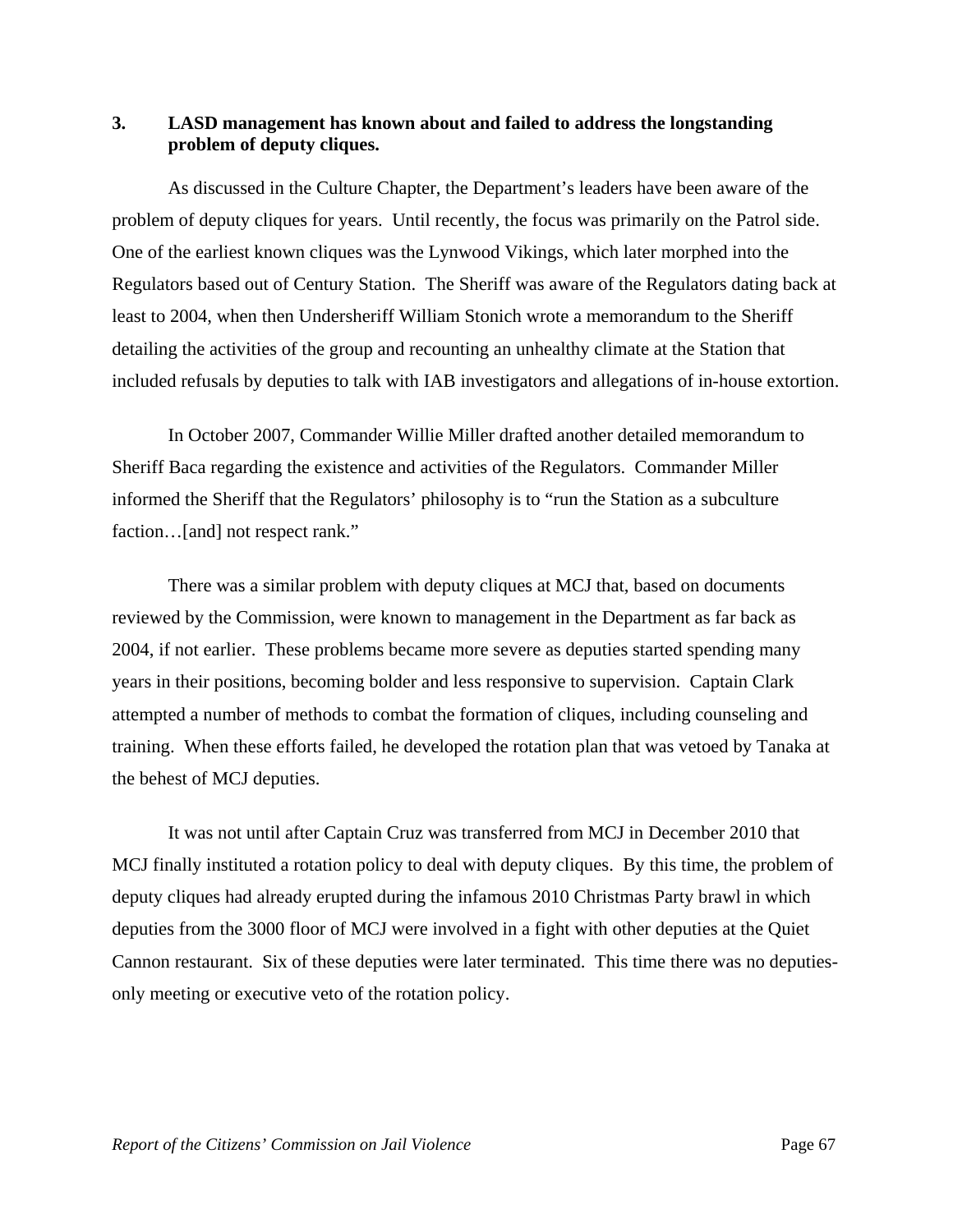### 3. LASD management has known about and failed to address the longstanding problem of deputy cliques.

As discussed in the Culture Chapter, the Department's leaders have been aware of the problem of deputy cliques for years. Until recently, the focus was primarily on the Patrol side. One of the earliest known cliques was the Lynwood Vikings, which later morphed into the Regulators based out of Century Station. The Sheriff was aware of the Regulators dating back at least to 2004, when then Undersheriff William Stonich wrote a memorandum to the Sheriff detailing the activities of the group and recounting an unhealthy climate at the Station that included refusals by deputies to talk with IAB investigators and allegations of in-house extortion.

In October 2007, Commander Willie Miller drafted another detailed memorandum to Sheriff Baca regarding the existence and activities of the Regulators. Commander Miller informed the Sheriff that the Regulators' philosophy is to "run the Station as a subculture faction…[and] not respect rank."

There was a similar problem with deputy cliques at MCJ that, based on documents reviewed by the Commission, were known to management in the Department as far back as 2004, if not earlier. These problems became more severe as deputies started spending many years in their positions, becoming bolder and less responsive to supervision. Captain Clark attempted a number of methods to combat the formation of cliques, including counseling and training. When these efforts failed, he developed the rotation plan that was vetoed by Tanaka at the behest of MCJ deputies.

It was not until after Captain Cruz was transferred from MCJ in December 2010 that MCJ finally instituted a rotation policy to deal with deputy cliques. By this time, the problem of deputy cliques had already erupted during the infamous 2010 Christmas Party brawl in which deputies from the 3000 floor of MCJ were involved in a fight with other deputies at the Quiet Cannon restaurant. Six of these deputies were later terminated. This time there was no deputies-only meeting or executive veto of the rotation policy.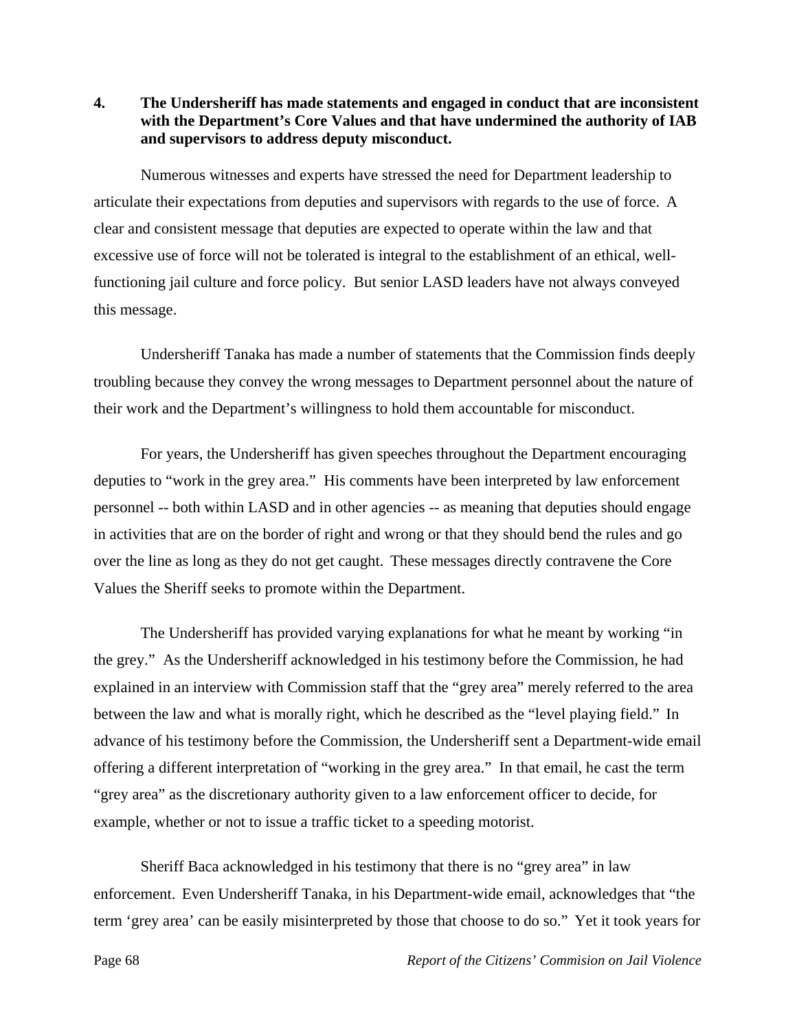**4. The Undersheriff has made statements and engaged in conduct that are inconsistent with the Department's Core Values and that have undermined the authority of IAB and supervisors to address deputy misconduct.**

Numerous witnesses and experts have stressed the need for Department leadership to articulate their expectations from deputies and supervisors with regards to the use of force. A clear and consistent message that deputies are expected to operate within the law and that excessive use of force will not be tolerated is integral to the establishment of an ethical, well-functioning jail culture and force policy. But senior LASD leaders have not always conveyed this message.

Undersheriff Tanaka has made a number of statements that the Commission finds deeply troubling because they convey the wrong messages to Department personnel about the nature of their work and the Department's willingness to hold them accountable for misconduct.

For years, the Undersheriff has given speeches throughout the Department encouraging deputies to "work in the grey area." His comments have been interpreted by law enforcement personnel -- both within LASD and in other agencies -- as meaning that deputies should engage in activities that are on the border of right and wrong or that they should bend the rules and go over the line as long as they do not get caught. These messages directly contravene the Core Values the Sheriff seeks to promote within the Department.

The Undersheriff has provided varying explanations for what he meant by working "in the grey." As the Undersheriff acknowledged in his testimony before the Commission, he had explained in an interview with Commission staff that the "grey area" merely referred to the area between the law and what is morally right, which he described as the "level playing field." In advance of his testimony before the Commission, the Undersheriff sent a Department-wide email offering a different interpretation of "working in the grey area." In that email, he cast the term "grey area" as the discretionary authority given to a law enforcement officer to decide, for example, whether or not to issue a traffic ticket to a speeding motorist.

Sheriff Baca acknowledged in his testimony that there is no "grey area" in law enforcement. Even Undersheriff Tanaka, in his Department-wide email, acknowledges that "the term 'grey area' can be easily misinterpreted by those that choose to do so." Yet it took years for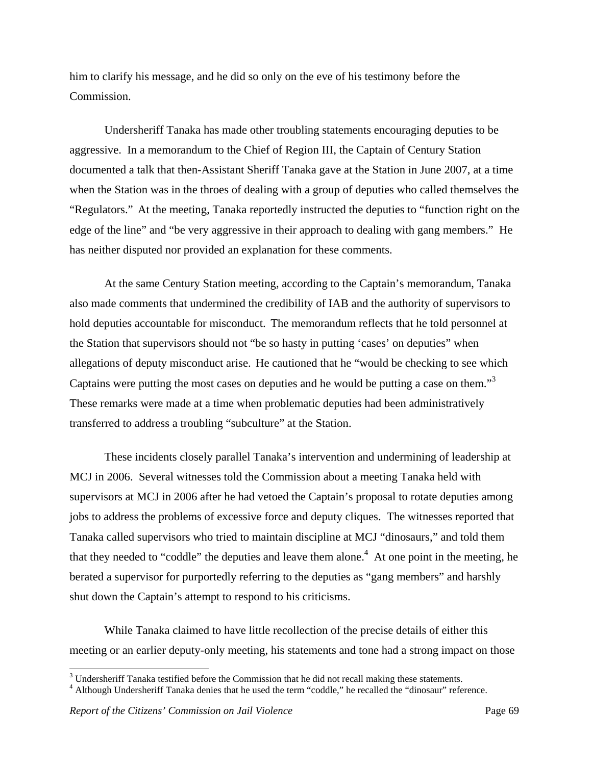him to clarify his message, and he did so only on the eve of his testimony before the Commission.

Undersheriff Tanaka has made other troubling statements encouraging deputies to be aggressive. In a memorandum to the Chief of Region III, the Captain of Century Station documented a talk that then-Assistant Sheriff Tanaka gave at the Station in June 2007, at a time when the Station was in the throes of dealing with a group of deputies who called themselves the "Regulators." At the meeting, Tanaka reportedly instructed the deputies to "function right on the edge of the line" and "be very aggressive in their approach to dealing with gang members." He has neither disputed nor provided an explanation for these comments.

At the same Century Station meeting, according to the Captain's memorandum, Tanaka also made comments that undermined the credibility of IAB and the authority of supervisors to hold deputies accountable for misconduct. The memorandum reflects that he told personnel at the Station that supervisors should not "be so hasty in putting 'cases' on deputies" when allegations of deputy misconduct arise. He cautioned that he "would be checking to see which Captains were putting the most cases on deputies and he would be putting a case on them."[3] These remarks were made at a time when problematic deputies had been administratively transferred to address a troubling "subculture" at the Station.

These incidents closely parallel Tanaka's intervention and undermining of leadership at MCJ in 2006. Several witnesses told the Commission about a meeting Tanaka held with supervisors at MCJ in 2006 after he had vetoed the Captain's proposal to rotate deputies among jobs to address the problems of excessive force and deputy cliques. The witnesses reported that Tanaka called supervisors who tried to maintain discipline at MCJ "dinosaurs," and told them that they needed to "coddle" the deputies and leave them alone.[4] At one point in the meeting, he berated a supervisor for purportedly referring to the deputies as "gang members" and harshly shut down the Captain's attempt to respond to his criticisms.

While Tanaka claimed to have little recollection of the precise details of either this meeting or an earlier deputy-only meeting, his statements and tone had a strong impact on those

---

[3] Undersheriff Tanaka testified before the Commission that he did not recall making these statements.

[4] Although Undersheriff Tanaka denies that he used the term "coddle," he recalled the "dinosaur" reference.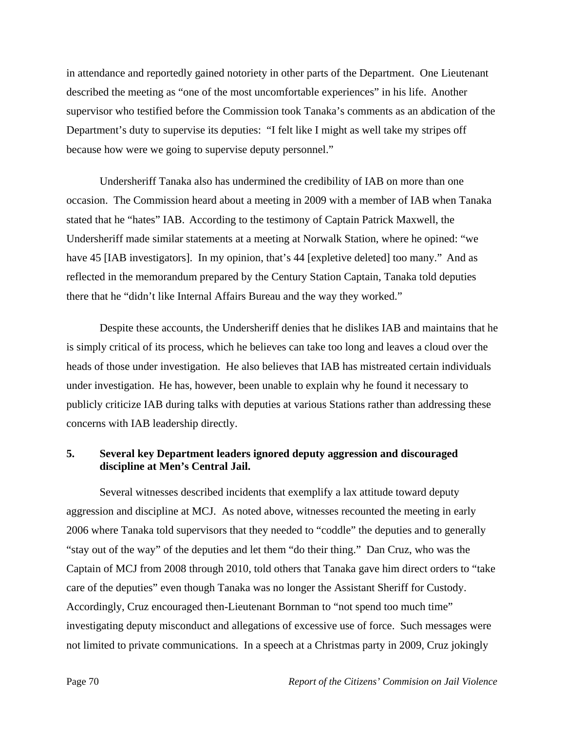in attendance and reportedly gained notoriety in other parts of the Department. One Lieutenant described the meeting as "one of the most uncomfortable experiences" in his life. Another supervisor who testified before the Commission took Tanaka's comments as an abdication of the Department's duty to supervise its deputies: "I felt like I might as well take my stripes off because how were we going to supervise deputy personnel."

Undersheriff Tanaka also has undermined the credibility of IAB on more than one occasion. The Commission heard about a meeting in 2009 with a member of IAB when Tanaka stated that he "hates" IAB. According to the testimony of Captain Patrick Maxwell, the Undersheriff made similar statements at a meeting at Norwalk Station, where he opined: "we have 45 [IAB investigators]. In my opinion, that's 44 [expletive deleted] too many." And as reflected in the memorandum prepared by the Century Station Captain, Tanaka told deputies there that he "didn't like Internal Affairs Bureau and the way they worked."

Despite these accounts, the Undersheriff denies that he dislikes IAB and maintains that he is simply critical of its process, which he believes can take too long and leaves a cloud over the heads of those under investigation. He also believes that IAB has mistreated certain individuals under investigation. He has, however, been unable to explain why he found it necessary to publicly criticize IAB during talks with deputies at various Stations rather than addressing these concerns with IAB leadership directly.

### 5. Several key Department leaders ignored deputy aggression and discouraged discipline at Men's Central Jail.

Several witnesses described incidents that exemplify a lax attitude toward deputy aggression and discipline at MCJ. As noted above, witnesses recounted the meeting in early 2006 where Tanaka told supervisors that they needed to "coddle" the deputies and to generally "stay out of the way" of the deputies and let them "do their thing." Dan Cruz, who was the Captain of MCJ from 2008 through 2010, told others that Tanaka gave him direct orders to "take care of the deputies" even though Tanaka was no longer the Assistant Sheriff for Custody. Accordingly, Cruz encouraged then-Lieutenant Bornman to "not spend too much time" investigating deputy misconduct and allegations of excessive use of force. Such messages were not limited to private communications. In a speech at a Christmas party in 2009, Cruz jokingly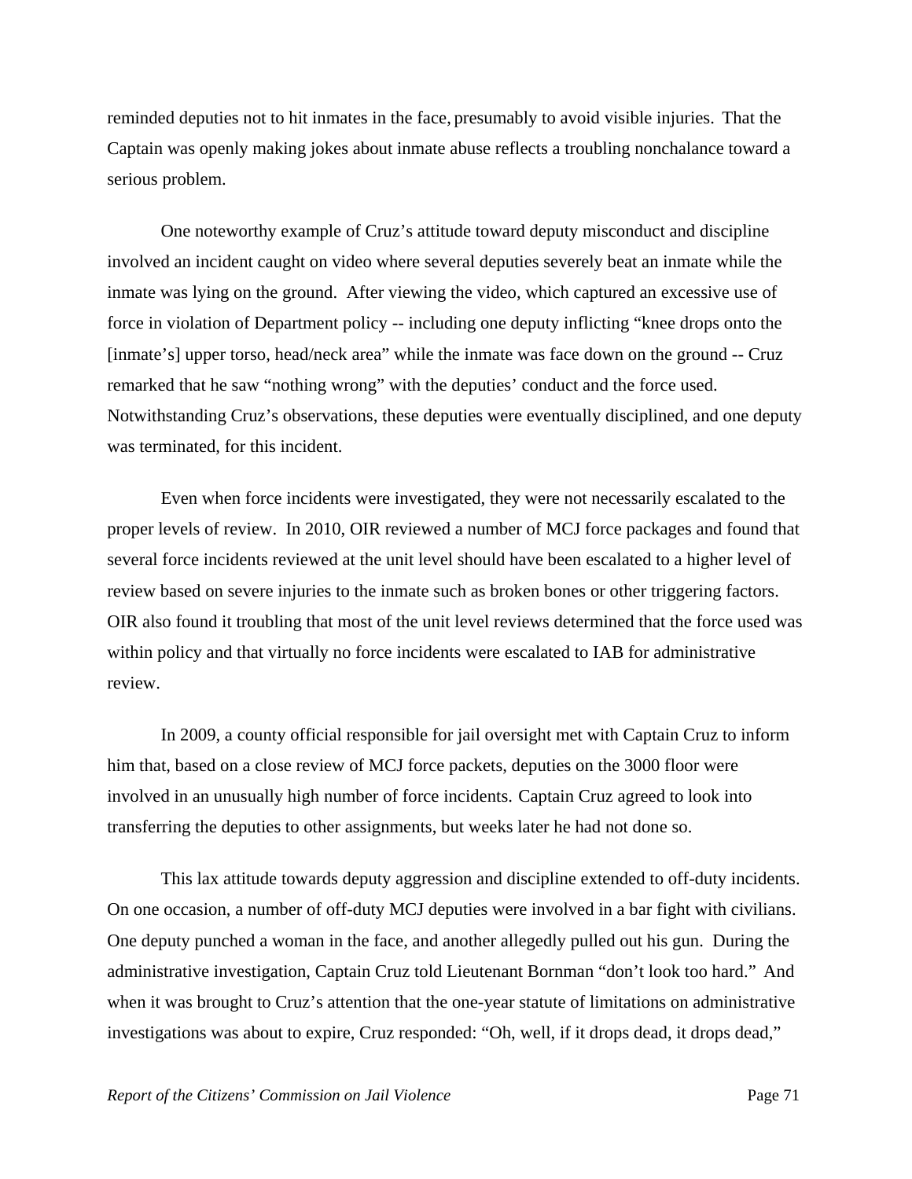reminded deputies not to hit inmates in the face, presumably to avoid visible injuries. That the Captain was openly making jokes about inmate abuse reflects a troubling nonchalance toward a serious problem.

One noteworthy example of Cruz's attitude toward deputy misconduct and discipline involved an incident caught on video where several deputies severely beat an inmate while the inmate was lying on the ground. After viewing the video, which captured an excessive use of force in violation of Department policy -- including one deputy inflicting "knee drops onto the [inmate's] upper torso, head/neck area" while the inmate was face down on the ground -- Cruz remarked that he saw "nothing wrong" with the deputies' conduct and the force used. Notwithstanding Cruz's observations, these deputies were eventually disciplined, and one deputy was terminated, for this incident.

Even when force incidents were investigated, they were not necessarily escalated to the proper levels of review. In 2010, OIR reviewed a number of MCJ force packages and found that several force incidents reviewed at the unit level should have been escalated to a higher level of review based on severe injuries to the inmate such as broken bones or other triggering factors. OIR also found it troubling that most of the unit level reviews determined that the force used was within policy and that virtually no force incidents were escalated to IAB for administrative review.

In 2009, a county official responsible for jail oversight met with Captain Cruz to inform him that, based on a close review of MCJ force packets, deputies on the 3000 floor were involved in an unusually high number of force incidents. Captain Cruz agreed to look into transferring the deputies to other assignments, but weeks later he had not done so.

This lax attitude towards deputy aggression and discipline extended to off-duty incidents. On one occasion, a number of off-duty MCJ deputies were involved in a bar fight with civilians. One deputy punched a woman in the face, and another allegedly pulled out his gun. During the administrative investigation, Captain Cruz told Lieutenant Bornman "don't look too hard." And when it was brought to Cruz's attention that the one-year statute of limitations on administrative investigations was about to expire, Cruz responded: "Oh, well, if it drops dead, it drops dead,"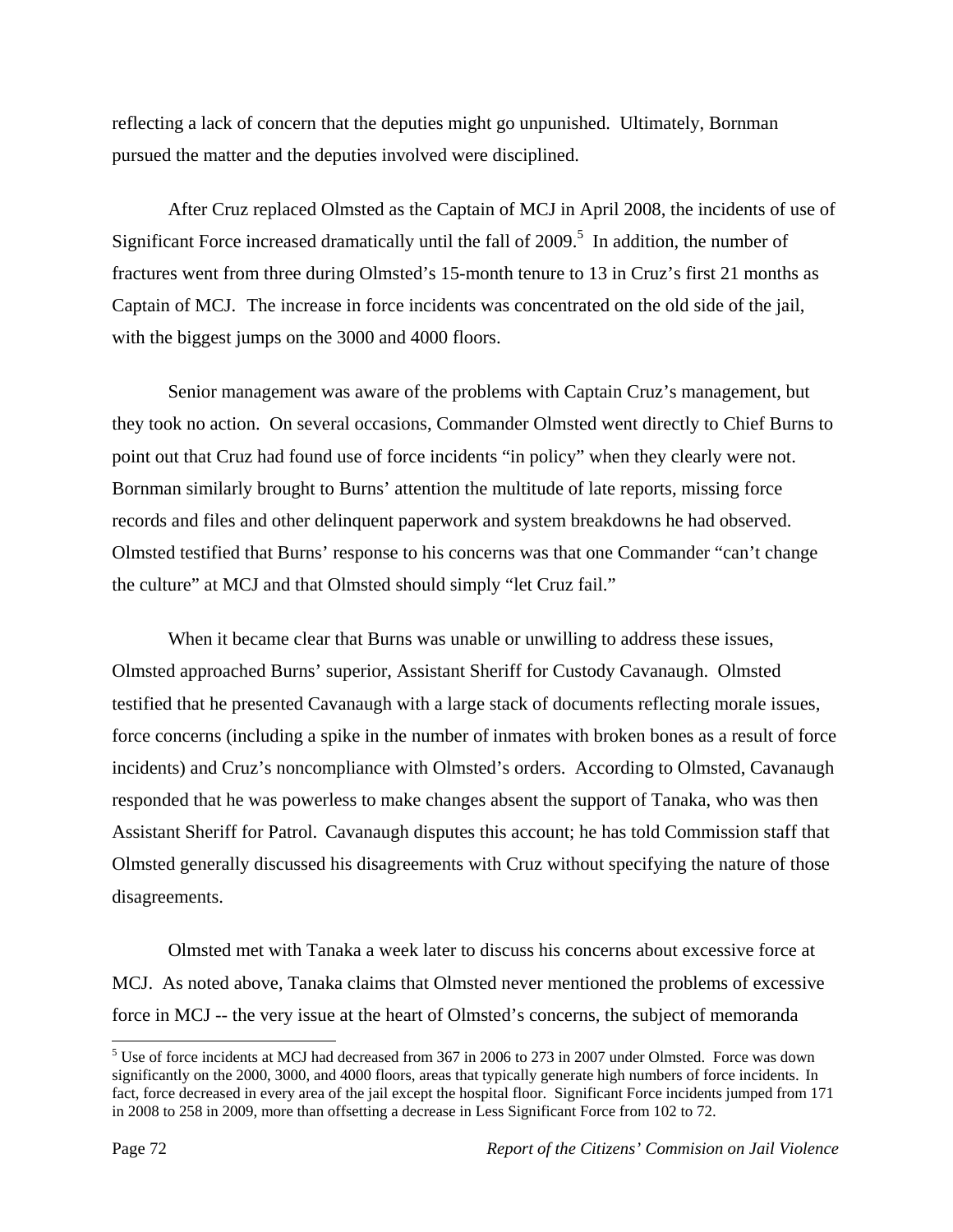reflecting a lack of concern that the deputies might go unpunished. Ultimately, Bornman pursued the matter and the deputies involved were disciplined.

After Cruz replaced Olmsted as the Captain of MCJ in April 2008, the incidents of use of Significant Force increased dramatically until the fall of 2009.[5] In addition, the number of fractures went from three during Olmsted's 15-month tenure to 13 in Cruz's first 21 months as Captain of MCJ. The increase in force incidents was concentrated on the old side of the jail, with the biggest jumps on the 3000 and 4000 floors.

Senior management was aware of the problems with Captain Cruz's management, but they took no action. On several occasions, Commander Olmsted went directly to Chief Burns to point out that Cruz had found use of force incidents "in policy" when they clearly were not. Bornman similarly brought to Burns' attention the multitude of late reports, missing force records and files and other delinquent paperwork and system breakdowns he had observed. Olmsted testified that Burns' response to his concerns was that one Commander "can't change the culture" at MCJ and that Olmsted should simply "let Cruz fail."

When it became clear that Burns was unable or unwilling to address these issues, Olmsted approached Burns' superior, Assistant Sheriff for Custody Cavanaugh. Olmsted testified that he presented Cavanaugh with a large stack of documents reflecting morale issues, force concerns (including a spike in the number of inmates with broken bones as a result of force incidents) and Cruz's noncompliance with Olmsted's orders. According to Olmsted, Cavanaugh responded that he was powerless to make changes absent the support of Tanaka, who was then Assistant Sheriff for Patrol. Cavanaugh disputes this account; he has told Commission staff that Olmsted generally discussed his disagreements with Cruz without specifying the nature of those disagreements.

Olmsted met with Tanaka a week later to discuss his concerns about excessive force at MCJ. As noted above, Tanaka claims that Olmsted never mentioned the problems of excessive force in MCJ -- the very issue at the heart of Olmsted's concerns, the subject of memoranda

[5] Use of force incidents at MCJ had decreased from 367 in 2006 to 273 in 2007 under Olmsted. Force was down significantly on the 2000, 3000, and 4000 floors, areas that typically generate high numbers of force incidents. In fact, force decreased in every area of the jail except the hospital floor. Significant Force incidents jumped from 171 in 2008 to 258 in 2009, more than offsetting a decrease in Less Significant Force from 102 to 72.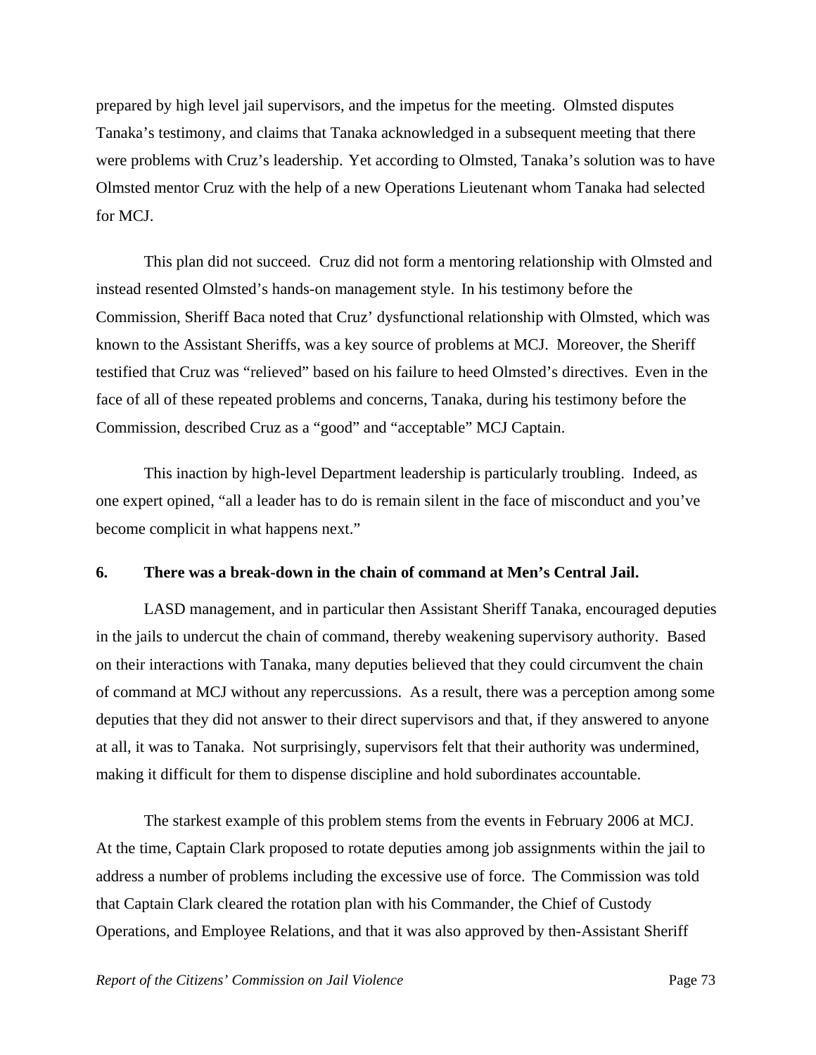prepared by high level jail supervisors, and the impetus for the meeting. Olmsted disputes Tanaka's testimony, and claims that Tanaka acknowledged in a subsequent meeting that there were problems with Cruz's leadership. Yet according to Olmsted, Tanaka's solution was to have Olmsted mentor Cruz with the help of a new Operations Lieutenant whom Tanaka had selected for MCJ.

This plan did not succeed. Cruz did not form a mentoring relationship with Olmsted and instead resented Olmsted's hands-on management style. In his testimony before the Commission, Sheriff Baca noted that Cruz' dysfunctional relationship with Olmsted, which was known to the Assistant Sheriffs, was a key source of problems at MCJ. Moreover, the Sheriff testified that Cruz was "relieved" based on his failure to heed Olmsted's directives. Even in the face of all of these repeated problems and concerns, Tanaka, during his testimony before the Commission, described Cruz as a "good" and "acceptable" MCJ Captain.

This inaction by high-level Department leadership is particularly troubling. Indeed, as one expert opined, "all a leader has to do is remain silent in the face of misconduct and you've become complicit in what happens next."

**6. There was a break-down in the chain of command at Men's Central Jail.**

LASD management, and in particular then Assistant Sheriff Tanaka, encouraged deputies in the jails to undercut the chain of command, thereby weakening supervisory authority. Based on their interactions with Tanaka, many deputies believed that they could circumvent the chain of command at MCJ without any repercussions. As a result, there was a perception among some deputies that they did not answer to their direct supervisors and that, if they answered to anyone at all, it was to Tanaka. Not surprisingly, supervisors felt that their authority was undermined, making it difficult for them to dispense discipline and hold subordinates accountable.

The starkest example of this problem stems from the events in February 2006 at MCJ. At the time, Captain Clark proposed to rotate deputies among job assignments within the jail to address a number of problems including the excessive use of force. The Commission was told that Captain Clark cleared the rotation plan with his Commander, the Chief of Custody Operations, and Employee Relations, and that it was also approved by then-Assistant Sheriff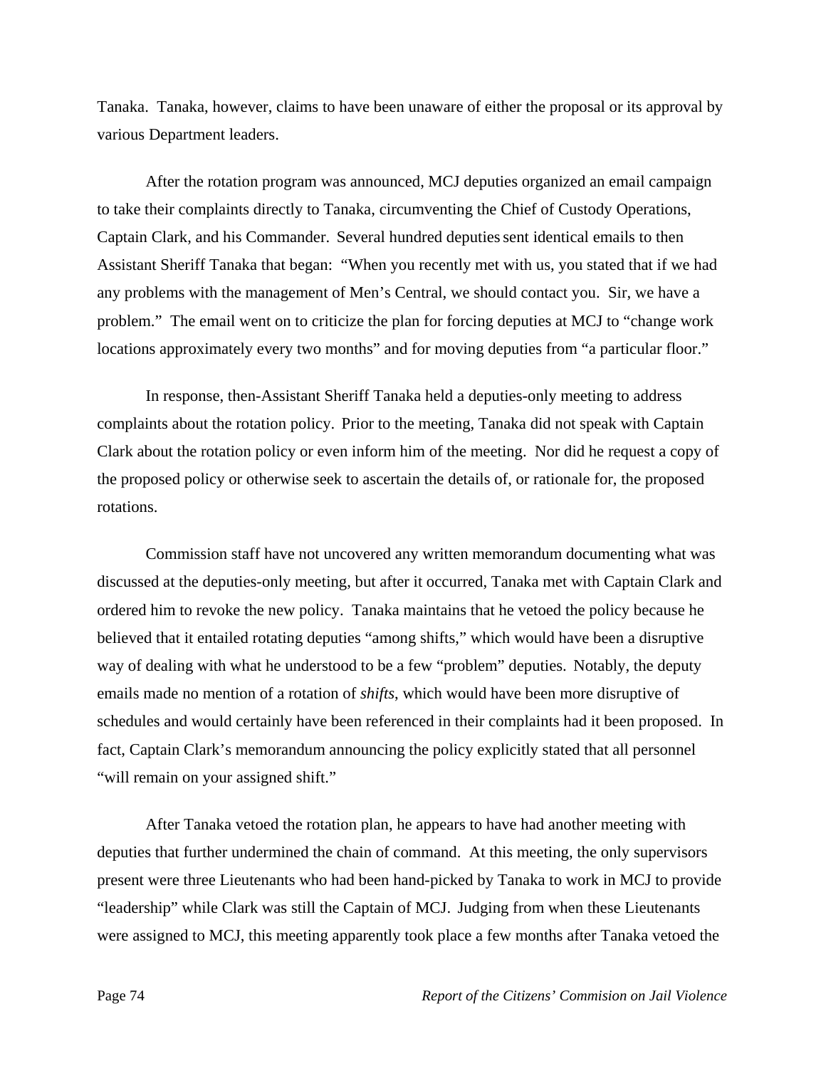Tanaka. Tanaka, however, claims to have been unaware of either the proposal or its approval by various Department leaders.

After the rotation program was announced, MCJ deputies organized an email campaign to take their complaints directly to Tanaka, circumventing the Chief of Custody Operations, Captain Clark, and his Commander. Several hundred deputies sent identical emails to then Assistant Sheriff Tanaka that began: "When you recently met with us, you stated that if we had any problems with the management of Men's Central, we should contact you. Sir, we have a problem." The email went on to criticize the plan for forcing deputies at MCJ to "change work locations approximately every two months" and for moving deputies from "a particular floor."

In response, then-Assistant Sheriff Tanaka held a deputies-only meeting to address complaints about the rotation policy. Prior to the meeting, Tanaka did not speak with Captain Clark about the rotation policy or even inform him of the meeting. Nor did he request a copy of the proposed policy or otherwise seek to ascertain the details of, or rationale for, the proposed rotations.

Commission staff have not uncovered any written memorandum documenting what was discussed at the deputies-only meeting, but after it occurred, Tanaka met with Captain Clark and ordered him to revoke the new policy. Tanaka maintains that he vetoed the policy because he believed that it entailed rotating deputies "among shifts," which would have been a disruptive way of dealing with what he understood to be a few "problem" deputies. Notably, the deputy emails made no mention of a rotation of *shifts*, which would have been more disruptive of schedules and would certainly have been referenced in their complaints had it been proposed. In fact, Captain Clark's memorandum announcing the policy explicitly stated that all personnel "will remain on your assigned shift."

After Tanaka vetoed the rotation plan, he appears to have had another meeting with deputies that further undermined the chain of command. At this meeting, the only supervisors present were three Lieutenants who had been hand-picked by Tanaka to work in MCJ to provide "leadership" while Clark was still the Captain of MCJ. Judging from when these Lieutenants were assigned to MCJ, this meeting apparently took place a few months after Tanaka vetoed the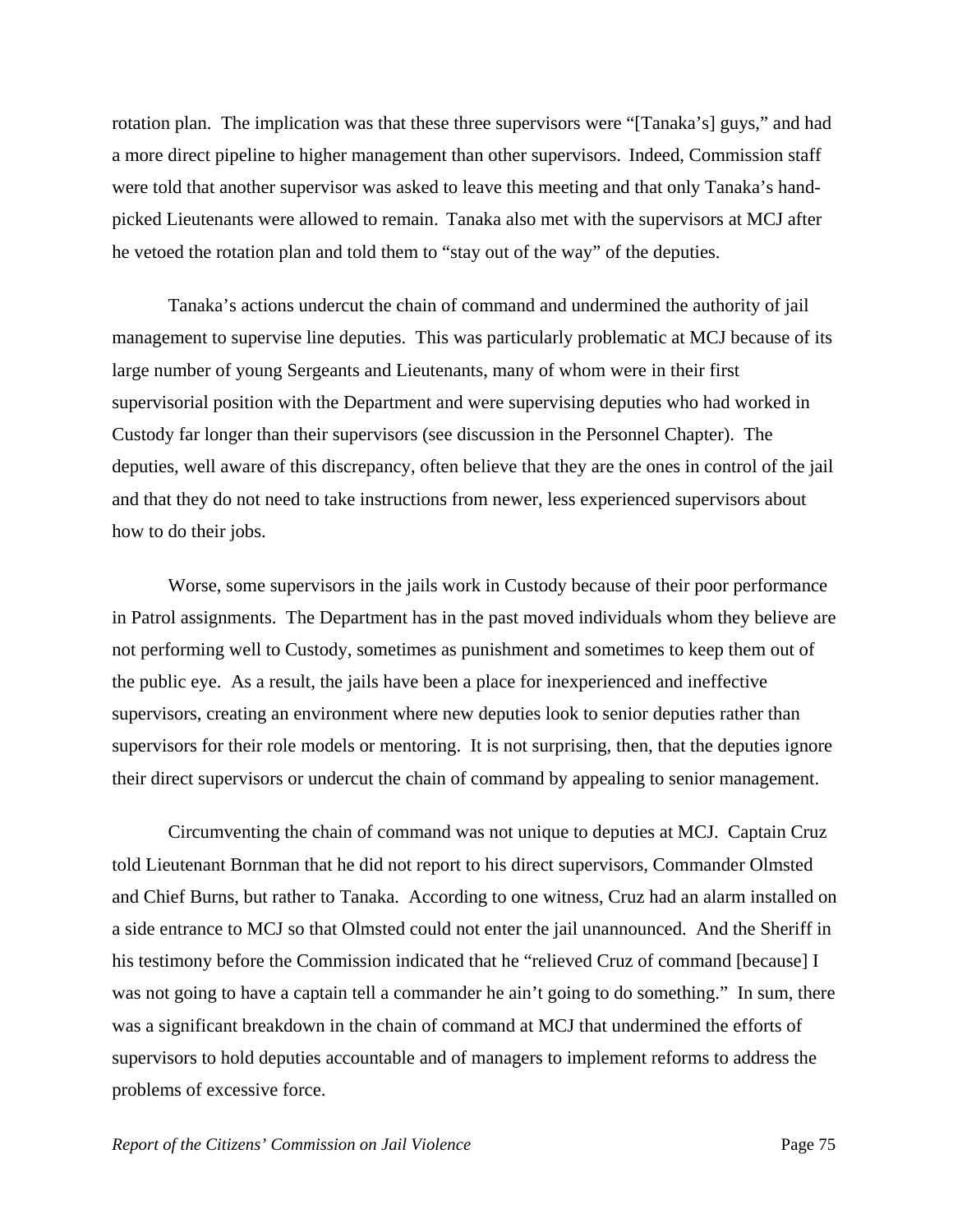rotation plan. The implication was that these three supervisors were "[Tanaka's] guys," and had a more direct pipeline to higher management than other supervisors. Indeed, Commission staff were told that another supervisor was asked to leave this meeting and that only Tanaka's hand-picked Lieutenants were allowed to remain. Tanaka also met with the supervisors at MCJ after he vetoed the rotation plan and told them to "stay out of the way" of the deputies.

Tanaka's actions undercut the chain of command and undermined the authority of jail management to supervise line deputies. This was particularly problematic at MCJ because of its large number of young Sergeants and Lieutenants, many of whom were in their first supervisorial position with the Department and were supervising deputies who had worked in Custody far longer than their supervisors (see discussion in the Personnel Chapter). The deputies, well aware of this discrepancy, often believe that they are the ones in control of the jail and that they do not need to take instructions from newer, less experienced supervisors about how to do their jobs.

Worse, some supervisors in the jails work in Custody because of their poor performance in Patrol assignments. The Department has in the past moved individuals whom they believe are not performing well to Custody, sometimes as punishment and sometimes to keep them out of the public eye. As a result, the jails have been a place for inexperienced and ineffective supervisors, creating an environment where new deputies look to senior deputies rather than supervisors for their role models or mentoring. It is not surprising, then, that the deputies ignore their direct supervisors or undercut the chain of command by appealing to senior management.

Circumventing the chain of command was not unique to deputies at MCJ. Captain Cruz told Lieutenant Bornman that he did not report to his direct supervisors, Commander Olmsted and Chief Burns, but rather to Tanaka. According to one witness, Cruz had an alarm installed on a side entrance to MCJ so that Olmsted could not enter the jail unannounced. And the Sheriff in his testimony before the Commission indicated that he "relieved Cruz of command [because] I was not going to have a captain tell a commander he ain't going to do something." In sum, there was a significant breakdown in the chain of command at MCJ that undermined the efforts of supervisors to hold deputies accountable and of managers to implement reforms to address the problems of excessive force.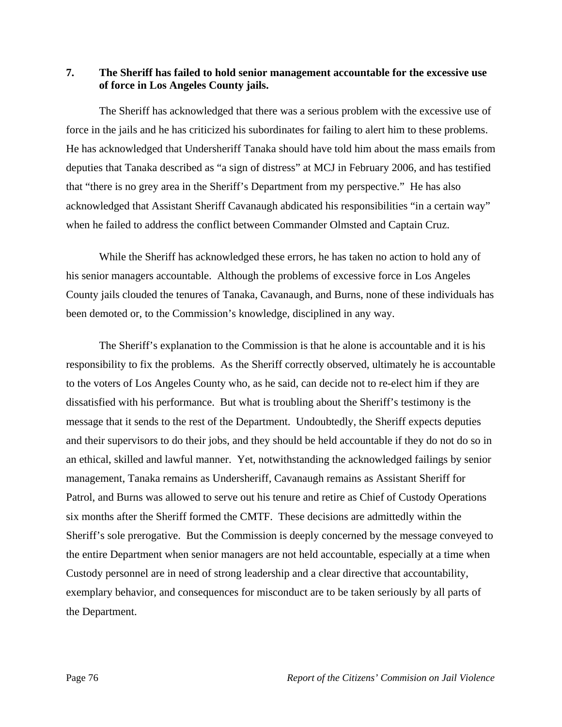**7. The Sheriff has failed to hold senior management accountable for the excessive use of force in Los Angeles County jails.**

The Sheriff has acknowledged that there was a serious problem with the excessive use of force in the jails and he has criticized his subordinates for failing to alert him to these problems. He has acknowledged that Undersheriff Tanaka should have told him about the mass emails from deputies that Tanaka described as "a sign of distress" at MCJ in February 2006, and has testified that "there is no grey area in the Sheriff's Department from my perspective." He has also acknowledged that Assistant Sheriff Cavanaugh abdicated his responsibilities "in a certain way" when he failed to address the conflict between Commander Olmsted and Captain Cruz.

While the Sheriff has acknowledged these errors, he has taken no action to hold any of his senior managers accountable. Although the problems of excessive force in Los Angeles County jails clouded the tenures of Tanaka, Cavanaugh, and Burns, none of these individuals has been demoted or, to the Commission's knowledge, disciplined in any way.

The Sheriff's explanation to the Commission is that he alone is accountable and it is his responsibility to fix the problems. As the Sheriff correctly observed, ultimately he is accountable to the voters of Los Angeles County who, as he said, can decide not to re-elect him if they are dissatisfied with his performance. But what is troubling about the Sheriff's testimony is the message that it sends to the rest of the Department. Undoubtedly, the Sheriff expects deputies and their supervisors to do their jobs, and they should be held accountable if they do not do so in an ethical, skilled and lawful manner. Yet, notwithstanding the acknowledged failings by senior management, Tanaka remains as Undersheriff, Cavanaugh remains as Assistant Sheriff for Patrol, and Burns was allowed to serve out his tenure and retire as Chief of Custody Operations six months after the Sheriff formed the CMTF. These decisions are admittedly within the Sheriff's sole prerogative. But the Commission is deeply concerned by the message conveyed to the entire Department when senior managers are not held accountable, especially at a time when Custody personnel are in need of strong leadership and a clear directive that accountability, exemplary behavior, and consequences for misconduct are to be taken seriously by all parts of the Department.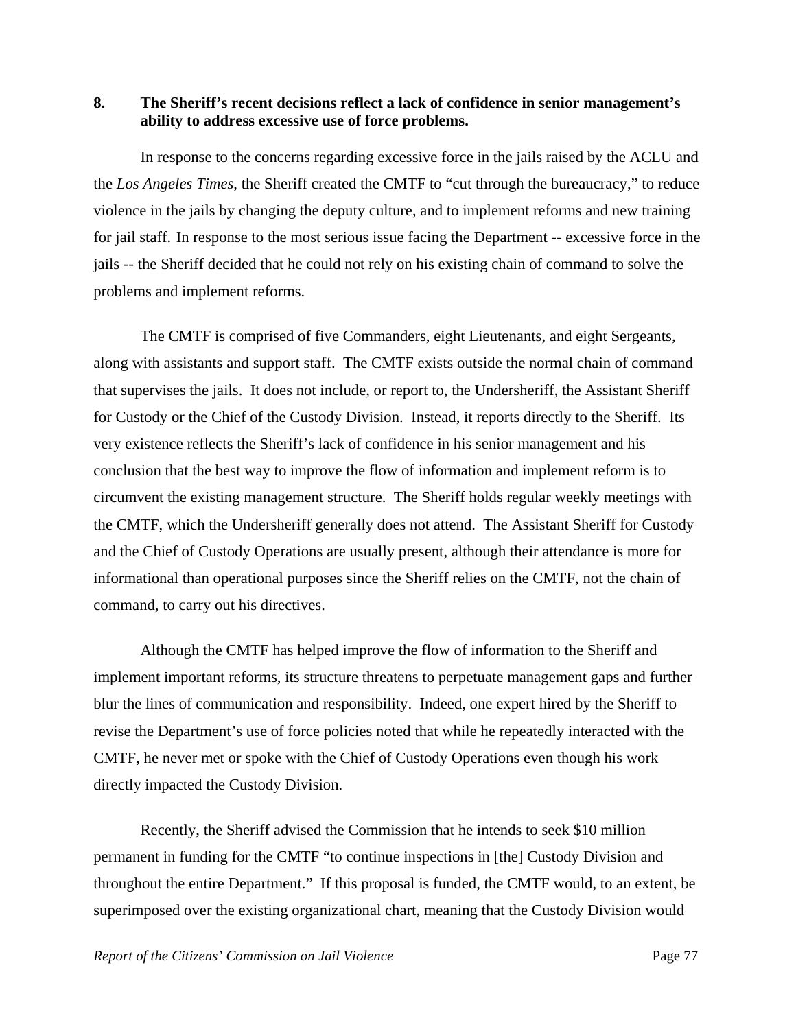**8. The Sheriff's recent decisions reflect a lack of confidence in senior management's ability to address excessive use of force problems.**

In response to the concerns regarding excessive force in the jails raised by the ACLU and the *Los Angeles Times*, the Sheriff created the CMTF to "cut through the bureaucracy," to reduce violence in the jails by changing the deputy culture, and to implement reforms and new training for jail staff. In response to the most serious issue facing the Department -- excessive force in the jails -- the Sheriff decided that he could not rely on his existing chain of command to solve the problems and implement reforms.

The CMTF is comprised of five Commanders, eight Lieutenants, and eight Sergeants, along with assistants and support staff. The CMTF exists outside the normal chain of command that supervises the jails. It does not include, or report to, the Undersheriff, the Assistant Sheriff for Custody or the Chief of the Custody Division. Instead, it reports directly to the Sheriff. Its very existence reflects the Sheriff's lack of confidence in his senior management and his conclusion that the best way to improve the flow of information and implement reform is to circumvent the existing management structure. The Sheriff holds regular weekly meetings with the CMTF, which the Undersheriff generally does not attend. The Assistant Sheriff for Custody and the Chief of Custody Operations are usually present, although their attendance is more for informational than operational purposes since the Sheriff relies on the CMTF, not the chain of command, to carry out his directives.

Although the CMTF has helped improve the flow of information to the Sheriff and implement important reforms, its structure threatens to perpetuate management gaps and further blur the lines of communication and responsibility. Indeed, one expert hired by the Sheriff to revise the Department's use of force policies noted that while he repeatedly interacted with the CMTF, he never met or spoke with the Chief of Custody Operations even though his work directly impacted the Custody Division.

Recently, the Sheriff advised the Commission that he intends to seek $10 million permanent in funding for the CMTF "to continue inspections in [the] Custody Division and throughout the entire Department." If this proposal is funded, the CMTF would, to an extent, be superimposed over the existing organizational chart, meaning that the Custody Division would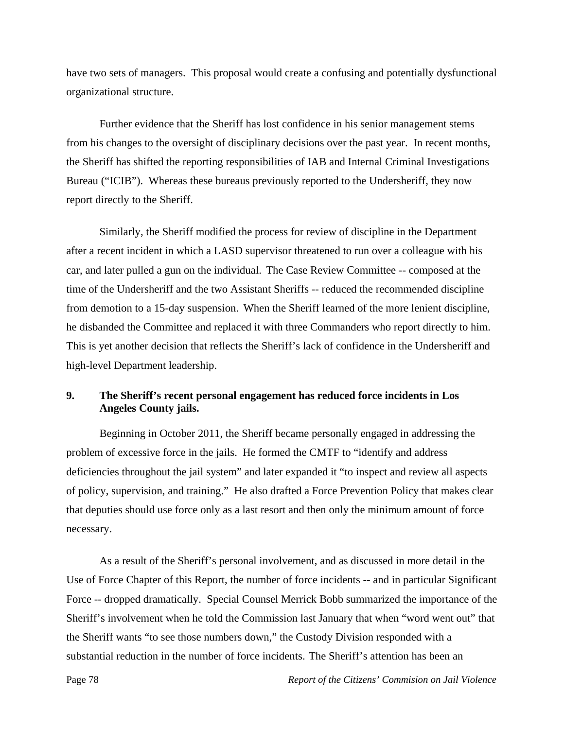have two sets of managers. This proposal would create a confusing and potentially dysfunctional organizational structure.

Further evidence that the Sheriff has lost confidence in his senior management stems from his changes to the oversight of disciplinary decisions over the past year. In recent months, the Sheriff has shifted the reporting responsibilities of IAB and Internal Criminal Investigations Bureau ("ICIB"). Whereas these bureaus previously reported to the Undersheriff, they now report directly to the Sheriff.

Similarly, the Sheriff modified the process for review of discipline in the Department after a recent incident in which a LASD supervisor threatened to run over a colleague with his car, and later pulled a gun on the individual. The Case Review Committee -- composed at the time of the Undersheriff and the two Assistant Sheriffs -- reduced the recommended discipline from demotion to a 15-day suspension. When the Sheriff learned of the more lenient discipline, he disbanded the Committee and replaced it with three Commanders who report directly to him. This is yet another decision that reflects the Sheriff's lack of confidence in the Undersheriff and high-level Department leadership.

**9. The Sheriff's recent personal engagement has reduced force incidents in Los Angeles County jails.**

Beginning in October 2011, the Sheriff became personally engaged in addressing the problem of excessive force in the jails. He formed the CMTF to "identify and address deficiencies throughout the jail system" and later expanded it "to inspect and review all aspects of policy, supervision, and training." He also drafted a Force Prevention Policy that makes clear that deputies should use force only as a last resort and then only the minimum amount of force necessary.

As a result of the Sheriff's personal involvement, and as discussed in more detail in the Use of Force Chapter of this Report, the number of force incidents -- and in particular Significant Force -- dropped dramatically. Special Counsel Merrick Bobb summarized the importance of the Sheriff's involvement when he told the Commission last January that when "word went out" that the Sheriff wants "to see those numbers down," the Custody Division responded with a substantial reduction in the number of force incidents. The Sheriff's attention has been an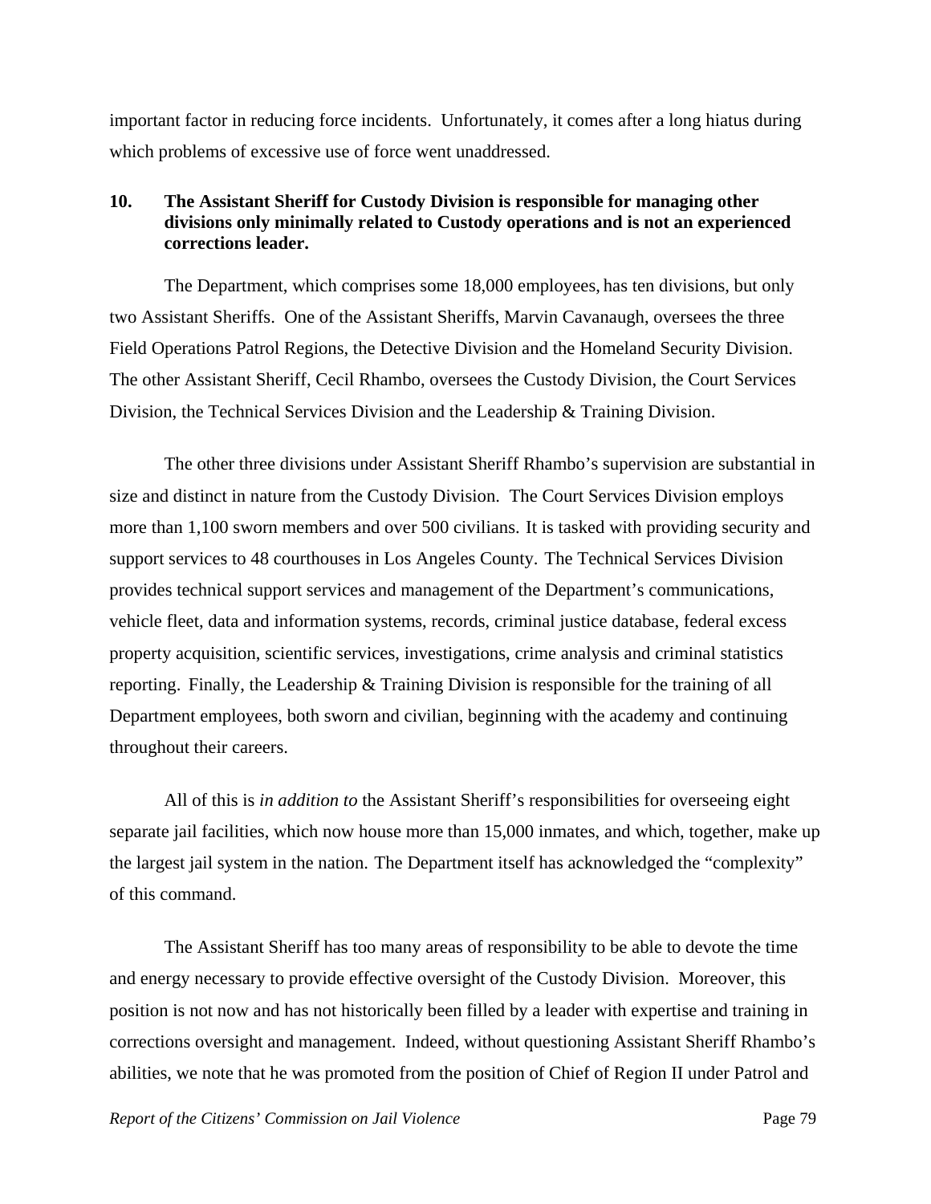important factor in reducing force incidents. Unfortunately, it comes after a long hiatus during which problems of excessive use of force went unaddressed.

### 10. The Assistant Sheriff for Custody Division is responsible for managing other divisions only minimally related to Custody operations and is not an experienced corrections leader.

The Department, which comprises some 18,000 employees, has ten divisions, but only two Assistant Sheriffs. One of the Assistant Sheriffs, Marvin Cavanaugh, oversees the three Field Operations Patrol Regions, the Detective Division and the Homeland Security Division. The other Assistant Sheriff, Cecil Rhambo, oversees the Custody Division, the Court Services Division, the Technical Services Division and the Leadership & Training Division.

The other three divisions under Assistant Sheriff Rhambo's supervision are substantial in size and distinct in nature from the Custody Division. The Court Services Division employs more than 1,100 sworn members and over 500 civilians. It is tasked with providing security and support services to 48 courthouses in Los Angeles County. The Technical Services Division provides technical support services and management of the Department's communications, vehicle fleet, data and information systems, records, criminal justice database, federal excess property acquisition, scientific services, investigations, crime analysis and criminal statistics reporting. Finally, the Leadership & Training Division is responsible for the training of all Department employees, both sworn and civilian, beginning with the academy and continuing throughout their careers.

All of this is *in addition to* the Assistant Sheriff's responsibilities for overseeing eight separate jail facilities, which now house more than 15,000 inmates, and which, together, make up the largest jail system in the nation. The Department itself has acknowledged the "complexity" of this command.

The Assistant Sheriff has too many areas of responsibility to be able to devote the time and energy necessary to provide effective oversight of the Custody Division. Moreover, this position is not now and has not historically been filled by a leader with expertise and training in corrections oversight and management. Indeed, without questioning Assistant Sheriff Rhambo's abilities, we note that he was promoted from the position of Chief of Region II under Patrol and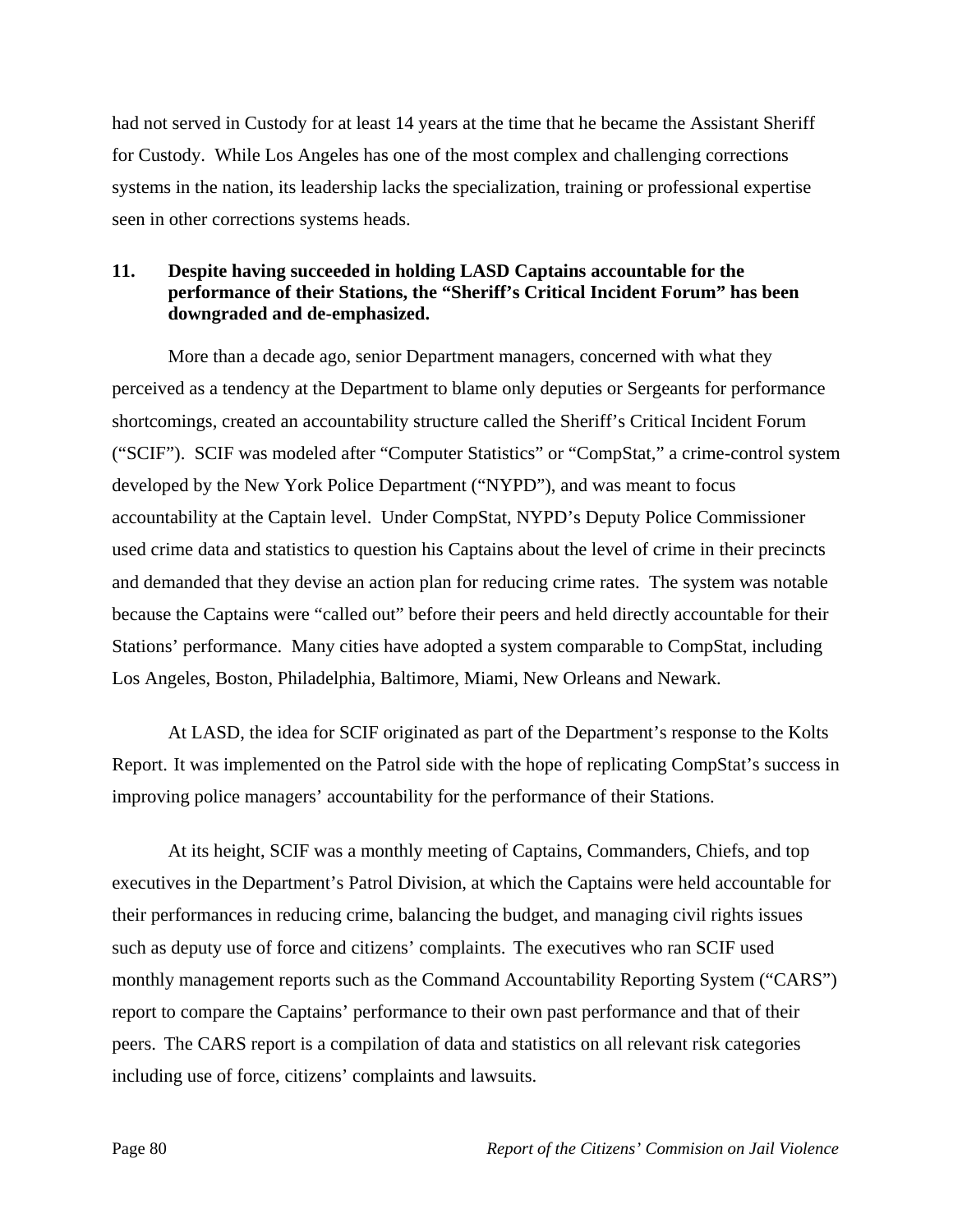had not served in Custody for at least 14 years at the time that he became the Assistant Sheriff for Custody. While Los Angeles has one of the most complex and challenging corrections systems in the nation, its leadership lacks the specialization, training or professional expertise seen in other corrections systems heads.

**11. Despite having succeeded in holding LASD Captains accountable for the performance of their Stations, the "Sheriff's Critical Incident Forum" has been downgraded and de-emphasized.**

More than a decade ago, senior Department managers, concerned with what they perceived as a tendency at the Department to blame only deputies or Sergeants for performance shortcomings, created an accountability structure called the Sheriff's Critical Incident Forum ("SCIF"). SCIF was modeled after "Computer Statistics" or "CompStat," a crime-control system developed by the New York Police Department ("NYPD"), and was meant to focus accountability at the Captain level. Under CompStat, NYPD's Deputy Police Commissioner used crime data and statistics to question his Captains about the level of crime in their precincts and demanded that they devise an action plan for reducing crime rates. The system was notable because the Captains were "called out" before their peers and held directly accountable for their Stations' performance. Many cities have adopted a system comparable to CompStat, including Los Angeles, Boston, Philadelphia, Baltimore, Miami, New Orleans and Newark.

At LASD, the idea for SCIF originated as part of the Department's response to the Kolts Report. It was implemented on the Patrol side with the hope of replicating CompStat's success in improving police managers' accountability for the performance of their Stations.

At its height, SCIF was a monthly meeting of Captains, Commanders, Chiefs, and top executives in the Department's Patrol Division, at which the Captains were held accountable for their performances in reducing crime, balancing the budget, and managing civil rights issues such as deputy use of force and citizens' complaints. The executives who ran SCIF used monthly management reports such as the Command Accountability Reporting System ("CARS") report to compare the Captains' performance to their own past performance and that of their peers. The CARS report is a compilation of data and statistics on all relevant risk categories including use of force, citizens' complaints and lawsuits.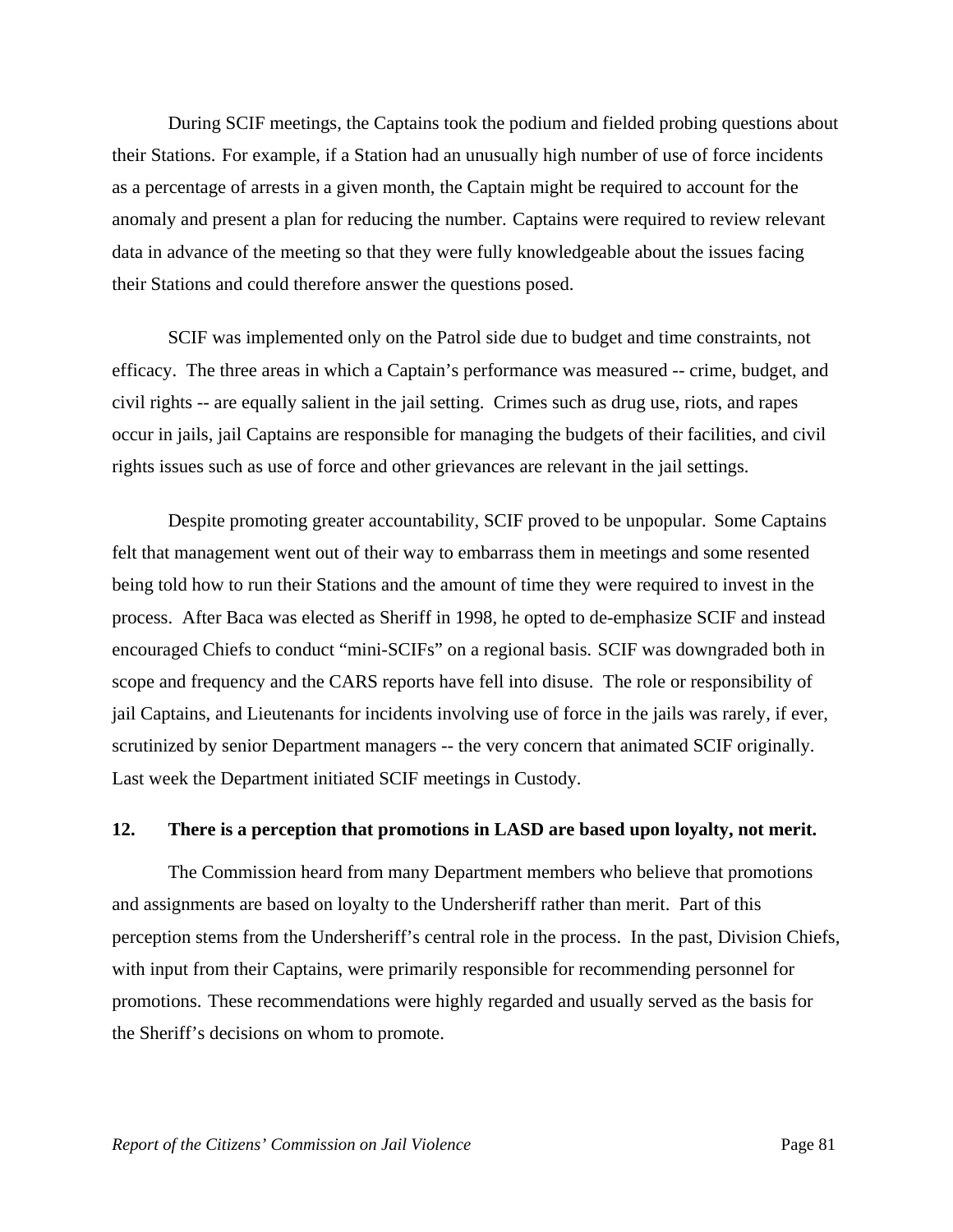During SCIF meetings, the Captains took the podium and fielded probing questions about their Stations. For example, if a Station had an unusually high number of use of force incidents as a percentage of arrests in a given month, the Captain might be required to account for the anomaly and present a plan for reducing the number. Captains were required to review relevant data in advance of the meeting so that they were fully knowledgeable about the issues facing their Stations and could therefore answer the questions posed.

SCIF was implemented only on the Patrol side due to budget and time constraints, not efficacy. The three areas in which a Captain's performance was measured -- crime, budget, and civil rights -- are equally salient in the jail setting. Crimes such as drug use, riots, and rapes occur in jails, jail Captains are responsible for managing the budgets of their facilities, and civil rights issues such as use of force and other grievances are relevant in the jail settings.

Despite promoting greater accountability, SCIF proved to be unpopular. Some Captains felt that management went out of their way to embarrass them in meetings and some resented being told how to run their Stations and the amount of time they were required to invest in the process. After Baca was elected as Sheriff in 1998, he opted to de-emphasize SCIF and instead encouraged Chiefs to conduct "mini-SCIFs" on a regional basis. SCIF was downgraded both in scope and frequency and the CARS reports have fell into disuse. The role or responsibility of jail Captains, and Lieutenants for incidents involving use of force in the jails was rarely, if ever, scrutinized by senior Department managers -- the very concern that animated SCIF originally. Last week the Department initiated SCIF meetings in Custody.

**12. There is a perception that promotions in LASD are based upon loyalty, not merit.**

The Commission heard from many Department members who believe that promotions and assignments are based on loyalty to the Undersheriff rather than merit. Part of this perception stems from the Undersheriff's central role in the process. In the past, Division Chiefs, with input from their Captains, were primarily responsible for recommending personnel for promotions. These recommendations were highly regarded and usually served as the basis for the Sheriff's decisions on whom to promote.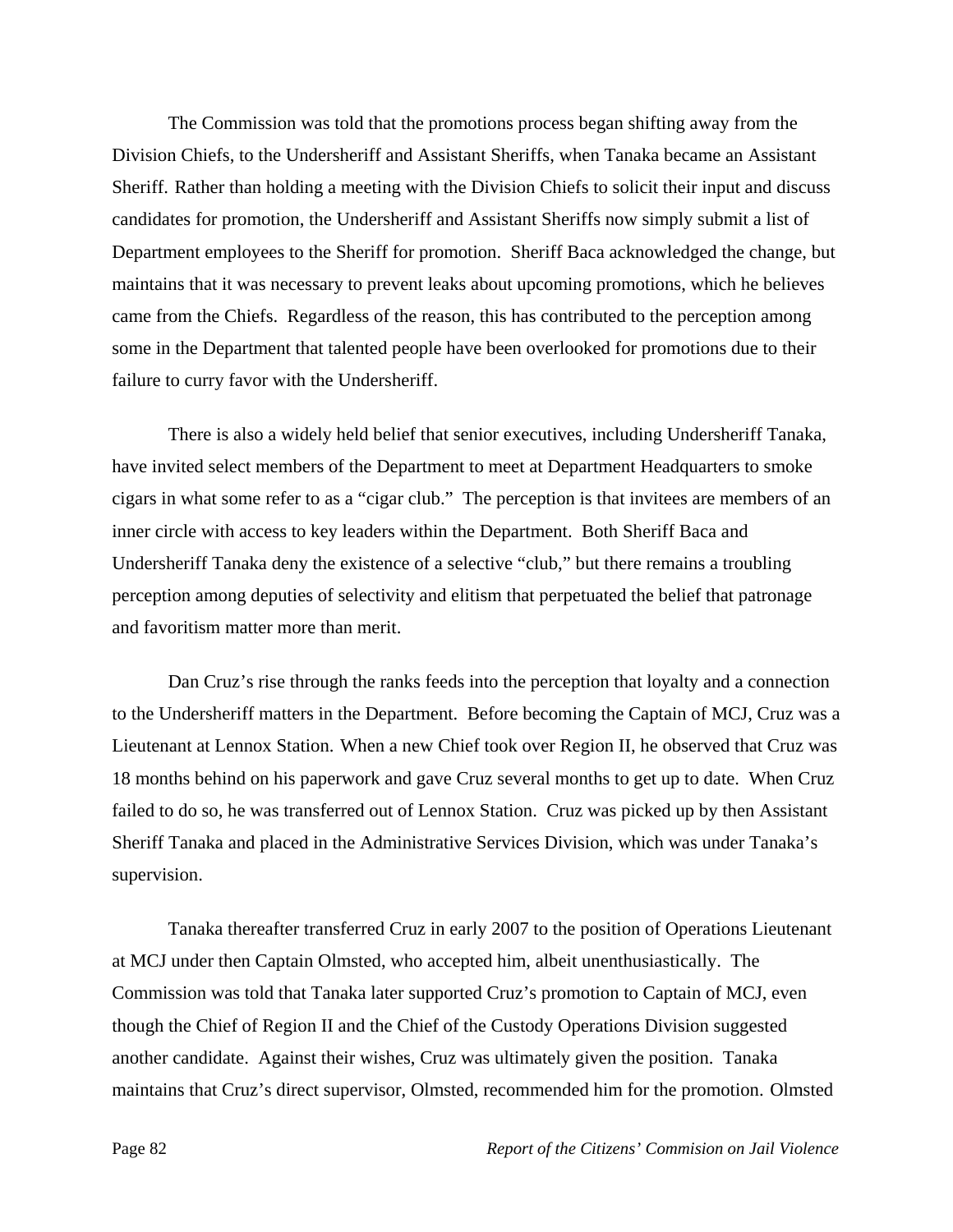The Commission was told that the promotions process began shifting away from the Division Chiefs, to the Undersheriff and Assistant Sheriffs, when Tanaka became an Assistant Sheriff. Rather than holding a meeting with the Division Chiefs to solicit their input and discuss candidates for promotion, the Undersheriff and Assistant Sheriffs now simply submit a list of Department employees to the Sheriff for promotion. Sheriff Baca acknowledged the change, but maintains that it was necessary to prevent leaks about upcoming promotions, which he believes came from the Chiefs. Regardless of the reason, this has contributed to the perception among some in the Department that talented people have been overlooked for promotions due to their failure to curry favor with the Undersheriff.

There is also a widely held belief that senior executives, including Undersheriff Tanaka, have invited select members of the Department to meet at Department Headquarters to smoke cigars in what some refer to as a "cigar club." The perception is that invitees are members of an inner circle with access to key leaders within the Department. Both Sheriff Baca and Undersheriff Tanaka deny the existence of a selective "club," but there remains a troubling perception among deputies of selectivity and elitism that perpetuated the belief that patronage and favoritism matter more than merit.

Dan Cruz's rise through the ranks feeds into the perception that loyalty and a connection to the Undersheriff matters in the Department. Before becoming the Captain of MCJ, Cruz was a Lieutenant at Lennox Station. When a new Chief took over Region II, he observed that Cruz was 18 months behind on his paperwork and gave Cruz several months to get up to date. When Cruz failed to do so, he was transferred out of Lennox Station. Cruz was picked up by then Assistant Sheriff Tanaka and placed in the Administrative Services Division, which was under Tanaka's supervision.

Tanaka thereafter transferred Cruz in early 2007 to the position of Operations Lieutenant at MCJ under then Captain Olmsted, who accepted him, albeit unenthusiastically. The Commission was told that Tanaka later supported Cruz's promotion to Captain of MCJ, even though the Chief of Region II and the Chief of the Custody Operations Division suggested another candidate. Against their wishes, Cruz was ultimately given the position. Tanaka maintains that Cruz's direct supervisor, Olmsted, recommended him for the promotion. Olmsted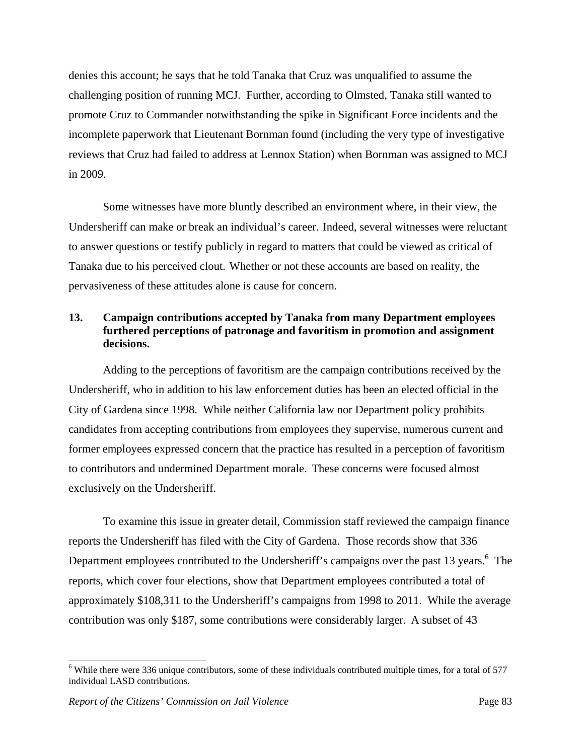denies this account; he says that he told Tanaka that Cruz was unqualified to assume the challenging position of running MCJ. Further, according to Olmsted, Tanaka still wanted to promote Cruz to Commander notwithstanding the spike in Significant Force incidents and the incomplete paperwork that Lieutenant Bornman found (including the very type of investigative reviews that Cruz had failed to address at Lennox Station) when Bornman was assigned to MCJ in 2009.

Some witnesses have more bluntly described an environment where, in their view, the Undersheriff can make or break an individual's career. Indeed, several witnesses were reluctant to answer questions or testify publicly in regard to matters that could be viewed as critical of Tanaka due to his perceived clout. Whether or not these accounts are based on reality, the pervasiveness of these attitudes alone is cause for concern.

### 13. Campaign contributions accepted by Tanaka from many Department employees furthered perceptions of patronage and favoritism in promotion and assignment decisions.

Adding to the perceptions of favoritism are the campaign contributions received by the Undersheriff, who in addition to his law enforcement duties has been an elected official in the City of Gardena since 1998. While neither California law nor Department policy prohibits candidates from accepting contributions from employees they supervise, numerous current and former employees expressed concern that the practice has resulted in a perception of favoritism to contributors and undermined Department morale. These concerns were focused almost exclusively on the Undersheriff.

To examine this issue in greater detail, Commission staff reviewed the campaign finance reports the Undersheriff has filed with the City of Gardena. Those records show that 336 Department employees contributed to the Undersheriff's campaigns over the past 13 years.[6] The reports, which cover four elections, show that Department employees contributed a total of approximately $108,311 to the Undersheriff's campaigns from 1998 to 2011. While the average contribution was only $187, some contributions were considerably larger. A subset of 43

[6] While there were 336 unique contributors, some of these individuals contributed multiple times, for a total of 577 individual LASD contributions.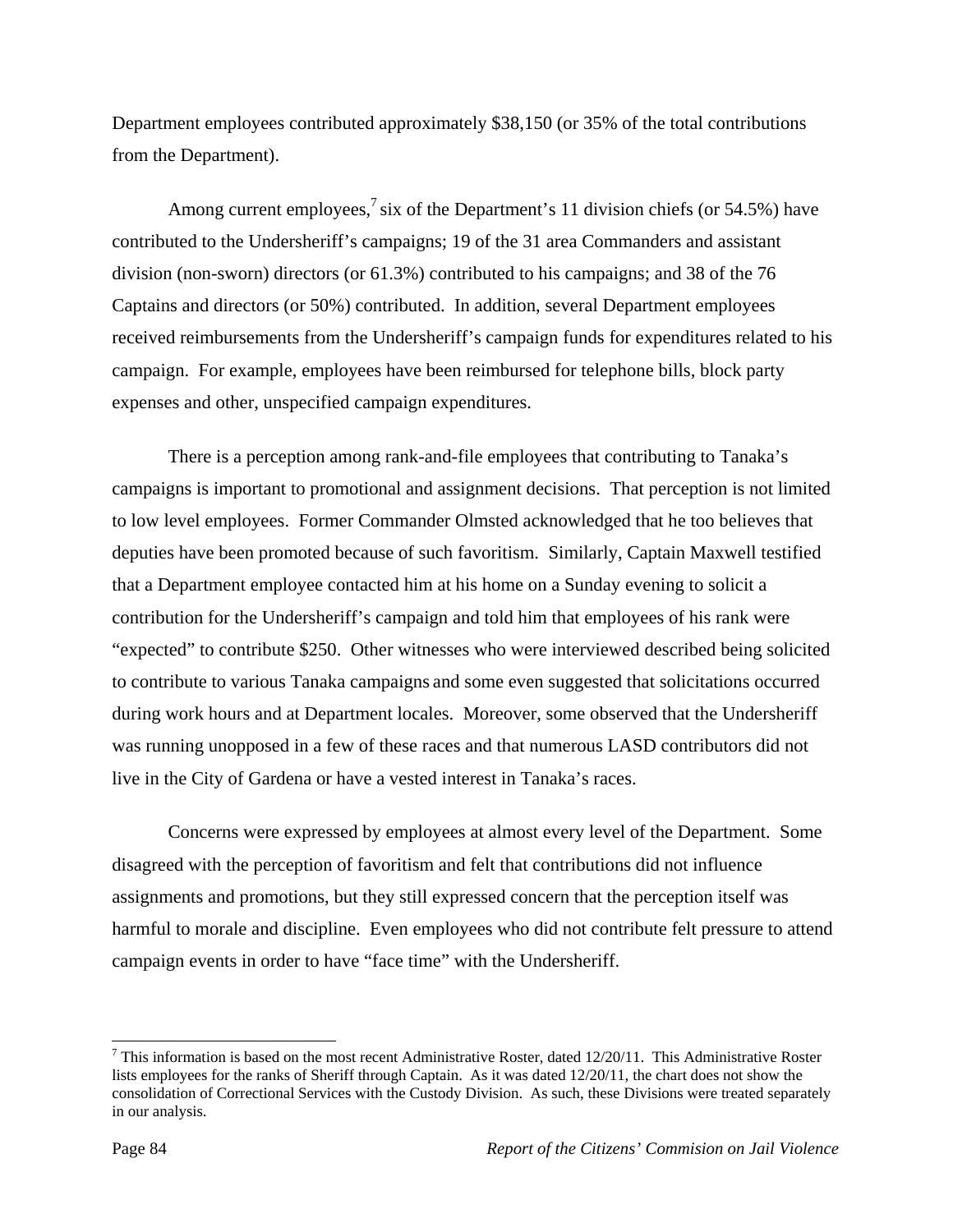Department employees contributed approximately $38,150 (or 35% of the total contributions from the Department).

Among current employees,[7] six of the Department's 11 division chiefs (or 54.5%) have contributed to the Undersheriff's campaigns; 19 of the 31 area Commanders and assistant division (non-sworn) directors (or 61.3%) contributed to his campaigns; and 38 of the 76 Captains and directors (or 50%) contributed. In addition, several Department employees received reimbursements from the Undersheriff's campaign funds for expenditures related to his campaign. For example, employees have been reimbursed for telephone bills, block party expenses and other, unspecified campaign expenditures.

There is a perception among rank-and-file employees that contributing to Tanaka's campaigns is important to promotional and assignment decisions. That perception is not limited to low level employees. Former Commander Olmsted acknowledged that he too believes that deputies have been promoted because of such favoritism. Similarly, Captain Maxwell testified that a Department employee contacted him at his home on a Sunday evening to solicit a contribution for the Undersheriff's campaign and told him that employees of his rank were "expected" to contribute $250. Other witnesses who were interviewed described being solicited to contribute to various Tanaka campaigns and some even suggested that solicitations occurred during work hours and at Department locales. Moreover, some observed that the Undersheriff was running unopposed in a few of these races and that numerous LASD contributors did not live in the City of Gardena or have a vested interest in Tanaka's races.

Concerns were expressed by employees at almost every level of the Department. Some disagreed with the perception of favoritism and felt that contributions did not influence assignments and promotions, but they still expressed concern that the perception itself was harmful to morale and discipline. Even employees who did not contribute felt pressure to attend campaign events in order to have "face time" with the Undersheriff.

---

[7] This information is based on the most recent Administrative Roster, dated 12/20/11. This Administrative Roster lists employees for the ranks of Sheriff through Captain. As it was dated 12/20/11, the chart does not show the consolidation of Correctional Services with the Custody Division. As such, these Divisions were treated separately in our analysis.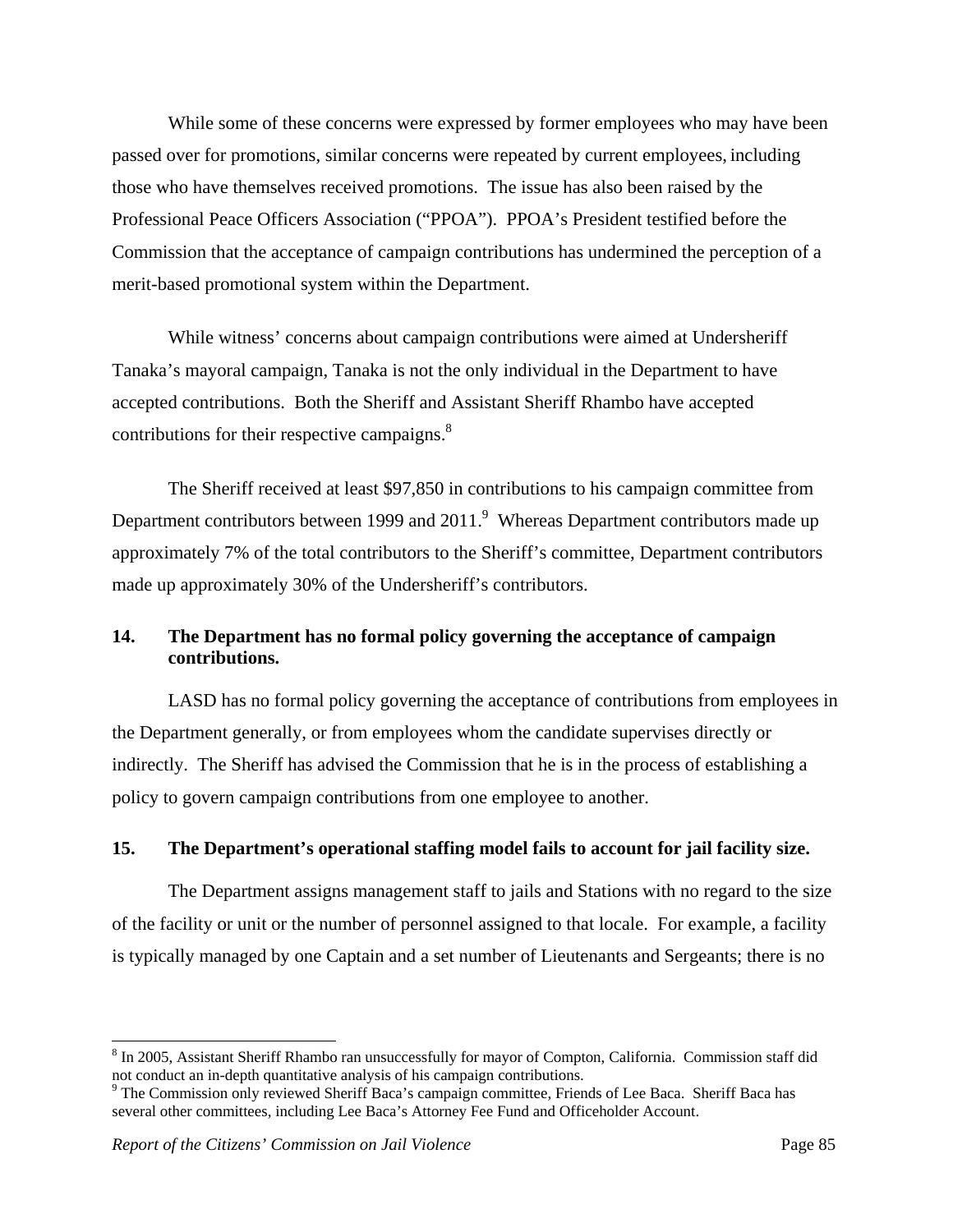While some of these concerns were expressed by former employees who may have been passed over for promotions, similar concerns were repeated by current employees, including those who have themselves received promotions. The issue has also been raised by the Professional Peace Officers Association ("PPOA"). PPOA's President testified before the Commission that the acceptance of campaign contributions has undermined the perception of a merit-based promotional system within the Department.

While witness' concerns about campaign contributions were aimed at Undersheriff Tanaka's mayoral campaign, Tanaka is not the only individual in the Department to have accepted contributions. Both the Sheriff and Assistant Sheriff Rhambo have accepted contributions for their respective campaigns.[8]

The Sheriff received at least $97,850 in contributions to his campaign committee from Department contributors between 1999 and 2011.[9] Whereas Department contributors made up approximately 7% of the total contributors to the Sheriff's committee, Department contributors made up approximately 30% of the Undersheriff's contributors.

### 14. The Department has no formal policy governing the acceptance of campaign contributions.

LASD has no formal policy governing the acceptance of contributions from employees in the Department generally, or from employees whom the candidate supervises directly or indirectly. The Sheriff has advised the Commission that he is in the process of establishing a policy to govern campaign contributions from one employee to another.

### 15. The Department's operational staffing model fails to account for jail facility size.

The Department assigns management staff to jails and Stations with no regard to the size of the facility or unit or the number of personnel assigned to that locale. For example, a facility is typically managed by one Captain and a set number of Lieutenants and Sergeants; there is no

---

[8] In 2005, Assistant Sheriff Rhambo ran unsuccessfully for mayor of Compton, California. Commission staff did not conduct an in-depth quantitative analysis of his campaign contributions.

[9] The Commission only reviewed Sheriff Baca's campaign committee, Friends of Lee Baca. Sheriff Baca has several other committees, including Lee Baca's Attorney Fee Fund and Officeholder Account.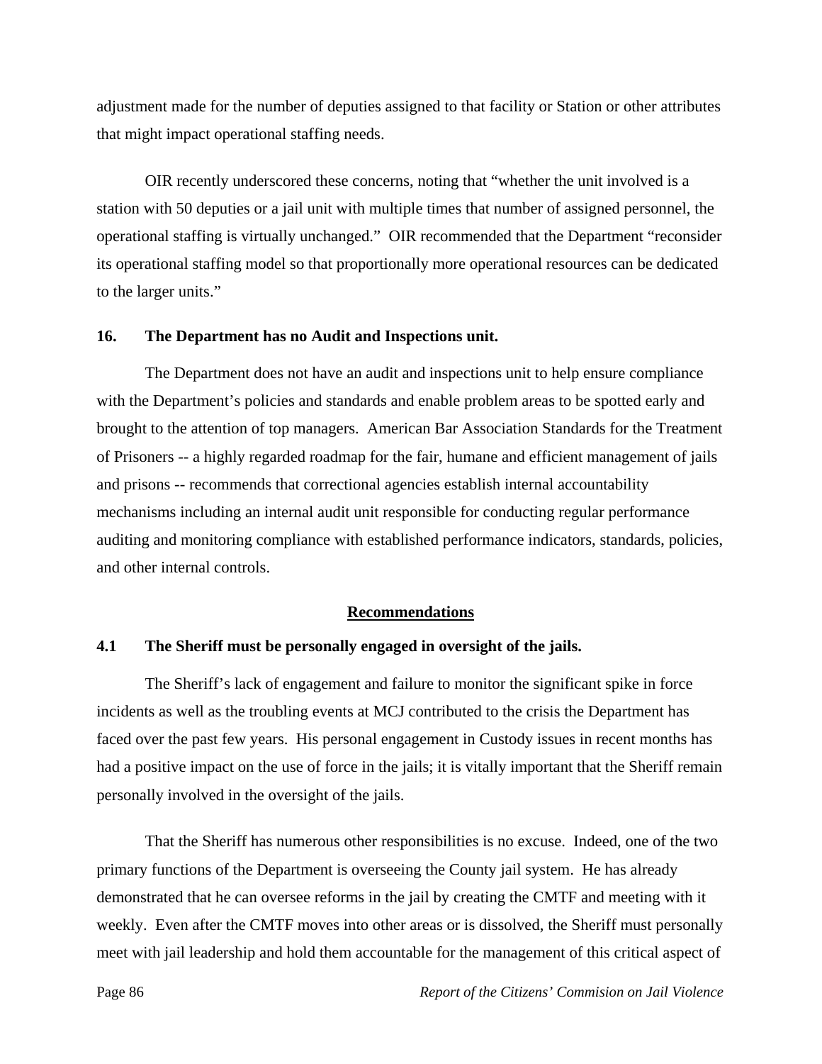adjustment made for the number of deputies assigned to that facility or Station or other attributes that might impact operational staffing needs.

OIR recently underscored these concerns, noting that "whether the unit involved is a station with 50 deputies or a jail unit with multiple times that number of assigned personnel, the operational staffing is virtually unchanged." OIR recommended that the Department "reconsider its operational staffing model so that proportionally more operational resources can be dedicated to the larger units."

### 16. The Department has no Audit and Inspections unit.

The Department does not have an audit and inspections unit to help ensure compliance with the Department's policies and standards and enable problem areas to be spotted early and brought to the attention of top managers. American Bar Association Standards for the Treatment of Prisoners -- a highly regarded roadmap for the fair, humane and efficient management of jails and prisons -- recommends that correctional agencies establish internal accountability mechanisms including an internal audit unit responsible for conducting regular performance auditing and monitoring compliance with established performance indicators, standards, policies, and other internal controls.

## Recommendations

### 4.1 The Sheriff must be personally engaged in oversight of the jails.

The Sheriff's lack of engagement and failure to monitor the significant spike in force incidents as well as the troubling events at MCJ contributed to the crisis the Department has faced over the past few years. His personal engagement in Custody issues in recent months has had a positive impact on the use of force in the jails; it is vitally important that the Sheriff remain personally involved in the oversight of the jails.

That the Sheriff has numerous other responsibilities is no excuse. Indeed, one of the two primary functions of the Department is overseeing the County jail system. He has already demonstrated that he can oversee reforms in the jail by creating the CMTF and meeting with it weekly. Even after the CMTF moves into other areas or is dissolved, the Sheriff must personally meet with jail leadership and hold them accountable for the management of this critical aspect of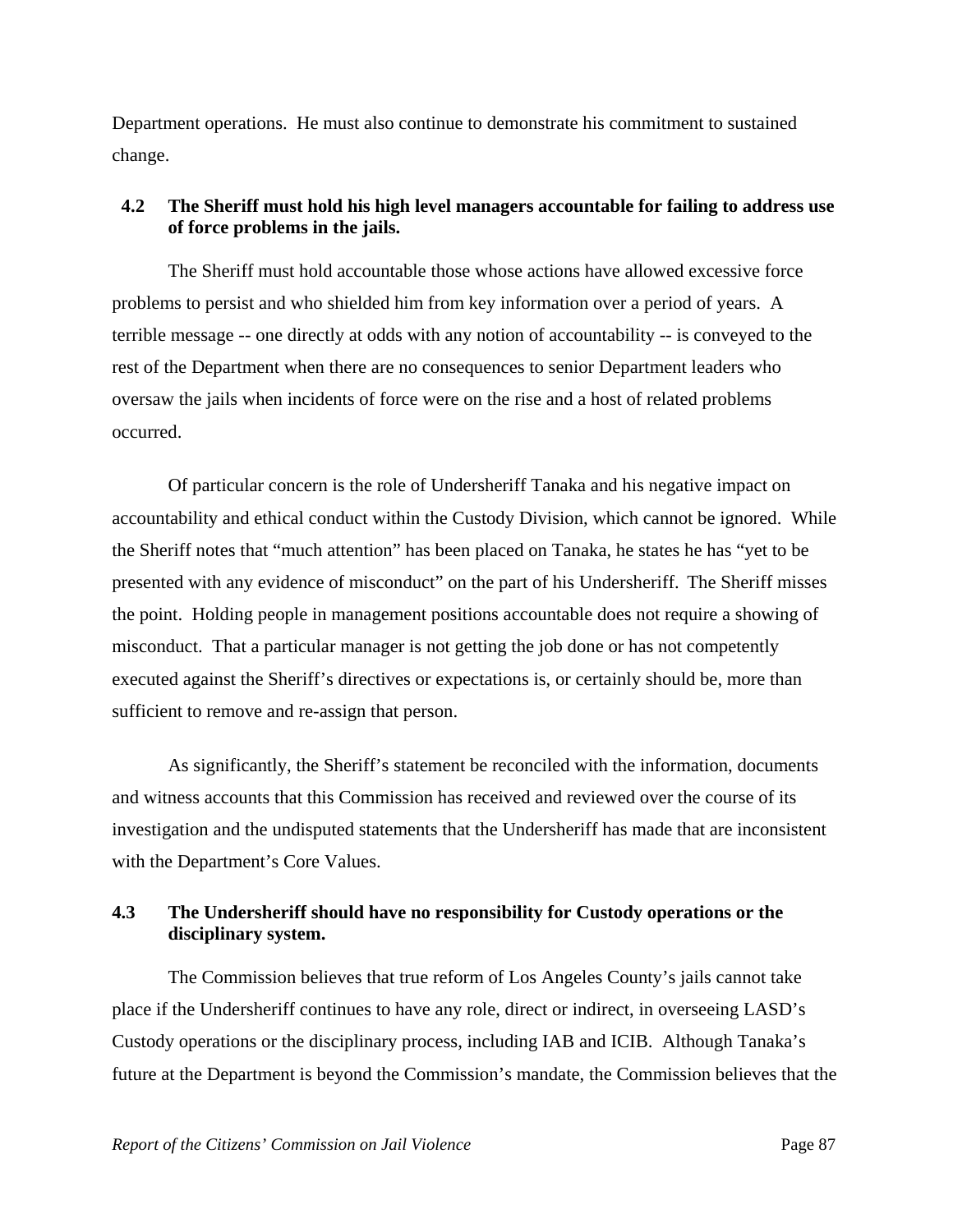Department operations. He must also continue to demonstrate his commitment to sustained change.

### 4.2 The Sheriff must hold his high level managers accountable for failing to address use of force problems in the jails.

The Sheriff must hold accountable those whose actions have allowed excessive force problems to persist and who shielded him from key information over a period of years. A terrible message -- one directly at odds with any notion of accountability -- is conveyed to the rest of the Department when there are no consequences to senior Department leaders who oversaw the jails when incidents of force were on the rise and a host of related problems occurred.

Of particular concern is the role of Undersheriff Tanaka and his negative impact on accountability and ethical conduct within the Custody Division, which cannot be ignored. While the Sheriff notes that "much attention" has been placed on Tanaka, he states he has "yet to be presented with any evidence of misconduct" on the part of his Undersheriff. The Sheriff misses the point. Holding people in management positions accountable does not require a showing of misconduct. That a particular manager is not getting the job done or has not competently executed against the Sheriff's directives or expectations is, or certainly should be, more than sufficient to remove and re-assign that person.

As significantly, the Sheriff's statement be reconciled with the information, documents and witness accounts that this Commission has received and reviewed over the course of its investigation and the undisputed statements that the Undersheriff has made that are inconsistent with the Department's Core Values.

### 4.3 The Undersheriff should have no responsibility for Custody operations or the disciplinary system.

The Commission believes that true reform of Los Angeles County's jails cannot take place if the Undersheriff continues to have any role, direct or indirect, in overseeing LASD's Custody operations or the disciplinary process, including IAB and ICIB. Although Tanaka's future at the Department is beyond the Commission's mandate, the Commission believes that the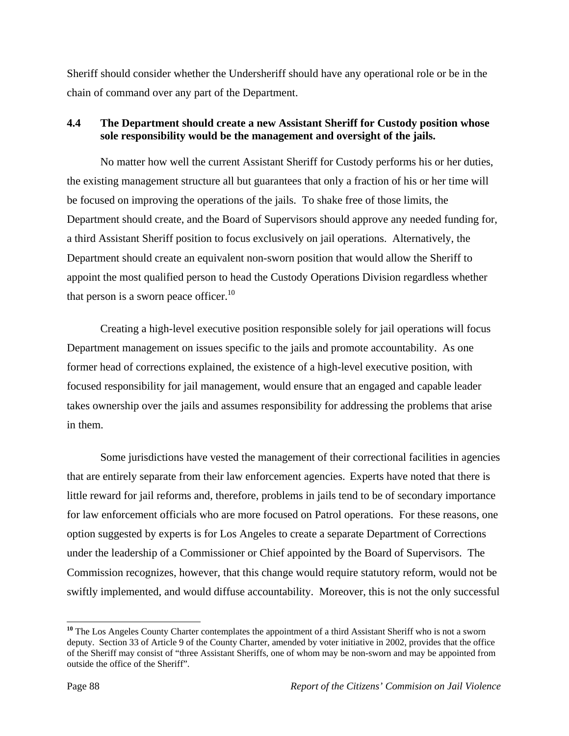Sheriff should consider whether the Undersheriff should have any operational role or be in the chain of command over any part of the Department.

### 4.4 The Department should create a new Assistant Sheriff for Custody position whose sole responsibility would be the management and oversight of the jails.

No matter how well the current Assistant Sheriff for Custody performs his or her duties, the existing management structure all but guarantees that only a fraction of his or her time will be focused on improving the operations of the jails. To shake free of those limits, the Department should create, and the Board of Supervisors should approve any needed funding for, a third Assistant Sheriff position to focus exclusively on jail operations. Alternatively, the Department should create an equivalent non-sworn position that would allow the Sheriff to appoint the most qualified person to head the Custody Operations Division regardless whether that person is a sworn peace officer.[10]

Creating a high-level executive position responsible solely for jail operations will focus Department management on issues specific to the jails and promote accountability. As one former head of corrections explained, the existence of a high-level executive position, with focused responsibility for jail management, would ensure that an engaged and capable leader takes ownership over the jails and assumes responsibility for addressing the problems that arise in them.

Some jurisdictions have vested the management of their correctional facilities in agencies that are entirely separate from their law enforcement agencies. Experts have noted that there is little reward for jail reforms and, therefore, problems in jails tend to be of secondary importance for law enforcement officials who are more focused on Patrol operations. For these reasons, one option suggested by experts is for Los Angeles to create a separate Department of Corrections under the leadership of a Commissioner or Chief appointed by the Board of Supervisors. The Commission recognizes, however, that this change would require statutory reform, would not be swiftly implemented, and would diffuse accountability. Moreover, this is not the only successful

[10] The Los Angeles County Charter contemplates the appointment of a third Assistant Sheriff who is not a sworn deputy. Section 33 of Article 9 of the County Charter, amended by voter initiative in 2002, provides that the office of the Sheriff may consist of "three Assistant Sheriffs, one of whom may be non-sworn and may be appointed from outside the office of the Sheriff".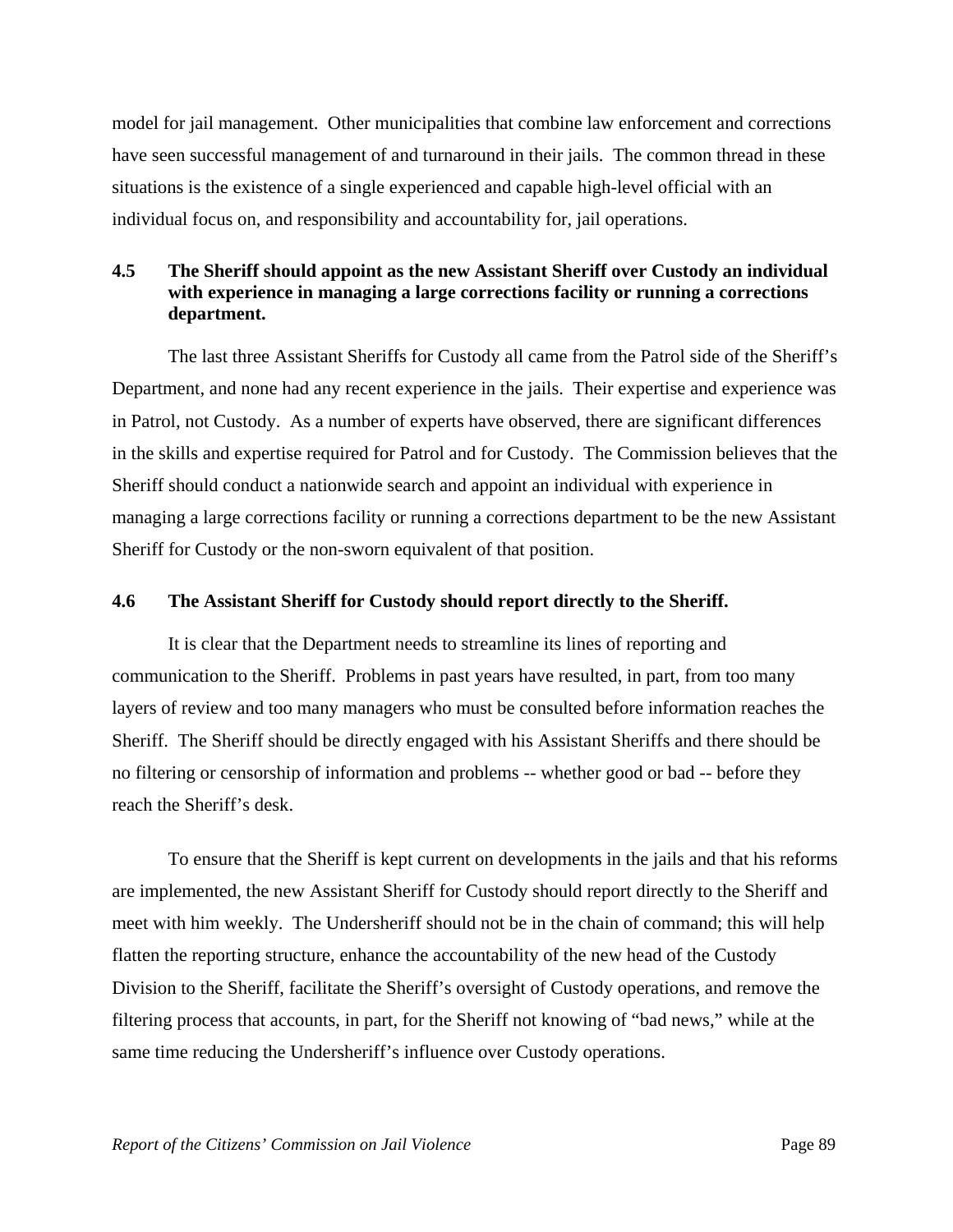model for jail management. Other municipalities that combine law enforcement and corrections have seen successful management of and turnaround in their jails. The common thread in these situations is the existence of a single experienced and capable high-level official with an individual focus on, and responsibility and accountability for, jail operations.

### 4.5 The Sheriff should appoint as the new Assistant Sheriff over Custody an individual with experience in managing a large corrections facility or running a corrections department.

The last three Assistant Sheriffs for Custody all came from the Patrol side of the Sheriff's Department, and none had any recent experience in the jails. Their expertise and experience was in Patrol, not Custody. As a number of experts have observed, there are significant differences in the skills and expertise required for Patrol and for Custody. The Commission believes that the Sheriff should conduct a nationwide search and appoint an individual with experience in managing a large corrections facility or running a corrections department to be the new Assistant Sheriff for Custody or the non-sworn equivalent of that position.

### 4.6 The Assistant Sheriff for Custody should report directly to the Sheriff.

It is clear that the Department needs to streamline its lines of reporting and communication to the Sheriff. Problems in past years have resulted, in part, from too many layers of review and too many managers who must be consulted before information reaches the Sheriff. The Sheriff should be directly engaged with his Assistant Sheriffs and there should be no filtering or censorship of information and problems -- whether good or bad -- before they reach the Sheriff's desk.

To ensure that the Sheriff is kept current on developments in the jails and that his reforms are implemented, the new Assistant Sheriff for Custody should report directly to the Sheriff and meet with him weekly. The Undersheriff should not be in the chain of command; this will help flatten the reporting structure, enhance the accountability of the new head of the Custody Division to the Sheriff, facilitate the Sheriff's oversight of Custody operations, and remove the filtering process that accounts, in part, for the Sheriff not knowing of "bad news," while at the same time reducing the Undersheriff's influence over Custody operations.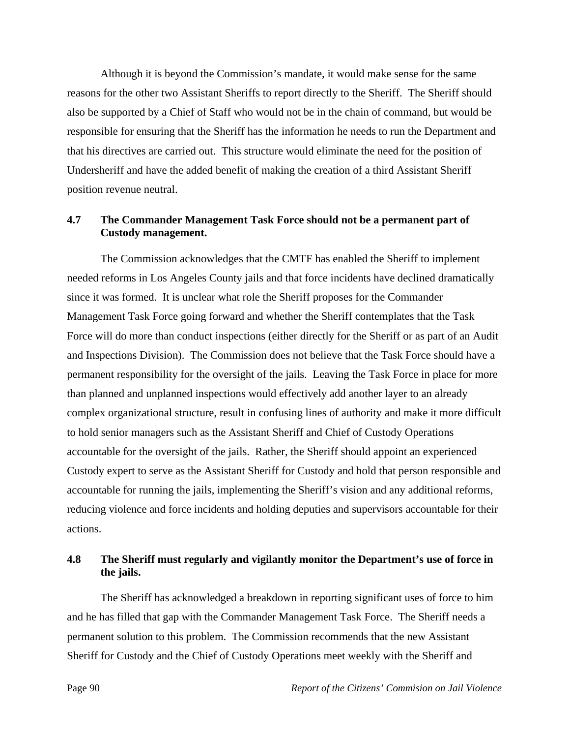Although it is beyond the Commission's mandate, it would make sense for the same reasons for the other two Assistant Sheriffs to report directly to the Sheriff. The Sheriff should also be supported by a Chief of Staff who would not be in the chain of command, but would be responsible for ensuring that the Sheriff has the information he needs to run the Department and that his directives are carried out. This structure would eliminate the need for the position of Undersheriff and have the added benefit of making the creation of a third Assistant Sheriff position revenue neutral.

### 4.7 The Commander Management Task Force should not be a permanent part of Custody management.

The Commission acknowledges that the CMTF has enabled the Sheriff to implement needed reforms in Los Angeles County jails and that force incidents have declined dramatically since it was formed. It is unclear what role the Sheriff proposes for the Commander Management Task Force going forward and whether the Sheriff contemplates that the Task Force will do more than conduct inspections (either directly for the Sheriff or as part of an Audit and Inspections Division). The Commission does not believe that the Task Force should have a permanent responsibility for the oversight of the jails. Leaving the Task Force in place for more than planned and unplanned inspections would effectively add another layer to an already complex organizational structure, result in confusing lines of authority and make it more difficult to hold senior managers such as the Assistant Sheriff and Chief of Custody Operations accountable for the oversight of the jails. Rather, the Sheriff should appoint an experienced Custody expert to serve as the Assistant Sheriff for Custody and hold that person responsible and accountable for running the jails, implementing the Sheriff's vision and any additional reforms, reducing violence and force incidents and holding deputies and supervisors accountable for their actions.

### 4.8 The Sheriff must regularly and vigilantly monitor the Department's use of force in the jails.

The Sheriff has acknowledged a breakdown in reporting significant uses of force to him and he has filled that gap with the Commander Management Task Force. The Sheriff needs a permanent solution to this problem. The Commission recommends that the new Assistant Sheriff for Custody and the Chief of Custody Operations meet weekly with the Sheriff and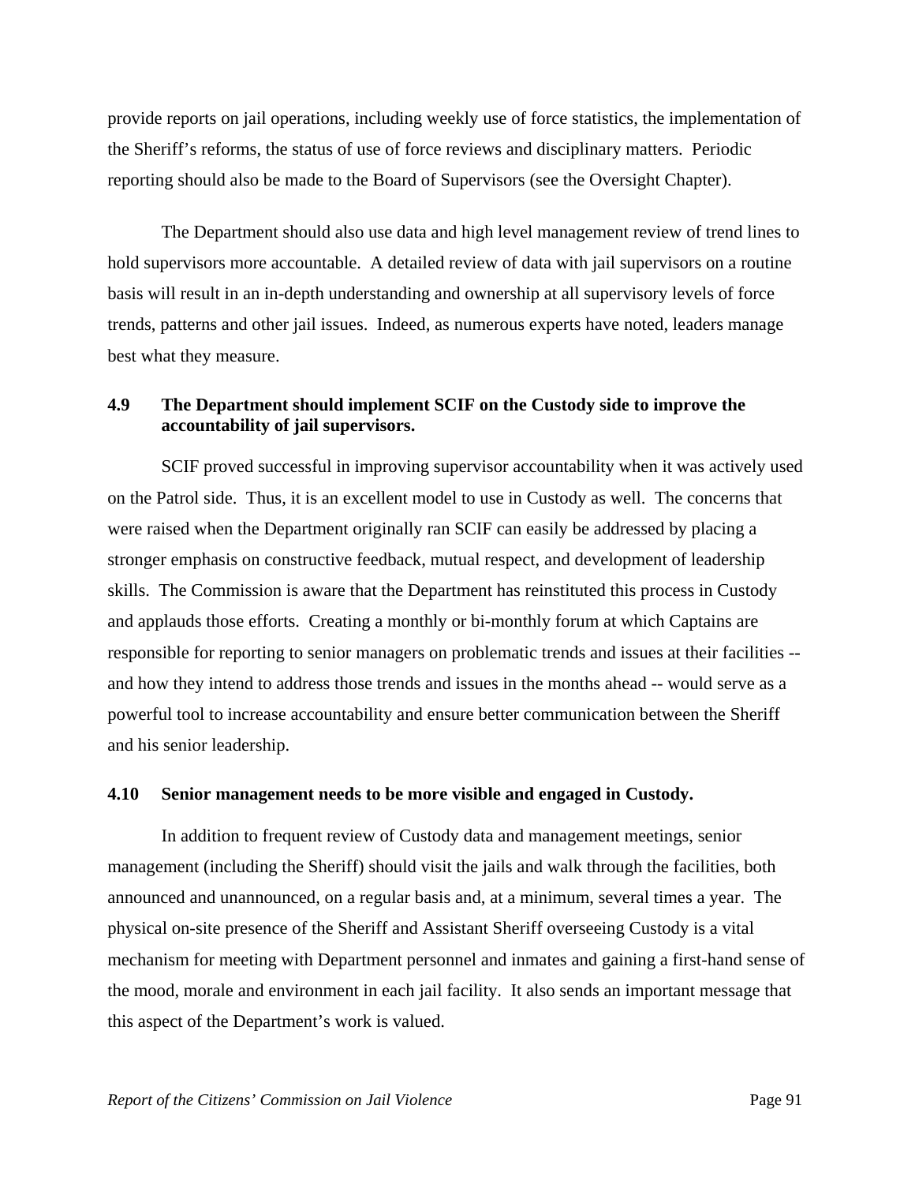provide reports on jail operations, including weekly use of force statistics, the implementation of the Sheriff's reforms, the status of use of force reviews and disciplinary matters. Periodic reporting should also be made to the Board of Supervisors (see the Oversight Chapter).

The Department should also use data and high level management review of trend lines to hold supervisors more accountable. A detailed review of data with jail supervisors on a routine basis will result in an in-depth understanding and ownership at all supervisory levels of force trends, patterns and other jail issues. Indeed, as numerous experts have noted, leaders manage best what they measure.

### 4.9 The Department should implement SCIF on the Custody side to improve the accountability of jail supervisors.

SCIF proved successful in improving supervisor accountability when it was actively used on the Patrol side. Thus, it is an excellent model to use in Custody as well. The concerns that were raised when the Department originally ran SCIF can easily be addressed by placing a stronger emphasis on constructive feedback, mutual respect, and development of leadership skills. The Commission is aware that the Department has reinstituted this process in Custody and applauds those efforts. Creating a monthly or bi-monthly forum at which Captains are responsible for reporting to senior managers on problematic trends and issues at their facilities -- and how they intend to address those trends and issues in the months ahead -- would serve as a powerful tool to increase accountability and ensure better communication between the Sheriff and his senior leadership.

### 4.10 Senior management needs to be more visible and engaged in Custody.

In addition to frequent review of Custody data and management meetings, senior management (including the Sheriff) should visit the jails and walk through the facilities, both announced and unannounced, on a regular basis and, at a minimum, several times a year. The physical on-site presence of the Sheriff and Assistant Sheriff overseeing Custody is a vital mechanism for meeting with Department personnel and inmates and gaining a first-hand sense of the mood, morale and environment in each jail facility. It also sends an important message that this aspect of the Department's work is valued.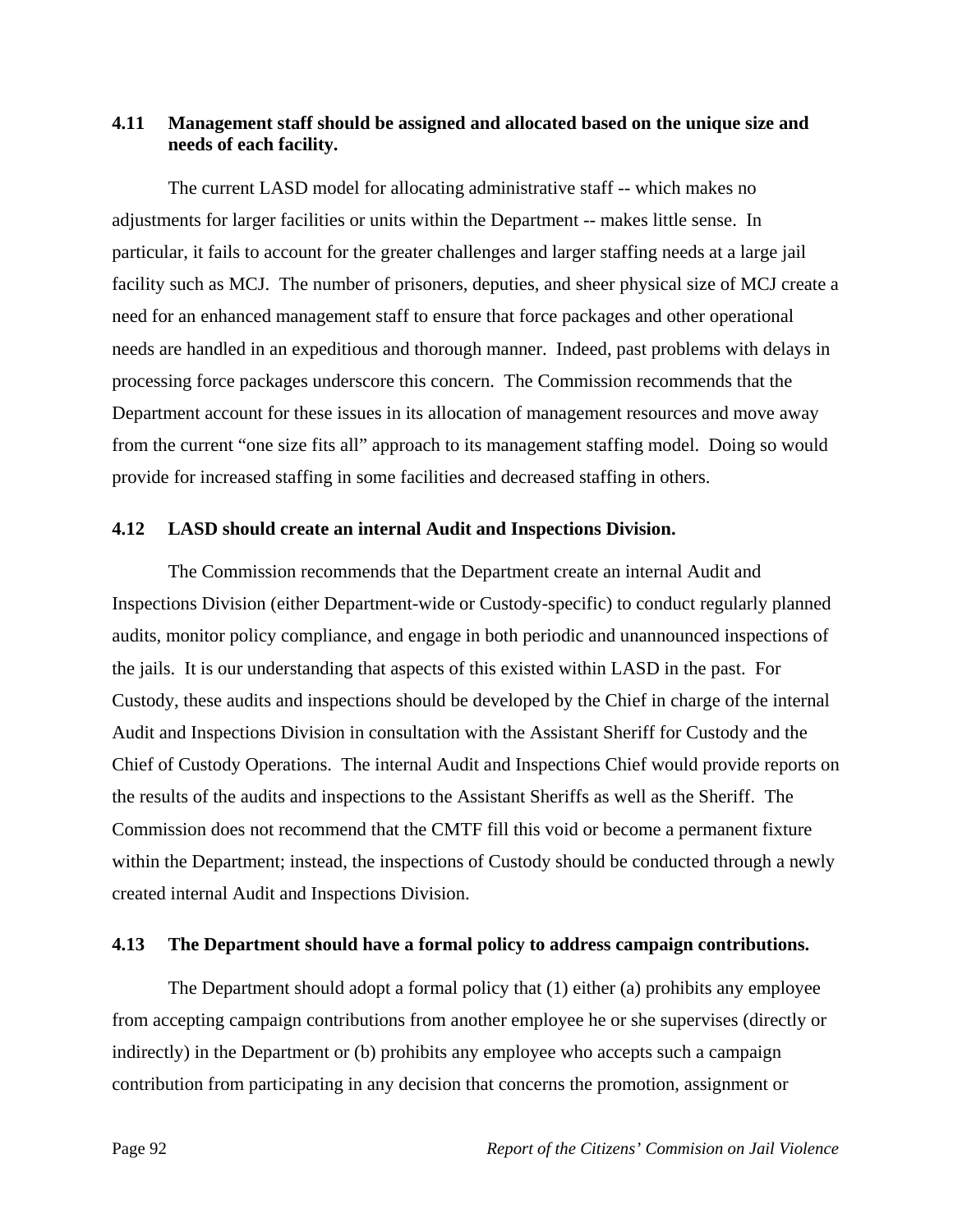### 4.11 Management staff should be assigned and allocated based on the unique size and needs of each facility.

The current LASD model for allocating administrative staff -- which makes no adjustments for larger facilities or units within the Department -- makes little sense. In particular, it fails to account for the greater challenges and larger staffing needs at a large jail facility such as MCJ. The number of prisoners, deputies, and sheer physical size of MCJ create a need for an enhanced management staff to ensure that force packages and other operational needs are handled in an expeditious and thorough manner. Indeed, past problems with delays in processing force packages underscore this concern. The Commission recommends that the Department account for these issues in its allocation of management resources and move away from the current "one size fits all" approach to its management staffing model. Doing so would provide for increased staffing in some facilities and decreased staffing in others.

### 4.12 LASD should create an internal Audit and Inspections Division.

The Commission recommends that the Department create an internal Audit and Inspections Division (either Department-wide or Custody-specific) to conduct regularly planned audits, monitor policy compliance, and engage in both periodic and unannounced inspections of the jails. It is our understanding that aspects of this existed within LASD in the past. For Custody, these audits and inspections should be developed by the Chief in charge of the internal Audit and Inspections Division in consultation with the Assistant Sheriff for Custody and the Chief of Custody Operations. The internal Audit and Inspections Chief would provide reports on the results of the audits and inspections to the Assistant Sheriffs as well as the Sheriff. The Commission does not recommend that the CMTF fill this void or become a permanent fixture within the Department; instead, the inspections of Custody should be conducted through a newly created internal Audit and Inspections Division.

### 4.13 The Department should have a formal policy to address campaign contributions.

The Department should adopt a formal policy that (1) either (a) prohibits any employee from accepting campaign contributions from another employee he or she supervises (directly or indirectly) in the Department or (b) prohibits any employee who accepts such a campaign contribution from participating in any decision that concerns the promotion, assignment or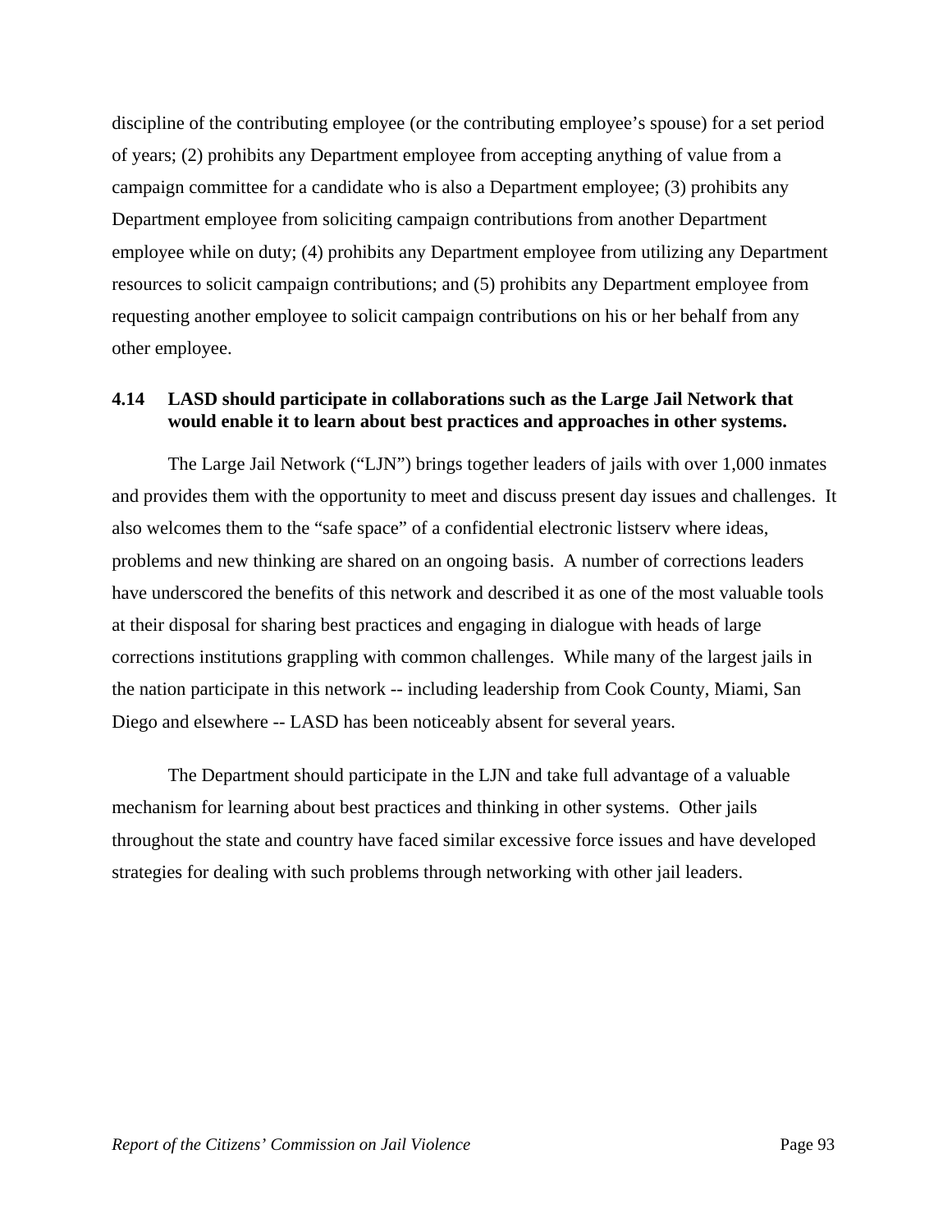discipline of the contributing employee (or the contributing employee's spouse) for a set period of years; (2) prohibits any Department employee from accepting anything of value from a campaign committee for a candidate who is also a Department employee; (3) prohibits any Department employee from soliciting campaign contributions from another Department employee while on duty; (4) prohibits any Department employee from utilizing any Department resources to solicit campaign contributions; and (5) prohibits any Department employee from requesting another employee to solicit campaign contributions on his or her behalf from any other employee.

### 4.14 LASD should participate in collaborations such as the Large Jail Network that would enable it to learn about best practices and approaches in other systems.

The Large Jail Network ("LJN") brings together leaders of jails with over 1,000 inmates and provides them with the opportunity to meet and discuss present day issues and challenges. It also welcomes them to the "safe space" of a confidential electronic listserv where ideas, problems and new thinking are shared on an ongoing basis. A number of corrections leaders have underscored the benefits of this network and described it as one of the most valuable tools at their disposal for sharing best practices and engaging in dialogue with heads of large corrections institutions grappling with common challenges. While many of the largest jails in the nation participate in this network -- including leadership from Cook County, Miami, San Diego and elsewhere -- LASD has been noticeably absent for several years.

The Department should participate in the LJN and take full advantage of a valuable mechanism for learning about best practices and thinking in other systems. Other jails throughout the state and country have faced similar excessive force issues and have developed strategies for dealing with such problems through networking with other jail leaders.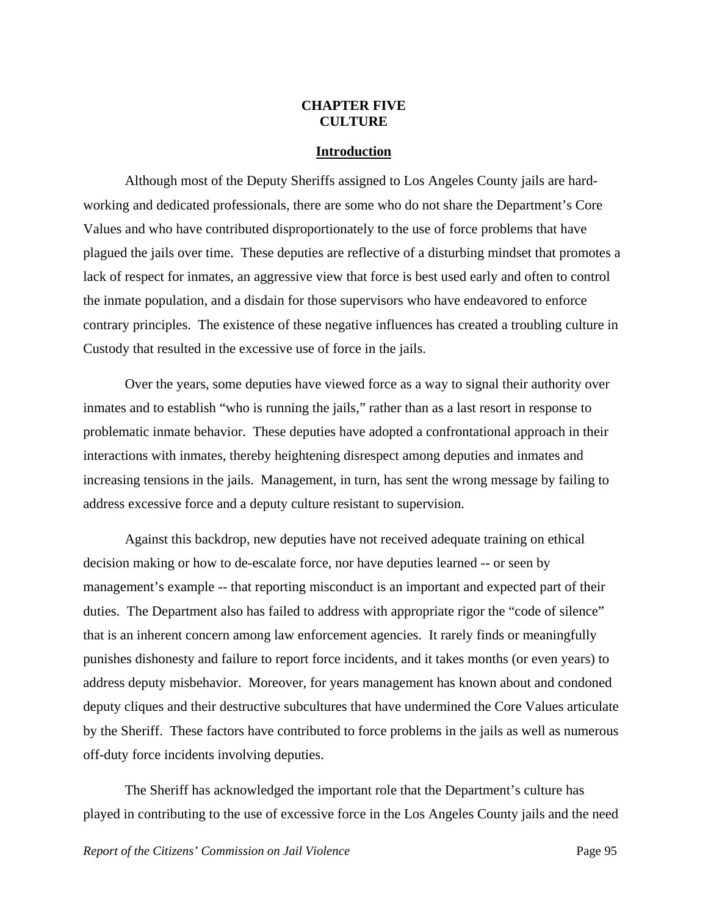# CHAPTER FIVE
# CULTURE

## Introduction

Although most of the Deputy Sheriffs assigned to Los Angeles County jails are hard-working and dedicated professionals, there are some who do not share the Department's Core Values and who have contributed disproportionately to the use of force problems that have plagued the jails over time. These deputies are reflective of a disturbing mindset that promotes a lack of respect for inmates, an aggressive view that force is best used early and often to control the inmate population, and a disdain for those supervisors who have endeavored to enforce contrary principles. The existence of these negative influences has created a troubling culture in Custody that resulted in the excessive use of force in the jails.

Over the years, some deputies have viewed force as a way to signal their authority over inmates and to establish "who is running the jails," rather than as a last resort in response to problematic inmate behavior. These deputies have adopted a confrontational approach in their interactions with inmates, thereby heightening disrespect among deputies and inmates and increasing tensions in the jails. Management, in turn, has sent the wrong message by failing to address excessive force and a deputy culture resistant to supervision.

Against this backdrop, new deputies have not received adequate training on ethical decision making or how to de-escalate force, nor have deputies learned -- or seen by management's example -- that reporting misconduct is an important and expected part of their duties. The Department also has failed to address with appropriate rigor the "code of silence" that is an inherent concern among law enforcement agencies. It rarely finds or meaningfully punishes dishonesty and failure to report force incidents, and it takes months (or even years) to address deputy misbehavior. Moreover, for years management has known about and condoned deputy cliques and their destructive subcultures that have undermined the Core Values articulate by the Sheriff. These factors have contributed to force problems in the jails as well as numerous off-duty force incidents involving deputies.

The Sheriff has acknowledged the important role that the Department's culture has played in contributing to the use of excessive force in the Los Angeles County jails and the need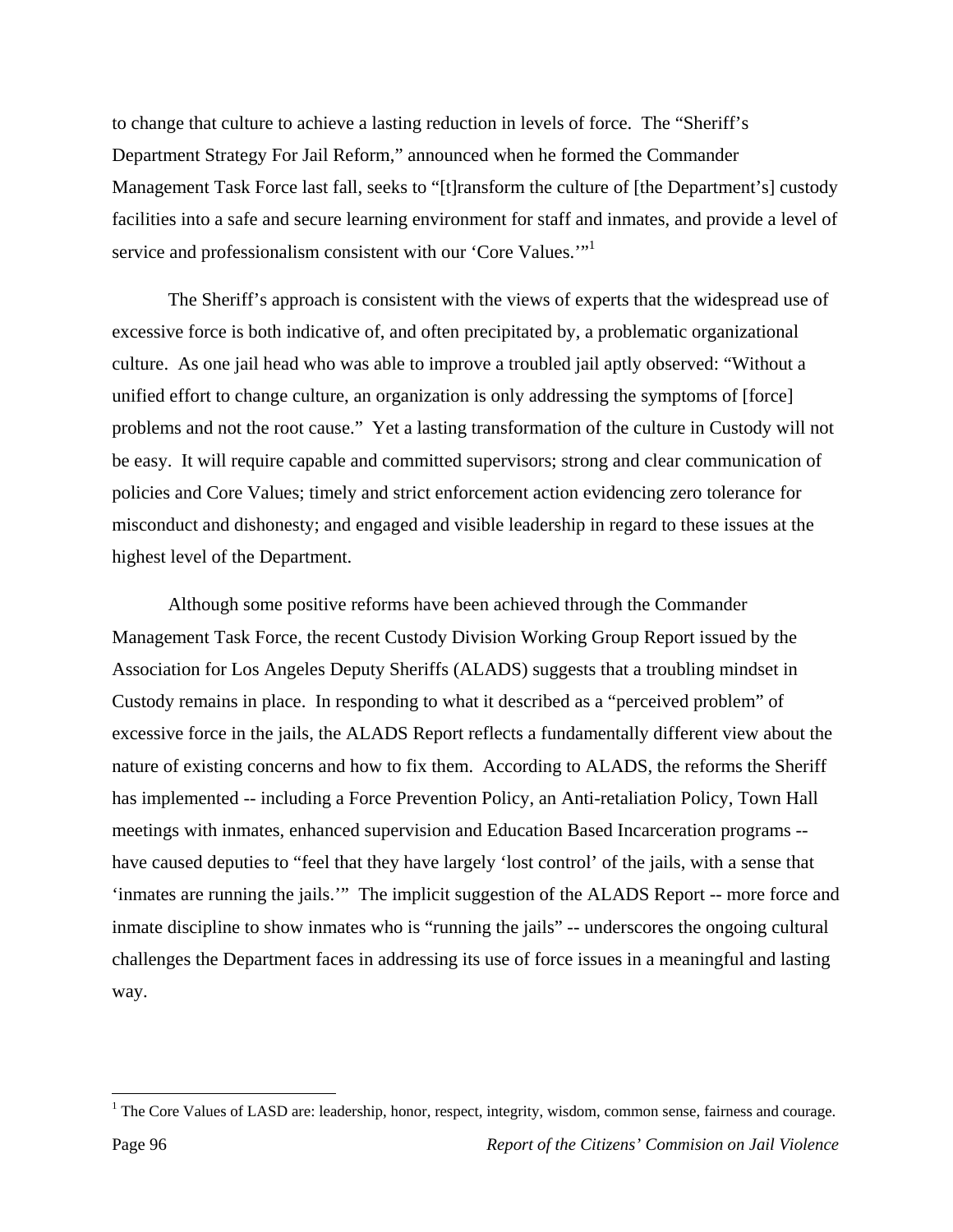to change that culture to achieve a lasting reduction in levels of force. The "Sheriff's Department Strategy For Jail Reform," announced when he formed the Commander Management Task Force last fall, seeks to "[t]ransform the culture of [the Department's] custody facilities into a safe and secure learning environment for staff and inmates, and provide a level of service and professionalism consistent with our 'Core Values.'"[1]

The Sheriff's approach is consistent with the views of experts that the widespread use of excessive force is both indicative of, and often precipitated by, a problematic organizational culture. As one jail head who was able to improve a troubled jail aptly observed: "Without a unified effort to change culture, an organization is only addressing the symptoms of [force] problems and not the root cause." Yet a lasting transformation of the culture in Custody will not be easy. It will require capable and committed supervisors; strong and clear communication of policies and Core Values; timely and strict enforcement action evidencing zero tolerance for misconduct and dishonesty; and engaged and visible leadership in regard to these issues at the highest level of the Department.

Although some positive reforms have been achieved through the Commander Management Task Force, the recent Custody Division Working Group Report issued by the Association for Los Angeles Deputy Sheriffs (ALADS) suggests that a troubling mindset in Custody remains in place. In responding to what it described as a "perceived problem" of excessive force in the jails, the ALADS Report reflects a fundamentally different view about the nature of existing concerns and how to fix them. According to ALADS, the reforms the Sheriff has implemented -- including a Force Prevention Policy, an Anti-retaliation Policy, Town Hall meetings with inmates, enhanced supervision and Education Based Incarceration programs -- have caused deputies to "feel that they have largely 'lost control' of the jails, with a sense that 'inmates are running the jails.'" The implicit suggestion of the ALADS Report -- more force and inmate discipline to show inmates who is "running the jails" -- underscores the ongoing cultural challenges the Department faces in addressing its use of force issues in a meaningful and lasting way.

---

[1] The Core Values of LASD are: leadership, honor, respect, integrity, wisdom, common sense, fairness and courage.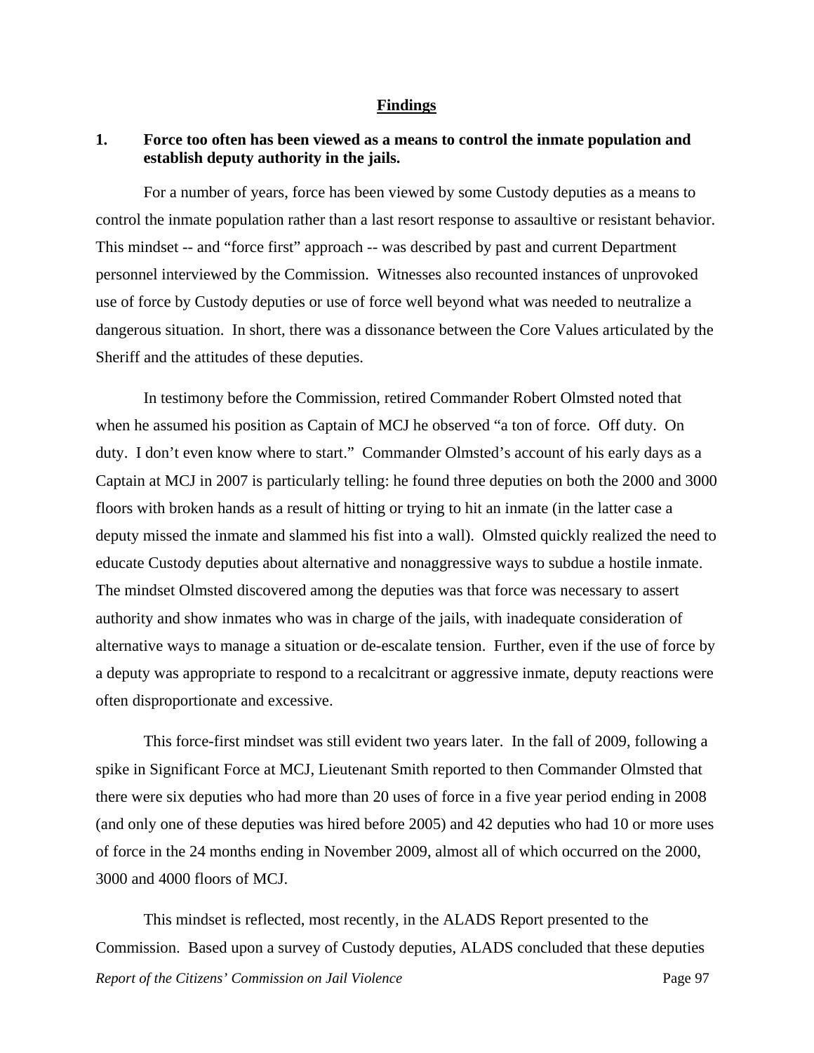## Findings

### 1. Force too often has been viewed as a means to control the inmate population and establish deputy authority in the jails.

For a number of years, force has been viewed by some Custody deputies as a means to control the inmate population rather than a last resort response to assaultive or resistant behavior. This mindset -- and "force first" approach -- was described by past and current Department personnel interviewed by the Commission. Witnesses also recounted instances of unprovoked use of force by Custody deputies or use of force well beyond what was needed to neutralize a dangerous situation. In short, there was a dissonance between the Core Values articulated by the Sheriff and the attitudes of these deputies.

In testimony before the Commission, retired Commander Robert Olmsted noted that when he assumed his position as Captain of MCJ he observed "a ton of force. Off duty. On duty. I don't even know where to start." Commander Olmsted's account of his early days as a Captain at MCJ in 2007 is particularly telling: he found three deputies on both the 2000 and 3000 floors with broken hands as a result of hitting or trying to hit an inmate (in the latter case a deputy missed the inmate and slammed his fist into a wall). Olmsted quickly realized the need to educate Custody deputies about alternative and nonaggressive ways to subdue a hostile inmate. The mindset Olmsted discovered among the deputies was that force was necessary to assert authority and show inmates who was in charge of the jails, with inadequate consideration of alternative ways to manage a situation or de-escalate tension. Further, even if the use of force by a deputy was appropriate to respond to a recalcitrant or aggressive inmate, deputy reactions were often disproportionate and excessive.

This force-first mindset was still evident two years later. In the fall of 2009, following a spike in Significant Force at MCJ, Lieutenant Smith reported to then Commander Olmsted that there were six deputies who had more than 20 uses of force in a five year period ending in 2008 (and only one of these deputies was hired before 2005) and 42 deputies who had 10 or more uses of force in the 24 months ending in November 2009, almost all of which occurred on the 2000, 3000 and 4000 floors of MCJ.

This mindset is reflected, most recently, in the ALADS Report presented to the Commission. Based upon a survey of Custody deputies, ALADS concluded that these deputies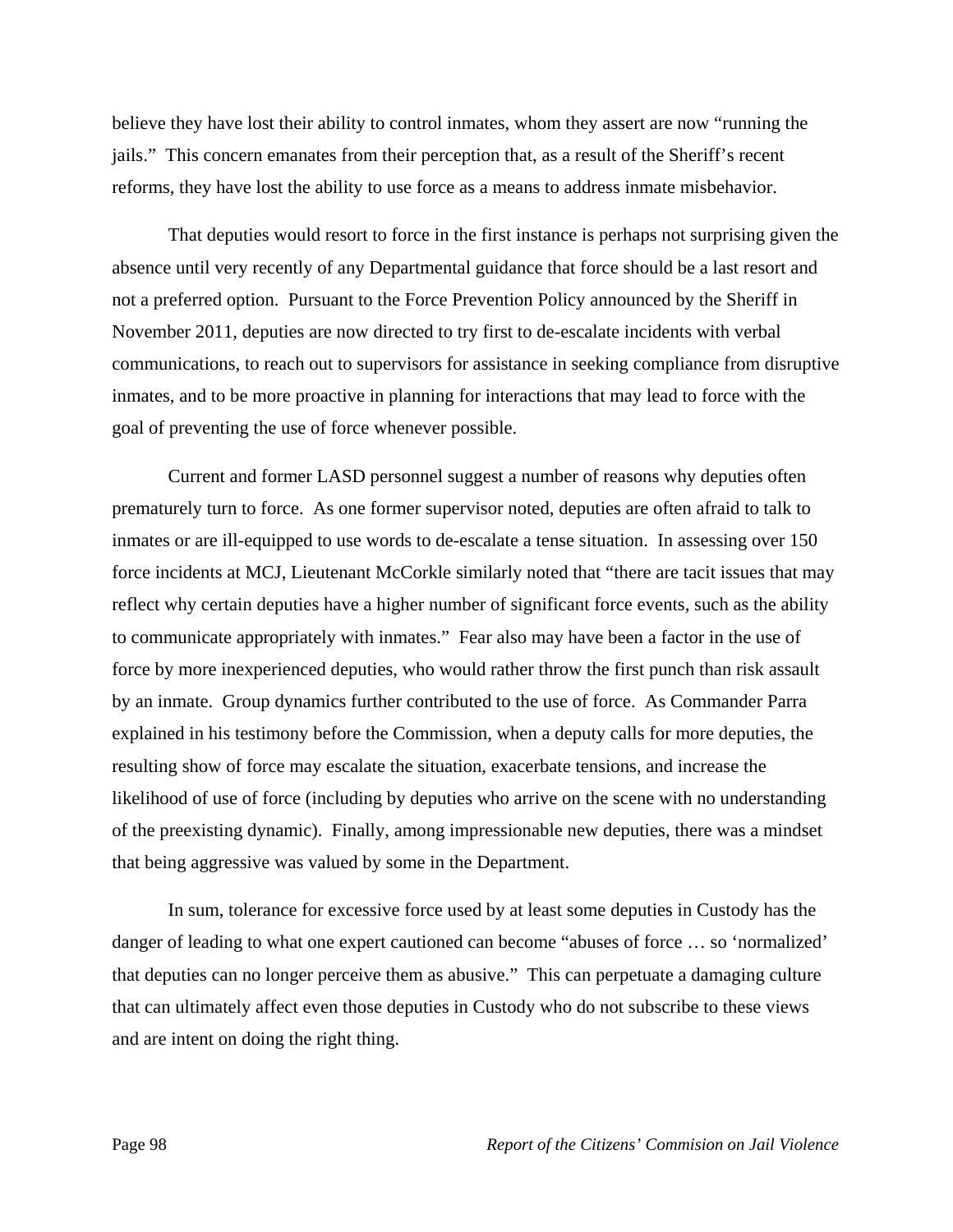believe they have lost their ability to control inmates, whom they assert are now "running the jails." This concern emanates from their perception that, as a result of the Sheriff's recent reforms, they have lost the ability to use force as a means to address inmate misbehavior.

That deputies would resort to force in the first instance is perhaps not surprising given the absence until very recently of any Departmental guidance that force should be a last resort and not a preferred option. Pursuant to the Force Prevention Policy announced by the Sheriff in November 2011, deputies are now directed to try first to de-escalate incidents with verbal communications, to reach out to supervisors for assistance in seeking compliance from disruptive inmates, and to be more proactive in planning for interactions that may lead to force with the goal of preventing the use of force whenever possible.

Current and former LASD personnel suggest a number of reasons why deputies often prematurely turn to force. As one former supervisor noted, deputies are often afraid to talk to inmates or are ill-equipped to use words to de-escalate a tense situation. In assessing over 150 force incidents at MCJ, Lieutenant McCorkle similarly noted that "there are tacit issues that may reflect why certain deputies have a higher number of significant force events, such as the ability to communicate appropriately with inmates." Fear also may have been a factor in the use of force by more inexperienced deputies, who would rather throw the first punch than risk assault by an inmate. Group dynamics further contributed to the use of force. As Commander Parra explained in his testimony before the Commission, when a deputy calls for more deputies, the resulting show of force may escalate the situation, exacerbate tensions, and increase the likelihood of use of force (including by deputies who arrive on the scene with no understanding of the preexisting dynamic). Finally, among impressionable new deputies, there was a mindset that being aggressive was valued by some in the Department.

In sum, tolerance for excessive force used by at least some deputies in Custody has the danger of leading to what one expert cautioned can become "abuses of force … so 'normalized' that deputies can no longer perceive them as abusive." This can perpetuate a damaging culture that can ultimately affect even those deputies in Custody who do not subscribe to these views and are intent on doing the right thing.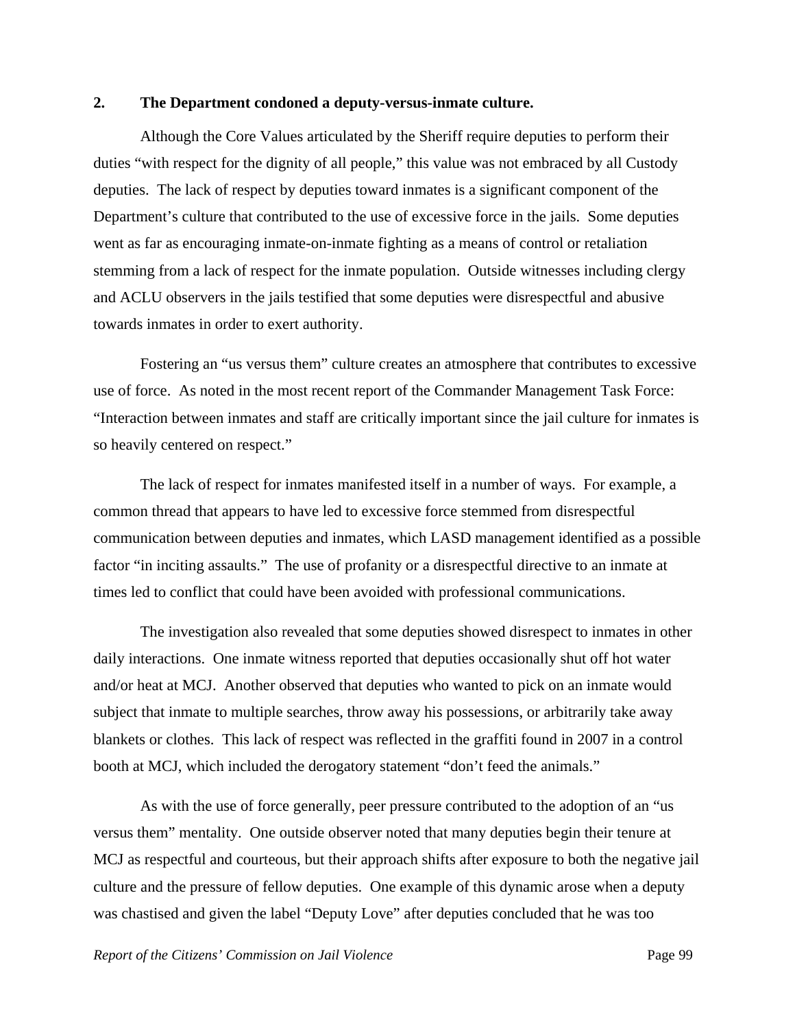**2. The Department condoned a deputy-versus-inmate culture.**

Although the Core Values articulated by the Sheriff require deputies to perform their duties "with respect for the dignity of all people," this value was not embraced by all Custody deputies. The lack of respect by deputies toward inmates is a significant component of the Department's culture that contributed to the use of excessive force in the jails. Some deputies went as far as encouraging inmate-on-inmate fighting as a means of control or retaliation stemming from a lack of respect for the inmate population. Outside witnesses including clergy and ACLU observers in the jails testified that some deputies were disrespectful and abusive towards inmates in order to exert authority.

Fostering an "us versus them" culture creates an atmosphere that contributes to excessive use of force. As noted in the most recent report of the Commander Management Task Force: "Interaction between inmates and staff are critically important since the jail culture for inmates is so heavily centered on respect."

The lack of respect for inmates manifested itself in a number of ways. For example, a common thread that appears to have led to excessive force stemmed from disrespectful communication between deputies and inmates, which LASD management identified as a possible factor "in inciting assaults." The use of profanity or a disrespectful directive to an inmate at times led to conflict that could have been avoided with professional communications.

The investigation also revealed that some deputies showed disrespect to inmates in other daily interactions. One inmate witness reported that deputies occasionally shut off hot water and/or heat at MCJ. Another observed that deputies who wanted to pick on an inmate would subject that inmate to multiple searches, throw away his possessions, or arbitrarily take away blankets or clothes. This lack of respect was reflected in the graffiti found in 2007 in a control booth at MCJ, which included the derogatory statement "don't feed the animals."

As with the use of force generally, peer pressure contributed to the adoption of an "us versus them" mentality. One outside observer noted that many deputies begin their tenure at MCJ as respectful and courteous, but their approach shifts after exposure to both the negative jail culture and the pressure of fellow deputies. One example of this dynamic arose when a deputy was chastised and given the label "Deputy Love" after deputies concluded that he was too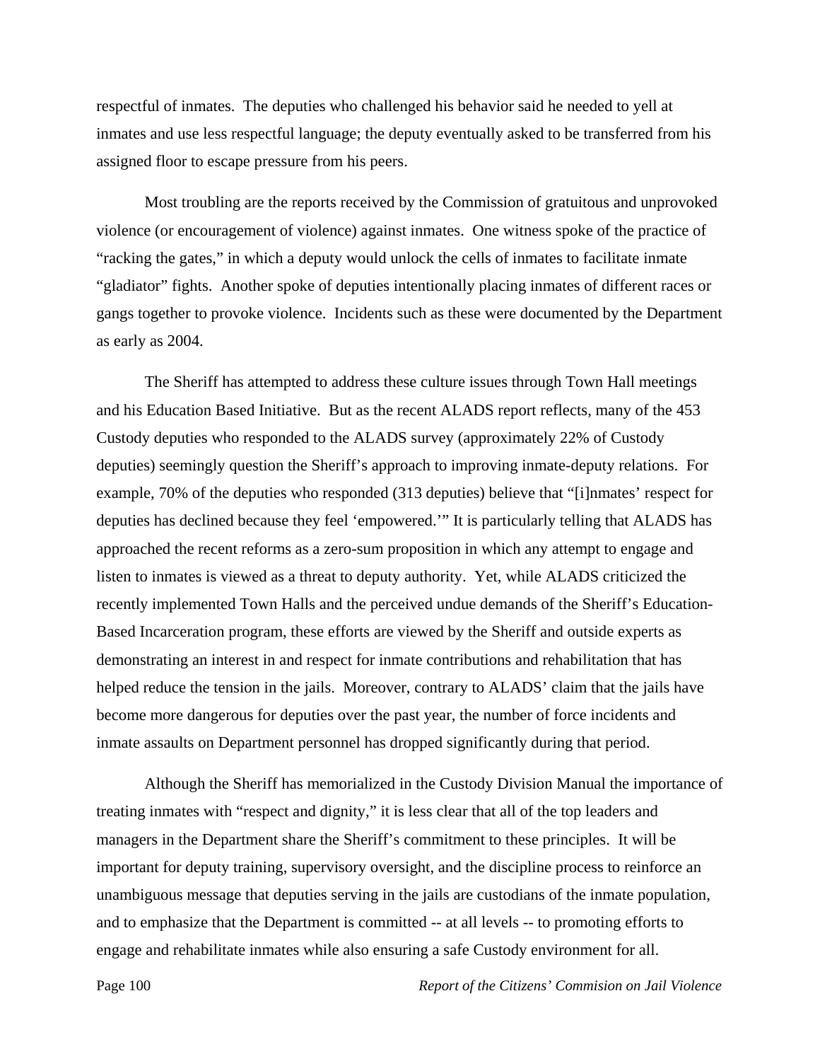respectful of inmates. The deputies who challenged his behavior said he needed to yell at inmates and use less respectful language; the deputy eventually asked to be transferred from his assigned floor to escape pressure from his peers.

Most troubling are the reports received by the Commission of gratuitous and unprovoked violence (or encouragement of violence) against inmates. One witness spoke of the practice of "racking the gates," in which a deputy would unlock the cells of inmates to facilitate inmate "gladiator" fights. Another spoke of deputies intentionally placing inmates of different races or gangs together to provoke violence. Incidents such as these were documented by the Department as early as 2004.

The Sheriff has attempted to address these culture issues through Town Hall meetings and his Education Based Initiative. But as the recent ALADS report reflects, many of the 453 Custody deputies who responded to the ALADS survey (approximately 22% of Custody deputies) seemingly question the Sheriff's approach to improving inmate-deputy relations. For example, 70% of the deputies who responded (313 deputies) believe that "[i]nmates' respect for deputies has declined because they feel 'empowered.'" It is particularly telling that ALADS has approached the recent reforms as a zero-sum proposition in which any attempt to engage and listen to inmates is viewed as a threat to deputy authority. Yet, while ALADS criticized the recently implemented Town Halls and the perceived undue demands of the Sheriff's Education-Based Incarceration program, these efforts are viewed by the Sheriff and outside experts as demonstrating an interest in and respect for inmate contributions and rehabilitation that has helped reduce the tension in the jails. Moreover, contrary to ALADS' claim that the jails have become more dangerous for deputies over the past year, the number of force incidents and inmate assaults on Department personnel has dropped significantly during that period.

Although the Sheriff has memorialized in the Custody Division Manual the importance of treating inmates with "respect and dignity," it is less clear that all of the top leaders and managers in the Department share the Sheriff's commitment to these principles. It will be important for deputy training, supervisory oversight, and the discipline process to reinforce an unambiguous message that deputies serving in the jails are custodians of the inmate population, and to emphasize that the Department is committed -- at all levels -- to promoting efforts to engage and rehabilitate inmates while also ensuring a safe Custody environment for all.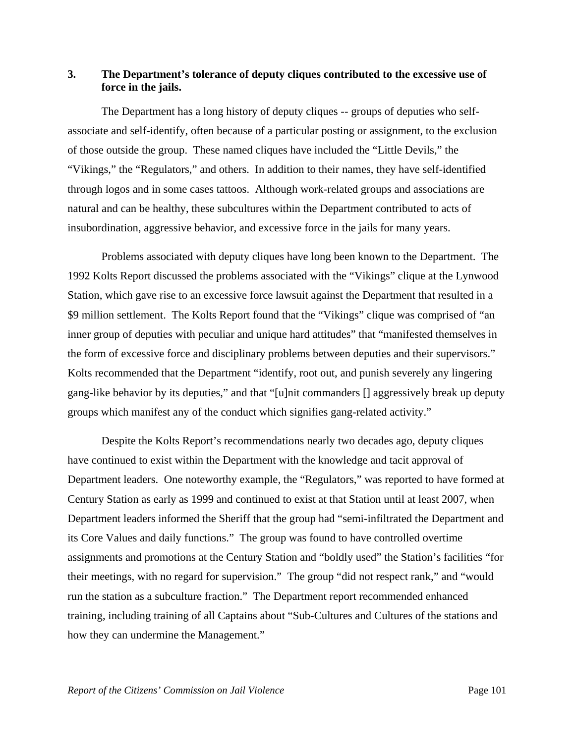### 3. The Department's tolerance of deputy cliques contributed to the excessive use of force in the jails.

The Department has a long history of deputy cliques -- groups of deputies who self-associate and self-identify, often because of a particular posting or assignment, to the exclusion of those outside the group. These named cliques have included the "Little Devils," the "Vikings," the "Regulators," and others. In addition to their names, they have self-identified through logos and in some cases tattoos. Although work-related groups and associations are natural and can be healthy, these subcultures within the Department contributed to acts of insubordination, aggressive behavior, and excessive force in the jails for many years.

Problems associated with deputy cliques have long been known to the Department. The 1992 Kolts Report discussed the problems associated with the "Vikings" clique at the Lynwood Station, which gave rise to an excessive force lawsuit against the Department that resulted in a $9 million settlement. The Kolts Report found that the "Vikings" clique was comprised of "an inner group of deputies with peculiar and unique hard attitudes" that "manifested themselves in the form of excessive force and disciplinary problems between deputies and their supervisors." Kolts recommended that the Department "identify, root out, and punish severely any lingering gang-like behavior by its deputies," and that "[u]nit commanders [] aggressively break up deputy groups which manifest any of the conduct which signifies gang-related activity."

Despite the Kolts Report's recommendations nearly two decades ago, deputy cliques have continued to exist within the Department with the knowledge and tacit approval of Department leaders. One noteworthy example, the "Regulators," was reported to have formed at Century Station as early as 1999 and continued to exist at that Station until at least 2007, when Department leaders informed the Sheriff that the group had "semi-infiltrated the Department and its Core Values and daily functions." The group was found to have controlled overtime assignments and promotions at the Century Station and "boldly used" the Station's facilities "for their meetings, with no regard for supervision." The group "did not respect rank," and "would run the station as a subculture fraction." The Department report recommended enhanced training, including training of all Captains about "Sub-Cultures and Cultures of the stations and how they can undermine the Management."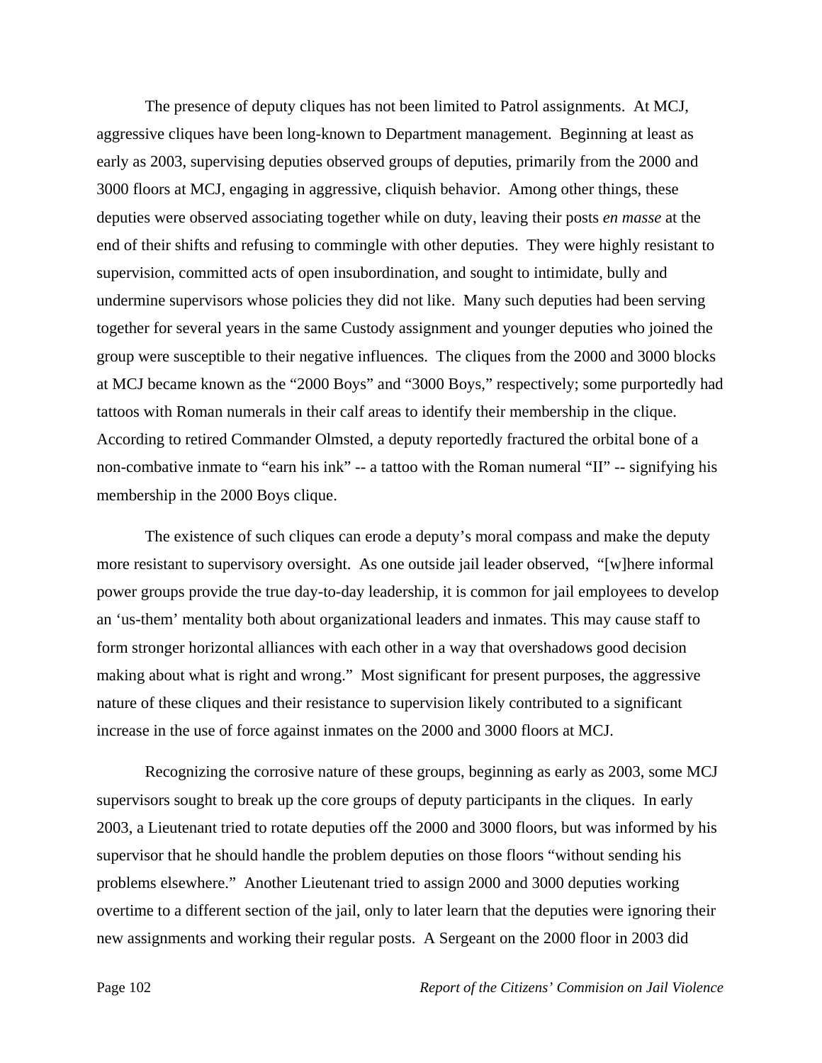The presence of deputy cliques has not been limited to Patrol assignments. At MCJ, aggressive cliques have been long-known to Department management. Beginning at least as early as 2003, supervising deputies observed groups of deputies, primarily from the 2000 and 3000 floors at MCJ, engaging in aggressive, cliquish behavior. Among other things, these deputies were observed associating together while on duty, leaving their posts *en masse* at the end of their shifts and refusing to commingle with other deputies. They were highly resistant to supervision, committed acts of open insubordination, and sought to intimidate, bully and undermine supervisors whose policies they did not like. Many such deputies had been serving together for several years in the same Custody assignment and younger deputies who joined the group were susceptible to their negative influences. The cliques from the 2000 and 3000 blocks at MCJ became known as the "2000 Boys" and "3000 Boys," respectively; some purportedly had tattoos with Roman numerals in their calf areas to identify their membership in the clique. According to retired Commander Olmsted, a deputy reportedly fractured the orbital bone of a non-combative inmate to "earn his ink" -- a tattoo with the Roman numeral "II" -- signifying his membership in the 2000 Boys clique.

The existence of such cliques can erode a deputy's moral compass and make the deputy more resistant to supervisory oversight. As one outside jail leader observed, "[w]here informal power groups provide the true day-to-day leadership, it is common for jail employees to develop an 'us-them' mentality both about organizational leaders and inmates. This may cause staff to form stronger horizontal alliances with each other in a way that overshadows good decision making about what is right and wrong." Most significant for present purposes, the aggressive nature of these cliques and their resistance to supervision likely contributed to a significant increase in the use of force against inmates on the 2000 and 3000 floors at MCJ.

Recognizing the corrosive nature of these groups, beginning as early as 2003, some MCJ supervisors sought to break up the core groups of deputy participants in the cliques. In early 2003, a Lieutenant tried to rotate deputies off the 2000 and 3000 floors, but was informed by his supervisor that he should handle the problem deputies on those floors "without sending his problems elsewhere." Another Lieutenant tried to assign 2000 and 3000 deputies working overtime to a different section of the jail, only to later learn that the deputies were ignoring their new assignments and working their regular posts. A Sergeant on the 2000 floor in 2003 did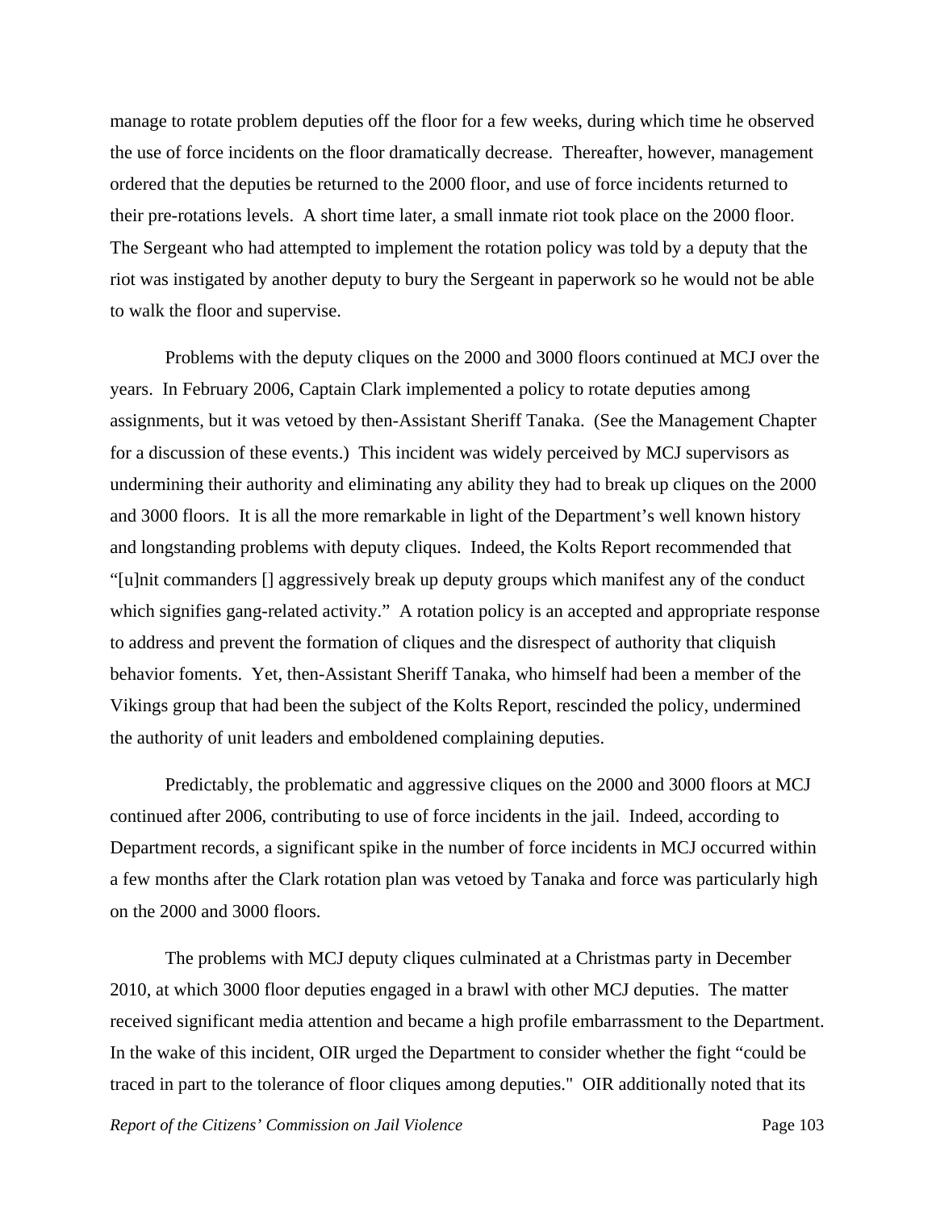manage to rotate problem deputies off the floor for a few weeks, during which time he observed the use of force incidents on the floor dramatically decrease. Thereafter, however, management ordered that the deputies be returned to the 2000 floor, and use of force incidents returned to their pre-rotations levels. A short time later, a small inmate riot took place on the 2000 floor. The Sergeant who had attempted to implement the rotation policy was told by a deputy that the riot was instigated by another deputy to bury the Sergeant in paperwork so he would not be able to walk the floor and supervise.

Problems with the deputy cliques on the 2000 and 3000 floors continued at MCJ over the years. In February 2006, Captain Clark implemented a policy to rotate deputies among assignments, but it was vetoed by then-Assistant Sheriff Tanaka. (See the Management Chapter for a discussion of these events.) This incident was widely perceived by MCJ supervisors as undermining their authority and eliminating any ability they had to break up cliques on the 2000 and 3000 floors. It is all the more remarkable in light of the Department's well known history and longstanding problems with deputy cliques. Indeed, the Kolts Report recommended that "[u]nit commanders [] aggressively break up deputy groups which manifest any of the conduct which signifies gang-related activity." A rotation policy is an accepted and appropriate response to address and prevent the formation of cliques and the disrespect of authority that cliquish behavior foments. Yet, then-Assistant Sheriff Tanaka, who himself had been a member of the Vikings group that had been the subject of the Kolts Report, rescinded the policy, undermined the authority of unit leaders and emboldened complaining deputies.

Predictably, the problematic and aggressive cliques on the 2000 and 3000 floors at MCJ continued after 2006, contributing to use of force incidents in the jail. Indeed, according to Department records, a significant spike in the number of force incidents in MCJ occurred within a few months after the Clark rotation plan was vetoed by Tanaka and force was particularly high on the 2000 and 3000 floors.

The problems with MCJ deputy cliques culminated at a Christmas party in December 2010, at which 3000 floor deputies engaged in a brawl with other MCJ deputies. The matter received significant media attention and became a high profile embarrassment to the Department. In the wake of this incident, OIR urged the Department to consider whether the fight "could be traced in part to the tolerance of floor cliques among deputies." OIR additionally noted that its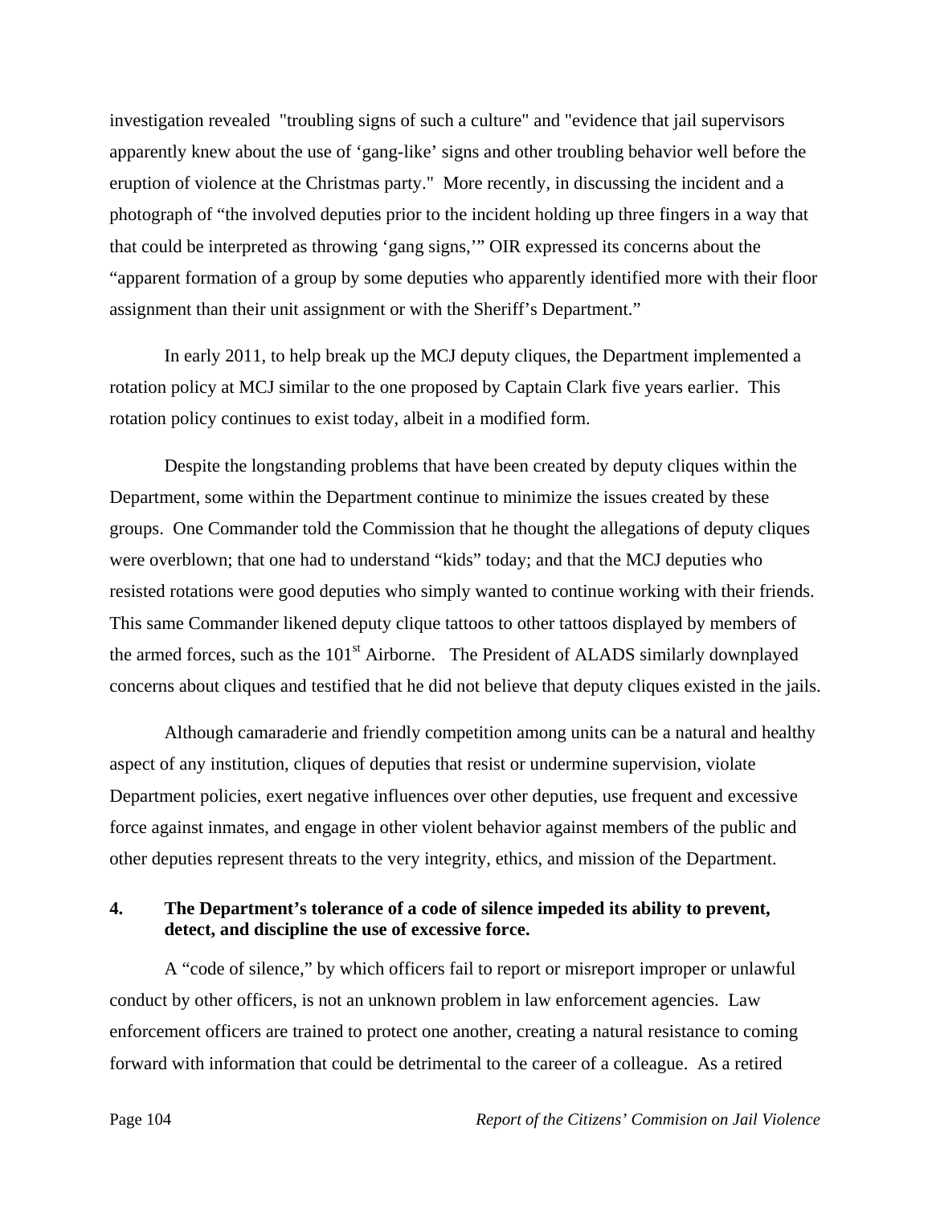investigation revealed "troubling signs of such a culture" and "evidence that jail supervisors apparently knew about the use of 'gang-like' signs and other troubling behavior well before the eruption of violence at the Christmas party." More recently, in discussing the incident and a photograph of "the involved deputies prior to the incident holding up three fingers in a way that that could be interpreted as throwing 'gang signs,'" OIR expressed its concerns about the "apparent formation of a group by some deputies who apparently identified more with their floor assignment than their unit assignment or with the Sheriff's Department."

In early 2011, to help break up the MCJ deputy cliques, the Department implemented a rotation policy at MCJ similar to the one proposed by Captain Clark five years earlier. This rotation policy continues to exist today, albeit in a modified form.

Despite the longstanding problems that have been created by deputy cliques within the Department, some within the Department continue to minimize the issues created by these groups. One Commander told the Commission that he thought the allegations of deputy cliques were overblown; that one had to understand "kids" today; and that the MCJ deputies who resisted rotations were good deputies who simply wanted to continue working with their friends. This same Commander likened deputy clique tattoos to other tattoos displayed by members of the armed forces, such as the 101st Airborne. The President of ALADS similarly downplayed concerns about cliques and testified that he did not believe that deputy cliques existed in the jails.

Although camaraderie and friendly competition among units can be a natural and healthy aspect of any institution, cliques of deputies that resist or undermine supervision, violate Department policies, exert negative influences over other deputies, use frequent and excessive force against inmates, and engage in other violent behavior against members of the public and other deputies represent threats to the very integrity, ethics, and mission of the Department.

### 4. The Department's tolerance of a code of silence impeded its ability to prevent, detect, and discipline the use of excessive force.

A "code of silence," by which officers fail to report or misreport improper or unlawful conduct by other officers, is not an unknown problem in law enforcement agencies. Law enforcement officers are trained to protect one another, creating a natural resistance to coming forward with information that could be detrimental to the career of a colleague. As a retired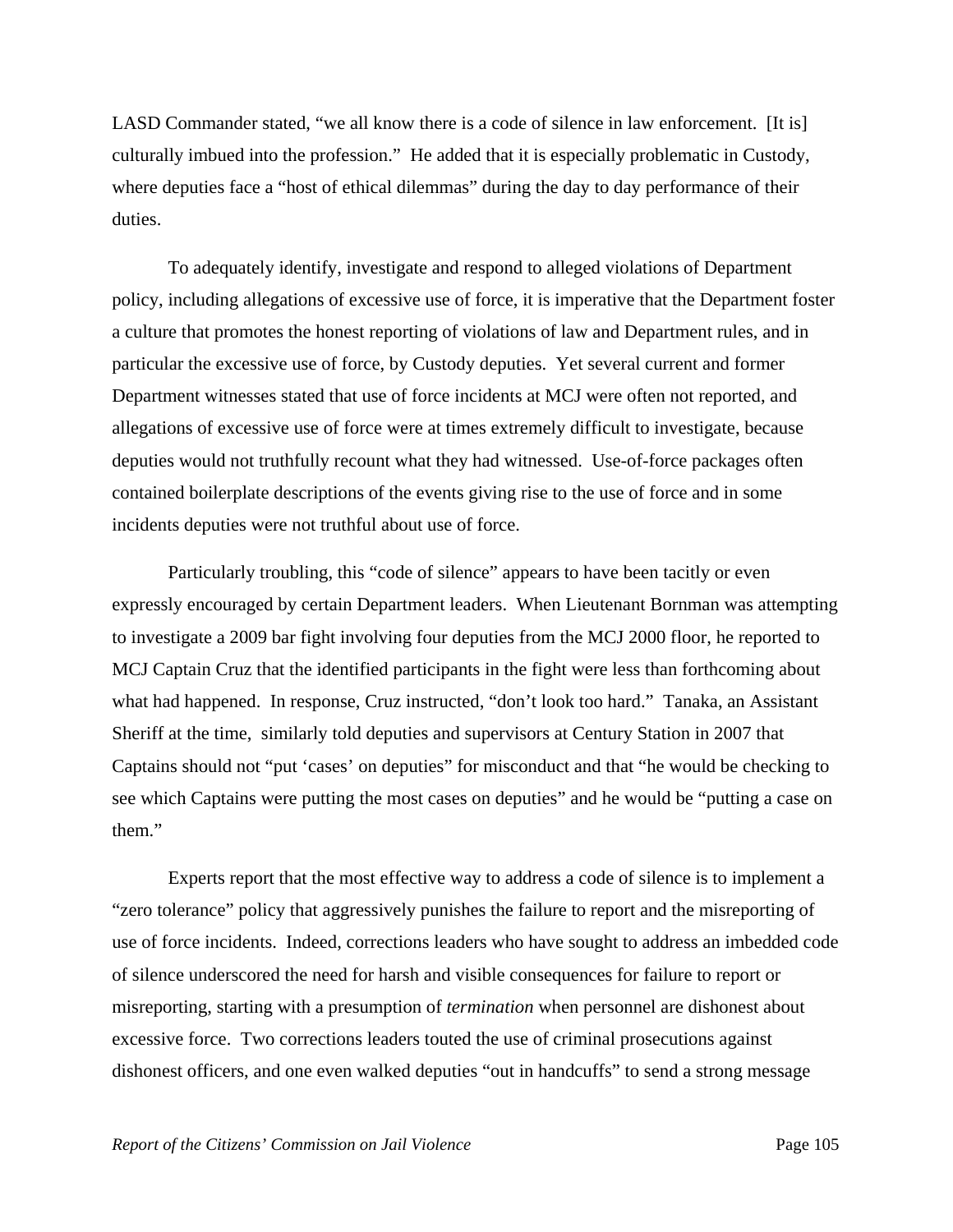LASD Commander stated, "we all know there is a code of silence in law enforcement. [It is] culturally imbued into the profession." He added that it is especially problematic in Custody, where deputies face a "host of ethical dilemmas" during the day to day performance of their duties.

To adequately identify, investigate and respond to alleged violations of Department policy, including allegations of excessive use of force, it is imperative that the Department foster a culture that promotes the honest reporting of violations of law and Department rules, and in particular the excessive use of force, by Custody deputies. Yet several current and former Department witnesses stated that use of force incidents at MCJ were often not reported, and allegations of excessive use of force were at times extremely difficult to investigate, because deputies would not truthfully recount what they had witnessed. Use-of-force packages often contained boilerplate descriptions of the events giving rise to the use of force and in some incidents deputies were not truthful about use of force.

Particularly troubling, this "code of silence" appears to have been tacitly or even expressly encouraged by certain Department leaders. When Lieutenant Bornman was attempting to investigate a 2009 bar fight involving four deputies from the MCJ 2000 floor, he reported to MCJ Captain Cruz that the identified participants in the fight were less than forthcoming about what had happened. In response, Cruz instructed, "don't look too hard." Tanaka, an Assistant Sheriff at the time, similarly told deputies and supervisors at Century Station in 2007 that Captains should not "put 'cases' on deputies" for misconduct and that "he would be checking to see which Captains were putting the most cases on deputies" and he would be "putting a case on them."

Experts report that the most effective way to address a code of silence is to implement a "zero tolerance" policy that aggressively punishes the failure to report and the misreporting of use of force incidents. Indeed, corrections leaders who have sought to address an imbedded code of silence underscored the need for harsh and visible consequences for failure to report or misreporting, starting with a presumption of *termination* when personnel are dishonest about excessive force. Two corrections leaders touted the use of criminal prosecutions against dishonest officers, and one even walked deputies "out in handcuffs" to send a strong message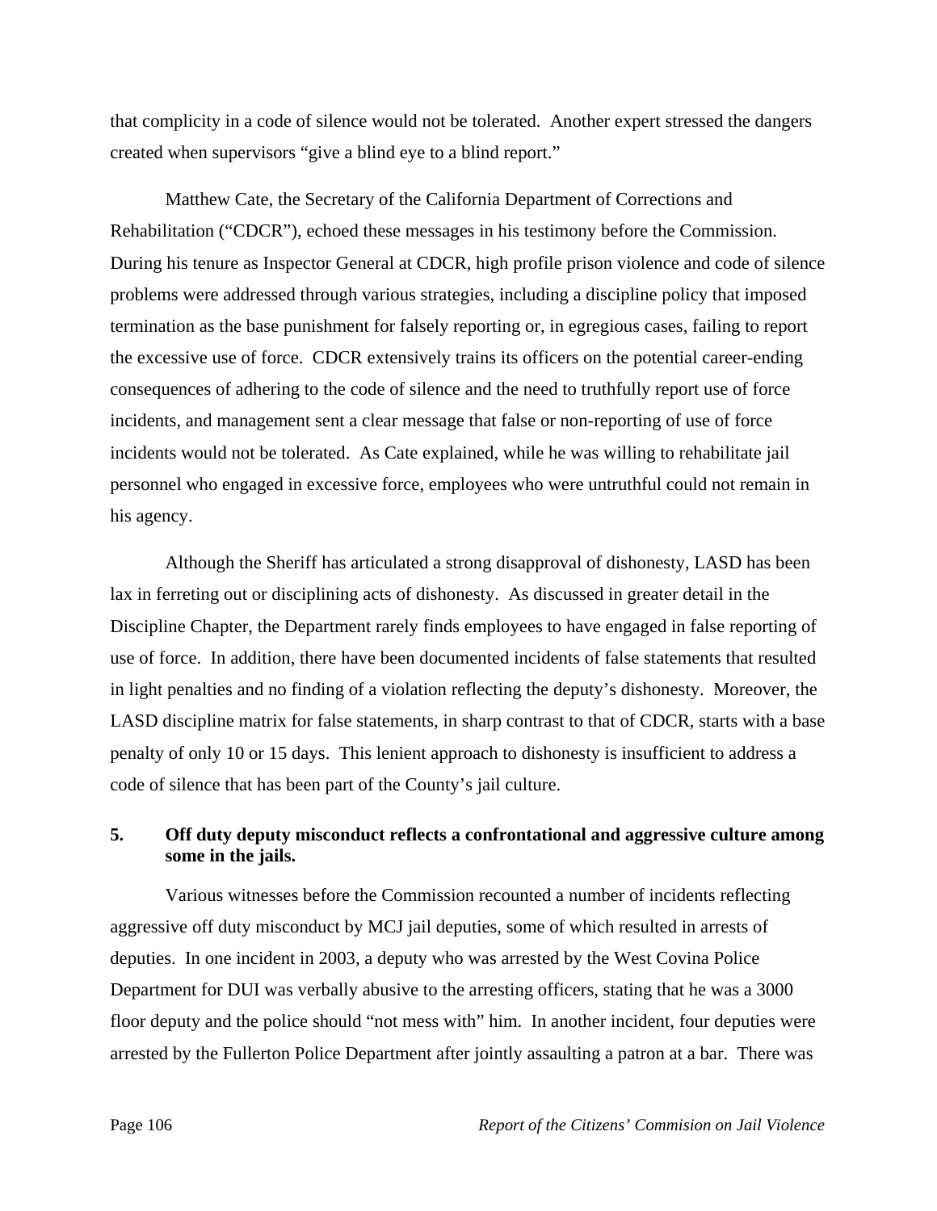that complicity in a code of silence would not be tolerated. Another expert stressed the dangers created when supervisors "give a blind eye to a blind report."

Matthew Cate, the Secretary of the California Department of Corrections and Rehabilitation ("CDCR"), echoed these messages in his testimony before the Commission. During his tenure as Inspector General at CDCR, high profile prison violence and code of silence problems were addressed through various strategies, including a discipline policy that imposed termination as the base punishment for falsely reporting or, in egregious cases, failing to report the excessive use of force. CDCR extensively trains its officers on the potential career-ending consequences of adhering to the code of silence and the need to truthfully report use of force incidents, and management sent a clear message that false or non-reporting of use of force incidents would not be tolerated. As Cate explained, while he was willing to rehabilitate jail personnel who engaged in excessive force, employees who were untruthful could not remain in his agency.

Although the Sheriff has articulated a strong disapproval of dishonesty, LASD has been lax in ferreting out or disciplining acts of dishonesty. As discussed in greater detail in the Discipline Chapter, the Department rarely finds employees to have engaged in false reporting of use of force. In addition, there have been documented incidents of false statements that resulted in light penalties and no finding of a violation reflecting the deputy's dishonesty. Moreover, the LASD discipline matrix for false statements, in sharp contrast to that of CDCR, starts with a base penalty of only 10 or 15 days. This lenient approach to dishonesty is insufficient to address a code of silence that has been part of the County's jail culture.

### 5. Off duty deputy misconduct reflects a confrontational and aggressive culture among some in the jails.

Various witnesses before the Commission recounted a number of incidents reflecting aggressive off duty misconduct by MCJ jail deputies, some of which resulted in arrests of deputies. In one incident in 2003, a deputy who was arrested by the West Covina Police Department for DUI was verbally abusive to the arresting officers, stating that he was a 3000 floor deputy and the police should "not mess with" him. In another incident, four deputies were arrested by the Fullerton Police Department after jointly assaulting a patron at a bar. There was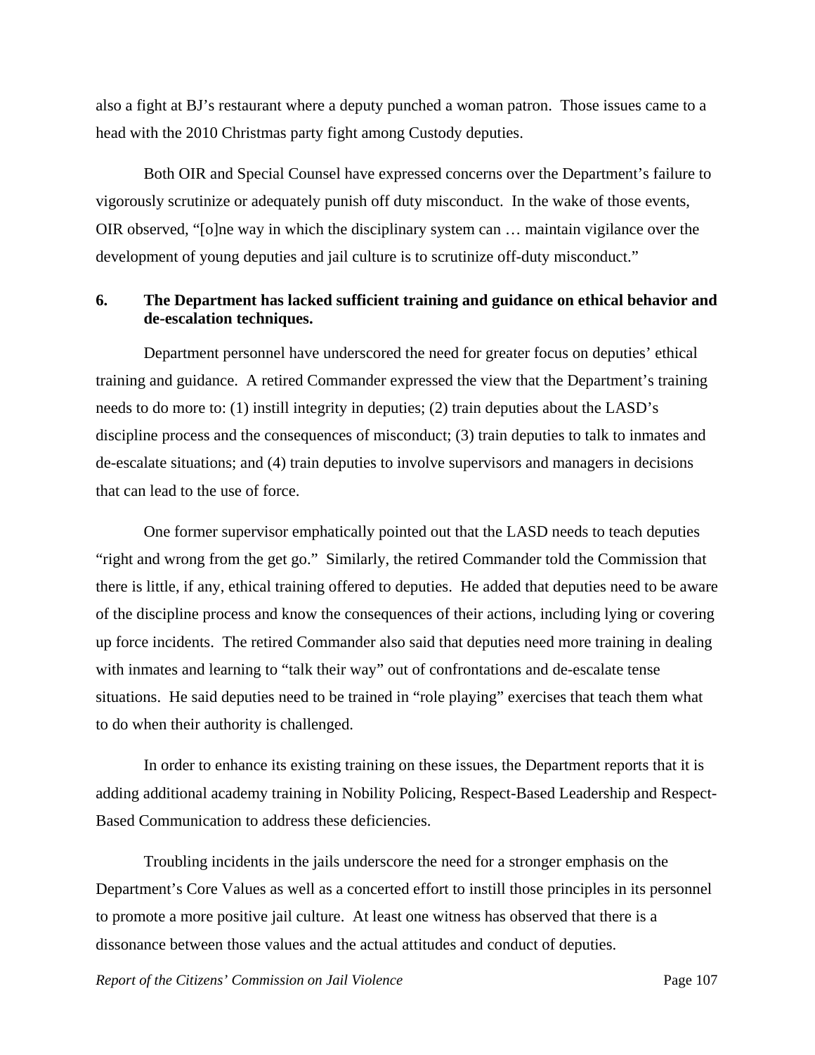also a fight at BJ's restaurant where a deputy punched a woman patron. Those issues came to a head with the 2010 Christmas party fight among Custody deputies.

Both OIR and Special Counsel have expressed concerns over the Department's failure to vigorously scrutinize or adequately punish off duty misconduct. In the wake of those events, OIR observed, "[o]ne way in which the disciplinary system can … maintain vigilance over the development of young deputies and jail culture is to scrutinize off-duty misconduct."

### 6. The Department has lacked sufficient training and guidance on ethical behavior and de-escalation techniques.

Department personnel have underscored the need for greater focus on deputies' ethical training and guidance. A retired Commander expressed the view that the Department's training needs to do more to: (1) instill integrity in deputies; (2) train deputies about the LASD's discipline process and the consequences of misconduct; (3) train deputies to talk to inmates and de-escalate situations; and (4) train deputies to involve supervisors and managers in decisions that can lead to the use of force.

One former supervisor emphatically pointed out that the LASD needs to teach deputies "right and wrong from the get go." Similarly, the retired Commander told the Commission that there is little, if any, ethical training offered to deputies. He added that deputies need to be aware of the discipline process and know the consequences of their actions, including lying or covering up force incidents. The retired Commander also said that deputies need more training in dealing with inmates and learning to "talk their way" out of confrontations and de-escalate tense situations. He said deputies need to be trained in "role playing" exercises that teach them what to do when their authority is challenged.

In order to enhance its existing training on these issues, the Department reports that it is adding additional academy training in Nobility Policing, Respect-Based Leadership and Respect-Based Communication to address these deficiencies.

Troubling incidents in the jails underscore the need for a stronger emphasis on the Department's Core Values as well as a concerted effort to instill those principles in its personnel to promote a more positive jail culture. At least one witness has observed that there is a dissonance between those values and the actual attitudes and conduct of deputies.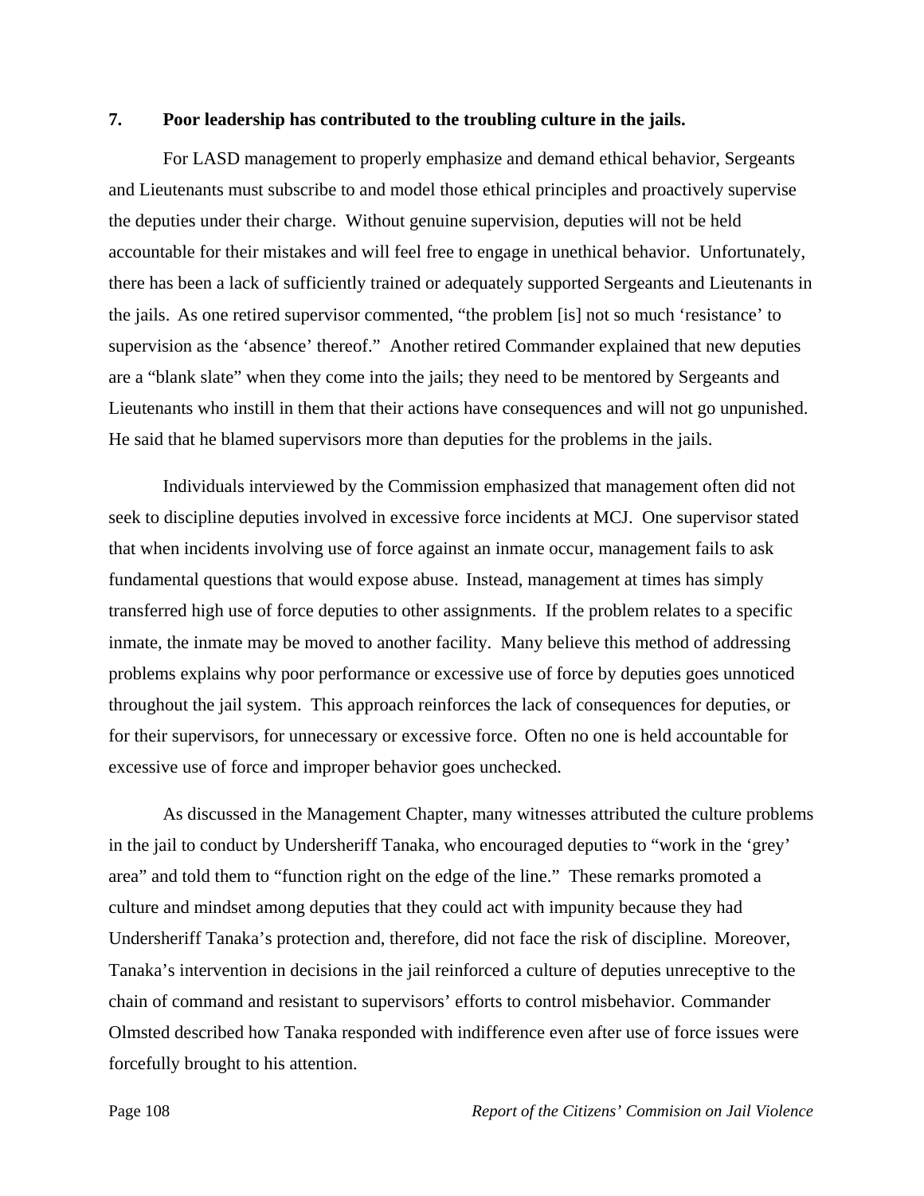### 7. Poor leadership has contributed to the troubling culture in the jails.

For LASD management to properly emphasize and demand ethical behavior, Sergeants and Lieutenants must subscribe to and model those ethical principles and proactively supervise the deputies under their charge. Without genuine supervision, deputies will not be held accountable for their mistakes and will feel free to engage in unethical behavior. Unfortunately, there has been a lack of sufficiently trained or adequately supported Sergeants and Lieutenants in the jails. As one retired supervisor commented, "the problem [is] not so much 'resistance' to supervision as the 'absence' thereof." Another retired Commander explained that new deputies are a "blank slate" when they come into the jails; they need to be mentored by Sergeants and Lieutenants who instill in them that their actions have consequences and will not go unpunished. He said that he blamed supervisors more than deputies for the problems in the jails.

Individuals interviewed by the Commission emphasized that management often did not seek to discipline deputies involved in excessive force incidents at MCJ. One supervisor stated that when incidents involving use of force against an inmate occur, management fails to ask fundamental questions that would expose abuse. Instead, management at times has simply transferred high use of force deputies to other assignments. If the problem relates to a specific inmate, the inmate may be moved to another facility. Many believe this method of addressing problems explains why poor performance or excessive use of force by deputies goes unnoticed throughout the jail system. This approach reinforces the lack of consequences for deputies, or for their supervisors, for unnecessary or excessive force. Often no one is held accountable for excessive use of force and improper behavior goes unchecked.

As discussed in the Management Chapter, many witnesses attributed the culture problems in the jail to conduct by Undersheriff Tanaka, who encouraged deputies to "work in the 'grey' area" and told them to "function right on the edge of the line." These remarks promoted a culture and mindset among deputies that they could act with impunity because they had Undersheriff Tanaka's protection and, therefore, did not face the risk of discipline. Moreover, Tanaka's intervention in decisions in the jail reinforced a culture of deputies unreceptive to the chain of command and resistant to supervisors' efforts to control misbehavior. Commander Olmsted described how Tanaka responded with indifference even after use of force issues were forcefully brought to his attention.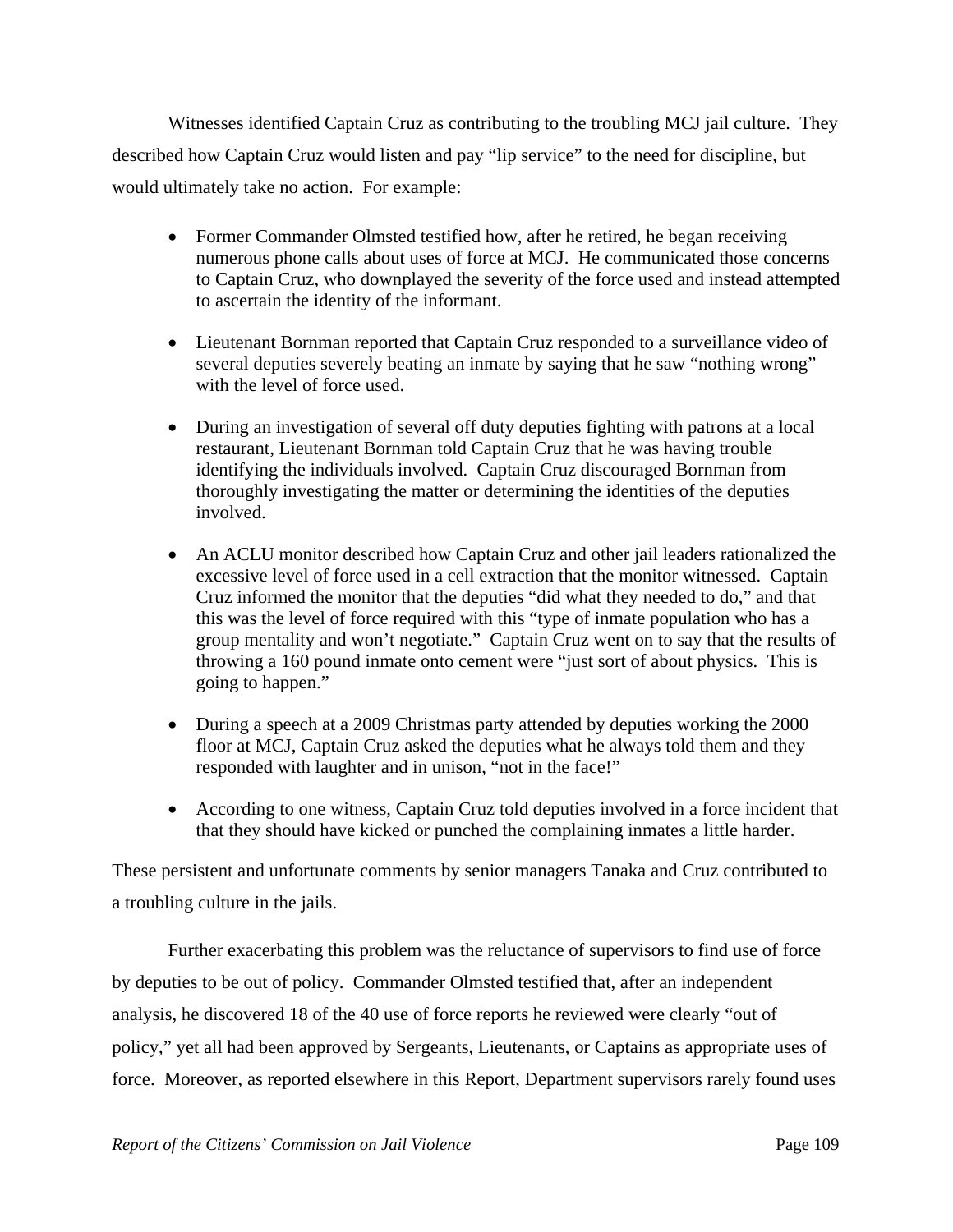Witnesses identified Captain Cruz as contributing to the troubling MCJ jail culture. They described how Captain Cruz would listen and pay "lip service" to the need for discipline, but would ultimately take no action. For example:

- Former Commander Olmsted testified how, after he retired, he began receiving numerous phone calls about uses of force at MCJ. He communicated those concerns to Captain Cruz, who downplayed the severity of the force used and instead attempted to ascertain the identity of the informant.

- Lieutenant Bornman reported that Captain Cruz responded to a surveillance video of several deputies severely beating an inmate by saying that he saw "nothing wrong" with the level of force used.

- During an investigation of several off duty deputies fighting with patrons at a local restaurant, Lieutenant Bornman told Captain Cruz that he was having trouble identifying the individuals involved. Captain Cruz discouraged Bornman from thoroughly investigating the matter or determining the identities of the deputies involved.

- An ACLU monitor described how Captain Cruz and other jail leaders rationalized the excessive level of force used in a cell extraction that the monitor witnessed. Captain Cruz informed the monitor that the deputies "did what they needed to do," and that this was the level of force required with this "type of inmate population who has a group mentality and won't negotiate." Captain Cruz went on to say that the results of throwing a 160 pound inmate onto cement were "just sort of about physics. This is going to happen."

- During a speech at a 2009 Christmas party attended by deputies working the 2000 floor at MCJ, Captain Cruz asked the deputies what he always told them and they responded with laughter and in unison, "not in the face!"

- According to one witness, Captain Cruz told deputies involved in a force incident that that they should have kicked or punched the complaining inmates a little harder.

These persistent and unfortunate comments by senior managers Tanaka and Cruz contributed to a troubling culture in the jails.

Further exacerbating this problem was the reluctance of supervisors to find use of force by deputies to be out of policy. Commander Olmsted testified that, after an independent analysis, he discovered 18 of the 40 use of force reports he reviewed were clearly "out of policy," yet all had been approved by Sergeants, Lieutenants, or Captains as appropriate uses of force. Moreover, as reported elsewhere in this Report, Department supervisors rarely found uses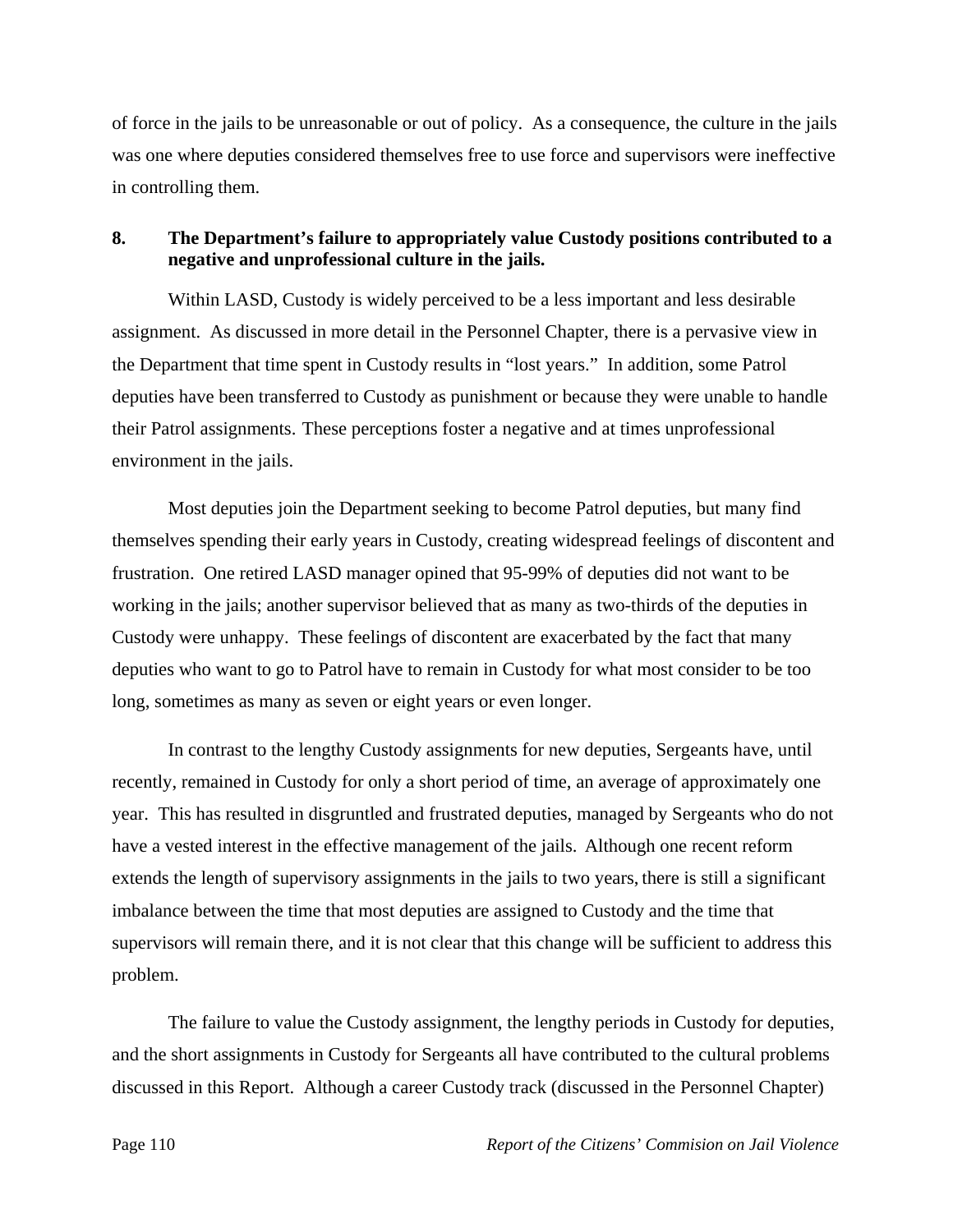of force in the jails to be unreasonable or out of policy. As a consequence, the culture in the jails was one where deputies considered themselves free to use force and supervisors were ineffective in controlling them.

**8. The Department's failure to appropriately value Custody positions contributed to a negative and unprofessional culture in the jails.**

Within LASD, Custody is widely perceived to be a less important and less desirable assignment. As discussed in more detail in the Personnel Chapter, there is a pervasive view in the Department that time spent in Custody results in "lost years." In addition, some Patrol deputies have been transferred to Custody as punishment or because they were unable to handle their Patrol assignments. These perceptions foster a negative and at times unprofessional environment in the jails.

Most deputies join the Department seeking to become Patrol deputies, but many find themselves spending their early years in Custody, creating widespread feelings of discontent and frustration. One retired LASD manager opined that 95-99% of deputies did not want to be working in the jails; another supervisor believed that as many as two-thirds of the deputies in Custody were unhappy. These feelings of discontent are exacerbated by the fact that many deputies who want to go to Patrol have to remain in Custody for what most consider to be too long, sometimes as many as seven or eight years or even longer.

In contrast to the lengthy Custody assignments for new deputies, Sergeants have, until recently, remained in Custody for only a short period of time, an average of approximately one year. This has resulted in disgruntled and frustrated deputies, managed by Sergeants who do not have a vested interest in the effective management of the jails. Although one recent reform extends the length of supervisory assignments in the jails to two years, there is still a significant imbalance between the time that most deputies are assigned to Custody and the time that supervisors will remain there, and it is not clear that this change will be sufficient to address this problem.

The failure to value the Custody assignment, the lengthy periods in Custody for deputies, and the short assignments in Custody for Sergeants all have contributed to the cultural problems discussed in this Report. Although a career Custody track (discussed in the Personnel Chapter)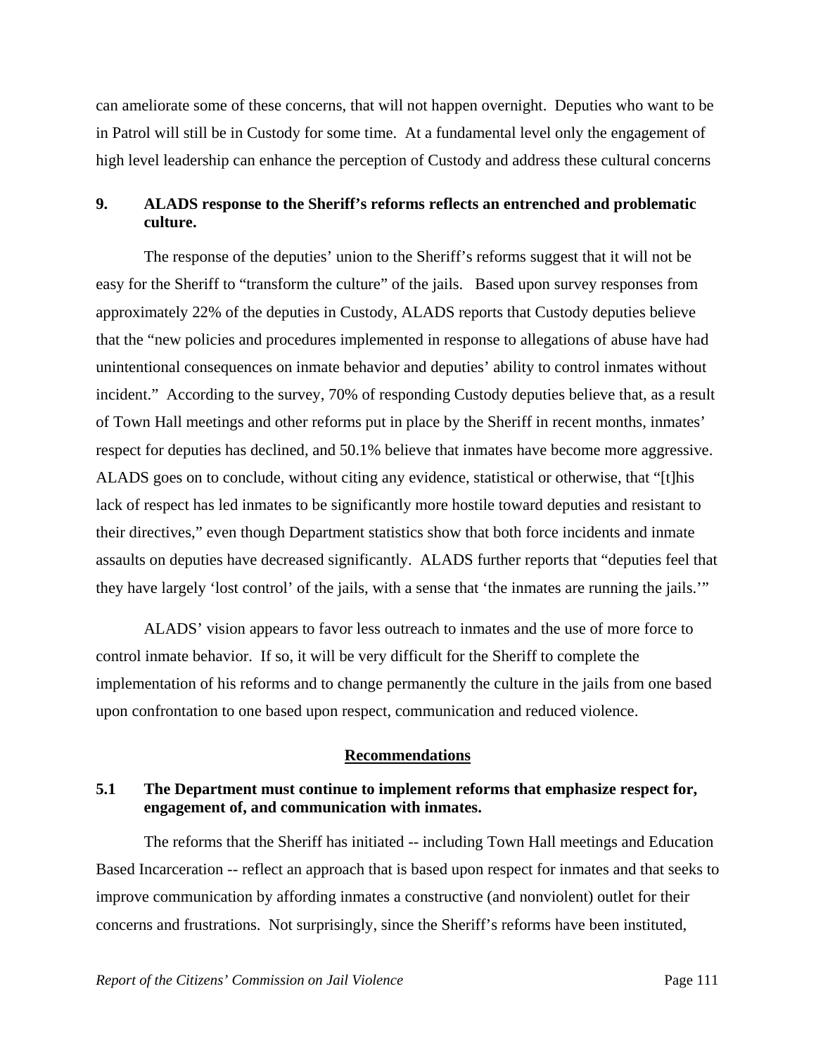can ameliorate some of these concerns, that will not happen overnight. Deputies who want to be in Patrol will still be in Custody for some time. At a fundamental level only the engagement of high level leadership can enhance the perception of Custody and address these cultural concerns

### 9. ALADS response to the Sheriff's reforms reflects an entrenched and problematic culture.

The response of the deputies' union to the Sheriff's reforms suggest that it will not be easy for the Sheriff to "transform the culture" of the jails. Based upon survey responses from approximately 22% of the deputies in Custody, ALADS reports that Custody deputies believe that the "new policies and procedures implemented in response to allegations of abuse have had unintentional consequences on inmate behavior and deputies' ability to control inmates without incident." According to the survey, 70% of responding Custody deputies believe that, as a result of Town Hall meetings and other reforms put in place by the Sheriff in recent months, inmates' respect for deputies has declined, and 50.1% believe that inmates have become more aggressive. ALADS goes on to conclude, without citing any evidence, statistical or otherwise, that "[t]his lack of respect has led inmates to be significantly more hostile toward deputies and resistant to their directives," even though Department statistics show that both force incidents and inmate assaults on deputies have decreased significantly. ALADS further reports that "deputies feel that they have largely 'lost control' of the jails, with a sense that 'the inmates are running the jails.'"

ALADS' vision appears to favor less outreach to inmates and the use of more force to control inmate behavior. If so, it will be very difficult for the Sheriff to complete the implementation of his reforms and to change permanently the culture in the jails from one based upon confrontation to one based upon respect, communication and reduced violence.

## Recommendations

### 5.1 The Department must continue to implement reforms that emphasize respect for, engagement of, and communication with inmates.

The reforms that the Sheriff has initiated -- including Town Hall meetings and Education Based Incarceration -- reflect an approach that is based upon respect for inmates and that seeks to improve communication by affording inmates a constructive (and nonviolent) outlet for their concerns and frustrations. Not surprisingly, since the Sheriff's reforms have been instituted,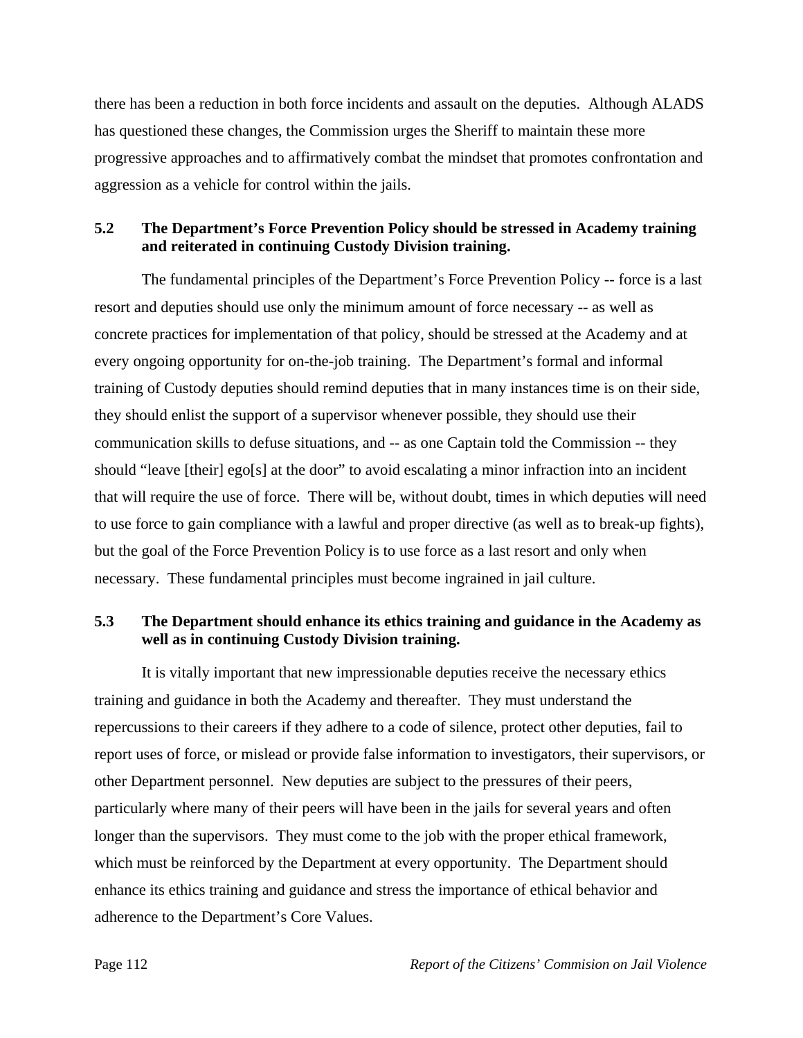there has been a reduction in both force incidents and assault on the deputies. Although ALADS has questioned these changes, the Commission urges the Sheriff to maintain these more progressive approaches and to affirmatively combat the mindset that promotes confrontation and aggression as a vehicle for control within the jails.

### 5.2 The Department's Force Prevention Policy should be stressed in Academy training and reiterated in continuing Custody Division training.

The fundamental principles of the Department's Force Prevention Policy -- force is a last resort and deputies should use only the minimum amount of force necessary -- as well as concrete practices for implementation of that policy, should be stressed at the Academy and at every ongoing opportunity for on-the-job training. The Department's formal and informal training of Custody deputies should remind deputies that in many instances time is on their side, they should enlist the support of a supervisor whenever possible, they should use their communication skills to defuse situations, and -- as one Captain told the Commission -- they should "leave [their] ego[s] at the door" to avoid escalating a minor infraction into an incident that will require the use of force. There will be, without doubt, times in which deputies will need to use force to gain compliance with a lawful and proper directive (as well as to break-up fights), but the goal of the Force Prevention Policy is to use force as a last resort and only when necessary. These fundamental principles must become ingrained in jail culture.

### 5.3 The Department should enhance its ethics training and guidance in the Academy as well as in continuing Custody Division training.

It is vitally important that new impressionable deputies receive the necessary ethics training and guidance in both the Academy and thereafter. They must understand the repercussions to their careers if they adhere to a code of silence, protect other deputies, fail to report uses of force, or mislead or provide false information to investigators, their supervisors, or other Department personnel. New deputies are subject to the pressures of their peers, particularly where many of their peers will have been in the jails for several years and often longer than the supervisors. They must come to the job with the proper ethical framework, which must be reinforced by the Department at every opportunity. The Department should enhance its ethics training and guidance and stress the importance of ethical behavior and adherence to the Department's Core Values.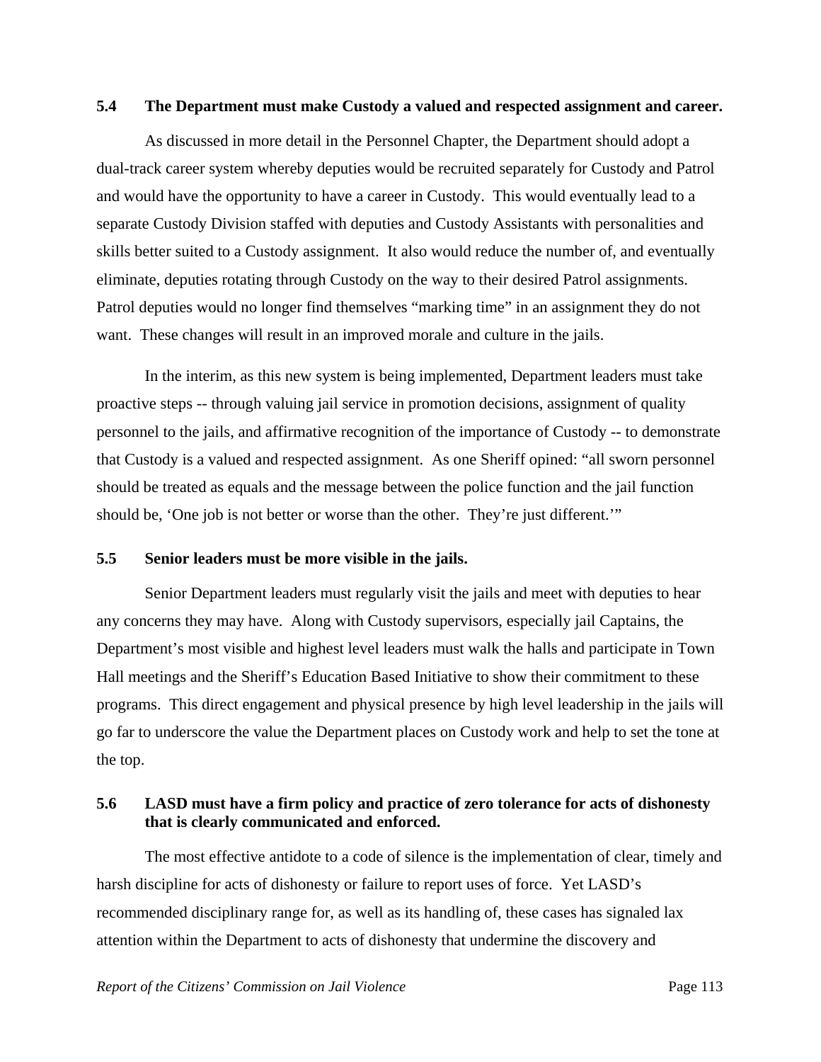### 5.4 The Department must make Custody a valued and respected assignment and career.

As discussed in more detail in the Personnel Chapter, the Department should adopt a dual-track career system whereby deputies would be recruited separately for Custody and Patrol and would have the opportunity to have a career in Custody. This would eventually lead to a separate Custody Division staffed with deputies and Custody Assistants with personalities and skills better suited to a Custody assignment. It also would reduce the number of, and eventually eliminate, deputies rotating through Custody on the way to their desired Patrol assignments. Patrol deputies would no longer find themselves "marking time" in an assignment they do not want. These changes will result in an improved morale and culture in the jails.

In the interim, as this new system is being implemented, Department leaders must take proactive steps -- through valuing jail service in promotion decisions, assignment of quality personnel to the jails, and affirmative recognition of the importance of Custody -- to demonstrate that Custody is a valued and respected assignment. As one Sheriff opined: "all sworn personnel should be treated as equals and the message between the police function and the jail function should be, 'One job is not better or worse than the other. They're just different.'"

### 5.5 Senior leaders must be more visible in the jails.

Senior Department leaders must regularly visit the jails and meet with deputies to hear any concerns they may have. Along with Custody supervisors, especially jail Captains, the Department's most visible and highest level leaders must walk the halls and participate in Town Hall meetings and the Sheriff's Education Based Initiative to show their commitment to these programs. This direct engagement and physical presence by high level leadership in the jails will go far to underscore the value the Department places on Custody work and help to set the tone at the top.

### 5.6 LASD must have a firm policy and practice of zero tolerance for acts of dishonesty that is clearly communicated and enforced.

The most effective antidote to a code of silence is the implementation of clear, timely and harsh discipline for acts of dishonesty or failure to report uses of force. Yet LASD's recommended disciplinary range for, as well as its handling of, these cases has signaled lax attention within the Department to acts of dishonesty that undermine the discovery and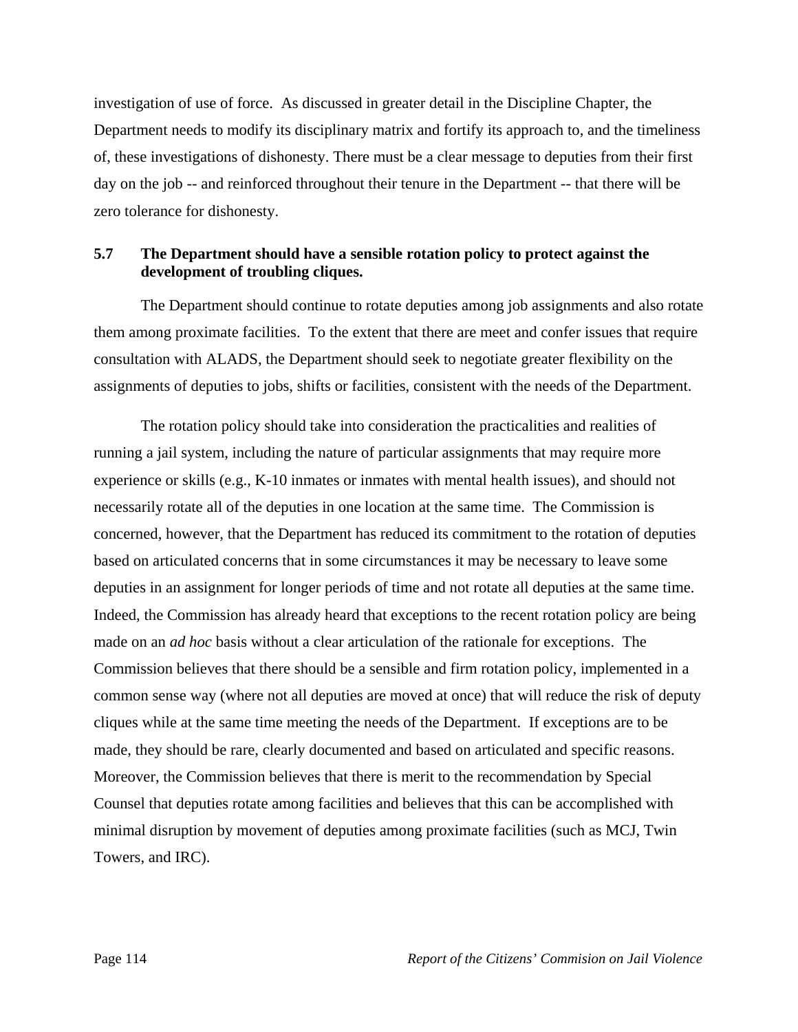investigation of use of force. As discussed in greater detail in the Discipline Chapter, the Department needs to modify its disciplinary matrix and fortify its approach to, and the timeliness of, these investigations of dishonesty. There must be a clear message to deputies from their first day on the job -- and reinforced throughout their tenure in the Department -- that there will be zero tolerance for dishonesty.

### 5.7 The Department should have a sensible rotation policy to protect against the development of troubling cliques.

The Department should continue to rotate deputies among job assignments and also rotate them among proximate facilities. To the extent that there are meet and confer issues that require consultation with ALADS, the Department should seek to negotiate greater flexibility on the assignments of deputies to jobs, shifts or facilities, consistent with the needs of the Department.

The rotation policy should take into consideration the practicalities and realities of running a jail system, including the nature of particular assignments that may require more experience or skills (e.g., K-10 inmates or inmates with mental health issues), and should not necessarily rotate all of the deputies in one location at the same time. The Commission is concerned, however, that the Department has reduced its commitment to the rotation of deputies based on articulated concerns that in some circumstances it may be necessary to leave some deputies in an assignment for longer periods of time and not rotate all deputies at the same time. Indeed, the Commission has already heard that exceptions to the recent rotation policy are being made on an *ad hoc* basis without a clear articulation of the rationale for exceptions. The Commission believes that there should be a sensible and firm rotation policy, implemented in a common sense way (where not all deputies are moved at once) that will reduce the risk of deputy cliques while at the same time meeting the needs of the Department. If exceptions are to be made, they should be rare, clearly documented and based on articulated and specific reasons. Moreover, the Commission believes that there is merit to the recommendation by Special Counsel that deputies rotate among facilities and believes that this can be accomplished with minimal disruption by movement of deputies among proximate facilities (such as MCJ, Twin Towers, and IRC).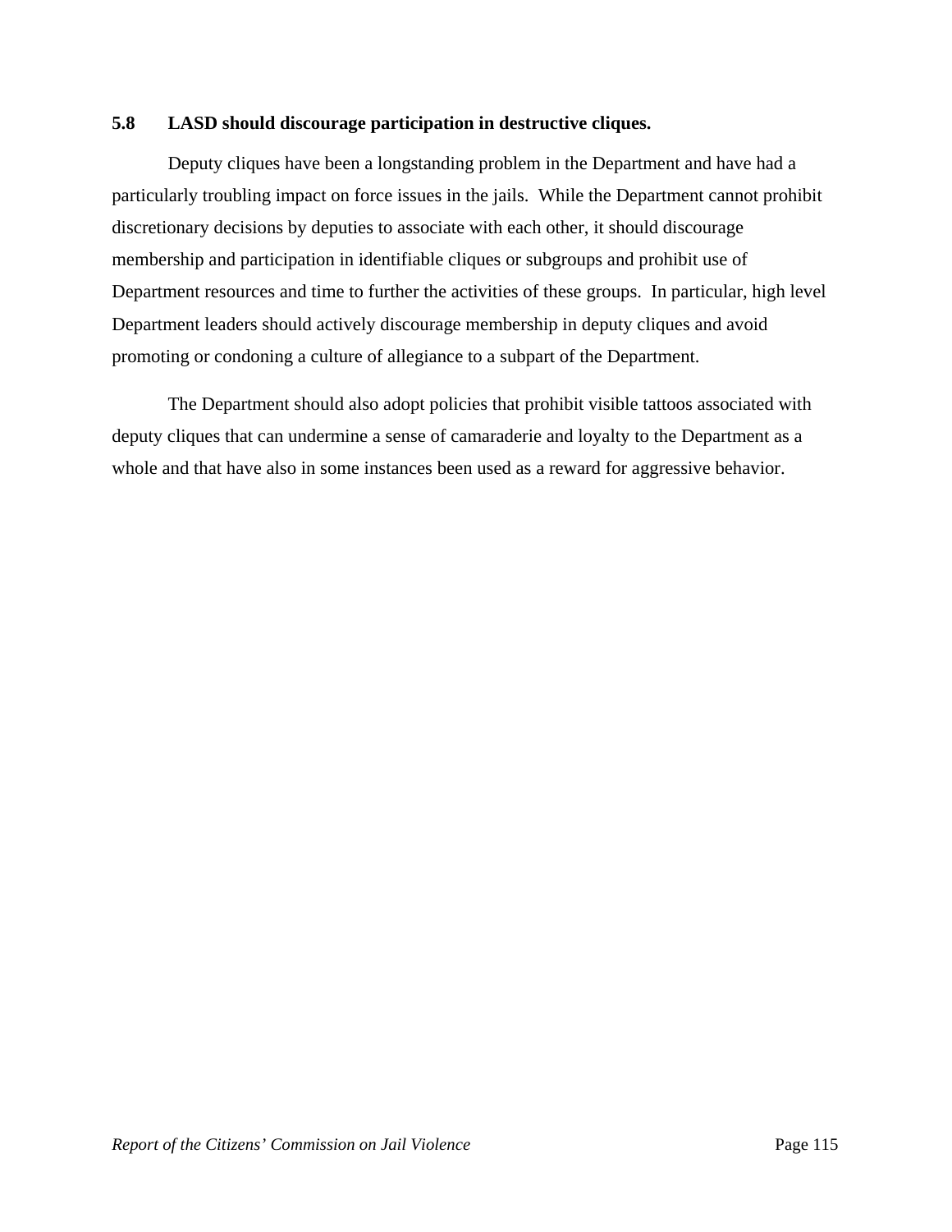### 5.8 LASD should discourage participation in destructive cliques.

Deputy cliques have been a longstanding problem in the Department and have had a particularly troubling impact on force issues in the jails. While the Department cannot prohibit discretionary decisions by deputies to associate with each other, it should discourage membership and participation in identifiable cliques or subgroups and prohibit use of Department resources and time to further the activities of these groups. In particular, high level Department leaders should actively discourage membership in deputy cliques and avoid promoting or condoning a culture of allegiance to a subpart of the Department.

The Department should also adopt policies that prohibit visible tattoos associated with deputy cliques that can undermine a sense of camaraderie and loyalty to the Department as a whole and that have also in some instances been used as a reward for aggressive behavior.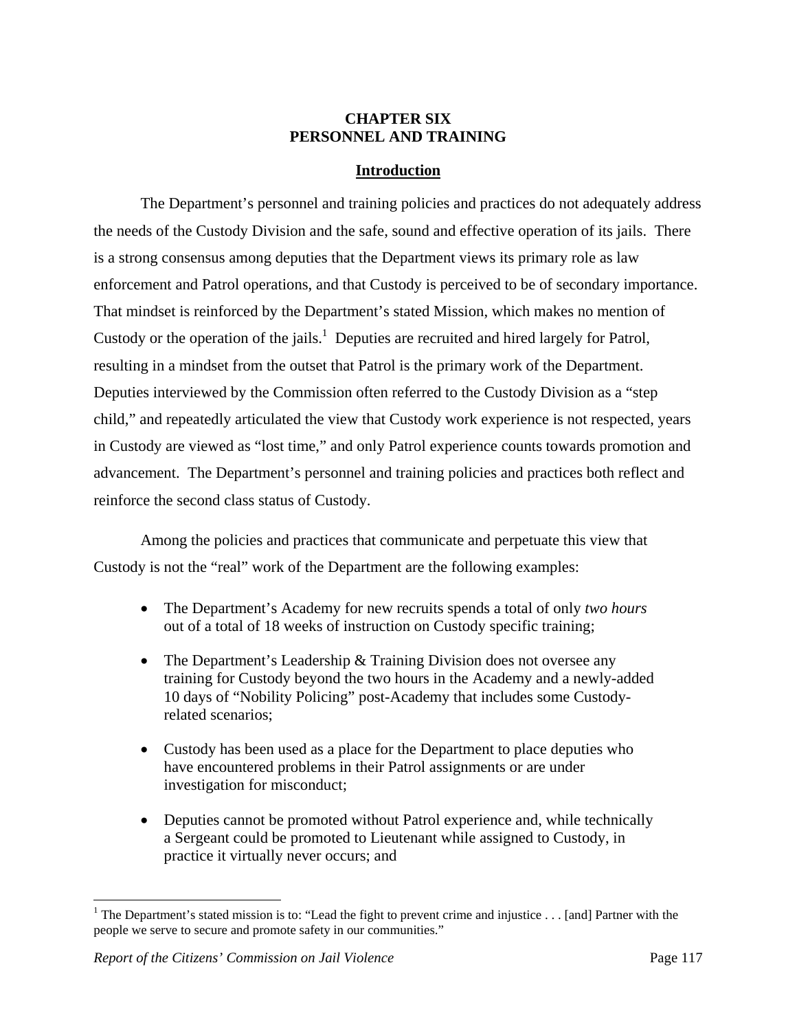# CHAPTER SIX
# PERSONNEL AND TRAINING

## Introduction

The Department's personnel and training policies and practices do not adequately address the needs of the Custody Division and the safe, sound and effective operation of its jails. There is a strong consensus among deputies that the Department views its primary role as law enforcement and Patrol operations, and that Custody is perceived to be of secondary importance. That mindset is reinforced by the Department's stated Mission, which makes no mention of Custody or the operation of the jails.[1] Deputies are recruited and hired largely for Patrol, resulting in a mindset from the outset that Patrol is the primary work of the Department. Deputies interviewed by the Commission often referred to the Custody Division as a "step child," and repeatedly articulated the view that Custody work experience is not respected, years in Custody are viewed as "lost time," and only Patrol experience counts towards promotion and advancement. The Department's personnel and training policies and practices both reflect and reinforce the second class status of Custody.

Among the policies and practices that communicate and perpetuate this view that Custody is not the "real" work of the Department are the following examples:

- The Department's Academy for new recruits spends a total of only *two hours* out of a total of 18 weeks of instruction on Custody specific training;
- The Department's Leadership & Training Division does not oversee any training for Custody beyond the two hours in the Academy and a newly-added 10 days of "Nobility Policing" post-Academy that includes some Custody-related scenarios;
- Custody has been used as a place for the Department to place deputies who have encountered problems in their Patrol assignments or are under investigation for misconduct;
- Deputies cannot be promoted without Patrol experience and, while technically a Sergeant could be promoted to Lieutenant while assigned to Custody, in practice it virtually never occurs; and

[1] The Department's stated mission is to: "Lead the fight to prevent crime and injustice . . . [and] Partner with the people we serve to secure and promote safety in our communities."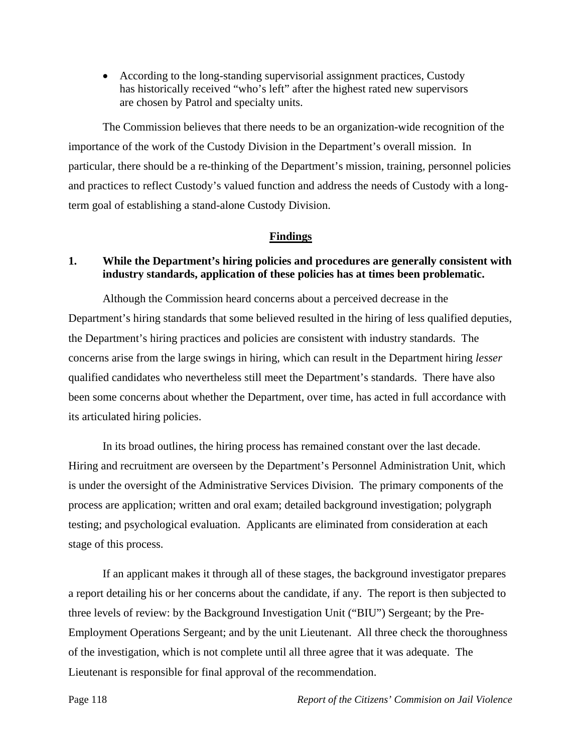- According to the long-standing supervisorial assignment practices, Custody has historically received "who's left" after the highest rated new supervisors are chosen by Patrol and specialty units.

The Commission believes that there needs to be an organization-wide recognition of the importance of the work of the Custody Division in the Department's overall mission. In particular, there should be a re-thinking of the Department's mission, training, personnel policies and practices to reflect Custody's valued function and address the needs of Custody with a long-term goal of establishing a stand-alone Custody Division.

## Findings

### 1. While the Department's hiring policies and procedures are generally consistent with industry standards, application of these policies has at times been problematic.

Although the Commission heard concerns about a perceived decrease in the Department's hiring standards that some believed resulted in the hiring of less qualified deputies, the Department's hiring practices and policies are consistent with industry standards. The concerns arise from the large swings in hiring, which can result in the Department hiring *lesser* qualified candidates who nevertheless still meet the Department's standards. There have also been some concerns about whether the Department, over time, has acted in full accordance with its articulated hiring policies.

In its broad outlines, the hiring process has remained constant over the last decade. Hiring and recruitment are overseen by the Department's Personnel Administration Unit, which is under the oversight of the Administrative Services Division. The primary components of the process are application; written and oral exam; detailed background investigation; polygraph testing; and psychological evaluation. Applicants are eliminated from consideration at each stage of this process.

If an applicant makes it through all of these stages, the background investigator prepares a report detailing his or her concerns about the candidate, if any. The report is then subjected to three levels of review: by the Background Investigation Unit ("BIU") Sergeant; by the Pre-Employment Operations Sergeant; and by the unit Lieutenant. All three check the thoroughness of the investigation, which is not complete until all three agree that it was adequate. The Lieutenant is responsible for final approval of the recommendation.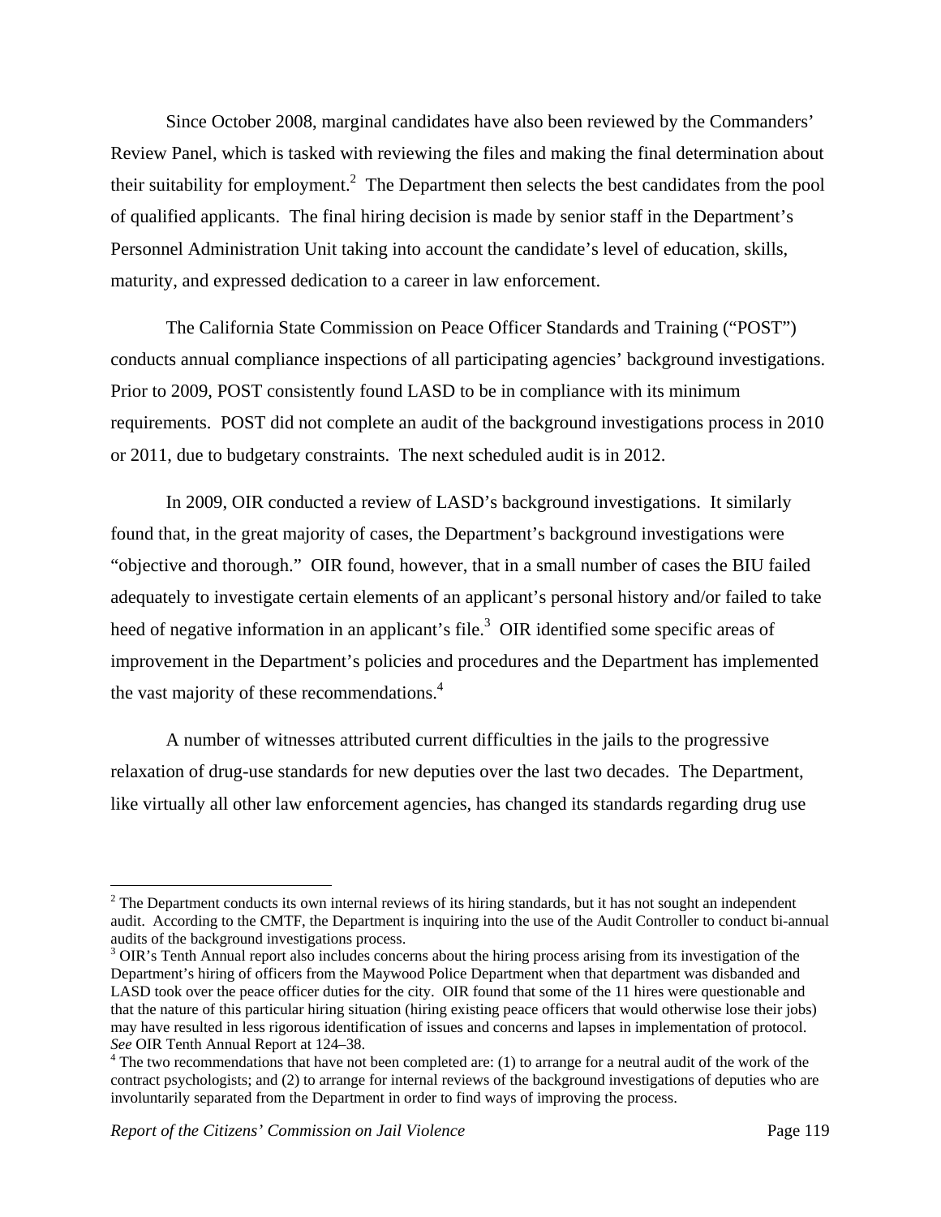Since October 2008, marginal candidates have also been reviewed by the Commanders' Review Panel, which is tasked with reviewing the files and making the final determination about their suitability for employment.[2] The Department then selects the best candidates from the pool of qualified applicants. The final hiring decision is made by senior staff in the Department's Personnel Administration Unit taking into account the candidate's level of education, skills, maturity, and expressed dedication to a career in law enforcement.

The California State Commission on Peace Officer Standards and Training ("POST") conducts annual compliance inspections of all participating agencies' background investigations. Prior to 2009, POST consistently found LASD to be in compliance with its minimum requirements. POST did not complete an audit of the background investigations process in 2010 or 2011, due to budgetary constraints. The next scheduled audit is in 2012.

In 2009, OIR conducted a review of LASD's background investigations. It similarly found that, in the great majority of cases, the Department's background investigations were "objective and thorough." OIR found, however, that in a small number of cases the BIU failed adequately to investigate certain elements of an applicant's personal history and/or failed to take heed of negative information in an applicant's file.[3] OIR identified some specific areas of improvement in the Department's policies and procedures and the Department has implemented the vast majority of these recommendations.[4]

A number of witnesses attributed current difficulties in the jails to the progressive relaxation of drug-use standards for new deputies over the last two decades. The Department, like virtually all other law enforcement agencies, has changed its standards regarding drug use

---

[2] The Department conducts its own internal reviews of its hiring standards, but it has not sought an independent audit. According to the CMTF, the Department is inquiring into the use of the Audit Controller to conduct bi-annual audits of the background investigations process.

[3] OIR's Tenth Annual report also includes concerns about the hiring process arising from its investigation of the Department's hiring of officers from the Maywood Police Department when that department was disbanded and LASD took over the peace officer duties for the city. OIR found that some of the 11 hires were questionable and that the nature of this particular hiring situation (hiring existing peace officers that would otherwise lose their jobs) may have resulted in less rigorous identification of issues and concerns and lapses in implementation of protocol. *See* OIR Tenth Annual Report at 124–38.

[4] The two recommendations that have not been completed are: (1) to arrange for a neutral audit of the work of the contract psychologists; and (2) to arrange for internal reviews of the background investigations of deputies who are involuntarily separated from the Department in order to find ways of improving the process.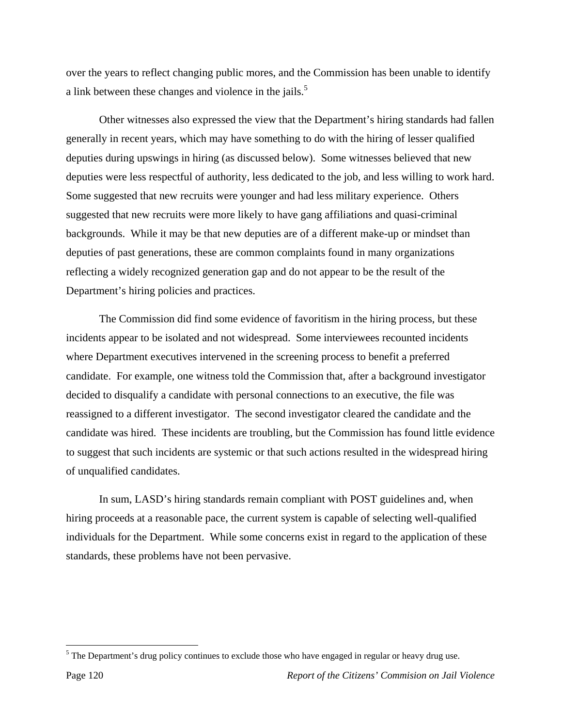over the years to reflect changing public mores, and the Commission has been unable to identify a link between these changes and violence in the jails.[5]

Other witnesses also expressed the view that the Department's hiring standards had fallen generally in recent years, which may have something to do with the hiring of lesser qualified deputies during upswings in hiring (as discussed below). Some witnesses believed that new deputies were less respectful of authority, less dedicated to the job, and less willing to work hard. Some suggested that new recruits were younger and had less military experience. Others suggested that new recruits were more likely to have gang affiliations and quasi-criminal backgrounds. While it may be that new deputies are of a different make-up or mindset than deputies of past generations, these are common complaints found in many organizations reflecting a widely recognized generation gap and do not appear to be the result of the Department's hiring policies and practices.

The Commission did find some evidence of favoritism in the hiring process, but these incidents appear to be isolated and not widespread. Some interviewees recounted incidents where Department executives intervened in the screening process to benefit a preferred candidate. For example, one witness told the Commission that, after a background investigator decided to disqualify a candidate with personal connections to an executive, the file was reassigned to a different investigator. The second investigator cleared the candidate and the candidate was hired. These incidents are troubling, but the Commission has found little evidence to suggest that such incidents are systemic or that such actions resulted in the widespread hiring of unqualified candidates.

In sum, LASD's hiring standards remain compliant with POST guidelines and, when hiring proceeds at a reasonable pace, the current system is capable of selecting well-qualified individuals for the Department. While some concerns exist in regard to the application of these standards, these problems have not been pervasive.

[5] The Department's drug policy continues to exclude those who have engaged in regular or heavy drug use.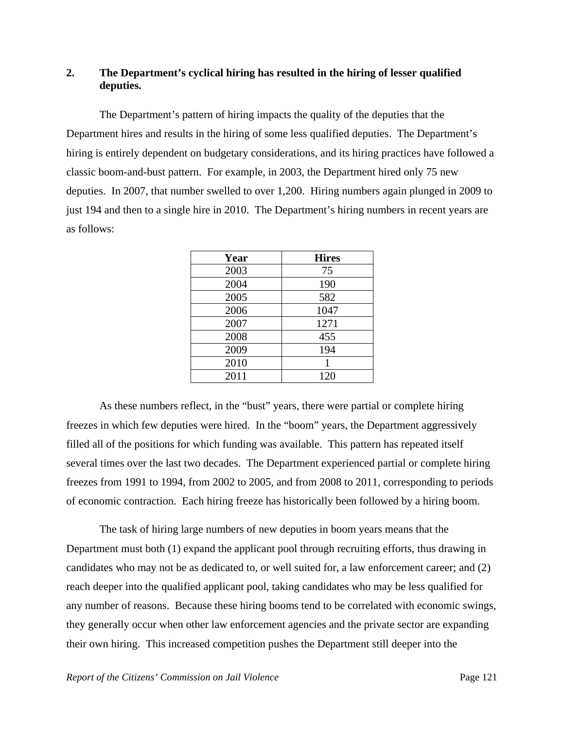### 2. The Department's cyclical hiring has resulted in the hiring of lesser qualified deputies.

The Department's pattern of hiring impacts the quality of the deputies that the Department hires and results in the hiring of some less qualified deputies. The Department's hiring is entirely dependent on budgetary considerations, and its hiring practices have followed a classic boom-and-bust pattern. For example, in 2003, the Department hired only 75 new deputies. In 2007, that number swelled to over 1,200. Hiring numbers again plunged in 2009 to just 194 and then to a single hire in 2010. The Department's hiring numbers in recent years are as follows:

| Year | Hires |
|---|---|
| 2003 | 75 |
| 2004 | 190 |
| 2005 | 582 |
| 2006 | 1047 |
| 2007 | 1271 |
| 2008 | 455 |
| 2009 | 194 |
| 2010 | 1 |
| 2011 | 120 |

As these numbers reflect, in the "bust" years, there were partial or complete hiring freezes in which few deputies were hired. In the "boom" years, the Department aggressively filled all of the positions for which funding was available. This pattern has repeated itself several times over the last two decades. The Department experienced partial or complete hiring freezes from 1991 to 1994, from 2002 to 2005, and from 2008 to 2011, corresponding to periods of economic contraction. Each hiring freeze has historically been followed by a hiring boom.

The task of hiring large numbers of new deputies in boom years means that the Department must both (1) expand the applicant pool through recruiting efforts, thus drawing in candidates who may not be as dedicated to, or well suited for, a law enforcement career; and (2) reach deeper into the qualified applicant pool, taking candidates who may be less qualified for any number of reasons. Because these hiring booms tend to be correlated with economic swings, they generally occur when other law enforcement agencies and the private sector are expanding their own hiring. This increased competition pushes the Department still deeper into the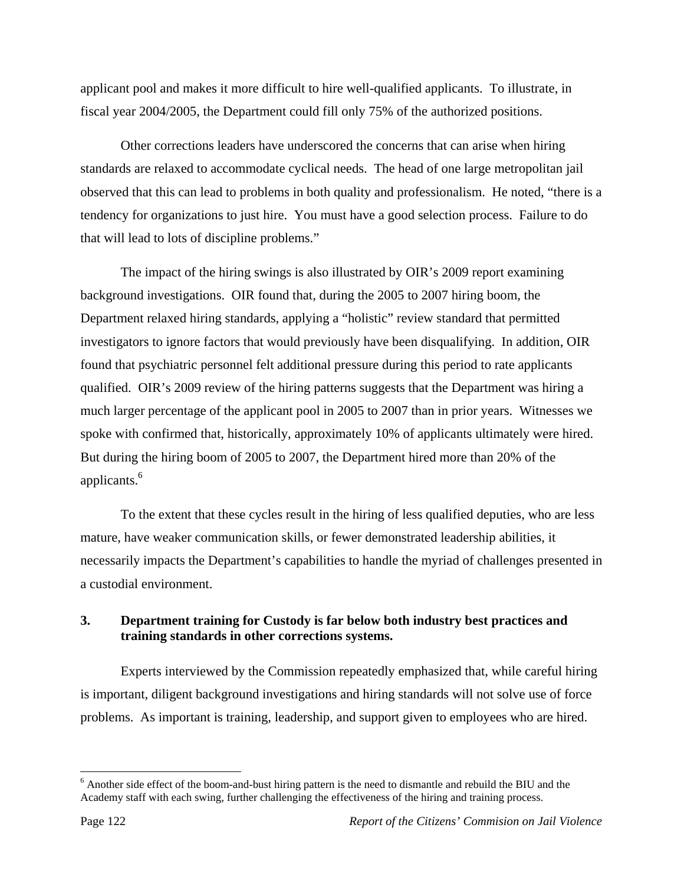applicant pool and makes it more difficult to hire well-qualified applicants. To illustrate, in fiscal year 2004/2005, the Department could fill only 75% of the authorized positions.

Other corrections leaders have underscored the concerns that can arise when hiring standards are relaxed to accommodate cyclical needs. The head of one large metropolitan jail observed that this can lead to problems in both quality and professionalism. He noted, "there is a tendency for organizations to just hire. You must have a good selection process. Failure to do that will lead to lots of discipline problems."

The impact of the hiring swings is also illustrated by OIR's 2009 report examining background investigations. OIR found that, during the 2005 to 2007 hiring boom, the Department relaxed hiring standards, applying a "holistic" review standard that permitted investigators to ignore factors that would previously have been disqualifying. In addition, OIR found that psychiatric personnel felt additional pressure during this period to rate applicants qualified. OIR's 2009 review of the hiring patterns suggests that the Department was hiring a much larger percentage of the applicant pool in 2005 to 2007 than in prior years. Witnesses we spoke with confirmed that, historically, approximately 10% of applicants ultimately were hired. But during the hiring boom of 2005 to 2007, the Department hired more than 20% of the applicants.[6]

To the extent that these cycles result in the hiring of less qualified deputies, who are less mature, have weaker communication skills, or fewer demonstrated leadership abilities, it necessarily impacts the Department's capabilities to handle the myriad of challenges presented in a custodial environment.

### 3. Department training for Custody is far below both industry best practices and training standards in other corrections systems.

Experts interviewed by the Commission repeatedly emphasized that, while careful hiring is important, diligent background investigations and hiring standards will not solve use of force problems. As important is training, leadership, and support given to employees who are hired.

---

[6] Another side effect of the boom-and-bust hiring pattern is the need to dismantle and rebuild the BIU and the Academy staff with each swing, further challenging the effectiveness of the hiring and training process.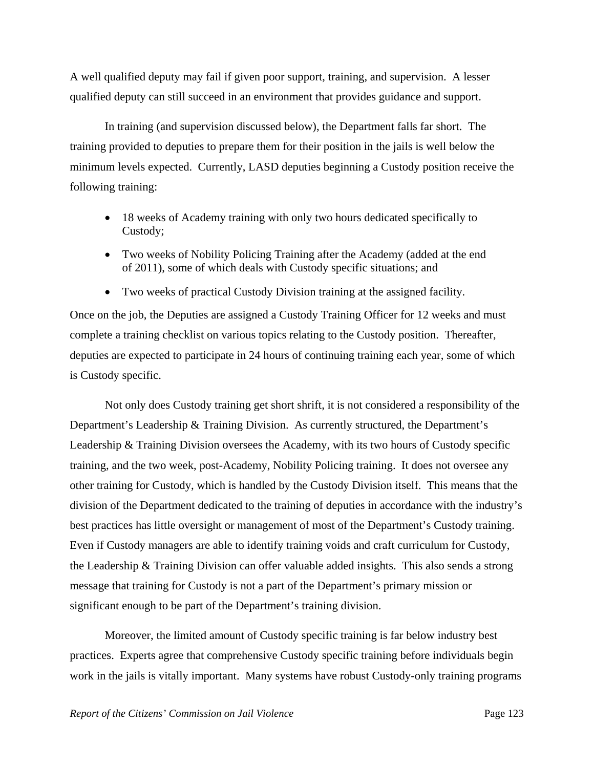A well qualified deputy may fail if given poor support, training, and supervision. A lesser qualified deputy can still succeed in an environment that provides guidance and support.

In training (and supervision discussed below), the Department falls far short. The training provided to deputies to prepare them for their position in the jails is well below the minimum levels expected. Currently, LASD deputies beginning a Custody position receive the following training:

- 18 weeks of Academy training with only two hours dedicated specifically to Custody;
- Two weeks of Nobility Policing Training after the Academy (added at the end of 2011), some of which deals with Custody specific situations; and
- Two weeks of practical Custody Division training at the assigned facility.

Once on the job, the Deputies are assigned a Custody Training Officer for 12 weeks and must complete a training checklist on various topics relating to the Custody position. Thereafter, deputies are expected to participate in 24 hours of continuing training each year, some of which is Custody specific.

Not only does Custody training get short shrift, it is not considered a responsibility of the Department's Leadership & Training Division. As currently structured, the Department's Leadership & Training Division oversees the Academy, with its two hours of Custody specific training, and the two week, post-Academy, Nobility Policing training. It does not oversee any other training for Custody, which is handled by the Custody Division itself. This means that the division of the Department dedicated to the training of deputies in accordance with the industry's best practices has little oversight or management of most of the Department's Custody training. Even if Custody managers are able to identify training voids and craft curriculum for Custody, the Leadership & Training Division can offer valuable added insights. This also sends a strong message that training for Custody is not a part of the Department's primary mission or significant enough to be part of the Department's training division.

Moreover, the limited amount of Custody specific training is far below industry best practices. Experts agree that comprehensive Custody specific training before individuals begin work in the jails is vitally important. Many systems have robust Custody-only training programs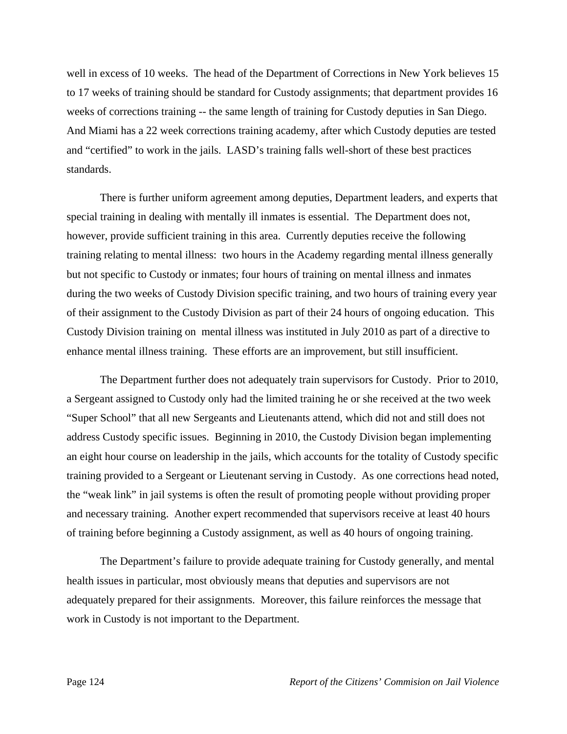well in excess of 10 weeks. The head of the Department of Corrections in New York believes 15 to 17 weeks of training should be standard for Custody assignments; that department provides 16 weeks of corrections training -- the same length of training for Custody deputies in San Diego. And Miami has a 22 week corrections training academy, after which Custody deputies are tested and "certified" to work in the jails. LASD's training falls well-short of these best practices standards.

There is further uniform agreement among deputies, Department leaders, and experts that special training in dealing with mentally ill inmates is essential. The Department does not, however, provide sufficient training in this area. Currently deputies receive the following training relating to mental illness: two hours in the Academy regarding mental illness generally but not specific to Custody or inmates; four hours of training on mental illness and inmates during the two weeks of Custody Division specific training, and two hours of training every year of their assignment to the Custody Division as part of their 24 hours of ongoing education. This Custody Division training on mental illness was instituted in July 2010 as part of a directive to enhance mental illness training. These efforts are an improvement, but still insufficient.

The Department further does not adequately train supervisors for Custody. Prior to 2010, a Sergeant assigned to Custody only had the limited training he or she received at the two week "Super School" that all new Sergeants and Lieutenants attend, which did not and still does not address Custody specific issues. Beginning in 2010, the Custody Division began implementing an eight hour course on leadership in the jails, which accounts for the totality of Custody specific training provided to a Sergeant or Lieutenant serving in Custody. As one corrections head noted, the "weak link" in jail systems is often the result of promoting people without providing proper and necessary training. Another expert recommended that supervisors receive at least 40 hours of training before beginning a Custody assignment, as well as 40 hours of ongoing training.

The Department's failure to provide adequate training for Custody generally, and mental health issues in particular, most obviously means that deputies and supervisors are not adequately prepared for their assignments. Moreover, this failure reinforces the message that work in Custody is not important to the Department.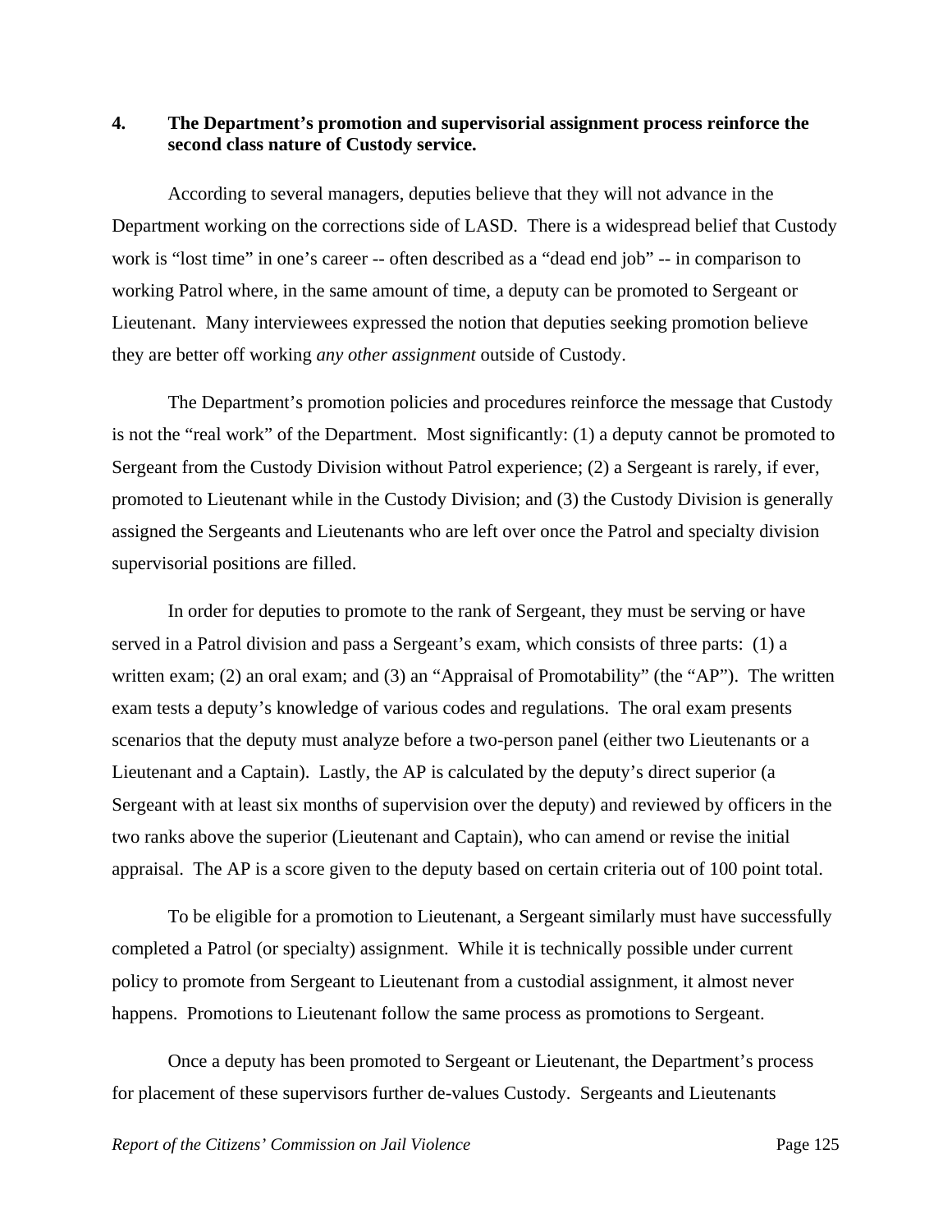**4. The Department's promotion and supervisorial assignment process reinforce the second class nature of Custody service.**

According to several managers, deputies believe that they will not advance in the Department working on the corrections side of LASD. There is a widespread belief that Custody work is "lost time" in one's career -- often described as a "dead end job" -- in comparison to working Patrol where, in the same amount of time, a deputy can be promoted to Sergeant or Lieutenant. Many interviewees expressed the notion that deputies seeking promotion believe they are better off working *any other assignment* outside of Custody.

The Department's promotion policies and procedures reinforce the message that Custody is not the "real work" of the Department. Most significantly: (1) a deputy cannot be promoted to Sergeant from the Custody Division without Patrol experience; (2) a Sergeant is rarely, if ever, promoted to Lieutenant while in the Custody Division; and (3) the Custody Division is generally assigned the Sergeants and Lieutenants who are left over once the Patrol and specialty division supervisorial positions are filled.

In order for deputies to promote to the rank of Sergeant, they must be serving or have served in a Patrol division and pass a Sergeant's exam, which consists of three parts: (1) a written exam; (2) an oral exam; and (3) an "Appraisal of Promotability" (the "AP"). The written exam tests a deputy's knowledge of various codes and regulations. The oral exam presents scenarios that the deputy must analyze before a two-person panel (either two Lieutenants or a Lieutenant and a Captain). Lastly, the AP is calculated by the deputy's direct superior (a Sergeant with at least six months of supervision over the deputy) and reviewed by officers in the two ranks above the superior (Lieutenant and Captain), who can amend or revise the initial appraisal. The AP is a score given to the deputy based on certain criteria out of 100 point total.

To be eligible for a promotion to Lieutenant, a Sergeant similarly must have successfully completed a Patrol (or specialty) assignment. While it is technically possible under current policy to promote from Sergeant to Lieutenant from a custodial assignment, it almost never happens. Promotions to Lieutenant follow the same process as promotions to Sergeant.

Once a deputy has been promoted to Sergeant or Lieutenant, the Department's process for placement of these supervisors further de-values Custody. Sergeants and Lieutenants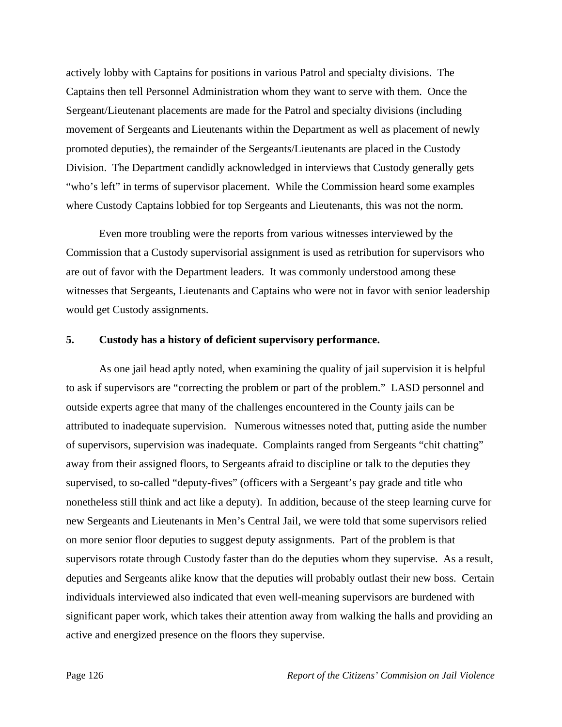actively lobby with Captains for positions in various Patrol and specialty divisions. The Captains then tell Personnel Administration whom they want to serve with them. Once the Sergeant/Lieutenant placements are made for the Patrol and specialty divisions (including movement of Sergeants and Lieutenants within the Department as well as placement of newly promoted deputies), the remainder of the Sergeants/Lieutenants are placed in the Custody Division. The Department candidly acknowledged in interviews that Custody generally gets "who's left" in terms of supervisor placement. While the Commission heard some examples where Custody Captains lobbied for top Sergeants and Lieutenants, this was not the norm.

Even more troubling were the reports from various witnesses interviewed by the Commission that a Custody supervisorial assignment is used as retribution for supervisors who are out of favor with the Department leaders. It was commonly understood among these witnesses that Sergeants, Lieutenants and Captains who were not in favor with senior leadership would get Custody assignments.

**5. Custody has a history of deficient supervisory performance.**

As one jail head aptly noted, when examining the quality of jail supervision it is helpful to ask if supervisors are "correcting the problem or part of the problem." LASD personnel and outside experts agree that many of the challenges encountered in the County jails can be attributed to inadequate supervision. Numerous witnesses noted that, putting aside the number of supervisors, supervision was inadequate. Complaints ranged from Sergeants "chit chatting" away from their assigned floors, to Sergeants afraid to discipline or talk to the deputies they supervised, to so-called "deputy-fives" (officers with a Sergeant's pay grade and title who nonetheless still think and act like a deputy). In addition, because of the steep learning curve for new Sergeants and Lieutenants in Men's Central Jail, we were told that some supervisors relied on more senior floor deputies to suggest deputy assignments. Part of the problem is that supervisors rotate through Custody faster than do the deputies whom they supervise. As a result, deputies and Sergeants alike know that the deputies will probably outlast their new boss. Certain individuals interviewed also indicated that even well-meaning supervisors are burdened with significant paper work, which takes their attention away from walking the halls and providing an active and energized presence on the floors they supervise.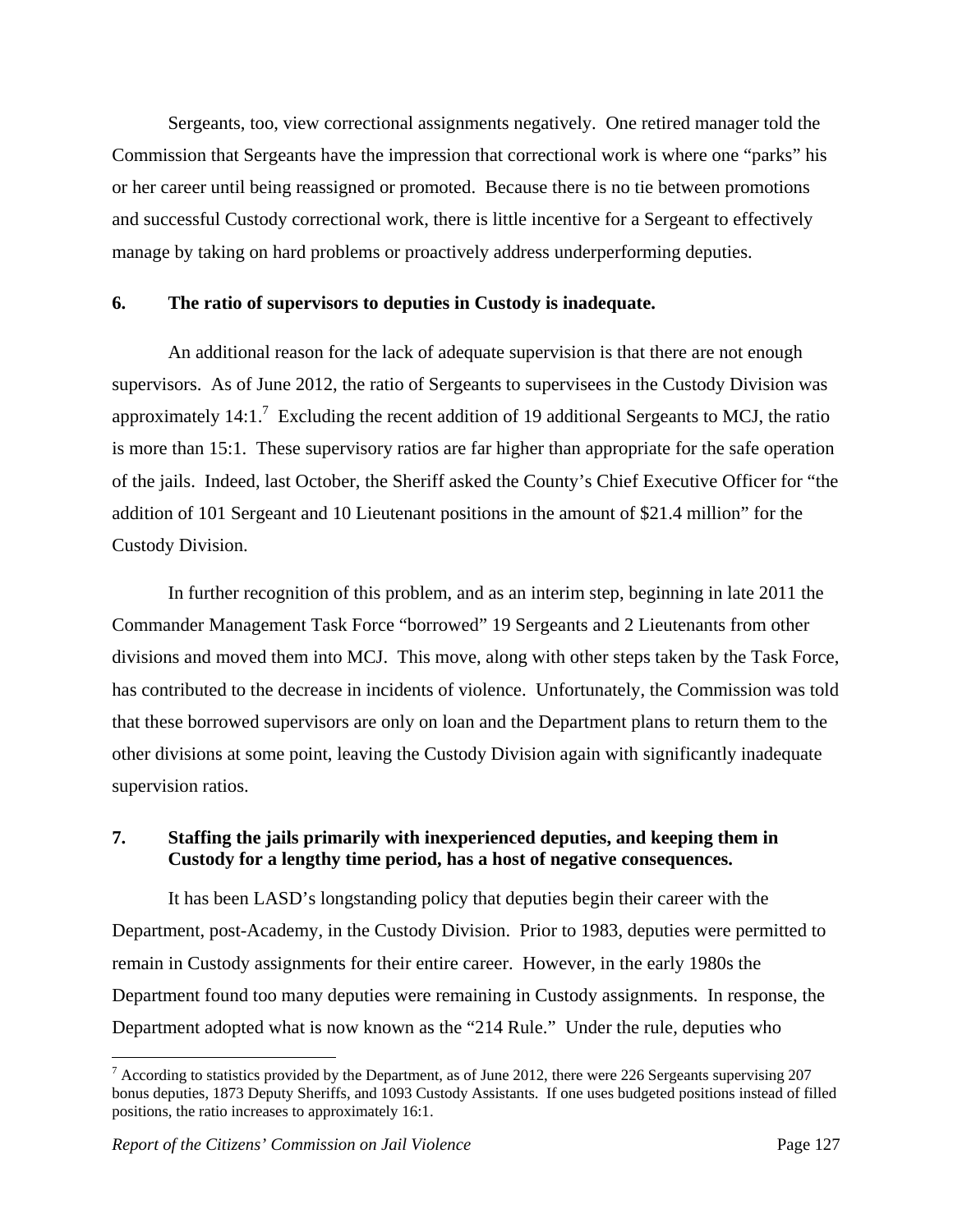Sergeants, too, view correctional assignments negatively. One retired manager told the Commission that Sergeants have the impression that correctional work is where one "parks" his or her career until being reassigned or promoted. Because there is no tie between promotions and successful Custody correctional work, there is little incentive for a Sergeant to effectively manage by taking on hard problems or proactively address underperforming deputies.

### 6. The ratio of supervisors to deputies in Custody is inadequate.

An additional reason for the lack of adequate supervision is that there are not enough supervisors. As of June 2012, the ratio of Sergeants to supervisees in the Custody Division was approximately 14:1.[7] Excluding the recent addition of 19 additional Sergeants to MCJ, the ratio is more than 15:1. These supervisory ratios are far higher than appropriate for the safe operation of the jails. Indeed, last October, the Sheriff asked the County's Chief Executive Officer for "the addition of 101 Sergeant and 10 Lieutenant positions in the amount of $21.4 million" for the Custody Division.

In further recognition of this problem, and as an interim step, beginning in late 2011 the Commander Management Task Force "borrowed" 19 Sergeants and 2 Lieutenants from other divisions and moved them into MCJ. This move, along with other steps taken by the Task Force, has contributed to the decrease in incidents of violence. Unfortunately, the Commission was told that these borrowed supervisors are only on loan and the Department plans to return them to the other divisions at some point, leaving the Custody Division again with significantly inadequate supervision ratios.

### 7. Staffing the jails primarily with inexperienced deputies, and keeping them in Custody for a lengthy time period, has a host of negative consequences.

It has been LASD's longstanding policy that deputies begin their career with the Department, post-Academy, in the Custody Division. Prior to 1983, deputies were permitted to remain in Custody assignments for their entire career. However, in the early 1980s the Department found too many deputies were remaining in Custody assignments. In response, the Department adopted what is now known as the "214 Rule." Under the rule, deputies who

---

[7] According to statistics provided by the Department, as of June 2012, there were 226 Sergeants supervising 207 bonus deputies, 1873 Deputy Sheriffs, and 1093 Custody Assistants. If one uses budgeted positions instead of filled positions, the ratio increases to approximately 16:1.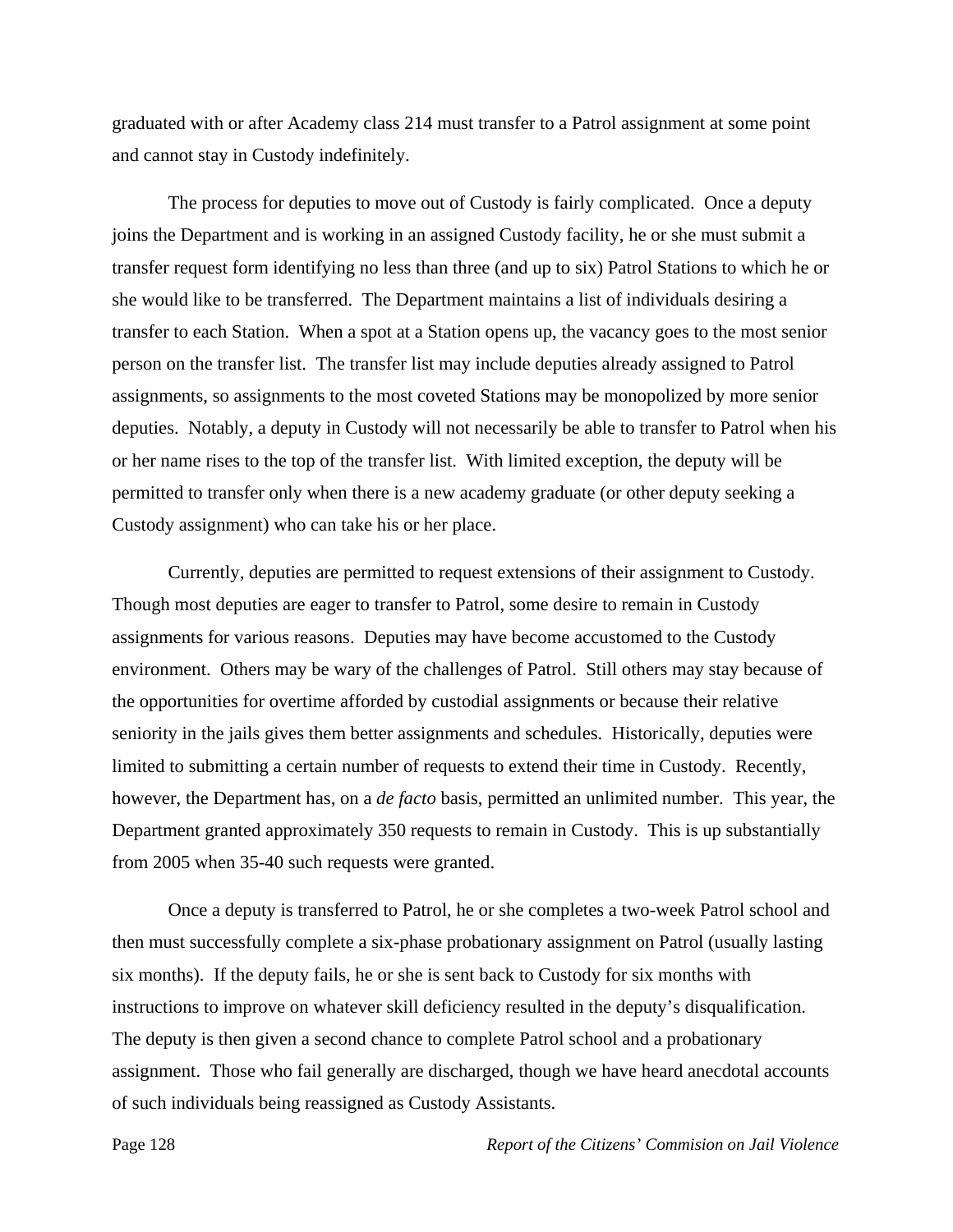graduated with or after Academy class 214 must transfer to a Patrol assignment at some point and cannot stay in Custody indefinitely.

The process for deputies to move out of Custody is fairly complicated. Once a deputy joins the Department and is working in an assigned Custody facility, he or she must submit a transfer request form identifying no less than three (and up to six) Patrol Stations to which he or she would like to be transferred. The Department maintains a list of individuals desiring a transfer to each Station. When a spot at a Station opens up, the vacancy goes to the most senior person on the transfer list. The transfer list may include deputies already assigned to Patrol assignments, so assignments to the most coveted Stations may be monopolized by more senior deputies. Notably, a deputy in Custody will not necessarily be able to transfer to Patrol when his or her name rises to the top of the transfer list. With limited exception, the deputy will be permitted to transfer only when there is a new academy graduate (or other deputy seeking a Custody assignment) who can take his or her place.

Currently, deputies are permitted to request extensions of their assignment to Custody. Though most deputies are eager to transfer to Patrol, some desire to remain in Custody assignments for various reasons. Deputies may have become accustomed to the Custody environment. Others may be wary of the challenges of Patrol. Still others may stay because of the opportunities for overtime afforded by custodial assignments or because their relative seniority in the jails gives them better assignments and schedules. Historically, deputies were limited to submitting a certain number of requests to extend their time in Custody. Recently, however, the Department has, on a *de facto* basis, permitted an unlimited number. This year, the Department granted approximately 350 requests to remain in Custody. This is up substantially from 2005 when 35-40 such requests were granted.

Once a deputy is transferred to Patrol, he or she completes a two-week Patrol school and then must successfully complete a six-phase probationary assignment on Patrol (usually lasting six months). If the deputy fails, he or she is sent back to Custody for six months with instructions to improve on whatever skill deficiency resulted in the deputy's disqualification. The deputy is then given a second chance to complete Patrol school and a probationary assignment. Those who fail generally are discharged, though we have heard anecdotal accounts of such individuals being reassigned as Custody Assistants.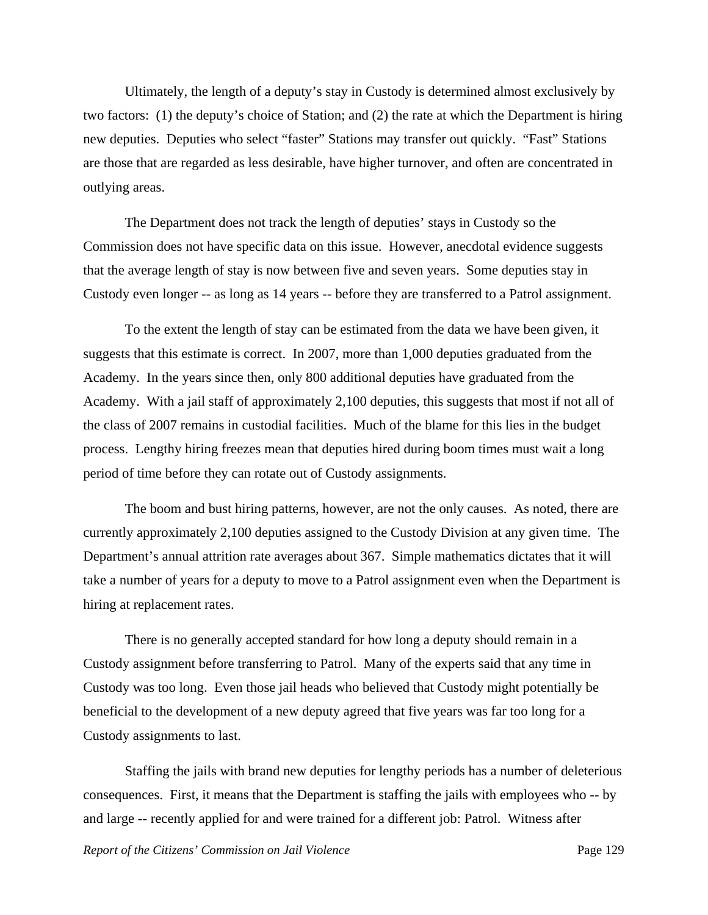Ultimately, the length of a deputy's stay in Custody is determined almost exclusively by two factors: (1) the deputy's choice of Station; and (2) the rate at which the Department is hiring new deputies. Deputies who select "faster" Stations may transfer out quickly. "Fast" Stations are those that are regarded as less desirable, have higher turnover, and often are concentrated in outlying areas.

The Department does not track the length of deputies' stays in Custody so the Commission does not have specific data on this issue. However, anecdotal evidence suggests that the average length of stay is now between five and seven years. Some deputies stay in Custody even longer -- as long as 14 years -- before they are transferred to a Patrol assignment.

To the extent the length of stay can be estimated from the data we have been given, it suggests that this estimate is correct. In 2007, more than 1,000 deputies graduated from the Academy. In the years since then, only 800 additional deputies have graduated from the Academy. With a jail staff of approximately 2,100 deputies, this suggests that most if not all of the class of 2007 remains in custodial facilities. Much of the blame for this lies in the budget process. Lengthy hiring freezes mean that deputies hired during boom times must wait a long period of time before they can rotate out of Custody assignments.

The boom and bust hiring patterns, however, are not the only causes. As noted, there are currently approximately 2,100 deputies assigned to the Custody Division at any given time. The Department's annual attrition rate averages about 367. Simple mathematics dictates that it will take a number of years for a deputy to move to a Patrol assignment even when the Department is hiring at replacement rates.

There is no generally accepted standard for how long a deputy should remain in a Custody assignment before transferring to Patrol. Many of the experts said that any time in Custody was too long. Even those jail heads who believed that Custody might potentially be beneficial to the development of a new deputy agreed that five years was far too long for a Custody assignments to last.

Staffing the jails with brand new deputies for lengthy periods has a number of deleterious consequences. First, it means that the Department is staffing the jails with employees who -- by and large -- recently applied for and were trained for a different job: Patrol. Witness after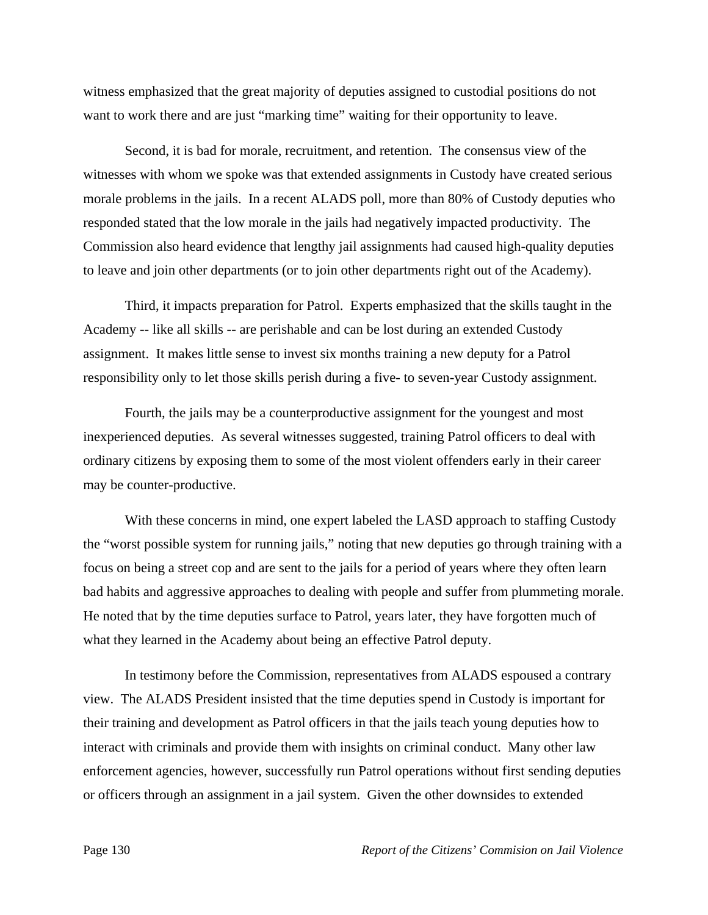witness emphasized that the great majority of deputies assigned to custodial positions do not want to work there and are just "marking time" waiting for their opportunity to leave.

Second, it is bad for morale, recruitment, and retention. The consensus view of the witnesses with whom we spoke was that extended assignments in Custody have created serious morale problems in the jails. In a recent ALADS poll, more than 80% of Custody deputies who responded stated that the low morale in the jails had negatively impacted productivity. The Commission also heard evidence that lengthy jail assignments had caused high-quality deputies to leave and join other departments (or to join other departments right out of the Academy).

Third, it impacts preparation for Patrol. Experts emphasized that the skills taught in the Academy -- like all skills -- are perishable and can be lost during an extended Custody assignment. It makes little sense to invest six months training a new deputy for a Patrol responsibility only to let those skills perish during a five- to seven-year Custody assignment.

Fourth, the jails may be a counterproductive assignment for the youngest and most inexperienced deputies. As several witnesses suggested, training Patrol officers to deal with ordinary citizens by exposing them to some of the most violent offenders early in their career may be counter-productive.

With these concerns in mind, one expert labeled the LASD approach to staffing Custody the "worst possible system for running jails," noting that new deputies go through training with a focus on being a street cop and are sent to the jails for a period of years where they often learn bad habits and aggressive approaches to dealing with people and suffer from plummeting morale. He noted that by the time deputies surface to Patrol, years later, they have forgotten much of what they learned in the Academy about being an effective Patrol deputy.

In testimony before the Commission, representatives from ALADS espoused a contrary view. The ALADS President insisted that the time deputies spend in Custody is important for their training and development as Patrol officers in that the jails teach young deputies how to interact with criminals and provide them with insights on criminal conduct. Many other law enforcement agencies, however, successfully run Patrol operations without first sending deputies or officers through an assignment in a jail system. Given the other downsides to extended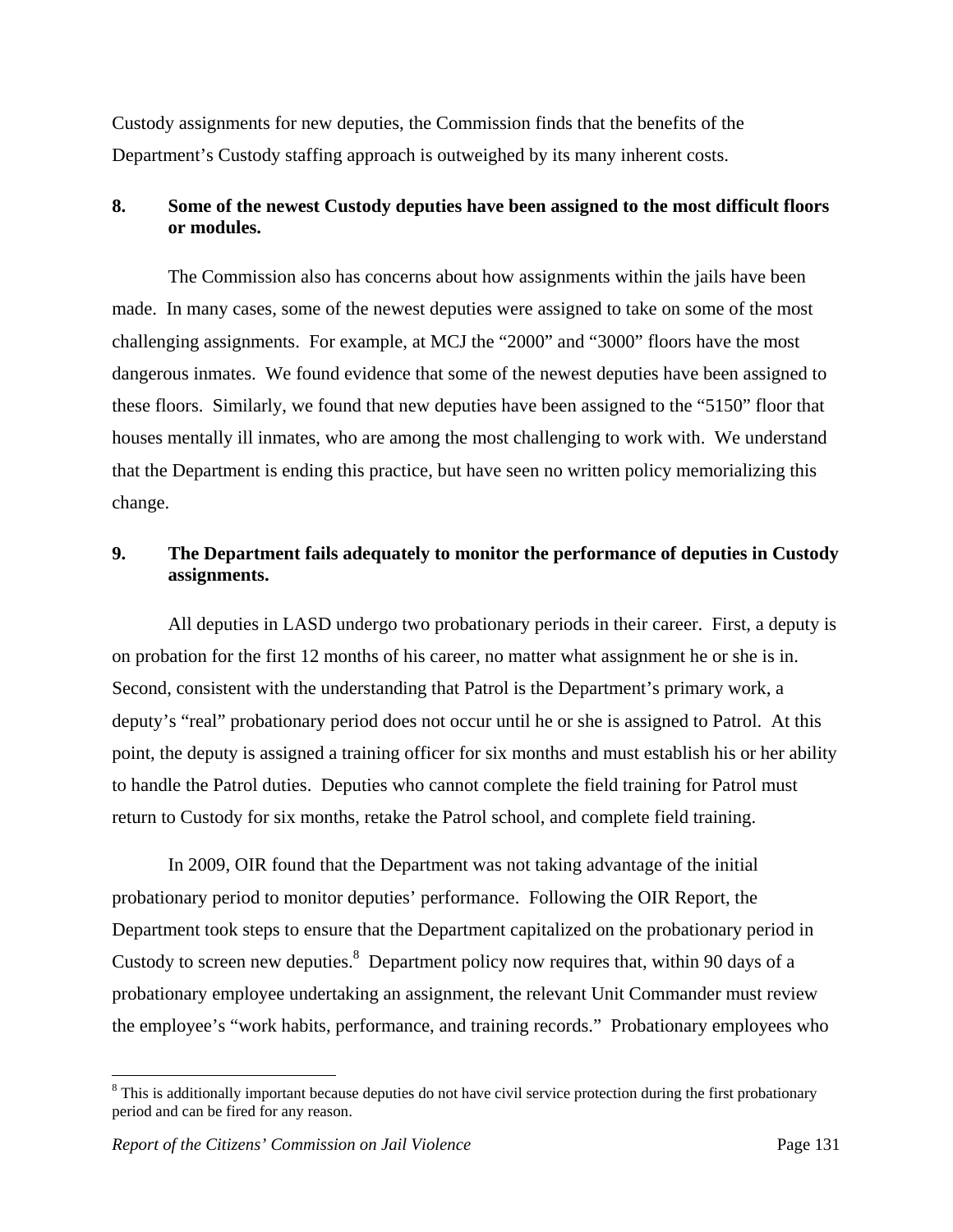Custody assignments for new deputies, the Commission finds that the benefits of the Department's Custody staffing approach is outweighed by its many inherent costs.

### 8. Some of the newest Custody deputies have been assigned to the most difficult floors or modules.

The Commission also has concerns about how assignments within the jails have been made. In many cases, some of the newest deputies were assigned to take on some of the most challenging assignments. For example, at MCJ the "2000" and "3000" floors have the most dangerous inmates. We found evidence that some of the newest deputies have been assigned to these floors. Similarly, we found that new deputies have been assigned to the "5150" floor that houses mentally ill inmates, who are among the most challenging to work with. We understand that the Department is ending this practice, but have seen no written policy memorializing this change.

### 9. The Department fails adequately to monitor the performance of deputies in Custody assignments.

All deputies in LASD undergo two probationary periods in their career. First, a deputy is on probation for the first 12 months of his career, no matter what assignment he or she is in. Second, consistent with the understanding that Patrol is the Department's primary work, a deputy's "real" probationary period does not occur until he or she is assigned to Patrol. At this point, the deputy is assigned a training officer for six months and must establish his or her ability to handle the Patrol duties. Deputies who cannot complete the field training for Patrol must return to Custody for six months, retake the Patrol school, and complete field training.

In 2009, OIR found that the Department was not taking advantage of the initial probationary period to monitor deputies' performance. Following the OIR Report, the Department took steps to ensure that the Department capitalized on the probationary period in Custody to screen new deputies.[8] Department policy now requires that, within 90 days of a probationary employee undertaking an assignment, the relevant Unit Commander must review the employee's "work habits, performance, and training records." Probationary employees who

[8] This is additionally important because deputies do not have civil service protection during the first probationary period and can be fired for any reason.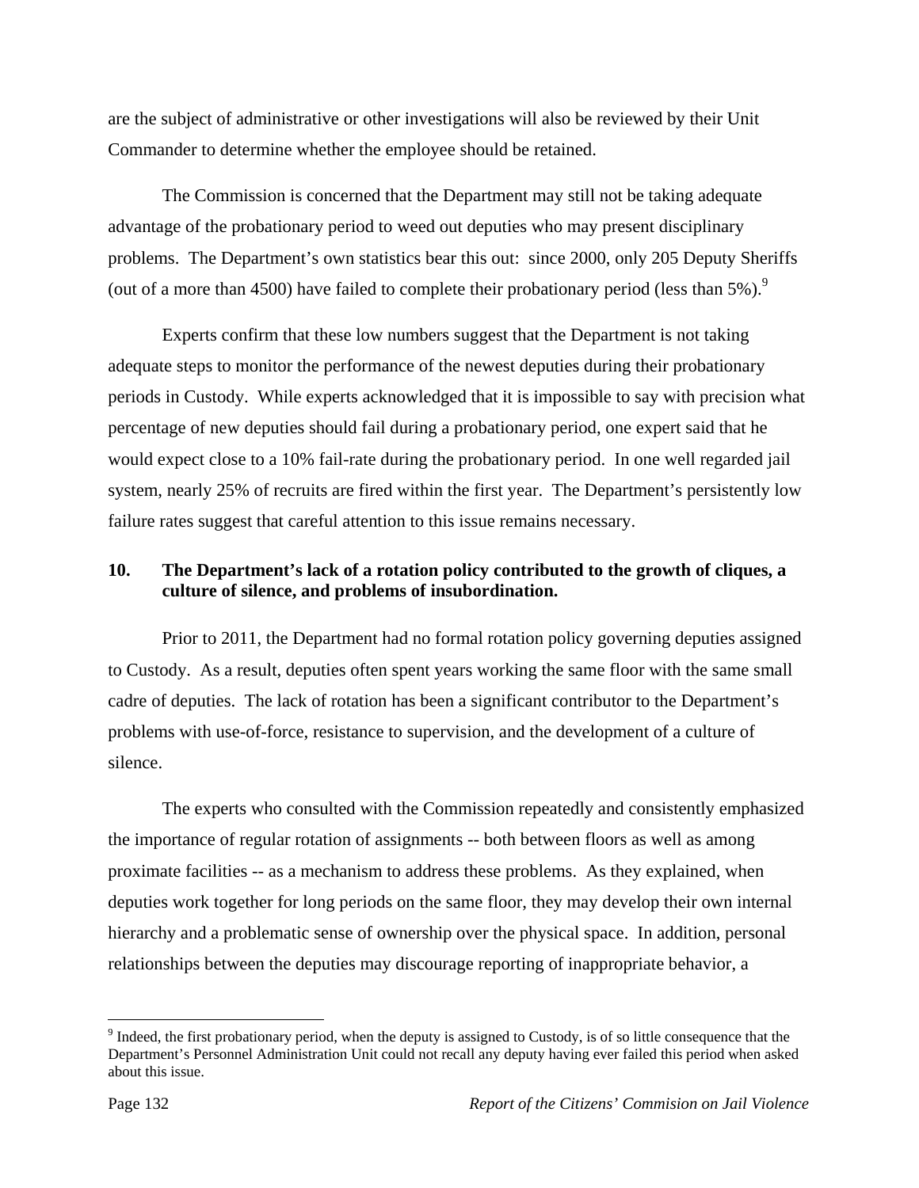are the subject of administrative or other investigations will also be reviewed by their Unit Commander to determine whether the employee should be retained.

The Commission is concerned that the Department may still not be taking adequate advantage of the probationary period to weed out deputies who may present disciplinary problems. The Department's own statistics bear this out: since 2000, only 205 Deputy Sheriffs (out of a more than 4500) have failed to complete their probationary period (less than 5%).[9]

Experts confirm that these low numbers suggest that the Department is not taking adequate steps to monitor the performance of the newest deputies during their probationary periods in Custody. While experts acknowledged that it is impossible to say with precision what percentage of new deputies should fail during a probationary period, one expert said that he would expect close to a 10% fail-rate during the probationary period. In one well regarded jail system, nearly 25% of recruits are fired within the first year. The Department's persistently low failure rates suggest that careful attention to this issue remains necessary.

### 10. The Department's lack of a rotation policy contributed to the growth of cliques, a culture of silence, and problems of insubordination.

Prior to 2011, the Department had no formal rotation policy governing deputies assigned to Custody. As a result, deputies often spent years working the same floor with the same small cadre of deputies. The lack of rotation has been a significant contributor to the Department's problems with use-of-force, resistance to supervision, and the development of a culture of silence.

The experts who consulted with the Commission repeatedly and consistently emphasized the importance of regular rotation of assignments -- both between floors as well as among proximate facilities -- as a mechanism to address these problems. As they explained, when deputies work together for long periods on the same floor, they may develop their own internal hierarchy and a problematic sense of ownership over the physical space. In addition, personal relationships between the deputies may discourage reporting of inappropriate behavior, a

[9] Indeed, the first probationary period, when the deputy is assigned to Custody, is of so little consequence that the Department's Personnel Administration Unit could not recall any deputy having ever failed this period when asked about this issue.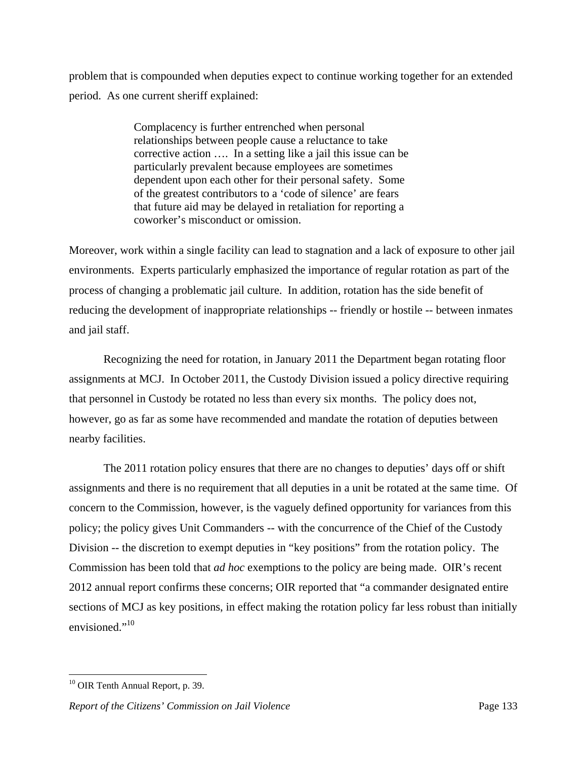problem that is compounded when deputies expect to continue working together for an extended period. As one current sheriff explained:

> Complacency is further entrenched when personal relationships between people cause a reluctance to take corrective action …. In a setting like a jail this issue can be particularly prevalent because employees are sometimes dependent upon each other for their personal safety. Some of the greatest contributors to a 'code of silence' are fears that future aid may be delayed in retaliation for reporting a coworker's misconduct or omission.

Moreover, work within a single facility can lead to stagnation and a lack of exposure to other jail environments. Experts particularly emphasized the importance of regular rotation as part of the process of changing a problematic jail culture. In addition, rotation has the side benefit of reducing the development of inappropriate relationships -- friendly or hostile -- between inmates and jail staff.

Recognizing the need for rotation, in January 2011 the Department began rotating floor assignments at MCJ. In October 2011, the Custody Division issued a policy directive requiring that personnel in Custody be rotated no less than every six months. The policy does not, however, go as far as some have recommended and mandate the rotation of deputies between nearby facilities.

The 2011 rotation policy ensures that there are no changes to deputies' days off or shift assignments and there is no requirement that all deputies in a unit be rotated at the same time. Of concern to the Commission, however, is the vaguely defined opportunity for variances from this policy; the policy gives Unit Commanders -- with the concurrence of the Chief of the Custody Division -- the discretion to exempt deputies in "key positions" from the rotation policy. The Commission has been told that *ad hoc* exemptions to the policy are being made. OIR's recent 2012 annual report confirms these concerns; OIR reported that "a commander designated entire sections of MCJ as key positions, in effect making the rotation policy far less robust than initially envisioned."[10]

---

[10] OIR Tenth Annual Report, p. 39.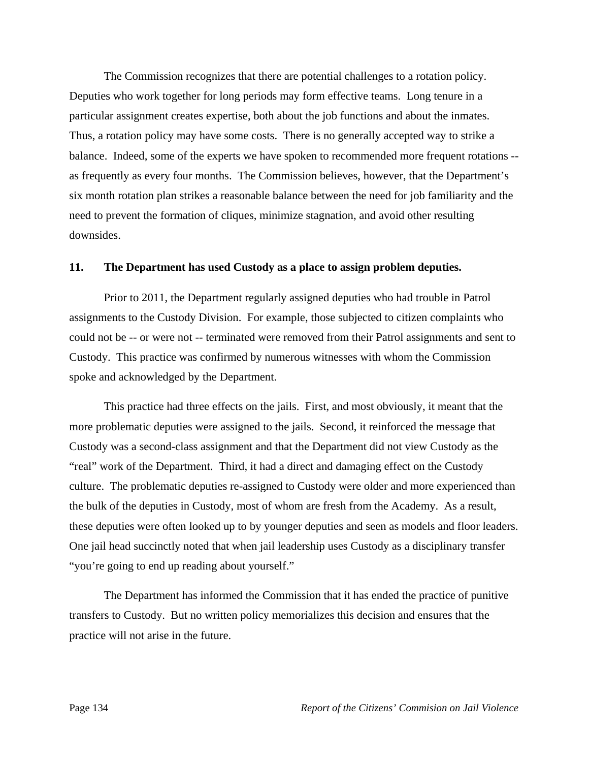The Commission recognizes that there are potential challenges to a rotation policy. Deputies who work together for long periods may form effective teams. Long tenure in a particular assignment creates expertise, both about the job functions and about the inmates. Thus, a rotation policy may have some costs. There is no generally accepted way to strike a balance. Indeed, some of the experts we have spoken to recommended more frequent rotations -- as frequently as every four months. The Commission believes, however, that the Department's six month rotation plan strikes a reasonable balance between the need for job familiarity and the need to prevent the formation of cliques, minimize stagnation, and avoid other resulting downsides.

### 11. The Department has used Custody as a place to assign problem deputies.

Prior to 2011, the Department regularly assigned deputies who had trouble in Patrol assignments to the Custody Division. For example, those subjected to citizen complaints who could not be -- or were not -- terminated were removed from their Patrol assignments and sent to Custody. This practice was confirmed by numerous witnesses with whom the Commission spoke and acknowledged by the Department.

This practice had three effects on the jails. First, and most obviously, it meant that the more problematic deputies were assigned to the jails. Second, it reinforced the message that Custody was a second-class assignment and that the Department did not view Custody as the "real" work of the Department. Third, it had a direct and damaging effect on the Custody culture. The problematic deputies re-assigned to Custody were older and more experienced than the bulk of the deputies in Custody, most of whom are fresh from the Academy. As a result, these deputies were often looked up to by younger deputies and seen as models and floor leaders. One jail head succinctly noted that when jail leadership uses Custody as a disciplinary transfer "you're going to end up reading about yourself."

The Department has informed the Commission that it has ended the practice of punitive transfers to Custody. But no written policy memorializes this decision and ensures that the practice will not arise in the future.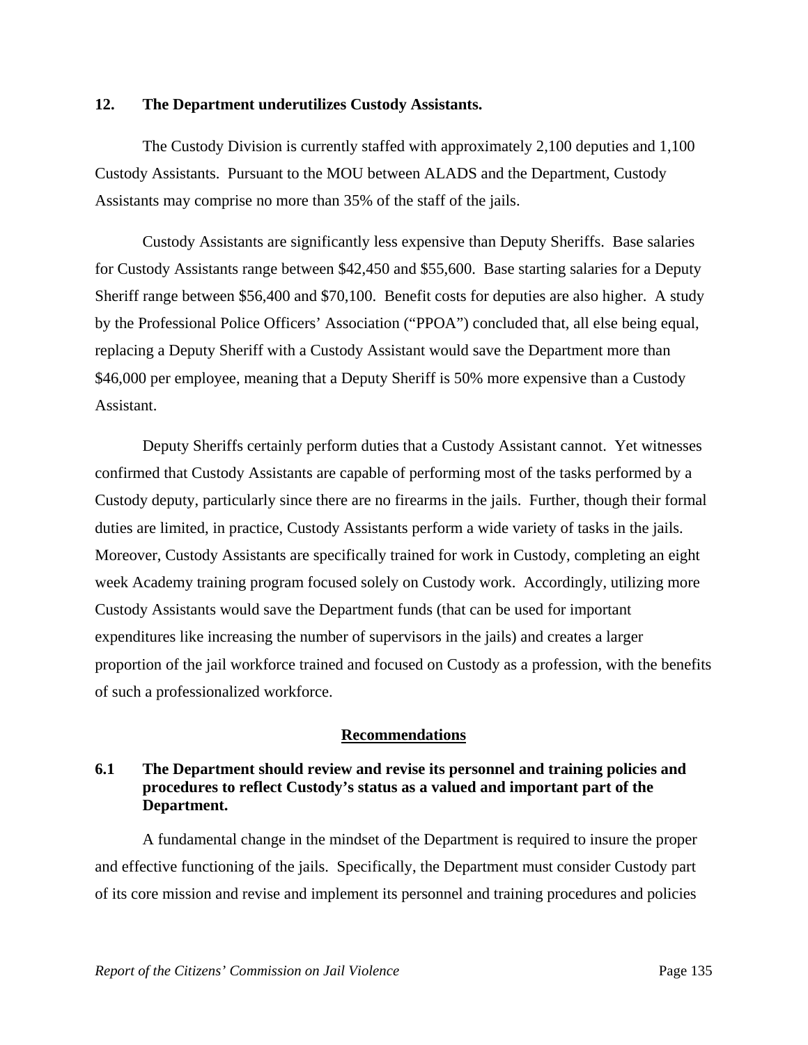**12. The Department underutilizes Custody Assistants.**

The Custody Division is currently staffed with approximately 2,100 deputies and 1,100 Custody Assistants. Pursuant to the MOU between ALADS and the Department, Custody Assistants may comprise no more than 35% of the staff of the jails.

Custody Assistants are significantly less expensive than Deputy Sheriffs. Base salaries for Custody Assistants range between $42,450 and $55,600. Base starting salaries for a Deputy Sheriff range between $56,400 and $70,100. Benefit costs for deputies are also higher. A study by the Professional Police Officers' Association ("PPOA") concluded that, all else being equal, replacing a Deputy Sheriff with a Custody Assistant would save the Department more than $46,000 per employee, meaning that a Deputy Sheriff is 50% more expensive than a Custody Assistant.

Deputy Sheriffs certainly perform duties that a Custody Assistant cannot. Yet witnesses confirmed that Custody Assistants are capable of performing most of the tasks performed by a Custody deputy, particularly since there are no firearms in the jails. Further, though their formal duties are limited, in practice, Custody Assistants perform a wide variety of tasks in the jails. Moreover, Custody Assistants are specifically trained for work in Custody, completing an eight week Academy training program focused solely on Custody work. Accordingly, utilizing more Custody Assistants would save the Department funds (that can be used for important expenditures like increasing the number of supervisors in the jails) and creates a larger proportion of the jail workforce trained and focused on Custody as a profession, with the benefits of such a professionalized workforce.

## Recommendations

**6.1 The Department should review and revise its personnel and training policies and procedures to reflect Custody's status as a valued and important part of the Department.**

A fundamental change in the mindset of the Department is required to insure the proper and effective functioning of the jails. Specifically, the Department must consider Custody part of its core mission and revise and implement its personnel and training procedures and policies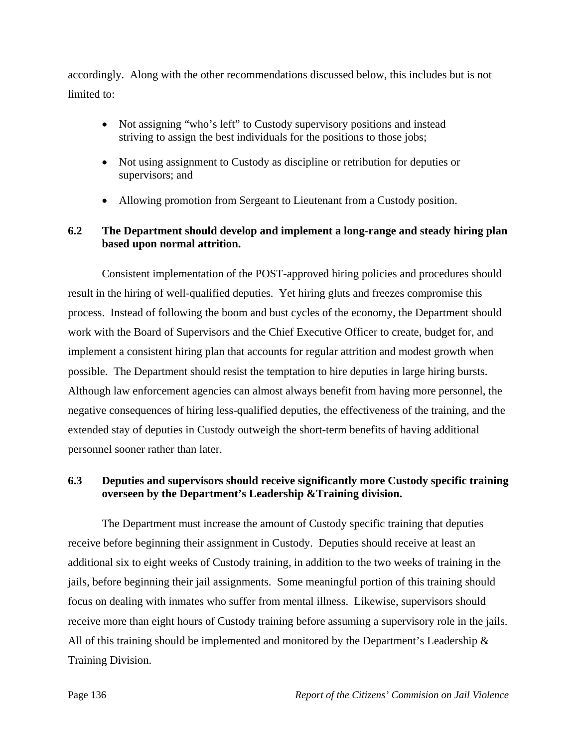accordingly. Along with the other recommendations discussed below, this includes but is not limited to:

- Not assigning "who's left" to Custody supervisory positions and instead striving to assign the best individuals for the positions to those jobs;
- Not using assignment to Custody as discipline or retribution for deputies or supervisors; and
- Allowing promotion from Sergeant to Lieutenant from a Custody position.

### 6.2 The Department should develop and implement a long-range and steady hiring plan based upon normal attrition.

Consistent implementation of the POST-approved hiring policies and procedures should result in the hiring of well-qualified deputies. Yet hiring gluts and freezes compromise this process. Instead of following the boom and bust cycles of the economy, the Department should work with the Board of Supervisors and the Chief Executive Officer to create, budget for, and implement a consistent hiring plan that accounts for regular attrition and modest growth when possible. The Department should resist the temptation to hire deputies in large hiring bursts. Although law enforcement agencies can almost always benefit from having more personnel, the negative consequences of hiring less-qualified deputies, the effectiveness of the training, and the extended stay of deputies in Custody outweigh the short-term benefits of having additional personnel sooner rather than later.

### 6.3 Deputies and supervisors should receive significantly more Custody specific training overseen by the Department's Leadership &Training division.

The Department must increase the amount of Custody specific training that deputies receive before beginning their assignment in Custody. Deputies should receive at least an additional six to eight weeks of Custody training, in addition to the two weeks of training in the jails, before beginning their jail assignments. Some meaningful portion of this training should focus on dealing with inmates who suffer from mental illness. Likewise, supervisors should receive more than eight hours of Custody training before assuming a supervisory role in the jails. All of this training should be implemented and monitored by the Department's Leadership & Training Division.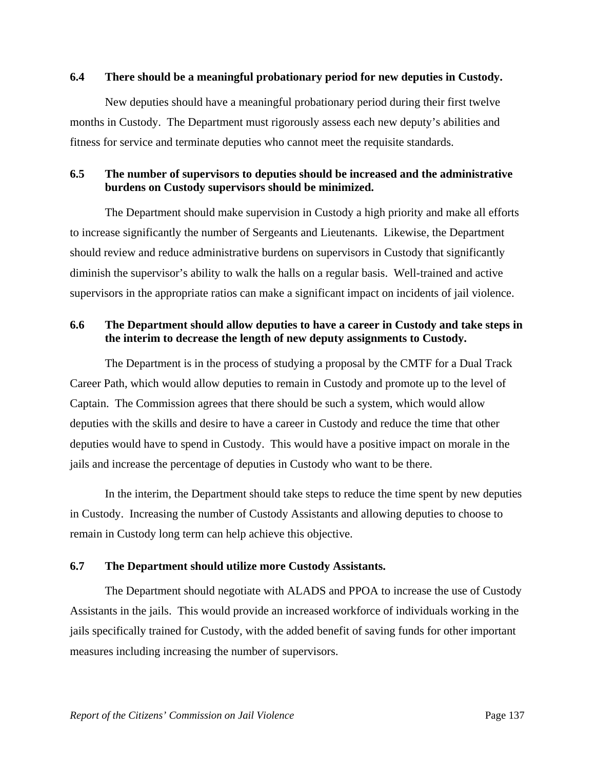**6.4 There should be a meaningful probationary period for new deputies in Custody.**

New deputies should have a meaningful probationary period during their first twelve months in Custody. The Department must rigorously assess each new deputy's abilities and fitness for service and terminate deputies who cannot meet the requisite standards.

**6.5 The number of supervisors to deputies should be increased and the administrative burdens on Custody supervisors should be minimized.**

The Department should make supervision in Custody a high priority and make all efforts to increase significantly the number of Sergeants and Lieutenants. Likewise, the Department should review and reduce administrative burdens on supervisors in Custody that significantly diminish the supervisor's ability to walk the halls on a regular basis. Well-trained and active supervisors in the appropriate ratios can make a significant impact on incidents of jail violence.

**6.6 The Department should allow deputies to have a career in Custody and take steps in the interim to decrease the length of new deputy assignments to Custody.**

The Department is in the process of studying a proposal by the CMTF for a Dual Track Career Path, which would allow deputies to remain in Custody and promote up to the level of Captain. The Commission agrees that there should be such a system, which would allow deputies with the skills and desire to have a career in Custody and reduce the time that other deputies would have to spend in Custody. This would have a positive impact on morale in the jails and increase the percentage of deputies in Custody who want to be there.

In the interim, the Department should take steps to reduce the time spent by new deputies in Custody. Increasing the number of Custody Assistants and allowing deputies to choose to remain in Custody long term can help achieve this objective.

**6.7 The Department should utilize more Custody Assistants.**

The Department should negotiate with ALADS and PPOA to increase the use of Custody Assistants in the jails. This would provide an increased workforce of individuals working in the jails specifically trained for Custody, with the added benefit of saving funds for other important measures including increasing the number of supervisors.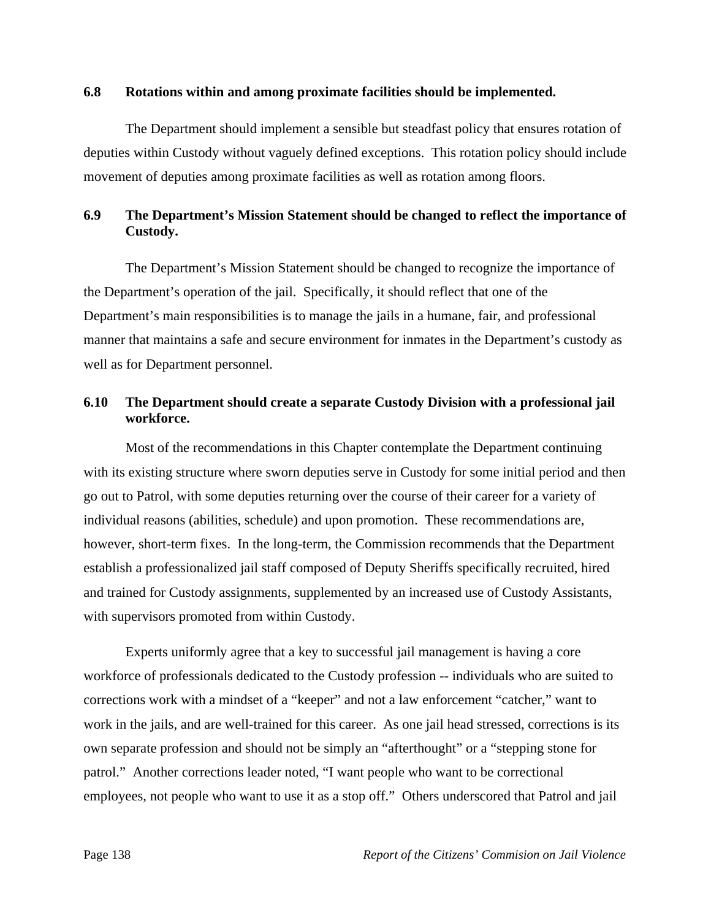### 6.8 Rotations within and among proximate facilities should be implemented.

The Department should implement a sensible but steadfast policy that ensures rotation of deputies within Custody without vaguely defined exceptions. This rotation policy should include movement of deputies among proximate facilities as well as rotation among floors.

### 6.9 The Department's Mission Statement should be changed to reflect the importance of Custody.

The Department's Mission Statement should be changed to recognize the importance of the Department's operation of the jail. Specifically, it should reflect that one of the Department's main responsibilities is to manage the jails in a humane, fair, and professional manner that maintains a safe and secure environment for inmates in the Department's custody as well as for Department personnel.

### 6.10 The Department should create a separate Custody Division with a professional jail workforce.

Most of the recommendations in this Chapter contemplate the Department continuing with its existing structure where sworn deputies serve in Custody for some initial period and then go out to Patrol, with some deputies returning over the course of their career for a variety of individual reasons (abilities, schedule) and upon promotion. These recommendations are, however, short-term fixes. In the long-term, the Commission recommends that the Department establish a professionalized jail staff composed of Deputy Sheriffs specifically recruited, hired and trained for Custody assignments, supplemented by an increased use of Custody Assistants, with supervisors promoted from within Custody.

Experts uniformly agree that a key to successful jail management is having a core workforce of professionals dedicated to the Custody profession -- individuals who are suited to corrections work with a mindset of a "keeper" and not a law enforcement "catcher," want to work in the jails, and are well-trained for this career. As one jail head stressed, corrections is its own separate profession and should not be simply an "afterthought" or a "stepping stone for patrol." Another corrections leader noted, "I want people who want to be correctional employees, not people who want to use it as a stop off." Others underscored that Patrol and jail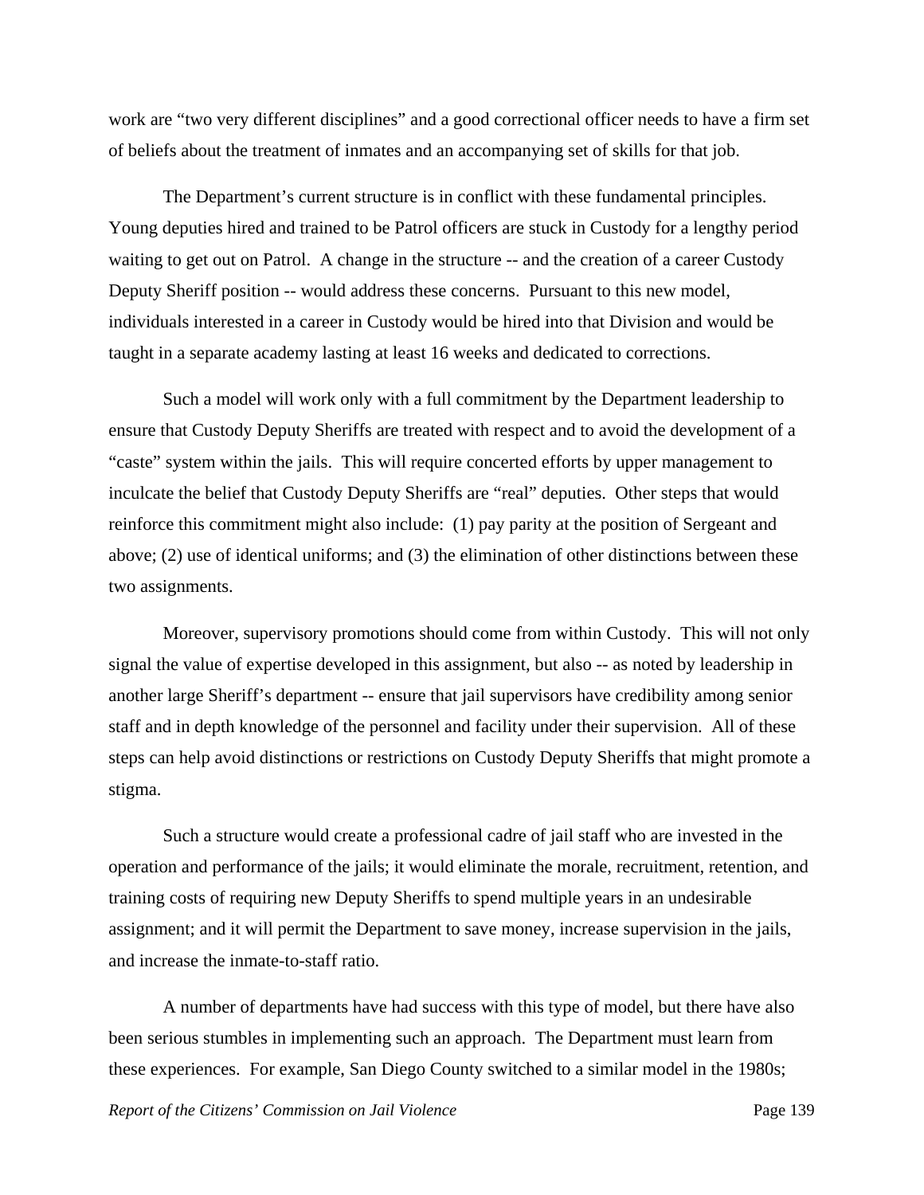work are "two very different disciplines" and a good correctional officer needs to have a firm set of beliefs about the treatment of inmates and an accompanying set of skills for that job.

The Department's current structure is in conflict with these fundamental principles. Young deputies hired and trained to be Patrol officers are stuck in Custody for a lengthy period waiting to get out on Patrol. A change in the structure -- and the creation of a career Custody Deputy Sheriff position -- would address these concerns. Pursuant to this new model, individuals interested in a career in Custody would be hired into that Division and would be taught in a separate academy lasting at least 16 weeks and dedicated to corrections.

Such a model will work only with a full commitment by the Department leadership to ensure that Custody Deputy Sheriffs are treated with respect and to avoid the development of a "caste" system within the jails. This will require concerted efforts by upper management to inculcate the belief that Custody Deputy Sheriffs are "real" deputies. Other steps that would reinforce this commitment might also include: (1) pay parity at the position of Sergeant and above; (2) use of identical uniforms; and (3) the elimination of other distinctions between these two assignments.

Moreover, supervisory promotions should come from within Custody. This will not only signal the value of expertise developed in this assignment, but also -- as noted by leadership in another large Sheriff's department -- ensure that jail supervisors have credibility among senior staff and in depth knowledge of the personnel and facility under their supervision. All of these steps can help avoid distinctions or restrictions on Custody Deputy Sheriffs that might promote a stigma.

Such a structure would create a professional cadre of jail staff who are invested in the operation and performance of the jails; it would eliminate the morale, recruitment, retention, and training costs of requiring new Deputy Sheriffs to spend multiple years in an undesirable assignment; and it will permit the Department to save money, increase supervision in the jails, and increase the inmate-to-staff ratio.

A number of departments have had success with this type of model, but there have also been serious stumbles in implementing such an approach. The Department must learn from these experiences. For example, San Diego County switched to a similar model in the 1980s;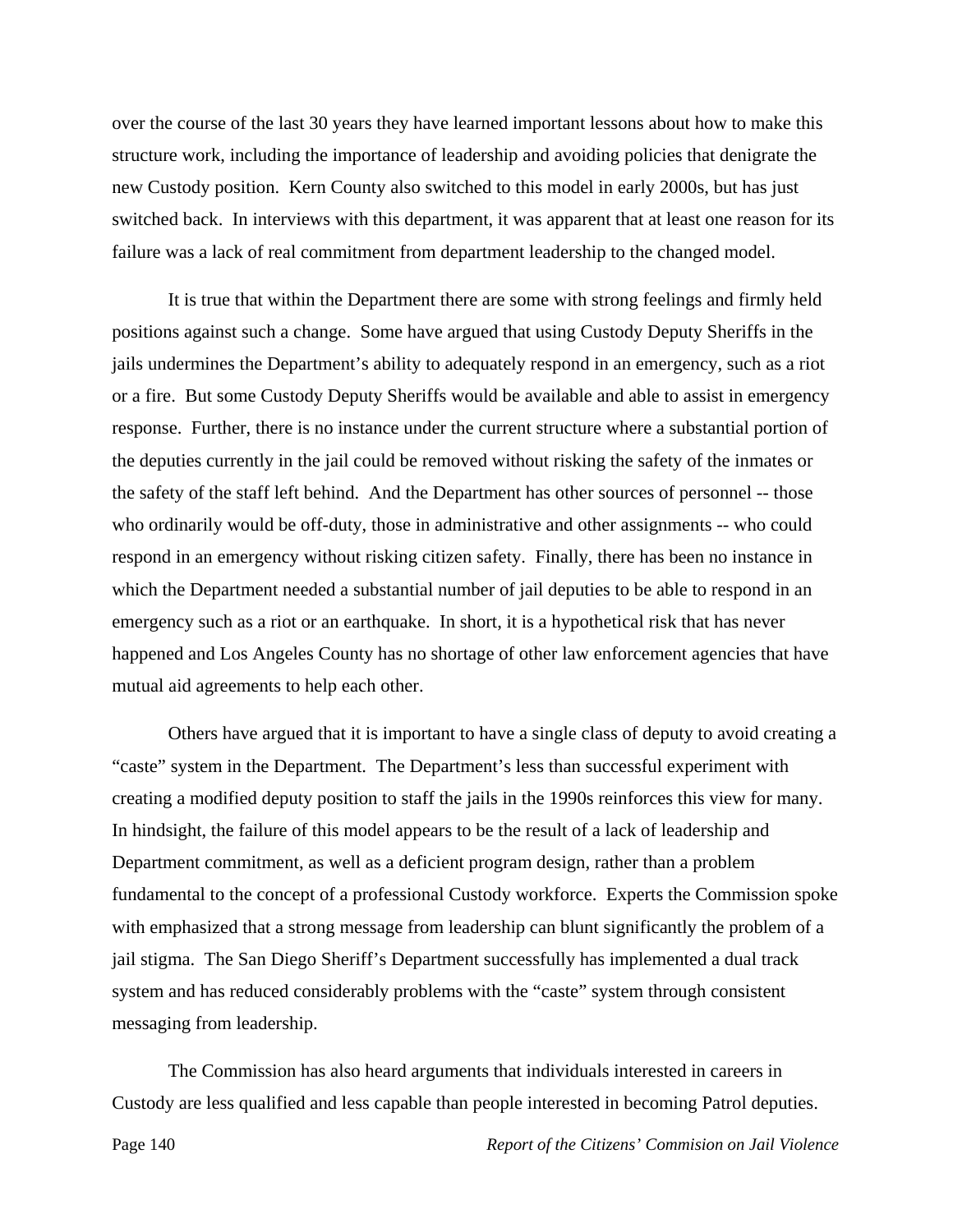over the course of the last 30 years they have learned important lessons about how to make this structure work, including the importance of leadership and avoiding policies that denigrate the new Custody position. Kern County also switched to this model in early 2000s, but has just switched back. In interviews with this department, it was apparent that at least one reason for its failure was a lack of real commitment from department leadership to the changed model.

It is true that within the Department there are some with strong feelings and firmly held positions against such a change. Some have argued that using Custody Deputy Sheriffs in the jails undermines the Department's ability to adequately respond in an emergency, such as a riot or a fire. But some Custody Deputy Sheriffs would be available and able to assist in emergency response. Further, there is no instance under the current structure where a substantial portion of the deputies currently in the jail could be removed without risking the safety of the inmates or the safety of the staff left behind. And the Department has other sources of personnel -- those who ordinarily would be off-duty, those in administrative and other assignments -- who could respond in an emergency without risking citizen safety. Finally, there has been no instance in which the Department needed a substantial number of jail deputies to be able to respond in an emergency such as a riot or an earthquake. In short, it is a hypothetical risk that has never happened and Los Angeles County has no shortage of other law enforcement agencies that have mutual aid agreements to help each other.

Others have argued that it is important to have a single class of deputy to avoid creating a "caste" system in the Department. The Department's less than successful experiment with creating a modified deputy position to staff the jails in the 1990s reinforces this view for many. In hindsight, the failure of this model appears to be the result of a lack of leadership and Department commitment, as well as a deficient program design, rather than a problem fundamental to the concept of a professional Custody workforce. Experts the Commission spoke with emphasized that a strong message from leadership can blunt significantly the problem of a jail stigma. The San Diego Sheriff's Department successfully has implemented a dual track system and has reduced considerably problems with the "caste" system through consistent messaging from leadership.

The Commission has also heard arguments that individuals interested in careers in Custody are less qualified and less capable than people interested in becoming Patrol deputies.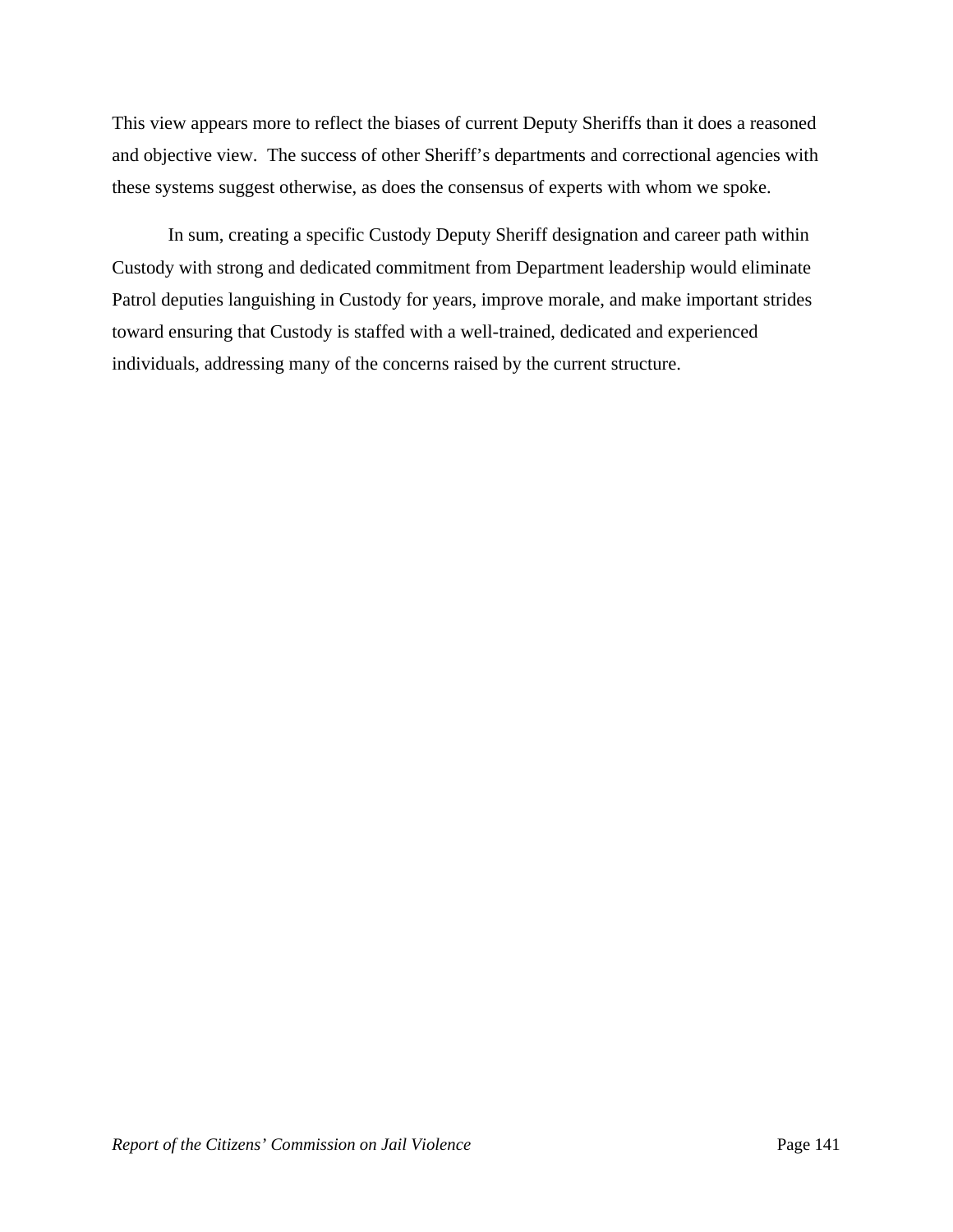This view appears more to reflect the biases of current Deputy Sheriffs than it does a reasoned and objective view. The success of other Sheriff's departments and correctional agencies with these systems suggest otherwise, as does the consensus of experts with whom we spoke.

In sum, creating a specific Custody Deputy Sheriff designation and career path within Custody with strong and dedicated commitment from Department leadership would eliminate Patrol deputies languishing in Custody for years, improve morale, and make important strides toward ensuring that Custody is staffed with a well-trained, dedicated and experienced individuals, addressing many of the concerns raised by the current structure.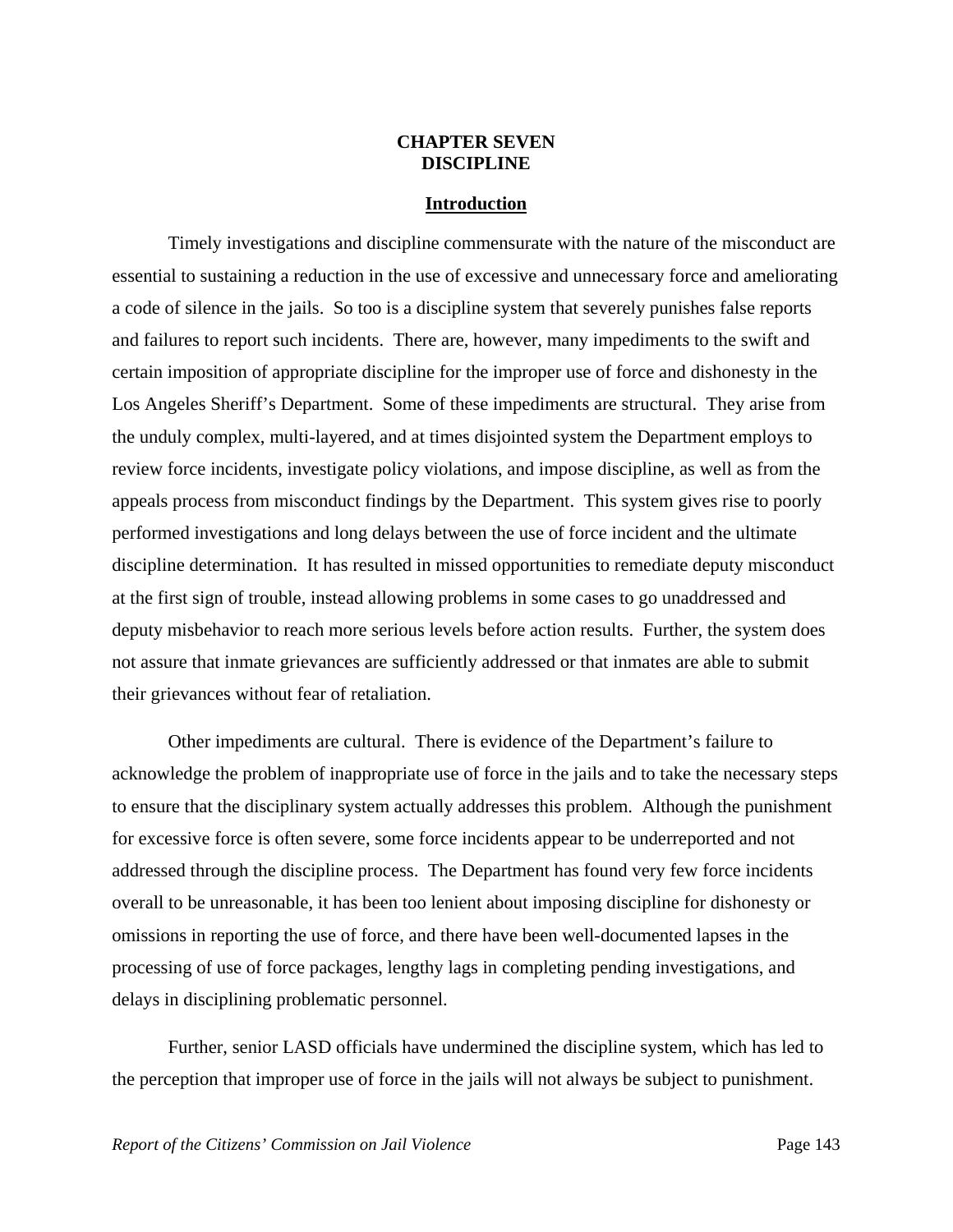# CHAPTER SEVEN
# DISCIPLINE

## Introduction

Timely investigations and discipline commensurate with the nature of the misconduct are essential to sustaining a reduction in the use of excessive and unnecessary force and ameliorating a code of silence in the jails. So too is a discipline system that severely punishes false reports and failures to report such incidents. There are, however, many impediments to the swift and certain imposition of appropriate discipline for the improper use of force and dishonesty in the Los Angeles Sheriff's Department. Some of these impediments are structural. They arise from the unduly complex, multi-layered, and at times disjointed system the Department employs to review force incidents, investigate policy violations, and impose discipline, as well as from the appeals process from misconduct findings by the Department. This system gives rise to poorly performed investigations and long delays between the use of force incident and the ultimate discipline determination. It has resulted in missed opportunities to remediate deputy misconduct at the first sign of trouble, instead allowing problems in some cases to go unaddressed and deputy misbehavior to reach more serious levels before action results. Further, the system does not assure that inmate grievances are sufficiently addressed or that inmates are able to submit their grievances without fear of retaliation.

Other impediments are cultural. There is evidence of the Department's failure to acknowledge the problem of inappropriate use of force in the jails and to take the necessary steps to ensure that the disciplinary system actually addresses this problem. Although the punishment for excessive force is often severe, some force incidents appear to be underreported and not addressed through the discipline process. The Department has found very few force incidents overall to be unreasonable, it has been too lenient about imposing discipline for dishonesty or omissions in reporting the use of force, and there have been well-documented lapses in the processing of use of force packages, lengthy lags in completing pending investigations, and delays in disciplining problematic personnel.

Further, senior LASD officials have undermined the discipline system, which has led to the perception that improper use of force in the jails will not always be subject to punishment.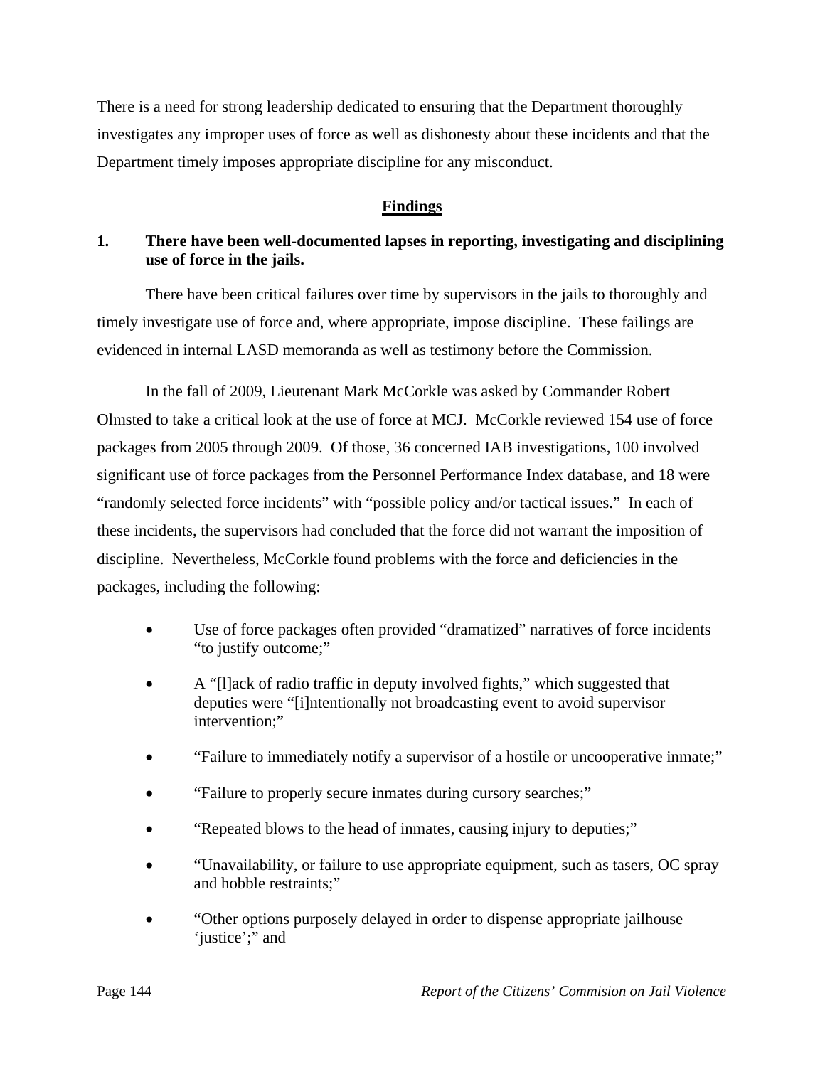There is a need for strong leadership dedicated to ensuring that the Department thoroughly investigates any improper uses of force as well as dishonesty about these incidents and that the Department timely imposes appropriate discipline for any misconduct.

## Findings

### 1. There have been well-documented lapses in reporting, investigating and disciplining use of force in the jails.

There have been critical failures over time by supervisors in the jails to thoroughly and timely investigate use of force and, where appropriate, impose discipline. These failings are evidenced in internal LASD memoranda as well as testimony before the Commission.

In the fall of 2009, Lieutenant Mark McCorkle was asked by Commander Robert Olmsted to take a critical look at the use of force at MCJ. McCorkle reviewed 154 use of force packages from 2005 through 2009. Of those, 36 concerned IAB investigations, 100 involved significant use of force packages from the Personnel Performance Index database, and 18 were "randomly selected force incidents" with "possible policy and/or tactical issues." In each of these incidents, the supervisors had concluded that the force did not warrant the imposition of discipline. Nevertheless, McCorkle found problems with the force and deficiencies in the packages, including the following:

- Use of force packages often provided "dramatized" narratives of force incidents "to justify outcome;"
- A "[l]ack of radio traffic in deputy involved fights," which suggested that deputies were "[i]ntentionally not broadcasting event to avoid supervisor intervention;"
- "Failure to immediately notify a supervisor of a hostile or uncooperative inmate;"
- "Failure to properly secure inmates during cursory searches;"
- "Repeated blows to the head of inmates, causing injury to deputies;"
- "Unavailability, or failure to use appropriate equipment, such as tasers, OC spray and hobble restraints;"
- "Other options purposely delayed in order to dispense appropriate jailhouse 'justice';" and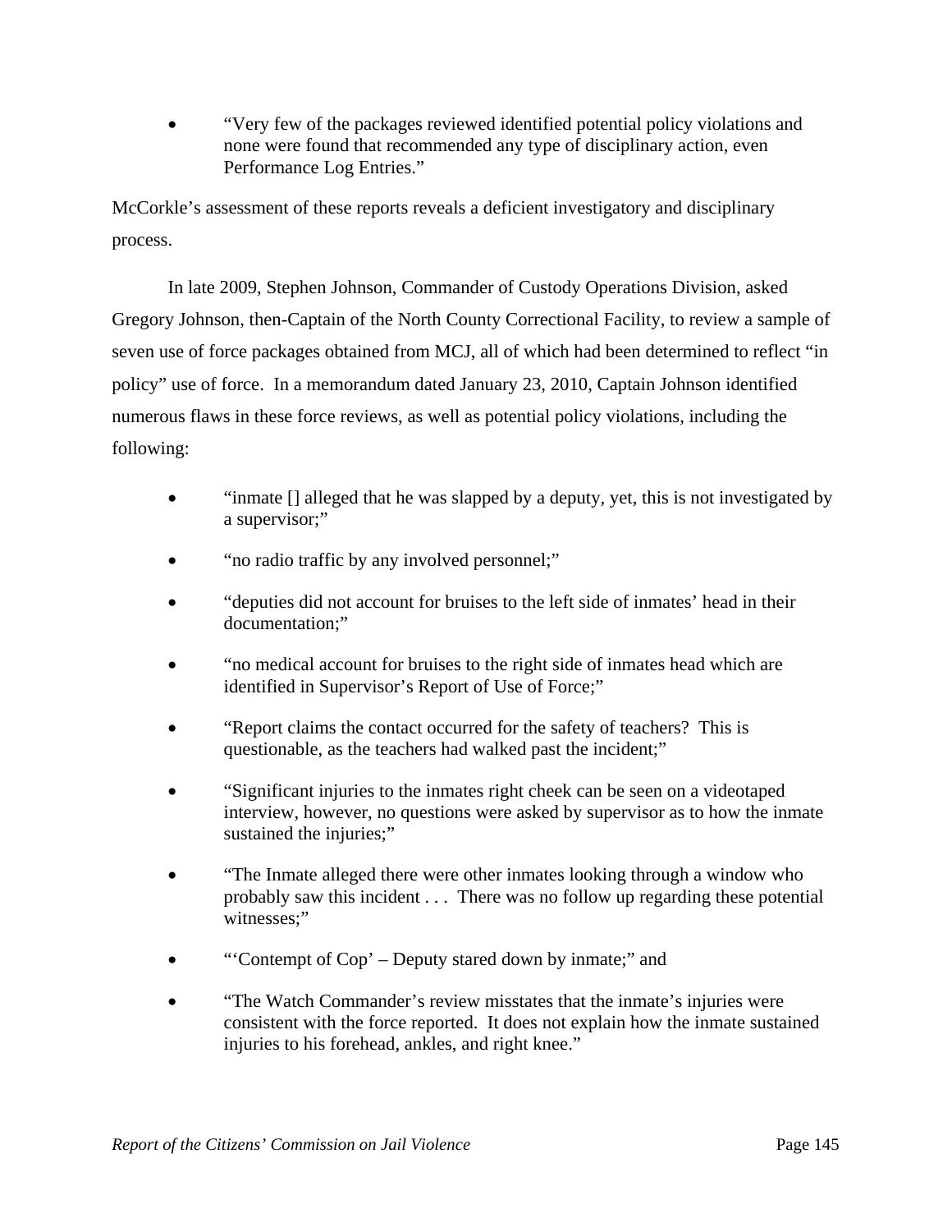- "Very few of the packages reviewed identified potential policy violations and none were found that recommended any type of disciplinary action, even Performance Log Entries."

McCorkle's assessment of these reports reveals a deficient investigatory and disciplinary process.

In late 2009, Stephen Johnson, Commander of Custody Operations Division, asked Gregory Johnson, then-Captain of the North County Correctional Facility, to review a sample of seven use of force packages obtained from MCJ, all of which had been determined to reflect "in policy" use of force. In a memorandum dated January 23, 2010, Captain Johnson identified numerous flaws in these force reviews, as well as potential policy violations, including the following:

- "inmate [] alleged that he was slapped by a deputy, yet, this is not investigated by a supervisor;"
- "no radio traffic by any involved personnel;"
- "deputies did not account for bruises to the left side of inmates' head in their documentation;"
- "no medical account for bruises to the right side of inmates head which are identified in Supervisor's Report of Use of Force;"
- "Report claims the contact occurred for the safety of teachers? This is questionable, as the teachers had walked past the incident;"
- "Significant injuries to the inmates right cheek can be seen on a videotaped interview, however, no questions were asked by supervisor as to how the inmate sustained the injuries;"
- "The Inmate alleged there were other inmates looking through a window who probably saw this incident . . . There was no follow up regarding these potential witnesses;"
- "'Contempt of Cop' – Deputy stared down by inmate;" and
- "The Watch Commander's review misstates that the inmate's injuries were consistent with the force reported. It does not explain how the inmate sustained injuries to his forehead, ankles, and right knee."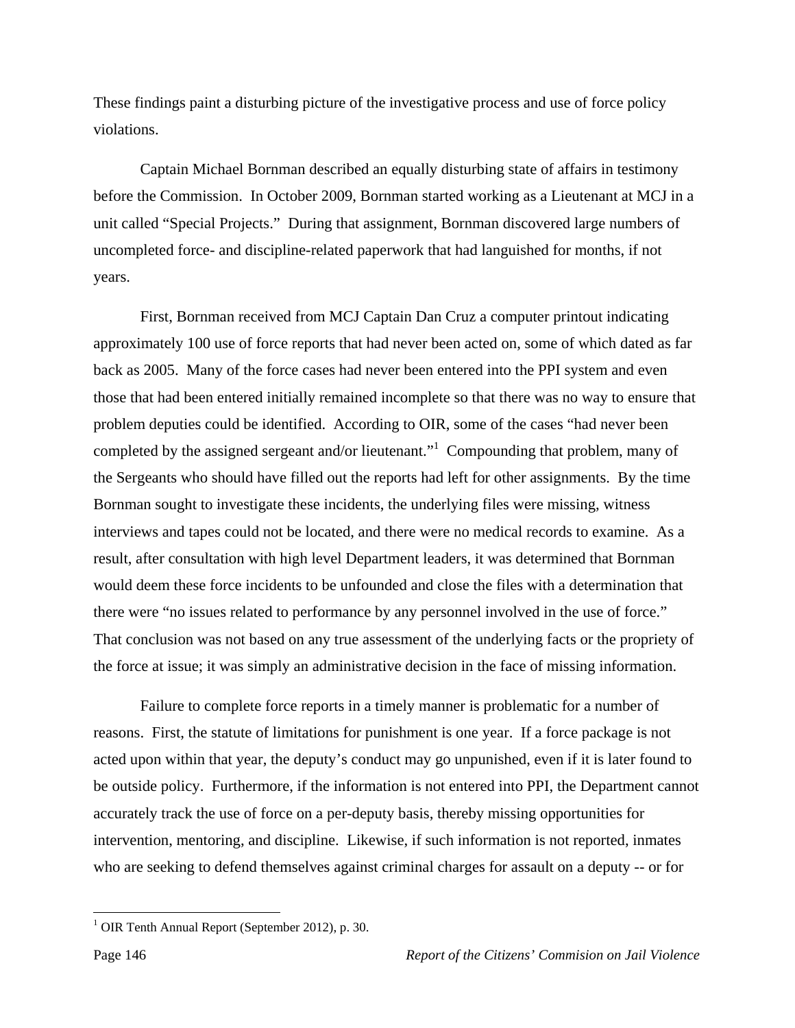These findings paint a disturbing picture of the investigative process and use of force policy violations.

Captain Michael Bornman described an equally disturbing state of affairs in testimony before the Commission. In October 2009, Bornman started working as a Lieutenant at MCJ in a unit called "Special Projects." During that assignment, Bornman discovered large numbers of uncompleted force- and discipline-related paperwork that had languished for months, if not years.

First, Bornman received from MCJ Captain Dan Cruz a computer printout indicating approximately 100 use of force reports that had never been acted on, some of which dated as far back as 2005. Many of the force cases had never been entered into the PPI system and even those that had been entered initially remained incomplete so that there was no way to ensure that problem deputies could be identified. According to OIR, some of the cases "had never been completed by the assigned sergeant and/or lieutenant."[1] Compounding that problem, many of the Sergeants who should have filled out the reports had left for other assignments. By the time Bornman sought to investigate these incidents, the underlying files were missing, witness interviews and tapes could not be located, and there were no medical records to examine. As a result, after consultation with high level Department leaders, it was determined that Bornman would deem these force incidents to be unfounded and close the files with a determination that there were "no issues related to performance by any personnel involved in the use of force." That conclusion was not based on any true assessment of the underlying facts or the propriety of the force at issue; it was simply an administrative decision in the face of missing information.

Failure to complete force reports in a timely manner is problematic for a number of reasons. First, the statute of limitations for punishment is one year. If a force package is not acted upon within that year, the deputy's conduct may go unpunished, even if it is later found to be outside policy. Furthermore, if the information is not entered into PPI, the Department cannot accurately track the use of force on a per-deputy basis, thereby missing opportunities for intervention, mentoring, and discipline. Likewise, if such information is not reported, inmates who are seeking to defend themselves against criminal charges for assault on a deputy -- or for

[1] OIR Tenth Annual Report (September 2012), p. 30.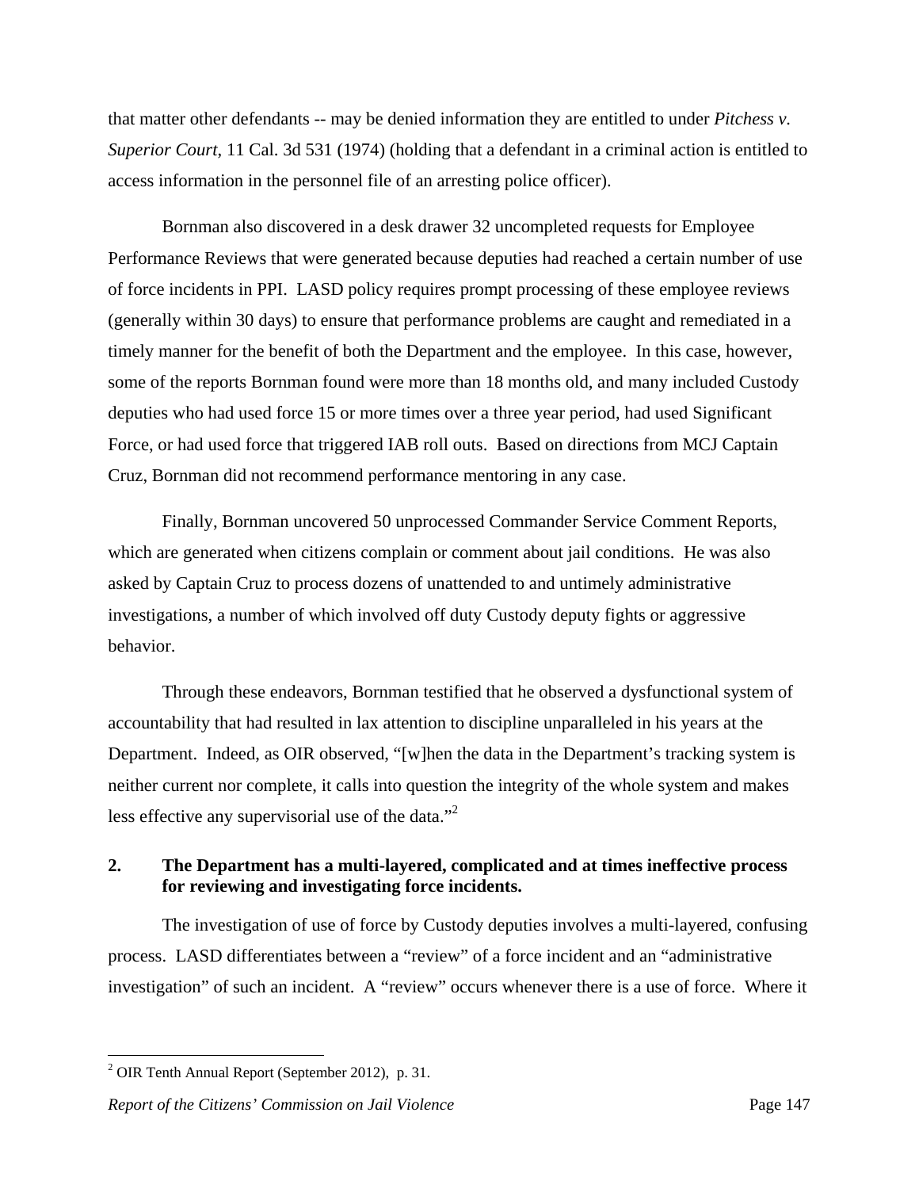that matter other defendants -- may be denied information they are entitled to under *Pitchess v. Superior Court*, 11 Cal. 3d 531 (1974) (holding that a defendant in a criminal action is entitled to access information in the personnel file of an arresting police officer).

Bornman also discovered in a desk drawer 32 uncompleted requests for Employee Performance Reviews that were generated because deputies had reached a certain number of use of force incidents in PPI. LASD policy requires prompt processing of these employee reviews (generally within 30 days) to ensure that performance problems are caught and remediated in a timely manner for the benefit of both the Department and the employee. In this case, however, some of the reports Bornman found were more than 18 months old, and many included Custody deputies who had used force 15 or more times over a three year period, had used Significant Force, or had used force that triggered IAB roll outs. Based on directions from MCJ Captain Cruz, Bornman did not recommend performance mentoring in any case.

Finally, Bornman uncovered 50 unprocessed Commander Service Comment Reports, which are generated when citizens complain or comment about jail conditions. He was also asked by Captain Cruz to process dozens of unattended to and untimely administrative investigations, a number of which involved off duty Custody deputy fights or aggressive behavior.

Through these endeavors, Bornman testified that he observed a dysfunctional system of accountability that had resulted in lax attention to discipline unparalleled in his years at the Department. Indeed, as OIR observed, "[w]hen the data in the Department's tracking system is neither current nor complete, it calls into question the integrity of the whole system and makes less effective any supervisorial use of the data."[2]

### 2. The Department has a multi-layered, complicated and at times ineffective process for reviewing and investigating force incidents.

The investigation of use of force by Custody deputies involves a multi-layered, confusing process. LASD differentiates between a "review" of a force incident and an "administrative investigation" of such an incident. A "review" occurs whenever there is a use of force. Where it

[2] OIR Tenth Annual Report (September 2012), p. 31.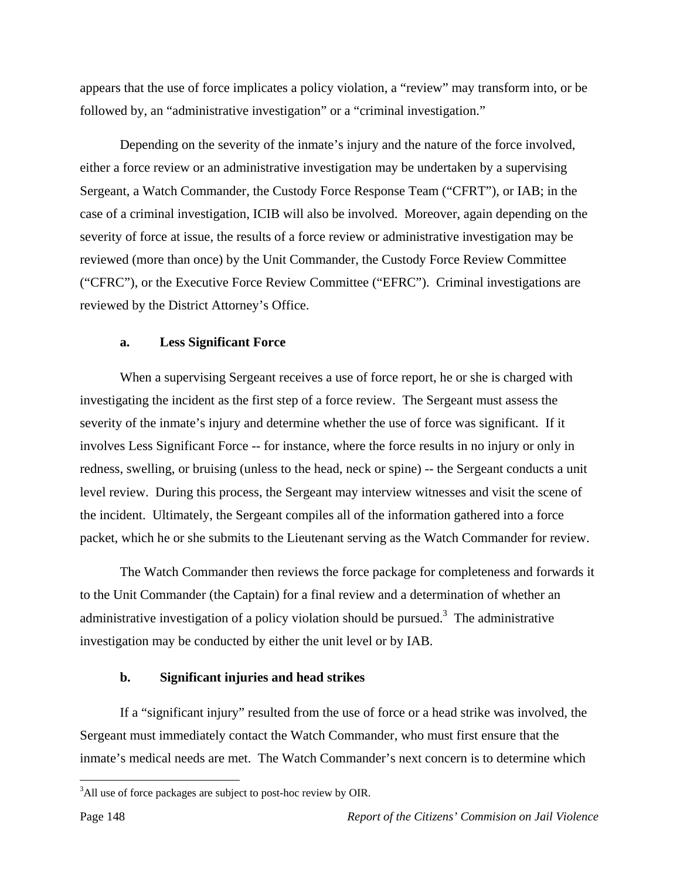appears that the use of force implicates a policy violation, a "review" may transform into, or be followed by, an "administrative investigation" or a "criminal investigation."

Depending on the severity of the inmate's injury and the nature of the force involved, either a force review or an administrative investigation may be undertaken by a supervising Sergeant, a Watch Commander, the Custody Force Response Team ("CFRT"), or IAB; in the case of a criminal investigation, ICIB will also be involved. Moreover, again depending on the severity of force at issue, the results of a force review or administrative investigation may be reviewed (more than once) by the Unit Commander, the Custody Force Review Committee ("CFRC"), or the Executive Force Review Committee ("EFRC"). Criminal investigations are reviewed by the District Attorney's Office.

#### a. Less Significant Force

When a supervising Sergeant receives a use of force report, he or she is charged with investigating the incident as the first step of a force review. The Sergeant must assess the severity of the inmate's injury and determine whether the use of force was significant. If it involves Less Significant Force -- for instance, where the force results in no injury or only in redness, swelling, or bruising (unless to the head, neck or spine) -- the Sergeant conducts a unit level review. During this process, the Sergeant may interview witnesses and visit the scene of the incident. Ultimately, the Sergeant compiles all of the information gathered into a force packet, which he or she submits to the Lieutenant serving as the Watch Commander for review.

The Watch Commander then reviews the force package for completeness and forwards it to the Unit Commander (the Captain) for a final review and a determination of whether an administrative investigation of a policy violation should be pursued.[3] The administrative investigation may be conducted by either the unit level or by IAB.

#### b. Significant injuries and head strikes

If a "significant injury" resulted from the use of force or a head strike was involved, the Sergeant must immediately contact the Watch Commander, who must first ensure that the inmate's medical needs are met. The Watch Commander's next concern is to determine which

[3] All use of force packages are subject to post-hoc review by OIR.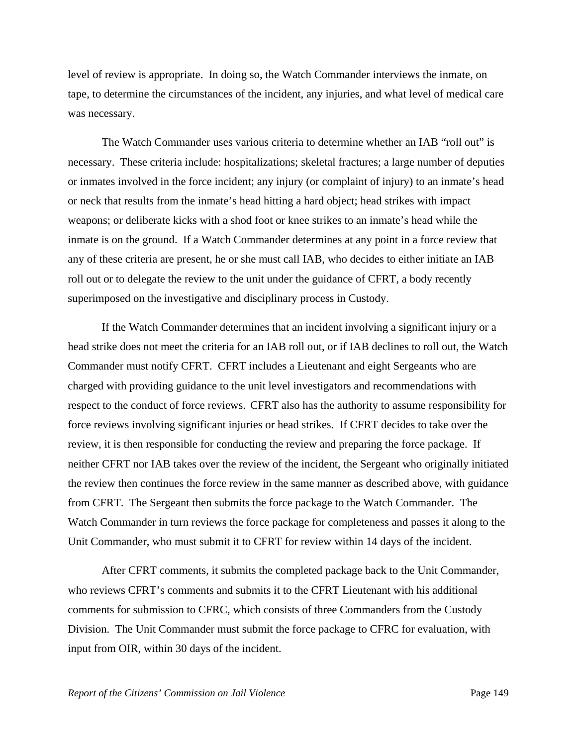level of review is appropriate. In doing so, the Watch Commander interviews the inmate, on tape, to determine the circumstances of the incident, any injuries, and what level of medical care was necessary.

The Watch Commander uses various criteria to determine whether an IAB "roll out" is necessary. These criteria include: hospitalizations; skeletal fractures; a large number of deputies or inmates involved in the force incident; any injury (or complaint of injury) to an inmate's head or neck that results from the inmate's head hitting a hard object; head strikes with impact weapons; or deliberate kicks with a shod foot or knee strikes to an inmate's head while the inmate is on the ground. If a Watch Commander determines at any point in a force review that any of these criteria are present, he or she must call IAB, who decides to either initiate an IAB roll out or to delegate the review to the unit under the guidance of CFRT, a body recently superimposed on the investigative and disciplinary process in Custody.

If the Watch Commander determines that an incident involving a significant injury or a head strike does not meet the criteria for an IAB roll out, or if IAB declines to roll out, the Watch Commander must notify CFRT. CFRT includes a Lieutenant and eight Sergeants who are charged with providing guidance to the unit level investigators and recommendations with respect to the conduct of force reviews. CFRT also has the authority to assume responsibility for force reviews involving significant injuries or head strikes. If CFRT decides to take over the review, it is then responsible for conducting the review and preparing the force package. If neither CFRT nor IAB takes over the review of the incident, the Sergeant who originally initiated the review then continues the force review in the same manner as described above, with guidance from CFRT. The Sergeant then submits the force package to the Watch Commander. The Watch Commander in turn reviews the force package for completeness and passes it along to the Unit Commander, who must submit it to CFRT for review within 14 days of the incident.

After CFRT comments, it submits the completed package back to the Unit Commander, who reviews CFRT's comments and submits it to the CFRT Lieutenant with his additional comments for submission to CFRC, which consists of three Commanders from the Custody Division. The Unit Commander must submit the force package to CFRC for evaluation, with input from OIR, within 30 days of the incident.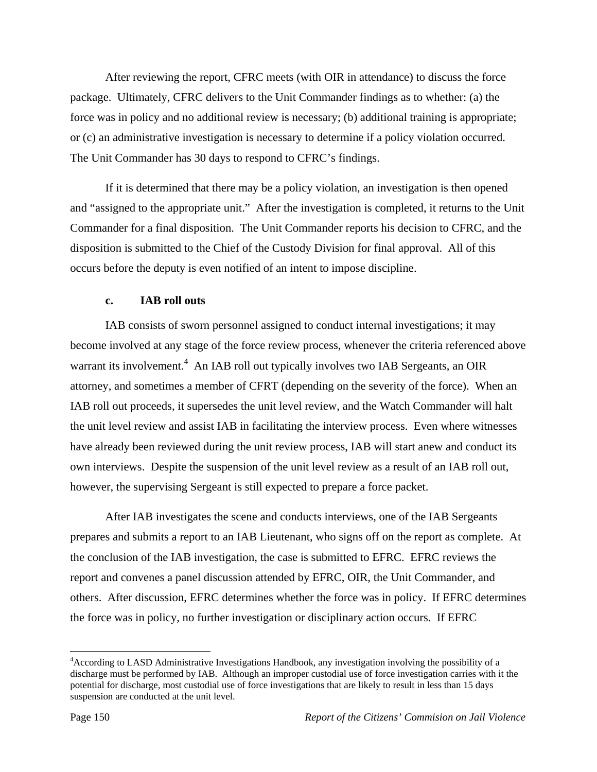After reviewing the report, CFRC meets (with OIR in attendance) to discuss the force package. Ultimately, CFRC delivers to the Unit Commander findings as to whether: (a) the force was in policy and no additional review is necessary; (b) additional training is appropriate; or (c) an administrative investigation is necessary to determine if a policy violation occurred. The Unit Commander has 30 days to respond to CFRC's findings.

If it is determined that there may be a policy violation, an investigation is then opened and "assigned to the appropriate unit." After the investigation is completed, it returns to the Unit Commander for a final disposition. The Unit Commander reports his decision to CFRC, and the disposition is submitted to the Chief of the Custody Division for final approval. All of this occurs before the deputy is even notified of an intent to impose discipline.

### c. IAB roll outs

IAB consists of sworn personnel assigned to conduct internal investigations; it may become involved at any stage of the force review process, whenever the criteria referenced above warrant its involvement.[4] An IAB roll out typically involves two IAB Sergeants, an OIR attorney, and sometimes a member of CFRT (depending on the severity of the force). When an IAB roll out proceeds, it supersedes the unit level review, and the Watch Commander will halt the unit level review and assist IAB in facilitating the interview process. Even where witnesses have already been reviewed during the unit review process, IAB will start anew and conduct its own interviews. Despite the suspension of the unit level review as a result of an IAB roll out, however, the supervising Sergeant is still expected to prepare a force packet.

After IAB investigates the scene and conducts interviews, one of the IAB Sergeants prepares and submits a report to an IAB Lieutenant, who signs off on the report as complete. At the conclusion of the IAB investigation, the case is submitted to EFRC. EFRC reviews the report and convenes a panel discussion attended by EFRC, OIR, the Unit Commander, and others. After discussion, EFRC determines whether the force was in policy. If EFRC determines the force was in policy, no further investigation or disciplinary action occurs. If EFRC

---

[4]According to LASD Administrative Investigations Handbook, any investigation involving the possibility of a discharge must be performed by IAB. Although an improper custodial use of force investigation carries with it the potential for discharge, most custodial use of force investigations that are likely to result in less than 15 days suspension are conducted at the unit level.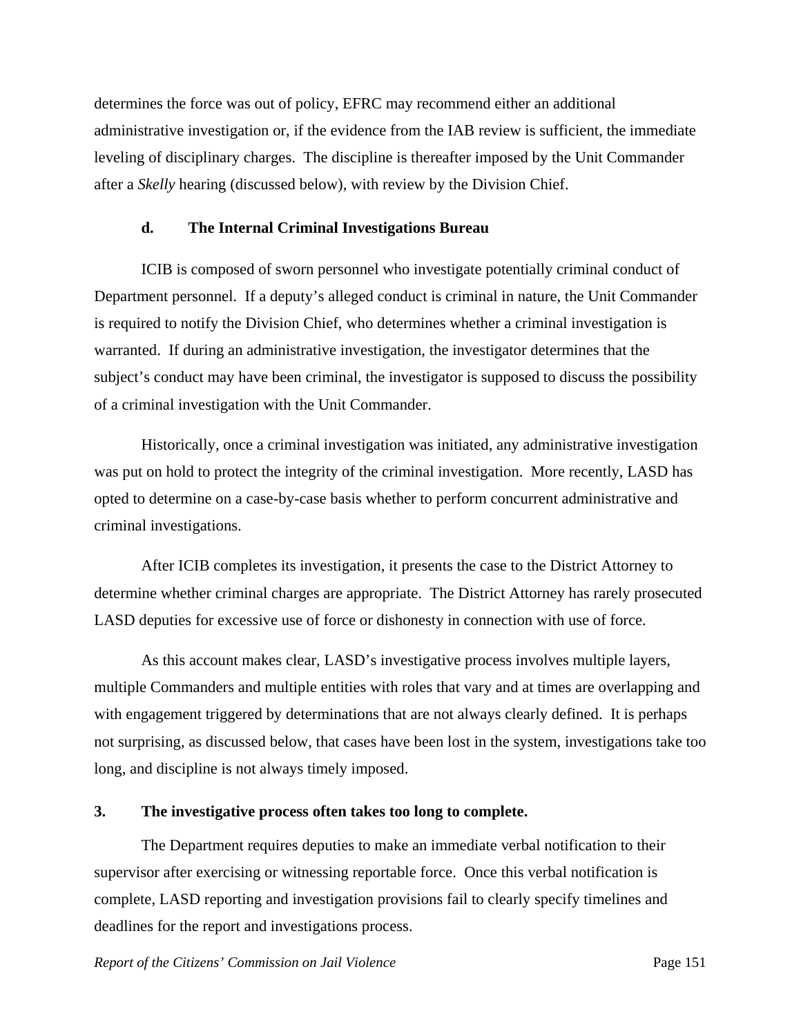determines the force was out of policy, EFRC may recommend either an additional administrative investigation or, if the evidence from the IAB review is sufficient, the immediate leveling of disciplinary charges. The discipline is thereafter imposed by the Unit Commander after a *Skelly* hearing (discussed below), with review by the Division Chief.

#### d. The Internal Criminal Investigations Bureau

ICIB is composed of sworn personnel who investigate potentially criminal conduct of Department personnel. If a deputy's alleged conduct is criminal in nature, the Unit Commander is required to notify the Division Chief, who determines whether a criminal investigation is warranted. If during an administrative investigation, the investigator determines that the subject's conduct may have been criminal, the investigator is supposed to discuss the possibility of a criminal investigation with the Unit Commander.

Historically, once a criminal investigation was initiated, any administrative investigation was put on hold to protect the integrity of the criminal investigation. More recently, LASD has opted to determine on a case-by-case basis whether to perform concurrent administrative and criminal investigations.

After ICIB completes its investigation, it presents the case to the District Attorney to determine whether criminal charges are appropriate. The District Attorney has rarely prosecuted LASD deputies for excessive use of force or dishonesty in connection with use of force.

As this account makes clear, LASD's investigative process involves multiple layers, multiple Commanders and multiple entities with roles that vary and at times are overlapping and with engagement triggered by determinations that are not always clearly defined. It is perhaps not surprising, as discussed below, that cases have been lost in the system, investigations take too long, and discipline is not always timely imposed.

### 3. The investigative process often takes too long to complete.

The Department requires deputies to make an immediate verbal notification to their supervisor after exercising or witnessing reportable force. Once this verbal notification is complete, LASD reporting and investigation provisions fail to clearly specify timelines and deadlines for the report and investigations process.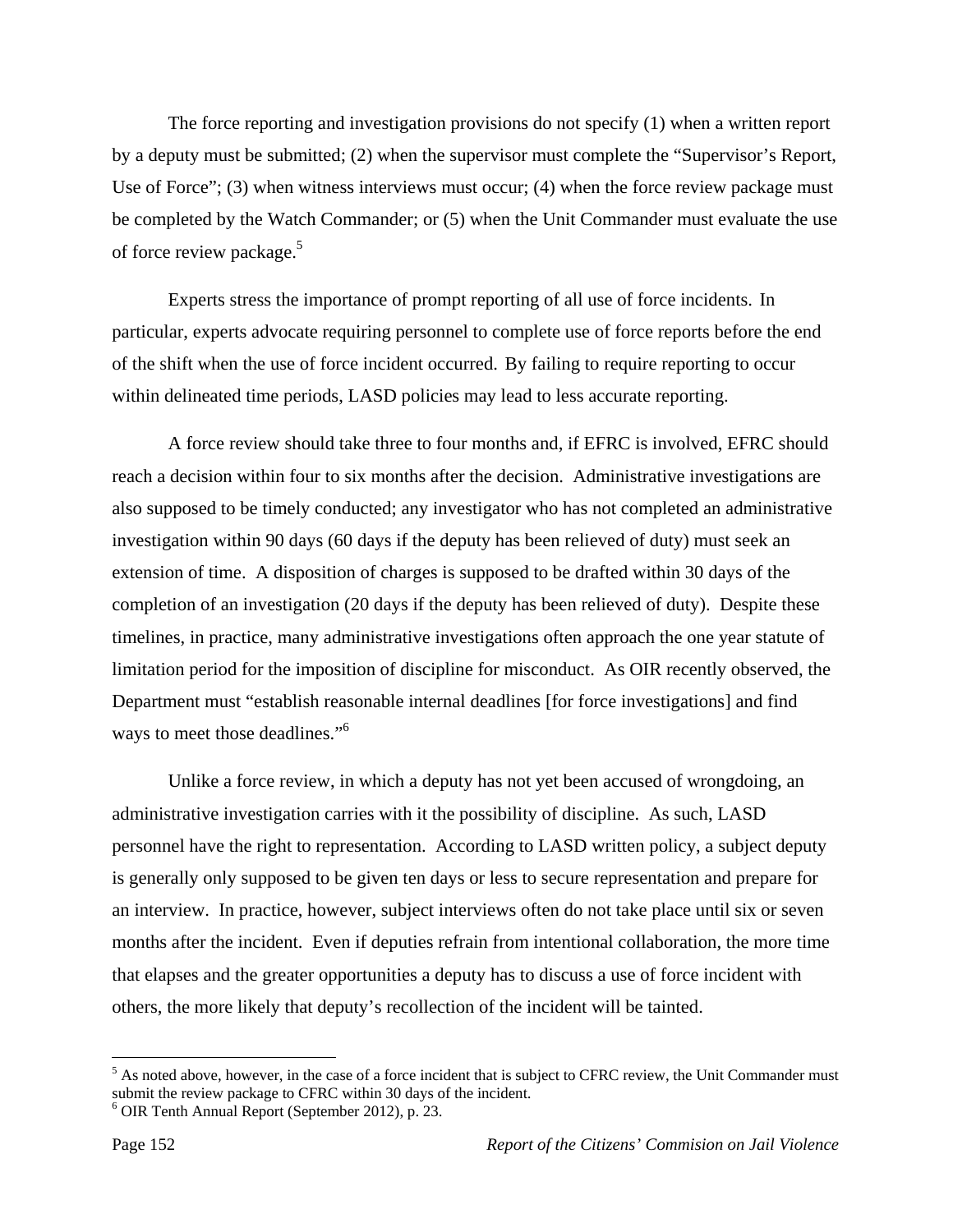The force reporting and investigation provisions do not specify (1) when a written report by a deputy must be submitted; (2) when the supervisor must complete the "Supervisor's Report, Use of Force"; (3) when witness interviews must occur; (4) when the force review package must be completed by the Watch Commander; or (5) when the Unit Commander must evaluate the use of force review package.[5]

Experts stress the importance of prompt reporting of all use of force incidents. In particular, experts advocate requiring personnel to complete use of force reports before the end of the shift when the use of force incident occurred. By failing to require reporting to occur within delineated time periods, LASD policies may lead to less accurate reporting.

A force review should take three to four months and, if EFRC is involved, EFRC should reach a decision within four to six months after the decision. Administrative investigations are also supposed to be timely conducted; any investigator who has not completed an administrative investigation within 90 days (60 days if the deputy has been relieved of duty) must seek an extension of time. A disposition of charges is supposed to be drafted within 30 days of the completion of an investigation (20 days if the deputy has been relieved of duty). Despite these timelines, in practice, many administrative investigations often approach the one year statute of limitation period for the imposition of discipline for misconduct. As OIR recently observed, the Department must "establish reasonable internal deadlines [for force investigations] and find ways to meet those deadlines."[6]

Unlike a force review, in which a deputy has not yet been accused of wrongdoing, an administrative investigation carries with it the possibility of discipline. As such, LASD personnel have the right to representation. According to LASD written policy, a subject deputy is generally only supposed to be given ten days or less to secure representation and prepare for an interview. In practice, however, subject interviews often do not take place until six or seven months after the incident. Even if deputies refrain from intentional collaboration, the more time that elapses and the greater opportunities a deputy has to discuss a use of force incident with others, the more likely that deputy's recollection of the incident will be tainted.

---

[5] As noted above, however, in the case of a force incident that is subject to CFRC review, the Unit Commander must submit the review package to CFRC within 30 days of the incident.

[6] OIR Tenth Annual Report (September 2012), p. 23.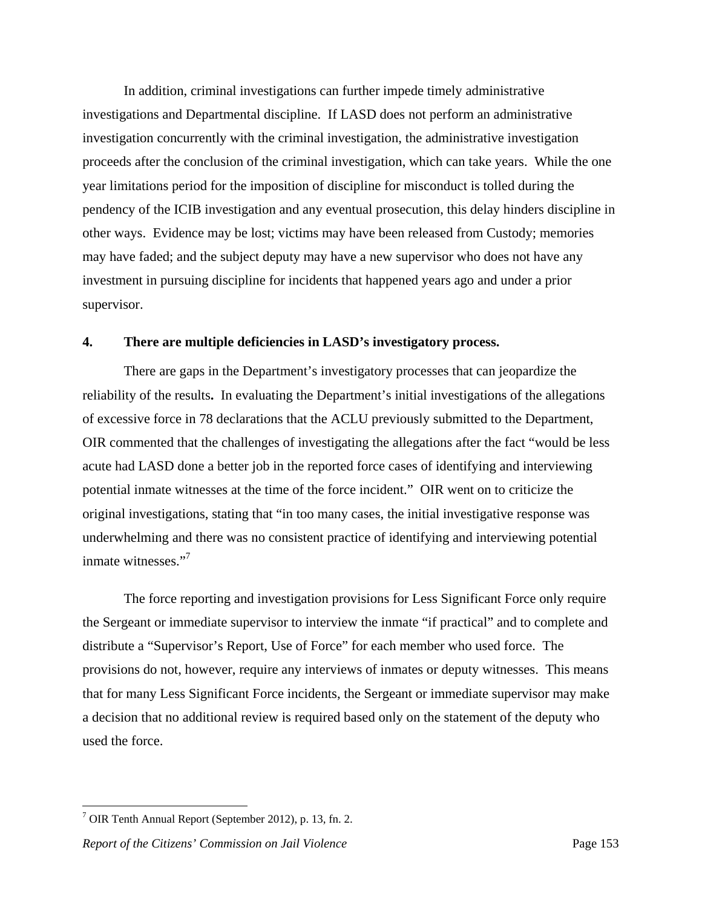In addition, criminal investigations can further impede timely administrative investigations and Departmental discipline. If LASD does not perform an administrative investigation concurrently with the criminal investigation, the administrative investigation proceeds after the conclusion of the criminal investigation, which can take years. While the one year limitations period for the imposition of discipline for misconduct is tolled during the pendency of the ICIB investigation and any eventual prosecution, this delay hinders discipline in other ways. Evidence may be lost; victims may have been released from Custody; memories may have faded; and the subject deputy may have a new supervisor who does not have any investment in pursuing discipline for incidents that happened years ago and under a prior supervisor.

**4. There are multiple deficiencies in LASD's investigatory process.**

There are gaps in the Department's investigatory processes that can jeopardize the reliability of the results**.** In evaluating the Department's initial investigations of the allegations of excessive force in 78 declarations that the ACLU previously submitted to the Department, OIR commented that the challenges of investigating the allegations after the fact "would be less acute had LASD done a better job in the reported force cases of identifying and interviewing potential inmate witnesses at the time of the force incident." OIR went on to criticize the original investigations, stating that "in too many cases, the initial investigative response was underwhelming and there was no consistent practice of identifying and interviewing potential inmate witnesses."[7]

The force reporting and investigation provisions for Less Significant Force only require the Sergeant or immediate supervisor to interview the inmate "if practical" and to complete and distribute a "Supervisor's Report, Use of Force" for each member who used force. The provisions do not, however, require any interviews of inmates or deputy witnesses. This means that for many Less Significant Force incidents, the Sergeant or immediate supervisor may make a decision that no additional review is required based only on the statement of the deputy who used the force.

---

[7] OIR Tenth Annual Report (September 2012), p. 13, fn. 2.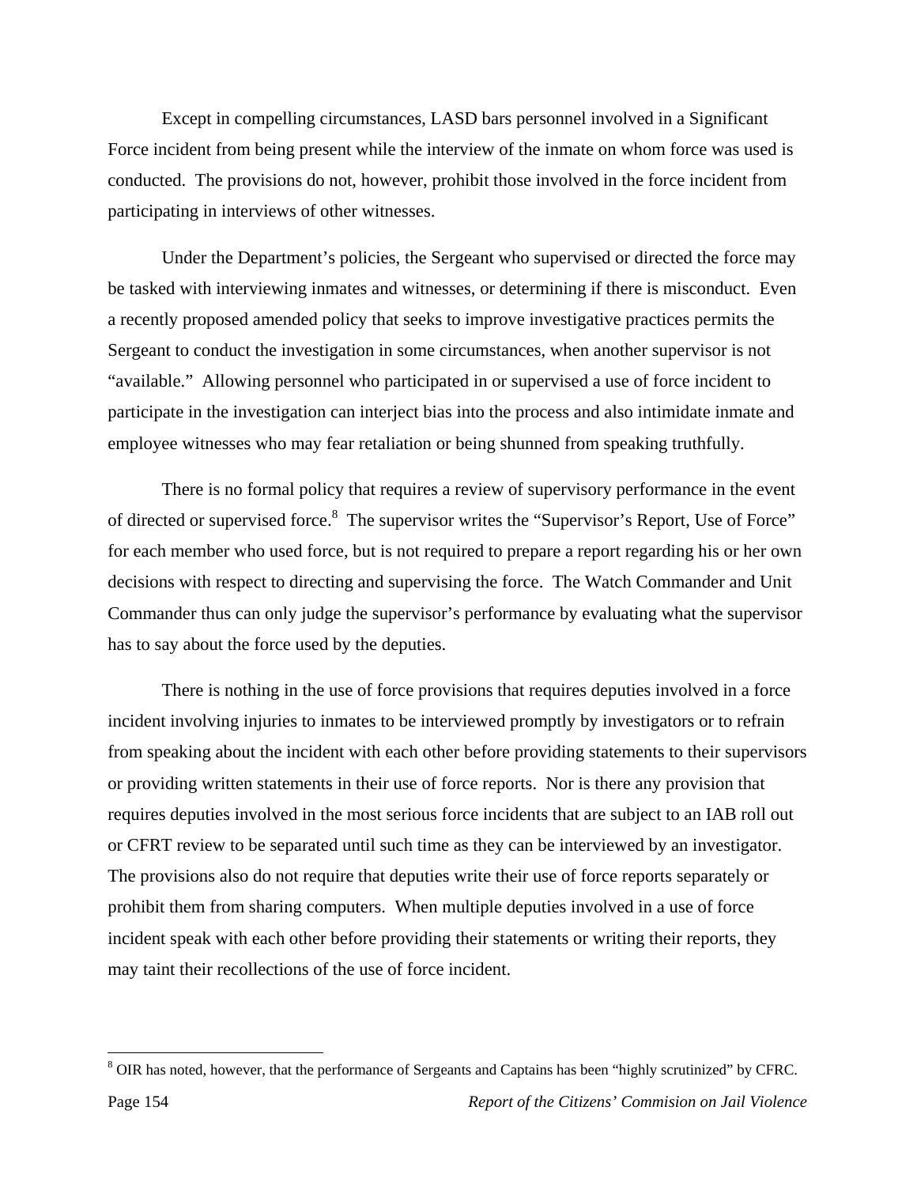Except in compelling circumstances, LASD bars personnel involved in a Significant Force incident from being present while the interview of the inmate on whom force was used is conducted. The provisions do not, however, prohibit those involved in the force incident from participating in interviews of other witnesses.

Under the Department's policies, the Sergeant who supervised or directed the force may be tasked with interviewing inmates and witnesses, or determining if there is misconduct. Even a recently proposed amended policy that seeks to improve investigative practices permits the Sergeant to conduct the investigation in some circumstances, when another supervisor is not "available." Allowing personnel who participated in or supervised a use of force incident to participate in the investigation can interject bias into the process and also intimidate inmate and employee witnesses who may fear retaliation or being shunned from speaking truthfully.

There is no formal policy that requires a review of supervisory performance in the event of directed or supervised force.[8] The supervisor writes the "Supervisor's Report, Use of Force" for each member who used force, but is not required to prepare a report regarding his or her own decisions with respect to directing and supervising the force. The Watch Commander and Unit Commander thus can only judge the supervisor's performance by evaluating what the supervisor has to say about the force used by the deputies.

There is nothing in the use of force provisions that requires deputies involved in a force incident involving injuries to inmates to be interviewed promptly by investigators or to refrain from speaking about the incident with each other before providing statements to their supervisors or providing written statements in their use of force reports. Nor is there any provision that requires deputies involved in the most serious force incidents that are subject to an IAB roll out or CFRT review to be separated until such time as they can be interviewed by an investigator. The provisions also do not require that deputies write their use of force reports separately or prohibit them from sharing computers. When multiple deputies involved in a use of force incident speak with each other before providing their statements or writing their reports, they may taint their recollections of the use of force incident.

---

[8] OIR has noted, however, that the performance of Sergeants and Captains has been "highly scrutinized" by CFRC.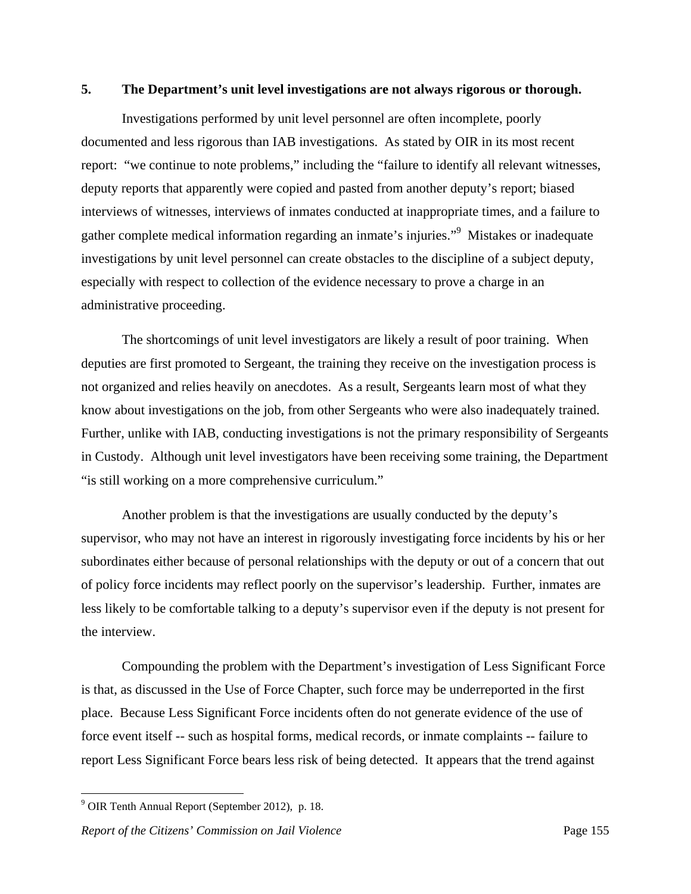### 5. The Department's unit level investigations are not always rigorous or thorough.

Investigations performed by unit level personnel are often incomplete, poorly documented and less rigorous than IAB investigations. As stated by OIR in its most recent report: "we continue to note problems," including the "failure to identify all relevant witnesses, deputy reports that apparently were copied and pasted from another deputy's report; biased interviews of witnesses, interviews of inmates conducted at inappropriate times, and a failure to gather complete medical information regarding an inmate's injuries."[9] Mistakes or inadequate investigations by unit level personnel can create obstacles to the discipline of a subject deputy, especially with respect to collection of the evidence necessary to prove a charge in an administrative proceeding.

The shortcomings of unit level investigators are likely a result of poor training. When deputies are first promoted to Sergeant, the training they receive on the investigation process is not organized and relies heavily on anecdotes. As a result, Sergeants learn most of what they know about investigations on the job, from other Sergeants who were also inadequately trained. Further, unlike with IAB, conducting investigations is not the primary responsibility of Sergeants in Custody. Although unit level investigators have been receiving some training, the Department "is still working on a more comprehensive curriculum."

Another problem is that the investigations are usually conducted by the deputy's supervisor, who may not have an interest in rigorously investigating force incidents by his or her subordinates either because of personal relationships with the deputy or out of a concern that out of policy force incidents may reflect poorly on the supervisor's leadership. Further, inmates are less likely to be comfortable talking to a deputy's supervisor even if the deputy is not present for the interview.

Compounding the problem with the Department's investigation of Less Significant Force is that, as discussed in the Use of Force Chapter, such force may be underreported in the first place. Because Less Significant Force incidents often do not generate evidence of the use of force event itself -- such as hospital forms, medical records, or inmate complaints -- failure to report Less Significant Force bears less risk of being detected. It appears that the trend against

---

[9] OIR Tenth Annual Report (September 2012), p. 18.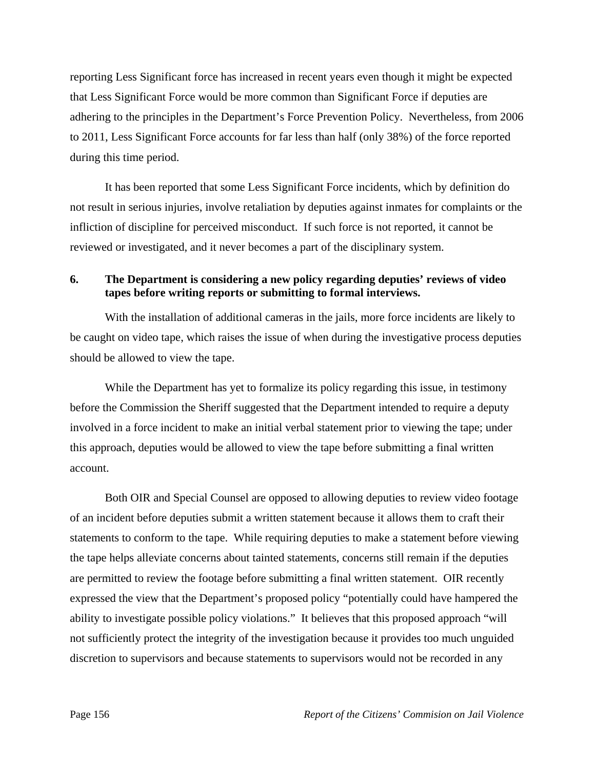reporting Less Significant force has increased in recent years even though it might be expected that Less Significant Force would be more common than Significant Force if deputies are adhering to the principles in the Department's Force Prevention Policy. Nevertheless, from 2006 to 2011, Less Significant Force accounts for far less than half (only 38%) of the force reported during this time period.

It has been reported that some Less Significant Force incidents, which by definition do not result in serious injuries, involve retaliation by deputies against inmates for complaints or the infliction of discipline for perceived misconduct. If such force is not reported, it cannot be reviewed or investigated, and it never becomes a part of the disciplinary system.

**6. The Department is considering a new policy regarding deputies' reviews of video tapes before writing reports or submitting to formal interviews.**

With the installation of additional cameras in the jails, more force incidents are likely to be caught on video tape, which raises the issue of when during the investigative process deputies should be allowed to view the tape.

While the Department has yet to formalize its policy regarding this issue, in testimony before the Commission the Sheriff suggested that the Department intended to require a deputy involved in a force incident to make an initial verbal statement prior to viewing the tape; under this approach, deputies would be allowed to view the tape before submitting a final written account.

Both OIR and Special Counsel are opposed to allowing deputies to review video footage of an incident before deputies submit a written statement because it allows them to craft their statements to conform to the tape. While requiring deputies to make a statement before viewing the tape helps alleviate concerns about tainted statements, concerns still remain if the deputies are permitted to review the footage before submitting a final written statement. OIR recently expressed the view that the Department's proposed policy "potentially could have hampered the ability to investigate possible policy violations." It believes that this proposed approach "will not sufficiently protect the integrity of the investigation because it provides too much unguided discretion to supervisors and because statements to supervisors would not be recorded in any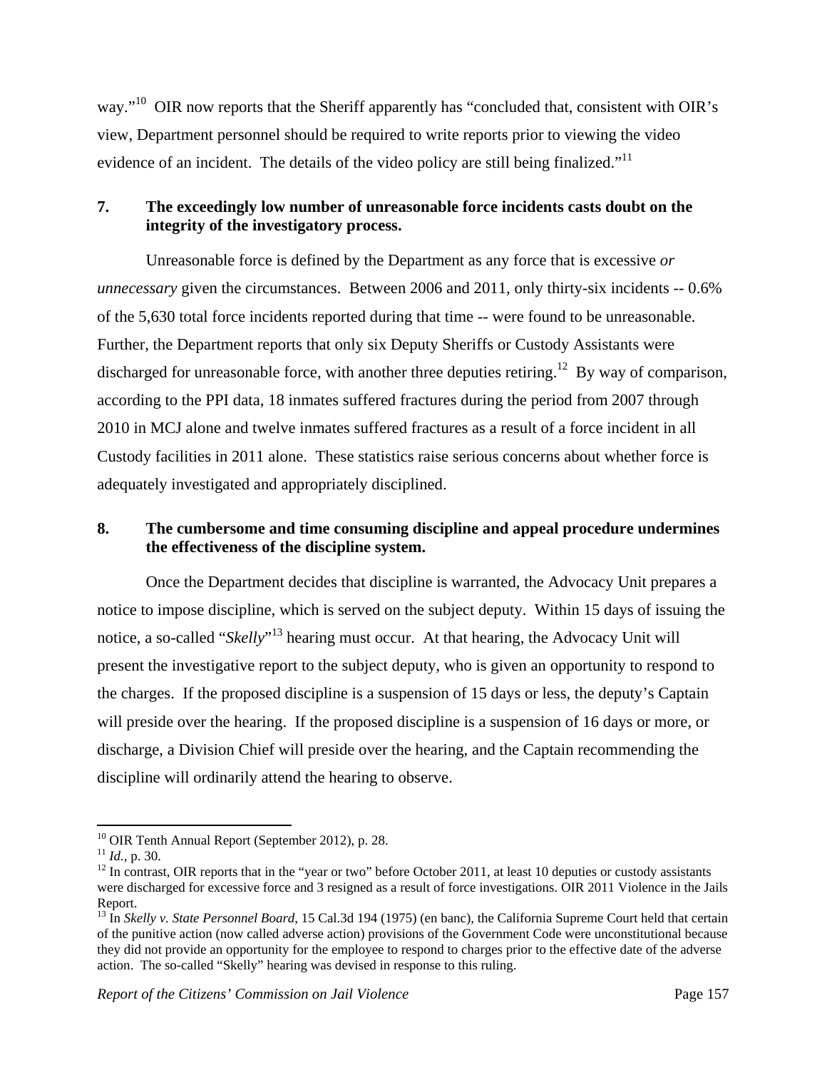way."[10] OIR now reports that the Sheriff apparently has "concluded that, consistent with OIR's view, Department personnel should be required to write reports prior to viewing the video evidence of an incident. The details of the video policy are still being finalized."[11]

### 7. The exceedingly low number of unreasonable force incidents casts doubt on the integrity of the investigatory process.

Unreasonable force is defined by the Department as any force that is excessive *or unnecessary* given the circumstances. Between 2006 and 2011, only thirty-six incidents -- 0.6% of the 5,630 total force incidents reported during that time -- were found to be unreasonable. Further, the Department reports that only six Deputy Sheriffs or Custody Assistants were discharged for unreasonable force, with another three deputies retiring.[12] By way of comparison, according to the PPI data, 18 inmates suffered fractures during the period from 2007 through 2010 in MCJ alone and twelve inmates suffered fractures as a result of a force incident in all Custody facilities in 2011 alone. These statistics raise serious concerns about whether force is adequately investigated and appropriately disciplined.

### 8. The cumbersome and time consuming discipline and appeal procedure undermines the effectiveness of the discipline system.

Once the Department decides that discipline is warranted, the Advocacy Unit prepares a notice to impose discipline, which is served on the subject deputy. Within 15 days of issuing the notice, a so-called "*Skelly*"[13] hearing must occur. At that hearing, the Advocacy Unit will present the investigative report to the subject deputy, who is given an opportunity to respond to the charges. If the proposed discipline is a suspension of 15 days or less, the deputy's Captain will preside over the hearing. If the proposed discipline is a suspension of 16 days or more, or discharge, a Division Chief will preside over the hearing, and the Captain recommending the discipline will ordinarily attend the hearing to observe.

---

[10] OIR Tenth Annual Report (September 2012), p. 28.

[11] *Id.*, p. 30.

[12] In contrast, OIR reports that in the "year or two" before October 2011, at least 10 deputies or custody assistants were discharged for excessive force and 3 resigned as a result of force investigations. OIR 2011 Violence in the Jails Report.

[13] In *Skelly v. State Personnel Board*, 15 Cal.3d 194 (1975) (en banc), the California Supreme Court held that certain of the punitive action (now called adverse action) provisions of the Government Code were unconstitutional because they did not provide an opportunity for the employee to respond to charges prior to the effective date of the adverse action. The so-called "Skelly" hearing was devised in response to this ruling.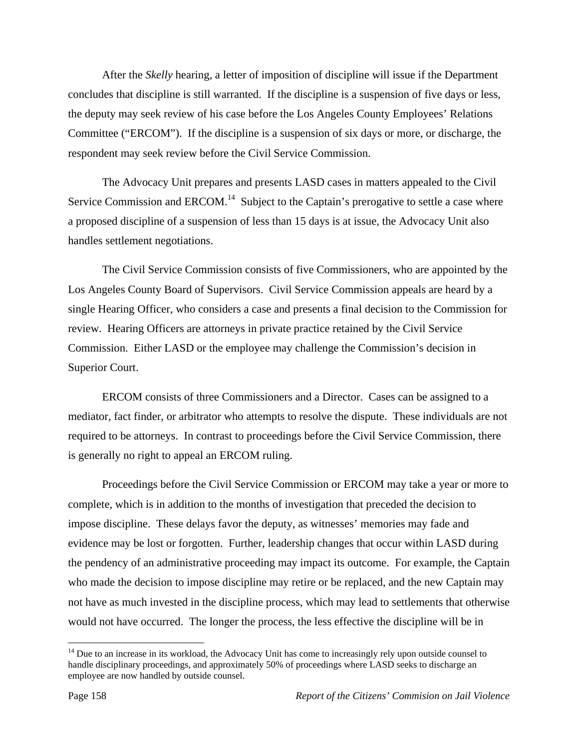After the *Skelly* hearing, a letter of imposition of discipline will issue if the Department concludes that discipline is still warranted. If the discipline is a suspension of five days or less, the deputy may seek review of his case before the Los Angeles County Employees' Relations Committee ("ERCOM"). If the discipline is a suspension of six days or more, or discharge, the respondent may seek review before the Civil Service Commission.

The Advocacy Unit prepares and presents LASD cases in matters appealed to the Civil Service Commission and ERCOM.[14] Subject to the Captain's prerogative to settle a case where a proposed discipline of a suspension of less than 15 days is at issue, the Advocacy Unit also handles settlement negotiations.

The Civil Service Commission consists of five Commissioners, who are appointed by the Los Angeles County Board of Supervisors. Civil Service Commission appeals are heard by a single Hearing Officer, who considers a case and presents a final decision to the Commission for review. Hearing Officers are attorneys in private practice retained by the Civil Service Commission. Either LASD or the employee may challenge the Commission's decision in Superior Court.

ERCOM consists of three Commissioners and a Director. Cases can be assigned to a mediator, fact finder, or arbitrator who attempts to resolve the dispute. These individuals are not required to be attorneys. In contrast to proceedings before the Civil Service Commission, there is generally no right to appeal an ERCOM ruling.

Proceedings before the Civil Service Commission or ERCOM may take a year or more to complete, which is in addition to the months of investigation that preceded the decision to impose discipline. These delays favor the deputy, as witnesses' memories may fade and evidence may be lost or forgotten. Further, leadership changes that occur within LASD during the pendency of an administrative proceeding may impact its outcome. For example, the Captain who made the decision to impose discipline may retire or be replaced, and the new Captain may not have as much invested in the discipline process, which may lead to settlements that otherwise would not have occurred. The longer the process, the less effective the discipline will be in

[14] Due to an increase in its workload, the Advocacy Unit has come to increasingly rely upon outside counsel to handle disciplinary proceedings, and approximately 50% of proceedings where LASD seeks to discharge an employee are now handled by outside counsel.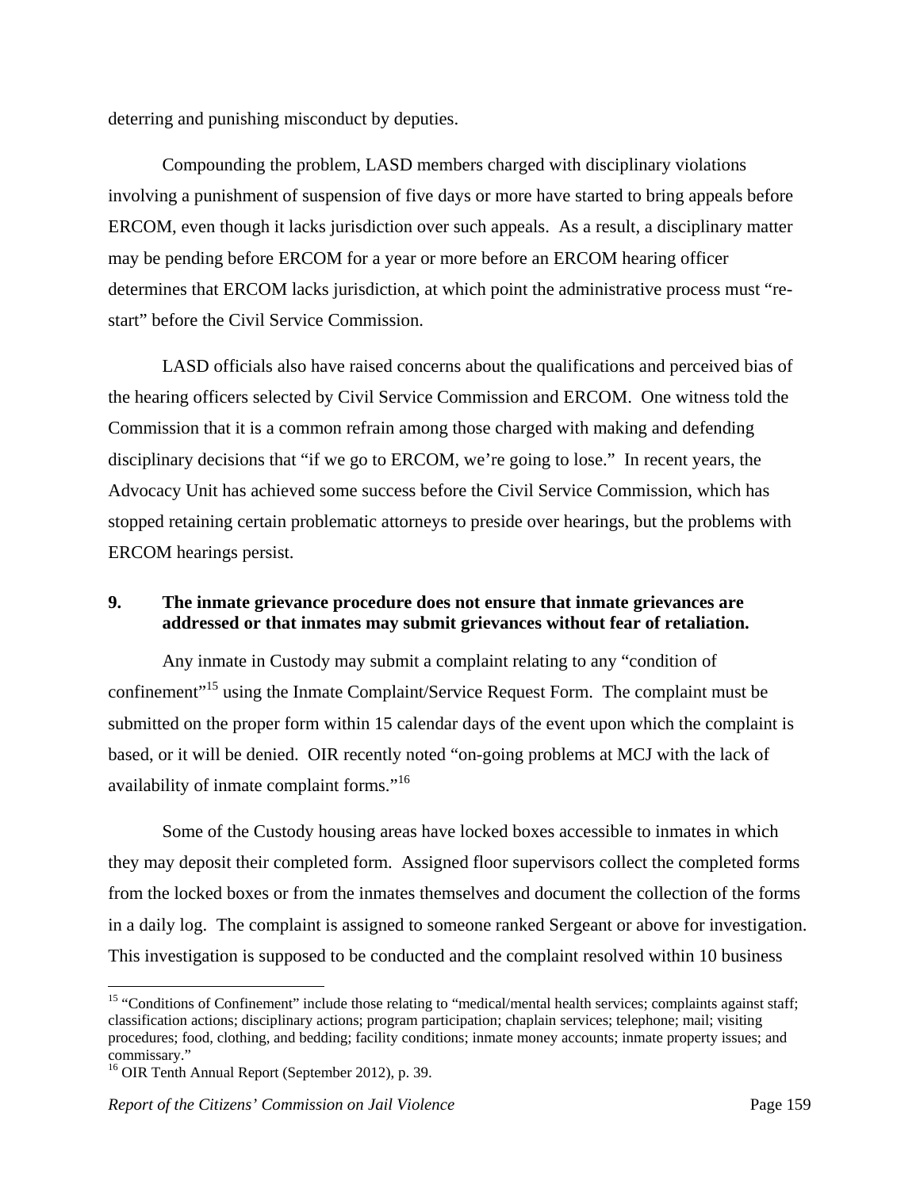deterring and punishing misconduct by deputies.

Compounding the problem, LASD members charged with disciplinary violations involving a punishment of suspension of five days or more have started to bring appeals before ERCOM, even though it lacks jurisdiction over such appeals. As a result, a disciplinary matter may be pending before ERCOM for a year or more before an ERCOM hearing officer determines that ERCOM lacks jurisdiction, at which point the administrative process must "re-start" before the Civil Service Commission.

LASD officials also have raised concerns about the qualifications and perceived bias of the hearing officers selected by Civil Service Commission and ERCOM. One witness told the Commission that it is a common refrain among those charged with making and defending disciplinary decisions that "if we go to ERCOM, we're going to lose." In recent years, the Advocacy Unit has achieved some success before the Civil Service Commission, which has stopped retaining certain problematic attorneys to preside over hearings, but the problems with ERCOM hearings persist.

### 9. The inmate grievance procedure does not ensure that inmate grievances are addressed or that inmates may submit grievances without fear of retaliation.

Any inmate in Custody may submit a complaint relating to any "condition of confinement"[15] using the Inmate Complaint/Service Request Form. The complaint must be submitted on the proper form within 15 calendar days of the event upon which the complaint is based, or it will be denied. OIR recently noted "on-going problems at MCJ with the lack of availability of inmate complaint forms."[16]

Some of the Custody housing areas have locked boxes accessible to inmates in which they may deposit their completed form. Assigned floor supervisors collect the completed forms from the locked boxes or from the inmates themselves and document the collection of the forms in a daily log. The complaint is assigned to someone ranked Sergeant or above for investigation. This investigation is supposed to be conducted and the complaint resolved within 10 business

---

[15] "Conditions of Confinement" include those relating to "medical/mental health services; complaints against staff; classification actions; disciplinary actions; program participation; chaplain services; telephone; mail; visiting procedures; food, clothing, and bedding; facility conditions; inmate money accounts; inmate property issues; and commissary."

[16] OIR Tenth Annual Report (September 2012), p. 39.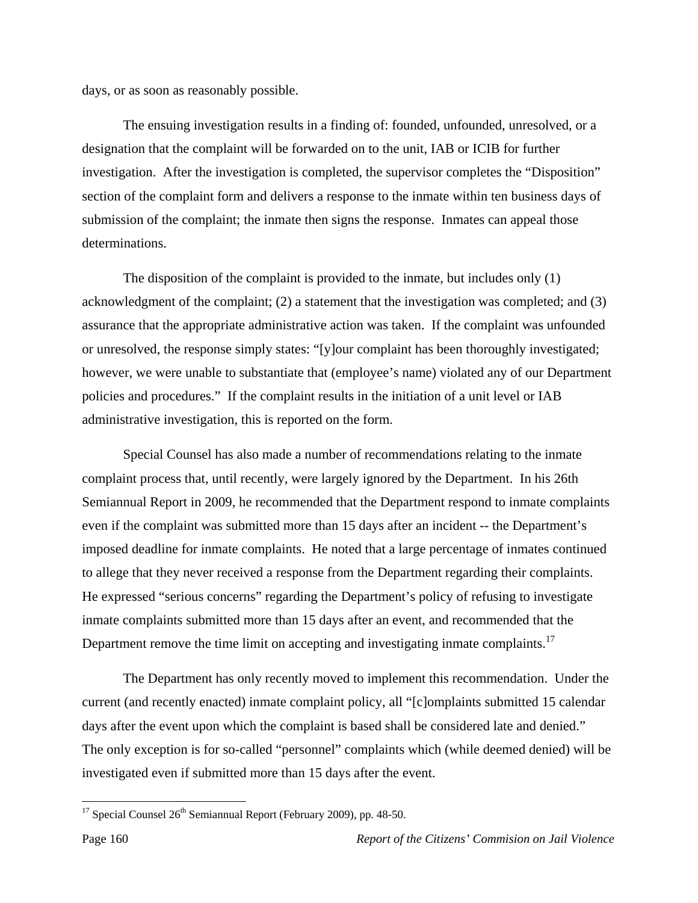days, or as soon as reasonably possible.

The ensuing investigation results in a finding of: founded, unfounded, unresolved, or a designation that the complaint will be forwarded on to the unit, IAB or ICIB for further investigation. After the investigation is completed, the supervisor completes the "Disposition" section of the complaint form and delivers a response to the inmate within ten business days of submission of the complaint; the inmate then signs the response. Inmates can appeal those determinations.

The disposition of the complaint is provided to the inmate, but includes only (1) acknowledgment of the complaint; (2) a statement that the investigation was completed; and (3) assurance that the appropriate administrative action was taken. If the complaint was unfounded or unresolved, the response simply states: "[y]our complaint has been thoroughly investigated; however, we were unable to substantiate that (employee's name) violated any of our Department policies and procedures." If the complaint results in the initiation of a unit level or IAB administrative investigation, this is reported on the form.

Special Counsel has also made a number of recommendations relating to the inmate complaint process that, until recently, were largely ignored by the Department. In his 26th Semiannual Report in 2009, he recommended that the Department respond to inmate complaints even if the complaint was submitted more than 15 days after an incident -- the Department's imposed deadline for inmate complaints. He noted that a large percentage of inmates continued to allege that they never received a response from the Department regarding their complaints. He expressed "serious concerns" regarding the Department's policy of refusing to investigate inmate complaints submitted more than 15 days after an event, and recommended that the Department remove the time limit on accepting and investigating inmate complaints.[17]

The Department has only recently moved to implement this recommendation. Under the current (and recently enacted) inmate complaint policy, all "[c]omplaints submitted 15 calendar days after the event upon which the complaint is based shall be considered late and denied." The only exception is for so-called "personnel" complaints which (while deemed denied) will be investigated even if submitted more than 15 days after the event.

[17] Special Counsel 26th Semiannual Report (February 2009), pp. 48-50.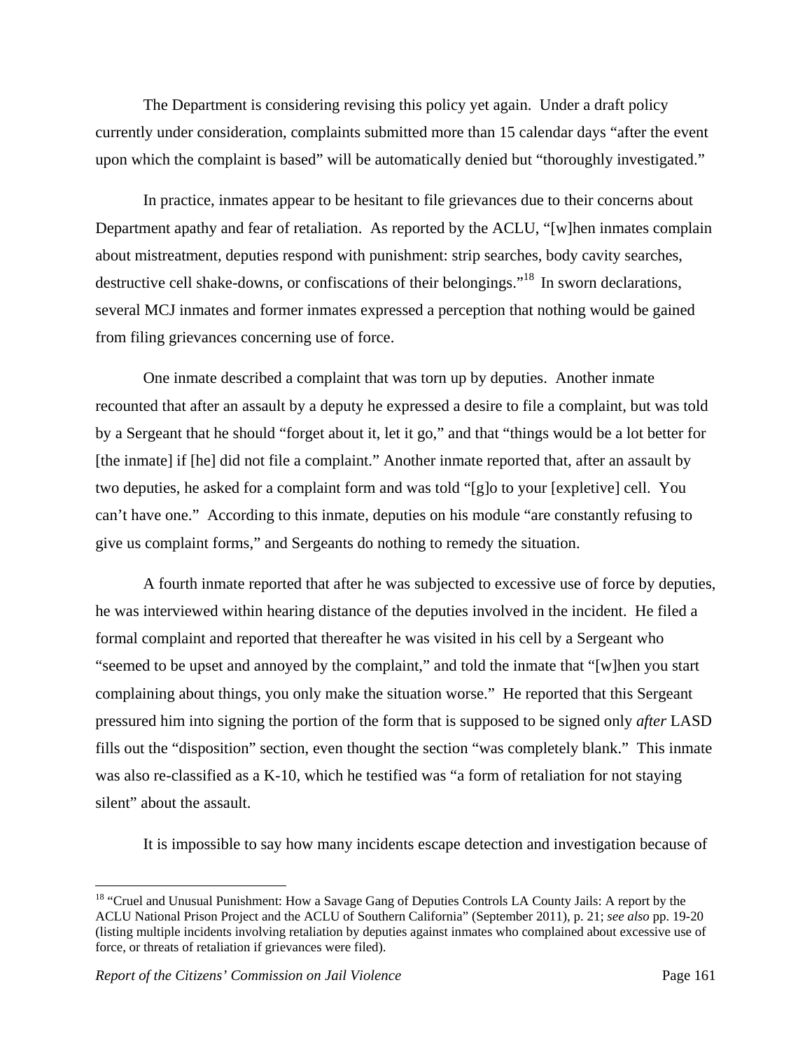The Department is considering revising this policy yet again. Under a draft policy currently under consideration, complaints submitted more than 15 calendar days "after the event upon which the complaint is based" will be automatically denied but "thoroughly investigated."

In practice, inmates appear to be hesitant to file grievances due to their concerns about Department apathy and fear of retaliation. As reported by the ACLU, "[w]hen inmates complain about mistreatment, deputies respond with punishment: strip searches, body cavity searches, destructive cell shake-downs, or confiscations of their belongings."[18] In sworn declarations, several MCJ inmates and former inmates expressed a perception that nothing would be gained from filing grievances concerning use of force.

One inmate described a complaint that was torn up by deputies. Another inmate recounted that after an assault by a deputy he expressed a desire to file a complaint, but was told by a Sergeant that he should "forget about it, let it go," and that "things would be a lot better for [the inmate] if [he] did not file a complaint." Another inmate reported that, after an assault by two deputies, he asked for a complaint form and was told "[g]o to your [expletive] cell. You can't have one." According to this inmate, deputies on his module "are constantly refusing to give us complaint forms," and Sergeants do nothing to remedy the situation.

A fourth inmate reported that after he was subjected to excessive use of force by deputies, he was interviewed within hearing distance of the deputies involved in the incident. He filed a formal complaint and reported that thereafter he was visited in his cell by a Sergeant who "seemed to be upset and annoyed by the complaint," and told the inmate that "[w]hen you start complaining about things, you only make the situation worse." He reported that this Sergeant pressured him into signing the portion of the form that is supposed to be signed only *after* LASD fills out the "disposition" section, even thought the section "was completely blank." This inmate was also re-classified as a K-10, which he testified was "a form of retaliation for not staying silent" about the assault.

It is impossible to say how many incidents escape detection and investigation because of

---

[18] "Cruel and Unusual Punishment: How a Savage Gang of Deputies Controls LA County Jails: A report by the ACLU National Prison Project and the ACLU of Southern California" (September 2011), p. 21; *see also* pp. 19-20 (listing multiple incidents involving retaliation by deputies against inmates who complained about excessive use of force, or threats of retaliation if grievances were filed).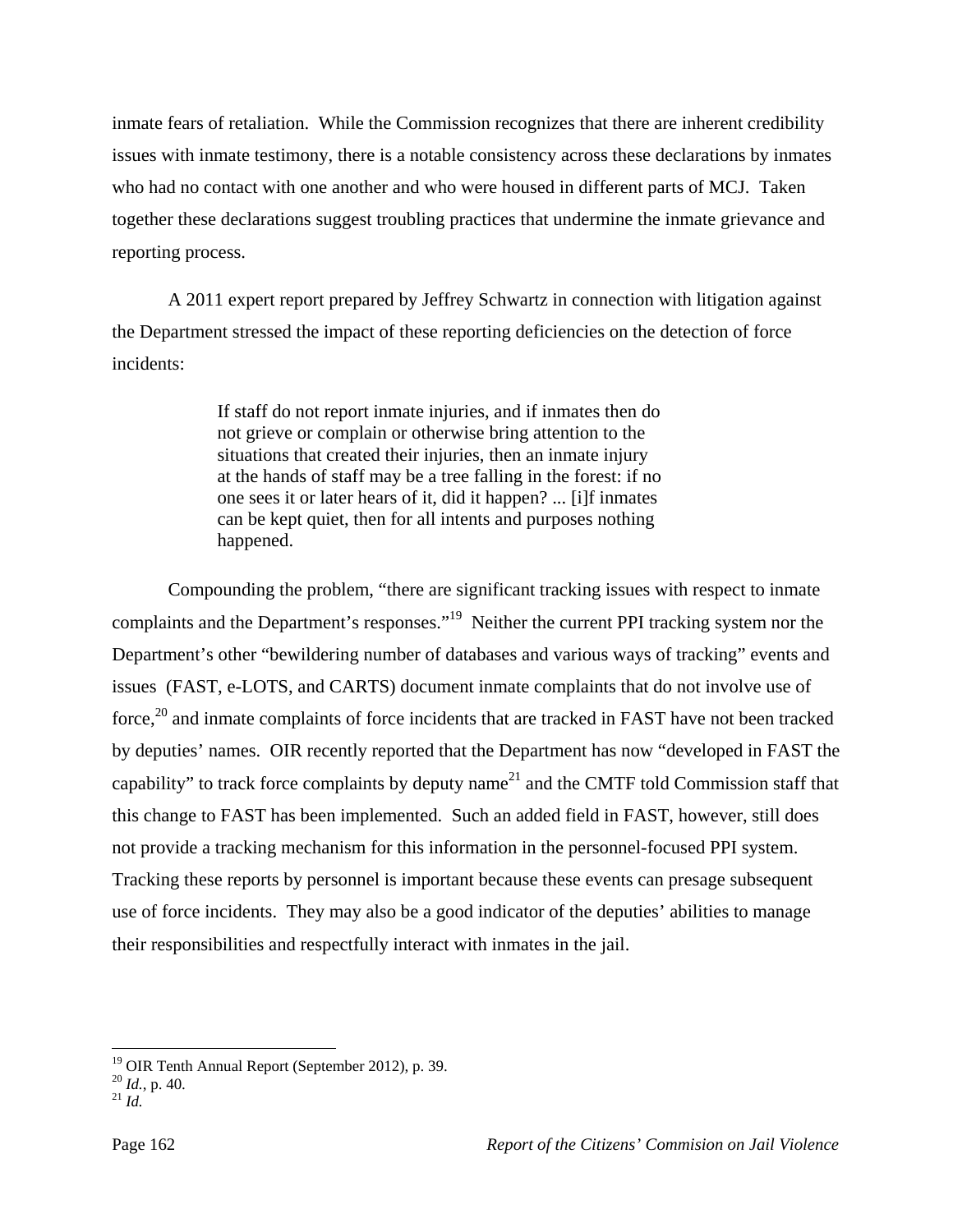inmate fears of retaliation. While the Commission recognizes that there are inherent credibility issues with inmate testimony, there is a notable consistency across these declarations by inmates who had no contact with one another and who were housed in different parts of MCJ. Taken together these declarations suggest troubling practices that undermine the inmate grievance and reporting process.

A 2011 expert report prepared by Jeffrey Schwartz in connection with litigation against the Department stressed the impact of these reporting deficiencies on the detection of force incidents:

> If staff do not report inmate injuries, and if inmates then do not grieve or complain or otherwise bring attention to the situations that created their injuries, then an inmate injury at the hands of staff may be a tree falling in the forest: if no one sees it or later hears of it, did it happen? ... [i]f inmates can be kept quiet, then for all intents and purposes nothing happened.

Compounding the problem, "there are significant tracking issues with respect to inmate complaints and the Department's responses."[19] Neither the current PPI tracking system nor the Department's other "bewildering number of databases and various ways of tracking" events and issues (FAST, e-LOTS, and CARTS) document inmate complaints that do not involve use of force,[20] and inmate complaints of force incidents that are tracked in FAST have not been tracked by deputies' names. OIR recently reported that the Department has now "developed in FAST the capability" to track force complaints by deputy name[21] and the CMTF told Commission staff that this change to FAST has been implemented. Such an added field in FAST, however, still does not provide a tracking mechanism for this information in the personnel-focused PPI system. Tracking these reports by personnel is important because these events can presage subsequent use of force incidents. They may also be a good indicator of the deputies' abilities to manage their responsibilities and respectfully interact with inmates in the jail.

---

[19] OIR Tenth Annual Report (September 2012), p. 39.
[20] *Id.*, p. 40.
[21] *Id.*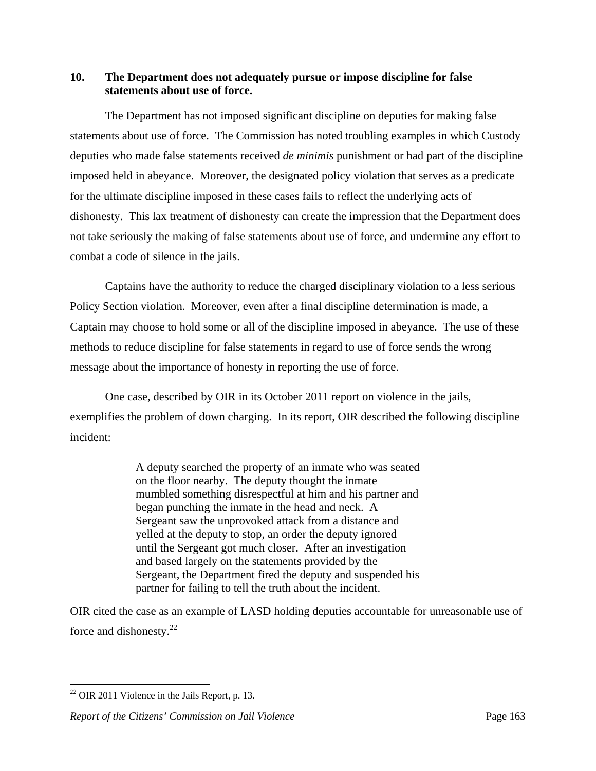### 10. The Department does not adequately pursue or impose discipline for false statements about use of force.

The Department has not imposed significant discipline on deputies for making false statements about use of force. The Commission has noted troubling examples in which Custody deputies who made false statements received *de minimis* punishment or had part of the discipline imposed held in abeyance. Moreover, the designated policy violation that serves as a predicate for the ultimate discipline imposed in these cases fails to reflect the underlying acts of dishonesty. This lax treatment of dishonesty can create the impression that the Department does not take seriously the making of false statements about use of force, and undermine any effort to combat a code of silence in the jails.

Captains have the authority to reduce the charged disciplinary violation to a less serious Policy Section violation. Moreover, even after a final discipline determination is made, a Captain may choose to hold some or all of the discipline imposed in abeyance. The use of these methods to reduce discipline for false statements in regard to use of force sends the wrong message about the importance of honesty in reporting the use of force.

One case, described by OIR in its October 2011 report on violence in the jails, exemplifies the problem of down charging. In its report, OIR described the following discipline incident:

> A deputy searched the property of an inmate who was seated on the floor nearby. The deputy thought the inmate mumbled something disrespectful at him and his partner and began punching the inmate in the head and neck. A Sergeant saw the unprovoked attack from a distance and yelled at the deputy to stop, an order the deputy ignored until the Sergeant got much closer. After an investigation and based largely on the statements provided by the Sergeant, the Department fired the deputy and suspended his partner for failing to tell the truth about the incident.

OIR cited the case as an example of LASD holding deputies accountable for unreasonable use of force and dishonesty.[22]

---

[22] OIR 2011 Violence in the Jails Report, p. 13.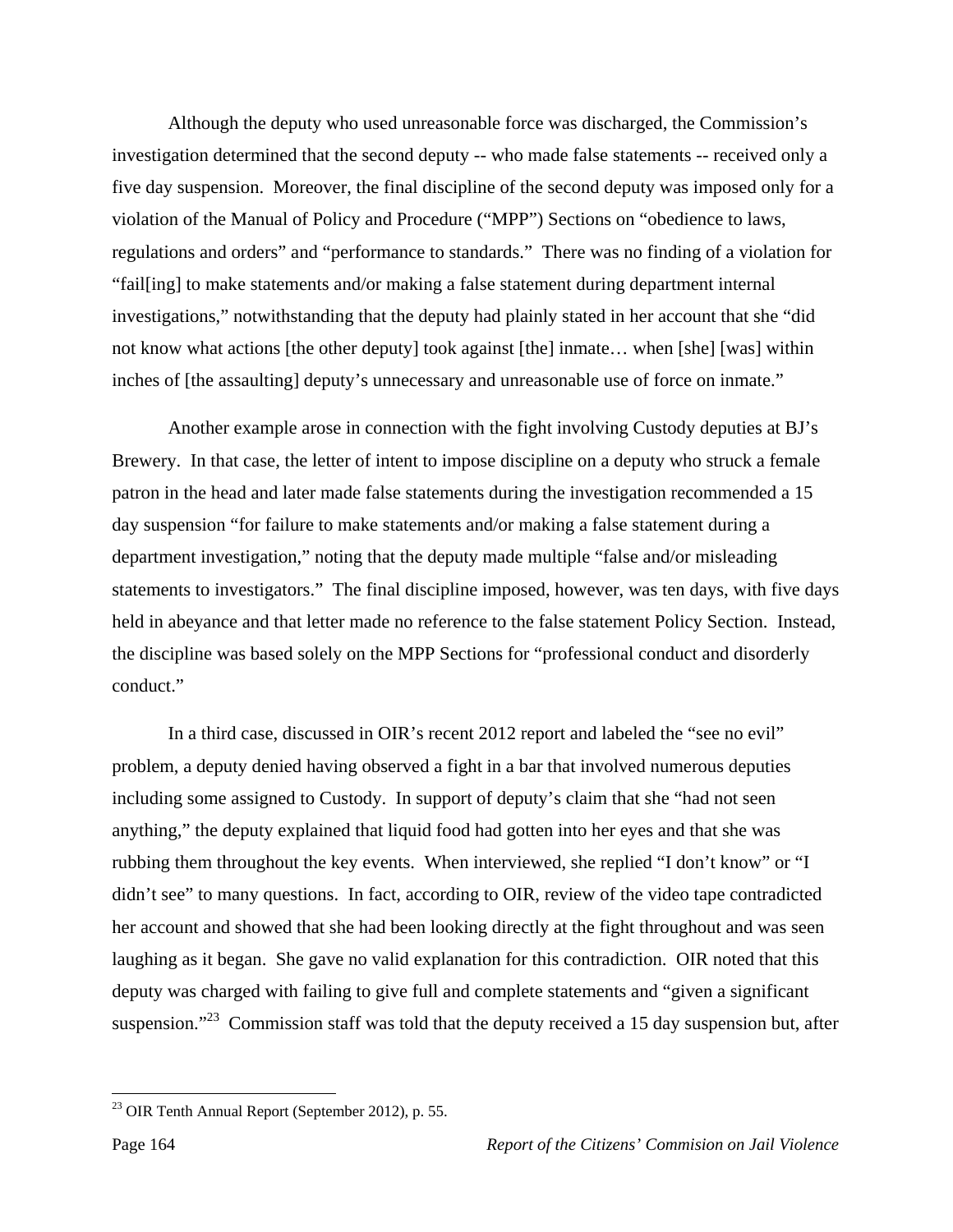Although the deputy who used unreasonable force was discharged, the Commission's investigation determined that the second deputy -- who made false statements -- received only a five day suspension. Moreover, the final discipline of the second deputy was imposed only for a violation of the Manual of Policy and Procedure ("MPP") Sections on "obedience to laws, regulations and orders" and "performance to standards." There was no finding of a violation for "fail[ing] to make statements and/or making a false statement during department internal investigations," notwithstanding that the deputy had plainly stated in her account that she "did not know what actions [the other deputy] took against [the] inmate… when [she] [was] within inches of [the assaulting] deputy's unnecessary and unreasonable use of force on inmate."

Another example arose in connection with the fight involving Custody deputies at BJ's Brewery. In that case, the letter of intent to impose discipline on a deputy who struck a female patron in the head and later made false statements during the investigation recommended a 15 day suspension "for failure to make statements and/or making a false statement during a department investigation," noting that the deputy made multiple "false and/or misleading statements to investigators." The final discipline imposed, however, was ten days, with five days held in abeyance and that letter made no reference to the false statement Policy Section. Instead, the discipline was based solely on the MPP Sections for "professional conduct and disorderly conduct."

In a third case, discussed in OIR's recent 2012 report and labeled the "see no evil" problem, a deputy denied having observed a fight in a bar that involved numerous deputies including some assigned to Custody. In support of deputy's claim that she "had not seen anything," the deputy explained that liquid food had gotten into her eyes and that she was rubbing them throughout the key events. When interviewed, she replied "I don't know" or "I didn't see" to many questions. In fact, according to OIR, review of the video tape contradicted her account and showed that she had been looking directly at the fight throughout and was seen laughing as it began. She gave no valid explanation for this contradiction. OIR noted that this deputy was charged with failing to give full and complete statements and "given a significant suspension."[23] Commission staff was told that the deputy received a 15 day suspension but, after

[23] OIR Tenth Annual Report (September 2012), p. 55.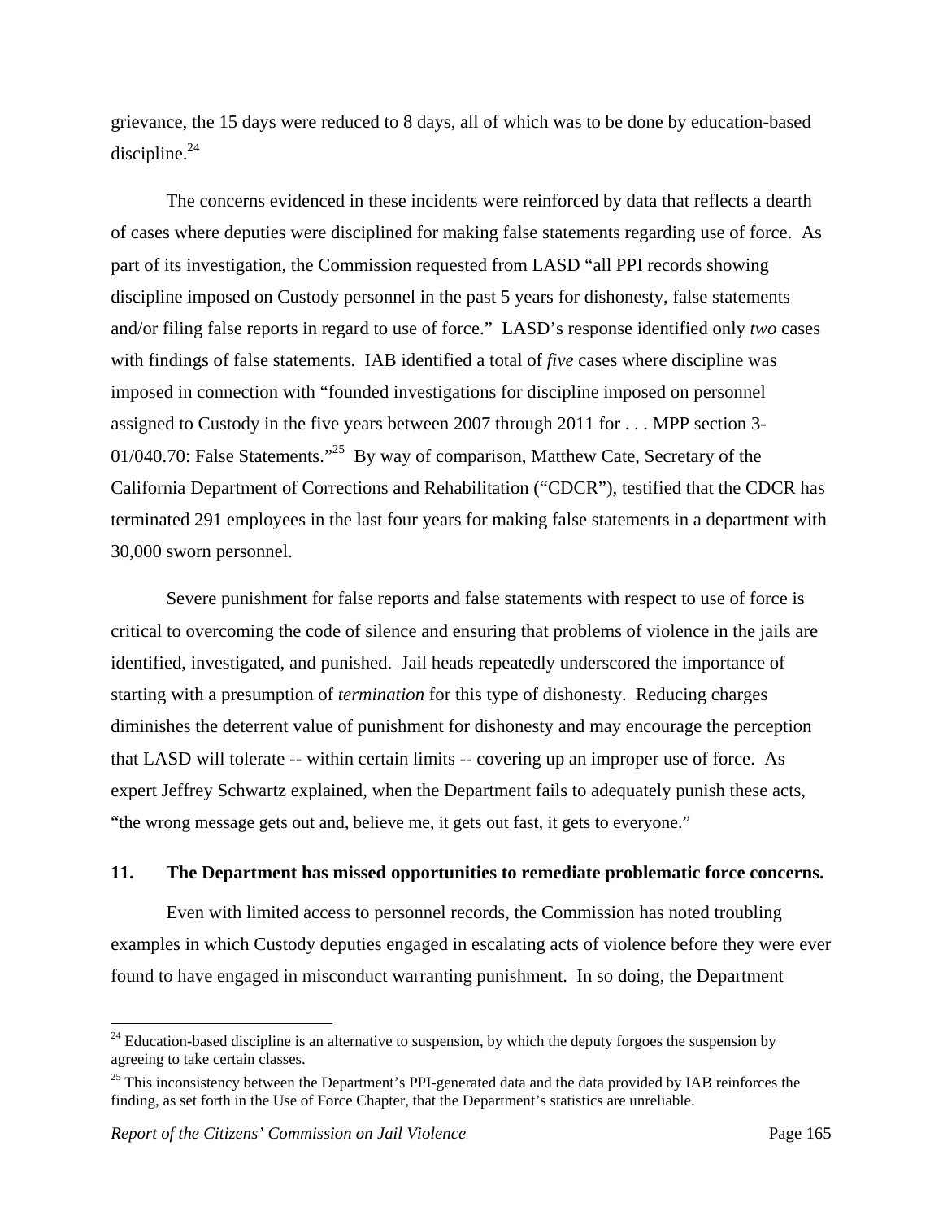grievance, the 15 days were reduced to 8 days, all of which was to be done by education-based discipline.[24]

The concerns evidenced in these incidents were reinforced by data that reflects a dearth of cases where deputies were disciplined for making false statements regarding use of force. As part of its investigation, the Commission requested from LASD "all PPI records showing discipline imposed on Custody personnel in the past 5 years for dishonesty, false statements and/or filing false reports in regard to use of force." LASD's response identified only *two* cases with findings of false statements. IAB identified a total of *five* cases where discipline was imposed in connection with "founded investigations for discipline imposed on personnel assigned to Custody in the five years between 2007 through 2011 for . . . MPP section 3-01/040.70: False Statements."[25] By way of comparison, Matthew Cate, Secretary of the California Department of Corrections and Rehabilitation ("CDCR"), testified that the CDCR has terminated 291 employees in the last four years for making false statements in a department with 30,000 sworn personnel.

Severe punishment for false reports and false statements with respect to use of force is critical to overcoming the code of silence and ensuring that problems of violence in the jails are identified, investigated, and punished. Jail heads repeatedly underscored the importance of starting with a presumption of *termination* for this type of dishonesty. Reducing charges diminishes the deterrent value of punishment for dishonesty and may encourage the perception that LASD will tolerate -- within certain limits -- covering up an improper use of force. As expert Jeffrey Schwartz explained, when the Department fails to adequately punish these acts, "the wrong message gets out and, believe me, it gets out fast, it gets to everyone."

### 11. The Department has missed opportunities to remediate problematic force concerns.

Even with limited access to personnel records, the Commission has noted troubling examples in which Custody deputies engaged in escalating acts of violence before they were ever found to have engaged in misconduct warranting punishment. In so doing, the Department

---

[24] Education-based discipline is an alternative to suspension, by which the deputy forgoes the suspension by agreeing to take certain classes.

[25] This inconsistency between the Department's PPI-generated data and the data provided by IAB reinforces the finding, as set forth in the Use of Force Chapter, that the Department's statistics are unreliable.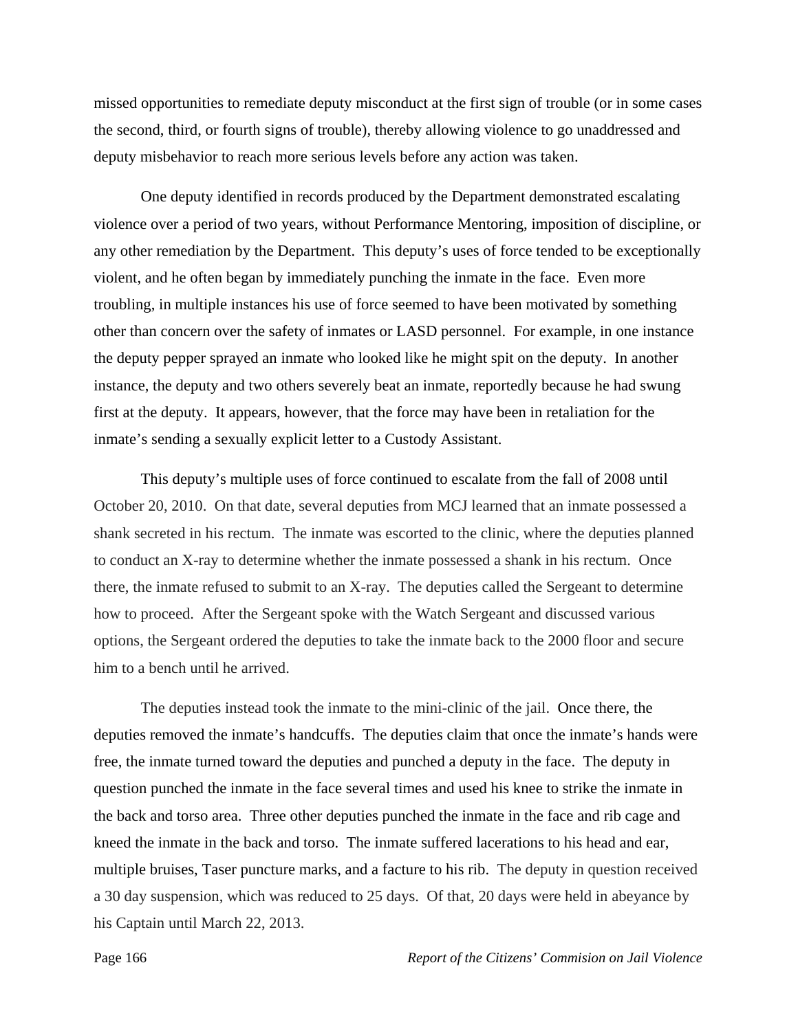missed opportunities to remediate deputy misconduct at the first sign of trouble (or in some cases the second, third, or fourth signs of trouble), thereby allowing violence to go unaddressed and deputy misbehavior to reach more serious levels before any action was taken.

One deputy identified in records produced by the Department demonstrated escalating violence over a period of two years, without Performance Mentoring, imposition of discipline, or any other remediation by the Department. This deputy's uses of force tended to be exceptionally violent, and he often began by immediately punching the inmate in the face. Even more troubling, in multiple instances his use of force seemed to have been motivated by something other than concern over the safety of inmates or LASD personnel. For example, in one instance the deputy pepper sprayed an inmate who looked like he might spit on the deputy. In another instance, the deputy and two others severely beat an inmate, reportedly because he had swung first at the deputy. It appears, however, that the force may have been in retaliation for the inmate's sending a sexually explicit letter to a Custody Assistant.

This deputy's multiple uses of force continued to escalate from the fall of 2008 until October 20, 2010. On that date, several deputies from MCJ learned that an inmate possessed a shank secreted in his rectum. The inmate was escorted to the clinic, where the deputies planned to conduct an X-ray to determine whether the inmate possessed a shank in his rectum. Once there, the inmate refused to submit to an X-ray. The deputies called the Sergeant to determine how to proceed. After the Sergeant spoke with the Watch Sergeant and discussed various options, the Sergeant ordered the deputies to take the inmate back to the 2000 floor and secure him to a bench until he arrived.

The deputies instead took the inmate to the mini-clinic of the jail. Once there, the deputies removed the inmate's handcuffs. The deputies claim that once the inmate's hands were free, the inmate turned toward the deputies and punched a deputy in the face. The deputy in question punched the inmate in the face several times and used his knee to strike the inmate in the back and torso area. Three other deputies punched the inmate in the face and rib cage and kneed the inmate in the back and torso. The inmate suffered lacerations to his head and ear, multiple bruises, Taser puncture marks, and a facture to his rib. The deputy in question received a 30 day suspension, which was reduced to 25 days. Of that, 20 days were held in abeyance by his Captain until March 22, 2013.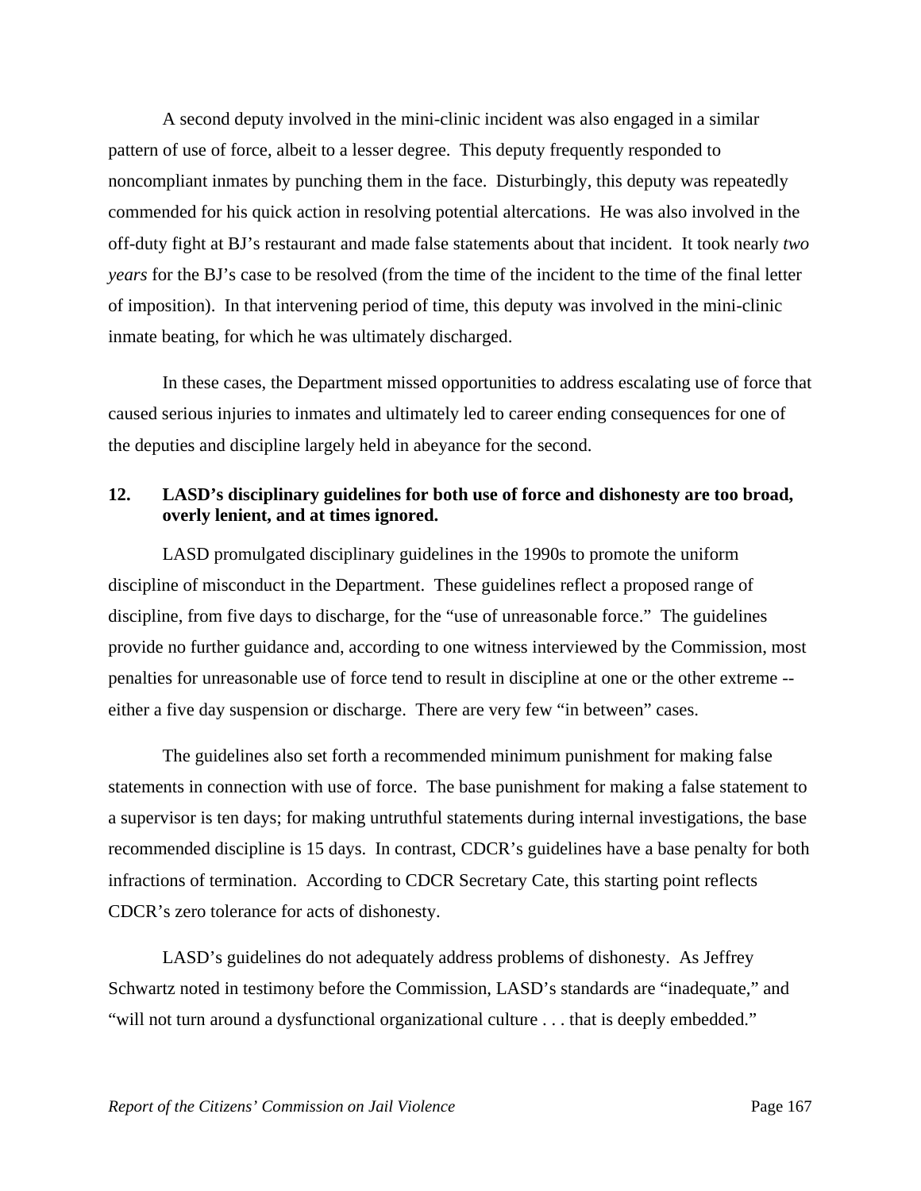A second deputy involved in the mini-clinic incident was also engaged in a similar pattern of use of force, albeit to a lesser degree. This deputy frequently responded to noncompliant inmates by punching them in the face. Disturbingly, this deputy was repeatedly commended for his quick action in resolving potential altercations. He was also involved in the off-duty fight at BJ's restaurant and made false statements about that incident. It took nearly *two years* for the BJ's case to be resolved (from the time of the incident to the time of the final letter of imposition). In that intervening period of time, this deputy was involved in the mini-clinic inmate beating, for which he was ultimately discharged.

In these cases, the Department missed opportunities to address escalating use of force that caused serious injuries to inmates and ultimately led to career ending consequences for one of the deputies and discipline largely held in abeyance for the second.

### 12. LASD's disciplinary guidelines for both use of force and dishonesty are too broad, overly lenient, and at times ignored.

LASD promulgated disciplinary guidelines in the 1990s to promote the uniform discipline of misconduct in the Department. These guidelines reflect a proposed range of discipline, from five days to discharge, for the "use of unreasonable force." The guidelines provide no further guidance and, according to one witness interviewed by the Commission, most penalties for unreasonable use of force tend to result in discipline at one or the other extreme -- either a five day suspension or discharge. There are very few "in between" cases.

The guidelines also set forth a recommended minimum punishment for making false statements in connection with use of force. The base punishment for making a false statement to a supervisor is ten days; for making untruthful statements during internal investigations, the base recommended discipline is 15 days. In contrast, CDCR's guidelines have a base penalty for both infractions of termination. According to CDCR Secretary Cate, this starting point reflects CDCR's zero tolerance for acts of dishonesty.

LASD's guidelines do not adequately address problems of dishonesty. As Jeffrey Schwartz noted in testimony before the Commission, LASD's standards are "inadequate," and "will not turn around a dysfunctional organizational culture . . . that is deeply embedded."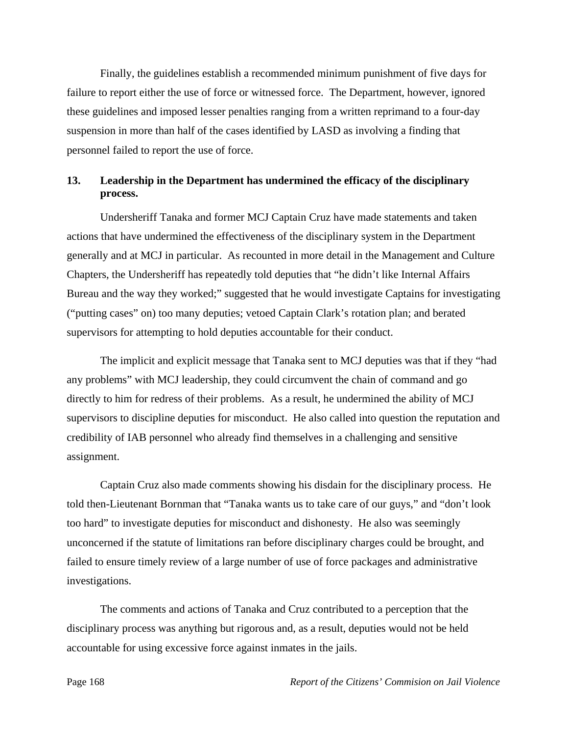Finally, the guidelines establish a recommended minimum punishment of five days for failure to report either the use of force or witnessed force. The Department, however, ignored these guidelines and imposed lesser penalties ranging from a written reprimand to a four-day suspension in more than half of the cases identified by LASD as involving a finding that personnel failed to report the use of force.

### 13. Leadership in the Department has undermined the efficacy of the disciplinary process.

Undersheriff Tanaka and former MCJ Captain Cruz have made statements and taken actions that have undermined the effectiveness of the disciplinary system in the Department generally and at MCJ in particular. As recounted in more detail in the Management and Culture Chapters, the Undersheriff has repeatedly told deputies that "he didn't like Internal Affairs Bureau and the way they worked;" suggested that he would investigate Captains for investigating ("putting cases" on) too many deputies; vetoed Captain Clark's rotation plan; and berated supervisors for attempting to hold deputies accountable for their conduct.

The implicit and explicit message that Tanaka sent to MCJ deputies was that if they "had any problems" with MCJ leadership, they could circumvent the chain of command and go directly to him for redress of their problems. As a result, he undermined the ability of MCJ supervisors to discipline deputies for misconduct. He also called into question the reputation and credibility of IAB personnel who already find themselves in a challenging and sensitive assignment.

Captain Cruz also made comments showing his disdain for the disciplinary process. He told then-Lieutenant Bornman that "Tanaka wants us to take care of our guys," and "don't look too hard" to investigate deputies for misconduct and dishonesty. He also was seemingly unconcerned if the statute of limitations ran before disciplinary charges could be brought, and failed to ensure timely review of a large number of use of force packages and administrative investigations.

The comments and actions of Tanaka and Cruz contributed to a perception that the disciplinary process was anything but rigorous and, as a result, deputies would not be held accountable for using excessive force against inmates in the jails.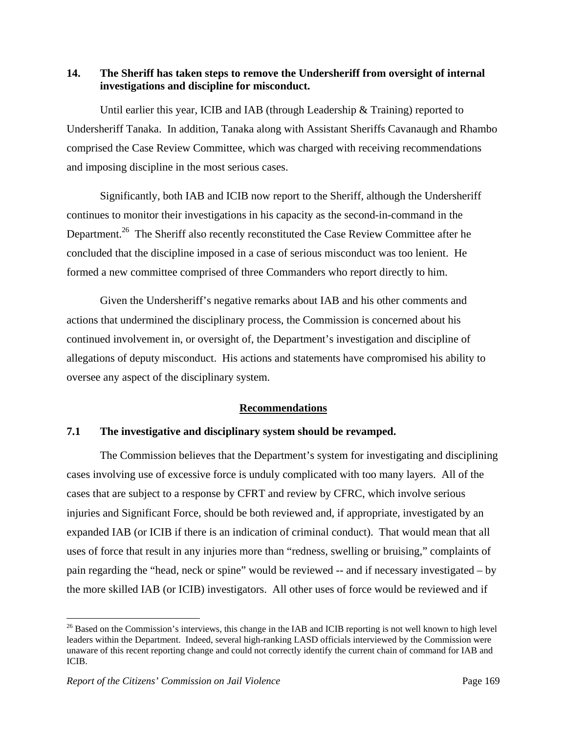### 14. The Sheriff has taken steps to remove the Undersheriff from oversight of internal investigations and discipline for misconduct.

Until earlier this year, ICIB and IAB (through Leadership & Training) reported to Undersheriff Tanaka. In addition, Tanaka along with Assistant Sheriffs Cavanaugh and Rhambo comprised the Case Review Committee, which was charged with receiving recommendations and imposing discipline in the most serious cases.

Significantly, both IAB and ICIB now report to the Sheriff, although the Undersheriff continues to monitor their investigations in his capacity as the second-in-command in the Department.[26] The Sheriff also recently reconstituted the Case Review Committee after he concluded that the discipline imposed in a case of serious misconduct was too lenient. He formed a new committee comprised of three Commanders who report directly to him.

Given the Undersheriff's negative remarks about IAB and his other comments and actions that undermined the disciplinary process, the Commission is concerned about his continued involvement in, or oversight of, the Department's investigation and discipline of allegations of deputy misconduct. His actions and statements have compromised his ability to oversee any aspect of the disciplinary system.

## Recommendations

### 7.1 The investigative and disciplinary system should be revamped.

The Commission believes that the Department's system for investigating and disciplining cases involving use of excessive force is unduly complicated with too many layers. All of the cases that are subject to a response by CFRT and review by CFRC, which involve serious injuries and Significant Force, should be both reviewed and, if appropriate, investigated by an expanded IAB (or ICIB if there is an indication of criminal conduct). That would mean that all uses of force that result in any injuries more than "redness, swelling or bruising," complaints of pain regarding the "head, neck or spine" would be reviewed -- and if necessary investigated – by the more skilled IAB (or ICIB) investigators. All other uses of force would be reviewed and if

[26] Based on the Commission's interviews, this change in the IAB and ICIB reporting is not well known to high level leaders within the Department. Indeed, several high-ranking LASD officials interviewed by the Commission were unaware of this recent reporting change and could not correctly identify the current chain of command for IAB and ICIB.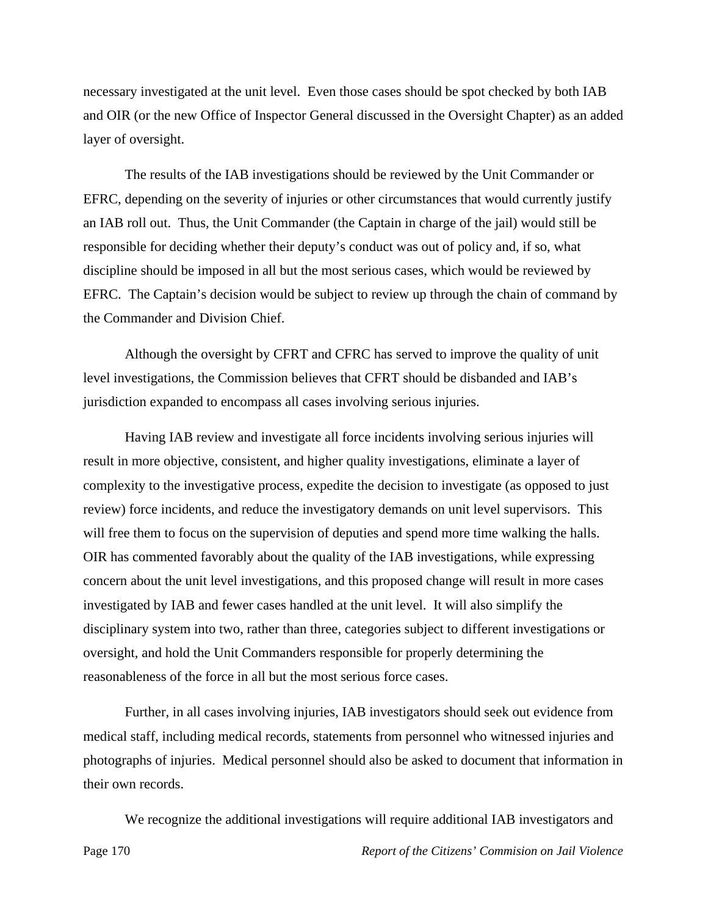necessary investigated at the unit level. Even those cases should be spot checked by both IAB and OIR (or the new Office of Inspector General discussed in the Oversight Chapter) as an added layer of oversight.

The results of the IAB investigations should be reviewed by the Unit Commander or EFRC, depending on the severity of injuries or other circumstances that would currently justify an IAB roll out. Thus, the Unit Commander (the Captain in charge of the jail) would still be responsible for deciding whether their deputy's conduct was out of policy and, if so, what discipline should be imposed in all but the most serious cases, which would be reviewed by EFRC. The Captain's decision would be subject to review up through the chain of command by the Commander and Division Chief.

Although the oversight by CFRT and CFRC has served to improve the quality of unit level investigations, the Commission believes that CFRT should be disbanded and IAB's jurisdiction expanded to encompass all cases involving serious injuries.

Having IAB review and investigate all force incidents involving serious injuries will result in more objective, consistent, and higher quality investigations, eliminate a layer of complexity to the investigative process, expedite the decision to investigate (as opposed to just review) force incidents, and reduce the investigatory demands on unit level supervisors. This will free them to focus on the supervision of deputies and spend more time walking the halls. OIR has commented favorably about the quality of the IAB investigations, while expressing concern about the unit level investigations, and this proposed change will result in more cases investigated by IAB and fewer cases handled at the unit level. It will also simplify the disciplinary system into two, rather than three, categories subject to different investigations or oversight, and hold the Unit Commanders responsible for properly determining the reasonableness of the force in all but the most serious force cases.

Further, in all cases involving injuries, IAB investigators should seek out evidence from medical staff, including medical records, statements from personnel who witnessed injuries and photographs of injuries. Medical personnel should also be asked to document that information in their own records.

We recognize the additional investigations will require additional IAB investigators and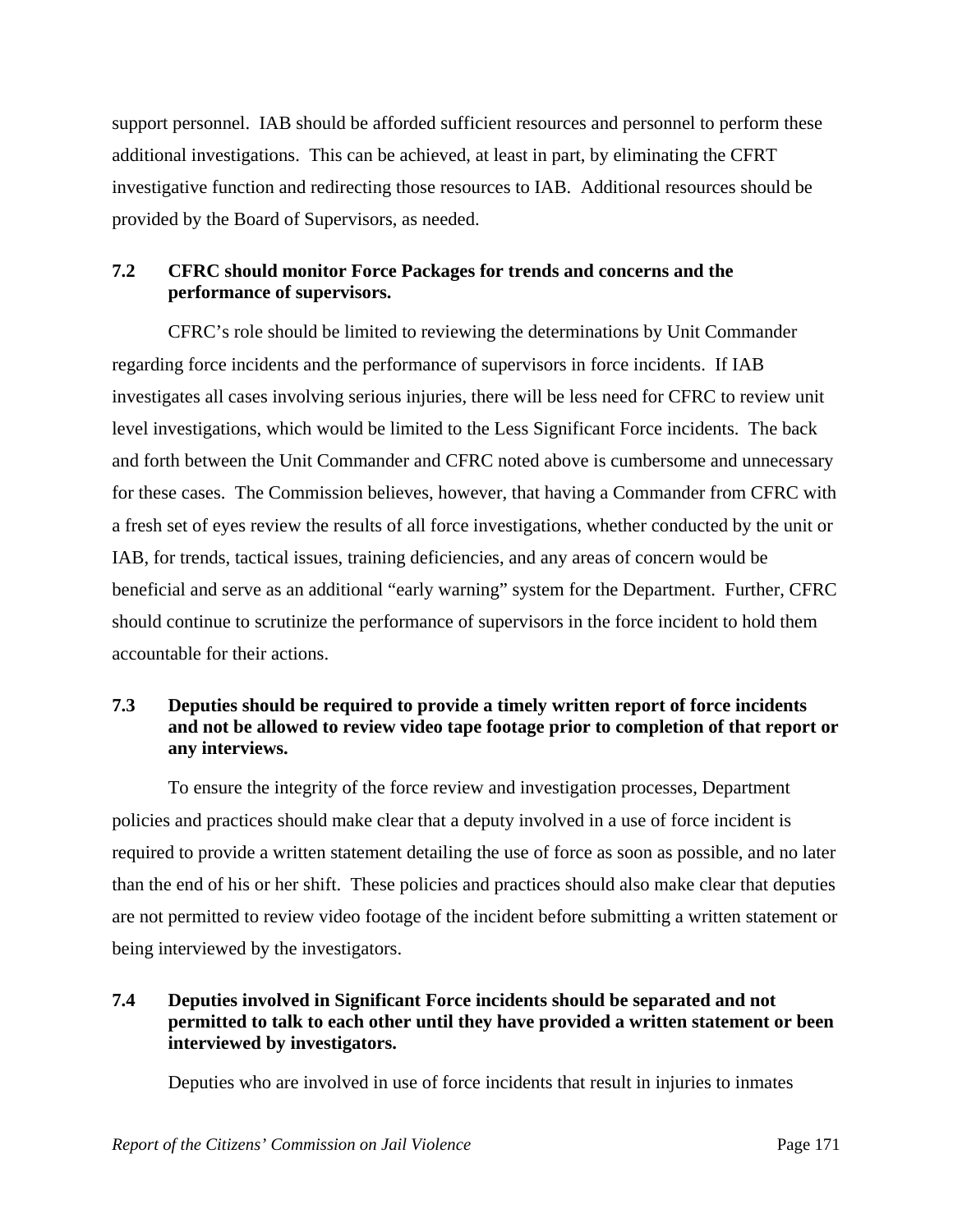support personnel. IAB should be afforded sufficient resources and personnel to perform these additional investigations. This can be achieved, at least in part, by eliminating the CFRT investigative function and redirecting those resources to IAB. Additional resources should be provided by the Board of Supervisors, as needed.

### 7.2 CFRC should monitor Force Packages for trends and concerns and the performance of supervisors.

CFRC's role should be limited to reviewing the determinations by Unit Commander regarding force incidents and the performance of supervisors in force incidents. If IAB investigates all cases involving serious injuries, there will be less need for CFRC to review unit level investigations, which would be limited to the Less Significant Force incidents. The back and forth between the Unit Commander and CFRC noted above is cumbersome and unnecessary for these cases. The Commission believes, however, that having a Commander from CFRC with a fresh set of eyes review the results of all force investigations, whether conducted by the unit or IAB, for trends, tactical issues, training deficiencies, and any areas of concern would be beneficial and serve as an additional "early warning" system for the Department. Further, CFRC should continue to scrutinize the performance of supervisors in the force incident to hold them accountable for their actions.

### 7.3 Deputies should be required to provide a timely written report of force incidents and not be allowed to review video tape footage prior to completion of that report or any interviews.

To ensure the integrity of the force review and investigation processes, Department policies and practices should make clear that a deputy involved in a use of force incident is required to provide a written statement detailing the use of force as soon as possible, and no later than the end of his or her shift. These policies and practices should also make clear that deputies are not permitted to review video footage of the incident before submitting a written statement or being interviewed by the investigators.

### 7.4 Deputies involved in Significant Force incidents should be separated and not permitted to talk to each other until they have provided a written statement or been interviewed by investigators.

Deputies who are involved in use of force incidents that result in injuries to inmates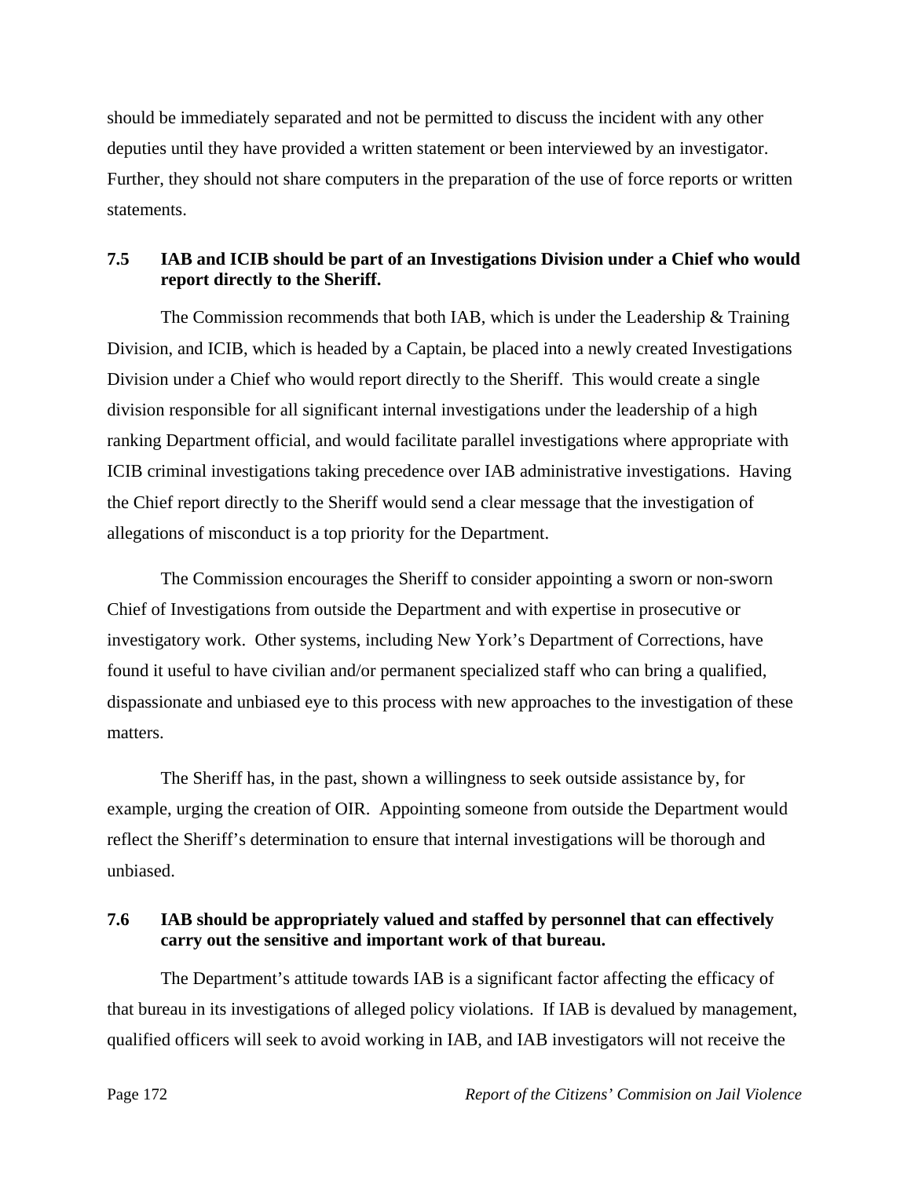should be immediately separated and not be permitted to discuss the incident with any other deputies until they have provided a written statement or been interviewed by an investigator. Further, they should not share computers in the preparation of the use of force reports or written statements.

### 7.5 IAB and ICIB should be part of an Investigations Division under a Chief who would report directly to the Sheriff.

The Commission recommends that both IAB, which is under the Leadership & Training Division, and ICIB, which is headed by a Captain, be placed into a newly created Investigations Division under a Chief who would report directly to the Sheriff. This would create a single division responsible for all significant internal investigations under the leadership of a high ranking Department official, and would facilitate parallel investigations where appropriate with ICIB criminal investigations taking precedence over IAB administrative investigations. Having the Chief report directly to the Sheriff would send a clear message that the investigation of allegations of misconduct is a top priority for the Department.

The Commission encourages the Sheriff to consider appointing a sworn or non-sworn Chief of Investigations from outside the Department and with expertise in prosecutive or investigatory work. Other systems, including New York's Department of Corrections, have found it useful to have civilian and/or permanent specialized staff who can bring a qualified, dispassionate and unbiased eye to this process with new approaches to the investigation of these matters.

The Sheriff has, in the past, shown a willingness to seek outside assistance by, for example, urging the creation of OIR. Appointing someone from outside the Department would reflect the Sheriff's determination to ensure that internal investigations will be thorough and unbiased.

### 7.6 IAB should be appropriately valued and staffed by personnel that can effectively carry out the sensitive and important work of that bureau.

The Department's attitude towards IAB is a significant factor affecting the efficacy of that bureau in its investigations of alleged policy violations. If IAB is devalued by management, qualified officers will seek to avoid working in IAB, and IAB investigators will not receive the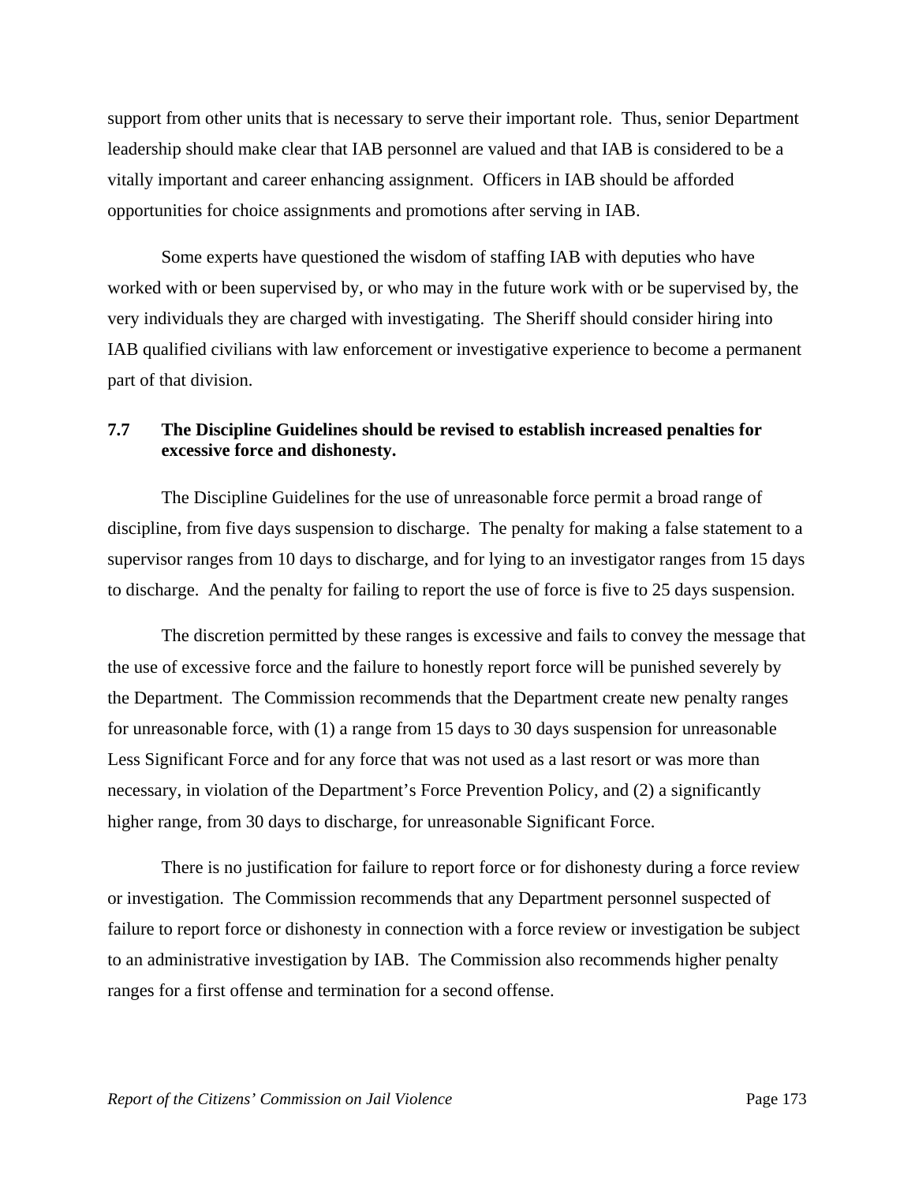support from other units that is necessary to serve their important role. Thus, senior Department leadership should make clear that IAB personnel are valued and that IAB is considered to be a vitally important and career enhancing assignment. Officers in IAB should be afforded opportunities for choice assignments and promotions after serving in IAB.

Some experts have questioned the wisdom of staffing IAB with deputies who have worked with or been supervised by, or who may in the future work with or be supervised by, the very individuals they are charged with investigating. The Sheriff should consider hiring into IAB qualified civilians with law enforcement or investigative experience to become a permanent part of that division.

### 7.7 The Discipline Guidelines should be revised to establish increased penalties for excessive force and dishonesty.

The Discipline Guidelines for the use of unreasonable force permit a broad range of discipline, from five days suspension to discharge. The penalty for making a false statement to a supervisor ranges from 10 days to discharge, and for lying to an investigator ranges from 15 days to discharge. And the penalty for failing to report the use of force is five to 25 days suspension.

The discretion permitted by these ranges is excessive and fails to convey the message that the use of excessive force and the failure to honestly report force will be punished severely by the Department. The Commission recommends that the Department create new penalty ranges for unreasonable force, with (1) a range from 15 days to 30 days suspension for unreasonable Less Significant Force and for any force that was not used as a last resort or was more than necessary, in violation of the Department's Force Prevention Policy, and (2) a significantly higher range, from 30 days to discharge, for unreasonable Significant Force.

There is no justification for failure to report force or for dishonesty during a force review or investigation. The Commission recommends that any Department personnel suspected of failure to report force or dishonesty in connection with a force review or investigation be subject to an administrative investigation by IAB. The Commission also recommends higher penalty ranges for a first offense and termination for a second offense.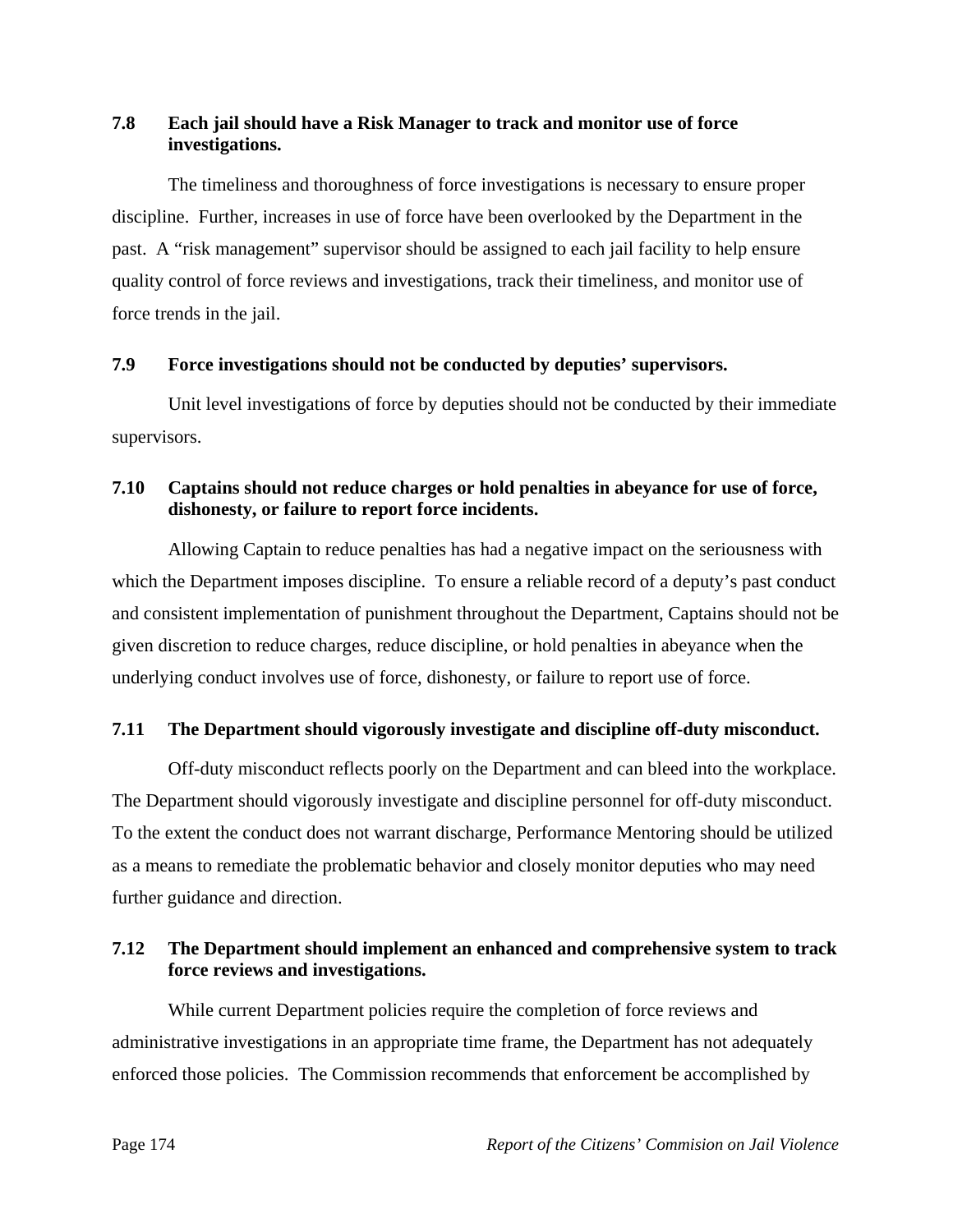### 7.8 Each jail should have a Risk Manager to track and monitor use of force investigations.

The timeliness and thoroughness of force investigations is necessary to ensure proper discipline. Further, increases in use of force have been overlooked by the Department in the past. A "risk management" supervisor should be assigned to each jail facility to help ensure quality control of force reviews and investigations, track their timeliness, and monitor use of force trends in the jail.

### 7.9 Force investigations should not be conducted by deputies' supervisors.

Unit level investigations of force by deputies should not be conducted by their immediate supervisors.

### 7.10 Captains should not reduce charges or hold penalties in abeyance for use of force, dishonesty, or failure to report force incidents.

Allowing Captain to reduce penalties has had a negative impact on the seriousness with which the Department imposes discipline. To ensure a reliable record of a deputy's past conduct and consistent implementation of punishment throughout the Department, Captains should not be given discretion to reduce charges, reduce discipline, or hold penalties in abeyance when the underlying conduct involves use of force, dishonesty, or failure to report use of force.

### 7.11 The Department should vigorously investigate and discipline off-duty misconduct.

Off-duty misconduct reflects poorly on the Department and can bleed into the workplace. The Department should vigorously investigate and discipline personnel for off-duty misconduct. To the extent the conduct does not warrant discharge, Performance Mentoring should be utilized as a means to remediate the problematic behavior and closely monitor deputies who may need further guidance and direction.

### 7.12 The Department should implement an enhanced and comprehensive system to track force reviews and investigations.

While current Department policies require the completion of force reviews and administrative investigations in an appropriate time frame, the Department has not adequately enforced those policies. The Commission recommends that enforcement be accomplished by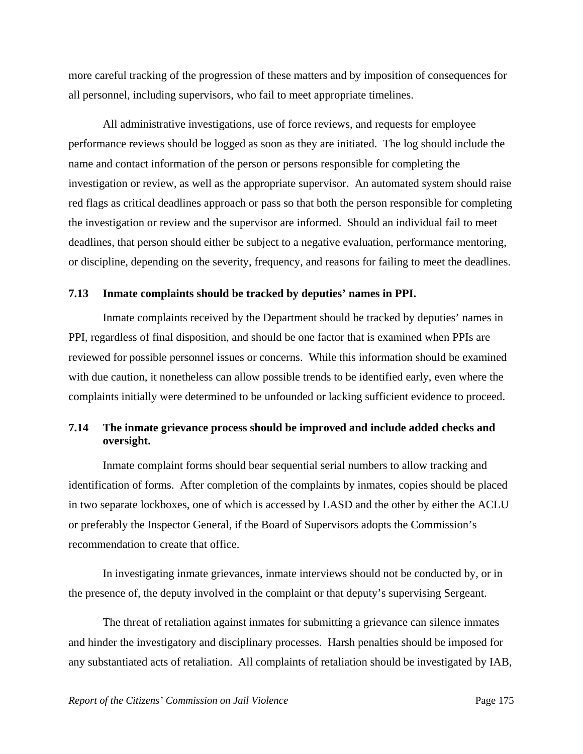more careful tracking of the progression of these matters and by imposition of consequences for all personnel, including supervisors, who fail to meet appropriate timelines.

All administrative investigations, use of force reviews, and requests for employee performance reviews should be logged as soon as they are initiated. The log should include the name and contact information of the person or persons responsible for completing the investigation or review, as well as the appropriate supervisor. An automated system should raise red flags as critical deadlines approach or pass so that both the person responsible for completing the investigation or review and the supervisor are informed. Should an individual fail to meet deadlines, that person should either be subject to a negative evaluation, performance mentoring, or discipline, depending on the severity, frequency, and reasons for failing to meet the deadlines.

### 7.13 Inmate complaints should be tracked by deputies' names in PPI.

Inmate complaints received by the Department should be tracked by deputies' names in PPI, regardless of final disposition, and should be one factor that is examined when PPIs are reviewed for possible personnel issues or concerns. While this information should be examined with due caution, it nonetheless can allow possible trends to be identified early, even where the complaints initially were determined to be unfounded or lacking sufficient evidence to proceed.

### 7.14 The inmate grievance process should be improved and include added checks and oversight.

Inmate complaint forms should bear sequential serial numbers to allow tracking and identification of forms. After completion of the complaints by inmates, copies should be placed in two separate lockboxes, one of which is accessed by LASD and the other by either the ACLU or preferably the Inspector General, if the Board of Supervisors adopts the Commission's recommendation to create that office.

In investigating inmate grievances, inmate interviews should not be conducted by, or in the presence of, the deputy involved in the complaint or that deputy's supervising Sergeant.

The threat of retaliation against inmates for submitting a grievance can silence inmates and hinder the investigatory and disciplinary processes. Harsh penalties should be imposed for any substantiated acts of retaliation. All complaints of retaliation should be investigated by IAB,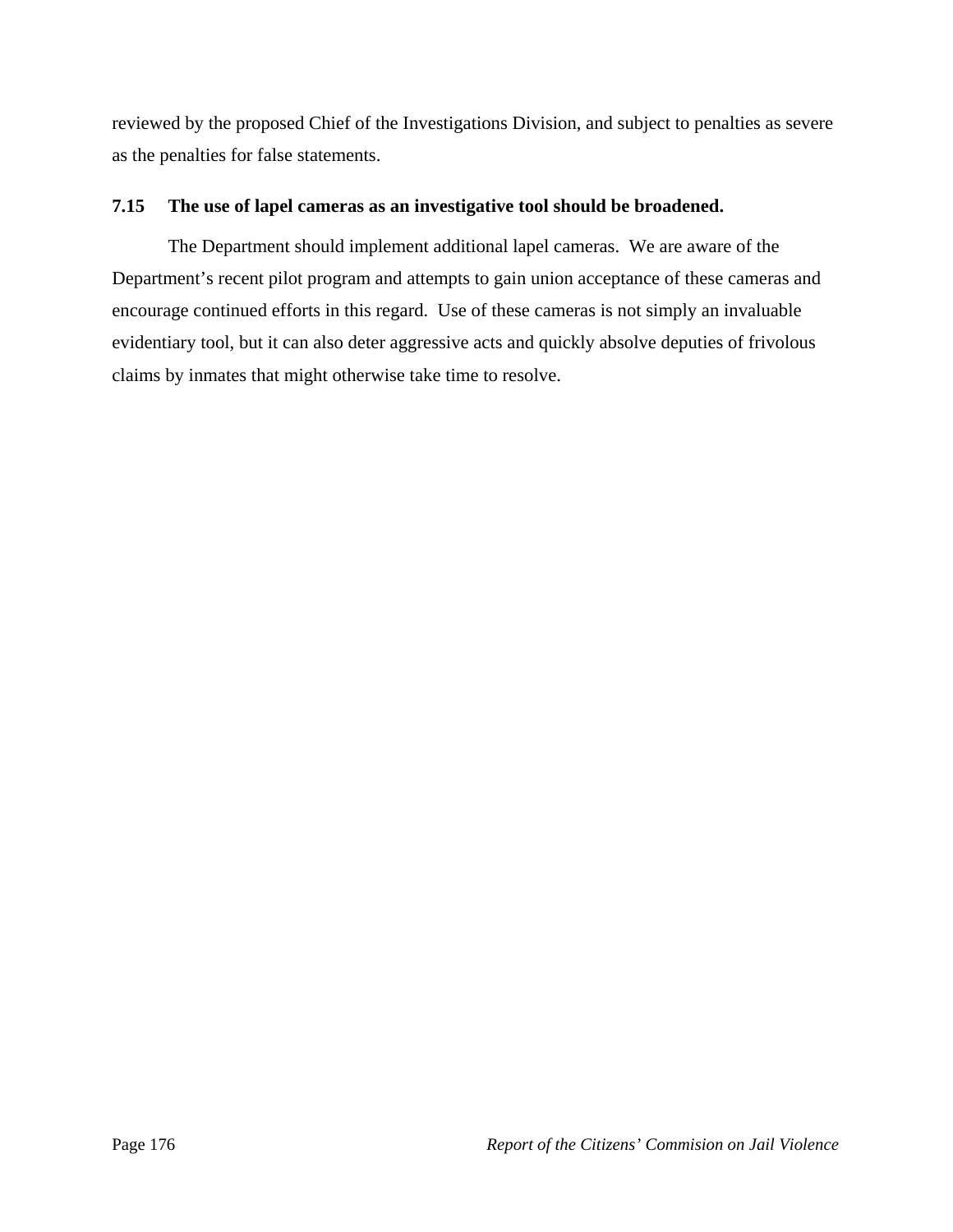reviewed by the proposed Chief of the Investigations Division, and subject to penalties as severe as the penalties for false statements.

### 7.15 The use of lapel cameras as an investigative tool should be broadened.

The Department should implement additional lapel cameras. We are aware of the Department's recent pilot program and attempts to gain union acceptance of these cameras and encourage continued efforts in this regard. Use of these cameras is not simply an invaluable evidentiary tool, but it can also deter aggressive acts and quickly absolve deputies of frivolous claims by inmates that might otherwise take time to resolve.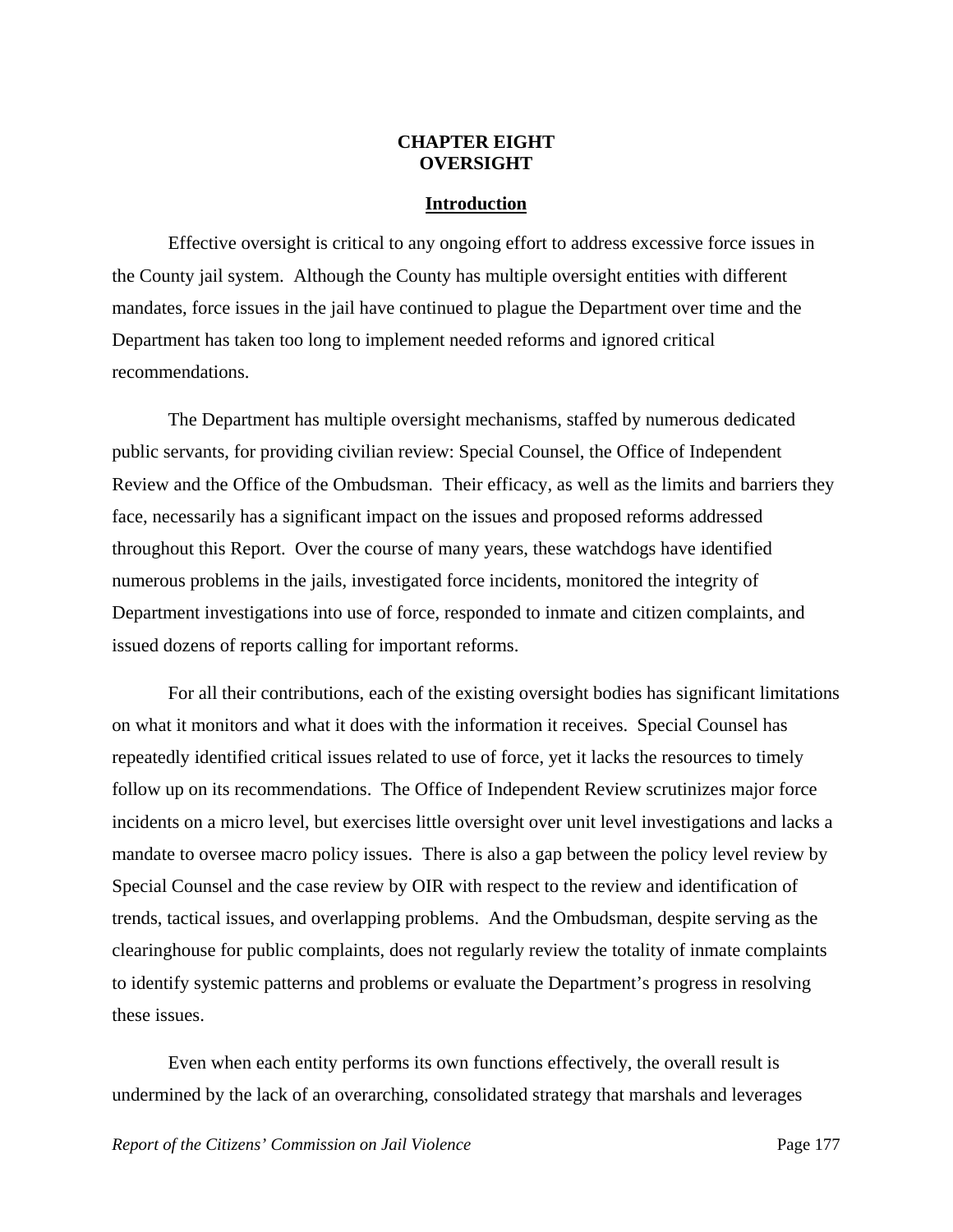# CHAPTER EIGHT
# OVERSIGHT

## Introduction

Effective oversight is critical to any ongoing effort to address excessive force issues in the County jail system. Although the County has multiple oversight entities with different mandates, force issues in the jail have continued to plague the Department over time and the Department has taken too long to implement needed reforms and ignored critical recommendations.

The Department has multiple oversight mechanisms, staffed by numerous dedicated public servants, for providing civilian review: Special Counsel, the Office of Independent Review and the Office of the Ombudsman. Their efficacy, as well as the limits and barriers they face, necessarily has a significant impact on the issues and proposed reforms addressed throughout this Report. Over the course of many years, these watchdogs have identified numerous problems in the jails, investigated force incidents, monitored the integrity of Department investigations into use of force, responded to inmate and citizen complaints, and issued dozens of reports calling for important reforms.

For all their contributions, each of the existing oversight bodies has significant limitations on what it monitors and what it does with the information it receives. Special Counsel has repeatedly identified critical issues related to use of force, yet it lacks the resources to timely follow up on its recommendations. The Office of Independent Review scrutinizes major force incidents on a micro level, but exercises little oversight over unit level investigations and lacks a mandate to oversee macro policy issues. There is also a gap between the policy level review by Special Counsel and the case review by OIR with respect to the review and identification of trends, tactical issues, and overlapping problems. And the Ombudsman, despite serving as the clearinghouse for public complaints, does not regularly review the totality of inmate complaints to identify systemic patterns and problems or evaluate the Department's progress in resolving these issues.

Even when each entity performs its own functions effectively, the overall result is undermined by the lack of an overarching, consolidated strategy that marshals and leverages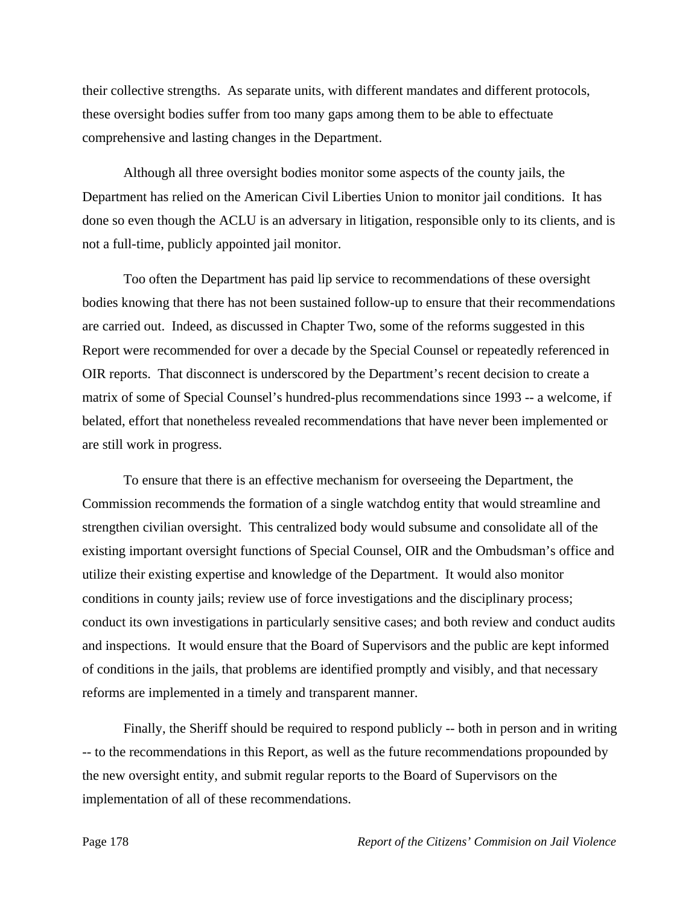their collective strengths. As separate units, with different mandates and different protocols, these oversight bodies suffer from too many gaps among them to be able to effectuate comprehensive and lasting changes in the Department.

Although all three oversight bodies monitor some aspects of the county jails, the Department has relied on the American Civil Liberties Union to monitor jail conditions. It has done so even though the ACLU is an adversary in litigation, responsible only to its clients, and is not a full-time, publicly appointed jail monitor.

Too often the Department has paid lip service to recommendations of these oversight bodies knowing that there has not been sustained follow-up to ensure that their recommendations are carried out. Indeed, as discussed in Chapter Two, some of the reforms suggested in this Report were recommended for over a decade by the Special Counsel or repeatedly referenced in OIR reports. That disconnect is underscored by the Department's recent decision to create a matrix of some of Special Counsel's hundred-plus recommendations since 1993 -- a welcome, if belated, effort that nonetheless revealed recommendations that have never been implemented or are still work in progress.

To ensure that there is an effective mechanism for overseeing the Department, the Commission recommends the formation of a single watchdog entity that would streamline and strengthen civilian oversight. This centralized body would subsume and consolidate all of the existing important oversight functions of Special Counsel, OIR and the Ombudsman's office and utilize their existing expertise and knowledge of the Department. It would also monitor conditions in county jails; review use of force investigations and the disciplinary process; conduct its own investigations in particularly sensitive cases; and both review and conduct audits and inspections. It would ensure that the Board of Supervisors and the public are kept informed of conditions in the jails, that problems are identified promptly and visibly, and that necessary reforms are implemented in a timely and transparent manner.

Finally, the Sheriff should be required to respond publicly -- both in person and in writing -- to the recommendations in this Report, as well as the future recommendations propounded by the new oversight entity, and submit regular reports to the Board of Supervisors on the implementation of all of these recommendations.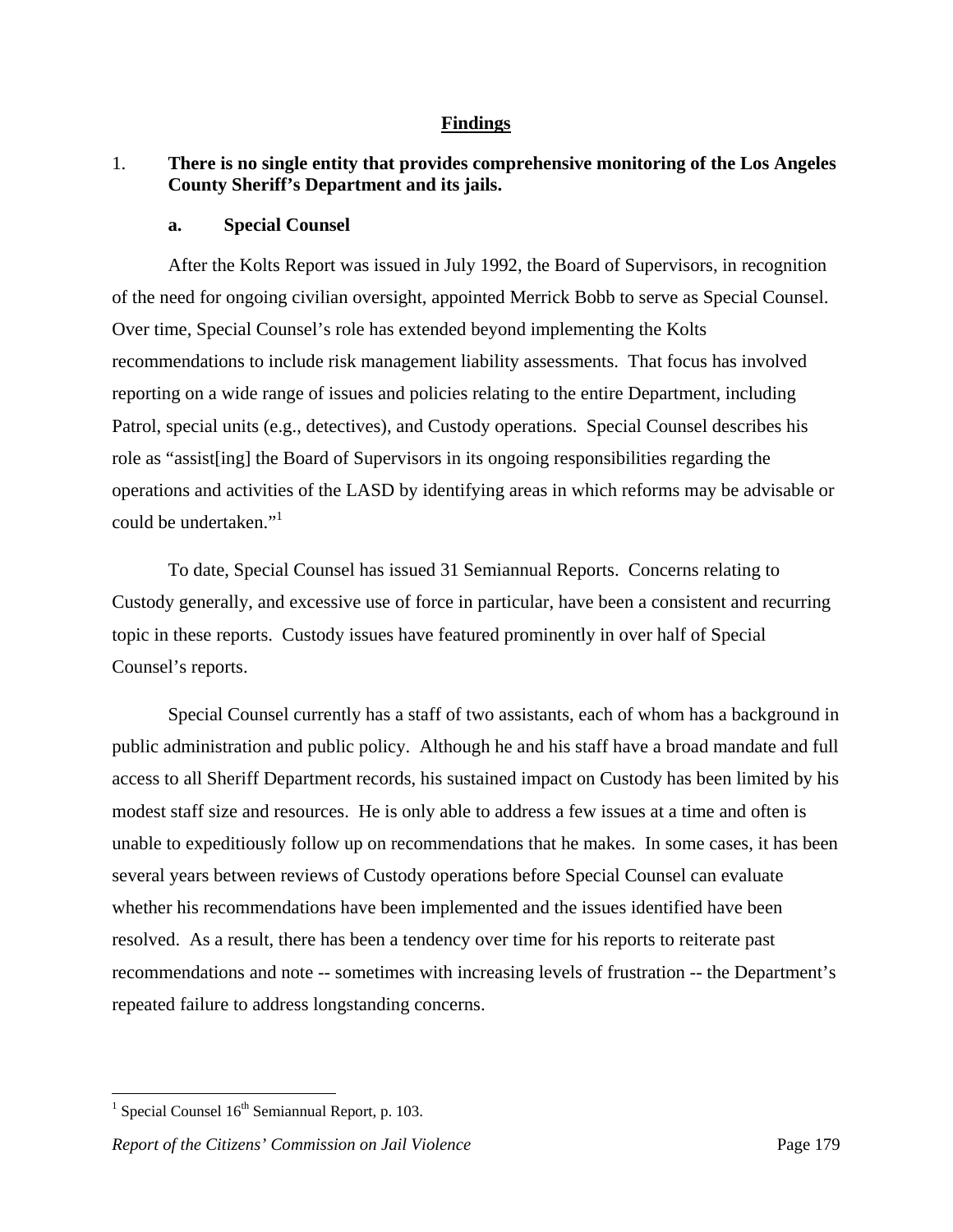## Findings

1. **There is no single entity that provides comprehensive monitoring of the Los Angeles County Sheriff's Department and its jails.**

### a. Special Counsel

After the Kolts Report was issued in July 1992, the Board of Supervisors, in recognition of the need for ongoing civilian oversight, appointed Merrick Bobb to serve as Special Counsel. Over time, Special Counsel's role has extended beyond implementing the Kolts recommendations to include risk management liability assessments. That focus has involved reporting on a wide range of issues and policies relating to the entire Department, including Patrol, special units (e.g., detectives), and Custody operations. Special Counsel describes his role as "assist[ing] the Board of Supervisors in its ongoing responsibilities regarding the operations and activities of the LASD by identifying areas in which reforms may be advisable or could be undertaken."[1]

To date, Special Counsel has issued 31 Semiannual Reports. Concerns relating to Custody generally, and excessive use of force in particular, have been a consistent and recurring topic in these reports. Custody issues have featured prominently in over half of Special Counsel's reports.

Special Counsel currently has a staff of two assistants, each of whom has a background in public administration and public policy. Although he and his staff have a broad mandate and full access to all Sheriff Department records, his sustained impact on Custody has been limited by his modest staff size and resources. He is only able to address a few issues at a time and often is unable to expeditiously follow up on recommendations that he makes. In some cases, it has been several years between reviews of Custody operations before Special Counsel can evaluate whether his recommendations have been implemented and the issues identified have been resolved. As a result, there has been a tendency over time for his reports to reiterate past recommendations and note -- sometimes with increasing levels of frustration -- the Department's repeated failure to address longstanding concerns.

---

[1] Special Counsel 16th Semiannual Report, p. 103.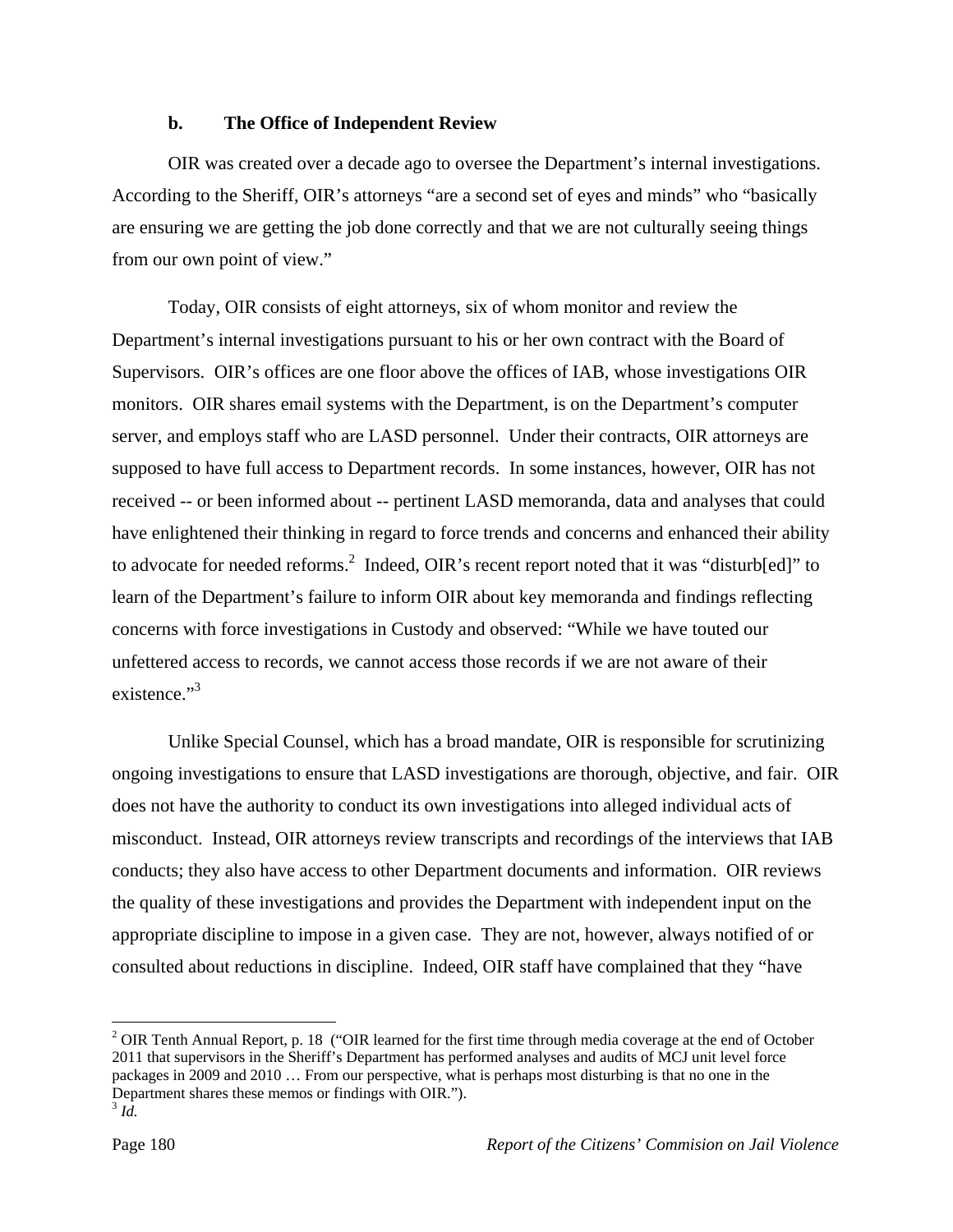### b. The Office of Independent Review

OIR was created over a decade ago to oversee the Department's internal investigations. According to the Sheriff, OIR's attorneys "are a second set of eyes and minds" who "basically are ensuring we are getting the job done correctly and that we are not culturally seeing things from our own point of view."

Today, OIR consists of eight attorneys, six of whom monitor and review the Department's internal investigations pursuant to his or her own contract with the Board of Supervisors. OIR's offices are one floor above the offices of IAB, whose investigations OIR monitors. OIR shares email systems with the Department, is on the Department's computer server, and employs staff who are LASD personnel. Under their contracts, OIR attorneys are supposed to have full access to Department records. In some instances, however, OIR has not received -- or been informed about -- pertinent LASD memoranda, data and analyses that could have enlightened their thinking in regard to force trends and concerns and enhanced their ability to advocate for needed reforms.[2] Indeed, OIR's recent report noted that it was "disturb[ed]" to learn of the Department's failure to inform OIR about key memoranda and findings reflecting concerns with force investigations in Custody and observed: "While we have touted our unfettered access to records, we cannot access those records if we are not aware of their existence."[3]

Unlike Special Counsel, which has a broad mandate, OIR is responsible for scrutinizing ongoing investigations to ensure that LASD investigations are thorough, objective, and fair. OIR does not have the authority to conduct its own investigations into alleged individual acts of misconduct. Instead, OIR attorneys review transcripts and recordings of the interviews that IAB conducts; they also have access to other Department documents and information. OIR reviews the quality of these investigations and provides the Department with independent input on the appropriate discipline to impose in a given case. They are not, however, always notified of or consulted about reductions in discipline. Indeed, OIR staff have complained that they "have

---

[2] OIR Tenth Annual Report, p. 18 ("OIR learned for the first time through media coverage at the end of October 2011 that supervisors in the Sheriff's Department has performed analyses and audits of MCJ unit level force packages in 2009 and 2010 … From our perspective, what is perhaps most disturbing is that no one in the Department shares these memos or findings with OIR.").

[3] *Id.*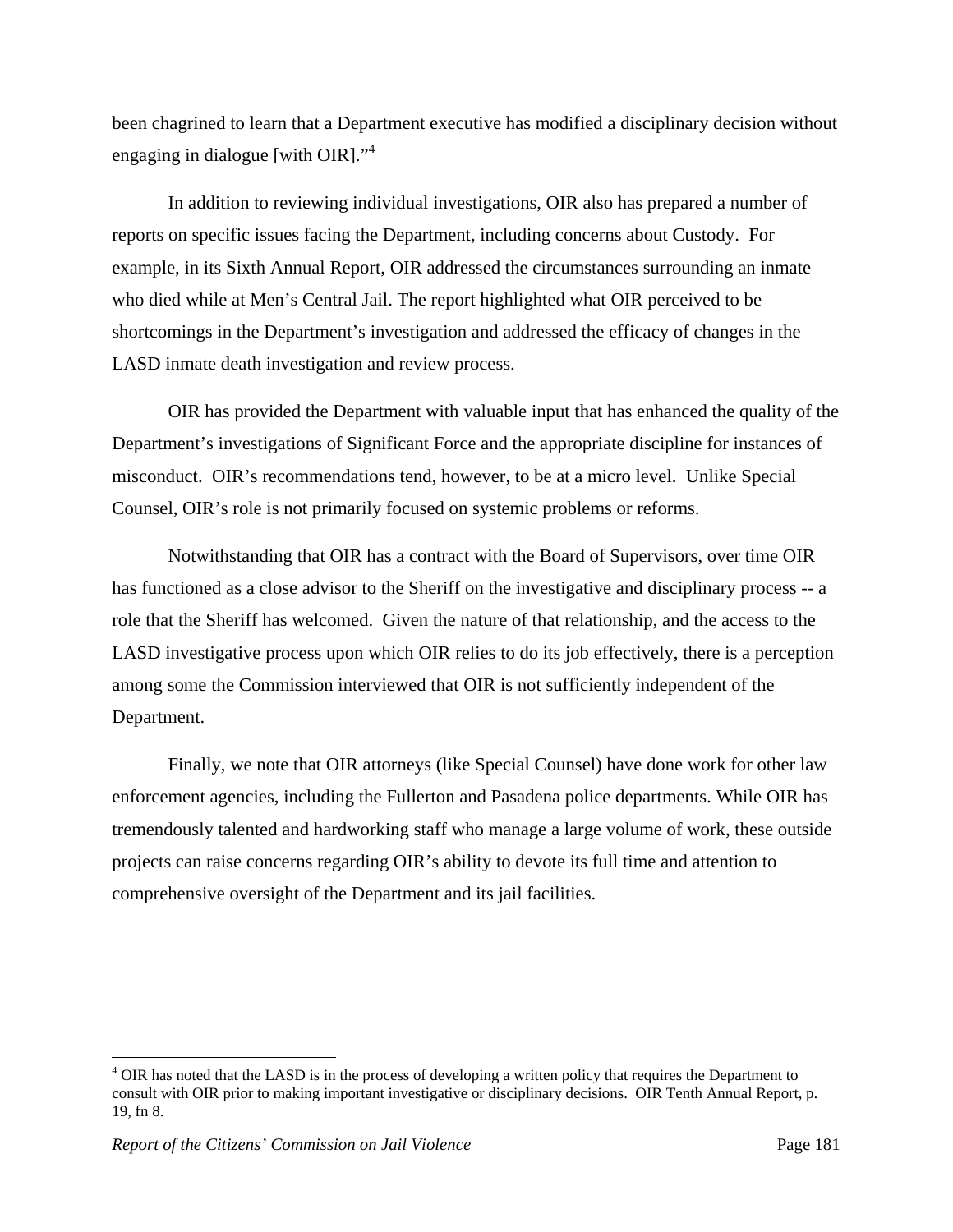been chagrined to learn that a Department executive has modified a disciplinary decision without engaging in dialogue [with OIR]."[4]

In addition to reviewing individual investigations, OIR also has prepared a number of reports on specific issues facing the Department, including concerns about Custody. For example, in its Sixth Annual Report, OIR addressed the circumstances surrounding an inmate who died while at Men's Central Jail. The report highlighted what OIR perceived to be shortcomings in the Department's investigation and addressed the efficacy of changes in the LASD inmate death investigation and review process.

OIR has provided the Department with valuable input that has enhanced the quality of the Department's investigations of Significant Force and the appropriate discipline for instances of misconduct. OIR's recommendations tend, however, to be at a micro level. Unlike Special Counsel, OIR's role is not primarily focused on systemic problems or reforms.

Notwithstanding that OIR has a contract with the Board of Supervisors, over time OIR has functioned as a close advisor to the Sheriff on the investigative and disciplinary process -- a role that the Sheriff has welcomed. Given the nature of that relationship, and the access to the LASD investigative process upon which OIR relies to do its job effectively, there is a perception among some the Commission interviewed that OIR is not sufficiently independent of the Department.

Finally, we note that OIR attorneys (like Special Counsel) have done work for other law enforcement agencies, including the Fullerton and Pasadena police departments. While OIR has tremendously talented and hardworking staff who manage a large volume of work, these outside projects can raise concerns regarding OIR's ability to devote its full time and attention to comprehensive oversight of the Department and its jail facilities.

---

[4] OIR has noted that the LASD is in the process of developing a written policy that requires the Department to consult with OIR prior to making important investigative or disciplinary decisions. OIR Tenth Annual Report, p. 19, fn 8.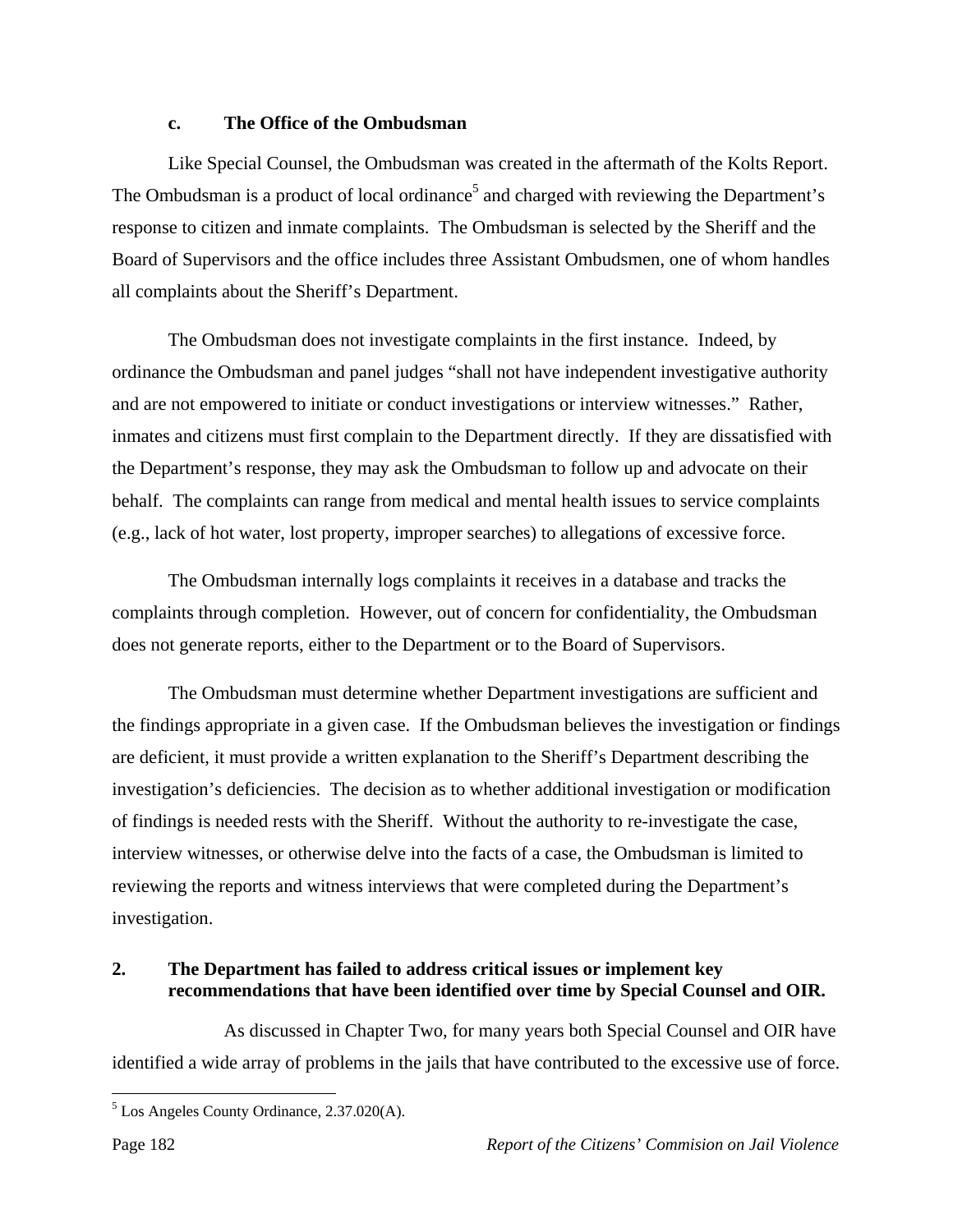### c. The Office of the Ombudsman

Like Special Counsel, the Ombudsman was created in the aftermath of the Kolts Report. The Ombudsman is a product of local ordinance[5] and charged with reviewing the Department's response to citizen and inmate complaints. The Ombudsman is selected by the Sheriff and the Board of Supervisors and the office includes three Assistant Ombudsmen, one of whom handles all complaints about the Sheriff's Department.

The Ombudsman does not investigate complaints in the first instance. Indeed, by ordinance the Ombudsman and panel judges "shall not have independent investigative authority and are not empowered to initiate or conduct investigations or interview witnesses." Rather, inmates and citizens must first complain to the Department directly. If they are dissatisfied with the Department's response, they may ask the Ombudsman to follow up and advocate on their behalf. The complaints can range from medical and mental health issues to service complaints (e.g., lack of hot water, lost property, improper searches) to allegations of excessive force.

The Ombudsman internally logs complaints it receives in a database and tracks the complaints through completion. However, out of concern for confidentiality, the Ombudsman does not generate reports, either to the Department or to the Board of Supervisors.

The Ombudsman must determine whether Department investigations are sufficient and the findings appropriate in a given case. If the Ombudsman believes the investigation or findings are deficient, it must provide a written explanation to the Sheriff's Department describing the investigation's deficiencies. The decision as to whether additional investigation or modification of findings is needed rests with the Sheriff. Without the authority to re-investigate the case, interview witnesses, or otherwise delve into the facts of a case, the Ombudsman is limited to reviewing the reports and witness interviews that were completed during the Department's investigation.

## 2. The Department has failed to address critical issues or implement key recommendations that have been identified over time by Special Counsel and OIR.

As discussed in Chapter Two, for many years both Special Counsel and OIR have identified a wide array of problems in the jails that have contributed to the excessive use of force.

---

[5] Los Angeles County Ordinance, 2.37.020(A).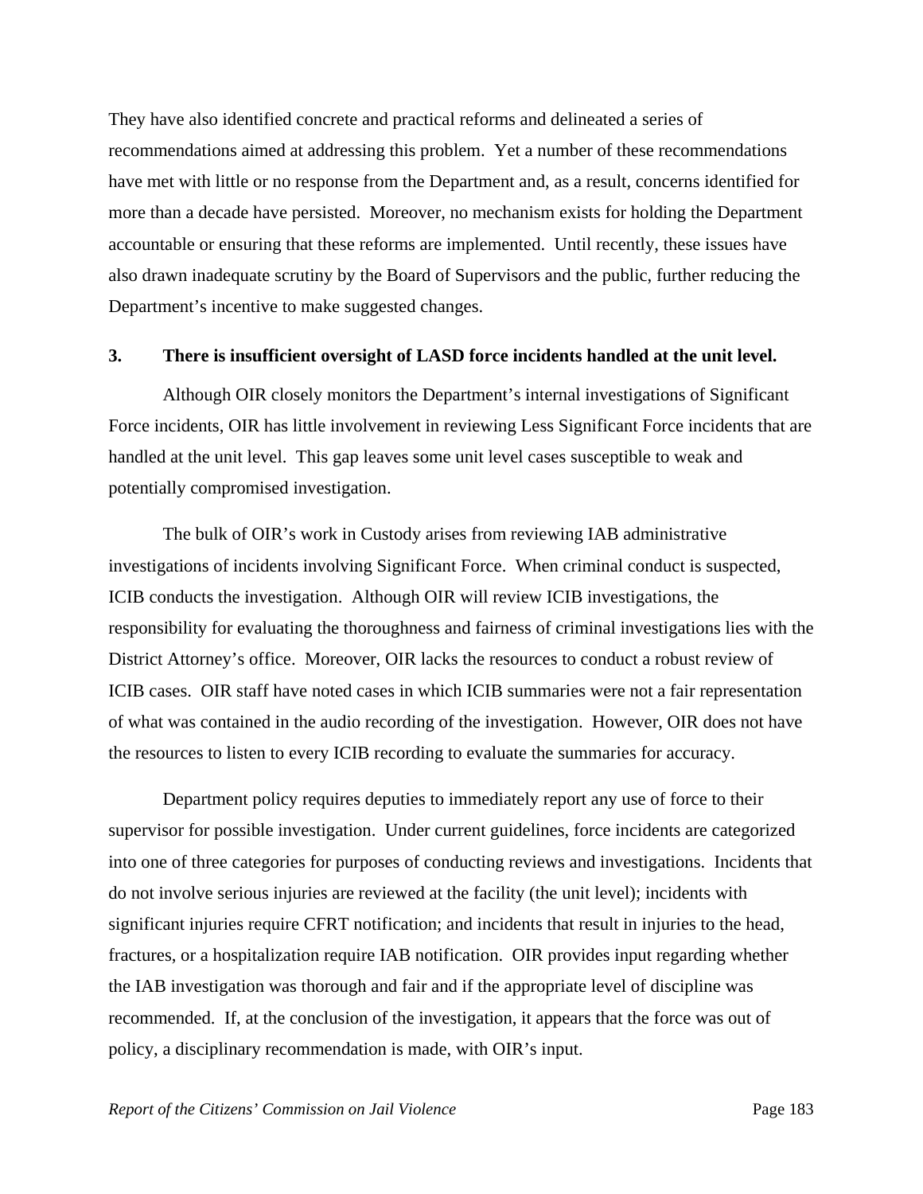They have also identified concrete and practical reforms and delineated a series of recommendations aimed at addressing this problem. Yet a number of these recommendations have met with little or no response from the Department and, as a result, concerns identified for more than a decade have persisted. Moreover, no mechanism exists for holding the Department accountable or ensuring that these reforms are implemented. Until recently, these issues have also drawn inadequate scrutiny by the Board of Supervisors and the public, further reducing the Department's incentive to make suggested changes.

### 3. There is insufficient oversight of LASD force incidents handled at the unit level.

Although OIR closely monitors the Department's internal investigations of Significant Force incidents, OIR has little involvement in reviewing Less Significant Force incidents that are handled at the unit level. This gap leaves some unit level cases susceptible to weak and potentially compromised investigation.

The bulk of OIR's work in Custody arises from reviewing IAB administrative investigations of incidents involving Significant Force. When criminal conduct is suspected, ICIB conducts the investigation. Although OIR will review ICIB investigations, the responsibility for evaluating the thoroughness and fairness of criminal investigations lies with the District Attorney's office. Moreover, OIR lacks the resources to conduct a robust review of ICIB cases. OIR staff have noted cases in which ICIB summaries were not a fair representation of what was contained in the audio recording of the investigation. However, OIR does not have the resources to listen to every ICIB recording to evaluate the summaries for accuracy.

Department policy requires deputies to immediately report any use of force to their supervisor for possible investigation. Under current guidelines, force incidents are categorized into one of three categories for purposes of conducting reviews and investigations. Incidents that do not involve serious injuries are reviewed at the facility (the unit level); incidents with significant injuries require CFRT notification; and incidents that result in injuries to the head, fractures, or a hospitalization require IAB notification. OIR provides input regarding whether the IAB investigation was thorough and fair and if the appropriate level of discipline was recommended. If, at the conclusion of the investigation, it appears that the force was out of policy, a disciplinary recommendation is made, with OIR's input.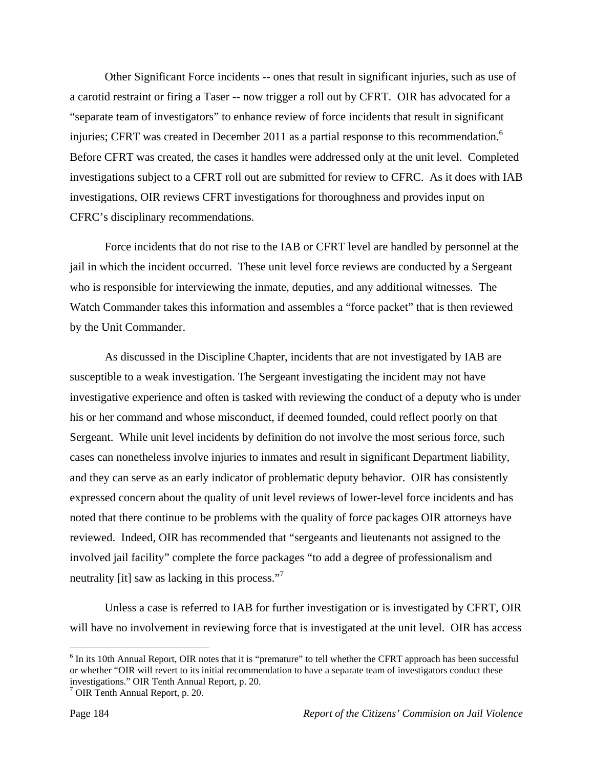Other Significant Force incidents -- ones that result in significant injuries, such as use of a carotid restraint or firing a Taser -- now trigger a roll out by CFRT. OIR has advocated for a "separate team of investigators" to enhance review of force incidents that result in significant injuries; CFRT was created in December 2011 as a partial response to this recommendation.[6] Before CFRT was created, the cases it handles were addressed only at the unit level. Completed investigations subject to a CFRT roll out are submitted for review to CFRC. As it does with IAB investigations, OIR reviews CFRT investigations for thoroughness and provides input on CFRC's disciplinary recommendations.

Force incidents that do not rise to the IAB or CFRT level are handled by personnel at the jail in which the incident occurred. These unit level force reviews are conducted by a Sergeant who is responsible for interviewing the inmate, deputies, and any additional witnesses. The Watch Commander takes this information and assembles a "force packet" that is then reviewed by the Unit Commander.

As discussed in the Discipline Chapter, incidents that are not investigated by IAB are susceptible to a weak investigation. The Sergeant investigating the incident may not have investigative experience and often is tasked with reviewing the conduct of a deputy who is under his or her command and whose misconduct, if deemed founded, could reflect poorly on that Sergeant. While unit level incidents by definition do not involve the most serious force, such cases can nonetheless involve injuries to inmates and result in significant Department liability, and they can serve as an early indicator of problematic deputy behavior. OIR has consistently expressed concern about the quality of unit level reviews of lower-level force incidents and has noted that there continue to be problems with the quality of force packages OIR attorneys have reviewed. Indeed, OIR has recommended that "sergeants and lieutenants not assigned to the involved jail facility" complete the force packages "to add a degree of professionalism and neutrality [it] saw as lacking in this process."[7]

Unless a case is referred to IAB for further investigation or is investigated by CFRT, OIR will have no involvement in reviewing force that is investigated at the unit level. OIR has access

---

[6] In its 10th Annual Report, OIR notes that it is "premature" to tell whether the CFRT approach has been successful or whether "OIR will revert to its initial recommendation to have a separate team of investigators conduct these investigations." OIR Tenth Annual Report, p. 20.

[7] OIR Tenth Annual Report, p. 20.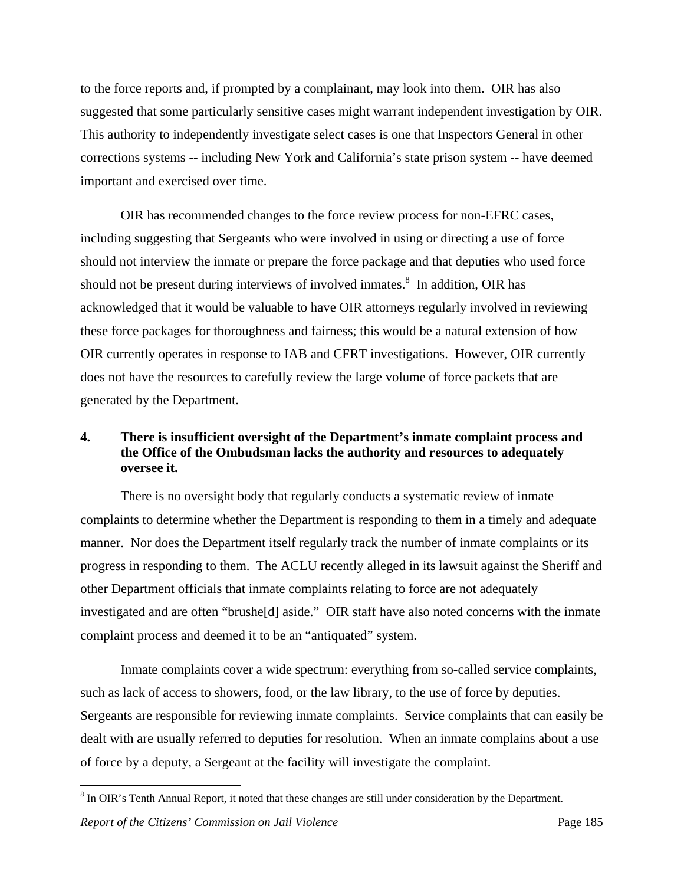to the force reports and, if prompted by a complainant, may look into them. OIR has also suggested that some particularly sensitive cases might warrant independent investigation by OIR. This authority to independently investigate select cases is one that Inspectors General in other corrections systems -- including New York and California's state prison system -- have deemed important and exercised over time.

OIR has recommended changes to the force review process for non-EFRC cases, including suggesting that Sergeants who were involved in using or directing a use of force should not interview the inmate or prepare the force package and that deputies who used force should not be present during interviews of involved inmates.[8] In addition, OIR has acknowledged that it would be valuable to have OIR attorneys regularly involved in reviewing these force packages for thoroughness and fairness; this would be a natural extension of how OIR currently operates in response to IAB and CFRT investigations. However, OIR currently does not have the resources to carefully review the large volume of force packets that are generated by the Department.

### 4. There is insufficient oversight of the Department's inmate complaint process and the Office of the Ombudsman lacks the authority and resources to adequately oversee it.

There is no oversight body that regularly conducts a systematic review of inmate complaints to determine whether the Department is responding to them in a timely and adequate manner. Nor does the Department itself regularly track the number of inmate complaints or its progress in responding to them. The ACLU recently alleged in its lawsuit against the Sheriff and other Department officials that inmate complaints relating to force are not adequately investigated and are often "brushe[d] aside." OIR staff have also noted concerns with the inmate complaint process and deemed it to be an "antiquated" system.

Inmate complaints cover a wide spectrum: everything from so-called service complaints, such as lack of access to showers, food, or the law library, to the use of force by deputies. Sergeants are responsible for reviewing inmate complaints. Service complaints that can easily be dealt with are usually referred to deputies for resolution. When an inmate complains about a use of force by a deputy, a Sergeant at the facility will investigate the complaint.

[8] In OIR's Tenth Annual Report, it noted that these changes are still under consideration by the Department.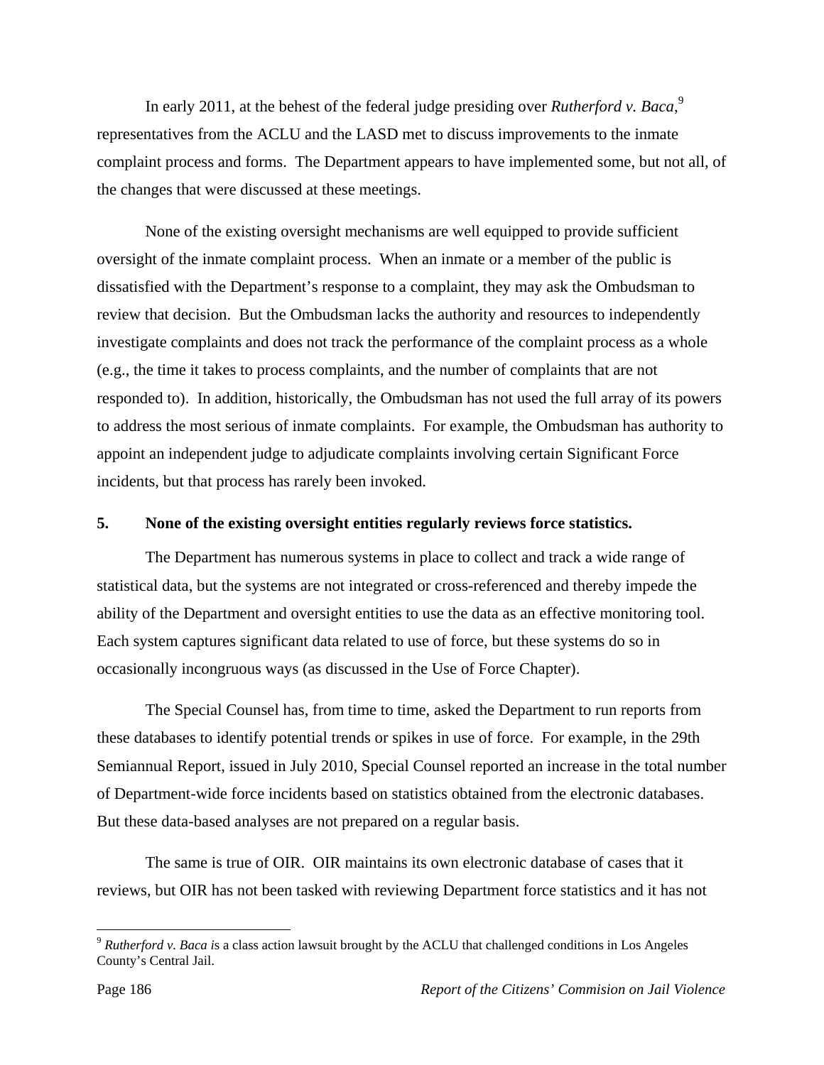In early 2011, at the behest of the federal judge presiding over *Rutherford v. Baca*,[9] representatives from the ACLU and the LASD met to discuss improvements to the inmate complaint process and forms. The Department appears to have implemented some, but not all, of the changes that were discussed at these meetings.

None of the existing oversight mechanisms are well equipped to provide sufficient oversight of the inmate complaint process. When an inmate or a member of the public is dissatisfied with the Department's response to a complaint, they may ask the Ombudsman to review that decision. But the Ombudsman lacks the authority and resources to independently investigate complaints and does not track the performance of the complaint process as a whole (e.g., the time it takes to process complaints, and the number of complaints that are not responded to). In addition, historically, the Ombudsman has not used the full array of its powers to address the most serious of inmate complaints. For example, the Ombudsman has authority to appoint an independent judge to adjudicate complaints involving certain Significant Force incidents, but that process has rarely been invoked.

**5. None of the existing oversight entities regularly reviews force statistics.**

The Department has numerous systems in place to collect and track a wide range of statistical data, but the systems are not integrated or cross-referenced and thereby impede the ability of the Department and oversight entities to use the data as an effective monitoring tool. Each system captures significant data related to use of force, but these systems do so in occasionally incongruous ways (as discussed in the Use of Force Chapter).

The Special Counsel has, from time to time, asked the Department to run reports from these databases to identify potential trends or spikes in use of force. For example, in the 29th Semiannual Report, issued in July 2010, Special Counsel reported an increase in the total number of Department-wide force incidents based on statistics obtained from the electronic databases. But these data-based analyses are not prepared on a regular basis.

The same is true of OIR. OIR maintains its own electronic database of cases that it reviews, but OIR has not been tasked with reviewing Department force statistics and it has not

---

[9] *Rutherford v. Baca i*s a class action lawsuit brought by the ACLU that challenged conditions in Los Angeles County's Central Jail.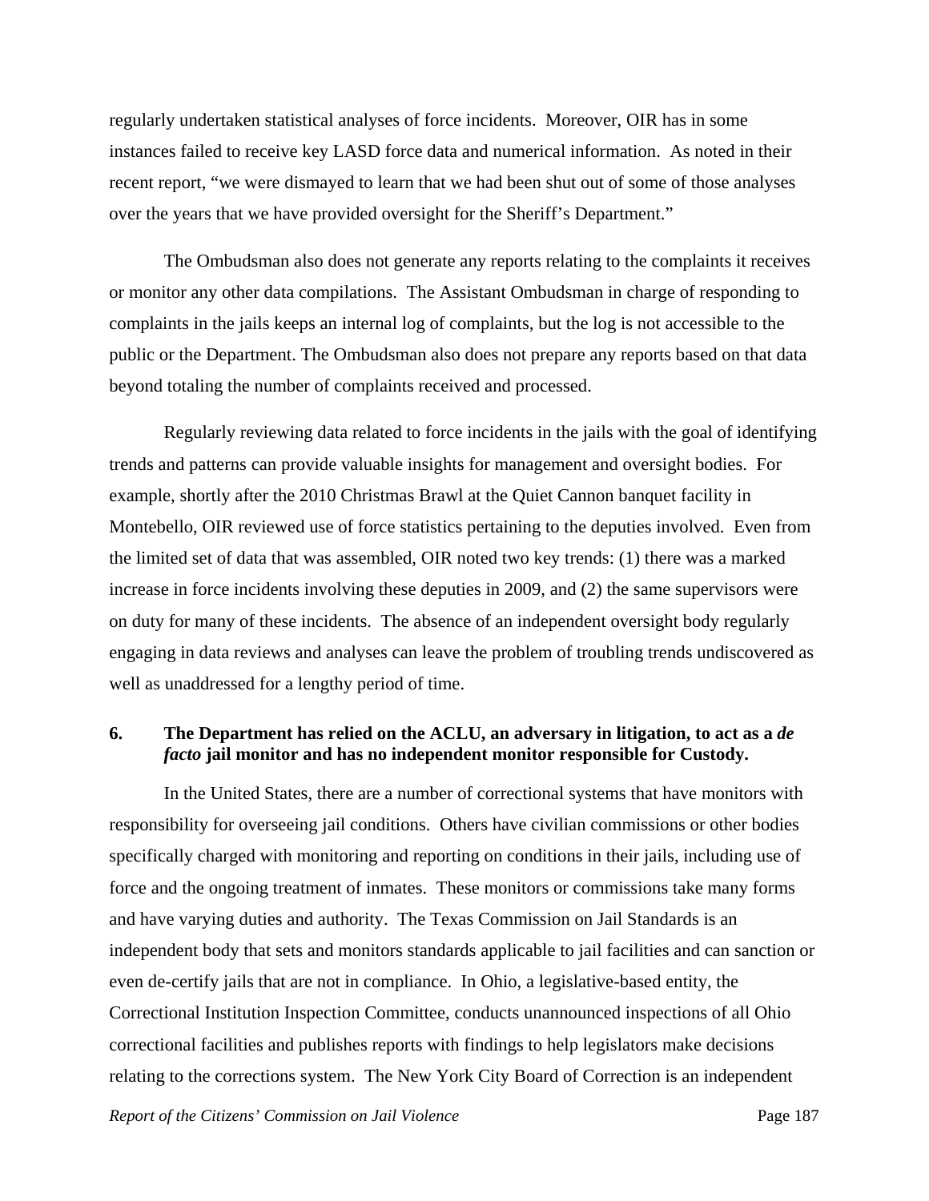regularly undertaken statistical analyses of force incidents. Moreover, OIR has in some instances failed to receive key LASD force data and numerical information. As noted in their recent report, "we were dismayed to learn that we had been shut out of some of those analyses over the years that we have provided oversight for the Sheriff's Department."

The Ombudsman also does not generate any reports relating to the complaints it receives or monitor any other data compilations. The Assistant Ombudsman in charge of responding to complaints in the jails keeps an internal log of complaints, but the log is not accessible to the public or the Department. The Ombudsman also does not prepare any reports based on that data beyond totaling the number of complaints received and processed.

Regularly reviewing data related to force incidents in the jails with the goal of identifying trends and patterns can provide valuable insights for management and oversight bodies. For example, shortly after the 2010 Christmas Brawl at the Quiet Cannon banquet facility in Montebello, OIR reviewed use of force statistics pertaining to the deputies involved. Even from the limited set of data that was assembled, OIR noted two key trends: (1) there was a marked increase in force incidents involving these deputies in 2009, and (2) the same supervisors were on duty for many of these incidents. The absence of an independent oversight body regularly engaging in data reviews and analyses can leave the problem of troubling trends undiscovered as well as unaddressed for a lengthy period of time.

### 6. The Department has relied on the ACLU, an adversary in litigation, to act as a *de facto* jail monitor and has no independent monitor responsible for Custody.

In the United States, there are a number of correctional systems that have monitors with responsibility for overseeing jail conditions. Others have civilian commissions or other bodies specifically charged with monitoring and reporting on conditions in their jails, including use of force and the ongoing treatment of inmates. These monitors or commissions take many forms and have varying duties and authority. The Texas Commission on Jail Standards is an independent body that sets and monitors standards applicable to jail facilities and can sanction or even de-certify jails that are not in compliance. In Ohio, a legislative-based entity, the Correctional Institution Inspection Committee, conducts unannounced inspections of all Ohio correctional facilities and publishes reports with findings to help legislators make decisions relating to the corrections system. The New York City Board of Correction is an independent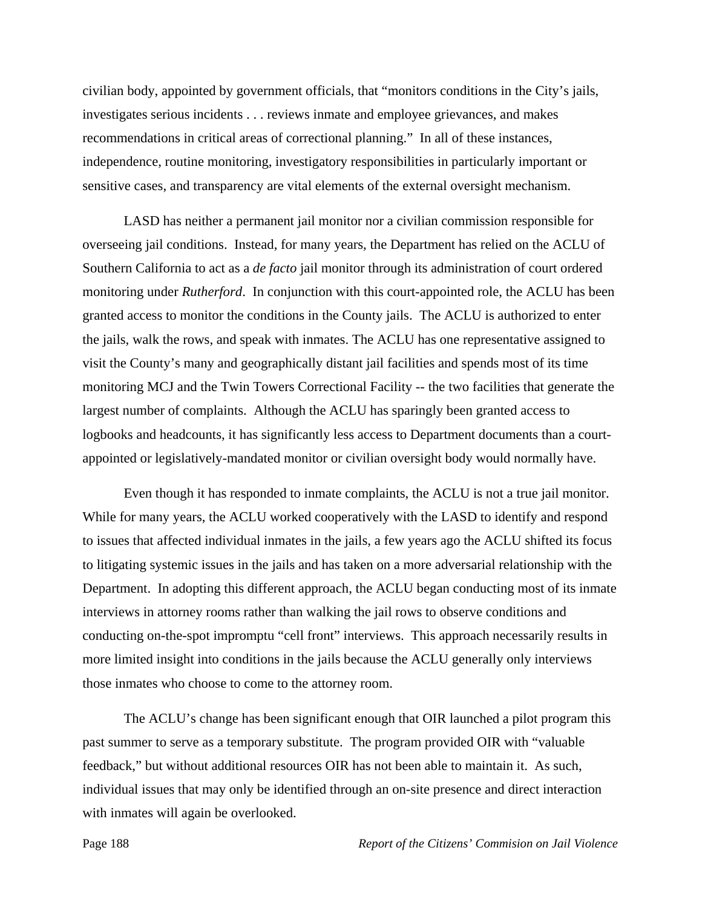civilian body, appointed by government officials, that "monitors conditions in the City's jails, investigates serious incidents . . . reviews inmate and employee grievances, and makes recommendations in critical areas of correctional planning." In all of these instances, independence, routine monitoring, investigatory responsibilities in particularly important or sensitive cases, and transparency are vital elements of the external oversight mechanism.

LASD has neither a permanent jail monitor nor a civilian commission responsible for overseeing jail conditions. Instead, for many years, the Department has relied on the ACLU of Southern California to act as a *de facto* jail monitor through its administration of court ordered monitoring under *Rutherford*. In conjunction with this court-appointed role, the ACLU has been granted access to monitor the conditions in the County jails. The ACLU is authorized to enter the jails, walk the rows, and speak with inmates. The ACLU has one representative assigned to visit the County's many and geographically distant jail facilities and spends most of its time monitoring MCJ and the Twin Towers Correctional Facility -- the two facilities that generate the largest number of complaints. Although the ACLU has sparingly been granted access to logbooks and headcounts, it has significantly less access to Department documents than a court-appointed or legislatively-mandated monitor or civilian oversight body would normally have.

Even though it has responded to inmate complaints, the ACLU is not a true jail monitor. While for many years, the ACLU worked cooperatively with the LASD to identify and respond to issues that affected individual inmates in the jails, a few years ago the ACLU shifted its focus to litigating systemic issues in the jails and has taken on a more adversarial relationship with the Department. In adopting this different approach, the ACLU began conducting most of its inmate interviews in attorney rooms rather than walking the jail rows to observe conditions and conducting on-the-spot impromptu "cell front" interviews. This approach necessarily results in more limited insight into conditions in the jails because the ACLU generally only interviews those inmates who choose to come to the attorney room.

The ACLU's change has been significant enough that OIR launched a pilot program this past summer to serve as a temporary substitute. The program provided OIR with "valuable feedback," but without additional resources OIR has not been able to maintain it. As such, individual issues that may only be identified through an on-site presence and direct interaction with inmates will again be overlooked.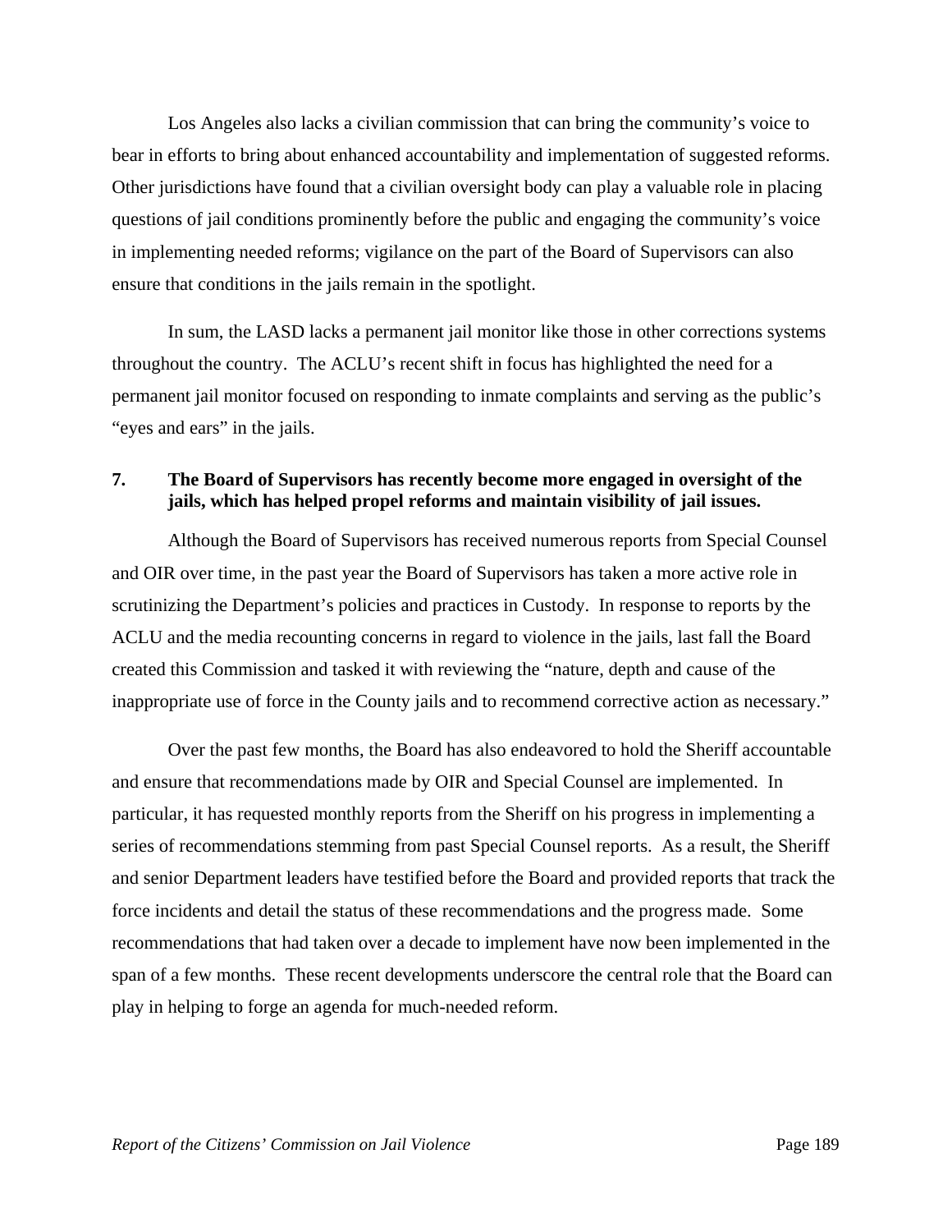Los Angeles also lacks a civilian commission that can bring the community's voice to bear in efforts to bring about enhanced accountability and implementation of suggested reforms. Other jurisdictions have found that a civilian oversight body can play a valuable role in placing questions of jail conditions prominently before the public and engaging the community's voice in implementing needed reforms; vigilance on the part of the Board of Supervisors can also ensure that conditions in the jails remain in the spotlight.

In sum, the LASD lacks a permanent jail monitor like those in other corrections systems throughout the country. The ACLU's recent shift in focus has highlighted the need for a permanent jail monitor focused on responding to inmate complaints and serving as the public's "eyes and ears" in the jails.

**7. The Board of Supervisors has recently become more engaged in oversight of the jails, which has helped propel reforms and maintain visibility of jail issues.**

Although the Board of Supervisors has received numerous reports from Special Counsel and OIR over time, in the past year the Board of Supervisors has taken a more active role in scrutinizing the Department's policies and practices in Custody. In response to reports by the ACLU and the media recounting concerns in regard to violence in the jails, last fall the Board created this Commission and tasked it with reviewing the "nature, depth and cause of the inappropriate use of force in the County jails and to recommend corrective action as necessary."

Over the past few months, the Board has also endeavored to hold the Sheriff accountable and ensure that recommendations made by OIR and Special Counsel are implemented. In particular, it has requested monthly reports from the Sheriff on his progress in implementing a series of recommendations stemming from past Special Counsel reports. As a result, the Sheriff and senior Department leaders have testified before the Board and provided reports that track the force incidents and detail the status of these recommendations and the progress made. Some recommendations that had taken over a decade to implement have now been implemented in the span of a few months. These recent developments underscore the central role that the Board can play in helping to forge an agenda for much-needed reform.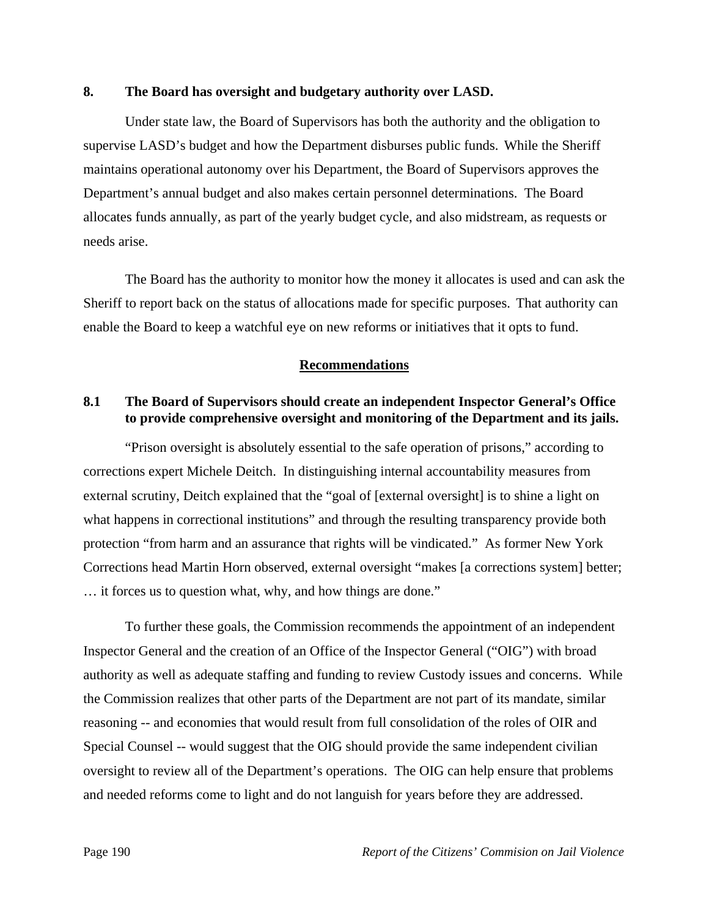## 8. The Board has oversight and budgetary authority over LASD.

Under state law, the Board of Supervisors has both the authority and the obligation to supervise LASD's budget and how the Department disburses public funds. While the Sheriff maintains operational autonomy over his Department, the Board of Supervisors approves the Department's annual budget and also makes certain personnel determinations. The Board allocates funds annually, as part of the yearly budget cycle, and also midstream, as requests or needs arise.

The Board has the authority to monitor how the money it allocates is used and can ask the Sheriff to report back on the status of allocations made for specific purposes. That authority can enable the Board to keep a watchful eye on new reforms or initiatives that it opts to fund.

### Recommendations

### 8.1 The Board of Supervisors should create an independent Inspector General's Office to provide comprehensive oversight and monitoring of the Department and its jails.

"Prison oversight is absolutely essential to the safe operation of prisons," according to corrections expert Michele Deitch. In distinguishing internal accountability measures from external scrutiny, Deitch explained that the "goal of [external oversight] is to shine a light on what happens in correctional institutions" and through the resulting transparency provide both protection "from harm and an assurance that rights will be vindicated." As former New York Corrections head Martin Horn observed, external oversight "makes [a corrections system] better; … it forces us to question what, why, and how things are done."

To further these goals, the Commission recommends the appointment of an independent Inspector General and the creation of an Office of the Inspector General ("OIG") with broad authority as well as adequate staffing and funding to review Custody issues and concerns. While the Commission realizes that other parts of the Department are not part of its mandate, similar reasoning -- and economies that would result from full consolidation of the roles of OIR and Special Counsel -- would suggest that the OIG should provide the same independent civilian oversight to review all of the Department's operations. The OIG can help ensure that problems and needed reforms come to light and do not languish for years before they are addressed.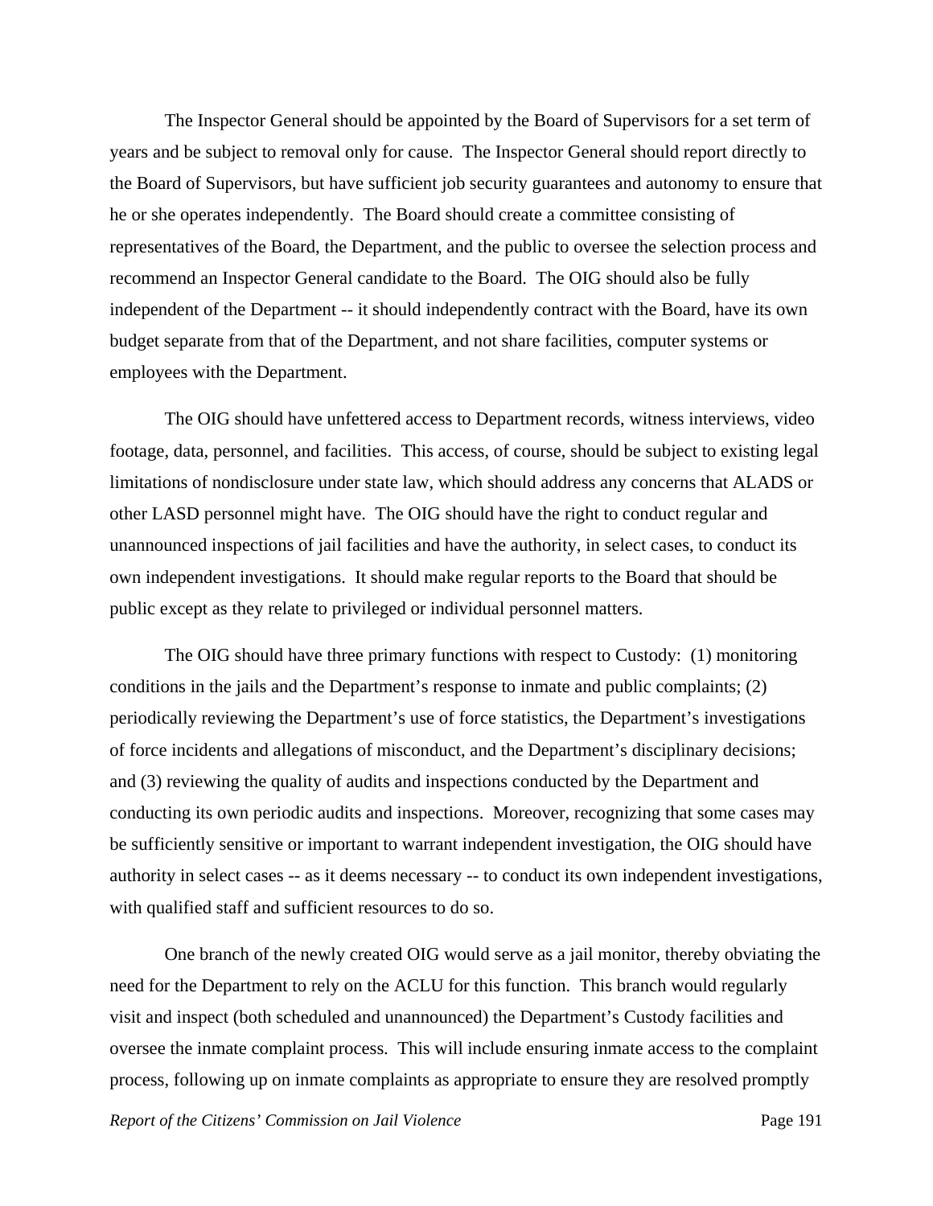The Inspector General should be appointed by the Board of Supervisors for a set term of years and be subject to removal only for cause. The Inspector General should report directly to the Board of Supervisors, but have sufficient job security guarantees and autonomy to ensure that he or she operates independently. The Board should create a committee consisting of representatives of the Board, the Department, and the public to oversee the selection process and recommend an Inspector General candidate to the Board. The OIG should also be fully independent of the Department -- it should independently contract with the Board, have its own budget separate from that of the Department, and not share facilities, computer systems or employees with the Department.

The OIG should have unfettered access to Department records, witness interviews, video footage, data, personnel, and facilities. This access, of course, should be subject to existing legal limitations of nondisclosure under state law, which should address any concerns that ALADS or other LASD personnel might have. The OIG should have the right to conduct regular and unannounced inspections of jail facilities and have the authority, in select cases, to conduct its own independent investigations. It should make regular reports to the Board that should be public except as they relate to privileged or individual personnel matters.

The OIG should have three primary functions with respect to Custody: (1) monitoring conditions in the jails and the Department's response to inmate and public complaints; (2) periodically reviewing the Department's use of force statistics, the Department's investigations of force incidents and allegations of misconduct, and the Department's disciplinary decisions; and (3) reviewing the quality of audits and inspections conducted by the Department and conducting its own periodic audits and inspections. Moreover, recognizing that some cases may be sufficiently sensitive or important to warrant independent investigation, the OIG should have authority in select cases -- as it deems necessary -- to conduct its own independent investigations, with qualified staff and sufficient resources to do so.

One branch of the newly created OIG would serve as a jail monitor, thereby obviating the need for the Department to rely on the ACLU for this function. This branch would regularly visit and inspect (both scheduled and unannounced) the Department's Custody facilities and oversee the inmate complaint process. This will include ensuring inmate access to the complaint process, following up on inmate complaints as appropriate to ensure they are resolved promptly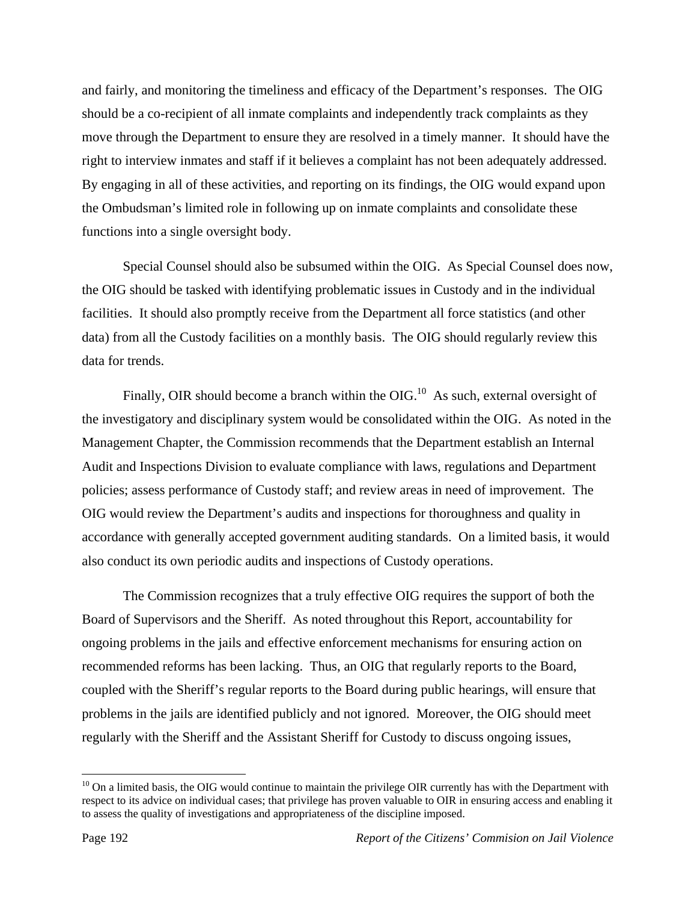and fairly, and monitoring the timeliness and efficacy of the Department's responses. The OIG should be a co-recipient of all inmate complaints and independently track complaints as they move through the Department to ensure they are resolved in a timely manner. It should have the right to interview inmates and staff if it believes a complaint has not been adequately addressed. By engaging in all of these activities, and reporting on its findings, the OIG would expand upon the Ombudsman's limited role in following up on inmate complaints and consolidate these functions into a single oversight body.

Special Counsel should also be subsumed within the OIG. As Special Counsel does now, the OIG should be tasked with identifying problematic issues in Custody and in the individual facilities. It should also promptly receive from the Department all force statistics (and other data) from all the Custody facilities on a monthly basis. The OIG should regularly review this data for trends.

Finally, OIR should become a branch within the OIG.[10] As such, external oversight of the investigatory and disciplinary system would be consolidated within the OIG. As noted in the Management Chapter, the Commission recommends that the Department establish an Internal Audit and Inspections Division to evaluate compliance with laws, regulations and Department policies; assess performance of Custody staff; and review areas in need of improvement. The OIG would review the Department's audits and inspections for thoroughness and quality in accordance with generally accepted government auditing standards. On a limited basis, it would also conduct its own periodic audits and inspections of Custody operations.

The Commission recognizes that a truly effective OIG requires the support of both the Board of Supervisors and the Sheriff. As noted throughout this Report, accountability for ongoing problems in the jails and effective enforcement mechanisms for ensuring action on recommended reforms has been lacking. Thus, an OIG that regularly reports to the Board, coupled with the Sheriff's regular reports to the Board during public hearings, will ensure that problems in the jails are identified publicly and not ignored. Moreover, the OIG should meet regularly with the Sheriff and the Assistant Sheriff for Custody to discuss ongoing issues,

---

[10] On a limited basis, the OIG would continue to maintain the privilege OIR currently has with the Department with respect to its advice on individual cases; that privilege has proven valuable to OIR in ensuring access and enabling it to assess the quality of investigations and appropriateness of the discipline imposed.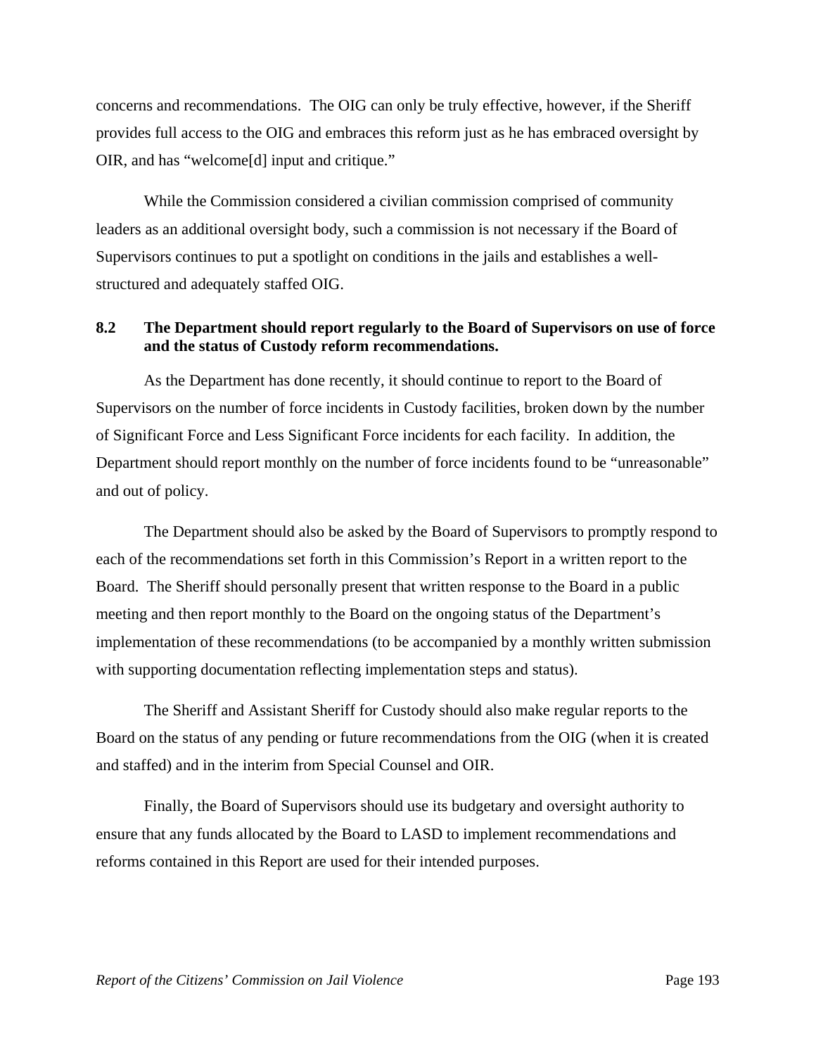concerns and recommendations. The OIG can only be truly effective, however, if the Sheriff provides full access to the OIG and embraces this reform just as he has embraced oversight by OIR, and has "welcome[d] input and critique."

While the Commission considered a civilian commission comprised of community leaders as an additional oversight body, such a commission is not necessary if the Board of Supervisors continues to put a spotlight on conditions in the jails and establishes a well-structured and adequately staffed OIG.

### 8.2 The Department should report regularly to the Board of Supervisors on use of force and the status of Custody reform recommendations.

As the Department has done recently, it should continue to report to the Board of Supervisors on the number of force incidents in Custody facilities, broken down by the number of Significant Force and Less Significant Force incidents for each facility. In addition, the Department should report monthly on the number of force incidents found to be "unreasonable" and out of policy.

The Department should also be asked by the Board of Supervisors to promptly respond to each of the recommendations set forth in this Commission's Report in a written report to the Board. The Sheriff should personally present that written response to the Board in a public meeting and then report monthly to the Board on the ongoing status of the Department's implementation of these recommendations (to be accompanied by a monthly written submission with supporting documentation reflecting implementation steps and status).

The Sheriff and Assistant Sheriff for Custody should also make regular reports to the Board on the status of any pending or future recommendations from the OIG (when it is created and staffed) and in the interim from Special Counsel and OIR.

Finally, the Board of Supervisors should use its budgetary and oversight authority to ensure that any funds allocated by the Board to LASD to implement recommendations and reforms contained in this Report are used for their intended purposes.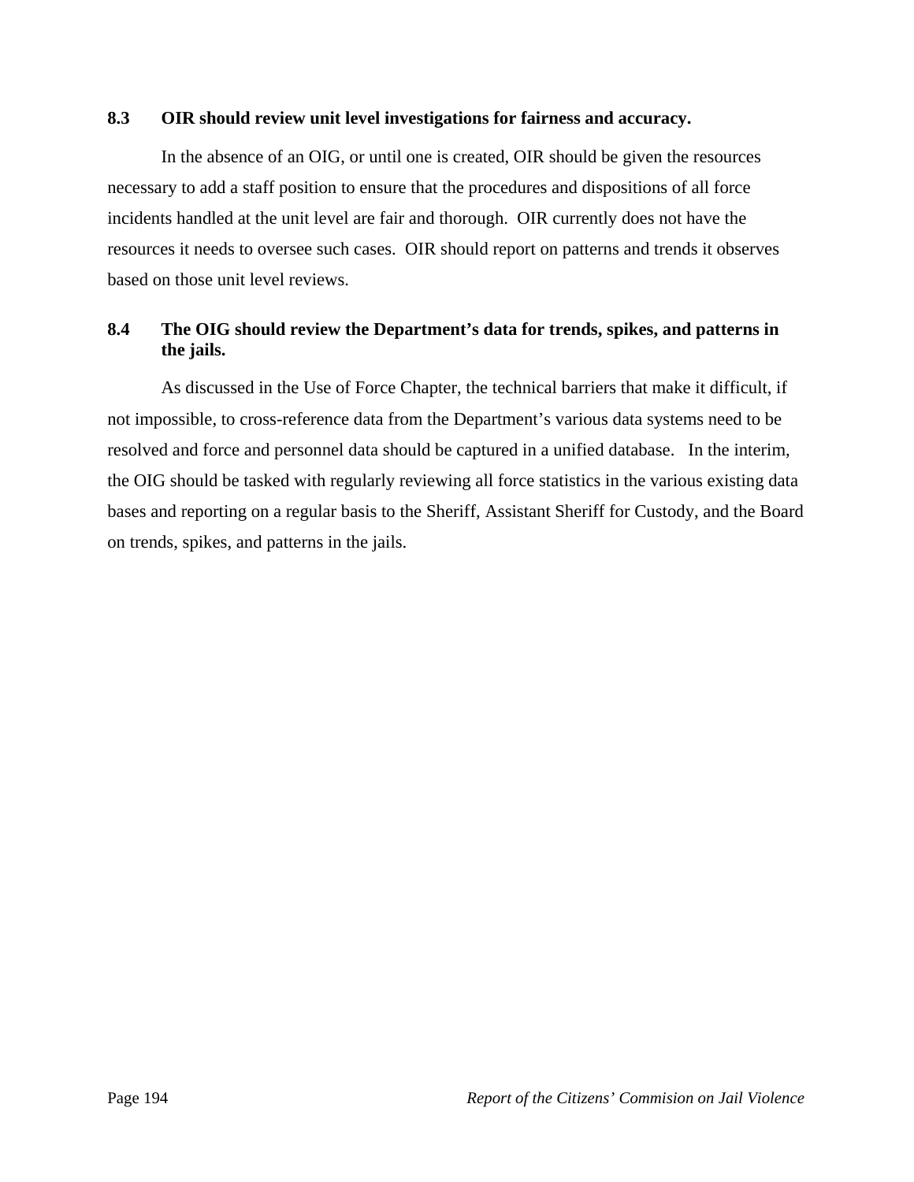### 8.3 OIR should review unit level investigations for fairness and accuracy.

In the absence of an OIG, or until one is created, OIR should be given the resources necessary to add a staff position to ensure that the procedures and dispositions of all force incidents handled at the unit level are fair and thorough. OIR currently does not have the resources it needs to oversee such cases. OIR should report on patterns and trends it observes based on those unit level reviews.

### 8.4 The OIG should review the Department's data for trends, spikes, and patterns in the jails.

As discussed in the Use of Force Chapter, the technical barriers that make it difficult, if not impossible, to cross-reference data from the Department's various data systems need to be resolved and force and personnel data should be captured in a unified database. In the interim, the OIG should be tasked with regularly reviewing all force statistics in the various existing data bases and reporting on a regular basis to the Sheriff, Assistant Sheriff for Custody, and the Board on trends, spikes, and patterns in the jails.